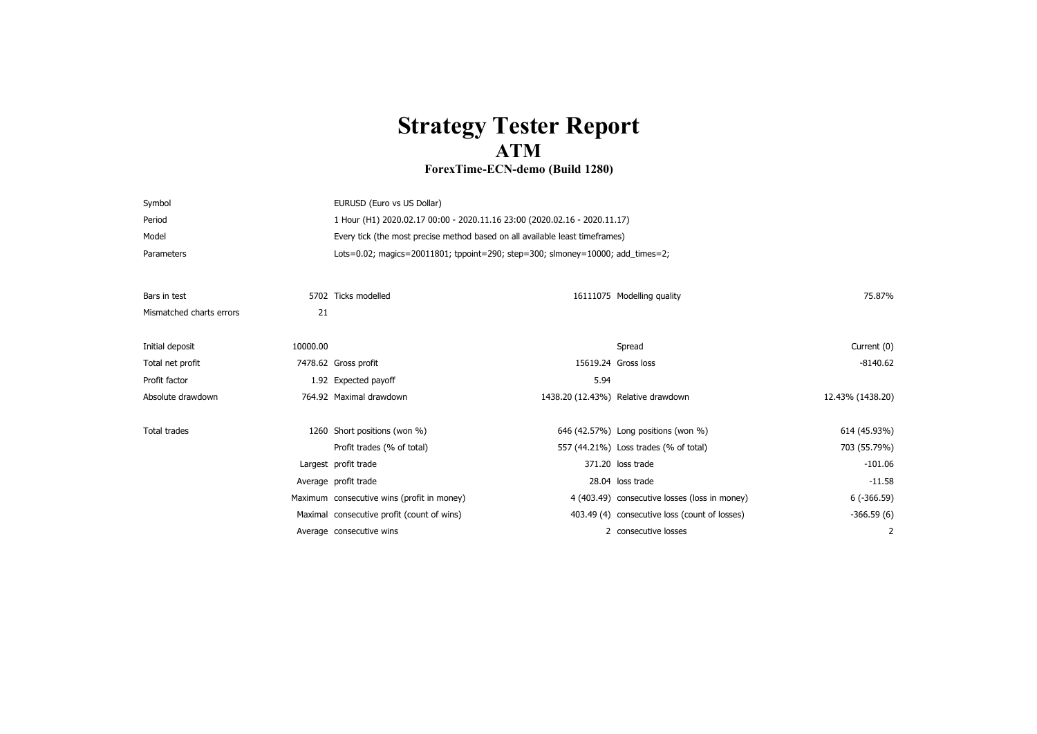# Strategy Tester Report

## ATM

### ForexTime-ECN-demo (Build 1280)

| | |
|---|---|
| Symbol | EURUSD (Euro vs US Dollar) |
| Period | 1 Hour (H1) 2020.02.17 00:00 - 2020.11.16 23:00 (2020.02.16 - 2020.11.17) |
| Model | Every tick (the most precise method based on all available least timeframes) |
| Parameters | Lots=0.02; magics=20011801; tppoint=290; step=300; slmoney=10000; add_times=2; |

| | | | | | |
|---|---|---|---|---|---|
| Bars in test | 5702 | Ticks modelled | 16111075 | Modelling quality | 75.87% |
| Mismatched charts errors | 21 | | | | |
| Initial deposit | 10000.00 | | | Spread | Current (0) |
| Total net profit | 7478.62 | Gross profit | 15619.24 | Gross loss | -8140.62 |
| Profit factor | 1.92 | Expected payoff | 5.94 | | |
| Absolute drawdown | 764.92 | Maximal drawdown | 1438.20 (12.43%) | Relative drawdown | 12.43% (1438.20) |
| Total trades | 1260 | Short positions (won %) | 646 (42.57%) | Long positions (won %) | 614 (45.93%) |
| | | Profit trades (% of total) | 557 (44.21%) | Loss trades (% of total) | 703 (55.79%) |
| | Largest | profit trade | 371.20 | loss trade | -101.06 |
| | Average | profit trade | 28.04 | loss trade | -11.58 |
| | Maximum | consecutive wins (profit in money) | 4 (403.49) | consecutive losses (loss in money) | 6 (-366.59) |
| | Maximal | consecutive profit (count of wins) | 403.49 (4) | consecutive loss (count of losses) | -366.59 (6) |
| | Average | consecutive wins | 2 | consecutive losses | 2 |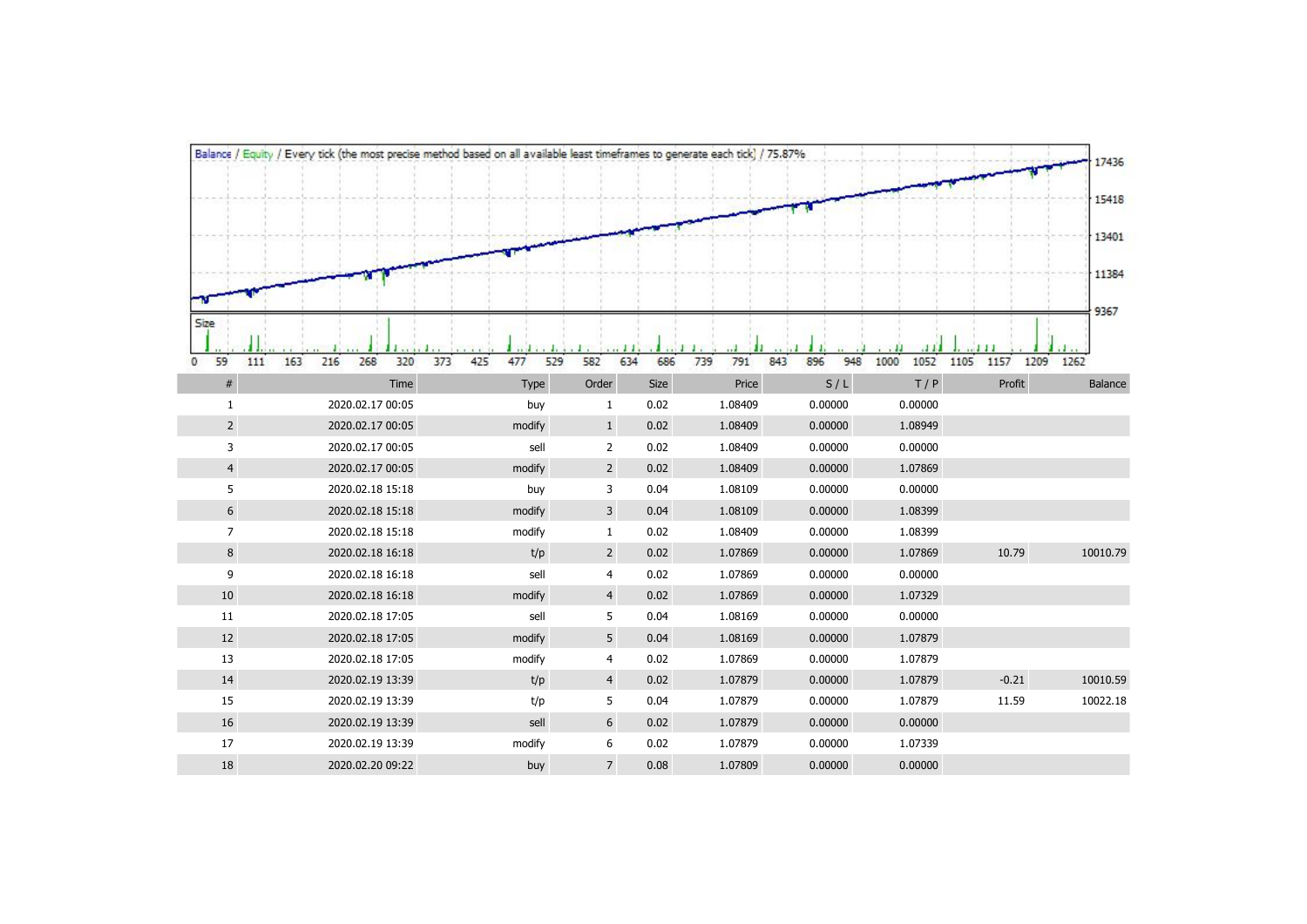Balance / Equity / Every tick (the most precise method based on all available least timeframes to generate each tick) / 75.87%

| # | Time | Type | Order | Size | Price | S / L | T / P | Profit | Balance |
|---|---|---|---|---|---|---|---|---|---|
| 1 | 2020.02.17 00:05 | buy | 1 | 0.02 | 1.08409 | 0.00000 | 0.00000 | | |
| 2 | 2020.02.17 00:05 | modify | 1 | 0.02 | 1.08409 | 0.00000 | 1.08949 | | |
| 3 | 2020.02.17 00:05 | sell | 2 | 0.02 | 1.08409 | 0.00000 | 0.00000 | | |
| 4 | 2020.02.17 00:05 | modify | 2 | 0.02 | 1.08409 | 0.00000 | 1.07869 | | |
| 5 | 2020.02.18 15:18 | buy | 3 | 0.04 | 1.08109 | 0.00000 | 0.00000 | | |
| 6 | 2020.02.18 15:18 | modify | 3 | 0.04 | 1.08109 | 0.00000 | 1.08399 | | |
| 7 | 2020.02.18 15:18 | modify | 1 | 0.02 | 1.08409 | 0.00000 | 1.08399 | | |
| 8 | 2020.02.18 16:18 | t/p | 2 | 0.02 | 1.07869 | 0.00000 | 1.07869 | 10.79 | 10010.79 |
| 9 | 2020.02.18 16:18 | sell | 4 | 0.02 | 1.07869 | 0.00000 | 0.00000 | | |
| 10 | 2020.02.18 16:18 | modify | 4 | 0.02 | 1.07869 | 0.00000 | 1.07329 | | |
| 11 | 2020.02.18 17:05 | sell | 5 | 0.04 | 1.08169 | 0.00000 | 0.00000 | | |
| 12 | 2020.02.18 17:05 | modify | 5 | 0.04 | 1.08169 | 0.00000 | 1.07879 | | |
| 13 | 2020.02.18 17:05 | modify | 4 | 0.02 | 1.07869 | 0.00000 | 1.07879 | | |
| 14 | 2020.02.19 13:39 | t/p | 4 | 0.02 | 1.07879 | 0.00000 | 1.07879 | -0.21 | 10010.59 |
| 15 | 2020.02.19 13:39 | t/p | 5 | 0.04 | 1.07879 | 0.00000 | 1.07879 | 11.59 | 10022.18 |
| 16 | 2020.02.19 13:39 | sell | 6 | 0.02 | 1.07879 | 0.00000 | 0.00000 | | |
| 17 | 2020.02.19 13:39 | modify | 6 | 0.02 | 1.07879 | 0.00000 | 1.07339 | | |
| 18 | 2020.02.20 09:22 | buy | 7 | 0.08 | 1.07809 | 0.00000 | 0.00000 | | |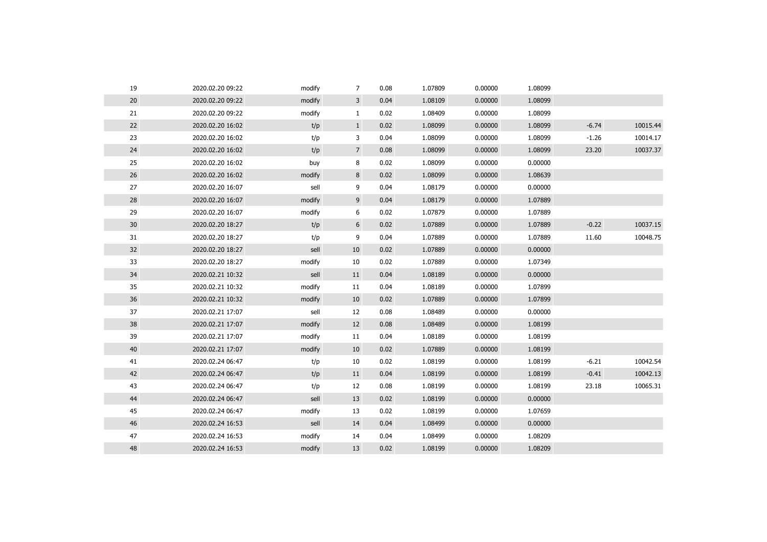| | | | | | | | | | |
|---|---|---|---|---|---|---|---|---|---|
| 19 | 2020.02.20 09:22 | modify | 7 | 0.08 | 1.07809 | 0.00000 | 1.08099 | | |
| 20 | 2020.02.20 09:22 | modify | 3 | 0.04 | 1.08109 | 0.00000 | 1.08099 | | |
| 21 | 2020.02.20 09:22 | modify | 1 | 0.02 | 1.08409 | 0.00000 | 1.08099 | | |
| 22 | 2020.02.20 16:02 | t/p | 1 | 0.02 | 1.08099 | 0.00000 | 1.08099 | -6.74 | 10015.44 |
| 23 | 2020.02.20 16:02 | t/p | 3 | 0.04 | 1.08099 | 0.00000 | 1.08099 | -1.26 | 10014.17 |
| 24 | 2020.02.20 16:02 | t/p | 7 | 0.08 | 1.08099 | 0.00000 | 1.08099 | 23.20 | 10037.37 |
| 25 | 2020.02.20 16:02 | buy | 8 | 0.02 | 1.08099 | 0.00000 | 0.00000 | | |
| 26 | 2020.02.20 16:02 | modify | 8 | 0.02 | 1.08099 | 0.00000 | 1.08639 | | |
| 27 | 2020.02.20 16:07 | sell | 9 | 0.04 | 1.08179 | 0.00000 | 0.00000 | | |
| 28 | 2020.02.20 16:07 | modify | 9 | 0.04 | 1.08179 | 0.00000 | 1.07889 | | |
| 29 | 2020.02.20 16:07 | modify | 6 | 0.02 | 1.07879 | 0.00000 | 1.07889 | | |
| 30 | 2020.02.20 18:27 | t/p | 6 | 0.02 | 1.07889 | 0.00000 | 1.07889 | -0.22 | 10037.15 |
| 31 | 2020.02.20 18:27 | t/p | 9 | 0.04 | 1.07889 | 0.00000 | 1.07889 | 11.60 | 10048.75 |
| 32 | 2020.02.20 18:27 | sell | 10 | 0.02 | 1.07889 | 0.00000 | 0.00000 | | |
| 33 | 2020.02.20 18:27 | modify | 10 | 0.02 | 1.07889 | 0.00000 | 1.07349 | | |
| 34 | 2020.02.21 10:32 | sell | 11 | 0.04 | 1.08189 | 0.00000 | 0.00000 | | |
| 35 | 2020.02.21 10:32 | modify | 11 | 0.04 | 1.08189 | 0.00000 | 1.07899 | | |
| 36 | 2020.02.21 10:32 | modify | 10 | 0.02 | 1.07889 | 0.00000 | 1.07899 | | |
| 37 | 2020.02.21 17:07 | sell | 12 | 0.08 | 1.08489 | 0.00000 | 0.00000 | | |
| 38 | 2020.02.21 17:07 | modify | 12 | 0.08 | 1.08489 | 0.00000 | 1.08199 | | |
| 39 | 2020.02.21 17:07 | modify | 11 | 0.04 | 1.08189 | 0.00000 | 1.08199 | | |
| 40 | 2020.02.21 17:07 | modify | 10 | 0.02 | 1.07889 | 0.00000 | 1.08199 | | |
| 41 | 2020.02.24 06:47 | t/p | 10 | 0.02 | 1.08199 | 0.00000 | 1.08199 | -6.21 | 10042.54 |
| 42 | 2020.02.24 06:47 | t/p | 11 | 0.04 | 1.08199 | 0.00000 | 1.08199 | -0.41 | 10042.13 |
| 43 | 2020.02.24 06:47 | t/p | 12 | 0.08 | 1.08199 | 0.00000 | 1.08199 | 23.18 | 10065.31 |
| 44 | 2020.02.24 06:47 | sell | 13 | 0.02 | 1.08199 | 0.00000 | 0.00000 | | |
| 45 | 2020.02.24 06:47 | modify | 13 | 0.02 | 1.08199 | 0.00000 | 1.07659 | | |
| 46 | 2020.02.24 16:53 | sell | 14 | 0.04 | 1.08499 | 0.00000 | 0.00000 | | |
| 47 | 2020.02.24 16:53 | modify | 14 | 0.04 | 1.08499 | 0.00000 | 1.08209 | | |
| 48 | 2020.02.24 16:53 | modify | 13 | 0.02 | 1.08199 | 0.00000 | 1.08209 | | |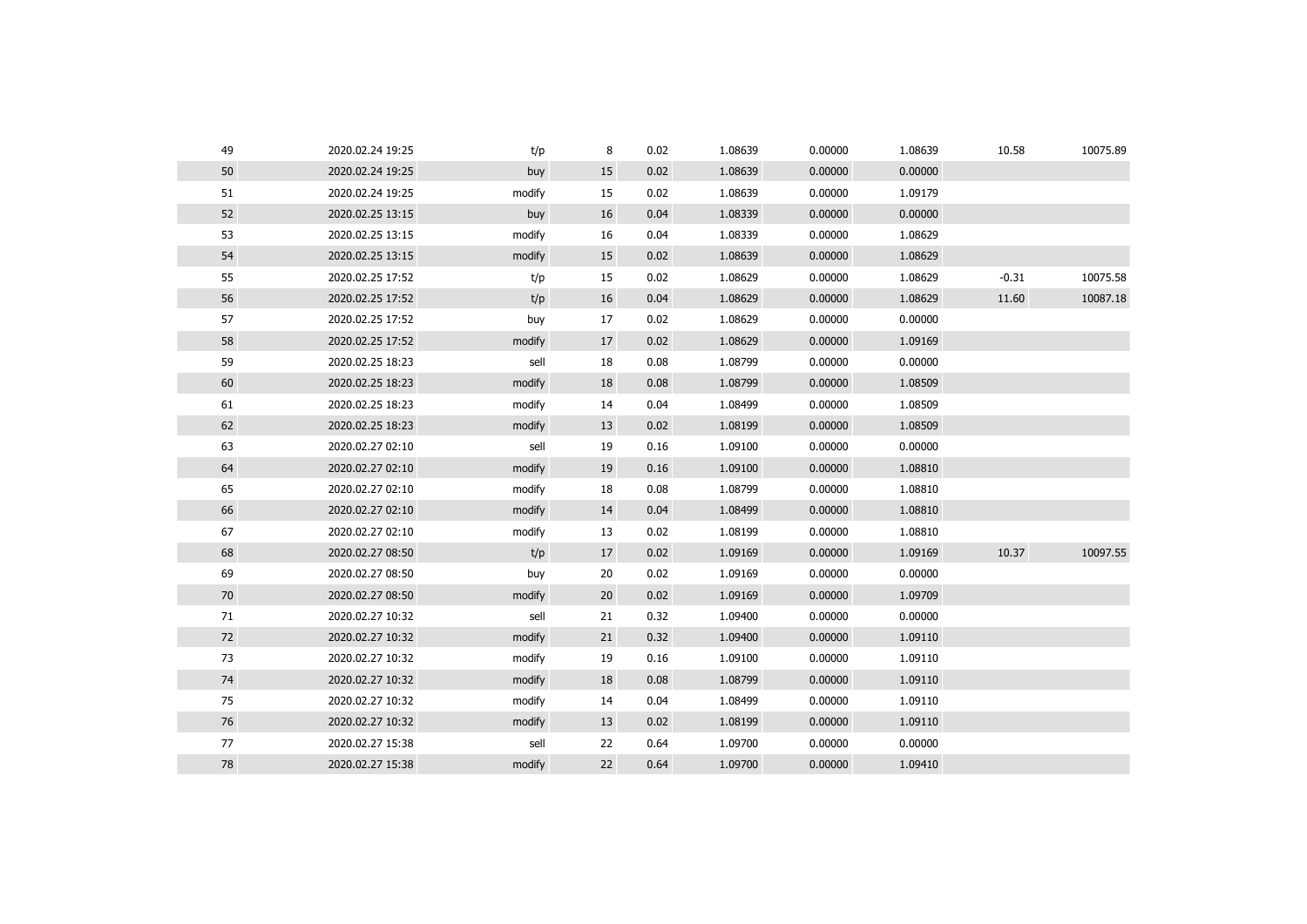| | | | | | | | | | |
|---|---|---|---|---|---|---|---|---|---|
| 49 | 2020.02.24 19:25 | t/p | 8 | 0.02 | 1.08639 | 0.00000 | 1.08639 | 10.58 | 10075.89 |
| 50 | 2020.02.24 19:25 | buy | 15 | 0.02 | 1.08639 | 0.00000 | 0.00000 | | |
| 51 | 2020.02.24 19:25 | modify | 15 | 0.02 | 1.08639 | 0.00000 | 1.09179 | | |
| 52 | 2020.02.25 13:15 | buy | 16 | 0.04 | 1.08339 | 0.00000 | 0.00000 | | |
| 53 | 2020.02.25 13:15 | modify | 16 | 0.04 | 1.08339 | 0.00000 | 1.08629 | | |
| 54 | 2020.02.25 13:15 | modify | 15 | 0.02 | 1.08639 | 0.00000 | 1.08629 | | |
| 55 | 2020.02.25 17:52 | t/p | 15 | 0.02 | 1.08629 | 0.00000 | 1.08629 | -0.31 | 10075.58 |
| 56 | 2020.02.25 17:52 | t/p | 16 | 0.04 | 1.08629 | 0.00000 | 1.08629 | 11.60 | 10087.18 |
| 57 | 2020.02.25 17:52 | buy | 17 | 0.02 | 1.08629 | 0.00000 | 0.00000 | | |
| 58 | 2020.02.25 17:52 | modify | 17 | 0.02 | 1.08629 | 0.00000 | 1.09169 | | |
| 59 | 2020.02.25 18:23 | sell | 18 | 0.08 | 1.08799 | 0.00000 | 0.00000 | | |
| 60 | 2020.02.25 18:23 | modify | 18 | 0.08 | 1.08799 | 0.00000 | 1.08509 | | |
| 61 | 2020.02.25 18:23 | modify | 14 | 0.04 | 1.08499 | 0.00000 | 1.08509 | | |
| 62 | 2020.02.25 18:23 | modify | 13 | 0.02 | 1.08199 | 0.00000 | 1.08509 | | |
| 63 | 2020.02.27 02:10 | sell | 19 | 0.16 | 1.09100 | 0.00000 | 0.00000 | | |
| 64 | 2020.02.27 02:10 | modify | 19 | 0.16 | 1.09100 | 0.00000 | 1.08810 | | |
| 65 | 2020.02.27 02:10 | modify | 18 | 0.08 | 1.08799 | 0.00000 | 1.08810 | | |
| 66 | 2020.02.27 02:10 | modify | 14 | 0.04 | 1.08499 | 0.00000 | 1.08810 | | |
| 67 | 2020.02.27 02:10 | modify | 13 | 0.02 | 1.08199 | 0.00000 | 1.08810 | | |
| 68 | 2020.02.27 08:50 | t/p | 17 | 0.02 | 1.09169 | 0.00000 | 1.09169 | 10.37 | 10097.55 |
| 69 | 2020.02.27 08:50 | buy | 20 | 0.02 | 1.09169 | 0.00000 | 0.00000 | | |
| 70 | 2020.02.27 08:50 | modify | 20 | 0.02 | 1.09169 | 0.00000 | 1.09709 | | |
| 71 | 2020.02.27 10:32 | sell | 21 | 0.32 | 1.09400 | 0.00000 | 0.00000 | | |
| 72 | 2020.02.27 10:32 | modify | 21 | 0.32 | 1.09400 | 0.00000 | 1.09110 | | |
| 73 | 2020.02.27 10:32 | modify | 19 | 0.16 | 1.09100 | 0.00000 | 1.09110 | | |
| 74 | 2020.02.27 10:32 | modify | 18 | 0.08 | 1.08799 | 0.00000 | 1.09110 | | |
| 75 | 2020.02.27 10:32 | modify | 14 | 0.04 | 1.08499 | 0.00000 | 1.09110 | | |
| 76 | 2020.02.27 10:32 | modify | 13 | 0.02 | 1.08199 | 0.00000 | 1.09110 | | |
| 77 | 2020.02.27 15:38 | sell | 22 | 0.64 | 1.09700 | 0.00000 | 0.00000 | | |
| 78 | 2020.02.27 15:38 | modify | 22 | 0.64 | 1.09700 | 0.00000 | 1.09410 | | |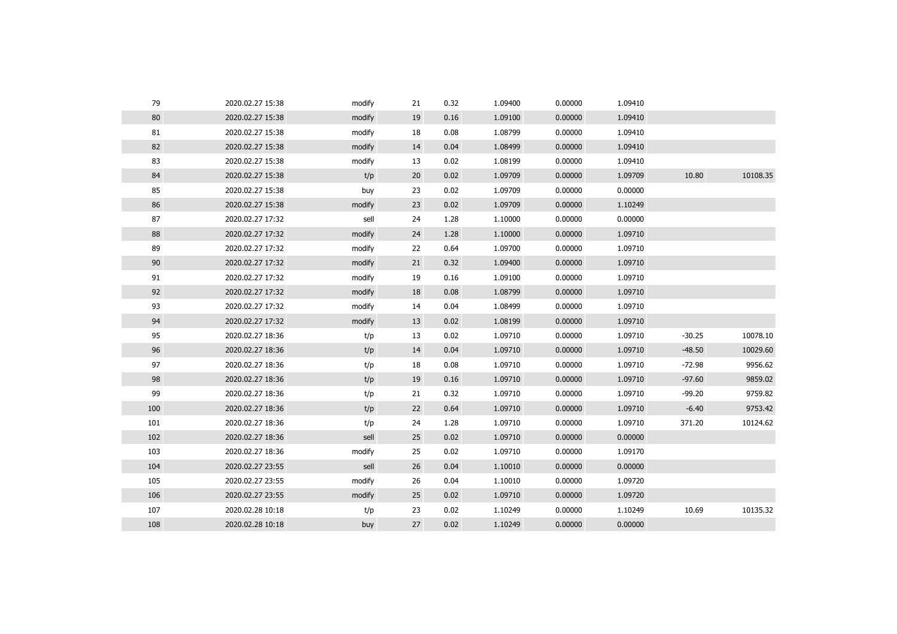| | | | | | | | | | |
|---|---|---|---|---|---|---|---|---|---|
| 79 | 2020.02.27 15:38 | modify | 21 | 0.32 | 1.09400 | 0.00000 | 1.09410 | | |
| 80 | 2020.02.27 15:38 | modify | 19 | 0.16 | 1.09100 | 0.00000 | 1.09410 | | |
| 81 | 2020.02.27 15:38 | modify | 18 | 0.08 | 1.08799 | 0.00000 | 1.09410 | | |
| 82 | 2020.02.27 15:38 | modify | 14 | 0.04 | 1.08499 | 0.00000 | 1.09410 | | |
| 83 | 2020.02.27 15:38 | modify | 13 | 0.02 | 1.08199 | 0.00000 | 1.09410 | | |
| 84 | 2020.02.27 15:38 | t/p | 20 | 0.02 | 1.09709 | 0.00000 | 1.09709 | 10.80 | 10108.35 |
| 85 | 2020.02.27 15:38 | buy | 23 | 0.02 | 1.09709 | 0.00000 | 0.00000 | | |
| 86 | 2020.02.27 15:38 | modify | 23 | 0.02 | 1.09709 | 0.00000 | 1.10249 | | |
| 87 | 2020.02.27 17:32 | sell | 24 | 1.28 | 1.10000 | 0.00000 | 0.00000 | | |
| 88 | 2020.02.27 17:32 | modify | 24 | 1.28 | 1.10000 | 0.00000 | 1.09710 | | |
| 89 | 2020.02.27 17:32 | modify | 22 | 0.64 | 1.09700 | 0.00000 | 1.09710 | | |
| 90 | 2020.02.27 17:32 | modify | 21 | 0.32 | 1.09400 | 0.00000 | 1.09710 | | |
| 91 | 2020.02.27 17:32 | modify | 19 | 0.16 | 1.09100 | 0.00000 | 1.09710 | | |
| 92 | 2020.02.27 17:32 | modify | 18 | 0.08 | 1.08799 | 0.00000 | 1.09710 | | |
| 93 | 2020.02.27 17:32 | modify | 14 | 0.04 | 1.08499 | 0.00000 | 1.09710 | | |
| 94 | 2020.02.27 17:32 | modify | 13 | 0.02 | 1.08199 | 0.00000 | 1.09710 | | |
| 95 | 2020.02.27 18:36 | t/p | 13 | 0.02 | 1.09710 | 0.00000 | 1.09710 | -30.25 | 10078.10 |
| 96 | 2020.02.27 18:36 | t/p | 14 | 0.04 | 1.09710 | 0.00000 | 1.09710 | -48.50 | 10029.60 |
| 97 | 2020.02.27 18:36 | t/p | 18 | 0.08 | 1.09710 | 0.00000 | 1.09710 | -72.98 | 9956.62 |
| 98 | 2020.02.27 18:36 | t/p | 19 | 0.16 | 1.09710 | 0.00000 | 1.09710 | -97.60 | 9859.02 |
| 99 | 2020.02.27 18:36 | t/p | 21 | 0.32 | 1.09710 | 0.00000 | 1.09710 | -99.20 | 9759.82 |
| 100 | 2020.02.27 18:36 | t/p | 22 | 0.64 | 1.09710 | 0.00000 | 1.09710 | -6.40 | 9753.42 |
| 101 | 2020.02.27 18:36 | t/p | 24 | 1.28 | 1.09710 | 0.00000 | 1.09710 | 371.20 | 10124.62 |
| 102 | 2020.02.27 18:36 | sell | 25 | 0.02 | 1.09710 | 0.00000 | 0.00000 | | |
| 103 | 2020.02.27 18:36 | modify | 25 | 0.02 | 1.09710 | 0.00000 | 1.09170 | | |
| 104 | 2020.02.27 23:55 | sell | 26 | 0.04 | 1.10010 | 0.00000 | 0.00000 | | |
| 105 | 2020.02.27 23:55 | modify | 26 | 0.04 | 1.10010 | 0.00000 | 1.09720 | | |
| 106 | 2020.02.27 23:55 | modify | 25 | 0.02 | 1.09710 | 0.00000 | 1.09720 | | |
| 107 | 2020.02.28 10:18 | t/p | 23 | 0.02 | 1.10249 | 0.00000 | 1.10249 | 10.69 | 10135.32 |
| 108 | 2020.02.28 10:18 | buy | 27 | 0.02 | 1.10249 | 0.00000 | 0.00000 | | |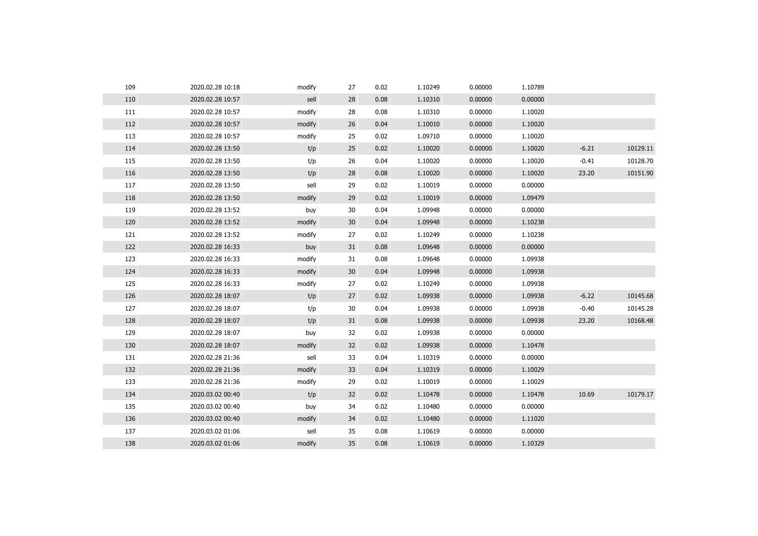| | | | | | | | | | |
|---|---|---|---|---|---|---|---|---|---|
| 109 | 2020.02.28 10:18 | modify | 27 | 0.02 | 1.10249 | 0.00000 | 1.10789 | | |
| 110 | 2020.02.28 10:57 | sell | 28 | 0.08 | 1.10310 | 0.00000 | 0.00000 | | |
| 111 | 2020.02.28 10:57 | modify | 28 | 0.08 | 1.10310 | 0.00000 | 1.10020 | | |
| 112 | 2020.02.28 10:57 | modify | 26 | 0.04 | 1.10010 | 0.00000 | 1.10020 | | |
| 113 | 2020.02.28 10:57 | modify | 25 | 0.02 | 1.09710 | 0.00000 | 1.10020 | | |
| 114 | 2020.02.28 13:50 | t/p | 25 | 0.02 | 1.10020 | 0.00000 | 1.10020 | -6.21 | 10129.11 |
| 115 | 2020.02.28 13:50 | t/p | 26 | 0.04 | 1.10020 | 0.00000 | 1.10020 | -0.41 | 10128.70 |
| 116 | 2020.02.28 13:50 | t/p | 28 | 0.08 | 1.10020 | 0.00000 | 1.10020 | 23.20 | 10151.90 |
| 117 | 2020.02.28 13:50 | sell | 29 | 0.02 | 1.10019 | 0.00000 | 0.00000 | | |
| 118 | 2020.02.28 13:50 | modify | 29 | 0.02 | 1.10019 | 0.00000 | 1.09479 | | |
| 119 | 2020.02.28 13:52 | buy | 30 | 0.04 | 1.09948 | 0.00000 | 0.00000 | | |
| 120 | 2020.02.28 13:52 | modify | 30 | 0.04 | 1.09948 | 0.00000 | 1.10238 | | |
| 121 | 2020.02.28 13:52 | modify | 27 | 0.02 | 1.10249 | 0.00000 | 1.10238 | | |
| 122 | 2020.02.28 16:33 | buy | 31 | 0.08 | 1.09648 | 0.00000 | 0.00000 | | |
| 123 | 2020.02.28 16:33 | modify | 31 | 0.08 | 1.09648 | 0.00000 | 1.09938 | | |
| 124 | 2020.02.28 16:33 | modify | 30 | 0.04 | 1.09948 | 0.00000 | 1.09938 | | |
| 125 | 2020.02.28 16:33 | modify | 27 | 0.02 | 1.10249 | 0.00000 | 1.09938 | | |
| 126 | 2020.02.28 18:07 | t/p | 27 | 0.02 | 1.09938 | 0.00000 | 1.09938 | -6.22 | 10145.68 |
| 127 | 2020.02.28 18:07 | t/p | 30 | 0.04 | 1.09938 | 0.00000 | 1.09938 | -0.40 | 10145.28 |
| 128 | 2020.02.28 18:07 | t/p | 31 | 0.08 | 1.09938 | 0.00000 | 1.09938 | 23.20 | 10168.48 |
| 129 | 2020.02.28 18:07 | buy | 32 | 0.02 | 1.09938 | 0.00000 | 0.00000 | | |
| 130 | 2020.02.28 18:07 | modify | 32 | 0.02 | 1.09938 | 0.00000 | 1.10478 | | |
| 131 | 2020.02.28 21:36 | sell | 33 | 0.04 | 1.10319 | 0.00000 | 0.00000 | | |
| 132 | 2020.02.28 21:36 | modify | 33 | 0.04 | 1.10319 | 0.00000 | 1.10029 | | |
| 133 | 2020.02.28 21:36 | modify | 29 | 0.02 | 1.10019 | 0.00000 | 1.10029 | | |
| 134 | 2020.03.02 00:40 | t/p | 32 | 0.02 | 1.10478 | 0.00000 | 1.10478 | 10.69 | 10179.17 |
| 135 | 2020.03.02 00:40 | buy | 34 | 0.02 | 1.10480 | 0.00000 | 0.00000 | | |
| 136 | 2020.03.02 00:40 | modify | 34 | 0.02 | 1.10480 | 0.00000 | 1.11020 | | |
| 137 | 2020.03.02 01:06 | sell | 35 | 0.08 | 1.10619 | 0.00000 | 0.00000 | | |
| 138 | 2020.03.02 01:06 | modify | 35 | 0.08 | 1.10619 | 0.00000 | 1.10329 | | |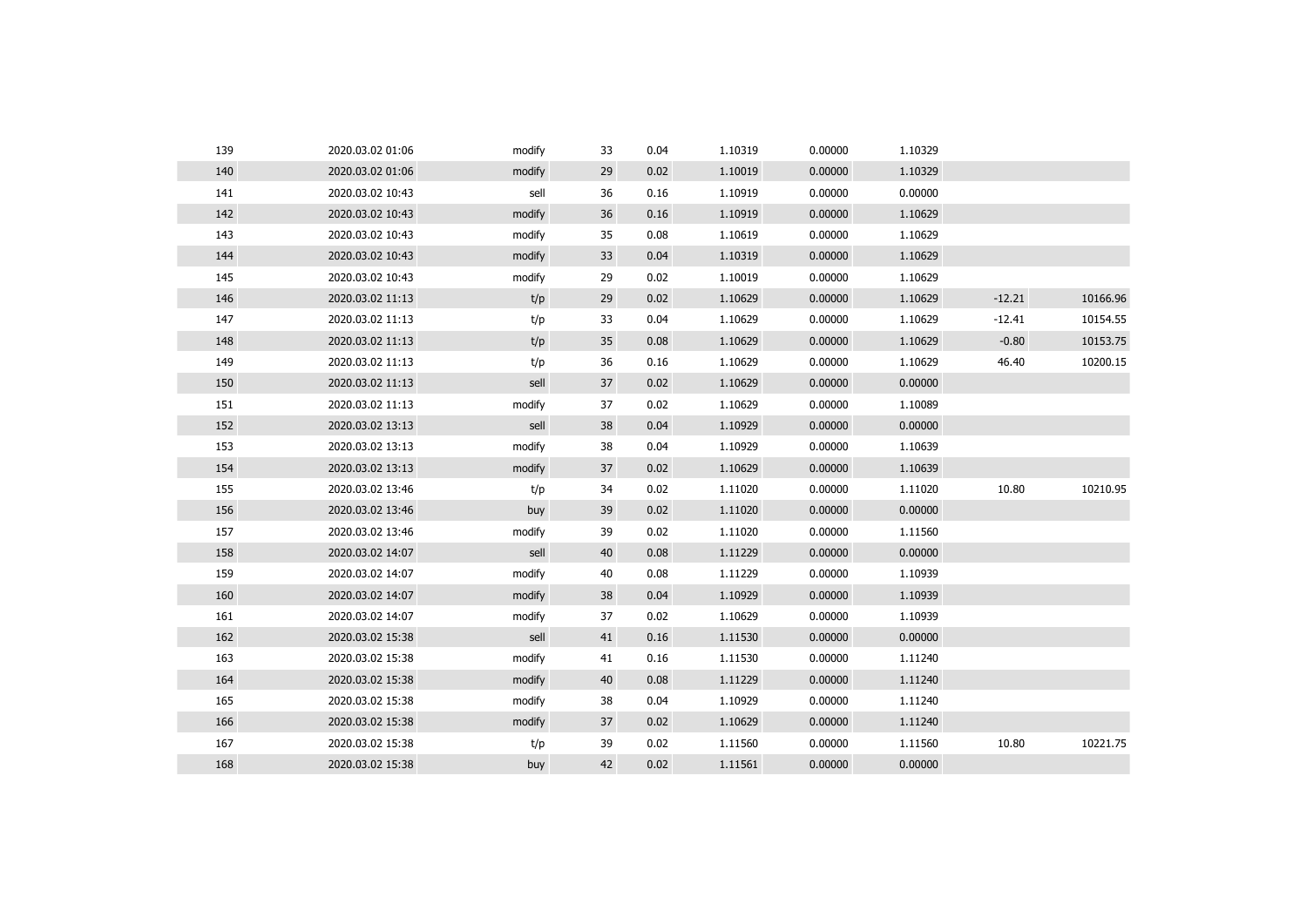| | | | | | | | | | |
|---|---|---|---|---|---|---|---|---|---|
| 139 | 2020.03.02 01:06 | modify | 33 | 0.04 | 1.10319 | 0.00000 | 1.10329 | | |
| 140 | 2020.03.02 01:06 | modify | 29 | 0.02 | 1.10019 | 0.00000 | 1.10329 | | |
| 141 | 2020.03.02 10:43 | sell | 36 | 0.16 | 1.10919 | 0.00000 | 0.00000 | | |
| 142 | 2020.03.02 10:43 | modify | 36 | 0.16 | 1.10919 | 0.00000 | 1.10629 | | |
| 143 | 2020.03.02 10:43 | modify | 35 | 0.08 | 1.10619 | 0.00000 | 1.10629 | | |
| 144 | 2020.03.02 10:43 | modify | 33 | 0.04 | 1.10319 | 0.00000 | 1.10629 | | |
| 145 | 2020.03.02 10:43 | modify | 29 | 0.02 | 1.10019 | 0.00000 | 1.10629 | | |
| 146 | 2020.03.02 11:13 | t/p | 29 | 0.02 | 1.10629 | 0.00000 | 1.10629 | -12.21 | 10166.96 |
| 147 | 2020.03.02 11:13 | t/p | 33 | 0.04 | 1.10629 | 0.00000 | 1.10629 | -12.41 | 10154.55 |
| 148 | 2020.03.02 11:13 | t/p | 35 | 0.08 | 1.10629 | 0.00000 | 1.10629 | -0.80 | 10153.75 |
| 149 | 2020.03.02 11:13 | t/p | 36 | 0.16 | 1.10629 | 0.00000 | 1.10629 | 46.40 | 10200.15 |
| 150 | 2020.03.02 11:13 | sell | 37 | 0.02 | 1.10629 | 0.00000 | 0.00000 | | |
| 151 | 2020.03.02 11:13 | modify | 37 | 0.02 | 1.10629 | 0.00000 | 1.10089 | | |
| 152 | 2020.03.02 13:13 | sell | 38 | 0.04 | 1.10929 | 0.00000 | 0.00000 | | |
| 153 | 2020.03.02 13:13 | modify | 38 | 0.04 | 1.10929 | 0.00000 | 1.10639 | | |
| 154 | 2020.03.02 13:13 | modify | 37 | 0.02 | 1.10629 | 0.00000 | 1.10639 | | |
| 155 | 2020.03.02 13:46 | t/p | 34 | 0.02 | 1.11020 | 0.00000 | 1.11020 | 10.80 | 10210.95 |
| 156 | 2020.03.02 13:46 | buy | 39 | 0.02 | 1.11020 | 0.00000 | 0.00000 | | |
| 157 | 2020.03.02 13:46 | modify | 39 | 0.02 | 1.11020 | 0.00000 | 1.11560 | | |
| 158 | 2020.03.02 14:07 | sell | 40 | 0.08 | 1.11229 | 0.00000 | 0.00000 | | |
| 159 | 2020.03.02 14:07 | modify | 40 | 0.08 | 1.11229 | 0.00000 | 1.10939 | | |
| 160 | 2020.03.02 14:07 | modify | 38 | 0.04 | 1.10929 | 0.00000 | 1.10939 | | |
| 161 | 2020.03.02 14:07 | modify | 37 | 0.02 | 1.10629 | 0.00000 | 1.10939 | | |
| 162 | 2020.03.02 15:38 | sell | 41 | 0.16 | 1.11530 | 0.00000 | 0.00000 | | |
| 163 | 2020.03.02 15:38 | modify | 41 | 0.16 | 1.11530 | 0.00000 | 1.11240 | | |
| 164 | 2020.03.02 15:38 | modify | 40 | 0.08 | 1.11229 | 0.00000 | 1.11240 | | |
| 165 | 2020.03.02 15:38 | modify | 38 | 0.04 | 1.10929 | 0.00000 | 1.11240 | | |
| 166 | 2020.03.02 15:38 | modify | 37 | 0.02 | 1.10629 | 0.00000 | 1.11240 | | |
| 167 | 2020.03.02 15:38 | t/p | 39 | 0.02 | 1.11560 | 0.00000 | 1.11560 | 10.80 | 10221.75 |
| 168 | 2020.03.02 15:38 | buy | 42 | 0.02 | 1.11561 | 0.00000 | 0.00000 | | |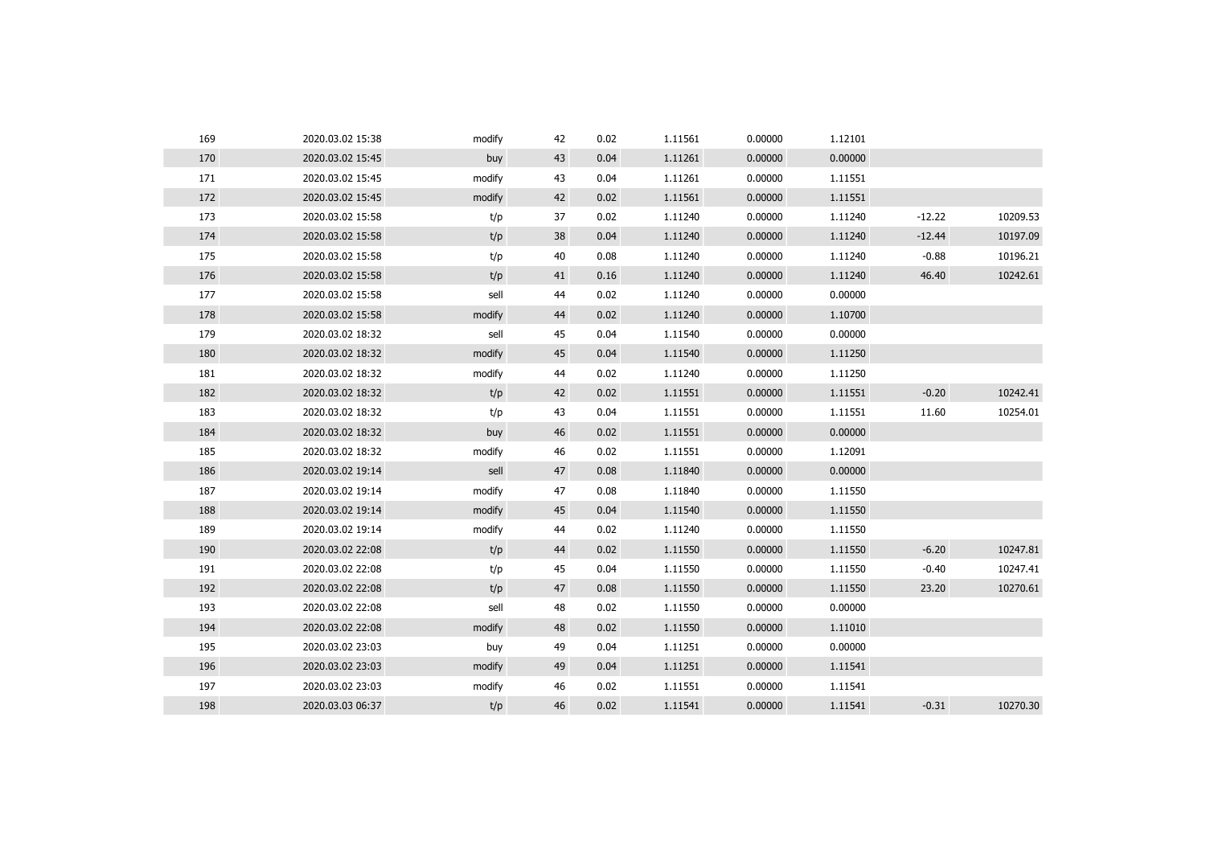|  |  |  |  |  |  |  |  |  |  |
|---|---|---|---|---|---|---|---|---|---|
| 169 | 2020.03.02 15:38 | modify | 42 | 0.02 | 1.11561 | 0.00000 | 1.12101 |  |  |
| 170 | 2020.03.02 15:45 | buy | 43 | 0.04 | 1.11261 | 0.00000 | 0.00000 |  |  |
| 171 | 2020.03.02 15:45 | modify | 43 | 0.04 | 1.11261 | 0.00000 | 1.11551 |  |  |
| 172 | 2020.03.02 15:45 | modify | 42 | 0.02 | 1.11561 | 0.00000 | 1.11551 |  |  |
| 173 | 2020.03.02 15:58 | t/p | 37 | 0.02 | 1.11240 | 0.00000 | 1.11240 | -12.22 | 10209.53 |
| 174 | 2020.03.02 15:58 | t/p | 38 | 0.04 | 1.11240 | 0.00000 | 1.11240 | -12.44 | 10197.09 |
| 175 | 2020.03.02 15:58 | t/p | 40 | 0.08 | 1.11240 | 0.00000 | 1.11240 | -0.88 | 10196.21 |
| 176 | 2020.03.02 15:58 | t/p | 41 | 0.16 | 1.11240 | 0.00000 | 1.11240 | 46.40 | 10242.61 |
| 177 | 2020.03.02 15:58 | sell | 44 | 0.02 | 1.11240 | 0.00000 | 0.00000 |  |  |
| 178 | 2020.03.02 15:58 | modify | 44 | 0.02 | 1.11240 | 0.00000 | 1.10700 |  |  |
| 179 | 2020.03.02 18:32 | sell | 45 | 0.04 | 1.11540 | 0.00000 | 0.00000 |  |  |
| 180 | 2020.03.02 18:32 | modify | 45 | 0.04 | 1.11540 | 0.00000 | 1.11250 |  |  |
| 181 | 2020.03.02 18:32 | modify | 44 | 0.02 | 1.11240 | 0.00000 | 1.11250 |  |  |
| 182 | 2020.03.02 18:32 | t/p | 42 | 0.02 | 1.11551 | 0.00000 | 1.11551 | -0.20 | 10242.41 |
| 183 | 2020.03.02 18:32 | t/p | 43 | 0.04 | 1.11551 | 0.00000 | 1.11551 | 11.60 | 10254.01 |
| 184 | 2020.03.02 18:32 | buy | 46 | 0.02 | 1.11551 | 0.00000 | 0.00000 |  |  |
| 185 | 2020.03.02 18:32 | modify | 46 | 0.02 | 1.11551 | 0.00000 | 1.12091 |  |  |
| 186 | 2020.03.02 19:14 | sell | 47 | 0.08 | 1.11840 | 0.00000 | 0.00000 |  |  |
| 187 | 2020.03.02 19:14 | modify | 47 | 0.08 | 1.11840 | 0.00000 | 1.11550 |  |  |
| 188 | 2020.03.02 19:14 | modify | 45 | 0.04 | 1.11540 | 0.00000 | 1.11550 |  |  |
| 189 | 2020.03.02 19:14 | modify | 44 | 0.02 | 1.11240 | 0.00000 | 1.11550 |  |  |
| 190 | 2020.03.02 22:08 | t/p | 44 | 0.02 | 1.11550 | 0.00000 | 1.11550 | -6.20 | 10247.81 |
| 191 | 2020.03.02 22:08 | t/p | 45 | 0.04 | 1.11550 | 0.00000 | 1.11550 | -0.40 | 10247.41 |
| 192 | 2020.03.02 22:08 | t/p | 47 | 0.08 | 1.11550 | 0.00000 | 1.11550 | 23.20 | 10270.61 |
| 193 | 2020.03.02 22:08 | sell | 48 | 0.02 | 1.11550 | 0.00000 | 0.00000 |  |  |
| 194 | 2020.03.02 22:08 | modify | 48 | 0.02 | 1.11550 | 0.00000 | 1.11010 |  |  |
| 195 | 2020.03.02 23:03 | buy | 49 | 0.04 | 1.11251 | 0.00000 | 0.00000 |  |  |
| 196 | 2020.03.02 23:03 | modify | 49 | 0.04 | 1.11251 | 0.00000 | 1.11541 |  |  |
| 197 | 2020.03.02 23:03 | modify | 46 | 0.02 | 1.11551 | 0.00000 | 1.11541 |  |  |
| 198 | 2020.03.03 06:37 | t/p | 46 | 0.02 | 1.11541 | 0.00000 | 1.11541 | -0.31 | 10270.30 |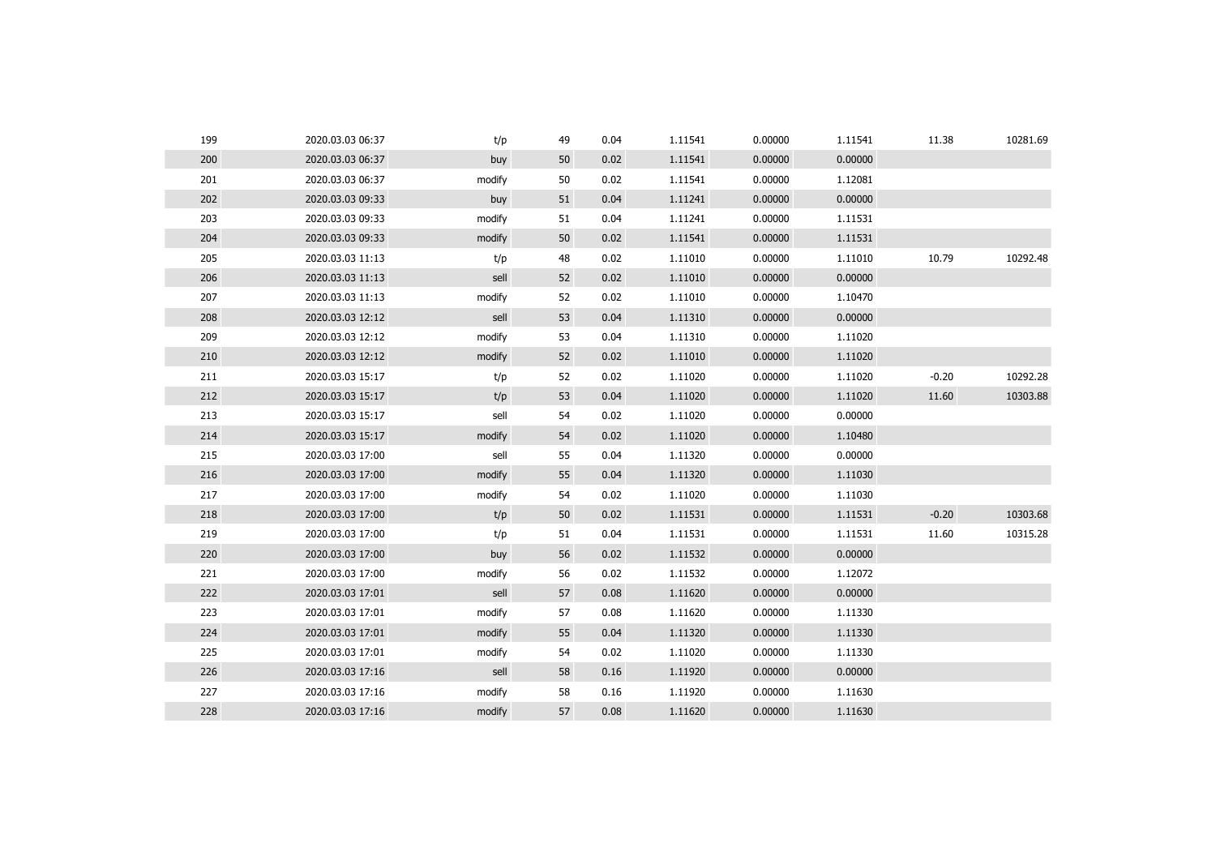| | | | | | | | | | |
|---|---|---|---|---|---|---|---|---|---|
| 199 | 2020.03.03 06:37 | t/p | 49 | 0.04 | 1.11541 | 0.00000 | 1.11541 | 11.38 | 10281.69 |
| 200 | 2020.03.03 06:37 | buy | 50 | 0.02 | 1.11541 | 0.00000 | 0.00000 | | |
| 201 | 2020.03.03 06:37 | modify | 50 | 0.02 | 1.11541 | 0.00000 | 1.12081 | | |
| 202 | 2020.03.03 09:33 | buy | 51 | 0.04 | 1.11241 | 0.00000 | 0.00000 | | |
| 203 | 2020.03.03 09:33 | modify | 51 | 0.04 | 1.11241 | 0.00000 | 1.11531 | | |
| 204 | 2020.03.03 09:33 | modify | 50 | 0.02 | 1.11541 | 0.00000 | 1.11531 | | |
| 205 | 2020.03.03 11:13 | t/p | 48 | 0.02 | 1.11010 | 0.00000 | 1.11010 | 10.79 | 10292.48 |
| 206 | 2020.03.03 11:13 | sell | 52 | 0.02 | 1.11010 | 0.00000 | 0.00000 | | |
| 207 | 2020.03.03 11:13 | modify | 52 | 0.02 | 1.11010 | 0.00000 | 1.10470 | | |
| 208 | 2020.03.03 12:12 | sell | 53 | 0.04 | 1.11310 | 0.00000 | 0.00000 | | |
| 209 | 2020.03.03 12:12 | modify | 53 | 0.04 | 1.11310 | 0.00000 | 1.11020 | | |
| 210 | 2020.03.03 12:12 | modify | 52 | 0.02 | 1.11010 | 0.00000 | 1.11020 | | |
| 211 | 2020.03.03 15:17 | t/p | 52 | 0.02 | 1.11020 | 0.00000 | 1.11020 | -0.20 | 10292.28 |
| 212 | 2020.03.03 15:17 | t/p | 53 | 0.04 | 1.11020 | 0.00000 | 1.11020 | 11.60 | 10303.88 |
| 213 | 2020.03.03 15:17 | sell | 54 | 0.02 | 1.11020 | 0.00000 | 0.00000 | | |
| 214 | 2020.03.03 15:17 | modify | 54 | 0.02 | 1.11020 | 0.00000 | 1.10480 | | |
| 215 | 2020.03.03 17:00 | sell | 55 | 0.04 | 1.11320 | 0.00000 | 0.00000 | | |
| 216 | 2020.03.03 17:00 | modify | 55 | 0.04 | 1.11320 | 0.00000 | 1.11030 | | |
| 217 | 2020.03.03 17:00 | modify | 54 | 0.02 | 1.11020 | 0.00000 | 1.11030 | | |
| 218 | 2020.03.03 17:00 | t/p | 50 | 0.02 | 1.11531 | 0.00000 | 1.11531 | -0.20 | 10303.68 |
| 219 | 2020.03.03 17:00 | t/p | 51 | 0.04 | 1.11531 | 0.00000 | 1.11531 | 11.60 | 10315.28 |
| 220 | 2020.03.03 17:00 | buy | 56 | 0.02 | 1.11532 | 0.00000 | 0.00000 | | |
| 221 | 2020.03.03 17:00 | modify | 56 | 0.02 | 1.11532 | 0.00000 | 1.12072 | | |
| 222 | 2020.03.03 17:01 | sell | 57 | 0.08 | 1.11620 | 0.00000 | 0.00000 | | |
| 223 | 2020.03.03 17:01 | modify | 57 | 0.08 | 1.11620 | 0.00000 | 1.11330 | | |
| 224 | 2020.03.03 17:01 | modify | 55 | 0.04 | 1.11320 | 0.00000 | 1.11330 | | |
| 225 | 2020.03.03 17:01 | modify | 54 | 0.02 | 1.11020 | 0.00000 | 1.11330 | | |
| 226 | 2020.03.03 17:16 | sell | 58 | 0.16 | 1.11920 | 0.00000 | 0.00000 | | |
| 227 | 2020.03.03 17:16 | modify | 58 | 0.16 | 1.11920 | 0.00000 | 1.11630 | | |
| 228 | 2020.03.03 17:16 | modify | 57 | 0.08 | 1.11620 | 0.00000 | 1.11630 | | |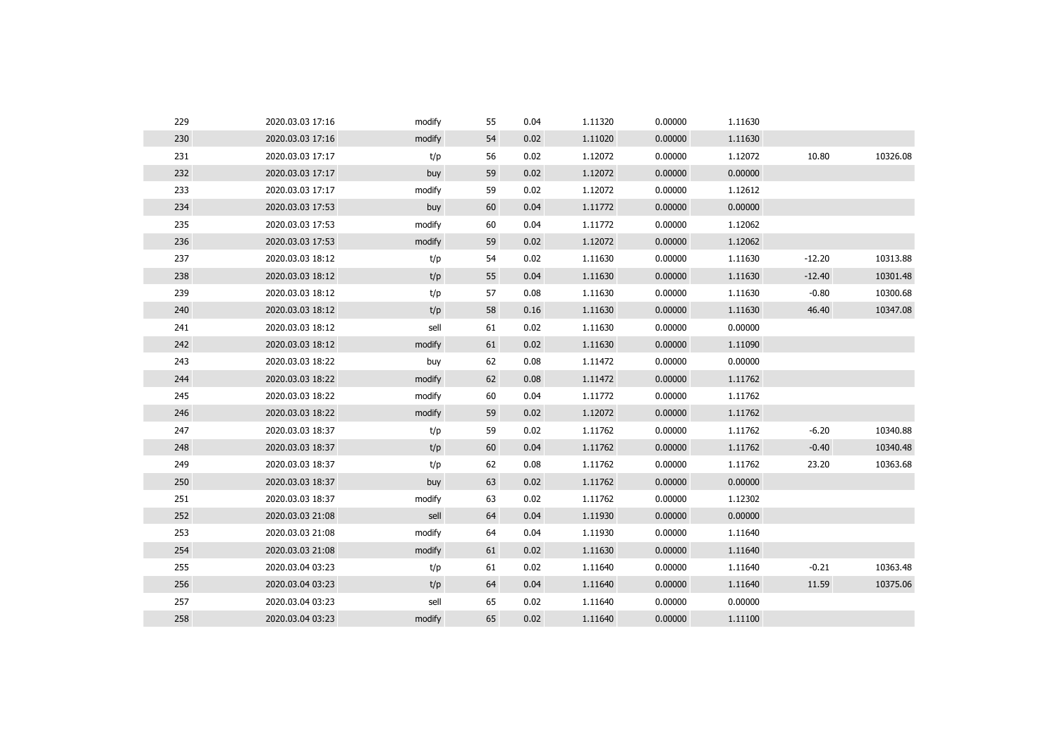| | | | | | | | | | |
|---|---|---|---|---|---|---|---|---|---|
| 229 | 2020.03.03 17:16 | modify | 55 | 0.04 | 1.11320 | 0.00000 | 1.11630 | | |
| 230 | 2020.03.03 17:16 | modify | 54 | 0.02 | 1.11020 | 0.00000 | 1.11630 | | |
| 231 | 2020.03.03 17:17 | t/p | 56 | 0.02 | 1.12072 | 0.00000 | 1.12072 | 10.80 | 10326.08 |
| 232 | 2020.03.03 17:17 | buy | 59 | 0.02 | 1.12072 | 0.00000 | 0.00000 | | |
| 233 | 2020.03.03 17:17 | modify | 59 | 0.02 | 1.12072 | 0.00000 | 1.12612 | | |
| 234 | 2020.03.03 17:53 | buy | 60 | 0.04 | 1.11772 | 0.00000 | 0.00000 | | |
| 235 | 2020.03.03 17:53 | modify | 60 | 0.04 | 1.11772 | 0.00000 | 1.12062 | | |
| 236 | 2020.03.03 17:53 | modify | 59 | 0.02 | 1.12072 | 0.00000 | 1.12062 | | |
| 237 | 2020.03.03 18:12 | t/p | 54 | 0.02 | 1.11630 | 0.00000 | 1.11630 | -12.20 | 10313.88 |
| 238 | 2020.03.03 18:12 | t/p | 55 | 0.04 | 1.11630 | 0.00000 | 1.11630 | -12.40 | 10301.48 |
| 239 | 2020.03.03 18:12 | t/p | 57 | 0.08 | 1.11630 | 0.00000 | 1.11630 | -0.80 | 10300.68 |
| 240 | 2020.03.03 18:12 | t/p | 58 | 0.16 | 1.11630 | 0.00000 | 1.11630 | 46.40 | 10347.08 |
| 241 | 2020.03.03 18:12 | sell | 61 | 0.02 | 1.11630 | 0.00000 | 0.00000 | | |
| 242 | 2020.03.03 18:12 | modify | 61 | 0.02 | 1.11630 | 0.00000 | 1.11090 | | |
| 243 | 2020.03.03 18:22 | buy | 62 | 0.08 | 1.11472 | 0.00000 | 0.00000 | | |
| 244 | 2020.03.03 18:22 | modify | 62 | 0.08 | 1.11472 | 0.00000 | 1.11762 | | |
| 245 | 2020.03.03 18:22 | modify | 60 | 0.04 | 1.11772 | 0.00000 | 1.11762 | | |
| 246 | 2020.03.03 18:22 | modify | 59 | 0.02 | 1.12072 | 0.00000 | 1.11762 | | |
| 247 | 2020.03.03 18:37 | t/p | 59 | 0.02 | 1.11762 | 0.00000 | 1.11762 | -6.20 | 10340.88 |
| 248 | 2020.03.03 18:37 | t/p | 60 | 0.04 | 1.11762 | 0.00000 | 1.11762 | -0.40 | 10340.48 |
| 249 | 2020.03.03 18:37 | t/p | 62 | 0.08 | 1.11762 | 0.00000 | 1.11762 | 23.20 | 10363.68 |
| 250 | 2020.03.03 18:37 | buy | 63 | 0.02 | 1.11762 | 0.00000 | 0.00000 | | |
| 251 | 2020.03.03 18:37 | modify | 63 | 0.02 | 1.11762 | 0.00000 | 1.12302 | | |
| 252 | 2020.03.03 21:08 | sell | 64 | 0.04 | 1.11930 | 0.00000 | 0.00000 | | |
| 253 | 2020.03.03 21:08 | modify | 64 | 0.04 | 1.11930 | 0.00000 | 1.11640 | | |
| 254 | 2020.03.03 21:08 | modify | 61 | 0.02 | 1.11630 | 0.00000 | 1.11640 | | |
| 255 | 2020.03.04 03:23 | t/p | 61 | 0.02 | 1.11640 | 0.00000 | 1.11640 | -0.21 | 10363.48 |
| 256 | 2020.03.04 03:23 | t/p | 64 | 0.04 | 1.11640 | 0.00000 | 1.11640 | 11.59 | 10375.06 |
| 257 | 2020.03.04 03:23 | sell | 65 | 0.02 | 1.11640 | 0.00000 | 0.00000 | | |
| 258 | 2020.03.04 03:23 | modify | 65 | 0.02 | 1.11640 | 0.00000 | 1.11100 | | |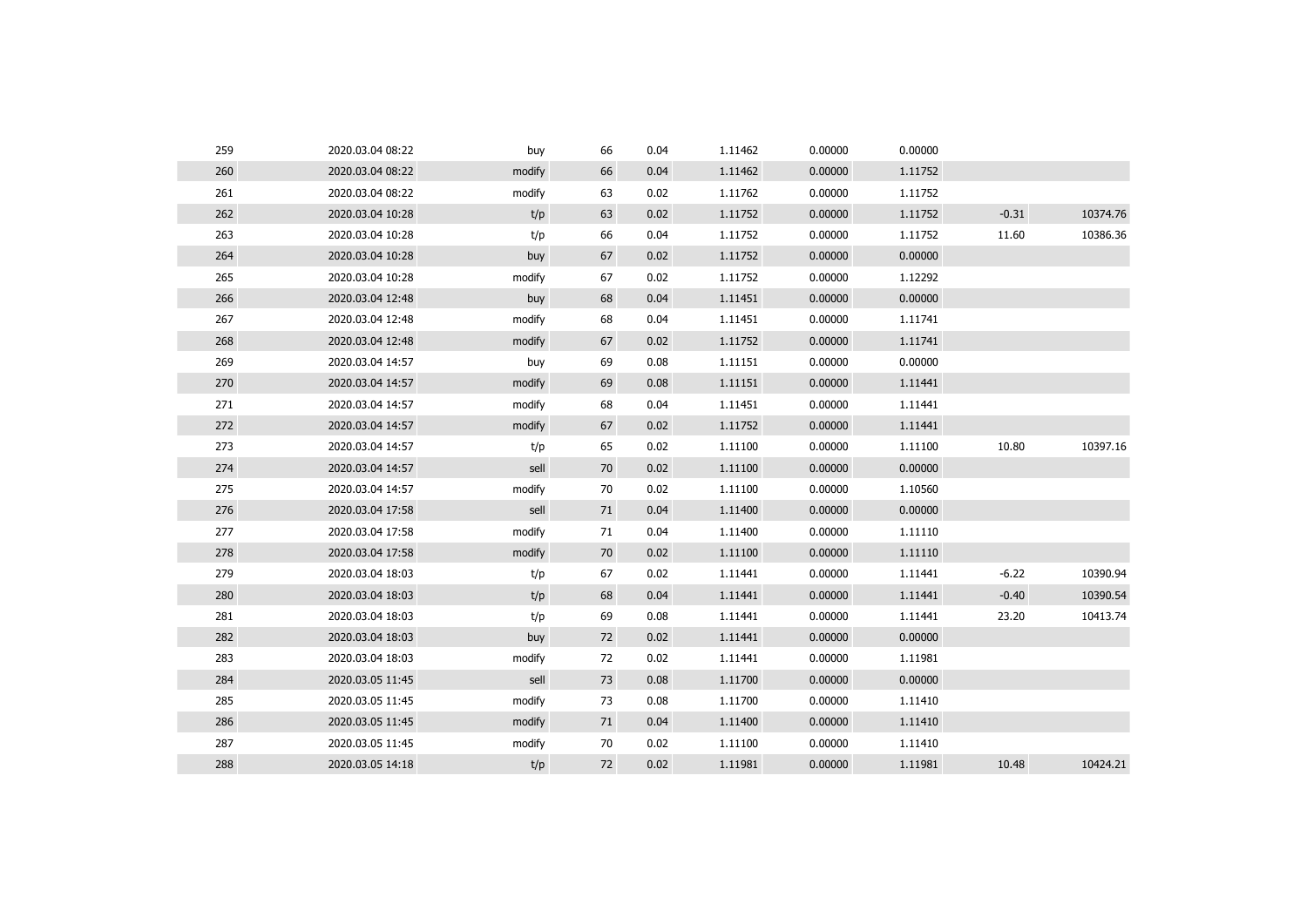| | | | | | | | | | |
|---|---|---|---|---|---|---|---|---|---|
| 259 | 2020.03.04 08:22 | buy | 66 | 0.04 | 1.11462 | 0.00000 | 0.00000 | | |
| 260 | 2020.03.04 08:22 | modify | 66 | 0.04 | 1.11462 | 0.00000 | 1.11752 | | |
| 261 | 2020.03.04 08:22 | modify | 63 | 0.02 | 1.11762 | 0.00000 | 1.11752 | | |
| 262 | 2020.03.04 10:28 | t/p | 63 | 0.02 | 1.11752 | 0.00000 | 1.11752 | -0.31 | 10374.76 |
| 263 | 2020.03.04 10:28 | t/p | 66 | 0.04 | 1.11752 | 0.00000 | 1.11752 | 11.60 | 10386.36 |
| 264 | 2020.03.04 10:28 | buy | 67 | 0.02 | 1.11752 | 0.00000 | 0.00000 | | |
| 265 | 2020.03.04 10:28 | modify | 67 | 0.02 | 1.11752 | 0.00000 | 1.12292 | | |
| 266 | 2020.03.04 12:48 | buy | 68 | 0.04 | 1.11451 | 0.00000 | 0.00000 | | |
| 267 | 2020.03.04 12:48 | modify | 68 | 0.04 | 1.11451 | 0.00000 | 1.11741 | | |
| 268 | 2020.03.04 12:48 | modify | 67 | 0.02 | 1.11752 | 0.00000 | 1.11741 | | |
| 269 | 2020.03.04 14:57 | buy | 69 | 0.08 | 1.11151 | 0.00000 | 0.00000 | | |
| 270 | 2020.03.04 14:57 | modify | 69 | 0.08 | 1.11151 | 0.00000 | 1.11441 | | |
| 271 | 2020.03.04 14:57 | modify | 68 | 0.04 | 1.11451 | 0.00000 | 1.11441 | | |
| 272 | 2020.03.04 14:57 | modify | 67 | 0.02 | 1.11752 | 0.00000 | 1.11441 | | |
| 273 | 2020.03.04 14:57 | t/p | 65 | 0.02 | 1.11100 | 0.00000 | 1.11100 | 10.80 | 10397.16 |
| 274 | 2020.03.04 14:57 | sell | 70 | 0.02 | 1.11100 | 0.00000 | 0.00000 | | |
| 275 | 2020.03.04 14:57 | modify | 70 | 0.02 | 1.11100 | 0.00000 | 1.10560 | | |
| 276 | 2020.03.04 17:58 | sell | 71 | 0.04 | 1.11400 | 0.00000 | 0.00000 | | |
| 277 | 2020.03.04 17:58 | modify | 71 | 0.04 | 1.11400 | 0.00000 | 1.11110 | | |
| 278 | 2020.03.04 17:58 | modify | 70 | 0.02 | 1.11100 | 0.00000 | 1.11110 | | |
| 279 | 2020.03.04 18:03 | t/p | 67 | 0.02 | 1.11441 | 0.00000 | 1.11441 | -6.22 | 10390.94 |
| 280 | 2020.03.04 18:03 | t/p | 68 | 0.04 | 1.11441 | 0.00000 | 1.11441 | -0.40 | 10390.54 |
| 281 | 2020.03.04 18:03 | t/p | 69 | 0.08 | 1.11441 | 0.00000 | 1.11441 | 23.20 | 10413.74 |
| 282 | 2020.03.04 18:03 | buy | 72 | 0.02 | 1.11441 | 0.00000 | 0.00000 | | |
| 283 | 2020.03.04 18:03 | modify | 72 | 0.02 | 1.11441 | 0.00000 | 1.11981 | | |
| 284 | 2020.03.05 11:45 | sell | 73 | 0.08 | 1.11700 | 0.00000 | 0.00000 | | |
| 285 | 2020.03.05 11:45 | modify | 73 | 0.08 | 1.11700 | 0.00000 | 1.11410 | | |
| 286 | 2020.03.05 11:45 | modify | 71 | 0.04 | 1.11400 | 0.00000 | 1.11410 | | |
| 287 | 2020.03.05 11:45 | modify | 70 | 0.02 | 1.11100 | 0.00000 | 1.11410 | | |
| 288 | 2020.03.05 14:18 | t/p | 72 | 0.02 | 1.11981 | 0.00000 | 1.11981 | 10.48 | 10424.21 |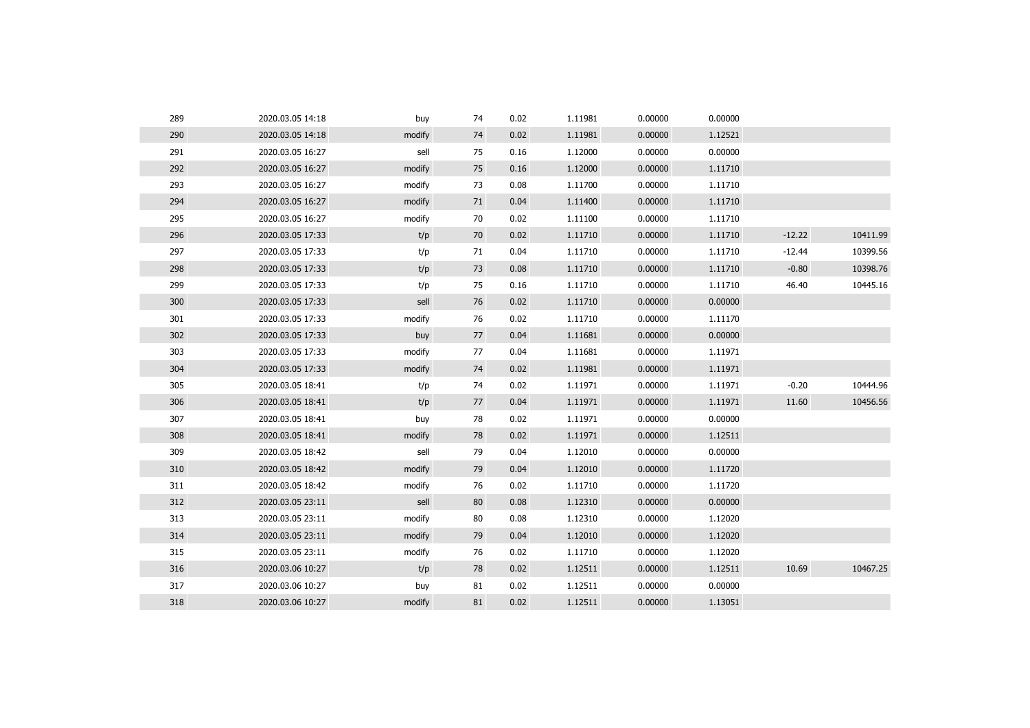| | | | | | | | | | |
|---|---|---|---|---|---|---|---|---|---|
| 289 | 2020.03.05 14:18 | buy | 74 | 0.02 | 1.11981 | 0.00000 | 0.00000 | | |
| 290 | 2020.03.05 14:18 | modify | 74 | 0.02 | 1.11981 | 0.00000 | 1.12521 | | |
| 291 | 2020.03.05 16:27 | sell | 75 | 0.16 | 1.12000 | 0.00000 | 0.00000 | | |
| 292 | 2020.03.05 16:27 | modify | 75 | 0.16 | 1.12000 | 0.00000 | 1.11710 | | |
| 293 | 2020.03.05 16:27 | modify | 73 | 0.08 | 1.11700 | 0.00000 | 1.11710 | | |
| 294 | 2020.03.05 16:27 | modify | 71 | 0.04 | 1.11400 | 0.00000 | 1.11710 | | |
| 295 | 2020.03.05 16:27 | modify | 70 | 0.02 | 1.11100 | 0.00000 | 1.11710 | | |
| 296 | 2020.03.05 17:33 | t/p | 70 | 0.02 | 1.11710 | 0.00000 | 1.11710 | -12.22 | 10411.99 |
| 297 | 2020.03.05 17:33 | t/p | 71 | 0.04 | 1.11710 | 0.00000 | 1.11710 | -12.44 | 10399.56 |
| 298 | 2020.03.05 17:33 | t/p | 73 | 0.08 | 1.11710 | 0.00000 | 1.11710 | -0.80 | 10398.76 |
| 299 | 2020.03.05 17:33 | t/p | 75 | 0.16 | 1.11710 | 0.00000 | 1.11710 | 46.40 | 10445.16 |
| 300 | 2020.03.05 17:33 | sell | 76 | 0.02 | 1.11710 | 0.00000 | 0.00000 | | |
| 301 | 2020.03.05 17:33 | modify | 76 | 0.02 | 1.11710 | 0.00000 | 1.11170 | | |
| 302 | 2020.03.05 17:33 | buy | 77 | 0.04 | 1.11681 | 0.00000 | 0.00000 | | |
| 303 | 2020.03.05 17:33 | modify | 77 | 0.04 | 1.11681 | 0.00000 | 1.11971 | | |
| 304 | 2020.03.05 17:33 | modify | 74 | 0.02 | 1.11981 | 0.00000 | 1.11971 | | |
| 305 | 2020.03.05 18:41 | t/p | 74 | 0.02 | 1.11971 | 0.00000 | 1.11971 | -0.20 | 10444.96 |
| 306 | 2020.03.05 18:41 | t/p | 77 | 0.04 | 1.11971 | 0.00000 | 1.11971 | 11.60 | 10456.56 |
| 307 | 2020.03.05 18:41 | buy | 78 | 0.02 | 1.11971 | 0.00000 | 0.00000 | | |
| 308 | 2020.03.05 18:41 | modify | 78 | 0.02 | 1.11971 | 0.00000 | 1.12511 | | |
| 309 | 2020.03.05 18:42 | sell | 79 | 0.04 | 1.12010 | 0.00000 | 0.00000 | | |
| 310 | 2020.03.05 18:42 | modify | 79 | 0.04 | 1.12010 | 0.00000 | 1.11720 | | |
| 311 | 2020.03.05 18:42 | modify | 76 | 0.02 | 1.11710 | 0.00000 | 1.11720 | | |
| 312 | 2020.03.05 23:11 | sell | 80 | 0.08 | 1.12310 | 0.00000 | 0.00000 | | |
| 313 | 2020.03.05 23:11 | modify | 80 | 0.08 | 1.12310 | 0.00000 | 1.12020 | | |
| 314 | 2020.03.05 23:11 | modify | 79 | 0.04 | 1.12010 | 0.00000 | 1.12020 | | |
| 315 | 2020.03.05 23:11 | modify | 76 | 0.02 | 1.11710 | 0.00000 | 1.12020 | | |
| 316 | 2020.03.06 10:27 | t/p | 78 | 0.02 | 1.12511 | 0.00000 | 1.12511 | 10.69 | 10467.25 |
| 317 | 2020.03.06 10:27 | buy | 81 | 0.02 | 1.12511 | 0.00000 | 0.00000 | | |
| 318 | 2020.03.06 10:27 | modify | 81 | 0.02 | 1.12511 | 0.00000 | 1.13051 | | |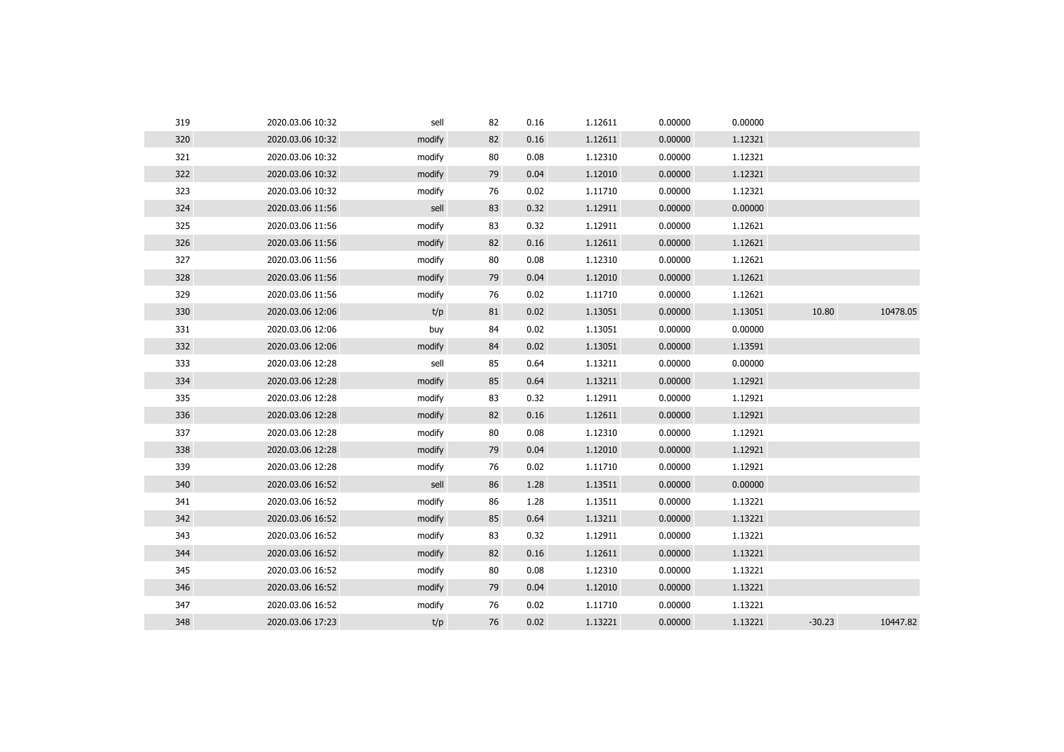| | | | | | | | | | |
|---|---|---|---|---|---|---|---|---|---|
| 319 | 2020.03.06 10:32 | sell | 82 | 0.16 | 1.12611 | 0.00000 | 0.00000 | | |
| 320 | 2020.03.06 10:32 | modify | 82 | 0.16 | 1.12611 | 0.00000 | 1.12321 | | |
| 321 | 2020.03.06 10:32 | modify | 80 | 0.08 | 1.12310 | 0.00000 | 1.12321 | | |
| 322 | 2020.03.06 10:32 | modify | 79 | 0.04 | 1.12010 | 0.00000 | 1.12321 | | |
| 323 | 2020.03.06 10:32 | modify | 76 | 0.02 | 1.11710 | 0.00000 | 1.12321 | | |
| 324 | 2020.03.06 11:56 | sell | 83 | 0.32 | 1.12911 | 0.00000 | 0.00000 | | |
| 325 | 2020.03.06 11:56 | modify | 83 | 0.32 | 1.12911 | 0.00000 | 1.12621 | | |
| 326 | 2020.03.06 11:56 | modify | 82 | 0.16 | 1.12611 | 0.00000 | 1.12621 | | |
| 327 | 2020.03.06 11:56 | modify | 80 | 0.08 | 1.12310 | 0.00000 | 1.12621 | | |
| 328 | 2020.03.06 11:56 | modify | 79 | 0.04 | 1.12010 | 0.00000 | 1.12621 | | |
| 329 | 2020.03.06 11:56 | modify | 76 | 0.02 | 1.11710 | 0.00000 | 1.12621 | | |
| 330 | 2020.03.06 12:06 | t/p | 81 | 0.02 | 1.13051 | 0.00000 | 1.13051 | 10.80 | 10478.05 |
| 331 | 2020.03.06 12:06 | buy | 84 | 0.02 | 1.13051 | 0.00000 | 0.00000 | | |
| 332 | 2020.03.06 12:06 | modify | 84 | 0.02 | 1.13051 | 0.00000 | 1.13591 | | |
| 333 | 2020.03.06 12:28 | sell | 85 | 0.64 | 1.13211 | 0.00000 | 0.00000 | | |
| 334 | 2020.03.06 12:28 | modify | 85 | 0.64 | 1.13211 | 0.00000 | 1.12921 | | |
| 335 | 2020.03.06 12:28 | modify | 83 | 0.32 | 1.12911 | 0.00000 | 1.12921 | | |
| 336 | 2020.03.06 12:28 | modify | 82 | 0.16 | 1.12611 | 0.00000 | 1.12921 | | |
| 337 | 2020.03.06 12:28 | modify | 80 | 0.08 | 1.12310 | 0.00000 | 1.12921 | | |
| 338 | 2020.03.06 12:28 | modify | 79 | 0.04 | 1.12010 | 0.00000 | 1.12921 | | |
| 339 | 2020.03.06 12:28 | modify | 76 | 0.02 | 1.11710 | 0.00000 | 1.12921 | | |
| 340 | 2020.03.06 16:52 | sell | 86 | 1.28 | 1.13511 | 0.00000 | 0.00000 | | |
| 341 | 2020.03.06 16:52 | modify | 86 | 1.28 | 1.13511 | 0.00000 | 1.13221 | | |
| 342 | 2020.03.06 16:52 | modify | 85 | 0.64 | 1.13211 | 0.00000 | 1.13221 | | |
| 343 | 2020.03.06 16:52 | modify | 83 | 0.32 | 1.12911 | 0.00000 | 1.13221 | | |
| 344 | 2020.03.06 16:52 | modify | 82 | 0.16 | 1.12611 | 0.00000 | 1.13221 | | |
| 345 | 2020.03.06 16:52 | modify | 80 | 0.08 | 1.12310 | 0.00000 | 1.13221 | | |
| 346 | 2020.03.06 16:52 | modify | 79 | 0.04 | 1.12010 | 0.00000 | 1.13221 | | |
| 347 | 2020.03.06 16:52 | modify | 76 | 0.02 | 1.11710 | 0.00000 | 1.13221 | | |
| 348 | 2020.03.06 17:23 | t/p | 76 | 0.02 | 1.13221 | 0.00000 | 1.13221 | -30.23 | 10447.82 |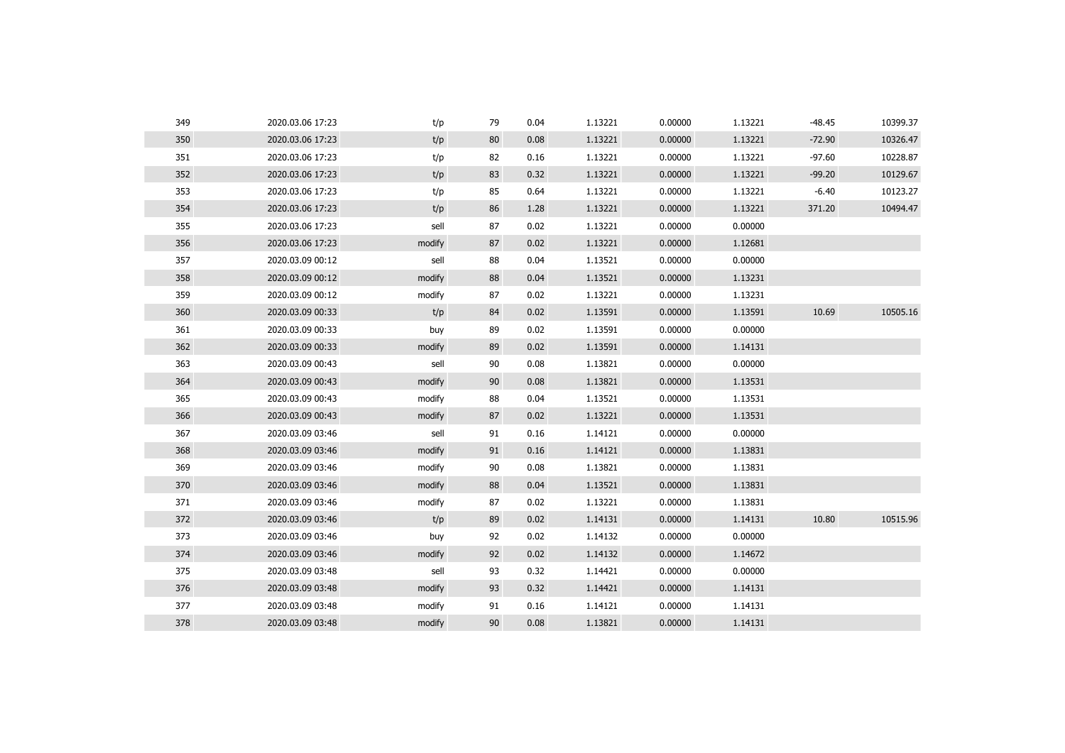| | | | | | | | | | |
|---|---|---|---|---|---|---|---|---|---|
| 349 | 2020.03.06 17:23 | t/p | 79 | 0.04 | 1.13221 | 0.00000 | 1.13221 | -48.45 | 10399.37 |
| 350 | 2020.03.06 17:23 | t/p | 80 | 0.08 | 1.13221 | 0.00000 | 1.13221 | -72.90 | 10326.47 |
| 351 | 2020.03.06 17:23 | t/p | 82 | 0.16 | 1.13221 | 0.00000 | 1.13221 | -97.60 | 10228.87 |
| 352 | 2020.03.06 17:23 | t/p | 83 | 0.32 | 1.13221 | 0.00000 | 1.13221 | -99.20 | 10129.67 |
| 353 | 2020.03.06 17:23 | t/p | 85 | 0.64 | 1.13221 | 0.00000 | 1.13221 | -6.40 | 10123.27 |
| 354 | 2020.03.06 17:23 | t/p | 86 | 1.28 | 1.13221 | 0.00000 | 1.13221 | 371.20 | 10494.47 |
| 355 | 2020.03.06 17:23 | sell | 87 | 0.02 | 1.13221 | 0.00000 | 0.00000 | | |
| 356 | 2020.03.06 17:23 | modify | 87 | 0.02 | 1.13221 | 0.00000 | 1.12681 | | |
| 357 | 2020.03.09 00:12 | sell | 88 | 0.04 | 1.13521 | 0.00000 | 0.00000 | | |
| 358 | 2020.03.09 00:12 | modify | 88 | 0.04 | 1.13521 | 0.00000 | 1.13231 | | |
| 359 | 2020.03.09 00:12 | modify | 87 | 0.02 | 1.13221 | 0.00000 | 1.13231 | | |
| 360 | 2020.03.09 00:33 | t/p | 84 | 0.02 | 1.13591 | 0.00000 | 1.13591 | 10.69 | 10505.16 |
| 361 | 2020.03.09 00:33 | buy | 89 | 0.02 | 1.13591 | 0.00000 | 0.00000 | | |
| 362 | 2020.03.09 00:33 | modify | 89 | 0.02 | 1.13591 | 0.00000 | 1.14131 | | |
| 363 | 2020.03.09 00:43 | sell | 90 | 0.08 | 1.13821 | 0.00000 | 0.00000 | | |
| 364 | 2020.03.09 00:43 | modify | 90 | 0.08 | 1.13821 | 0.00000 | 1.13531 | | |
| 365 | 2020.03.09 00:43 | modify | 88 | 0.04 | 1.13521 | 0.00000 | 1.13531 | | |
| 366 | 2020.03.09 00:43 | modify | 87 | 0.02 | 1.13221 | 0.00000 | 1.13531 | | |
| 367 | 2020.03.09 03:46 | sell | 91 | 0.16 | 1.14121 | 0.00000 | 0.00000 | | |
| 368 | 2020.03.09 03:46 | modify | 91 | 0.16 | 1.14121 | 0.00000 | 1.13831 | | |
| 369 | 2020.03.09 03:46 | modify | 90 | 0.08 | 1.13821 | 0.00000 | 1.13831 | | |
| 370 | 2020.03.09 03:46 | modify | 88 | 0.04 | 1.13521 | 0.00000 | 1.13831 | | |
| 371 | 2020.03.09 03:46 | modify | 87 | 0.02 | 1.13221 | 0.00000 | 1.13831 | | |
| 372 | 2020.03.09 03:46 | t/p | 89 | 0.02 | 1.14131 | 0.00000 | 1.14131 | 10.80 | 10515.96 |
| 373 | 2020.03.09 03:46 | buy | 92 | 0.02 | 1.14132 | 0.00000 | 0.00000 | | |
| 374 | 2020.03.09 03:46 | modify | 92 | 0.02 | 1.14132 | 0.00000 | 1.14672 | | |
| 375 | 2020.03.09 03:48 | sell | 93 | 0.32 | 1.14421 | 0.00000 | 0.00000 | | |
| 376 | 2020.03.09 03:48 | modify | 93 | 0.32 | 1.14421 | 0.00000 | 1.14131 | | |
| 377 | 2020.03.09 03:48 | modify | 91 | 0.16 | 1.14121 | 0.00000 | 1.14131 | | |
| 378 | 2020.03.09 03:48 | modify | 90 | 0.08 | 1.13821 | 0.00000 | 1.14131 | | |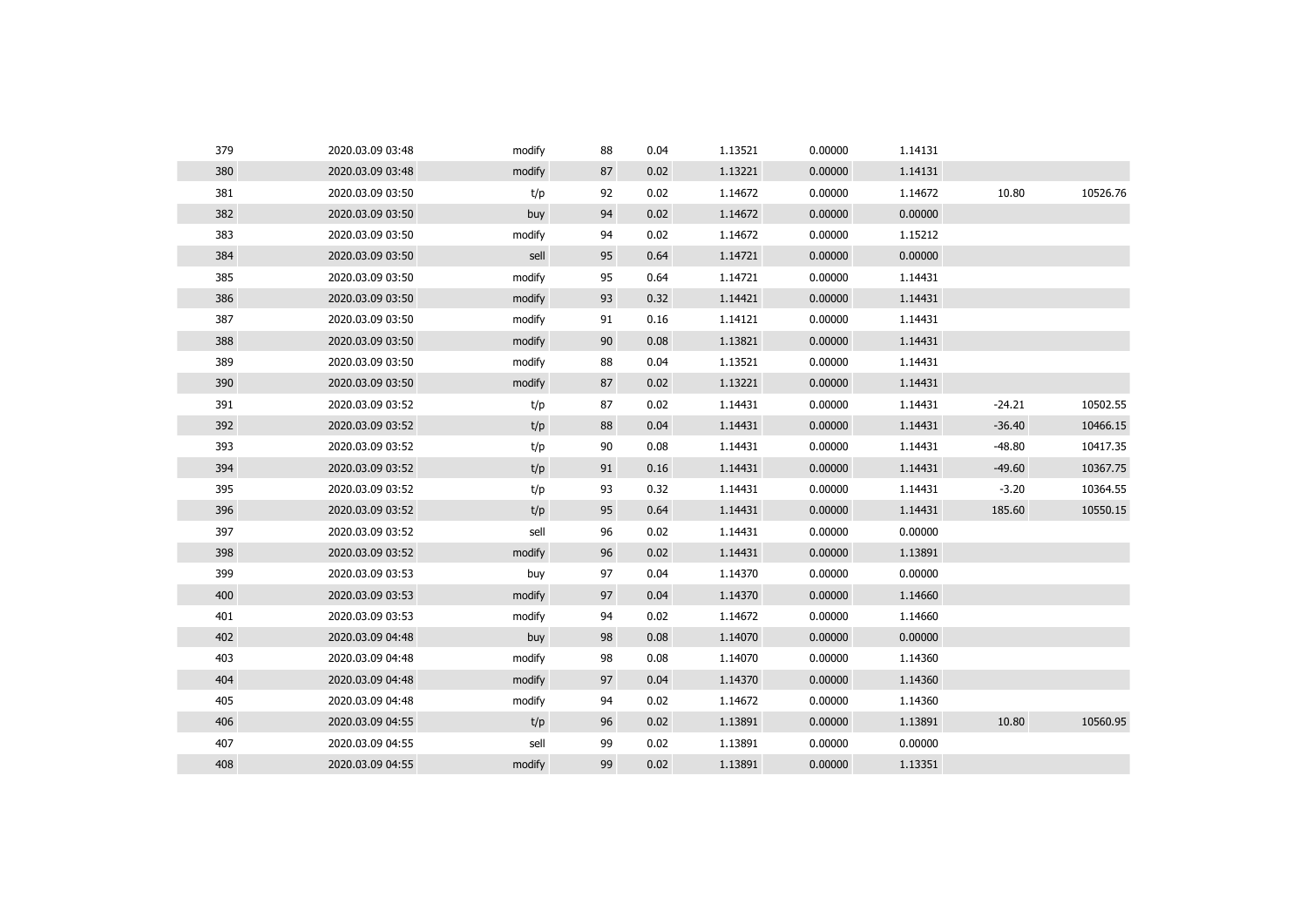| | | | | | | | | | |
|---|---|---|---|---|---|---|---|---|---|
| 379 | 2020.03.09 03:48 | modify | 88 | 0.04 | 1.13521 | 0.00000 | 1.14131 | | |
| 380 | 2020.03.09 03:48 | modify | 87 | 0.02 | 1.13221 | 0.00000 | 1.14131 | | |
| 381 | 2020.03.09 03:50 | t/p | 92 | 0.02 | 1.14672 | 0.00000 | 1.14672 | 10.80 | 10526.76 |
| 382 | 2020.03.09 03:50 | buy | 94 | 0.02 | 1.14672 | 0.00000 | 0.00000 | | |
| 383 | 2020.03.09 03:50 | modify | 94 | 0.02 | 1.14672 | 0.00000 | 1.15212 | | |
| 384 | 2020.03.09 03:50 | sell | 95 | 0.64 | 1.14721 | 0.00000 | 0.00000 | | |
| 385 | 2020.03.09 03:50 | modify | 95 | 0.64 | 1.14721 | 0.00000 | 1.14431 | | |
| 386 | 2020.03.09 03:50 | modify | 93 | 0.32 | 1.14421 | 0.00000 | 1.14431 | | |
| 387 | 2020.03.09 03:50 | modify | 91 | 0.16 | 1.14121 | 0.00000 | 1.14431 | | |
| 388 | 2020.03.09 03:50 | modify | 90 | 0.08 | 1.13821 | 0.00000 | 1.14431 | | |
| 389 | 2020.03.09 03:50 | modify | 88 | 0.04 | 1.13521 | 0.00000 | 1.14431 | | |
| 390 | 2020.03.09 03:50 | modify | 87 | 0.02 | 1.13221 | 0.00000 | 1.14431 | | |
| 391 | 2020.03.09 03:52 | t/p | 87 | 0.02 | 1.14431 | 0.00000 | 1.14431 | -24.21 | 10502.55 |
| 392 | 2020.03.09 03:52 | t/p | 88 | 0.04 | 1.14431 | 0.00000 | 1.14431 | -36.40 | 10466.15 |
| 393 | 2020.03.09 03:52 | t/p | 90 | 0.08 | 1.14431 | 0.00000 | 1.14431 | -48.80 | 10417.35 |
| 394 | 2020.03.09 03:52 | t/p | 91 | 0.16 | 1.14431 | 0.00000 | 1.14431 | -49.60 | 10367.75 |
| 395 | 2020.03.09 03:52 | t/p | 93 | 0.32 | 1.14431 | 0.00000 | 1.14431 | -3.20 | 10364.55 |
| 396 | 2020.03.09 03:52 | t/p | 95 | 0.64 | 1.14431 | 0.00000 | 1.14431 | 185.60 | 10550.15 |
| 397 | 2020.03.09 03:52 | sell | 96 | 0.02 | 1.14431 | 0.00000 | 0.00000 | | |
| 398 | 2020.03.09 03:52 | modify | 96 | 0.02 | 1.14431 | 0.00000 | 1.13891 | | |
| 399 | 2020.03.09 03:53 | buy | 97 | 0.04 | 1.14370 | 0.00000 | 0.00000 | | |
| 400 | 2020.03.09 03:53 | modify | 97 | 0.04 | 1.14370 | 0.00000 | 1.14660 | | |
| 401 | 2020.03.09 03:53 | modify | 94 | 0.02 | 1.14672 | 0.00000 | 1.14660 | | |
| 402 | 2020.03.09 04:48 | buy | 98 | 0.08 | 1.14070 | 0.00000 | 0.00000 | | |
| 403 | 2020.03.09 04:48 | modify | 98 | 0.08 | 1.14070 | 0.00000 | 1.14360 | | |
| 404 | 2020.03.09 04:48 | modify | 97 | 0.04 | 1.14370 | 0.00000 | 1.14360 | | |
| 405 | 2020.03.09 04:48 | modify | 94 | 0.02 | 1.14672 | 0.00000 | 1.14360 | | |
| 406 | 2020.03.09 04:55 | t/p | 96 | 0.02 | 1.13891 | 0.00000 | 1.13891 | 10.80 | 10560.95 |
| 407 | 2020.03.09 04:55 | sell | 99 | 0.02 | 1.13891 | 0.00000 | 0.00000 | | |
| 408 | 2020.03.09 04:55 | modify | 99 | 0.02 | 1.13891 | 0.00000 | 1.13351 | | |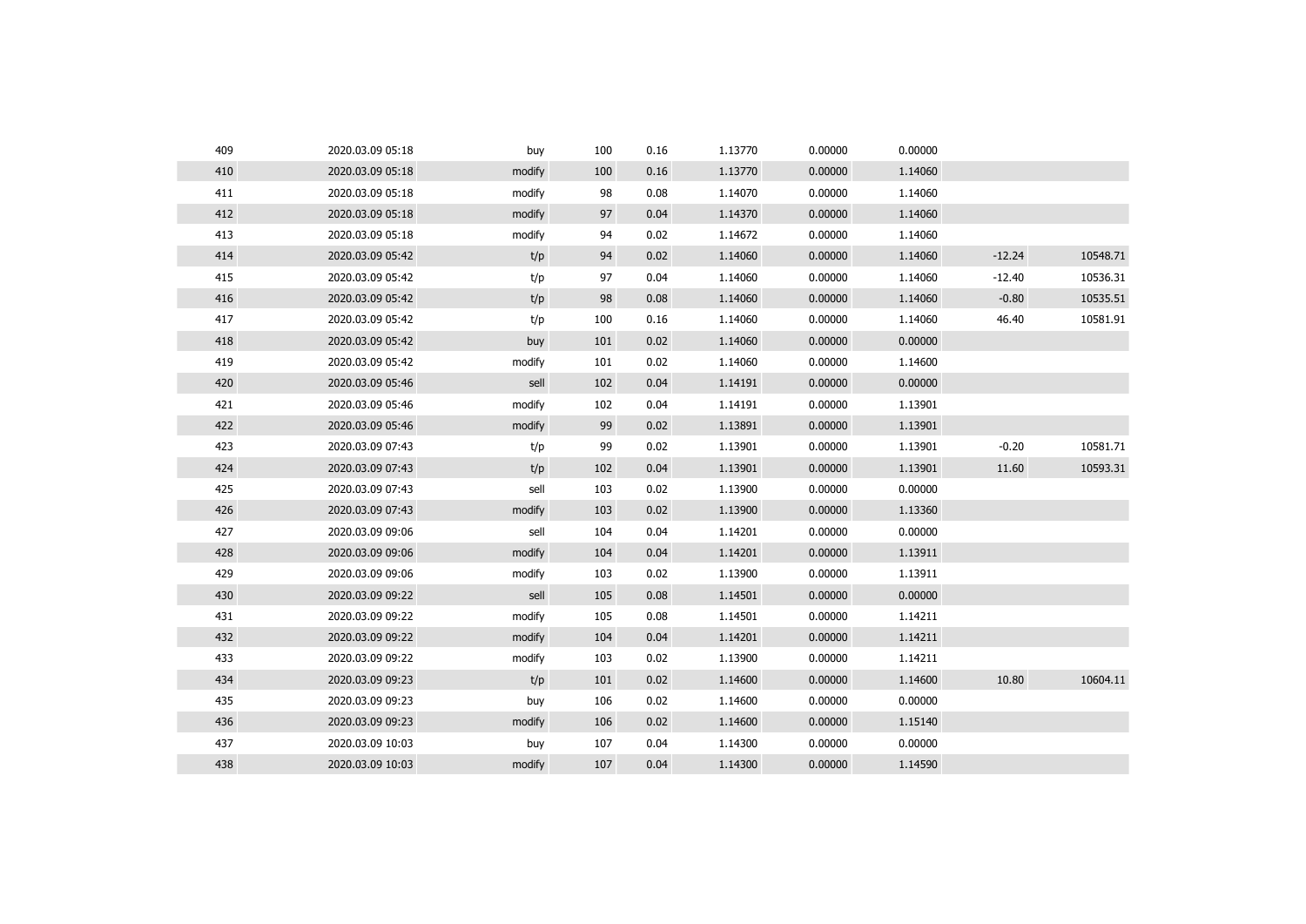| | | | | | | | | | |
|---|---|---|---|---|---|---|---|---|---|
| 409 | 2020.03.09 05:18 | buy | 100 | 0.16 | 1.13770 | 0.00000 | 0.00000 | | |
| 410 | 2020.03.09 05:18 | modify | 100 | 0.16 | 1.13770 | 0.00000 | 1.14060 | | |
| 411 | 2020.03.09 05:18 | modify | 98 | 0.08 | 1.14070 | 0.00000 | 1.14060 | | |
| 412 | 2020.03.09 05:18 | modify | 97 | 0.04 | 1.14370 | 0.00000 | 1.14060 | | |
| 413 | 2020.03.09 05:18 | modify | 94 | 0.02 | 1.14672 | 0.00000 | 1.14060 | | |
| 414 | 2020.03.09 05:42 | t/p | 94 | 0.02 | 1.14060 | 0.00000 | 1.14060 | -12.24 | 10548.71 |
| 415 | 2020.03.09 05:42 | t/p | 97 | 0.04 | 1.14060 | 0.00000 | 1.14060 | -12.40 | 10536.31 |
| 416 | 2020.03.09 05:42 | t/p | 98 | 0.08 | 1.14060 | 0.00000 | 1.14060 | -0.80 | 10535.51 |
| 417 | 2020.03.09 05:42 | t/p | 100 | 0.16 | 1.14060 | 0.00000 | 1.14060 | 46.40 | 10581.91 |
| 418 | 2020.03.09 05:42 | buy | 101 | 0.02 | 1.14060 | 0.00000 | 0.00000 | | |
| 419 | 2020.03.09 05:42 | modify | 101 | 0.02 | 1.14060 | 0.00000 | 1.14600 | | |
| 420 | 2020.03.09 05:46 | sell | 102 | 0.04 | 1.14191 | 0.00000 | 0.00000 | | |
| 421 | 2020.03.09 05:46 | modify | 102 | 0.04 | 1.14191 | 0.00000 | 1.13901 | | |
| 422 | 2020.03.09 05:46 | modify | 99 | 0.02 | 1.13891 | 0.00000 | 1.13901 | | |
| 423 | 2020.03.09 07:43 | t/p | 99 | 0.02 | 1.13901 | 0.00000 | 1.13901 | -0.20 | 10581.71 |
| 424 | 2020.03.09 07:43 | t/p | 102 | 0.04 | 1.13901 | 0.00000 | 1.13901 | 11.60 | 10593.31 |
| 425 | 2020.03.09 07:43 | sell | 103 | 0.02 | 1.13900 | 0.00000 | 0.00000 | | |
| 426 | 2020.03.09 07:43 | modify | 103 | 0.02 | 1.13900 | 0.00000 | 1.13360 | | |
| 427 | 2020.03.09 09:06 | sell | 104 | 0.04 | 1.14201 | 0.00000 | 0.00000 | | |
| 428 | 2020.03.09 09:06 | modify | 104 | 0.04 | 1.14201 | 0.00000 | 1.13911 | | |
| 429 | 2020.03.09 09:06 | modify | 103 | 0.02 | 1.13900 | 0.00000 | 1.13911 | | |
| 430 | 2020.03.09 09:22 | sell | 105 | 0.08 | 1.14501 | 0.00000 | 0.00000 | | |
| 431 | 2020.03.09 09:22 | modify | 105 | 0.08 | 1.14501 | 0.00000 | 1.14211 | | |
| 432 | 2020.03.09 09:22 | modify | 104 | 0.04 | 1.14201 | 0.00000 | 1.14211 | | |
| 433 | 2020.03.09 09:22 | modify | 103 | 0.02 | 1.13900 | 0.00000 | 1.14211 | | |
| 434 | 2020.03.09 09:23 | t/p | 101 | 0.02 | 1.14600 | 0.00000 | 1.14600 | 10.80 | 10604.11 |
| 435 | 2020.03.09 09:23 | buy | 106 | 0.02 | 1.14600 | 0.00000 | 0.00000 | | |
| 436 | 2020.03.09 09:23 | modify | 106 | 0.02 | 1.14600 | 0.00000 | 1.15140 | | |
| 437 | 2020.03.09 10:03 | buy | 107 | 0.04 | 1.14300 | 0.00000 | 0.00000 | | |
| 438 | 2020.03.09 10:03 | modify | 107 | 0.04 | 1.14300 | 0.00000 | 1.14590 | | |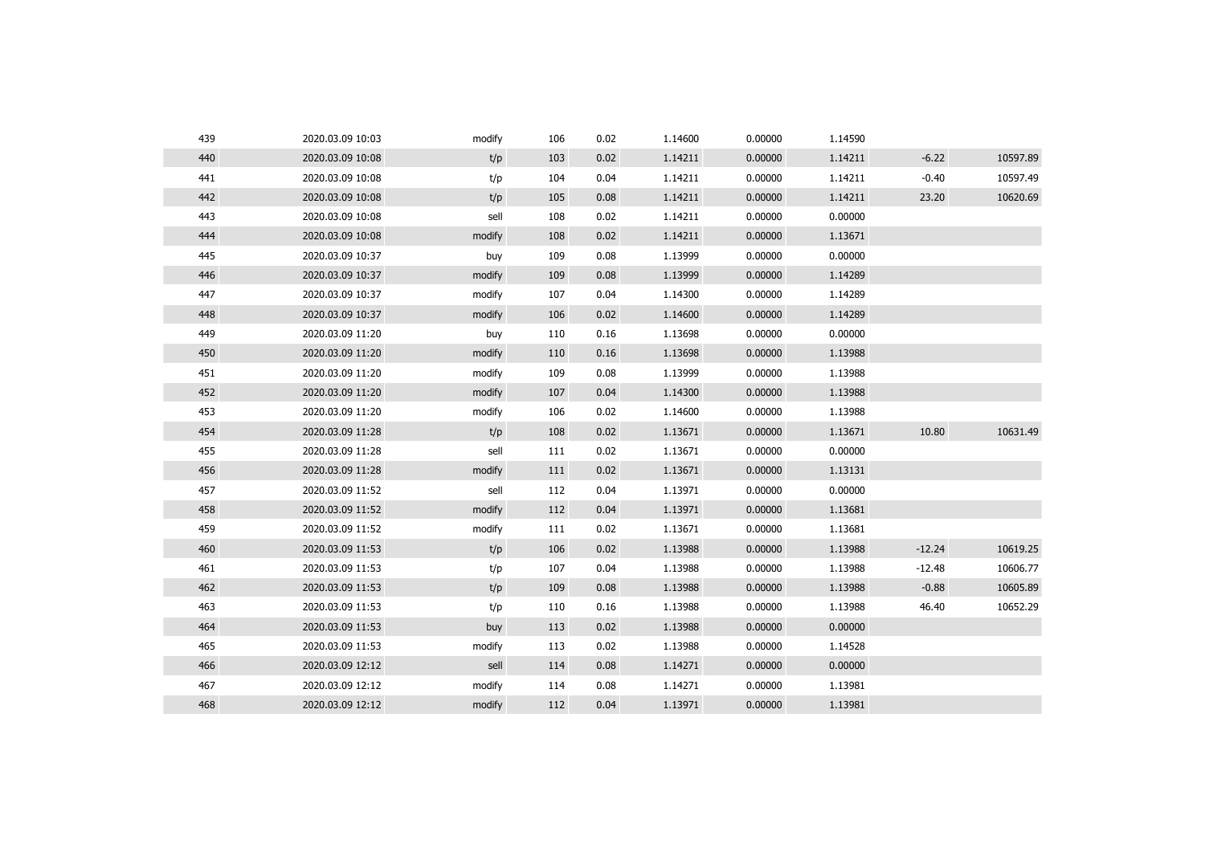| 439 | 2020.03.09 10:03 | modify | 106 | 0.02 | 1.14600 | 0.00000 | 1.14590 | | |
|---|---|---|---|---|---|---|---|---|---|
| 440 | 2020.03.09 10:08 | t/p | 103 | 0.02 | 1.14211 | 0.00000 | 1.14211 | -6.22 | 10597.89 |
| 441 | 2020.03.09 10:08 | t/p | 104 | 0.04 | 1.14211 | 0.00000 | 1.14211 | -0.40 | 10597.49 |
| 442 | 2020.03.09 10:08 | t/p | 105 | 0.08 | 1.14211 | 0.00000 | 1.14211 | 23.20 | 10620.69 |
| 443 | 2020.03.09 10:08 | sell | 108 | 0.02 | 1.14211 | 0.00000 | 0.00000 | | |
| 444 | 2020.03.09 10:08 | modify | 108 | 0.02 | 1.14211 | 0.00000 | 1.13671 | | |
| 445 | 2020.03.09 10:37 | buy | 109 | 0.08 | 1.13999 | 0.00000 | 0.00000 | | |
| 446 | 2020.03.09 10:37 | modify | 109 | 0.08 | 1.13999 | 0.00000 | 1.14289 | | |
| 447 | 2020.03.09 10:37 | modify | 107 | 0.04 | 1.14300 | 0.00000 | 1.14289 | | |
| 448 | 2020.03.09 10:37 | modify | 106 | 0.02 | 1.14600 | 0.00000 | 1.14289 | | |
| 449 | 2020.03.09 11:20 | buy | 110 | 0.16 | 1.13698 | 0.00000 | 0.00000 | | |
| 450 | 2020.03.09 11:20 | modify | 110 | 0.16 | 1.13698 | 0.00000 | 1.13988 | | |
| 451 | 2020.03.09 11:20 | modify | 109 | 0.08 | 1.13999 | 0.00000 | 1.13988 | | |
| 452 | 2020.03.09 11:20 | modify | 107 | 0.04 | 1.14300 | 0.00000 | 1.13988 | | |
| 453 | 2020.03.09 11:20 | modify | 106 | 0.02 | 1.14600 | 0.00000 | 1.13988 | | |
| 454 | 2020.03.09 11:28 | t/p | 108 | 0.02 | 1.13671 | 0.00000 | 1.13671 | 10.80 | 10631.49 |
| 455 | 2020.03.09 11:28 | sell | 111 | 0.02 | 1.13671 | 0.00000 | 0.00000 | | |
| 456 | 2020.03.09 11:28 | modify | 111 | 0.02 | 1.13671 | 0.00000 | 1.13131 | | |
| 457 | 2020.03.09 11:52 | sell | 112 | 0.04 | 1.13971 | 0.00000 | 0.00000 | | |
| 458 | 2020.03.09 11:52 | modify | 112 | 0.04 | 1.13971 | 0.00000 | 1.13681 | | |
| 459 | 2020.03.09 11:52 | modify | 111 | 0.02 | 1.13671 | 0.00000 | 1.13681 | | |
| 460 | 2020.03.09 11:53 | t/p | 106 | 0.02 | 1.13988 | 0.00000 | 1.13988 | -12.24 | 10619.25 |
| 461 | 2020.03.09 11:53 | t/p | 107 | 0.04 | 1.13988 | 0.00000 | 1.13988 | -12.48 | 10606.77 |
| 462 | 2020.03.09 11:53 | t/p | 109 | 0.08 | 1.13988 | 0.00000 | 1.13988 | -0.88 | 10605.89 |
| 463 | 2020.03.09 11:53 | t/p | 110 | 0.16 | 1.13988 | 0.00000 | 1.13988 | 46.40 | 10652.29 |
| 464 | 2020.03.09 11:53 | buy | 113 | 0.02 | 1.13988 | 0.00000 | 0.00000 | | |
| 465 | 2020.03.09 11:53 | modify | 113 | 0.02 | 1.13988 | 0.00000 | 1.14528 | | |
| 466 | 2020.03.09 12:12 | sell | 114 | 0.08 | 1.14271 | 0.00000 | 0.00000 | | |
| 467 | 2020.03.09 12:12 | modify | 114 | 0.08 | 1.14271 | 0.00000 | 1.13981 | | |
| 468 | 2020.03.09 12:12 | modify | 112 | 0.04 | 1.13971 | 0.00000 | 1.13981 | | |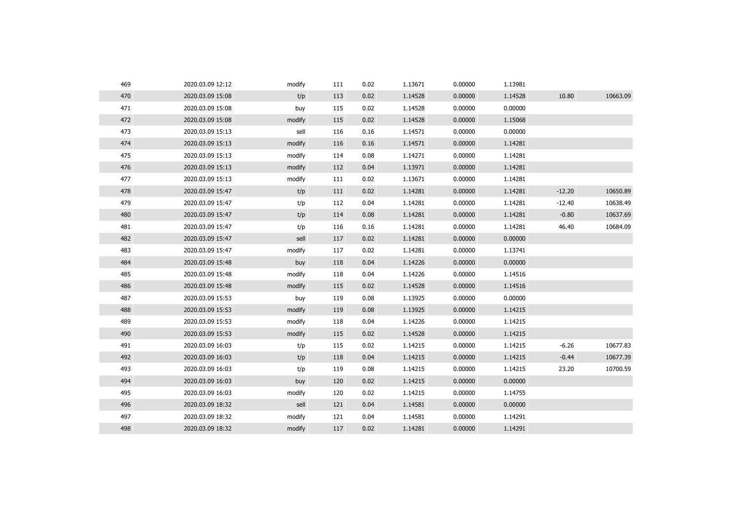| | | | | | | | | | |
|---|---|---|---|---|---|---|---|---|---|
| 469 | 2020.03.09 12:12 | modify | 111 | 0.02 | 1.13671 | 0.00000 | 1.13981 | | |
| 470 | 2020.03.09 15:08 | t/p | 113 | 0.02 | 1.14528 | 0.00000 | 1.14528 | 10.80 | 10663.09 |
| 471 | 2020.03.09 15:08 | buy | 115 | 0.02 | 1.14528 | 0.00000 | 0.00000 | | |
| 472 | 2020.03.09 15:08 | modify | 115 | 0.02 | 1.14528 | 0.00000 | 1.15068 | | |
| 473 | 2020.03.09 15:13 | sell | 116 | 0.16 | 1.14571 | 0.00000 | 0.00000 | | |
| 474 | 2020.03.09 15:13 | modify | 116 | 0.16 | 1.14571 | 0.00000 | 1.14281 | | |
| 475 | 2020.03.09 15:13 | modify | 114 | 0.08 | 1.14271 | 0.00000 | 1.14281 | | |
| 476 | 2020.03.09 15:13 | modify | 112 | 0.04 | 1.13971 | 0.00000 | 1.14281 | | |
| 477 | 2020.03.09 15:13 | modify | 111 | 0.02 | 1.13671 | 0.00000 | 1.14281 | | |
| 478 | 2020.03.09 15:47 | t/p | 111 | 0.02 | 1.14281 | 0.00000 | 1.14281 | -12.20 | 10650.89 |
| 479 | 2020.03.09 15:47 | t/p | 112 | 0.04 | 1.14281 | 0.00000 | 1.14281 | -12.40 | 10638.49 |
| 480 | 2020.03.09 15:47 | t/p | 114 | 0.08 | 1.14281 | 0.00000 | 1.14281 | -0.80 | 10637.69 |
| 481 | 2020.03.09 15:47 | t/p | 116 | 0.16 | 1.14281 | 0.00000 | 1.14281 | 46.40 | 10684.09 |
| 482 | 2020.03.09 15:47 | sell | 117 | 0.02 | 1.14281 | 0.00000 | 0.00000 | | |
| 483 | 2020.03.09 15:47 | modify | 117 | 0.02 | 1.14281 | 0.00000 | 1.13741 | | |
| 484 | 2020.03.09 15:48 | buy | 118 | 0.04 | 1.14226 | 0.00000 | 0.00000 | | |
| 485 | 2020.03.09 15:48 | modify | 118 | 0.04 | 1.14226 | 0.00000 | 1.14516 | | |
| 486 | 2020.03.09 15:48 | modify | 115 | 0.02 | 1.14528 | 0.00000 | 1.14516 | | |
| 487 | 2020.03.09 15:53 | buy | 119 | 0.08 | 1.13925 | 0.00000 | 0.00000 | | |
| 488 | 2020.03.09 15:53 | modify | 119 | 0.08 | 1.13925 | 0.00000 | 1.14215 | | |
| 489 | 2020.03.09 15:53 | modify | 118 | 0.04 | 1.14226 | 0.00000 | 1.14215 | | |
| 490 | 2020.03.09 15:53 | modify | 115 | 0.02 | 1.14528 | 0.00000 | 1.14215 | | |
| 491 | 2020.03.09 16:03 | t/p | 115 | 0.02 | 1.14215 | 0.00000 | 1.14215 | -6.26 | 10677.83 |
| 492 | 2020.03.09 16:03 | t/p | 118 | 0.04 | 1.14215 | 0.00000 | 1.14215 | -0.44 | 10677.39 |
| 493 | 2020.03.09 16:03 | t/p | 119 | 0.08 | 1.14215 | 0.00000 | 1.14215 | 23.20 | 10700.59 |
| 494 | 2020.03.09 16:03 | buy | 120 | 0.02 | 1.14215 | 0.00000 | 0.00000 | | |
| 495 | 2020.03.09 16:03 | modify | 120 | 0.02 | 1.14215 | 0.00000 | 1.14755 | | |
| 496 | 2020.03.09 18:32 | sell | 121 | 0.04 | 1.14581 | 0.00000 | 0.00000 | | |
| 497 | 2020.03.09 18:32 | modify | 121 | 0.04 | 1.14581 | 0.00000 | 1.14291 | | |
| 498 | 2020.03.09 18:32 | modify | 117 | 0.02 | 1.14281 | 0.00000 | 1.14291 | | |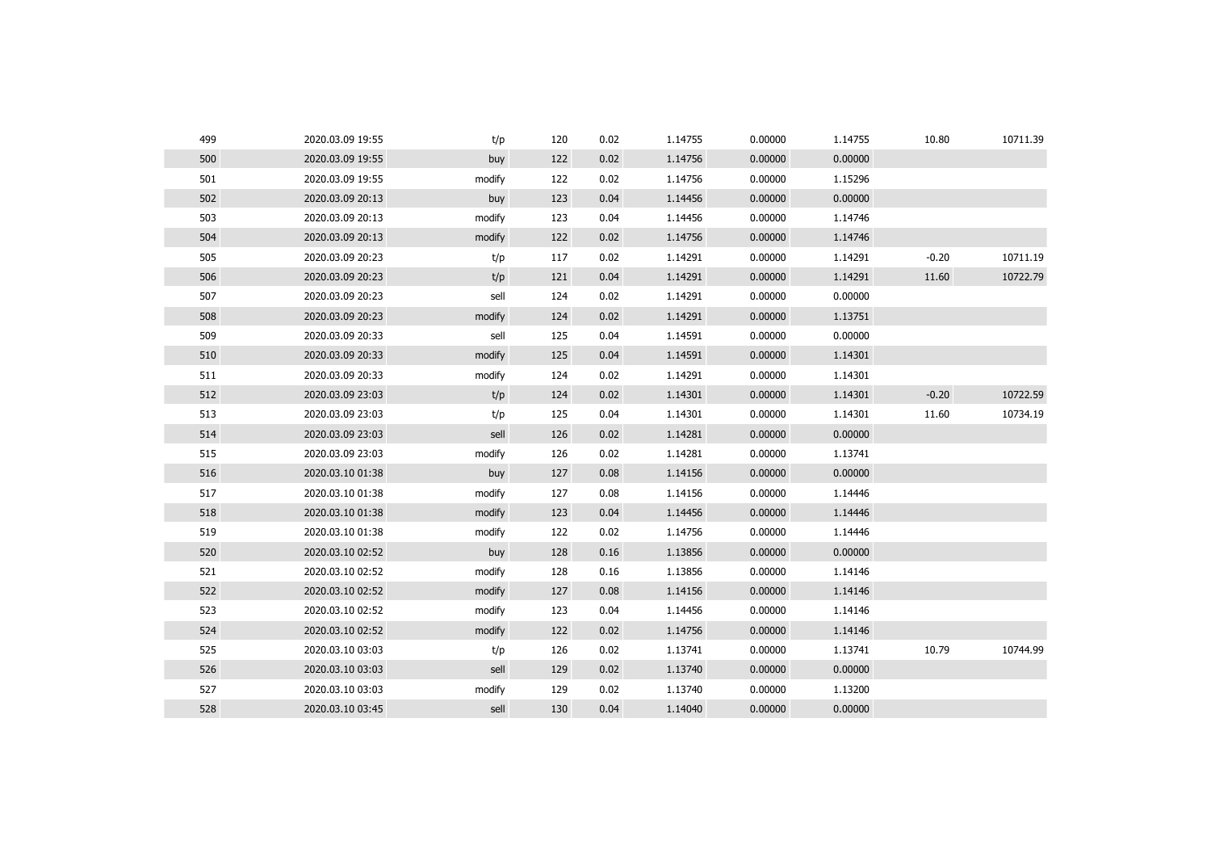| | | | | | | | | | |
|---|---|---|---|---|---|---|---|---|---|
| 499 | 2020.03.09 19:55 | t/p | 120 | 0.02 | 1.14755 | 0.00000 | 1.14755 | 10.80 | 10711.39 |
| 500 | 2020.03.09 19:55 | buy | 122 | 0.02 | 1.14756 | 0.00000 | 0.00000 | | |
| 501 | 2020.03.09 19:55 | modify | 122 | 0.02 | 1.14756 | 0.00000 | 1.15296 | | |
| 502 | 2020.03.09 20:13 | buy | 123 | 0.04 | 1.14456 | 0.00000 | 0.00000 | | |
| 503 | 2020.03.09 20:13 | modify | 123 | 0.04 | 1.14456 | 0.00000 | 1.14746 | | |
| 504 | 2020.03.09 20:13 | modify | 122 | 0.02 | 1.14756 | 0.00000 | 1.14746 | | |
| 505 | 2020.03.09 20:23 | t/p | 117 | 0.02 | 1.14291 | 0.00000 | 1.14291 | -0.20 | 10711.19 |
| 506 | 2020.03.09 20:23 | t/p | 121 | 0.04 | 1.14291 | 0.00000 | 1.14291 | 11.60 | 10722.79 |
| 507 | 2020.03.09 20:23 | sell | 124 | 0.02 | 1.14291 | 0.00000 | 0.00000 | | |
| 508 | 2020.03.09 20:23 | modify | 124 | 0.02 | 1.14291 | 0.00000 | 1.13751 | | |
| 509 | 2020.03.09 20:33 | sell | 125 | 0.04 | 1.14591 | 0.00000 | 0.00000 | | |
| 510 | 2020.03.09 20:33 | modify | 125 | 0.04 | 1.14591 | 0.00000 | 1.14301 | | |
| 511 | 2020.03.09 20:33 | modify | 124 | 0.02 | 1.14291 | 0.00000 | 1.14301 | | |
| 512 | 2020.03.09 23:03 | t/p | 124 | 0.02 | 1.14301 | 0.00000 | 1.14301 | -0.20 | 10722.59 |
| 513 | 2020.03.09 23:03 | t/p | 125 | 0.04 | 1.14301 | 0.00000 | 1.14301 | 11.60 | 10734.19 |
| 514 | 2020.03.09 23:03 | sell | 126 | 0.02 | 1.14281 | 0.00000 | 0.00000 | | |
| 515 | 2020.03.09 23:03 | modify | 126 | 0.02 | 1.14281 | 0.00000 | 1.13741 | | |
| 516 | 2020.03.10 01:38 | buy | 127 | 0.08 | 1.14156 | 0.00000 | 0.00000 | | |
| 517 | 2020.03.10 01:38 | modify | 127 | 0.08 | 1.14156 | 0.00000 | 1.14446 | | |
| 518 | 2020.03.10 01:38 | modify | 123 | 0.04 | 1.14456 | 0.00000 | 1.14446 | | |
| 519 | 2020.03.10 01:38 | modify | 122 | 0.02 | 1.14756 | 0.00000 | 1.14446 | | |
| 520 | 2020.03.10 02:52 | buy | 128 | 0.16 | 1.13856 | 0.00000 | 0.00000 | | |
| 521 | 2020.03.10 02:52 | modify | 128 | 0.16 | 1.13856 | 0.00000 | 1.14146 | | |
| 522 | 2020.03.10 02:52 | modify | 127 | 0.08 | 1.14156 | 0.00000 | 1.14146 | | |
| 523 | 2020.03.10 02:52 | modify | 123 | 0.04 | 1.14456 | 0.00000 | 1.14146 | | |
| 524 | 2020.03.10 02:52 | modify | 122 | 0.02 | 1.14756 | 0.00000 | 1.14146 | | |
| 525 | 2020.03.10 03:03 | t/p | 126 | 0.02 | 1.13741 | 0.00000 | 1.13741 | 10.79 | 10744.99 |
| 526 | 2020.03.10 03:03 | sell | 129 | 0.02 | 1.13740 | 0.00000 | 0.00000 | | |
| 527 | 2020.03.10 03:03 | modify | 129 | 0.02 | 1.13740 | 0.00000 | 1.13200 | | |
| 528 | 2020.03.10 03:45 | sell | 130 | 0.04 | 1.14040 | 0.00000 | 0.00000 | | |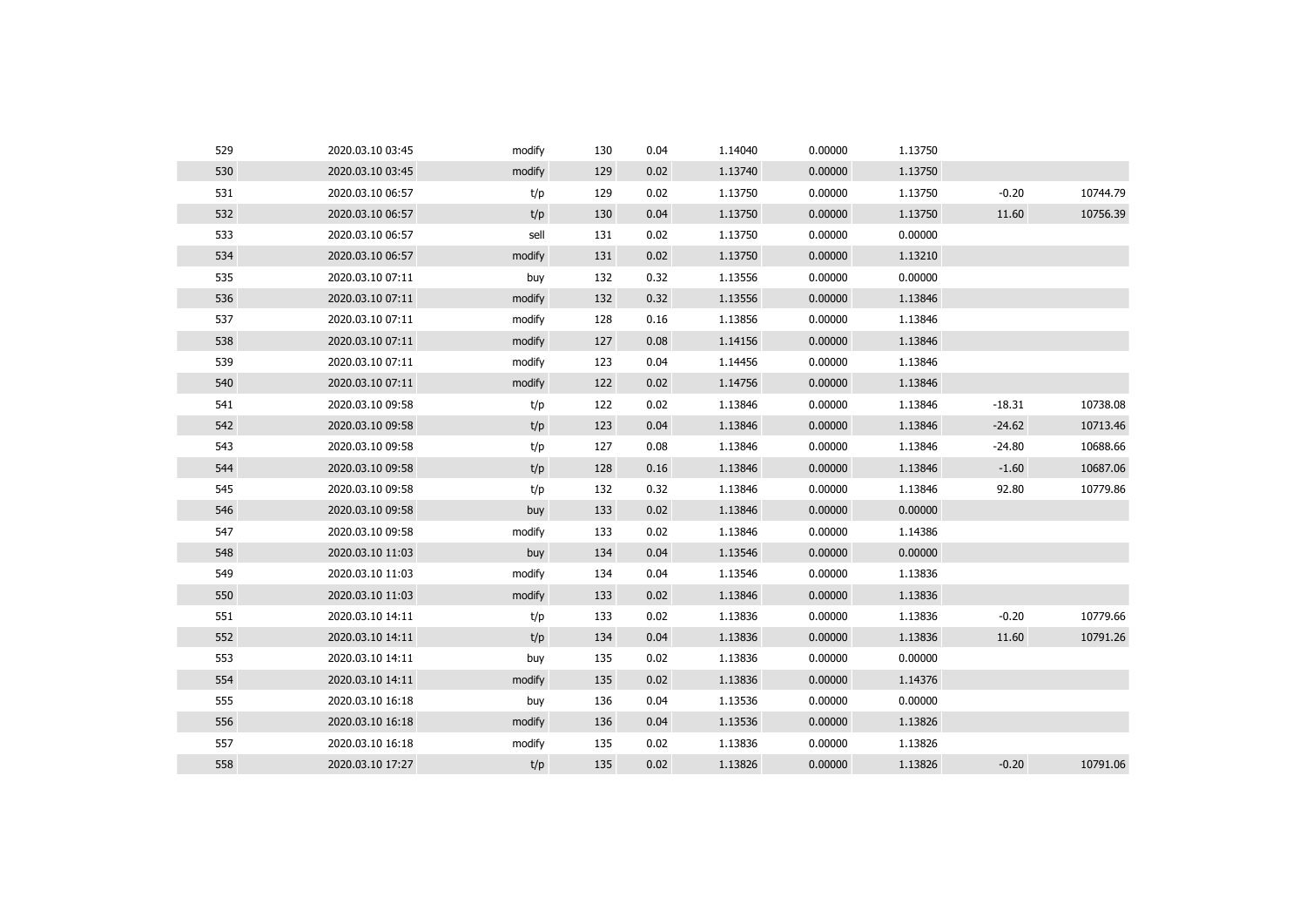| | | | | | | | | | |
|---|---|---|---|---|---|---|---|---|---|
| 529 | 2020.03.10 03:45 | modify | 130 | 0.04 | 1.14040 | 0.00000 | 1.13750 | | |
| 530 | 2020.03.10 03:45 | modify | 129 | 0.02 | 1.13740 | 0.00000 | 1.13750 | | |
| 531 | 2020.03.10 06:57 | t/p | 129 | 0.02 | 1.13750 | 0.00000 | 1.13750 | -0.20 | 10744.79 |
| 532 | 2020.03.10 06:57 | t/p | 130 | 0.04 | 1.13750 | 0.00000 | 1.13750 | 11.60 | 10756.39 |
| 533 | 2020.03.10 06:57 | sell | 131 | 0.02 | 1.13750 | 0.00000 | 0.00000 | | |
| 534 | 2020.03.10 06:57 | modify | 131 | 0.02 | 1.13750 | 0.00000 | 1.13210 | | |
| 535 | 2020.03.10 07:11 | buy | 132 | 0.32 | 1.13556 | 0.00000 | 0.00000 | | |
| 536 | 2020.03.10 07:11 | modify | 132 | 0.32 | 1.13556 | 0.00000 | 1.13846 | | |
| 537 | 2020.03.10 07:11 | modify | 128 | 0.16 | 1.13856 | 0.00000 | 1.13846 | | |
| 538 | 2020.03.10 07:11 | modify | 127 | 0.08 | 1.14156 | 0.00000 | 1.13846 | | |
| 539 | 2020.03.10 07:11 | modify | 123 | 0.04 | 1.14456 | 0.00000 | 1.13846 | | |
| 540 | 2020.03.10 07:11 | modify | 122 | 0.02 | 1.14756 | 0.00000 | 1.13846 | | |
| 541 | 2020.03.10 09:58 | t/p | 122 | 0.02 | 1.13846 | 0.00000 | 1.13846 | -18.31 | 10738.08 |
| 542 | 2020.03.10 09:58 | t/p | 123 | 0.04 | 1.13846 | 0.00000 | 1.13846 | -24.62 | 10713.46 |
| 543 | 2020.03.10 09:58 | t/p | 127 | 0.08 | 1.13846 | 0.00000 | 1.13846 | -24.80 | 10688.66 |
| 544 | 2020.03.10 09:58 | t/p | 128 | 0.16 | 1.13846 | 0.00000 | 1.13846 | -1.60 | 10687.06 |
| 545 | 2020.03.10 09:58 | t/p | 132 | 0.32 | 1.13846 | 0.00000 | 1.13846 | 92.80 | 10779.86 |
| 546 | 2020.03.10 09:58 | buy | 133 | 0.02 | 1.13846 | 0.00000 | 0.00000 | | |
| 547 | 2020.03.10 09:58 | modify | 133 | 0.02 | 1.13846 | 0.00000 | 1.14386 | | |
| 548 | 2020.03.10 11:03 | buy | 134 | 0.04 | 1.13546 | 0.00000 | 0.00000 | | |
| 549 | 2020.03.10 11:03 | modify | 134 | 0.04 | 1.13546 | 0.00000 | 1.13836 | | |
| 550 | 2020.03.10 11:03 | modify | 133 | 0.02 | 1.13846 | 0.00000 | 1.13836 | | |
| 551 | 2020.03.10 14:11 | t/p | 133 | 0.02 | 1.13836 | 0.00000 | 1.13836 | -0.20 | 10779.66 |
| 552 | 2020.03.10 14:11 | t/p | 134 | 0.04 | 1.13836 | 0.00000 | 1.13836 | 11.60 | 10791.26 |
| 553 | 2020.03.10 14:11 | buy | 135 | 0.02 | 1.13836 | 0.00000 | 0.00000 | | |
| 554 | 2020.03.10 14:11 | modify | 135 | 0.02 | 1.13836 | 0.00000 | 1.14376 | | |
| 555 | 2020.03.10 16:18 | buy | 136 | 0.04 | 1.13536 | 0.00000 | 0.00000 | | |
| 556 | 2020.03.10 16:18 | modify | 136 | 0.04 | 1.13536 | 0.00000 | 1.13826 | | |
| 557 | 2020.03.10 16:18 | modify | 135 | 0.02 | 1.13836 | 0.00000 | 1.13826 | | |
| 558 | 2020.03.10 17:27 | t/p | 135 | 0.02 | 1.13826 | 0.00000 | 1.13826 | -0.20 | 10791.06 |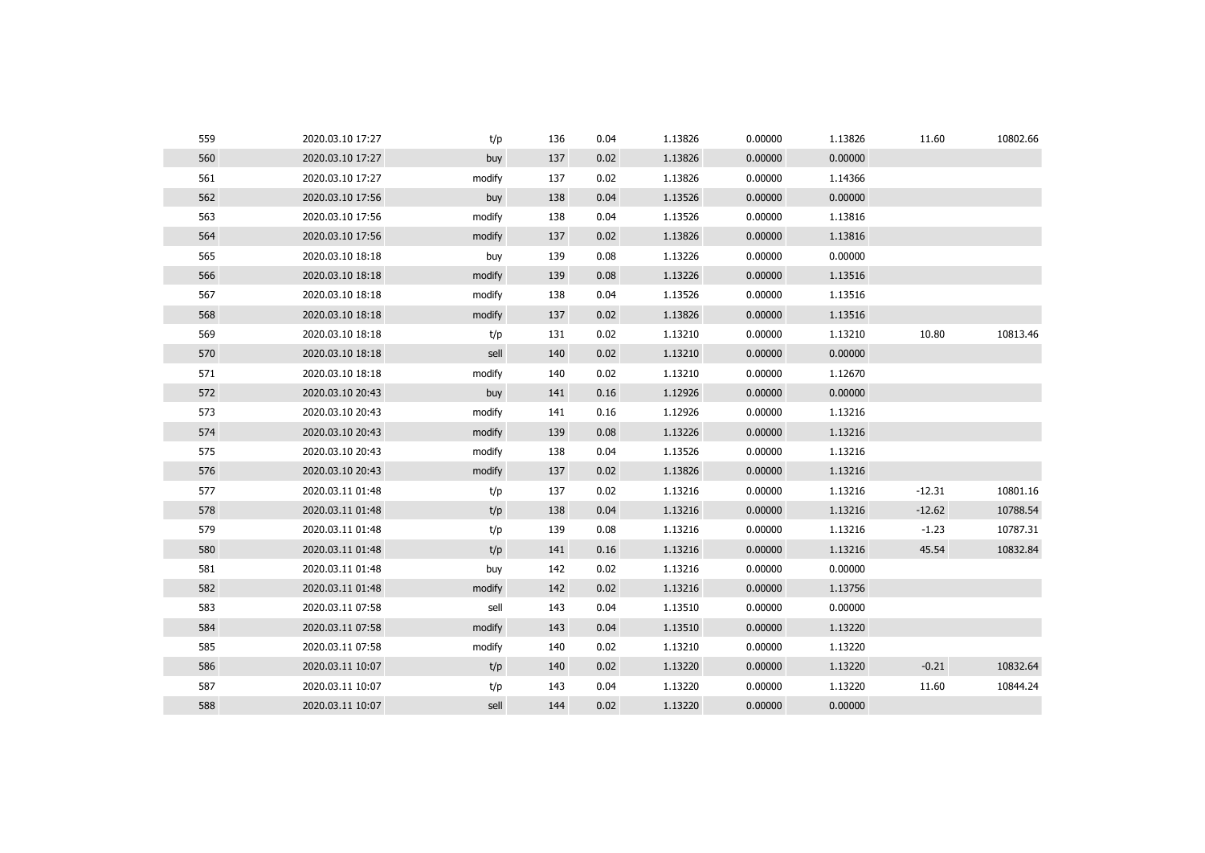| | | | | | | | | | |
|---|---|---|---|---|---|---|---|---|---|
| 559 | 2020.03.10 17:27 | t/p | 136 | 0.04 | 1.13826 | 0.00000 | 1.13826 | 11.60 | 10802.66 |
| 560 | 2020.03.10 17:27 | buy | 137 | 0.02 | 1.13826 | 0.00000 | 0.00000 | | |
| 561 | 2020.03.10 17:27 | modify | 137 | 0.02 | 1.13826 | 0.00000 | 1.14366 | | |
| 562 | 2020.03.10 17:56 | buy | 138 | 0.04 | 1.13526 | 0.00000 | 0.00000 | | |
| 563 | 2020.03.10 17:56 | modify | 138 | 0.04 | 1.13526 | 0.00000 | 1.13816 | | |
| 564 | 2020.03.10 17:56 | modify | 137 | 0.02 | 1.13826 | 0.00000 | 1.13816 | | |
| 565 | 2020.03.10 18:18 | buy | 139 | 0.08 | 1.13226 | 0.00000 | 0.00000 | | |
| 566 | 2020.03.10 18:18 | modify | 139 | 0.08 | 1.13226 | 0.00000 | 1.13516 | | |
| 567 | 2020.03.10 18:18 | modify | 138 | 0.04 | 1.13526 | 0.00000 | 1.13516 | | |
| 568 | 2020.03.10 18:18 | modify | 137 | 0.02 | 1.13826 | 0.00000 | 1.13516 | | |
| 569 | 2020.03.10 18:18 | t/p | 131 | 0.02 | 1.13210 | 0.00000 | 1.13210 | 10.80 | 10813.46 |
| 570 | 2020.03.10 18:18 | sell | 140 | 0.02 | 1.13210 | 0.00000 | 0.00000 | | |
| 571 | 2020.03.10 18:18 | modify | 140 | 0.02 | 1.13210 | 0.00000 | 1.12670 | | |
| 572 | 2020.03.10 20:43 | buy | 141 | 0.16 | 1.12926 | 0.00000 | 0.00000 | | |
| 573 | 2020.03.10 20:43 | modify | 141 | 0.16 | 1.12926 | 0.00000 | 1.13216 | | |
| 574 | 2020.03.10 20:43 | modify | 139 | 0.08 | 1.13226 | 0.00000 | 1.13216 | | |
| 575 | 2020.03.10 20:43 | modify | 138 | 0.04 | 1.13526 | 0.00000 | 1.13216 | | |
| 576 | 2020.03.10 20:43 | modify | 137 | 0.02 | 1.13826 | 0.00000 | 1.13216 | | |
| 577 | 2020.03.11 01:48 | t/p | 137 | 0.02 | 1.13216 | 0.00000 | 1.13216 | -12.31 | 10801.16 |
| 578 | 2020.03.11 01:48 | t/p | 138 | 0.04 | 1.13216 | 0.00000 | 1.13216 | -12.62 | 10788.54 |
| 579 | 2020.03.11 01:48 | t/p | 139 | 0.08 | 1.13216 | 0.00000 | 1.13216 | -1.23 | 10787.31 |
| 580 | 2020.03.11 01:48 | t/p | 141 | 0.16 | 1.13216 | 0.00000 | 1.13216 | 45.54 | 10832.84 |
| 581 | 2020.03.11 01:48 | buy | 142 | 0.02 | 1.13216 | 0.00000 | 0.00000 | | |
| 582 | 2020.03.11 01:48 | modify | 142 | 0.02 | 1.13216 | 0.00000 | 1.13756 | | |
| 583 | 2020.03.11 07:58 | sell | 143 | 0.04 | 1.13510 | 0.00000 | 0.00000 | | |
| 584 | 2020.03.11 07:58 | modify | 143 | 0.04 | 1.13510 | 0.00000 | 1.13220 | | |
| 585 | 2020.03.11 07:58 | modify | 140 | 0.02 | 1.13210 | 0.00000 | 1.13220 | | |
| 586 | 2020.03.11 10:07 | t/p | 140 | 0.02 | 1.13220 | 0.00000 | 1.13220 | -0.21 | 10832.64 |
| 587 | 2020.03.11 10:07 | t/p | 143 | 0.04 | 1.13220 | 0.00000 | 1.13220 | 11.60 | 10844.24 |
| 588 | 2020.03.11 10:07 | sell | 144 | 0.02 | 1.13220 | 0.00000 | 0.00000 | | |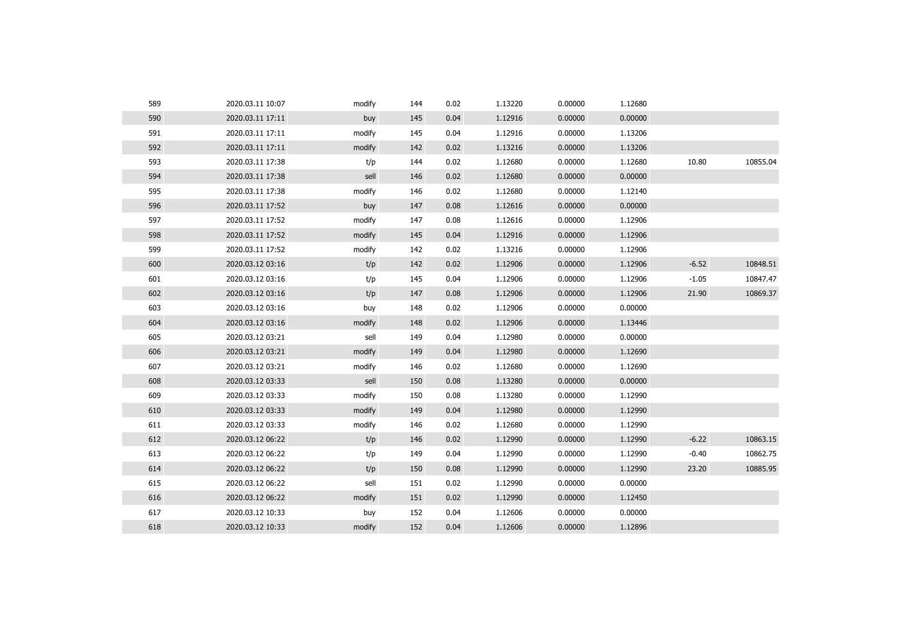| | | | | | | | | | |
|---|---|---|---|---|---|---|---|---|---|
| 589 | 2020.03.11 10:07 | modify | 144 | 0.02 | 1.13220 | 0.00000 | 1.12680 | | |
| 590 | 2020.03.11 17:11 | buy | 145 | 0.04 | 1.12916 | 0.00000 | 0.00000 | | |
| 591 | 2020.03.11 17:11 | modify | 145 | 0.04 | 1.12916 | 0.00000 | 1.13206 | | |
| 592 | 2020.03.11 17:11 | modify | 142 | 0.02 | 1.13216 | 0.00000 | 1.13206 | | |
| 593 | 2020.03.11 17:38 | t/p | 144 | 0.02 | 1.12680 | 0.00000 | 1.12680 | 10.80 | 10855.04 |
| 594 | 2020.03.11 17:38 | sell | 146 | 0.02 | 1.12680 | 0.00000 | 0.00000 | | |
| 595 | 2020.03.11 17:38 | modify | 146 | 0.02 | 1.12680 | 0.00000 | 1.12140 | | |
| 596 | 2020.03.11 17:52 | buy | 147 | 0.08 | 1.12616 | 0.00000 | 0.00000 | | |
| 597 | 2020.03.11 17:52 | modify | 147 | 0.08 | 1.12616 | 0.00000 | 1.12906 | | |
| 598 | 2020.03.11 17:52 | modify | 145 | 0.04 | 1.12916 | 0.00000 | 1.12906 | | |
| 599 | 2020.03.11 17:52 | modify | 142 | 0.02 | 1.13216 | 0.00000 | 1.12906 | | |
| 600 | 2020.03.12 03:16 | t/p | 142 | 0.02 | 1.12906 | 0.00000 | 1.12906 | -6.52 | 10848.51 |
| 601 | 2020.03.12 03:16 | t/p | 145 | 0.04 | 1.12906 | 0.00000 | 1.12906 | -1.05 | 10847.47 |
| 602 | 2020.03.12 03:16 | t/p | 147 | 0.08 | 1.12906 | 0.00000 | 1.12906 | 21.90 | 10869.37 |
| 603 | 2020.03.12 03:16 | buy | 148 | 0.02 | 1.12906 | 0.00000 | 0.00000 | | |
| 604 | 2020.03.12 03:16 | modify | 148 | 0.02 | 1.12906 | 0.00000 | 1.13446 | | |
| 605 | 2020.03.12 03:21 | sell | 149 | 0.04 | 1.12980 | 0.00000 | 0.00000 | | |
| 606 | 2020.03.12 03:21 | modify | 149 | 0.04 | 1.12980 | 0.00000 | 1.12690 | | |
| 607 | 2020.03.12 03:21 | modify | 146 | 0.02 | 1.12680 | 0.00000 | 1.12690 | | |
| 608 | 2020.03.12 03:33 | sell | 150 | 0.08 | 1.13280 | 0.00000 | 0.00000 | | |
| 609 | 2020.03.12 03:33 | modify | 150 | 0.08 | 1.13280 | 0.00000 | 1.12990 | | |
| 610 | 2020.03.12 03:33 | modify | 149 | 0.04 | 1.12980 | 0.00000 | 1.12990 | | |
| 611 | 2020.03.12 03:33 | modify | 146 | 0.02 | 1.12680 | 0.00000 | 1.12990 | | |
| 612 | 2020.03.12 06:22 | t/p | 146 | 0.02 | 1.12990 | 0.00000 | 1.12990 | -6.22 | 10863.15 |
| 613 | 2020.03.12 06:22 | t/p | 149 | 0.04 | 1.12990 | 0.00000 | 1.12990 | -0.40 | 10862.75 |
| 614 | 2020.03.12 06:22 | t/p | 150 | 0.08 | 1.12990 | 0.00000 | 1.12990 | 23.20 | 10885.95 |
| 615 | 2020.03.12 06:22 | sell | 151 | 0.02 | 1.12990 | 0.00000 | 0.00000 | | |
| 616 | 2020.03.12 06:22 | modify | 151 | 0.02 | 1.12990 | 0.00000 | 1.12450 | | |
| 617 | 2020.03.12 10:33 | buy | 152 | 0.04 | 1.12606 | 0.00000 | 0.00000 | | |
| 618 | 2020.03.12 10:33 | modify | 152 | 0.04 | 1.12606 | 0.00000 | 1.12896 | | |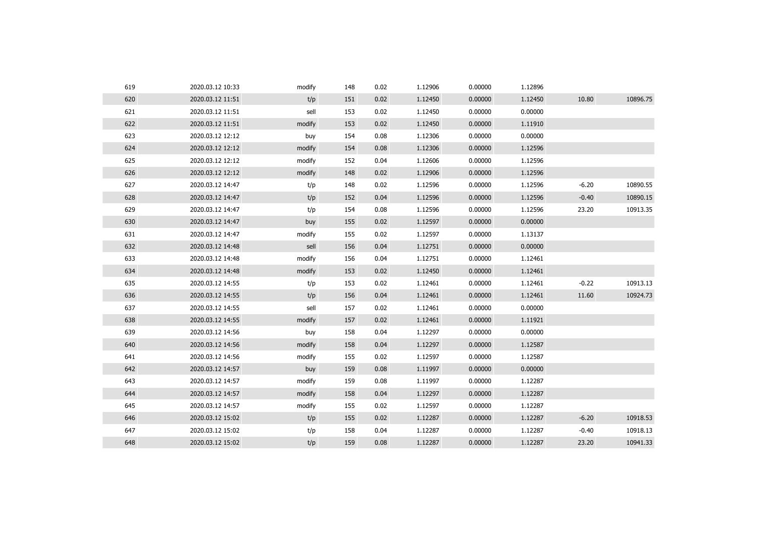| | | | | | | | | | |
|---|---|---|---|---|---|---|---|---|---|
| 619 | 2020.03.12 10:33 | modify | 148 | 0.02 | 1.12906 | 0.00000 | 1.12896 | | |
| 620 | 2020.03.12 11:51 | t/p | 151 | 0.02 | 1.12450 | 0.00000 | 1.12450 | 10.80 | 10896.75 |
| 621 | 2020.03.12 11:51 | sell | 153 | 0.02 | 1.12450 | 0.00000 | 0.00000 | | |
| 622 | 2020.03.12 11:51 | modify | 153 | 0.02 | 1.12450 | 0.00000 | 1.11910 | | |
| 623 | 2020.03.12 12:12 | buy | 154 | 0.08 | 1.12306 | 0.00000 | 0.00000 | | |
| 624 | 2020.03.12 12:12 | modify | 154 | 0.08 | 1.12306 | 0.00000 | 1.12596 | | |
| 625 | 2020.03.12 12:12 | modify | 152 | 0.04 | 1.12606 | 0.00000 | 1.12596 | | |
| 626 | 2020.03.12 12:12 | modify | 148 | 0.02 | 1.12906 | 0.00000 | 1.12596 | | |
| 627 | 2020.03.12 14:47 | t/p | 148 | 0.02 | 1.12596 | 0.00000 | 1.12596 | -6.20 | 10890.55 |
| 628 | 2020.03.12 14:47 | t/p | 152 | 0.04 | 1.12596 | 0.00000 | 1.12596 | -0.40 | 10890.15 |
| 629 | 2020.03.12 14:47 | t/p | 154 | 0.08 | 1.12596 | 0.00000 | 1.12596 | 23.20 | 10913.35 |
| 630 | 2020.03.12 14:47 | buy | 155 | 0.02 | 1.12597 | 0.00000 | 0.00000 | | |
| 631 | 2020.03.12 14:47 | modify | 155 | 0.02 | 1.12597 | 0.00000 | 1.13137 | | |
| 632 | 2020.03.12 14:48 | sell | 156 | 0.04 | 1.12751 | 0.00000 | 0.00000 | | |
| 633 | 2020.03.12 14:48 | modify | 156 | 0.04 | 1.12751 | 0.00000 | 1.12461 | | |
| 634 | 2020.03.12 14:48 | modify | 153 | 0.02 | 1.12450 | 0.00000 | 1.12461 | | |
| 635 | 2020.03.12 14:55 | t/p | 153 | 0.02 | 1.12461 | 0.00000 | 1.12461 | -0.22 | 10913.13 |
| 636 | 2020.03.12 14:55 | t/p | 156 | 0.04 | 1.12461 | 0.00000 | 1.12461 | 11.60 | 10924.73 |
| 637 | 2020.03.12 14:55 | sell | 157 | 0.02 | 1.12461 | 0.00000 | 0.00000 | | |
| 638 | 2020.03.12 14:55 | modify | 157 | 0.02 | 1.12461 | 0.00000 | 1.11921 | | |
| 639 | 2020.03.12 14:56 | buy | 158 | 0.04 | 1.12297 | 0.00000 | 0.00000 | | |
| 640 | 2020.03.12 14:56 | modify | 158 | 0.04 | 1.12297 | 0.00000 | 1.12587 | | |
| 641 | 2020.03.12 14:56 | modify | 155 | 0.02 | 1.12597 | 0.00000 | 1.12587 | | |
| 642 | 2020.03.12 14:57 | buy | 159 | 0.08 | 1.11997 | 0.00000 | 0.00000 | | |
| 643 | 2020.03.12 14:57 | modify | 159 | 0.08 | 1.11997 | 0.00000 | 1.12287 | | |
| 644 | 2020.03.12 14:57 | modify | 158 | 0.04 | 1.12297 | 0.00000 | 1.12287 | | |
| 645 | 2020.03.12 14:57 | modify | 155 | 0.02 | 1.12597 | 0.00000 | 1.12287 | | |
| 646 | 2020.03.12 15:02 | t/p | 155 | 0.02 | 1.12287 | 0.00000 | 1.12287 | -6.20 | 10918.53 |
| 647 | 2020.03.12 15:02 | t/p | 158 | 0.04 | 1.12287 | 0.00000 | 1.12287 | -0.40 | 10918.13 |
| 648 | 2020.03.12 15:02 | t/p | 159 | 0.08 | 1.12287 | 0.00000 | 1.12287 | 23.20 | 10941.33 |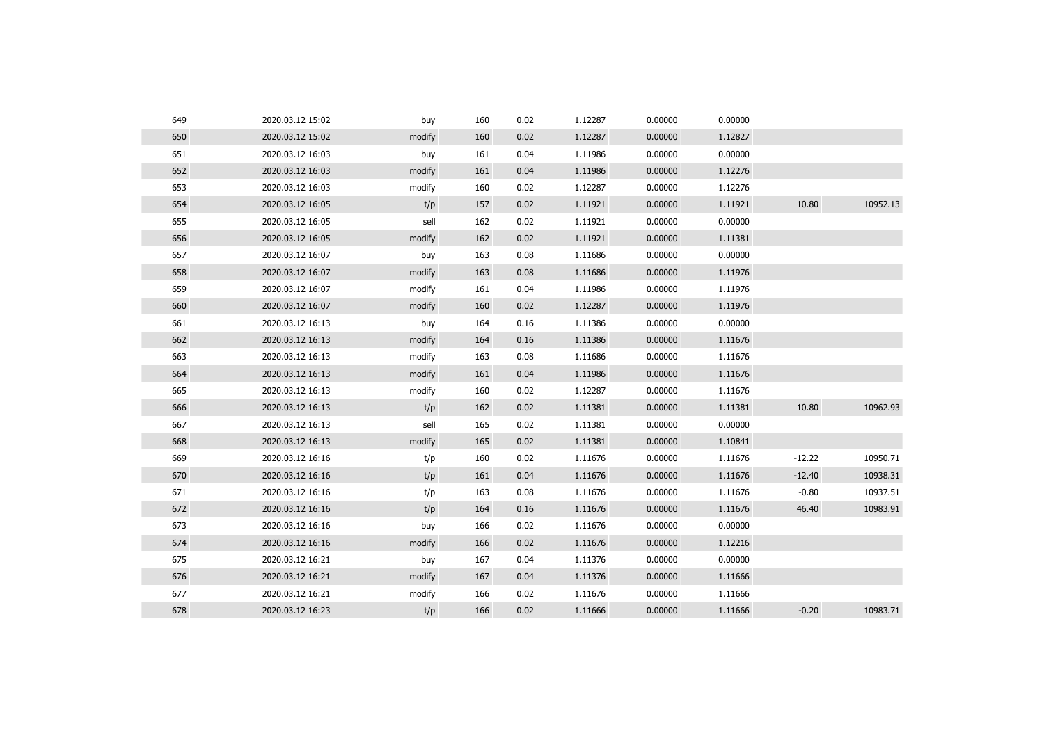| | | | | | | | | | |
|---|---|---|---|---|---|---|---|---|---|
| 649 | 2020.03.12 15:02 | buy | 160 | 0.02 | 1.12287 | 0.00000 | 0.00000 | | |
| 650 | 2020.03.12 15:02 | modify | 160 | 0.02 | 1.12287 | 0.00000 | 1.12827 | | |
| 651 | 2020.03.12 16:03 | buy | 161 | 0.04 | 1.11986 | 0.00000 | 0.00000 | | |
| 652 | 2020.03.12 16:03 | modify | 161 | 0.04 | 1.11986 | 0.00000 | 1.12276 | | |
| 653 | 2020.03.12 16:03 | modify | 160 | 0.02 | 1.12287 | 0.00000 | 1.12276 | | |
| 654 | 2020.03.12 16:05 | t/p | 157 | 0.02 | 1.11921 | 0.00000 | 1.11921 | 10.80 | 10952.13 |
| 655 | 2020.03.12 16:05 | sell | 162 | 0.02 | 1.11921 | 0.00000 | 0.00000 | | |
| 656 | 2020.03.12 16:05 | modify | 162 | 0.02 | 1.11921 | 0.00000 | 1.11381 | | |
| 657 | 2020.03.12 16:07 | buy | 163 | 0.08 | 1.11686 | 0.00000 | 0.00000 | | |
| 658 | 2020.03.12 16:07 | modify | 163 | 0.08 | 1.11686 | 0.00000 | 1.11976 | | |
| 659 | 2020.03.12 16:07 | modify | 161 | 0.04 | 1.11986 | 0.00000 | 1.11976 | | |
| 660 | 2020.03.12 16:07 | modify | 160 | 0.02 | 1.12287 | 0.00000 | 1.11976 | | |
| 661 | 2020.03.12 16:13 | buy | 164 | 0.16 | 1.11386 | 0.00000 | 0.00000 | | |
| 662 | 2020.03.12 16:13 | modify | 164 | 0.16 | 1.11386 | 0.00000 | 1.11676 | | |
| 663 | 2020.03.12 16:13 | modify | 163 | 0.08 | 1.11686 | 0.00000 | 1.11676 | | |
| 664 | 2020.03.12 16:13 | modify | 161 | 0.04 | 1.11986 | 0.00000 | 1.11676 | | |
| 665 | 2020.03.12 16:13 | modify | 160 | 0.02 | 1.12287 | 0.00000 | 1.11676 | | |
| 666 | 2020.03.12 16:13 | t/p | 162 | 0.02 | 1.11381 | 0.00000 | 1.11381 | 10.80 | 10962.93 |
| 667 | 2020.03.12 16:13 | sell | 165 | 0.02 | 1.11381 | 0.00000 | 0.00000 | | |
| 668 | 2020.03.12 16:13 | modify | 165 | 0.02 | 1.11381 | 0.00000 | 1.10841 | | |
| 669 | 2020.03.12 16:16 | t/p | 160 | 0.02 | 1.11676 | 0.00000 | 1.11676 | -12.22 | 10950.71 |
| 670 | 2020.03.12 16:16 | t/p | 161 | 0.04 | 1.11676 | 0.00000 | 1.11676 | -12.40 | 10938.31 |
| 671 | 2020.03.12 16:16 | t/p | 163 | 0.08 | 1.11676 | 0.00000 | 1.11676 | -0.80 | 10937.51 |
| 672 | 2020.03.12 16:16 | t/p | 164 | 0.16 | 1.11676 | 0.00000 | 1.11676 | 46.40 | 10983.91 |
| 673 | 2020.03.12 16:16 | buy | 166 | 0.02 | 1.11676 | 0.00000 | 0.00000 | | |
| 674 | 2020.03.12 16:16 | modify | 166 | 0.02 | 1.11676 | 0.00000 | 1.12216 | | |
| 675 | 2020.03.12 16:21 | buy | 167 | 0.04 | 1.11376 | 0.00000 | 0.00000 | | |
| 676 | 2020.03.12 16:21 | modify | 167 | 0.04 | 1.11376 | 0.00000 | 1.11666 | | |
| 677 | 2020.03.12 16:21 | modify | 166 | 0.02 | 1.11676 | 0.00000 | 1.11666 | | |
| 678 | 2020.03.12 16:23 | t/p | 166 | 0.02 | 1.11666 | 0.00000 | 1.11666 | -0.20 | 10983.71 |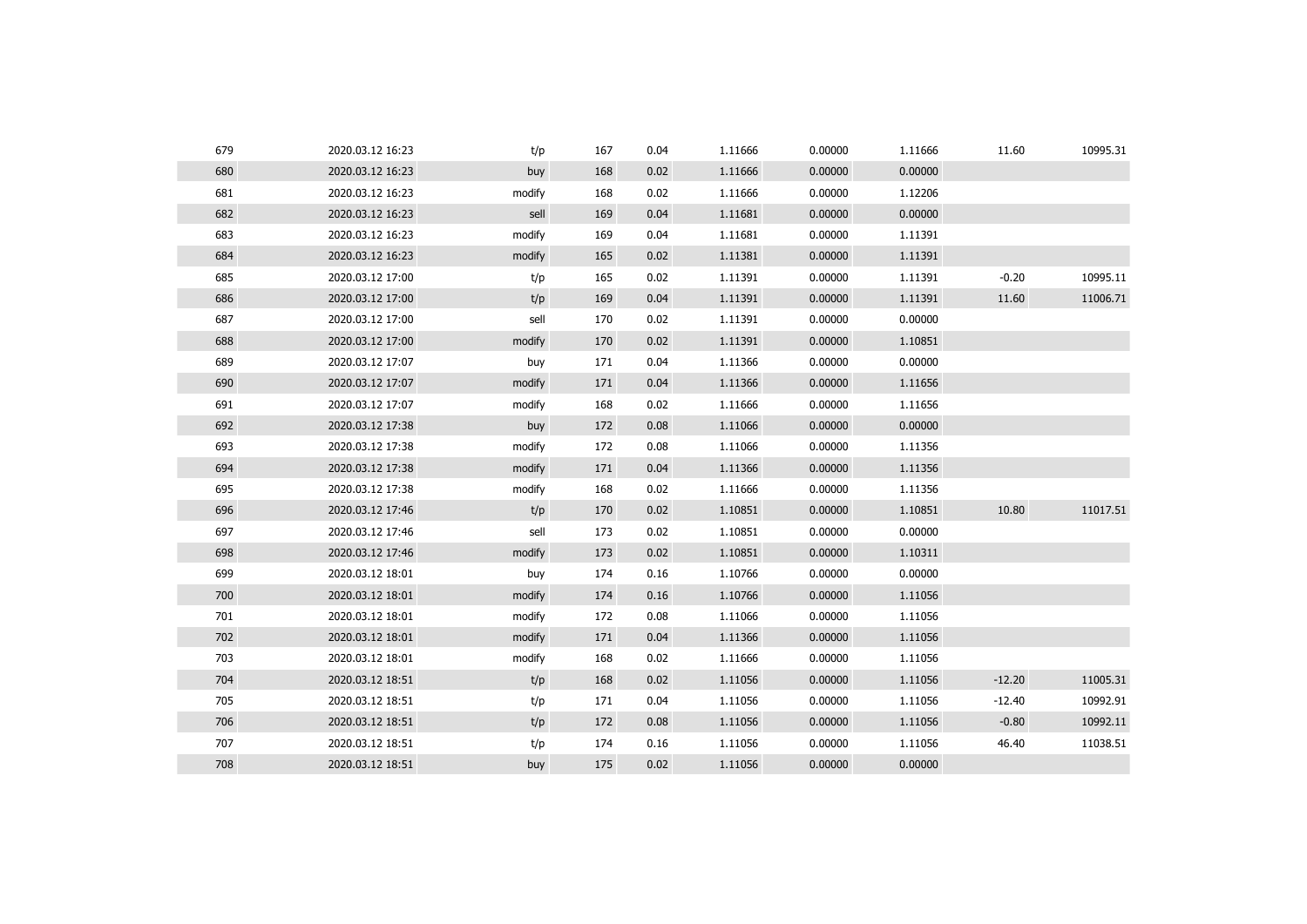| | | | | | | | | | |
|---|---|---|---|---|---|---|---|---|---|
| 679 | 2020.03.12 16:23 | t/p | 167 | 0.04 | 1.11666 | 0.00000 | 1.11666 | 11.60 | 10995.31 |
| 680 | 2020.03.12 16:23 | buy | 168 | 0.02 | 1.11666 | 0.00000 | 0.00000 | | |
| 681 | 2020.03.12 16:23 | modify | 168 | 0.02 | 1.11666 | 0.00000 | 1.12206 | | |
| 682 | 2020.03.12 16:23 | sell | 169 | 0.04 | 1.11681 | 0.00000 | 0.00000 | | |
| 683 | 2020.03.12 16:23 | modify | 169 | 0.04 | 1.11681 | 0.00000 | 1.11391 | | |
| 684 | 2020.03.12 16:23 | modify | 165 | 0.02 | 1.11381 | 0.00000 | 1.11391 | | |
| 685 | 2020.03.12 17:00 | t/p | 165 | 0.02 | 1.11391 | 0.00000 | 1.11391 | -0.20 | 10995.11 |
| 686 | 2020.03.12 17:00 | t/p | 169 | 0.04 | 1.11391 | 0.00000 | 1.11391 | 11.60 | 11006.71 |
| 687 | 2020.03.12 17:00 | sell | 170 | 0.02 | 1.11391 | 0.00000 | 0.00000 | | |
| 688 | 2020.03.12 17:00 | modify | 170 | 0.02 | 1.11391 | 0.00000 | 1.10851 | | |
| 689 | 2020.03.12 17:07 | buy | 171 | 0.04 | 1.11366 | 0.00000 | 0.00000 | | |
| 690 | 2020.03.12 17:07 | modify | 171 | 0.04 | 1.11366 | 0.00000 | 1.11656 | | |
| 691 | 2020.03.12 17:07 | modify | 168 | 0.02 | 1.11666 | 0.00000 | 1.11656 | | |
| 692 | 2020.03.12 17:38 | buy | 172 | 0.08 | 1.11066 | 0.00000 | 0.00000 | | |
| 693 | 2020.03.12 17:38 | modify | 172 | 0.08 | 1.11066 | 0.00000 | 1.11356 | | |
| 694 | 2020.03.12 17:38 | modify | 171 | 0.04 | 1.11366 | 0.00000 | 1.11356 | | |
| 695 | 2020.03.12 17:38 | modify | 168 | 0.02 | 1.11666 | 0.00000 | 1.11356 | | |
| 696 | 2020.03.12 17:46 | t/p | 170 | 0.02 | 1.10851 | 0.00000 | 1.10851 | 10.80 | 11017.51 |
| 697 | 2020.03.12 17:46 | sell | 173 | 0.02 | 1.10851 | 0.00000 | 0.00000 | | |
| 698 | 2020.03.12 17:46 | modify | 173 | 0.02 | 1.10851 | 0.00000 | 1.10311 | | |
| 699 | 2020.03.12 18:01 | buy | 174 | 0.16 | 1.10766 | 0.00000 | 0.00000 | | |
| 700 | 2020.03.12 18:01 | modify | 174 | 0.16 | 1.10766 | 0.00000 | 1.11056 | | |
| 701 | 2020.03.12 18:01 | modify | 172 | 0.08 | 1.11066 | 0.00000 | 1.11056 | | |
| 702 | 2020.03.12 18:01 | modify | 171 | 0.04 | 1.11366 | 0.00000 | 1.11056 | | |
| 703 | 2020.03.12 18:01 | modify | 168 | 0.02 | 1.11666 | 0.00000 | 1.11056 | | |
| 704 | 2020.03.12 18:51 | t/p | 168 | 0.02 | 1.11056 | 0.00000 | 1.11056 | -12.20 | 11005.31 |
| 705 | 2020.03.12 18:51 | t/p | 171 | 0.04 | 1.11056 | 0.00000 | 1.11056 | -12.40 | 10992.91 |
| 706 | 2020.03.12 18:51 | t/p | 172 | 0.08 | 1.11056 | 0.00000 | 1.11056 | -0.80 | 10992.11 |
| 707 | 2020.03.12 18:51 | t/p | 174 | 0.16 | 1.11056 | 0.00000 | 1.11056 | 46.40 | 11038.51 |
| 708 | 2020.03.12 18:51 | buy | 175 | 0.02 | 1.11056 | 0.00000 | 0.00000 | | |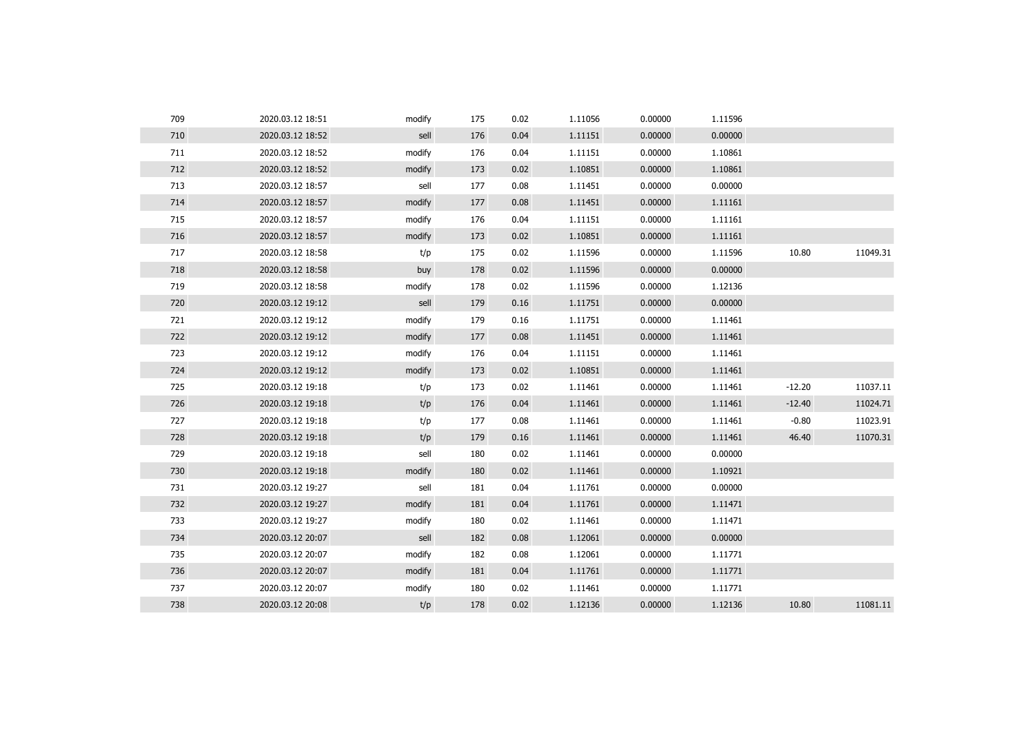| | | | | | | | | | |
|---|---|---|---|---|---|---|---|---|---|
| 709 | 2020.03.12 18:51 | modify | 175 | 0.02 | 1.11056 | 0.00000 | 1.11596 | | |
| 710 | 2020.03.12 18:52 | sell | 176 | 0.04 | 1.11151 | 0.00000 | 0.00000 | | |
| 711 | 2020.03.12 18:52 | modify | 176 | 0.04 | 1.11151 | 0.00000 | 1.10861 | | |
| 712 | 2020.03.12 18:52 | modify | 173 | 0.02 | 1.10851 | 0.00000 | 1.10861 | | |
| 713 | 2020.03.12 18:57 | sell | 177 | 0.08 | 1.11451 | 0.00000 | 0.00000 | | |
| 714 | 2020.03.12 18:57 | modify | 177 | 0.08 | 1.11451 | 0.00000 | 1.11161 | | |
| 715 | 2020.03.12 18:57 | modify | 176 | 0.04 | 1.11151 | 0.00000 | 1.11161 | | |
| 716 | 2020.03.12 18:57 | modify | 173 | 0.02 | 1.10851 | 0.00000 | 1.11161 | | |
| 717 | 2020.03.12 18:58 | t/p | 175 | 0.02 | 1.11596 | 0.00000 | 1.11596 | 10.80 | 11049.31 |
| 718 | 2020.03.12 18:58 | buy | 178 | 0.02 | 1.11596 | 0.00000 | 0.00000 | | |
| 719 | 2020.03.12 18:58 | modify | 178 | 0.02 | 1.11596 | 0.00000 | 1.12136 | | |
| 720 | 2020.03.12 19:12 | sell | 179 | 0.16 | 1.11751 | 0.00000 | 0.00000 | | |
| 721 | 2020.03.12 19:12 | modify | 179 | 0.16 | 1.11751 | 0.00000 | 1.11461 | | |
| 722 | 2020.03.12 19:12 | modify | 177 | 0.08 | 1.11451 | 0.00000 | 1.11461 | | |
| 723 | 2020.03.12 19:12 | modify | 176 | 0.04 | 1.11151 | 0.00000 | 1.11461 | | |
| 724 | 2020.03.12 19:12 | modify | 173 | 0.02 | 1.10851 | 0.00000 | 1.11461 | | |
| 725 | 2020.03.12 19:18 | t/p | 173 | 0.02 | 1.11461 | 0.00000 | 1.11461 | -12.20 | 11037.11 |
| 726 | 2020.03.12 19:18 | t/p | 176 | 0.04 | 1.11461 | 0.00000 | 1.11461 | -12.40 | 11024.71 |
| 727 | 2020.03.12 19:18 | t/p | 177 | 0.08 | 1.11461 | 0.00000 | 1.11461 | -0.80 | 11023.91 |
| 728 | 2020.03.12 19:18 | t/p | 179 | 0.16 | 1.11461 | 0.00000 | 1.11461 | 46.40 | 11070.31 |
| 729 | 2020.03.12 19:18 | sell | 180 | 0.02 | 1.11461 | 0.00000 | 0.00000 | | |
| 730 | 2020.03.12 19:18 | modify | 180 | 0.02 | 1.11461 | 0.00000 | 1.10921 | | |
| 731 | 2020.03.12 19:27 | sell | 181 | 0.04 | 1.11761 | 0.00000 | 0.00000 | | |
| 732 | 2020.03.12 19:27 | modify | 181 | 0.04 | 1.11761 | 0.00000 | 1.11471 | | |
| 733 | 2020.03.12 19:27 | modify | 180 | 0.02 | 1.11461 | 0.00000 | 1.11471 | | |
| 734 | 2020.03.12 20:07 | sell | 182 | 0.08 | 1.12061 | 0.00000 | 0.00000 | | |
| 735 | 2020.03.12 20:07 | modify | 182 | 0.08 | 1.12061 | 0.00000 | 1.11771 | | |
| 736 | 2020.03.12 20:07 | modify | 181 | 0.04 | 1.11761 | 0.00000 | 1.11771 | | |
| 737 | 2020.03.12 20:07 | modify | 180 | 0.02 | 1.11461 | 0.00000 | 1.11771 | | |
| 738 | 2020.03.12 20:08 | t/p | 178 | 0.02 | 1.12136 | 0.00000 | 1.12136 | 10.80 | 11081.11 |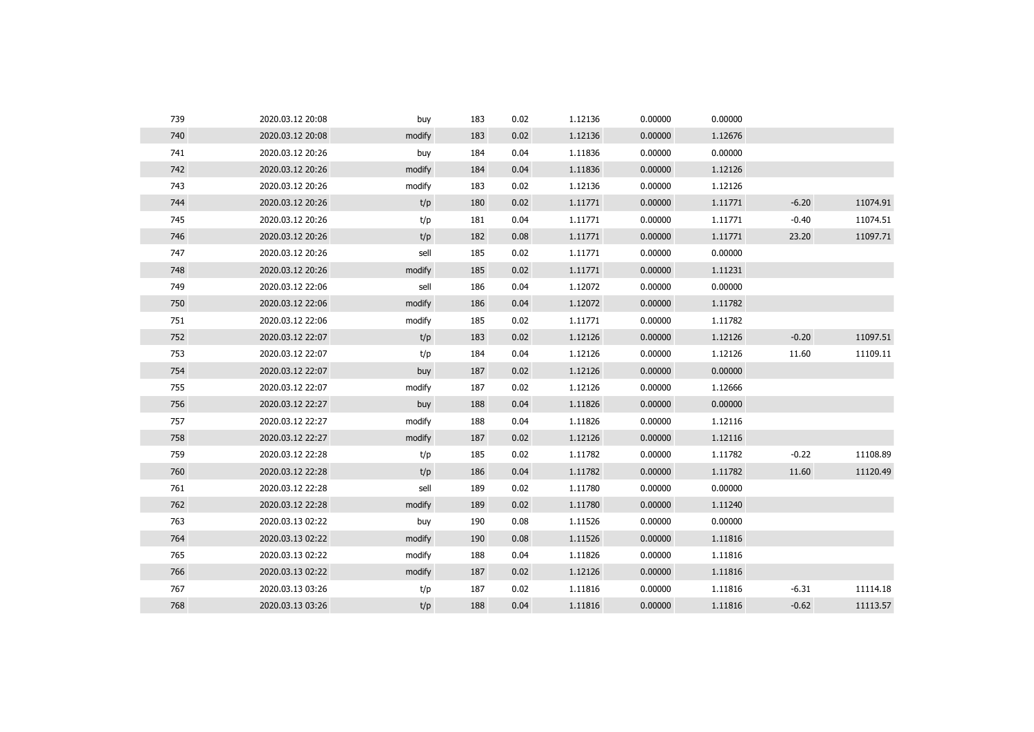| | | | | | | | | | |
|---|---|---|---|---|---|---|---|---|---|
| 739 | 2020.03.12 20:08 | buy | 183 | 0.02 | 1.12136 | 0.00000 | 0.00000 | | |
| 740 | 2020.03.12 20:08 | modify | 183 | 0.02 | 1.12136 | 0.00000 | 1.12676 | | |
| 741 | 2020.03.12 20:26 | buy | 184 | 0.04 | 1.11836 | 0.00000 | 0.00000 | | |
| 742 | 2020.03.12 20:26 | modify | 184 | 0.04 | 1.11836 | 0.00000 | 1.12126 | | |
| 743 | 2020.03.12 20:26 | modify | 183 | 0.02 | 1.12136 | 0.00000 | 1.12126 | | |
| 744 | 2020.03.12 20:26 | t/p | 180 | 0.02 | 1.11771 | 0.00000 | 1.11771 | -6.20 | 11074.91 |
| 745 | 2020.03.12 20:26 | t/p | 181 | 0.04 | 1.11771 | 0.00000 | 1.11771 | -0.40 | 11074.51 |
| 746 | 2020.03.12 20:26 | t/p | 182 | 0.08 | 1.11771 | 0.00000 | 1.11771 | 23.20 | 11097.71 |
| 747 | 2020.03.12 20:26 | sell | 185 | 0.02 | 1.11771 | 0.00000 | 0.00000 | | |
| 748 | 2020.03.12 20:26 | modify | 185 | 0.02 | 1.11771 | 0.00000 | 1.11231 | | |
| 749 | 2020.03.12 22:06 | sell | 186 | 0.04 | 1.12072 | 0.00000 | 0.00000 | | |
| 750 | 2020.03.12 22:06 | modify | 186 | 0.04 | 1.12072 | 0.00000 | 1.11782 | | |
| 751 | 2020.03.12 22:06 | modify | 185 | 0.02 | 1.11771 | 0.00000 | 1.11782 | | |
| 752 | 2020.03.12 22:07 | t/p | 183 | 0.02 | 1.12126 | 0.00000 | 1.12126 | -0.20 | 11097.51 |
| 753 | 2020.03.12 22:07 | t/p | 184 | 0.04 | 1.12126 | 0.00000 | 1.12126 | 11.60 | 11109.11 |
| 754 | 2020.03.12 22:07 | buy | 187 | 0.02 | 1.12126 | 0.00000 | 0.00000 | | |
| 755 | 2020.03.12 22:07 | modify | 187 | 0.02 | 1.12126 | 0.00000 | 1.12666 | | |
| 756 | 2020.03.12 22:27 | buy | 188 | 0.04 | 1.11826 | 0.00000 | 0.00000 | | |
| 757 | 2020.03.12 22:27 | modify | 188 | 0.04 | 1.11826 | 0.00000 | 1.12116 | | |
| 758 | 2020.03.12 22:27 | modify | 187 | 0.02 | 1.12126 | 0.00000 | 1.12116 | | |
| 759 | 2020.03.12 22:28 | t/p | 185 | 0.02 | 1.11782 | 0.00000 | 1.11782 | -0.22 | 11108.89 |
| 760 | 2020.03.12 22:28 | t/p | 186 | 0.04 | 1.11782 | 0.00000 | 1.11782 | 11.60 | 11120.49 |
| 761 | 2020.03.12 22:28 | sell | 189 | 0.02 | 1.11780 | 0.00000 | 0.00000 | | |
| 762 | 2020.03.12 22:28 | modify | 189 | 0.02 | 1.11780 | 0.00000 | 1.11240 | | |
| 763 | 2020.03.13 02:22 | buy | 190 | 0.08 | 1.11526 | 0.00000 | 0.00000 | | |
| 764 | 2020.03.13 02:22 | modify | 190 | 0.08 | 1.11526 | 0.00000 | 1.11816 | | |
| 765 | 2020.03.13 02:22 | modify | 188 | 0.04 | 1.11826 | 0.00000 | 1.11816 | | |
| 766 | 2020.03.13 02:22 | modify | 187 | 0.02 | 1.12126 | 0.00000 | 1.11816 | | |
| 767 | 2020.03.13 03:26 | t/p | 187 | 0.02 | 1.11816 | 0.00000 | 1.11816 | -6.31 | 11114.18 |
| 768 | 2020.03.13 03:26 | t/p | 188 | 0.04 | 1.11816 | 0.00000 | 1.11816 | -0.62 | 11113.57 |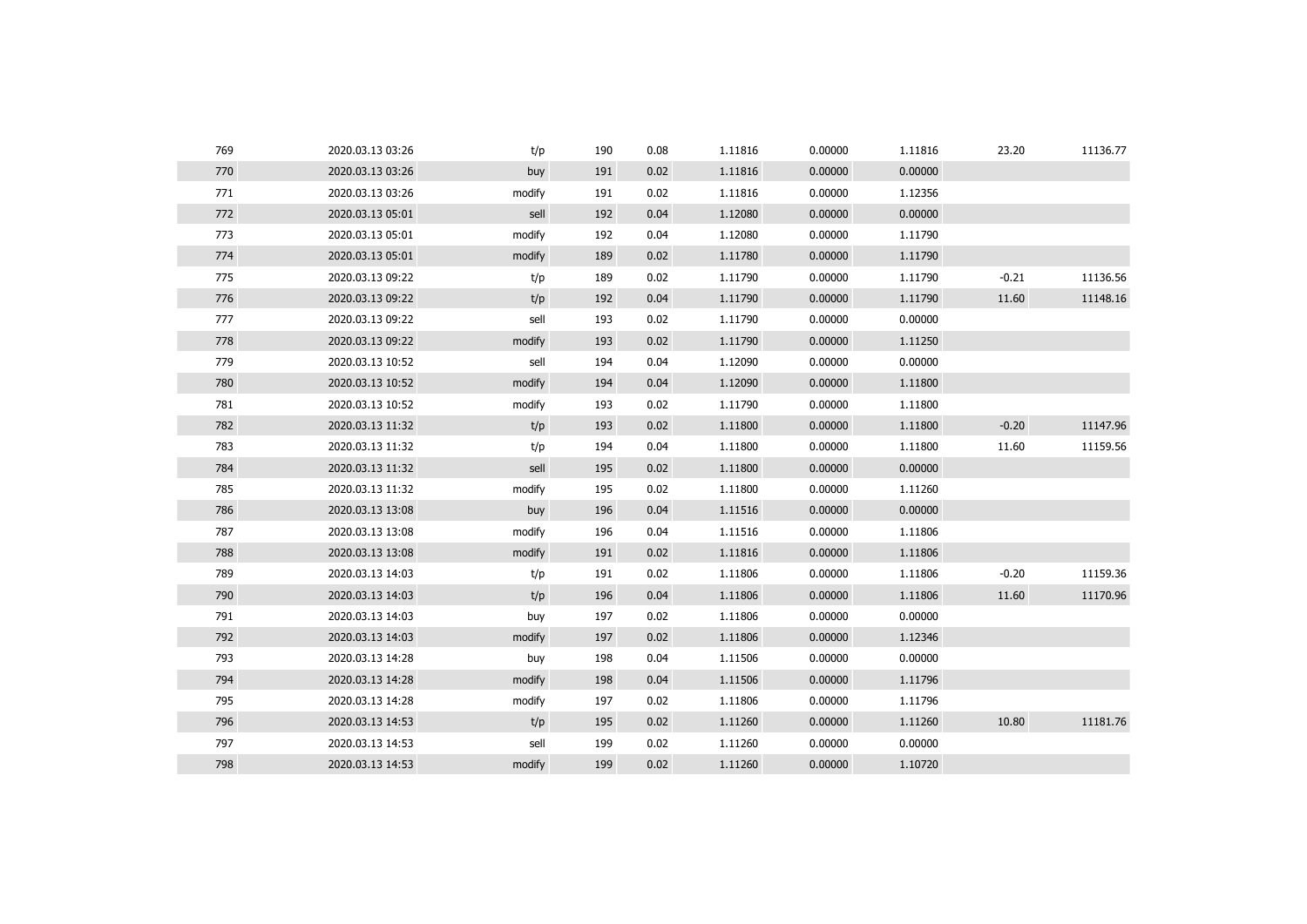| | | | | | | | | | |
|---|---|---|---|---|---|---|---|---|---|
| 769 | 2020.03.13 03:26 | t/p | 190 | 0.08 | 1.11816 | 0.00000 | 1.11816 | 23.20 | 11136.77 |
| 770 | 2020.03.13 03:26 | buy | 191 | 0.02 | 1.11816 | 0.00000 | 0.00000 | | |
| 771 | 2020.03.13 03:26 | modify | 191 | 0.02 | 1.11816 | 0.00000 | 1.12356 | | |
| 772 | 2020.03.13 05:01 | sell | 192 | 0.04 | 1.12080 | 0.00000 | 0.00000 | | |
| 773 | 2020.03.13 05:01 | modify | 192 | 0.04 | 1.12080 | 0.00000 | 1.11790 | | |
| 774 | 2020.03.13 05:01 | modify | 189 | 0.02 | 1.11780 | 0.00000 | 1.11790 | | |
| 775 | 2020.03.13 09:22 | t/p | 189 | 0.02 | 1.11790 | 0.00000 | 1.11790 | -0.21 | 11136.56 |
| 776 | 2020.03.13 09:22 | t/p | 192 | 0.04 | 1.11790 | 0.00000 | 1.11790 | 11.60 | 11148.16 |
| 777 | 2020.03.13 09:22 | sell | 193 | 0.02 | 1.11790 | 0.00000 | 0.00000 | | |
| 778 | 2020.03.13 09:22 | modify | 193 | 0.02 | 1.11790 | 0.00000 | 1.11250 | | |
| 779 | 2020.03.13 10:52 | sell | 194 | 0.04 | 1.12090 | 0.00000 | 0.00000 | | |
| 780 | 2020.03.13 10:52 | modify | 194 | 0.04 | 1.12090 | 0.00000 | 1.11800 | | |
| 781 | 2020.03.13 10:52 | modify | 193 | 0.02 | 1.11790 | 0.00000 | 1.11800 | | |
| 782 | 2020.03.13 11:32 | t/p | 193 | 0.02 | 1.11800 | 0.00000 | 1.11800 | -0.20 | 11147.96 |
| 783 | 2020.03.13 11:32 | t/p | 194 | 0.04 | 1.11800 | 0.00000 | 1.11800 | 11.60 | 11159.56 |
| 784 | 2020.03.13 11:32 | sell | 195 | 0.02 | 1.11800 | 0.00000 | 0.00000 | | |
| 785 | 2020.03.13 11:32 | modify | 195 | 0.02 | 1.11800 | 0.00000 | 1.11260 | | |
| 786 | 2020.03.13 13:08 | buy | 196 | 0.04 | 1.11516 | 0.00000 | 0.00000 | | |
| 787 | 2020.03.13 13:08 | modify | 196 | 0.04 | 1.11516 | 0.00000 | 1.11806 | | |
| 788 | 2020.03.13 13:08 | modify | 191 | 0.02 | 1.11816 | 0.00000 | 1.11806 | | |
| 789 | 2020.03.13 14:03 | t/p | 191 | 0.02 | 1.11806 | 0.00000 | 1.11806 | -0.20 | 11159.36 |
| 790 | 2020.03.13 14:03 | t/p | 196 | 0.04 | 1.11806 | 0.00000 | 1.11806 | 11.60 | 11170.96 |
| 791 | 2020.03.13 14:03 | buy | 197 | 0.02 | 1.11806 | 0.00000 | 0.00000 | | |
| 792 | 2020.03.13 14:03 | modify | 197 | 0.02 | 1.11806 | 0.00000 | 1.12346 | | |
| 793 | 2020.03.13 14:28 | buy | 198 | 0.04 | 1.11506 | 0.00000 | 0.00000 | | |
| 794 | 2020.03.13 14:28 | modify | 198 | 0.04 | 1.11506 | 0.00000 | 1.11796 | | |
| 795 | 2020.03.13 14:28 | modify | 197 | 0.02 | 1.11806 | 0.00000 | 1.11796 | | |
| 796 | 2020.03.13 14:53 | t/p | 195 | 0.02 | 1.11260 | 0.00000 | 1.11260 | 10.80 | 11181.76 |
| 797 | 2020.03.13 14:53 | sell | 199 | 0.02 | 1.11260 | 0.00000 | 0.00000 | | |
| 798 | 2020.03.13 14:53 | modify | 199 | 0.02 | 1.11260 | 0.00000 | 1.10720 | | |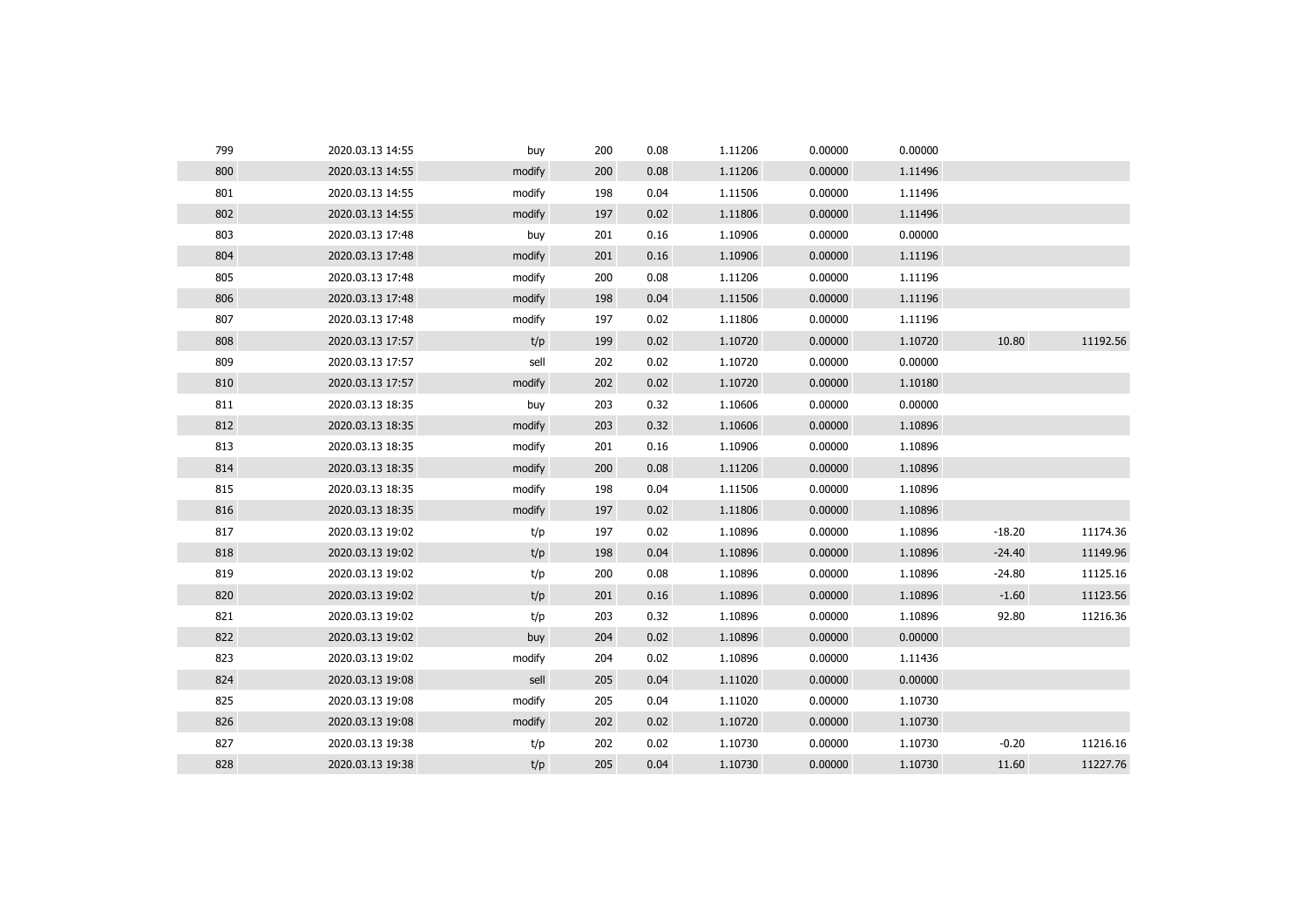| | | | | | | | | | |
|---|---|---|---|---|---|---|---|---|---|
| 799 | 2020.03.13 14:55 | buy | 200 | 0.08 | 1.11206 | 0.00000 | 0.00000 | | |
| 800 | 2020.03.13 14:55 | modify | 200 | 0.08 | 1.11206 | 0.00000 | 1.11496 | | |
| 801 | 2020.03.13 14:55 | modify | 198 | 0.04 | 1.11506 | 0.00000 | 1.11496 | | |
| 802 | 2020.03.13 14:55 | modify | 197 | 0.02 | 1.11806 | 0.00000 | 1.11496 | | |
| 803 | 2020.03.13 17:48 | buy | 201 | 0.16 | 1.10906 | 0.00000 | 0.00000 | | |
| 804 | 2020.03.13 17:48 | modify | 201 | 0.16 | 1.10906 | 0.00000 | 1.11196 | | |
| 805 | 2020.03.13 17:48 | modify | 200 | 0.08 | 1.11206 | 0.00000 | 1.11196 | | |
| 806 | 2020.03.13 17:48 | modify | 198 | 0.04 | 1.11506 | 0.00000 | 1.11196 | | |
| 807 | 2020.03.13 17:48 | modify | 197 | 0.02 | 1.11806 | 0.00000 | 1.11196 | | |
| 808 | 2020.03.13 17:57 | t/p | 199 | 0.02 | 1.10720 | 0.00000 | 1.10720 | 10.80 | 11192.56 |
| 809 | 2020.03.13 17:57 | sell | 202 | 0.02 | 1.10720 | 0.00000 | 0.00000 | | |
| 810 | 2020.03.13 17:57 | modify | 202 | 0.02 | 1.10720 | 0.00000 | 1.10180 | | |
| 811 | 2020.03.13 18:35 | buy | 203 | 0.32 | 1.10606 | 0.00000 | 0.00000 | | |
| 812 | 2020.03.13 18:35 | modify | 203 | 0.32 | 1.10606 | 0.00000 | 1.10896 | | |
| 813 | 2020.03.13 18:35 | modify | 201 | 0.16 | 1.10906 | 0.00000 | 1.10896 | | |
| 814 | 2020.03.13 18:35 | modify | 200 | 0.08 | 1.11206 | 0.00000 | 1.10896 | | |
| 815 | 2020.03.13 18:35 | modify | 198 | 0.04 | 1.11506 | 0.00000 | 1.10896 | | |
| 816 | 2020.03.13 18:35 | modify | 197 | 0.02 | 1.11806 | 0.00000 | 1.10896 | | |
| 817 | 2020.03.13 19:02 | t/p | 197 | 0.02 | 1.10896 | 0.00000 | 1.10896 | -18.20 | 11174.36 |
| 818 | 2020.03.13 19:02 | t/p | 198 | 0.04 | 1.10896 | 0.00000 | 1.10896 | -24.40 | 11149.96 |
| 819 | 2020.03.13 19:02 | t/p | 200 | 0.08 | 1.10896 | 0.00000 | 1.10896 | -24.80 | 11125.16 |
| 820 | 2020.03.13 19:02 | t/p | 201 | 0.16 | 1.10896 | 0.00000 | 1.10896 | -1.60 | 11123.56 |
| 821 | 2020.03.13 19:02 | t/p | 203 | 0.32 | 1.10896 | 0.00000 | 1.10896 | 92.80 | 11216.36 |
| 822 | 2020.03.13 19:02 | buy | 204 | 0.02 | 1.10896 | 0.00000 | 0.00000 | | |
| 823 | 2020.03.13 19:02 | modify | 204 | 0.02 | 1.10896 | 0.00000 | 1.11436 | | |
| 824 | 2020.03.13 19:08 | sell | 205 | 0.04 | 1.11020 | 0.00000 | 0.00000 | | |
| 825 | 2020.03.13 19:08 | modify | 205 | 0.04 | 1.11020 | 0.00000 | 1.10730 | | |
| 826 | 2020.03.13 19:08 | modify | 202 | 0.02 | 1.10720 | 0.00000 | 1.10730 | | |
| 827 | 2020.03.13 19:38 | t/p | 202 | 0.02 | 1.10730 | 0.00000 | 1.10730 | -0.20 | 11216.16 |
| 828 | 2020.03.13 19:38 | t/p | 205 | 0.04 | 1.10730 | 0.00000 | 1.10730 | 11.60 | 11227.76 |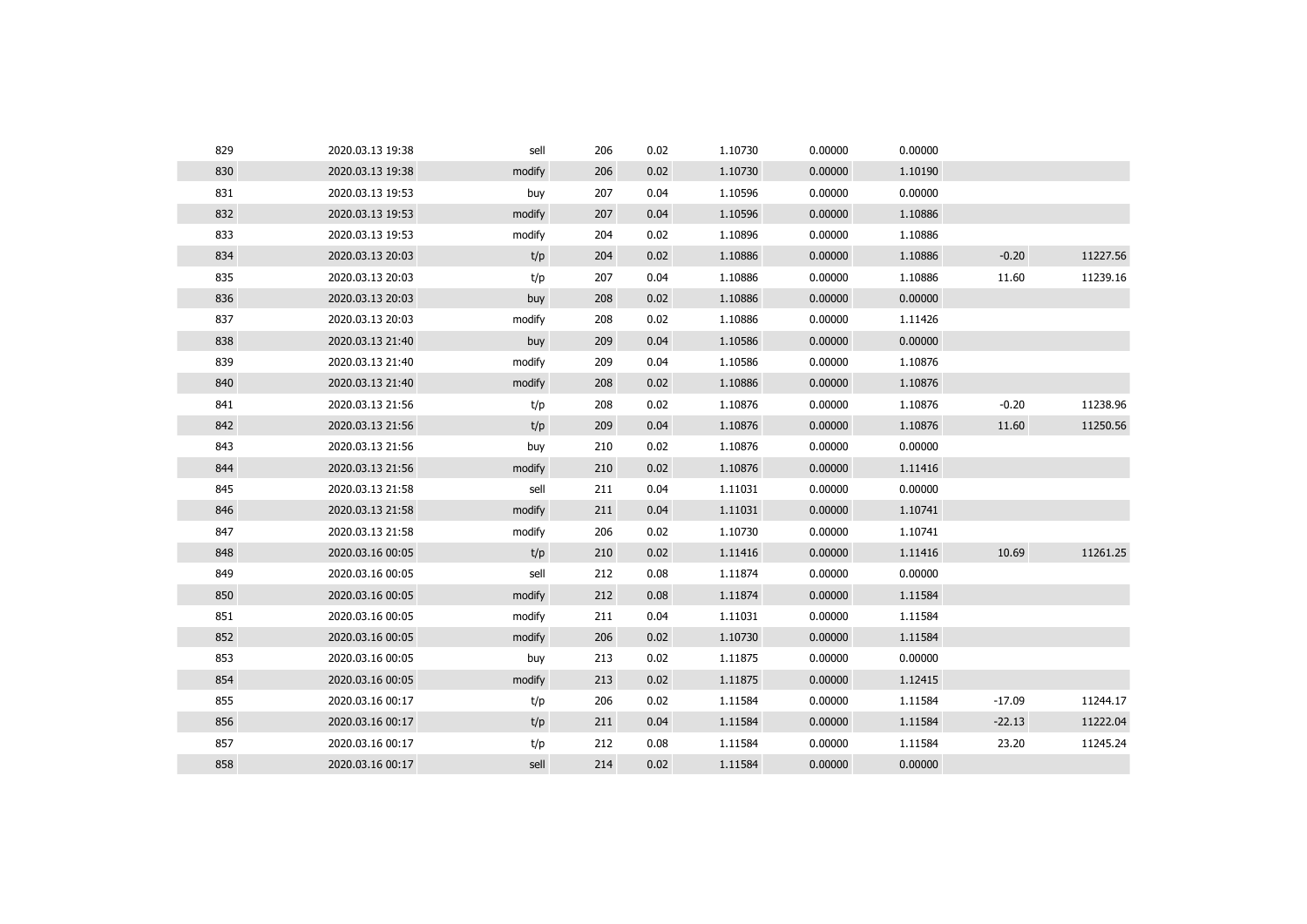| | | | | | | | | | |
|---|---|---|---|---|---|---|---|---|---|
| 829 | 2020.03.13 19:38 | sell | 206 | 0.02 | 1.10730 | 0.00000 | 0.00000 | | |
| 830 | 2020.03.13 19:38 | modify | 206 | 0.02 | 1.10730 | 0.00000 | 1.10190 | | |
| 831 | 2020.03.13 19:53 | buy | 207 | 0.04 | 1.10596 | 0.00000 | 0.00000 | | |
| 832 | 2020.03.13 19:53 | modify | 207 | 0.04 | 1.10596 | 0.00000 | 1.10886 | | |
| 833 | 2020.03.13 19:53 | modify | 204 | 0.02 | 1.10896 | 0.00000 | 1.10886 | | |
| 834 | 2020.03.13 20:03 | t/p | 204 | 0.02 | 1.10886 | 0.00000 | 1.10886 | -0.20 | 11227.56 |
| 835 | 2020.03.13 20:03 | t/p | 207 | 0.04 | 1.10886 | 0.00000 | 1.10886 | 11.60 | 11239.16 |
| 836 | 2020.03.13 20:03 | buy | 208 | 0.02 | 1.10886 | 0.00000 | 0.00000 | | |
| 837 | 2020.03.13 20:03 | modify | 208 | 0.02 | 1.10886 | 0.00000 | 1.11426 | | |
| 838 | 2020.03.13 21:40 | buy | 209 | 0.04 | 1.10586 | 0.00000 | 0.00000 | | |
| 839 | 2020.03.13 21:40 | modify | 209 | 0.04 | 1.10586 | 0.00000 | 1.10876 | | |
| 840 | 2020.03.13 21:40 | modify | 208 | 0.02 | 1.10886 | 0.00000 | 1.10876 | | |
| 841 | 2020.03.13 21:56 | t/p | 208 | 0.02 | 1.10876 | 0.00000 | 1.10876 | -0.20 | 11238.96 |
| 842 | 2020.03.13 21:56 | t/p | 209 | 0.04 | 1.10876 | 0.00000 | 1.10876 | 11.60 | 11250.56 |
| 843 | 2020.03.13 21:56 | buy | 210 | 0.02 | 1.10876 | 0.00000 | 0.00000 | | |
| 844 | 2020.03.13 21:56 | modify | 210 | 0.02 | 1.10876 | 0.00000 | 1.11416 | | |
| 845 | 2020.03.13 21:58 | sell | 211 | 0.04 | 1.11031 | 0.00000 | 0.00000 | | |
| 846 | 2020.03.13 21:58 | modify | 211 | 0.04 | 1.11031 | 0.00000 | 1.10741 | | |
| 847 | 2020.03.13 21:58 | modify | 206 | 0.02 | 1.10730 | 0.00000 | 1.10741 | | |
| 848 | 2020.03.16 00:05 | t/p | 210 | 0.02 | 1.11416 | 0.00000 | 1.11416 | 10.69 | 11261.25 |
| 849 | 2020.03.16 00:05 | sell | 212 | 0.08 | 1.11874 | 0.00000 | 0.00000 | | |
| 850 | 2020.03.16 00:05 | modify | 212 | 0.08 | 1.11874 | 0.00000 | 1.11584 | | |
| 851 | 2020.03.16 00:05 | modify | 211 | 0.04 | 1.11031 | 0.00000 | 1.11584 | | |
| 852 | 2020.03.16 00:05 | modify | 206 | 0.02 | 1.10730 | 0.00000 | 1.11584 | | |
| 853 | 2020.03.16 00:05 | buy | 213 | 0.02 | 1.11875 | 0.00000 | 0.00000 | | |
| 854 | 2020.03.16 00:05 | modify | 213 | 0.02 | 1.11875 | 0.00000 | 1.12415 | | |
| 855 | 2020.03.16 00:17 | t/p | 206 | 0.02 | 1.11584 | 0.00000 | 1.11584 | -17.09 | 11244.17 |
| 856 | 2020.03.16 00:17 | t/p | 211 | 0.04 | 1.11584 | 0.00000 | 1.11584 | -22.13 | 11222.04 |
| 857 | 2020.03.16 00:17 | t/p | 212 | 0.08 | 1.11584 | 0.00000 | 1.11584 | 23.20 | 11245.24 |
| 858 | 2020.03.16 00:17 | sell | 214 | 0.02 | 1.11584 | 0.00000 | 0.00000 | | |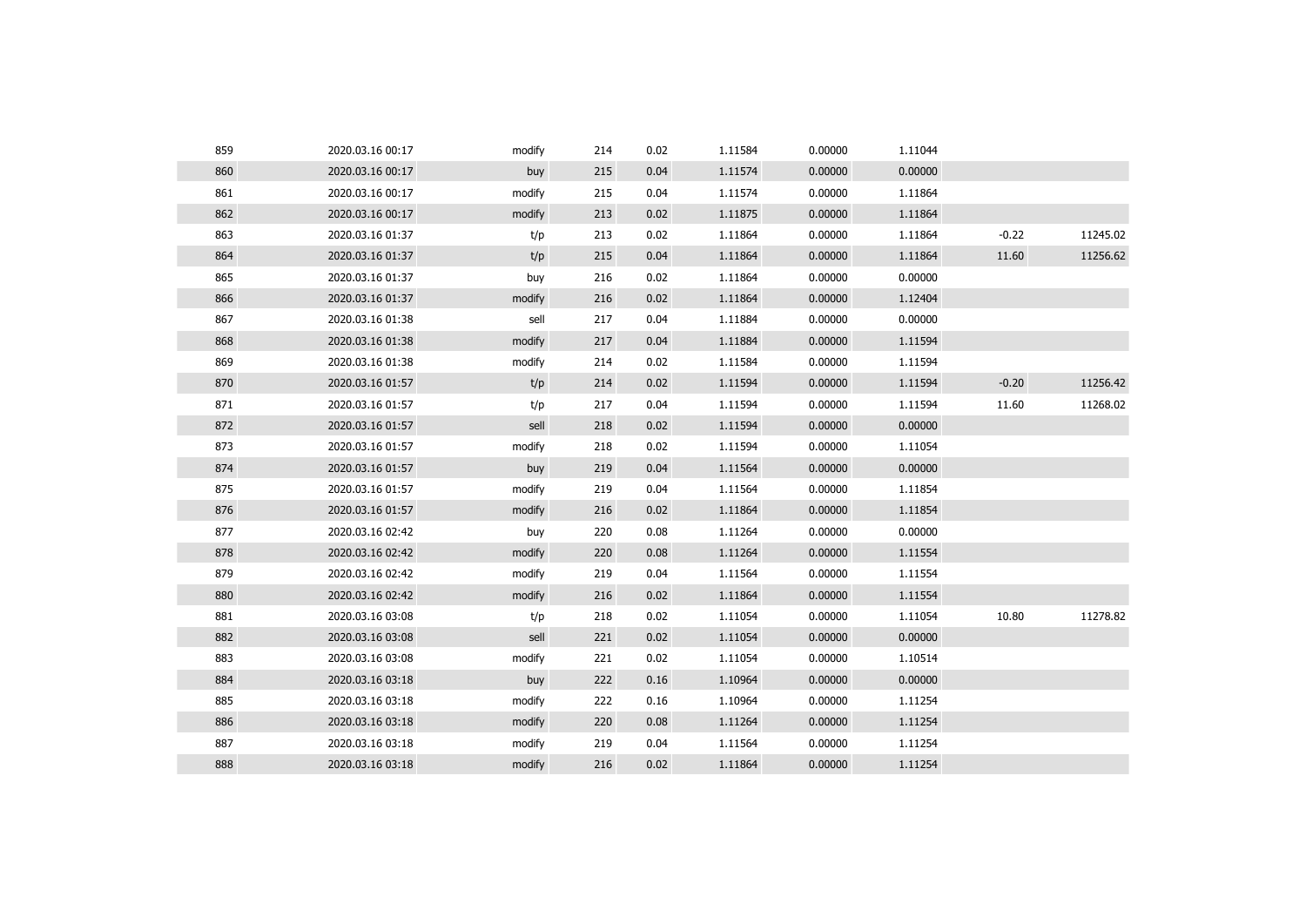| | | | | | | | | | |
|---|---|---|---|---|---|---|---|---|---|
| 859 | 2020.03.16 00:17 | modify | 214 | 0.02 | 1.11584 | 0.00000 | 1.11044 | | |
| 860 | 2020.03.16 00:17 | buy | 215 | 0.04 | 1.11574 | 0.00000 | 0.00000 | | |
| 861 | 2020.03.16 00:17 | modify | 215 | 0.04 | 1.11574 | 0.00000 | 1.11864 | | |
| 862 | 2020.03.16 00:17 | modify | 213 | 0.02 | 1.11875 | 0.00000 | 1.11864 | | |
| 863 | 2020.03.16 01:37 | t/p | 213 | 0.02 | 1.11864 | 0.00000 | 1.11864 | -0.22 | 11245.02 |
| 864 | 2020.03.16 01:37 | t/p | 215 | 0.04 | 1.11864 | 0.00000 | 1.11864 | 11.60 | 11256.62 |
| 865 | 2020.03.16 01:37 | buy | 216 | 0.02 | 1.11864 | 0.00000 | 0.00000 | | |
| 866 | 2020.03.16 01:37 | modify | 216 | 0.02 | 1.11864 | 0.00000 | 1.12404 | | |
| 867 | 2020.03.16 01:38 | sell | 217 | 0.04 | 1.11884 | 0.00000 | 0.00000 | | |
| 868 | 2020.03.16 01:38 | modify | 217 | 0.04 | 1.11884 | 0.00000 | 1.11594 | | |
| 869 | 2020.03.16 01:38 | modify | 214 | 0.02 | 1.11584 | 0.00000 | 1.11594 | | |
| 870 | 2020.03.16 01:57 | t/p | 214 | 0.02 | 1.11594 | 0.00000 | 1.11594 | -0.20 | 11256.42 |
| 871 | 2020.03.16 01:57 | t/p | 217 | 0.04 | 1.11594 | 0.00000 | 1.11594 | 11.60 | 11268.02 |
| 872 | 2020.03.16 01:57 | sell | 218 | 0.02 | 1.11594 | 0.00000 | 0.00000 | | |
| 873 | 2020.03.16 01:57 | modify | 218 | 0.02 | 1.11594 | 0.00000 | 1.11054 | | |
| 874 | 2020.03.16 01:57 | buy | 219 | 0.04 | 1.11564 | 0.00000 | 0.00000 | | |
| 875 | 2020.03.16 01:57 | modify | 219 | 0.04 | 1.11564 | 0.00000 | 1.11854 | | |
| 876 | 2020.03.16 01:57 | modify | 216 | 0.02 | 1.11864 | 0.00000 | 1.11854 | | |
| 877 | 2020.03.16 02:42 | buy | 220 | 0.08 | 1.11264 | 0.00000 | 0.00000 | | |
| 878 | 2020.03.16 02:42 | modify | 220 | 0.08 | 1.11264 | 0.00000 | 1.11554 | | |
| 879 | 2020.03.16 02:42 | modify | 219 | 0.04 | 1.11564 | 0.00000 | 1.11554 | | |
| 880 | 2020.03.16 02:42 | modify | 216 | 0.02 | 1.11864 | 0.00000 | 1.11554 | | |
| 881 | 2020.03.16 03:08 | t/p | 218 | 0.02 | 1.11054 | 0.00000 | 1.11054 | 10.80 | 11278.82 |
| 882 | 2020.03.16 03:08 | sell | 221 | 0.02 | 1.11054 | 0.00000 | 0.00000 | | |
| 883 | 2020.03.16 03:08 | modify | 221 | 0.02 | 1.11054 | 0.00000 | 1.10514 | | |
| 884 | 2020.03.16 03:18 | buy | 222 | 0.16 | 1.10964 | 0.00000 | 0.00000 | | |
| 885 | 2020.03.16 03:18 | modify | 222 | 0.16 | 1.10964 | 0.00000 | 1.11254 | | |
| 886 | 2020.03.16 03:18 | modify | 220 | 0.08 | 1.11264 | 0.00000 | 1.11254 | | |
| 887 | 2020.03.16 03:18 | modify | 219 | 0.04 | 1.11564 | 0.00000 | 1.11254 | | |
| 888 | 2020.03.16 03:18 | modify | 216 | 0.02 | 1.11864 | 0.00000 | 1.11254 | | |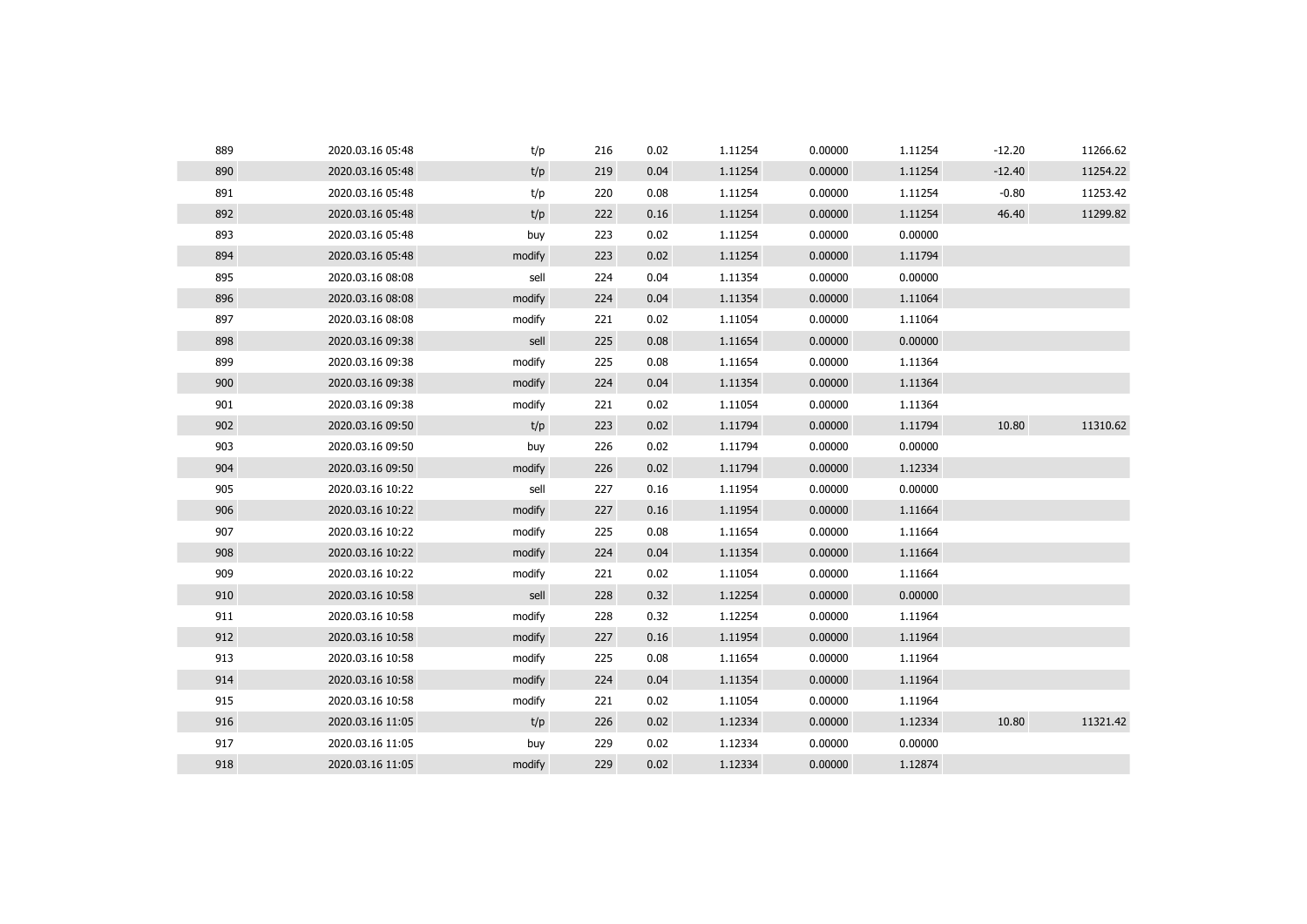| | | | | | | | | | |
|---|---|---|---|---|---|---|---|---|---|
| 889 | 2020.03.16 05:48 | t/p | 216 | 0.02 | 1.11254 | 0.00000 | 1.11254 | -12.20 | 11266.62 |
| 890 | 2020.03.16 05:48 | t/p | 219 | 0.04 | 1.11254 | 0.00000 | 1.11254 | -12.40 | 11254.22 |
| 891 | 2020.03.16 05:48 | t/p | 220 | 0.08 | 1.11254 | 0.00000 | 1.11254 | -0.80 | 11253.42 |
| 892 | 2020.03.16 05:48 | t/p | 222 | 0.16 | 1.11254 | 0.00000 | 1.11254 | 46.40 | 11299.82 |
| 893 | 2020.03.16 05:48 | buy | 223 | 0.02 | 1.11254 | 0.00000 | 0.00000 | | |
| 894 | 2020.03.16 05:48 | modify | 223 | 0.02 | 1.11254 | 0.00000 | 1.11794 | | |
| 895 | 2020.03.16 08:08 | sell | 224 | 0.04 | 1.11354 | 0.00000 | 0.00000 | | |
| 896 | 2020.03.16 08:08 | modify | 224 | 0.04 | 1.11354 | 0.00000 | 1.11064 | | |
| 897 | 2020.03.16 08:08 | modify | 221 | 0.02 | 1.11054 | 0.00000 | 1.11064 | | |
| 898 | 2020.03.16 09:38 | sell | 225 | 0.08 | 1.11654 | 0.00000 | 0.00000 | | |
| 899 | 2020.03.16 09:38 | modify | 225 | 0.08 | 1.11654 | 0.00000 | 1.11364 | | |
| 900 | 2020.03.16 09:38 | modify | 224 | 0.04 | 1.11354 | 0.00000 | 1.11364 | | |
| 901 | 2020.03.16 09:38 | modify | 221 | 0.02 | 1.11054 | 0.00000 | 1.11364 | | |
| 902 | 2020.03.16 09:50 | t/p | 223 | 0.02 | 1.11794 | 0.00000 | 1.11794 | 10.80 | 11310.62 |
| 903 | 2020.03.16 09:50 | buy | 226 | 0.02 | 1.11794 | 0.00000 | 0.00000 | | |
| 904 | 2020.03.16 09:50 | modify | 226 | 0.02 | 1.11794 | 0.00000 | 1.12334 | | |
| 905 | 2020.03.16 10:22 | sell | 227 | 0.16 | 1.11954 | 0.00000 | 0.00000 | | |
| 906 | 2020.03.16 10:22 | modify | 227 | 0.16 | 1.11954 | 0.00000 | 1.11664 | | |
| 907 | 2020.03.16 10:22 | modify | 225 | 0.08 | 1.11654 | 0.00000 | 1.11664 | | |
| 908 | 2020.03.16 10:22 | modify | 224 | 0.04 | 1.11354 | 0.00000 | 1.11664 | | |
| 909 | 2020.03.16 10:22 | modify | 221 | 0.02 | 1.11054 | 0.00000 | 1.11664 | | |
| 910 | 2020.03.16 10:58 | sell | 228 | 0.32 | 1.12254 | 0.00000 | 0.00000 | | |
| 911 | 2020.03.16 10:58 | modify | 228 | 0.32 | 1.12254 | 0.00000 | 1.11964 | | |
| 912 | 2020.03.16 10:58 | modify | 227 | 0.16 | 1.11954 | 0.00000 | 1.11964 | | |
| 913 | 2020.03.16 10:58 | modify | 225 | 0.08 | 1.11654 | 0.00000 | 1.11964 | | |
| 914 | 2020.03.16 10:58 | modify | 224 | 0.04 | 1.11354 | 0.00000 | 1.11964 | | |
| 915 | 2020.03.16 10:58 | modify | 221 | 0.02 | 1.11054 | 0.00000 | 1.11964 | | |
| 916 | 2020.03.16 11:05 | t/p | 226 | 0.02 | 1.12334 | 0.00000 | 1.12334 | 10.80 | 11321.42 |
| 917 | 2020.03.16 11:05 | buy | 229 | 0.02 | 1.12334 | 0.00000 | 0.00000 | | |
| 918 | 2020.03.16 11:05 | modify | 229 | 0.02 | 1.12334 | 0.00000 | 1.12874 | | |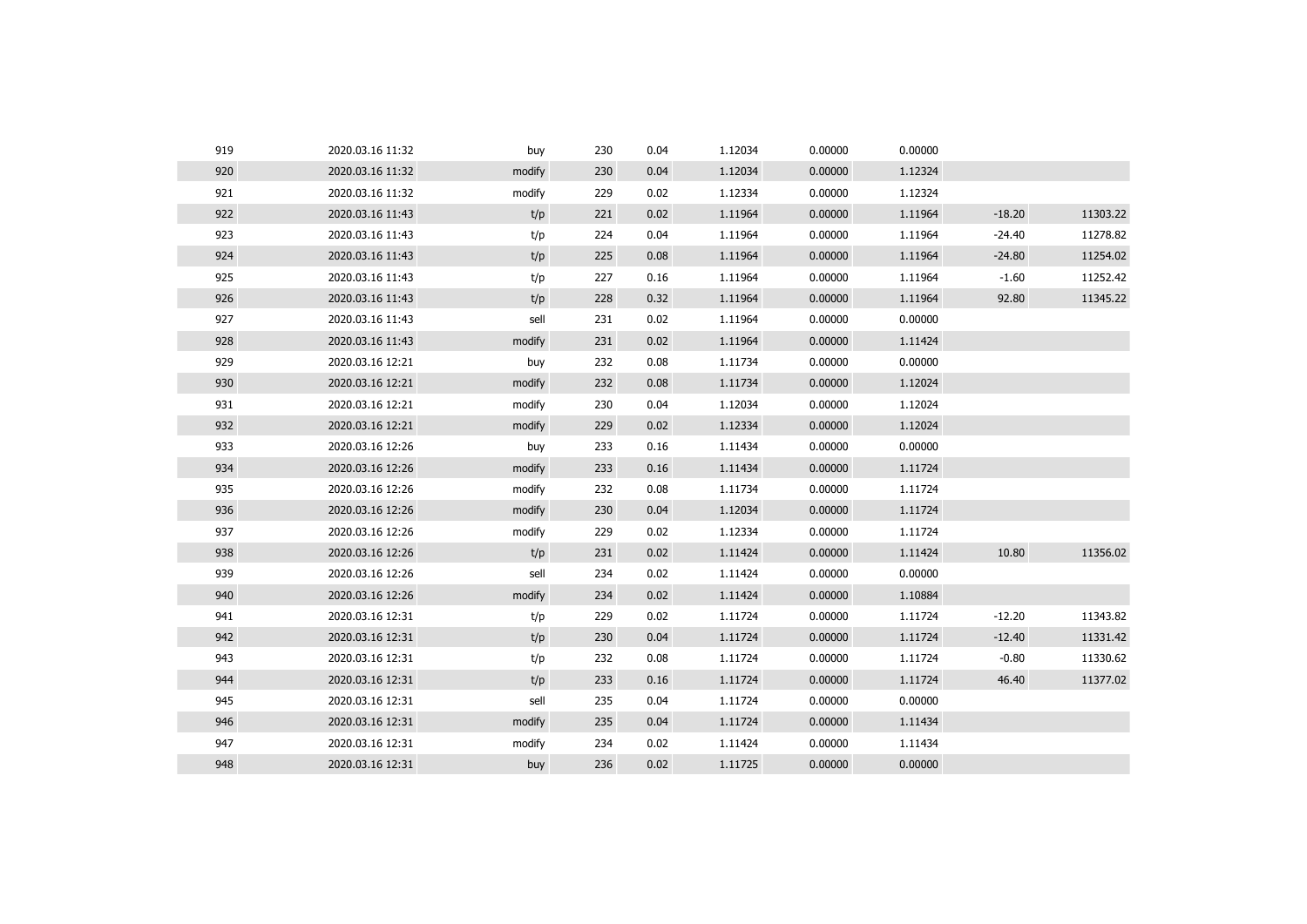| | | | | | | | | | |
|---|---|---|---|---|---|---|---|---|---|
| 919 | 2020.03.16 11:32 | buy | 230 | 0.04 | 1.12034 | 0.00000 | 0.00000 | | |
| 920 | 2020.03.16 11:32 | modify | 230 | 0.04 | 1.12034 | 0.00000 | 1.12324 | | |
| 921 | 2020.03.16 11:32 | modify | 229 | 0.02 | 1.12334 | 0.00000 | 1.12324 | | |
| 922 | 2020.03.16 11:43 | t/p | 221 | 0.02 | 1.11964 | 0.00000 | 1.11964 | -18.20 | 11303.22 |
| 923 | 2020.03.16 11:43 | t/p | 224 | 0.04 | 1.11964 | 0.00000 | 1.11964 | -24.40 | 11278.82 |
| 924 | 2020.03.16 11:43 | t/p | 225 | 0.08 | 1.11964 | 0.00000 | 1.11964 | -24.80 | 11254.02 |
| 925 | 2020.03.16 11:43 | t/p | 227 | 0.16 | 1.11964 | 0.00000 | 1.11964 | -1.60 | 11252.42 |
| 926 | 2020.03.16 11:43 | t/p | 228 | 0.32 | 1.11964 | 0.00000 | 1.11964 | 92.80 | 11345.22 |
| 927 | 2020.03.16 11:43 | sell | 231 | 0.02 | 1.11964 | 0.00000 | 0.00000 | | |
| 928 | 2020.03.16 11:43 | modify | 231 | 0.02 | 1.11964 | 0.00000 | 1.11424 | | |
| 929 | 2020.03.16 12:21 | buy | 232 | 0.08 | 1.11734 | 0.00000 | 0.00000 | | |
| 930 | 2020.03.16 12:21 | modify | 232 | 0.08 | 1.11734 | 0.00000 | 1.12024 | | |
| 931 | 2020.03.16 12:21 | modify | 230 | 0.04 | 1.12034 | 0.00000 | 1.12024 | | |
| 932 | 2020.03.16 12:21 | modify | 229 | 0.02 | 1.12334 | 0.00000 | 1.12024 | | |
| 933 | 2020.03.16 12:26 | buy | 233 | 0.16 | 1.11434 | 0.00000 | 0.00000 | | |
| 934 | 2020.03.16 12:26 | modify | 233 | 0.16 | 1.11434 | 0.00000 | 1.11724 | | |
| 935 | 2020.03.16 12:26 | modify | 232 | 0.08 | 1.11734 | 0.00000 | 1.11724 | | |
| 936 | 2020.03.16 12:26 | modify | 230 | 0.04 | 1.12034 | 0.00000 | 1.11724 | | |
| 937 | 2020.03.16 12:26 | modify | 229 | 0.02 | 1.12334 | 0.00000 | 1.11724 | | |
| 938 | 2020.03.16 12:26 | t/p | 231 | 0.02 | 1.11424 | 0.00000 | 1.11424 | 10.80 | 11356.02 |
| 939 | 2020.03.16 12:26 | sell | 234 | 0.02 | 1.11424 | 0.00000 | 0.00000 | | |
| 940 | 2020.03.16 12:26 | modify | 234 | 0.02 | 1.11424 | 0.00000 | 1.10884 | | |
| 941 | 2020.03.16 12:31 | t/p | 229 | 0.02 | 1.11724 | 0.00000 | 1.11724 | -12.20 | 11343.82 |
| 942 | 2020.03.16 12:31 | t/p | 230 | 0.04 | 1.11724 | 0.00000 | 1.11724 | -12.40 | 11331.42 |
| 943 | 2020.03.16 12:31 | t/p | 232 | 0.08 | 1.11724 | 0.00000 | 1.11724 | -0.80 | 11330.62 |
| 944 | 2020.03.16 12:31 | t/p | 233 | 0.16 | 1.11724 | 0.00000 | 1.11724 | 46.40 | 11377.02 |
| 945 | 2020.03.16 12:31 | sell | 235 | 0.04 | 1.11724 | 0.00000 | 0.00000 | | |
| 946 | 2020.03.16 12:31 | modify | 235 | 0.04 | 1.11724 | 0.00000 | 1.11434 | | |
| 947 | 2020.03.16 12:31 | modify | 234 | 0.02 | 1.11424 | 0.00000 | 1.11434 | | |
| 948 | 2020.03.16 12:31 | buy | 236 | 0.02 | 1.11725 | 0.00000 | 0.00000 | | |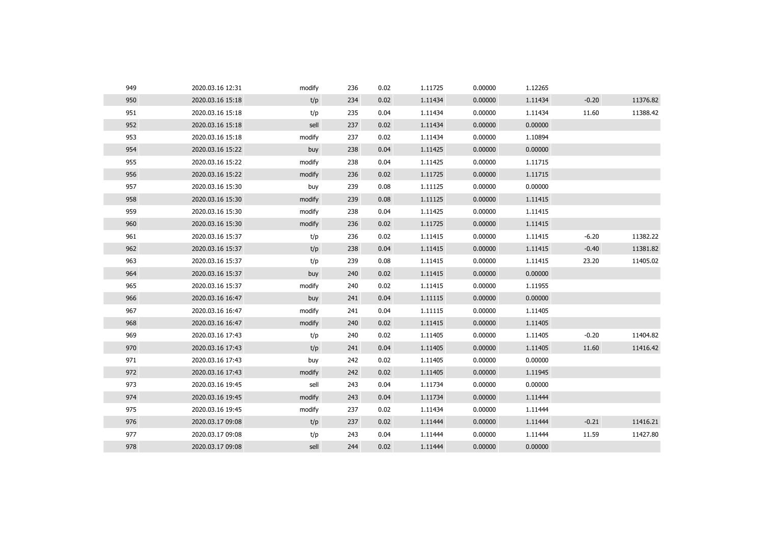| | | | | | | | | | |
|---|---|---|---|---|---|---|---|---|---|
| 949 | 2020.03.16 12:31 | modify | 236 | 0.02 | 1.11725 | 0.00000 | 1.12265 | | |
| 950 | 2020.03.16 15:18 | t/p | 234 | 0.02 | 1.11434 | 0.00000 | 1.11434 | -0.20 | 11376.82 |
| 951 | 2020.03.16 15:18 | t/p | 235 | 0.04 | 1.11434 | 0.00000 | 1.11434 | 11.60 | 11388.42 |
| 952 | 2020.03.16 15:18 | sell | 237 | 0.02 | 1.11434 | 0.00000 | 0.00000 | | |
| 953 | 2020.03.16 15:18 | modify | 237 | 0.02 | 1.11434 | 0.00000 | 1.10894 | | |
| 954 | 2020.03.16 15:22 | buy | 238 | 0.04 | 1.11425 | 0.00000 | 0.00000 | | |
| 955 | 2020.03.16 15:22 | modify | 238 | 0.04 | 1.11425 | 0.00000 | 1.11715 | | |
| 956 | 2020.03.16 15:22 | modify | 236 | 0.02 | 1.11725 | 0.00000 | 1.11715 | | |
| 957 | 2020.03.16 15:30 | buy | 239 | 0.08 | 1.11125 | 0.00000 | 0.00000 | | |
| 958 | 2020.03.16 15:30 | modify | 239 | 0.08 | 1.11125 | 0.00000 | 1.11415 | | |
| 959 | 2020.03.16 15:30 | modify | 238 | 0.04 | 1.11425 | 0.00000 | 1.11415 | | |
| 960 | 2020.03.16 15:30 | modify | 236 | 0.02 | 1.11725 | 0.00000 | 1.11415 | | |
| 961 | 2020.03.16 15:37 | t/p | 236 | 0.02 | 1.11415 | 0.00000 | 1.11415 | -6.20 | 11382.22 |
| 962 | 2020.03.16 15:37 | t/p | 238 | 0.04 | 1.11415 | 0.00000 | 1.11415 | -0.40 | 11381.82 |
| 963 | 2020.03.16 15:37 | t/p | 239 | 0.08 | 1.11415 | 0.00000 | 1.11415 | 23.20 | 11405.02 |
| 964 | 2020.03.16 15:37 | buy | 240 | 0.02 | 1.11415 | 0.00000 | 0.00000 | | |
| 965 | 2020.03.16 15:37 | modify | 240 | 0.02 | 1.11415 | 0.00000 | 1.11955 | | |
| 966 | 2020.03.16 16:47 | buy | 241 | 0.04 | 1.11115 | 0.00000 | 0.00000 | | |
| 967 | 2020.03.16 16:47 | modify | 241 | 0.04 | 1.11115 | 0.00000 | 1.11405 | | |
| 968 | 2020.03.16 16:47 | modify | 240 | 0.02 | 1.11415 | 0.00000 | 1.11405 | | |
| 969 | 2020.03.16 17:43 | t/p | 240 | 0.02 | 1.11405 | 0.00000 | 1.11405 | -0.20 | 11404.82 |
| 970 | 2020.03.16 17:43 | t/p | 241 | 0.04 | 1.11405 | 0.00000 | 1.11405 | 11.60 | 11416.42 |
| 971 | 2020.03.16 17:43 | buy | 242 | 0.02 | 1.11405 | 0.00000 | 0.00000 | | |
| 972 | 2020.03.16 17:43 | modify | 242 | 0.02 | 1.11405 | 0.00000 | 1.11945 | | |
| 973 | 2020.03.16 19:45 | sell | 243 | 0.04 | 1.11734 | 0.00000 | 0.00000 | | |
| 974 | 2020.03.16 19:45 | modify | 243 | 0.04 | 1.11734 | 0.00000 | 1.11444 | | |
| 975 | 2020.03.16 19:45 | modify | 237 | 0.02 | 1.11434 | 0.00000 | 1.11444 | | |
| 976 | 2020.03.17 09:08 | t/p | 237 | 0.02 | 1.11444 | 0.00000 | 1.11444 | -0.21 | 11416.21 |
| 977 | 2020.03.17 09:08 | t/p | 243 | 0.04 | 1.11444 | 0.00000 | 1.11444 | 11.59 | 11427.80 |
| 978 | 2020.03.17 09:08 | sell | 244 | 0.02 | 1.11444 | 0.00000 | 0.00000 | | |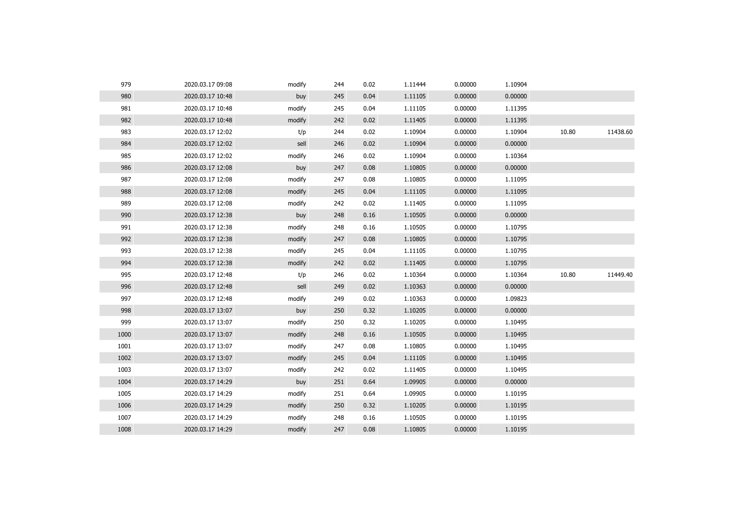| | | | | | | | | | |
|---|---|---|---|---|---|---|---|---|---|
| 979 | 2020.03.17 09:08 | modify | 244 | 0.02 | 1.11444 | 0.00000 | 1.10904 | | |
| 980 | 2020.03.17 10:48 | buy | 245 | 0.04 | 1.11105 | 0.00000 | 0.00000 | | |
| 981 | 2020.03.17 10:48 | modify | 245 | 0.04 | 1.11105 | 0.00000 | 1.11395 | | |
| 982 | 2020.03.17 10:48 | modify | 242 | 0.02 | 1.11405 | 0.00000 | 1.11395 | | |
| 983 | 2020.03.17 12:02 | t/p | 244 | 0.02 | 1.10904 | 0.00000 | 1.10904 | 10.80 | 11438.60 |
| 984 | 2020.03.17 12:02 | sell | 246 | 0.02 | 1.10904 | 0.00000 | 0.00000 | | |
| 985 | 2020.03.17 12:02 | modify | 246 | 0.02 | 1.10904 | 0.00000 | 1.10364 | | |
| 986 | 2020.03.17 12:08 | buy | 247 | 0.08 | 1.10805 | 0.00000 | 0.00000 | | |
| 987 | 2020.03.17 12:08 | modify | 247 | 0.08 | 1.10805 | 0.00000 | 1.11095 | | |
| 988 | 2020.03.17 12:08 | modify | 245 | 0.04 | 1.11105 | 0.00000 | 1.11095 | | |
| 989 | 2020.03.17 12:08 | modify | 242 | 0.02 | 1.11405 | 0.00000 | 1.11095 | | |
| 990 | 2020.03.17 12:38 | buy | 248 | 0.16 | 1.10505 | 0.00000 | 0.00000 | | |
| 991 | 2020.03.17 12:38 | modify | 248 | 0.16 | 1.10505 | 0.00000 | 1.10795 | | |
| 992 | 2020.03.17 12:38 | modify | 247 | 0.08 | 1.10805 | 0.00000 | 1.10795 | | |
| 993 | 2020.03.17 12:38 | modify | 245 | 0.04 | 1.11105 | 0.00000 | 1.10795 | | |
| 994 | 2020.03.17 12:38 | modify | 242 | 0.02 | 1.11405 | 0.00000 | 1.10795 | | |
| 995 | 2020.03.17 12:48 | t/p | 246 | 0.02 | 1.10364 | 0.00000 | 1.10364 | 10.80 | 11449.40 |
| 996 | 2020.03.17 12:48 | sell | 249 | 0.02 | 1.10363 | 0.00000 | 0.00000 | | |
| 997 | 2020.03.17 12:48 | modify | 249 | 0.02 | 1.10363 | 0.00000 | 1.09823 | | |
| 998 | 2020.03.17 13:07 | buy | 250 | 0.32 | 1.10205 | 0.00000 | 0.00000 | | |
| 999 | 2020.03.17 13:07 | modify | 250 | 0.32 | 1.10205 | 0.00000 | 1.10495 | | |
| 1000 | 2020.03.17 13:07 | modify | 248 | 0.16 | 1.10505 | 0.00000 | 1.10495 | | |
| 1001 | 2020.03.17 13:07 | modify | 247 | 0.08 | 1.10805 | 0.00000 | 1.10495 | | |
| 1002 | 2020.03.17 13:07 | modify | 245 | 0.04 | 1.11105 | 0.00000 | 1.10495 | | |
| 1003 | 2020.03.17 13:07 | modify | 242 | 0.02 | 1.11405 | 0.00000 | 1.10495 | | |
| 1004 | 2020.03.17 14:29 | buy | 251 | 0.64 | 1.09905 | 0.00000 | 0.00000 | | |
| 1005 | 2020.03.17 14:29 | modify | 251 | 0.64 | 1.09905 | 0.00000 | 1.10195 | | |
| 1006 | 2020.03.17 14:29 | modify | 250 | 0.32 | 1.10205 | 0.00000 | 1.10195 | | |
| 1007 | 2020.03.17 14:29 | modify | 248 | 0.16 | 1.10505 | 0.00000 | 1.10195 | | |
| 1008 | 2020.03.17 14:29 | modify | 247 | 0.08 | 1.10805 | 0.00000 | 1.10195 | | |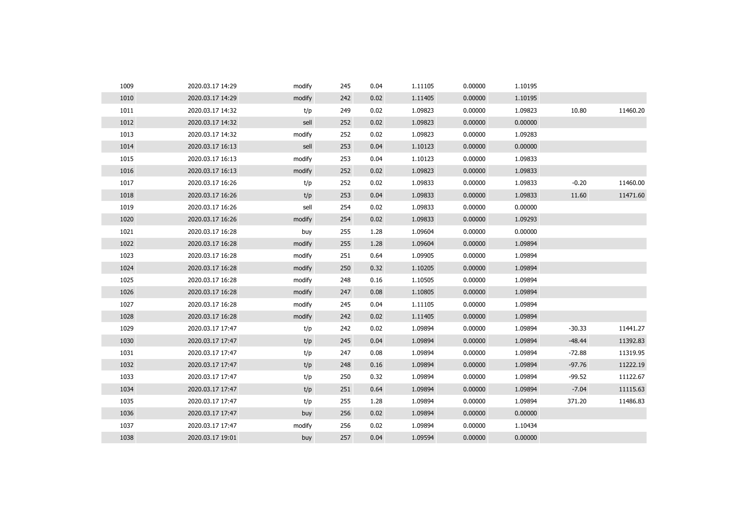| | | | | | | | | | |
|---|---|---|---|---|---|---|---|---|---|
| 1009 | 2020.03.17 14:29 | modify | 245 | 0.04 | 1.11105 | 0.00000 | 1.10195 | | |
| 1010 | 2020.03.17 14:29 | modify | 242 | 0.02 | 1.11405 | 0.00000 | 1.10195 | | |
| 1011 | 2020.03.17 14:32 | t/p | 249 | 0.02 | 1.09823 | 0.00000 | 1.09823 | 10.80 | 11460.20 |
| 1012 | 2020.03.17 14:32 | sell | 252 | 0.02 | 1.09823 | 0.00000 | 0.00000 | | |
| 1013 | 2020.03.17 14:32 | modify | 252 | 0.02 | 1.09823 | 0.00000 | 1.09283 | | |
| 1014 | 2020.03.17 16:13 | sell | 253 | 0.04 | 1.10123 | 0.00000 | 0.00000 | | |
| 1015 | 2020.03.17 16:13 | modify | 253 | 0.04 | 1.10123 | 0.00000 | 1.09833 | | |
| 1016 | 2020.03.17 16:13 | modify | 252 | 0.02 | 1.09823 | 0.00000 | 1.09833 | | |
| 1017 | 2020.03.17 16:26 | t/p | 252 | 0.02 | 1.09833 | 0.00000 | 1.09833 | -0.20 | 11460.00 |
| 1018 | 2020.03.17 16:26 | t/p | 253 | 0.04 | 1.09833 | 0.00000 | 1.09833 | 11.60 | 11471.60 |
| 1019 | 2020.03.17 16:26 | sell | 254 | 0.02 | 1.09833 | 0.00000 | 0.00000 | | |
| 1020 | 2020.03.17 16:26 | modify | 254 | 0.02 | 1.09833 | 0.00000 | 1.09293 | | |
| 1021 | 2020.03.17 16:28 | buy | 255 | 1.28 | 1.09604 | 0.00000 | 0.00000 | | |
| 1022 | 2020.03.17 16:28 | modify | 255 | 1.28 | 1.09604 | 0.00000 | 1.09894 | | |
| 1023 | 2020.03.17 16:28 | modify | 251 | 0.64 | 1.09905 | 0.00000 | 1.09894 | | |
| 1024 | 2020.03.17 16:28 | modify | 250 | 0.32 | 1.10205 | 0.00000 | 1.09894 | | |
| 1025 | 2020.03.17 16:28 | modify | 248 | 0.16 | 1.10505 | 0.00000 | 1.09894 | | |
| 1026 | 2020.03.17 16:28 | modify | 247 | 0.08 | 1.10805 | 0.00000 | 1.09894 | | |
| 1027 | 2020.03.17 16:28 | modify | 245 | 0.04 | 1.11105 | 0.00000 | 1.09894 | | |
| 1028 | 2020.03.17 16:28 | modify | 242 | 0.02 | 1.11405 | 0.00000 | 1.09894 | | |
| 1029 | 2020.03.17 17:47 | t/p | 242 | 0.02 | 1.09894 | 0.00000 | 1.09894 | -30.33 | 11441.27 |
| 1030 | 2020.03.17 17:47 | t/p | 245 | 0.04 | 1.09894 | 0.00000 | 1.09894 | -48.44 | 11392.83 |
| 1031 | 2020.03.17 17:47 | t/p | 247 | 0.08 | 1.09894 | 0.00000 | 1.09894 | -72.88 | 11319.95 |
| 1032 | 2020.03.17 17:47 | t/p | 248 | 0.16 | 1.09894 | 0.00000 | 1.09894 | -97.76 | 11222.19 |
| 1033 | 2020.03.17 17:47 | t/p | 250 | 0.32 | 1.09894 | 0.00000 | 1.09894 | -99.52 | 11122.67 |
| 1034 | 2020.03.17 17:47 | t/p | 251 | 0.64 | 1.09894 | 0.00000 | 1.09894 | -7.04 | 11115.63 |
| 1035 | 2020.03.17 17:47 | t/p | 255 | 1.28 | 1.09894 | 0.00000 | 1.09894 | 371.20 | 11486.83 |
| 1036 | 2020.03.17 17:47 | buy | 256 | 0.02 | 1.09894 | 0.00000 | 0.00000 | | |
| 1037 | 2020.03.17 17:47 | modify | 256 | 0.02 | 1.09894 | 0.00000 | 1.10434 | | |
| 1038 | 2020.03.17 19:01 | buy | 257 | 0.04 | 1.09594 | 0.00000 | 0.00000 | | |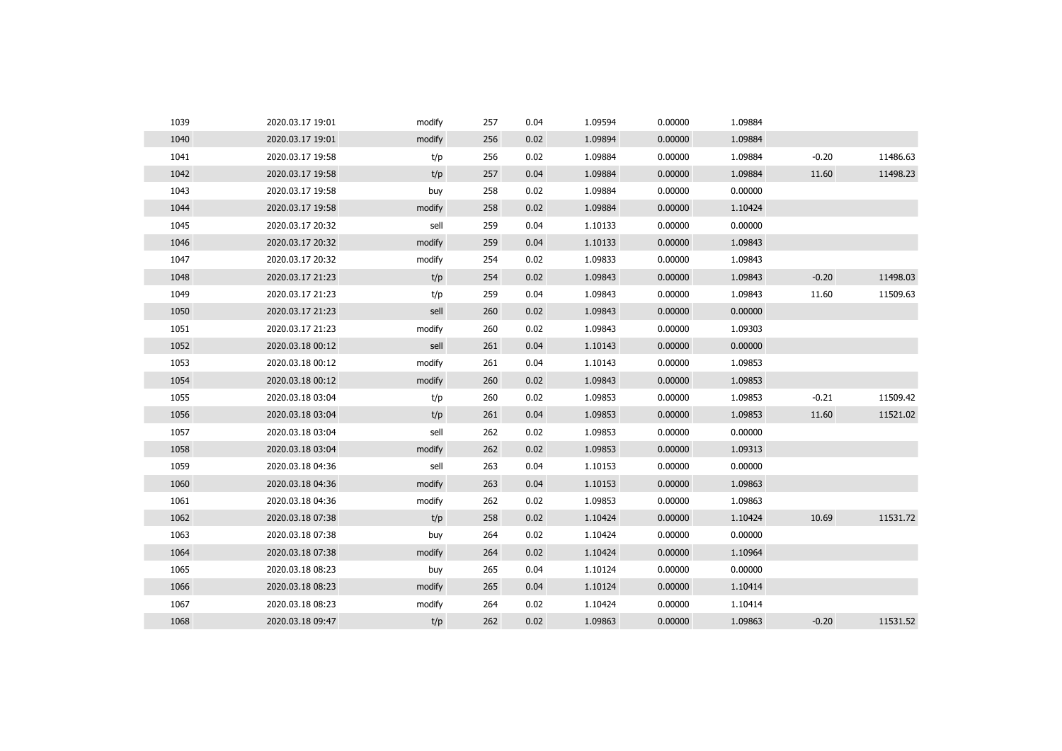| | | | | | | | | | |
|---|---|---|---|---|---|---|---|---|---|
| 1039 | 2020.03.17 19:01 | modify | 257 | 0.04 | 1.09594 | 0.00000 | 1.09884 | | |
| 1040 | 2020.03.17 19:01 | modify | 256 | 0.02 | 1.09894 | 0.00000 | 1.09884 | | |
| 1041 | 2020.03.17 19:58 | t/p | 256 | 0.02 | 1.09884 | 0.00000 | 1.09884 | -0.20 | 11486.63 |
| 1042 | 2020.03.17 19:58 | t/p | 257 | 0.04 | 1.09884 | 0.00000 | 1.09884 | 11.60 | 11498.23 |
| 1043 | 2020.03.17 19:58 | buy | 258 | 0.02 | 1.09884 | 0.00000 | 0.00000 | | |
| 1044 | 2020.03.17 19:58 | modify | 258 | 0.02 | 1.09884 | 0.00000 | 1.10424 | | |
| 1045 | 2020.03.17 20:32 | sell | 259 | 0.04 | 1.10133 | 0.00000 | 0.00000 | | |
| 1046 | 2020.03.17 20:32 | modify | 259 | 0.04 | 1.10133 | 0.00000 | 1.09843 | | |
| 1047 | 2020.03.17 20:32 | modify | 254 | 0.02 | 1.09833 | 0.00000 | 1.09843 | | |
| 1048 | 2020.03.17 21:23 | t/p | 254 | 0.02 | 1.09843 | 0.00000 | 1.09843 | -0.20 | 11498.03 |
| 1049 | 2020.03.17 21:23 | t/p | 259 | 0.04 | 1.09843 | 0.00000 | 1.09843 | 11.60 | 11509.63 |
| 1050 | 2020.03.17 21:23 | sell | 260 | 0.02 | 1.09843 | 0.00000 | 0.00000 | | |
| 1051 | 2020.03.17 21:23 | modify | 260 | 0.02 | 1.09843 | 0.00000 | 1.09303 | | |
| 1052 | 2020.03.18 00:12 | sell | 261 | 0.04 | 1.10143 | 0.00000 | 0.00000 | | |
| 1053 | 2020.03.18 00:12 | modify | 261 | 0.04 | 1.10143 | 0.00000 | 1.09853 | | |
| 1054 | 2020.03.18 00:12 | modify | 260 | 0.02 | 1.09843 | 0.00000 | 1.09853 | | |
| 1055 | 2020.03.18 03:04 | t/p | 260 | 0.02 | 1.09853 | 0.00000 | 1.09853 | -0.21 | 11509.42 |
| 1056 | 2020.03.18 03:04 | t/p | 261 | 0.04 | 1.09853 | 0.00000 | 1.09853 | 11.60 | 11521.02 |
| 1057 | 2020.03.18 03:04 | sell | 262 | 0.02 | 1.09853 | 0.00000 | 0.00000 | | |
| 1058 | 2020.03.18 03:04 | modify | 262 | 0.02 | 1.09853 | 0.00000 | 1.09313 | | |
| 1059 | 2020.03.18 04:36 | sell | 263 | 0.04 | 1.10153 | 0.00000 | 0.00000 | | |
| 1060 | 2020.03.18 04:36 | modify | 263 | 0.04 | 1.10153 | 0.00000 | 1.09863 | | |
| 1061 | 2020.03.18 04:36 | modify | 262 | 0.02 | 1.09853 | 0.00000 | 1.09863 | | |
| 1062 | 2020.03.18 07:38 | t/p | 258 | 0.02 | 1.10424 | 0.00000 | 1.10424 | 10.69 | 11531.72 |
| 1063 | 2020.03.18 07:38 | buy | 264 | 0.02 | 1.10424 | 0.00000 | 0.00000 | | |
| 1064 | 2020.03.18 07:38 | modify | 264 | 0.02 | 1.10424 | 0.00000 | 1.10964 | | |
| 1065 | 2020.03.18 08:23 | buy | 265 | 0.04 | 1.10124 | 0.00000 | 0.00000 | | |
| 1066 | 2020.03.18 08:23 | modify | 265 | 0.04 | 1.10124 | 0.00000 | 1.10414 | | |
| 1067 | 2020.03.18 08:23 | modify | 264 | 0.02 | 1.10424 | 0.00000 | 1.10414 | | |
| 1068 | 2020.03.18 09:47 | t/p | 262 | 0.02 | 1.09863 | 0.00000 | 1.09863 | -0.20 | 11531.52 |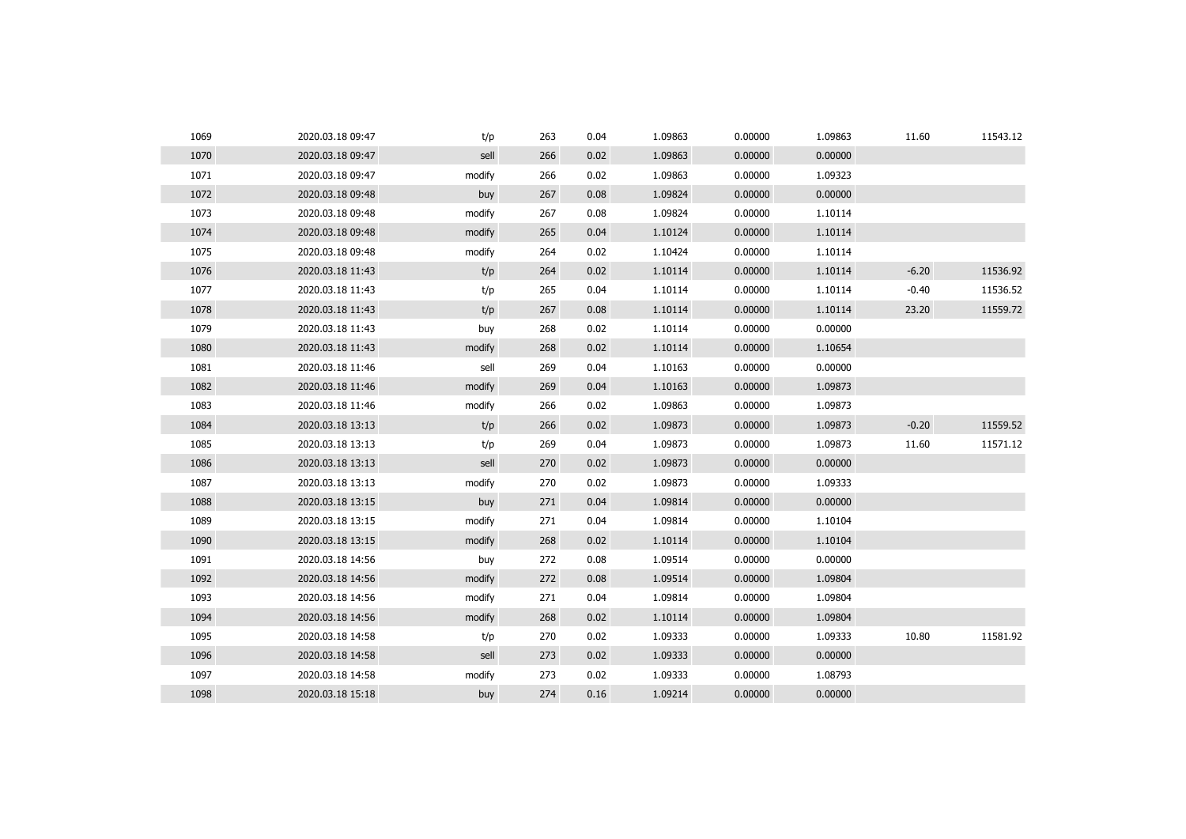| | | | | | | | | | |
|---|---|---|---|---|---|---|---|---|---|
| 1069 | 2020.03.18 09:47 | t/p | 263 | 0.04 | 1.09863 | 0.00000 | 1.09863 | 11.60 | 11543.12 |
| 1070 | 2020.03.18 09:47 | sell | 266 | 0.02 | 1.09863 | 0.00000 | 0.00000 | | |
| 1071 | 2020.03.18 09:47 | modify | 266 | 0.02 | 1.09863 | 0.00000 | 1.09323 | | |
| 1072 | 2020.03.18 09:48 | buy | 267 | 0.08 | 1.09824 | 0.00000 | 0.00000 | | |
| 1073 | 2020.03.18 09:48 | modify | 267 | 0.08 | 1.09824 | 0.00000 | 1.10114 | | |
| 1074 | 2020.03.18 09:48 | modify | 265 | 0.04 | 1.10124 | 0.00000 | 1.10114 | | |
| 1075 | 2020.03.18 09:48 | modify | 264 | 0.02 | 1.10424 | 0.00000 | 1.10114 | | |
| 1076 | 2020.03.18 11:43 | t/p | 264 | 0.02 | 1.10114 | 0.00000 | 1.10114 | -6.20 | 11536.92 |
| 1077 | 2020.03.18 11:43 | t/p | 265 | 0.04 | 1.10114 | 0.00000 | 1.10114 | -0.40 | 11536.52 |
| 1078 | 2020.03.18 11:43 | t/p | 267 | 0.08 | 1.10114 | 0.00000 | 1.10114 | 23.20 | 11559.72 |
| 1079 | 2020.03.18 11:43 | buy | 268 | 0.02 | 1.10114 | 0.00000 | 0.00000 | | |
| 1080 | 2020.03.18 11:43 | modify | 268 | 0.02 | 1.10114 | 0.00000 | 1.10654 | | |
| 1081 | 2020.03.18 11:46 | sell | 269 | 0.04 | 1.10163 | 0.00000 | 0.00000 | | |
| 1082 | 2020.03.18 11:46 | modify | 269 | 0.04 | 1.10163 | 0.00000 | 1.09873 | | |
| 1083 | 2020.03.18 11:46 | modify | 266 | 0.02 | 1.09863 | 0.00000 | 1.09873 | | |
| 1084 | 2020.03.18 13:13 | t/p | 266 | 0.02 | 1.09873 | 0.00000 | 1.09873 | -0.20 | 11559.52 |
| 1085 | 2020.03.18 13:13 | t/p | 269 | 0.04 | 1.09873 | 0.00000 | 1.09873 | 11.60 | 11571.12 |
| 1086 | 2020.03.18 13:13 | sell | 270 | 0.02 | 1.09873 | 0.00000 | 0.00000 | | |
| 1087 | 2020.03.18 13:13 | modify | 270 | 0.02 | 1.09873 | 0.00000 | 1.09333 | | |
| 1088 | 2020.03.18 13:15 | buy | 271 | 0.04 | 1.09814 | 0.00000 | 0.00000 | | |
| 1089 | 2020.03.18 13:15 | modify | 271 | 0.04 | 1.09814 | 0.00000 | 1.10104 | | |
| 1090 | 2020.03.18 13:15 | modify | 268 | 0.02 | 1.10114 | 0.00000 | 1.10104 | | |
| 1091 | 2020.03.18 14:56 | buy | 272 | 0.08 | 1.09514 | 0.00000 | 0.00000 | | |
| 1092 | 2020.03.18 14:56 | modify | 272 | 0.08 | 1.09514 | 0.00000 | 1.09804 | | |
| 1093 | 2020.03.18 14:56 | modify | 271 | 0.04 | 1.09814 | 0.00000 | 1.09804 | | |
| 1094 | 2020.03.18 14:56 | modify | 268 | 0.02 | 1.10114 | 0.00000 | 1.09804 | | |
| 1095 | 2020.03.18 14:58 | t/p | 270 | 0.02 | 1.09333 | 0.00000 | 1.09333 | 10.80 | 11581.92 |
| 1096 | 2020.03.18 14:58 | sell | 273 | 0.02 | 1.09333 | 0.00000 | 0.00000 | | |
| 1097 | 2020.03.18 14:58 | modify | 273 | 0.02 | 1.09333 | 0.00000 | 1.08793 | | |
| 1098 | 2020.03.18 15:18 | buy | 274 | 0.16 | 1.09214 | 0.00000 | 0.00000 | | |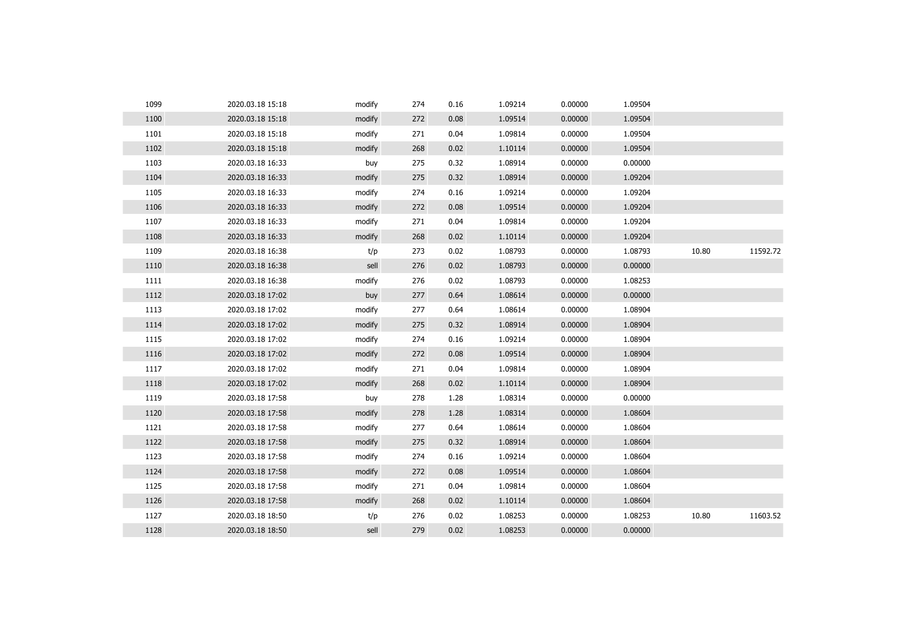| | | | | | | | | | |
|---|---|---|---|---|---|---|---|---|---|
| 1099 | 2020.03.18 15:18 | modify | 274 | 0.16 | 1.09214 | 0.00000 | 1.09504 | | |
| 1100 | 2020.03.18 15:18 | modify | 272 | 0.08 | 1.09514 | 0.00000 | 1.09504 | | |
| 1101 | 2020.03.18 15:18 | modify | 271 | 0.04 | 1.09814 | 0.00000 | 1.09504 | | |
| 1102 | 2020.03.18 15:18 | modify | 268 | 0.02 | 1.10114 | 0.00000 | 1.09504 | | |
| 1103 | 2020.03.18 16:33 | buy | 275 | 0.32 | 1.08914 | 0.00000 | 0.00000 | | |
| 1104 | 2020.03.18 16:33 | modify | 275 | 0.32 | 1.08914 | 0.00000 | 1.09204 | | |
| 1105 | 2020.03.18 16:33 | modify | 274 | 0.16 | 1.09214 | 0.00000 | 1.09204 | | |
| 1106 | 2020.03.18 16:33 | modify | 272 | 0.08 | 1.09514 | 0.00000 | 1.09204 | | |
| 1107 | 2020.03.18 16:33 | modify | 271 | 0.04 | 1.09814 | 0.00000 | 1.09204 | | |
| 1108 | 2020.03.18 16:33 | modify | 268 | 0.02 | 1.10114 | 0.00000 | 1.09204 | | |
| 1109 | 2020.03.18 16:38 | t/p | 273 | 0.02 | 1.08793 | 0.00000 | 1.08793 | 10.80 | 11592.72 |
| 1110 | 2020.03.18 16:38 | sell | 276 | 0.02 | 1.08793 | 0.00000 | 0.00000 | | |
| 1111 | 2020.03.18 16:38 | modify | 276 | 0.02 | 1.08793 | 0.00000 | 1.08253 | | |
| 1112 | 2020.03.18 17:02 | buy | 277 | 0.64 | 1.08614 | 0.00000 | 0.00000 | | |
| 1113 | 2020.03.18 17:02 | modify | 277 | 0.64 | 1.08614 | 0.00000 | 1.08904 | | |
| 1114 | 2020.03.18 17:02 | modify | 275 | 0.32 | 1.08914 | 0.00000 | 1.08904 | | |
| 1115 | 2020.03.18 17:02 | modify | 274 | 0.16 | 1.09214 | 0.00000 | 1.08904 | | |
| 1116 | 2020.03.18 17:02 | modify | 272 | 0.08 | 1.09514 | 0.00000 | 1.08904 | | |
| 1117 | 2020.03.18 17:02 | modify | 271 | 0.04 | 1.09814 | 0.00000 | 1.08904 | | |
| 1118 | 2020.03.18 17:02 | modify | 268 | 0.02 | 1.10114 | 0.00000 | 1.08904 | | |
| 1119 | 2020.03.18 17:58 | buy | 278 | 1.28 | 1.08314 | 0.00000 | 0.00000 | | |
| 1120 | 2020.03.18 17:58 | modify | 278 | 1.28 | 1.08314 | 0.00000 | 1.08604 | | |
| 1121 | 2020.03.18 17:58 | modify | 277 | 0.64 | 1.08614 | 0.00000 | 1.08604 | | |
| 1122 | 2020.03.18 17:58 | modify | 275 | 0.32 | 1.08914 | 0.00000 | 1.08604 | | |
| 1123 | 2020.03.18 17:58 | modify | 274 | 0.16 | 1.09214 | 0.00000 | 1.08604 | | |
| 1124 | 2020.03.18 17:58 | modify | 272 | 0.08 | 1.09514 | 0.00000 | 1.08604 | | |
| 1125 | 2020.03.18 17:58 | modify | 271 | 0.04 | 1.09814 | 0.00000 | 1.08604 | | |
| 1126 | 2020.03.18 17:58 | modify | 268 | 0.02 | 1.10114 | 0.00000 | 1.08604 | | |
| 1127 | 2020.03.18 18:50 | t/p | 276 | 0.02 | 1.08253 | 0.00000 | 1.08253 | 10.80 | 11603.52 |
| 1128 | 2020.03.18 18:50 | sell | 279 | 0.02 | 1.08253 | 0.00000 | 0.00000 | | |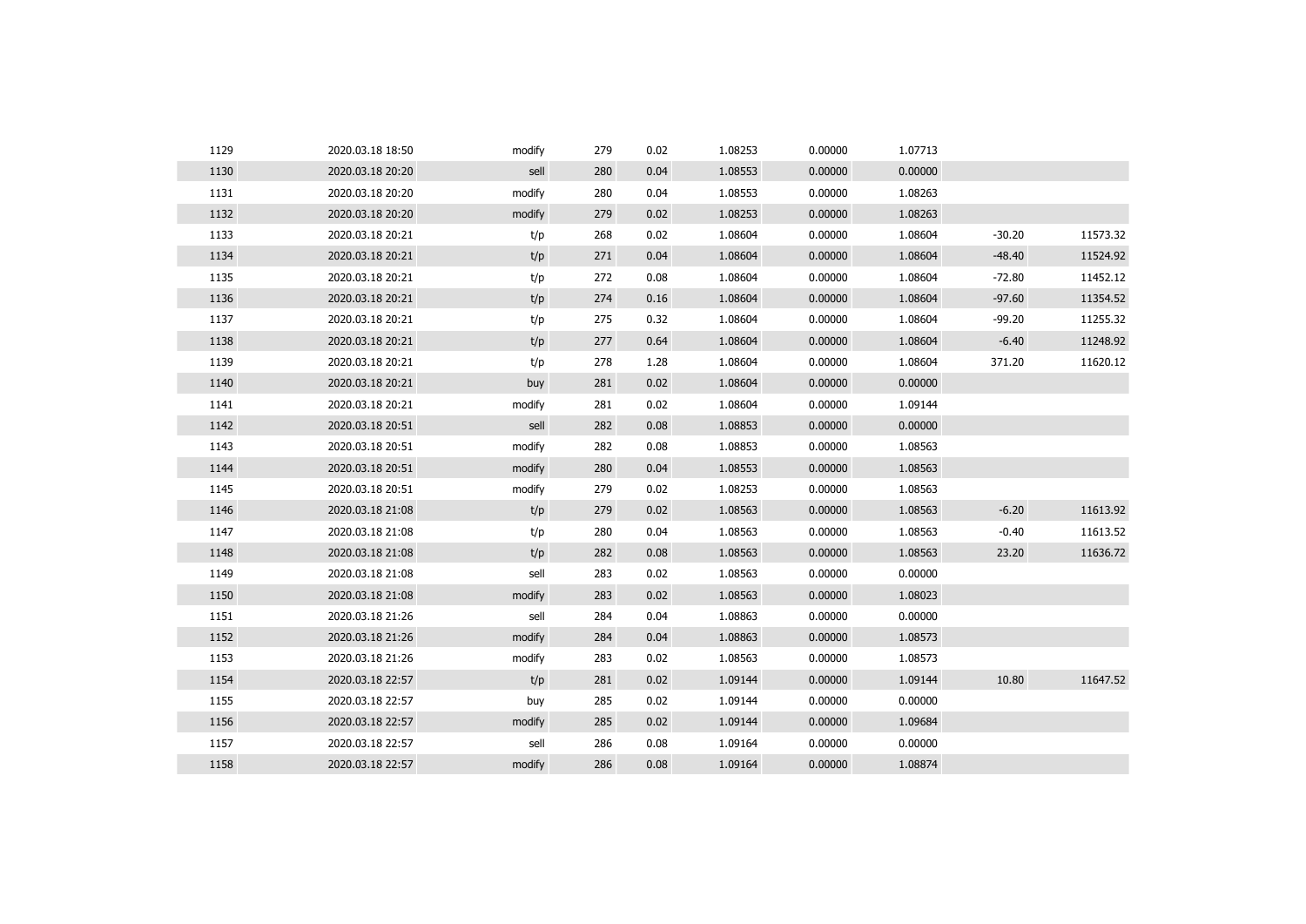| | | | | | | | | | |
|---|---|---|---|---|---|---|---|---|---|
| 1129 | 2020.03.18 18:50 | modify | 279 | 0.02 | 1.08253 | 0.00000 | 1.07713 | | |
| 1130 | 2020.03.18 20:20 | sell | 280 | 0.04 | 1.08553 | 0.00000 | 0.00000 | | |
| 1131 | 2020.03.18 20:20 | modify | 280 | 0.04 | 1.08553 | 0.00000 | 1.08263 | | |
| 1132 | 2020.03.18 20:20 | modify | 279 | 0.02 | 1.08253 | 0.00000 | 1.08263 | | |
| 1133 | 2020.03.18 20:21 | t/p | 268 | 0.02 | 1.08604 | 0.00000 | 1.08604 | -30.20 | 11573.32 |
| 1134 | 2020.03.18 20:21 | t/p | 271 | 0.04 | 1.08604 | 0.00000 | 1.08604 | -48.40 | 11524.92 |
| 1135 | 2020.03.18 20:21 | t/p | 272 | 0.08 | 1.08604 | 0.00000 | 1.08604 | -72.80 | 11452.12 |
| 1136 | 2020.03.18 20:21 | t/p | 274 | 0.16 | 1.08604 | 0.00000 | 1.08604 | -97.60 | 11354.52 |
| 1137 | 2020.03.18 20:21 | t/p | 275 | 0.32 | 1.08604 | 0.00000 | 1.08604 | -99.20 | 11255.32 |
| 1138 | 2020.03.18 20:21 | t/p | 277 | 0.64 | 1.08604 | 0.00000 | 1.08604 | -6.40 | 11248.92 |
| 1139 | 2020.03.18 20:21 | t/p | 278 | 1.28 | 1.08604 | 0.00000 | 1.08604 | 371.20 | 11620.12 |
| 1140 | 2020.03.18 20:21 | buy | 281 | 0.02 | 1.08604 | 0.00000 | 0.00000 | | |
| 1141 | 2020.03.18 20:21 | modify | 281 | 0.02 | 1.08604 | 0.00000 | 1.09144 | | |
| 1142 | 2020.03.18 20:51 | sell | 282 | 0.08 | 1.08853 | 0.00000 | 0.00000 | | |
| 1143 | 2020.03.18 20:51 | modify | 282 | 0.08 | 1.08853 | 0.00000 | 1.08563 | | |
| 1144 | 2020.03.18 20:51 | modify | 280 | 0.04 | 1.08553 | 0.00000 | 1.08563 | | |
| 1145 | 2020.03.18 20:51 | modify | 279 | 0.02 | 1.08253 | 0.00000 | 1.08563 | | |
| 1146 | 2020.03.18 21:08 | t/p | 279 | 0.02 | 1.08563 | 0.00000 | 1.08563 | -6.20 | 11613.92 |
| 1147 | 2020.03.18 21:08 | t/p | 280 | 0.04 | 1.08563 | 0.00000 | 1.08563 | -0.40 | 11613.52 |
| 1148 | 2020.03.18 21:08 | t/p | 282 | 0.08 | 1.08563 | 0.00000 | 1.08563 | 23.20 | 11636.72 |
| 1149 | 2020.03.18 21:08 | sell | 283 | 0.02 | 1.08563 | 0.00000 | 0.00000 | | |
| 1150 | 2020.03.18 21:08 | modify | 283 | 0.02 | 1.08563 | 0.00000 | 1.08023 | | |
| 1151 | 2020.03.18 21:26 | sell | 284 | 0.04 | 1.08863 | 0.00000 | 0.00000 | | |
| 1152 | 2020.03.18 21:26 | modify | 284 | 0.04 | 1.08863 | 0.00000 | 1.08573 | | |
| 1153 | 2020.03.18 21:26 | modify | 283 | 0.02 | 1.08563 | 0.00000 | 1.08573 | | |
| 1154 | 2020.03.18 22:57 | t/p | 281 | 0.02 | 1.09144 | 0.00000 | 1.09144 | 10.80 | 11647.52 |
| 1155 | 2020.03.18 22:57 | buy | 285 | 0.02 | 1.09144 | 0.00000 | 0.00000 | | |
| 1156 | 2020.03.18 22:57 | modify | 285 | 0.02 | 1.09144 | 0.00000 | 1.09684 | | |
| 1157 | 2020.03.18 22:57 | sell | 286 | 0.08 | 1.09164 | 0.00000 | 0.00000 | | |
| 1158 | 2020.03.18 22:57 | modify | 286 | 0.08 | 1.09164 | 0.00000 | 1.08874 | | |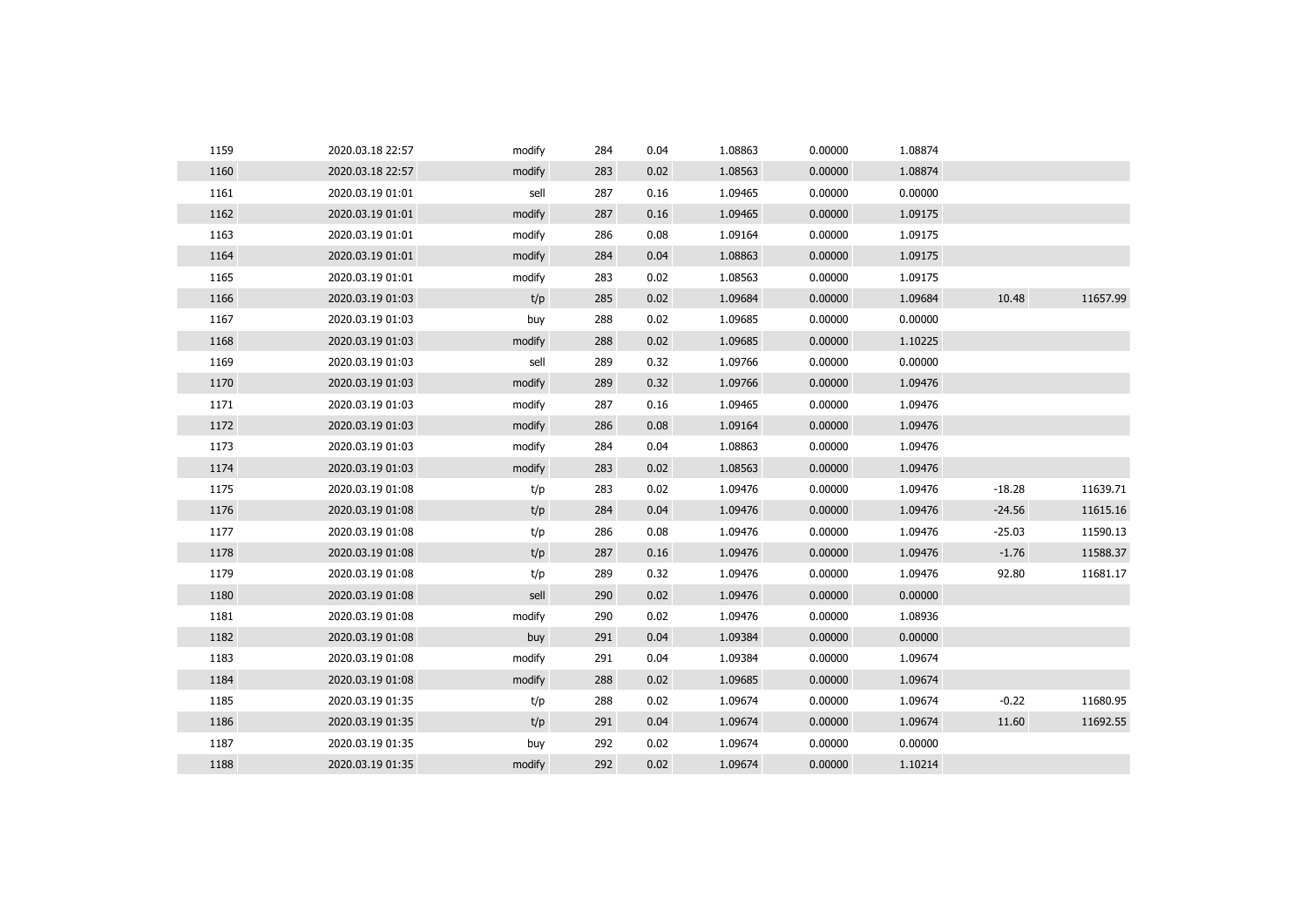| | | | | | | | | | |
|---|---|---|---|---|---|---|---|---|---|
| 1159 | 2020.03.18 22:57 | modify | 284 | 0.04 | 1.08863 | 0.00000 | 1.08874 | | |
| 1160 | 2020.03.18 22:57 | modify | 283 | 0.02 | 1.08563 | 0.00000 | 1.08874 | | |
| 1161 | 2020.03.19 01:01 | sell | 287 | 0.16 | 1.09465 | 0.00000 | 0.00000 | | |
| 1162 | 2020.03.19 01:01 | modify | 287 | 0.16 | 1.09465 | 0.00000 | 1.09175 | | |
| 1163 | 2020.03.19 01:01 | modify | 286 | 0.08 | 1.09164 | 0.00000 | 1.09175 | | |
| 1164 | 2020.03.19 01:01 | modify | 284 | 0.04 | 1.08863 | 0.00000 | 1.09175 | | |
| 1165 | 2020.03.19 01:01 | modify | 283 | 0.02 | 1.08563 | 0.00000 | 1.09175 | | |
| 1166 | 2020.03.19 01:03 | t/p | 285 | 0.02 | 1.09684 | 0.00000 | 1.09684 | 10.48 | 11657.99 |
| 1167 | 2020.03.19 01:03 | buy | 288 | 0.02 | 1.09685 | 0.00000 | 0.00000 | | |
| 1168 | 2020.03.19 01:03 | modify | 288 | 0.02 | 1.09685 | 0.00000 | 1.10225 | | |
| 1169 | 2020.03.19 01:03 | sell | 289 | 0.32 | 1.09766 | 0.00000 | 0.00000 | | |
| 1170 | 2020.03.19 01:03 | modify | 289 | 0.32 | 1.09766 | 0.00000 | 1.09476 | | |
| 1171 | 2020.03.19 01:03 | modify | 287 | 0.16 | 1.09465 | 0.00000 | 1.09476 | | |
| 1172 | 2020.03.19 01:03 | modify | 286 | 0.08 | 1.09164 | 0.00000 | 1.09476 | | |
| 1173 | 2020.03.19 01:03 | modify | 284 | 0.04 | 1.08863 | 0.00000 | 1.09476 | | |
| 1174 | 2020.03.19 01:03 | modify | 283 | 0.02 | 1.08563 | 0.00000 | 1.09476 | | |
| 1175 | 2020.03.19 01:08 | t/p | 283 | 0.02 | 1.09476 | 0.00000 | 1.09476 | -18.28 | 11639.71 |
| 1176 | 2020.03.19 01:08 | t/p | 284 | 0.04 | 1.09476 | 0.00000 | 1.09476 | -24.56 | 11615.16 |
| 1177 | 2020.03.19 01:08 | t/p | 286 | 0.08 | 1.09476 | 0.00000 | 1.09476 | -25.03 | 11590.13 |
| 1178 | 2020.03.19 01:08 | t/p | 287 | 0.16 | 1.09476 | 0.00000 | 1.09476 | -1.76 | 11588.37 |
| 1179 | 2020.03.19 01:08 | t/p | 289 | 0.32 | 1.09476 | 0.00000 | 1.09476 | 92.80 | 11681.17 |
| 1180 | 2020.03.19 01:08 | sell | 290 | 0.02 | 1.09476 | 0.00000 | 0.00000 | | |
| 1181 | 2020.03.19 01:08 | modify | 290 | 0.02 | 1.09476 | 0.00000 | 1.08936 | | |
| 1182 | 2020.03.19 01:08 | buy | 291 | 0.04 | 1.09384 | 0.00000 | 0.00000 | | |
| 1183 | 2020.03.19 01:08 | modify | 291 | 0.04 | 1.09384 | 0.00000 | 1.09674 | | |
| 1184 | 2020.03.19 01:08 | modify | 288 | 0.02 | 1.09685 | 0.00000 | 1.09674 | | |
| 1185 | 2020.03.19 01:35 | t/p | 288 | 0.02 | 1.09674 | 0.00000 | 1.09674 | -0.22 | 11680.95 |
| 1186 | 2020.03.19 01:35 | t/p | 291 | 0.04 | 1.09674 | 0.00000 | 1.09674 | 11.60 | 11692.55 |
| 1187 | 2020.03.19 01:35 | buy | 292 | 0.02 | 1.09674 | 0.00000 | 0.00000 | | |
| 1188 | 2020.03.19 01:35 | modify | 292 | 0.02 | 1.09674 | 0.00000 | 1.10214 | | |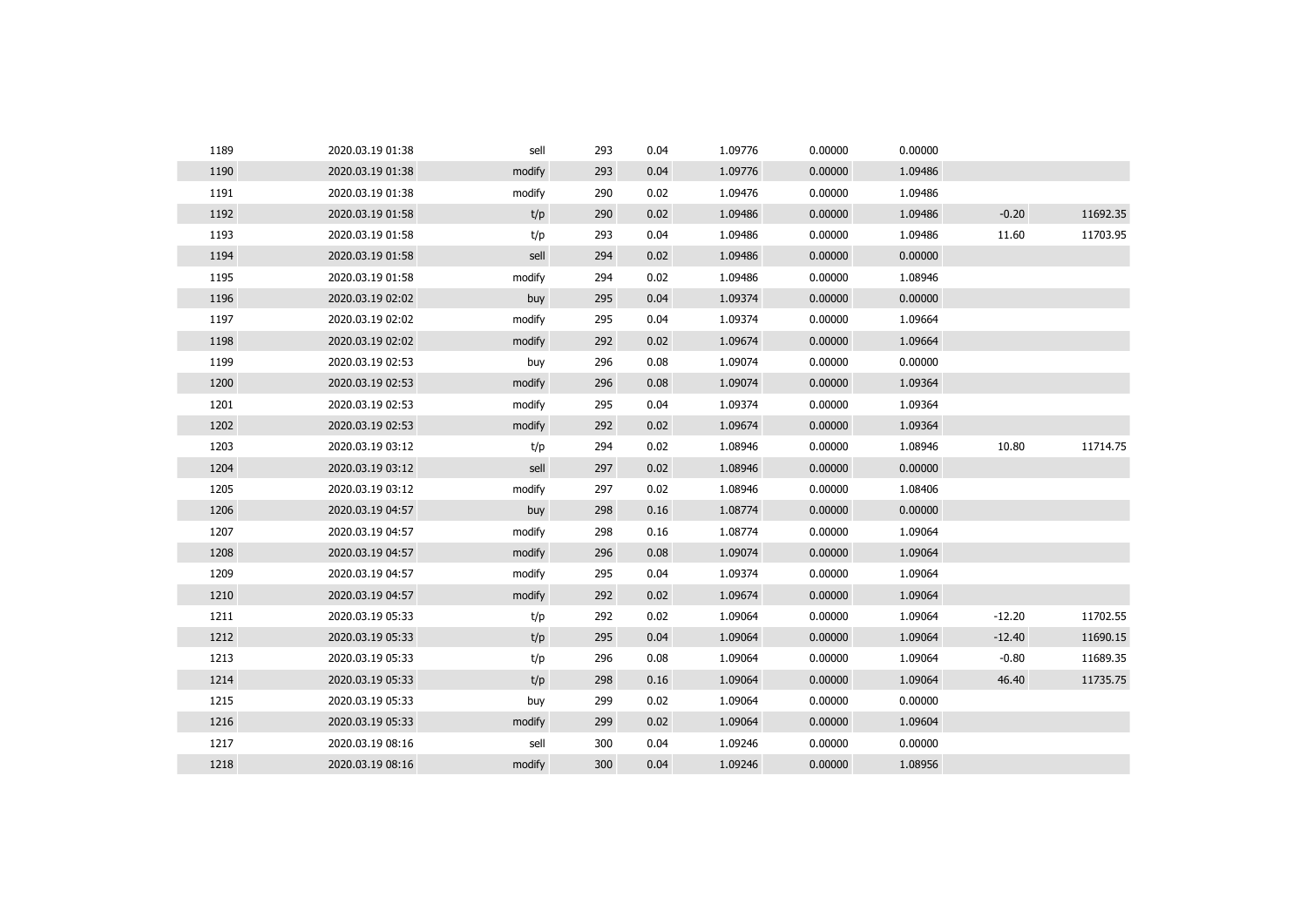| | | | | | | | | | |
|---|---|---|---|---|---|---|---|---|---|
| 1189 | 2020.03.19 01:38 | sell | 293 | 0.04 | 1.09776 | 0.00000 | 0.00000 | | |
| 1190 | 2020.03.19 01:38 | modify | 293 | 0.04 | 1.09776 | 0.00000 | 1.09486 | | |
| 1191 | 2020.03.19 01:38 | modify | 290 | 0.02 | 1.09476 | 0.00000 | 1.09486 | | |
| 1192 | 2020.03.19 01:58 | t/p | 290 | 0.02 | 1.09486 | 0.00000 | 1.09486 | -0.20 | 11692.35 |
| 1193 | 2020.03.19 01:58 | t/p | 293 | 0.04 | 1.09486 | 0.00000 | 1.09486 | 11.60 | 11703.95 |
| 1194 | 2020.03.19 01:58 | sell | 294 | 0.02 | 1.09486 | 0.00000 | 0.00000 | | |
| 1195 | 2020.03.19 01:58 | modify | 294 | 0.02 | 1.09486 | 0.00000 | 1.08946 | | |
| 1196 | 2020.03.19 02:02 | buy | 295 | 0.04 | 1.09374 | 0.00000 | 0.00000 | | |
| 1197 | 2020.03.19 02:02 | modify | 295 | 0.04 | 1.09374 | 0.00000 | 1.09664 | | |
| 1198 | 2020.03.19 02:02 | modify | 292 | 0.02 | 1.09674 | 0.00000 | 1.09664 | | |
| 1199 | 2020.03.19 02:53 | buy | 296 | 0.08 | 1.09074 | 0.00000 | 0.00000 | | |
| 1200 | 2020.03.19 02:53 | modify | 296 | 0.08 | 1.09074 | 0.00000 | 1.09364 | | |
| 1201 | 2020.03.19 02:53 | modify | 295 | 0.04 | 1.09374 | 0.00000 | 1.09364 | | |
| 1202 | 2020.03.19 02:53 | modify | 292 | 0.02 | 1.09674 | 0.00000 | 1.09364 | | |
| 1203 | 2020.03.19 03:12 | t/p | 294 | 0.02 | 1.08946 | 0.00000 | 1.08946 | 10.80 | 11714.75 |
| 1204 | 2020.03.19 03:12 | sell | 297 | 0.02 | 1.08946 | 0.00000 | 0.00000 | | |
| 1205 | 2020.03.19 03:12 | modify | 297 | 0.02 | 1.08946 | 0.00000 | 1.08406 | | |
| 1206 | 2020.03.19 04:57 | buy | 298 | 0.16 | 1.08774 | 0.00000 | 0.00000 | | |
| 1207 | 2020.03.19 04:57 | modify | 298 | 0.16 | 1.08774 | 0.00000 | 1.09064 | | |
| 1208 | 2020.03.19 04:57 | modify | 296 | 0.08 | 1.09074 | 0.00000 | 1.09064 | | |
| 1209 | 2020.03.19 04:57 | modify | 295 | 0.04 | 1.09374 | 0.00000 | 1.09064 | | |
| 1210 | 2020.03.19 04:57 | modify | 292 | 0.02 | 1.09674 | 0.00000 | 1.09064 | | |
| 1211 | 2020.03.19 05:33 | t/p | 292 | 0.02 | 1.09064 | 0.00000 | 1.09064 | -12.20 | 11702.55 |
| 1212 | 2020.03.19 05:33 | t/p | 295 | 0.04 | 1.09064 | 0.00000 | 1.09064 | -12.40 | 11690.15 |
| 1213 | 2020.03.19 05:33 | t/p | 296 | 0.08 | 1.09064 | 0.00000 | 1.09064 | -0.80 | 11689.35 |
| 1214 | 2020.03.19 05:33 | t/p | 298 | 0.16 | 1.09064 | 0.00000 | 1.09064 | 46.40 | 11735.75 |
| 1215 | 2020.03.19 05:33 | buy | 299 | 0.02 | 1.09064 | 0.00000 | 0.00000 | | |
| 1216 | 2020.03.19 05:33 | modify | 299 | 0.02 | 1.09064 | 0.00000 | 1.09604 | | |
| 1217 | 2020.03.19 08:16 | sell | 300 | 0.04 | 1.09246 | 0.00000 | 0.00000 | | |
| 1218 | 2020.03.19 08:16 | modify | 300 | 0.04 | 1.09246 | 0.00000 | 1.08956 | | |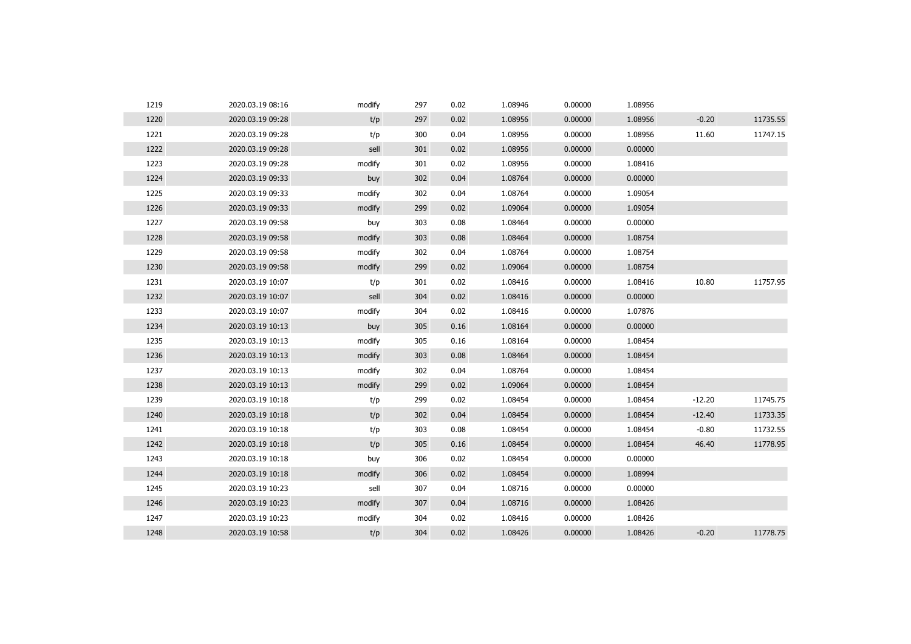| | | | | | | | | | |
|---|---|---|---|---|---|---|---|---|---|
| 1219 | 2020.03.19 08:16 | modify | 297 | 0.02 | 1.08946 | 0.00000 | 1.08956 | | |
| 1220 | 2020.03.19 09:28 | t/p | 297 | 0.02 | 1.08956 | 0.00000 | 1.08956 | -0.20 | 11735.55 |
| 1221 | 2020.03.19 09:28 | t/p | 300 | 0.04 | 1.08956 | 0.00000 | 1.08956 | 11.60 | 11747.15 |
| 1222 | 2020.03.19 09:28 | sell | 301 | 0.02 | 1.08956 | 0.00000 | 0.00000 | | |
| 1223 | 2020.03.19 09:28 | modify | 301 | 0.02 | 1.08956 | 0.00000 | 1.08416 | | |
| 1224 | 2020.03.19 09:33 | buy | 302 | 0.04 | 1.08764 | 0.00000 | 0.00000 | | |
| 1225 | 2020.03.19 09:33 | modify | 302 | 0.04 | 1.08764 | 0.00000 | 1.09054 | | |
| 1226 | 2020.03.19 09:33 | modify | 299 | 0.02 | 1.09064 | 0.00000 | 1.09054 | | |
| 1227 | 2020.03.19 09:58 | buy | 303 | 0.08 | 1.08464 | 0.00000 | 0.00000 | | |
| 1228 | 2020.03.19 09:58 | modify | 303 | 0.08 | 1.08464 | 0.00000 | 1.08754 | | |
| 1229 | 2020.03.19 09:58 | modify | 302 | 0.04 | 1.08764 | 0.00000 | 1.08754 | | |
| 1230 | 2020.03.19 09:58 | modify | 299 | 0.02 | 1.09064 | 0.00000 | 1.08754 | | |
| 1231 | 2020.03.19 10:07 | t/p | 301 | 0.02 | 1.08416 | 0.00000 | 1.08416 | 10.80 | 11757.95 |
| 1232 | 2020.03.19 10:07 | sell | 304 | 0.02 | 1.08416 | 0.00000 | 0.00000 | | |
| 1233 | 2020.03.19 10:07 | modify | 304 | 0.02 | 1.08416 | 0.00000 | 1.07876 | | |
| 1234 | 2020.03.19 10:13 | buy | 305 | 0.16 | 1.08164 | 0.00000 | 0.00000 | | |
| 1235 | 2020.03.19 10:13 | modify | 305 | 0.16 | 1.08164 | 0.00000 | 1.08454 | | |
| 1236 | 2020.03.19 10:13 | modify | 303 | 0.08 | 1.08464 | 0.00000 | 1.08454 | | |
| 1237 | 2020.03.19 10:13 | modify | 302 | 0.04 | 1.08764 | 0.00000 | 1.08454 | | |
| 1238 | 2020.03.19 10:13 | modify | 299 | 0.02 | 1.09064 | 0.00000 | 1.08454 | | |
| 1239 | 2020.03.19 10:18 | t/p | 299 | 0.02 | 1.08454 | 0.00000 | 1.08454 | -12.20 | 11745.75 |
| 1240 | 2020.03.19 10:18 | t/p | 302 | 0.04 | 1.08454 | 0.00000 | 1.08454 | -12.40 | 11733.35 |
| 1241 | 2020.03.19 10:18 | t/p | 303 | 0.08 | 1.08454 | 0.00000 | 1.08454 | -0.80 | 11732.55 |
| 1242 | 2020.03.19 10:18 | t/p | 305 | 0.16 | 1.08454 | 0.00000 | 1.08454 | 46.40 | 11778.95 |
| 1243 | 2020.03.19 10:18 | buy | 306 | 0.02 | 1.08454 | 0.00000 | 0.00000 | | |
| 1244 | 2020.03.19 10:18 | modify | 306 | 0.02 | 1.08454 | 0.00000 | 1.08994 | | |
| 1245 | 2020.03.19 10:23 | sell | 307 | 0.04 | 1.08716 | 0.00000 | 0.00000 | | |
| 1246 | 2020.03.19 10:23 | modify | 307 | 0.04 | 1.08716 | 0.00000 | 1.08426 | | |
| 1247 | 2020.03.19 10:23 | modify | 304 | 0.02 | 1.08416 | 0.00000 | 1.08426 | | |
| 1248 | 2020.03.19 10:58 | t/p | 304 | 0.02 | 1.08426 | 0.00000 | 1.08426 | -0.20 | 11778.75 |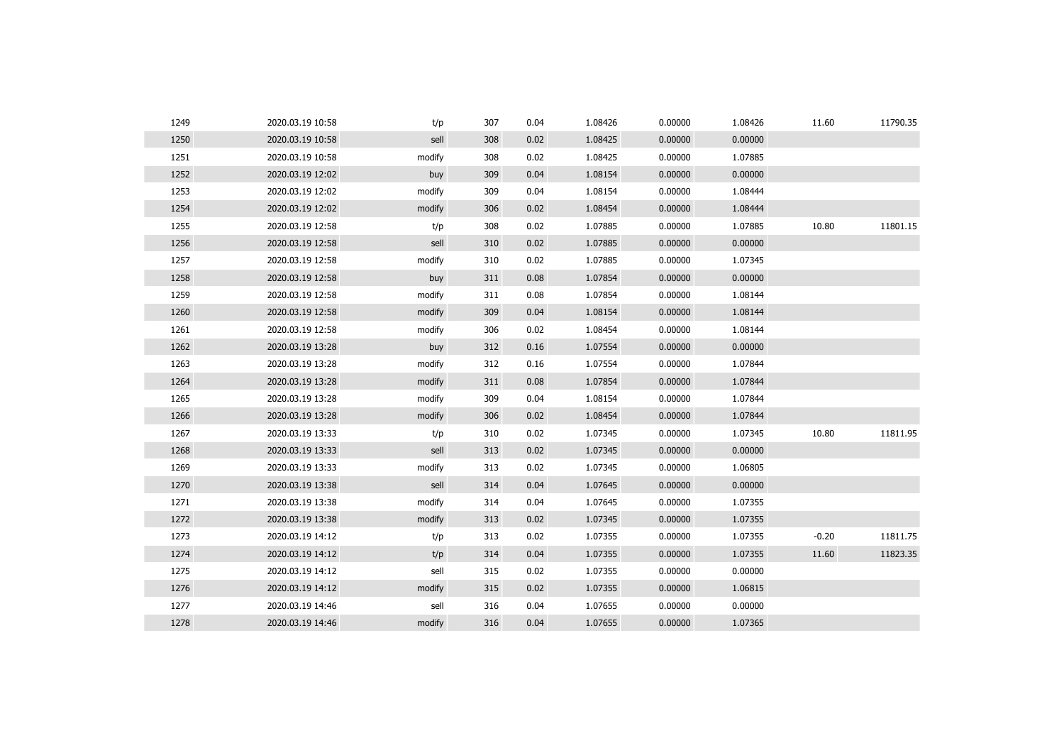| | | | | | | | | | |
|---|---|---|---|---|---|---|---|---|---|
| 1249 | 2020.03.19 10:58 | t/p | 307 | 0.04 | 1.08426 | 0.00000 | 1.08426 | 11.60 | 11790.35 |
| 1250 | 2020.03.19 10:58 | sell | 308 | 0.02 | 1.08425 | 0.00000 | 0.00000 | | |
| 1251 | 2020.03.19 10:58 | modify | 308 | 0.02 | 1.08425 | 0.00000 | 1.07885 | | |
| 1252 | 2020.03.19 12:02 | buy | 309 | 0.04 | 1.08154 | 0.00000 | 0.00000 | | |
| 1253 | 2020.03.19 12:02 | modify | 309 | 0.04 | 1.08154 | 0.00000 | 1.08444 | | |
| 1254 | 2020.03.19 12:02 | modify | 306 | 0.02 | 1.08454 | 0.00000 | 1.08444 | | |
| 1255 | 2020.03.19 12:58 | t/p | 308 | 0.02 | 1.07885 | 0.00000 | 1.07885 | 10.80 | 11801.15 |
| 1256 | 2020.03.19 12:58 | sell | 310 | 0.02 | 1.07885 | 0.00000 | 0.00000 | | |
| 1257 | 2020.03.19 12:58 | modify | 310 | 0.02 | 1.07885 | 0.00000 | 1.07345 | | |
| 1258 | 2020.03.19 12:58 | buy | 311 | 0.08 | 1.07854 | 0.00000 | 0.00000 | | |
| 1259 | 2020.03.19 12:58 | modify | 311 | 0.08 | 1.07854 | 0.00000 | 1.08144 | | |
| 1260 | 2020.03.19 12:58 | modify | 309 | 0.04 | 1.08154 | 0.00000 | 1.08144 | | |
| 1261 | 2020.03.19 12:58 | modify | 306 | 0.02 | 1.08454 | 0.00000 | 1.08144 | | |
| 1262 | 2020.03.19 13:28 | buy | 312 | 0.16 | 1.07554 | 0.00000 | 0.00000 | | |
| 1263 | 2020.03.19 13:28 | modify | 312 | 0.16 | 1.07554 | 0.00000 | 1.07844 | | |
| 1264 | 2020.03.19 13:28 | modify | 311 | 0.08 | 1.07854 | 0.00000 | 1.07844 | | |
| 1265 | 2020.03.19 13:28 | modify | 309 | 0.04 | 1.08154 | 0.00000 | 1.07844 | | |
| 1266 | 2020.03.19 13:28 | modify | 306 | 0.02 | 1.08454 | 0.00000 | 1.07844 | | |
| 1267 | 2020.03.19 13:33 | t/p | 310 | 0.02 | 1.07345 | 0.00000 | 1.07345 | 10.80 | 11811.95 |
| 1268 | 2020.03.19 13:33 | sell | 313 | 0.02 | 1.07345 | 0.00000 | 0.00000 | | |
| 1269 | 2020.03.19 13:33 | modify | 313 | 0.02 | 1.07345 | 0.00000 | 1.06805 | | |
| 1270 | 2020.03.19 13:38 | sell | 314 | 0.04 | 1.07645 | 0.00000 | 0.00000 | | |
| 1271 | 2020.03.19 13:38 | modify | 314 | 0.04 | 1.07645 | 0.00000 | 1.07355 | | |
| 1272 | 2020.03.19 13:38 | modify | 313 | 0.02 | 1.07345 | 0.00000 | 1.07355 | | |
| 1273 | 2020.03.19 14:12 | t/p | 313 | 0.02 | 1.07355 | 0.00000 | 1.07355 | -0.20 | 11811.75 |
| 1274 | 2020.03.19 14:12 | t/p | 314 | 0.04 | 1.07355 | 0.00000 | 1.07355 | 11.60 | 11823.35 |
| 1275 | 2020.03.19 14:12 | sell | 315 | 0.02 | 1.07355 | 0.00000 | 0.00000 | | |
| 1276 | 2020.03.19 14:12 | modify | 315 | 0.02 | 1.07355 | 0.00000 | 1.06815 | | |
| 1277 | 2020.03.19 14:46 | sell | 316 | 0.04 | 1.07655 | 0.00000 | 0.00000 | | |
| 1278 | 2020.03.19 14:46 | modify | 316 | 0.04 | 1.07655 | 0.00000 | 1.07365 | | |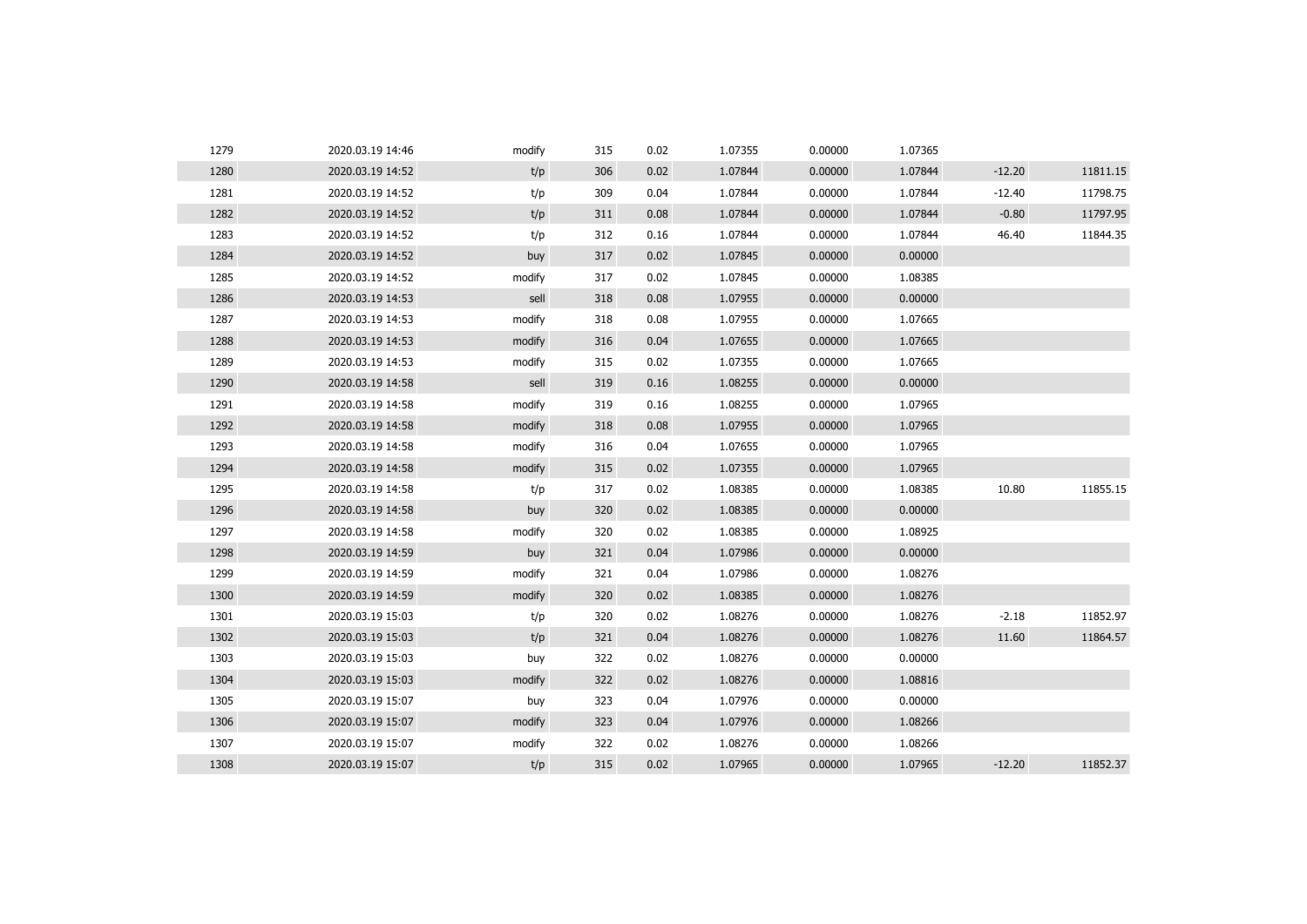| | | | | | | | | | |
|---|---|---|---|---|---|---|---|---|---|
| 1279 | 2020.03.19 14:46 | modify | 315 | 0.02 | 1.07355 | 0.00000 | 1.07365 | | |
| 1280 | 2020.03.19 14:52 | t/p | 306 | 0.02 | 1.07844 | 0.00000 | 1.07844 | -12.20 | 11811.15 |
| 1281 | 2020.03.19 14:52 | t/p | 309 | 0.04 | 1.07844 | 0.00000 | 1.07844 | -12.40 | 11798.75 |
| 1282 | 2020.03.19 14:52 | t/p | 311 | 0.08 | 1.07844 | 0.00000 | 1.07844 | -0.80 | 11797.95 |
| 1283 | 2020.03.19 14:52 | t/p | 312 | 0.16 | 1.07844 | 0.00000 | 1.07844 | 46.40 | 11844.35 |
| 1284 | 2020.03.19 14:52 | buy | 317 | 0.02 | 1.07845 | 0.00000 | 0.00000 | | |
| 1285 | 2020.03.19 14:52 | modify | 317 | 0.02 | 1.07845 | 0.00000 | 1.08385 | | |
| 1286 | 2020.03.19 14:53 | sell | 318 | 0.08 | 1.07955 | 0.00000 | 0.00000 | | |
| 1287 | 2020.03.19 14:53 | modify | 318 | 0.08 | 1.07955 | 0.00000 | 1.07665 | | |
| 1288 | 2020.03.19 14:53 | modify | 316 | 0.04 | 1.07655 | 0.00000 | 1.07665 | | |
| 1289 | 2020.03.19 14:53 | modify | 315 | 0.02 | 1.07355 | 0.00000 | 1.07665 | | |
| 1290 | 2020.03.19 14:58 | sell | 319 | 0.16 | 1.08255 | 0.00000 | 0.00000 | | |
| 1291 | 2020.03.19 14:58 | modify | 319 | 0.16 | 1.08255 | 0.00000 | 1.07965 | | |
| 1292 | 2020.03.19 14:58 | modify | 318 | 0.08 | 1.07955 | 0.00000 | 1.07965 | | |
| 1293 | 2020.03.19 14:58 | modify | 316 | 0.04 | 1.07655 | 0.00000 | 1.07965 | | |
| 1294 | 2020.03.19 14:58 | modify | 315 | 0.02 | 1.07355 | 0.00000 | 1.07965 | | |
| 1295 | 2020.03.19 14:58 | t/p | 317 | 0.02 | 1.08385 | 0.00000 | 1.08385 | 10.80 | 11855.15 |
| 1296 | 2020.03.19 14:58 | buy | 320 | 0.02 | 1.08385 | 0.00000 | 0.00000 | | |
| 1297 | 2020.03.19 14:58 | modify | 320 | 0.02 | 1.08385 | 0.00000 | 1.08925 | | |
| 1298 | 2020.03.19 14:59 | buy | 321 | 0.04 | 1.07986 | 0.00000 | 0.00000 | | |
| 1299 | 2020.03.19 14:59 | modify | 321 | 0.04 | 1.07986 | 0.00000 | 1.08276 | | |
| 1300 | 2020.03.19 14:59 | modify | 320 | 0.02 | 1.08385 | 0.00000 | 1.08276 | | |
| 1301 | 2020.03.19 15:03 | t/p | 320 | 0.02 | 1.08276 | 0.00000 | 1.08276 | -2.18 | 11852.97 |
| 1302 | 2020.03.19 15:03 | t/p | 321 | 0.04 | 1.08276 | 0.00000 | 1.08276 | 11.60 | 11864.57 |
| 1303 | 2020.03.19 15:03 | buy | 322 | 0.02 | 1.08276 | 0.00000 | 0.00000 | | |
| 1304 | 2020.03.19 15:03 | modify | 322 | 0.02 | 1.08276 | 0.00000 | 1.08816 | | |
| 1305 | 2020.03.19 15:07 | buy | 323 | 0.04 | 1.07976 | 0.00000 | 0.00000 | | |
| 1306 | 2020.03.19 15:07 | modify | 323 | 0.04 | 1.07976 | 0.00000 | 1.08266 | | |
| 1307 | 2020.03.19 15:07 | modify | 322 | 0.02 | 1.08276 | 0.00000 | 1.08266 | | |
| 1308 | 2020.03.19 15:07 | t/p | 315 | 0.02 | 1.07965 | 0.00000 | 1.07965 | -12.20 | 11852.37 |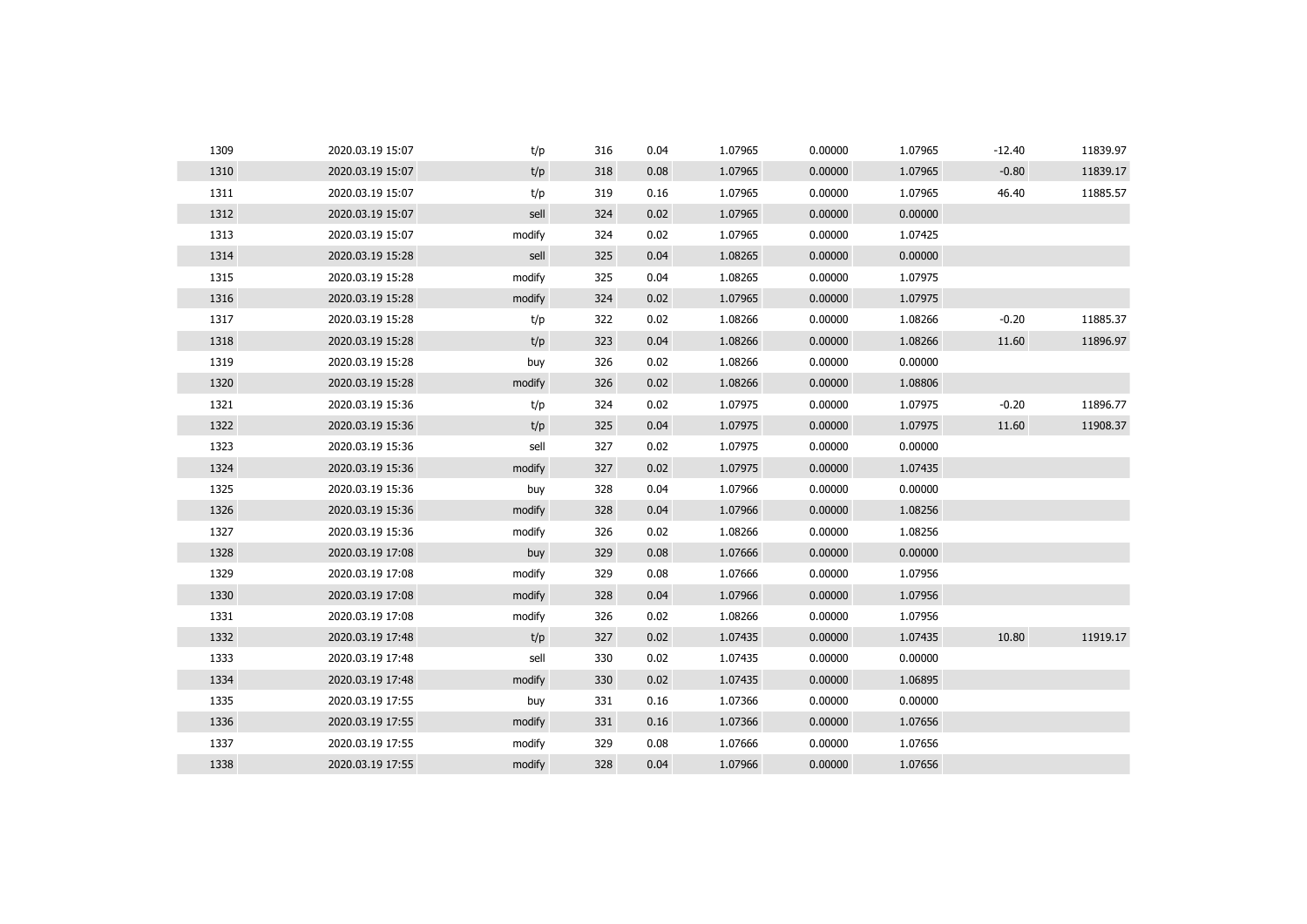| | | | | | | | | | |
|---|---|---|---|---|---|---|---|---|---|
| 1309 | 2020.03.19 15:07 | t/p | 316 | 0.04 | 1.07965 | 0.00000 | 1.07965 | -12.40 | 11839.97 |
| 1310 | 2020.03.19 15:07 | t/p | 318 | 0.08 | 1.07965 | 0.00000 | 1.07965 | -0.80 | 11839.17 |
| 1311 | 2020.03.19 15:07 | t/p | 319 | 0.16 | 1.07965 | 0.00000 | 1.07965 | 46.40 | 11885.57 |
| 1312 | 2020.03.19 15:07 | sell | 324 | 0.02 | 1.07965 | 0.00000 | 0.00000 | | |
| 1313 | 2020.03.19 15:07 | modify | 324 | 0.02 | 1.07965 | 0.00000 | 1.07425 | | |
| 1314 | 2020.03.19 15:28 | sell | 325 | 0.04 | 1.08265 | 0.00000 | 0.00000 | | |
| 1315 | 2020.03.19 15:28 | modify | 325 | 0.04 | 1.08265 | 0.00000 | 1.07975 | | |
| 1316 | 2020.03.19 15:28 | modify | 324 | 0.02 | 1.07965 | 0.00000 | 1.07975 | | |
| 1317 | 2020.03.19 15:28 | t/p | 322 | 0.02 | 1.08266 | 0.00000 | 1.08266 | -0.20 | 11885.37 |
| 1318 | 2020.03.19 15:28 | t/p | 323 | 0.04 | 1.08266 | 0.00000 | 1.08266 | 11.60 | 11896.97 |
| 1319 | 2020.03.19 15:28 | buy | 326 | 0.02 | 1.08266 | 0.00000 | 0.00000 | | |
| 1320 | 2020.03.19 15:28 | modify | 326 | 0.02 | 1.08266 | 0.00000 | 1.08806 | | |
| 1321 | 2020.03.19 15:36 | t/p | 324 | 0.02 | 1.07975 | 0.00000 | 1.07975 | -0.20 | 11896.77 |
| 1322 | 2020.03.19 15:36 | t/p | 325 | 0.04 | 1.07975 | 0.00000 | 1.07975 | 11.60 | 11908.37 |
| 1323 | 2020.03.19 15:36 | sell | 327 | 0.02 | 1.07975 | 0.00000 | 0.00000 | | |
| 1324 | 2020.03.19 15:36 | modify | 327 | 0.02 | 1.07975 | 0.00000 | 1.07435 | | |
| 1325 | 2020.03.19 15:36 | buy | 328 | 0.04 | 1.07966 | 0.00000 | 0.00000 | | |
| 1326 | 2020.03.19 15:36 | modify | 328 | 0.04 | 1.07966 | 0.00000 | 1.08256 | | |
| 1327 | 2020.03.19 15:36 | modify | 326 | 0.02 | 1.08266 | 0.00000 | 1.08256 | | |
| 1328 | 2020.03.19 17:08 | buy | 329 | 0.08 | 1.07666 | 0.00000 | 0.00000 | | |
| 1329 | 2020.03.19 17:08 | modify | 329 | 0.08 | 1.07666 | 0.00000 | 1.07956 | | |
| 1330 | 2020.03.19 17:08 | modify | 328 | 0.04 | 1.07966 | 0.00000 | 1.07956 | | |
| 1331 | 2020.03.19 17:08 | modify | 326 | 0.02 | 1.08266 | 0.00000 | 1.07956 | | |
| 1332 | 2020.03.19 17:48 | t/p | 327 | 0.02 | 1.07435 | 0.00000 | 1.07435 | 10.80 | 11919.17 |
| 1333 | 2020.03.19 17:48 | sell | 330 | 0.02 | 1.07435 | 0.00000 | 0.00000 | | |
| 1334 | 2020.03.19 17:48 | modify | 330 | 0.02 | 1.07435 | 0.00000 | 1.06895 | | |
| 1335 | 2020.03.19 17:55 | buy | 331 | 0.16 | 1.07366 | 0.00000 | 0.00000 | | |
| 1336 | 2020.03.19 17:55 | modify | 331 | 0.16 | 1.07366 | 0.00000 | 1.07656 | | |
| 1337 | 2020.03.19 17:55 | modify | 329 | 0.08 | 1.07666 | 0.00000 | 1.07656 | | |
| 1338 | 2020.03.19 17:55 | modify | 328 | 0.04 | 1.07966 | 0.00000 | 1.07656 | | |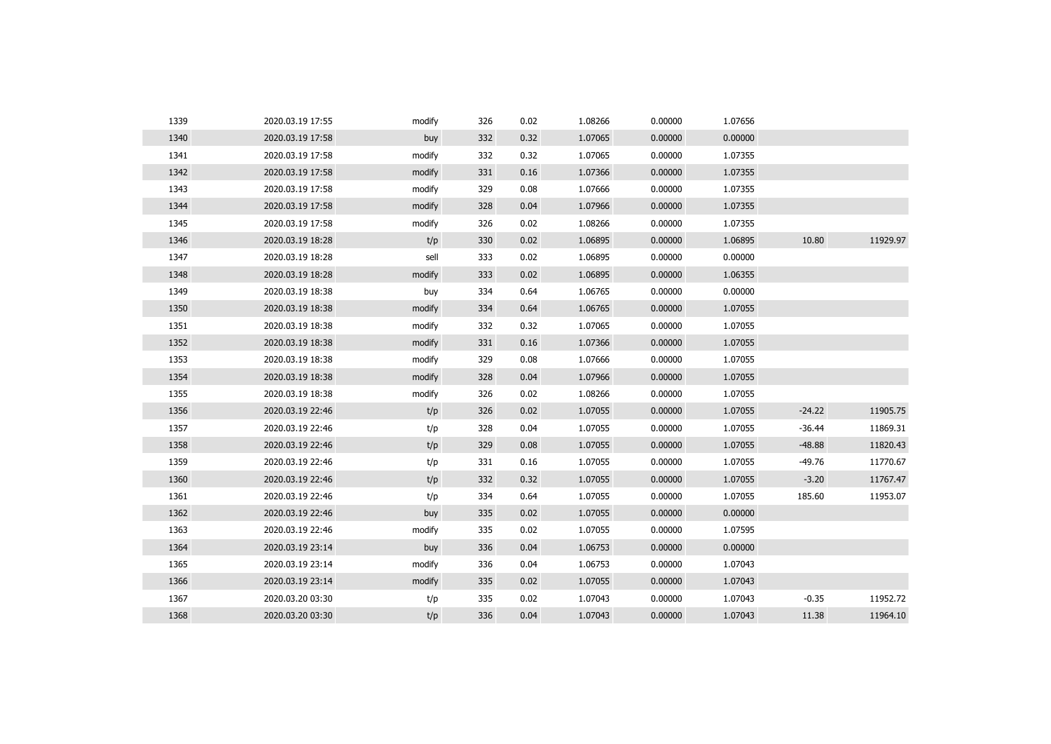| | | | | | | | | | |
|---|---|---|---|---|---|---|---|---|---|
| 1339 | 2020.03.19 17:55 | modify | 326 | 0.02 | 1.08266 | 0.00000 | 1.07656 | | |
| 1340 | 2020.03.19 17:58 | buy | 332 | 0.32 | 1.07065 | 0.00000 | 0.00000 | | |
| 1341 | 2020.03.19 17:58 | modify | 332 | 0.32 | 1.07065 | 0.00000 | 1.07355 | | |
| 1342 | 2020.03.19 17:58 | modify | 331 | 0.16 | 1.07366 | 0.00000 | 1.07355 | | |
| 1343 | 2020.03.19 17:58 | modify | 329 | 0.08 | 1.07666 | 0.00000 | 1.07355 | | |
| 1344 | 2020.03.19 17:58 | modify | 328 | 0.04 | 1.07966 | 0.00000 | 1.07355 | | |
| 1345 | 2020.03.19 17:58 | modify | 326 | 0.02 | 1.08266 | 0.00000 | 1.07355 | | |
| 1346 | 2020.03.19 18:28 | t/p | 330 | 0.02 | 1.06895 | 0.00000 | 1.06895 | 10.80 | 11929.97 |
| 1347 | 2020.03.19 18:28 | sell | 333 | 0.02 | 1.06895 | 0.00000 | 0.00000 | | |
| 1348 | 2020.03.19 18:28 | modify | 333 | 0.02 | 1.06895 | 0.00000 | 1.06355 | | |
| 1349 | 2020.03.19 18:38 | buy | 334 | 0.64 | 1.06765 | 0.00000 | 0.00000 | | |
| 1350 | 2020.03.19 18:38 | modify | 334 | 0.64 | 1.06765 | 0.00000 | 1.07055 | | |
| 1351 | 2020.03.19 18:38 | modify | 332 | 0.32 | 1.07065 | 0.00000 | 1.07055 | | |
| 1352 | 2020.03.19 18:38 | modify | 331 | 0.16 | 1.07366 | 0.00000 | 1.07055 | | |
| 1353 | 2020.03.19 18:38 | modify | 329 | 0.08 | 1.07666 | 0.00000 | 1.07055 | | |
| 1354 | 2020.03.19 18:38 | modify | 328 | 0.04 | 1.07966 | 0.00000 | 1.07055 | | |
| 1355 | 2020.03.19 18:38 | modify | 326 | 0.02 | 1.08266 | 0.00000 | 1.07055 | | |
| 1356 | 2020.03.19 22:46 | t/p | 326 | 0.02 | 1.07055 | 0.00000 | 1.07055 | -24.22 | 11905.75 |
| 1357 | 2020.03.19 22:46 | t/p | 328 | 0.04 | 1.07055 | 0.00000 | 1.07055 | -36.44 | 11869.31 |
| 1358 | 2020.03.19 22:46 | t/p | 329 | 0.08 | 1.07055 | 0.00000 | 1.07055 | -48.88 | 11820.43 |
| 1359 | 2020.03.19 22:46 | t/p | 331 | 0.16 | 1.07055 | 0.00000 | 1.07055 | -49.76 | 11770.67 |
| 1360 | 2020.03.19 22:46 | t/p | 332 | 0.32 | 1.07055 | 0.00000 | 1.07055 | -3.20 | 11767.47 |
| 1361 | 2020.03.19 22:46 | t/p | 334 | 0.64 | 1.07055 | 0.00000 | 1.07055 | 185.60 | 11953.07 |
| 1362 | 2020.03.19 22:46 | buy | 335 | 0.02 | 1.07055 | 0.00000 | 0.00000 | | |
| 1363 | 2020.03.19 22:46 | modify | 335 | 0.02 | 1.07055 | 0.00000 | 1.07595 | | |
| 1364 | 2020.03.19 23:14 | buy | 336 | 0.04 | 1.06753 | 0.00000 | 0.00000 | | |
| 1365 | 2020.03.19 23:14 | modify | 336 | 0.04 | 1.06753 | 0.00000 | 1.07043 | | |
| 1366 | 2020.03.19 23:14 | modify | 335 | 0.02 | 1.07055 | 0.00000 | 1.07043 | | |
| 1367 | 2020.03.20 03:30 | t/p | 335 | 0.02 | 1.07043 | 0.00000 | 1.07043 | -0.35 | 11952.72 |
| 1368 | 2020.03.20 03:30 | t/p | 336 | 0.04 | 1.07043 | 0.00000 | 1.07043 | 11.38 | 11964.10 |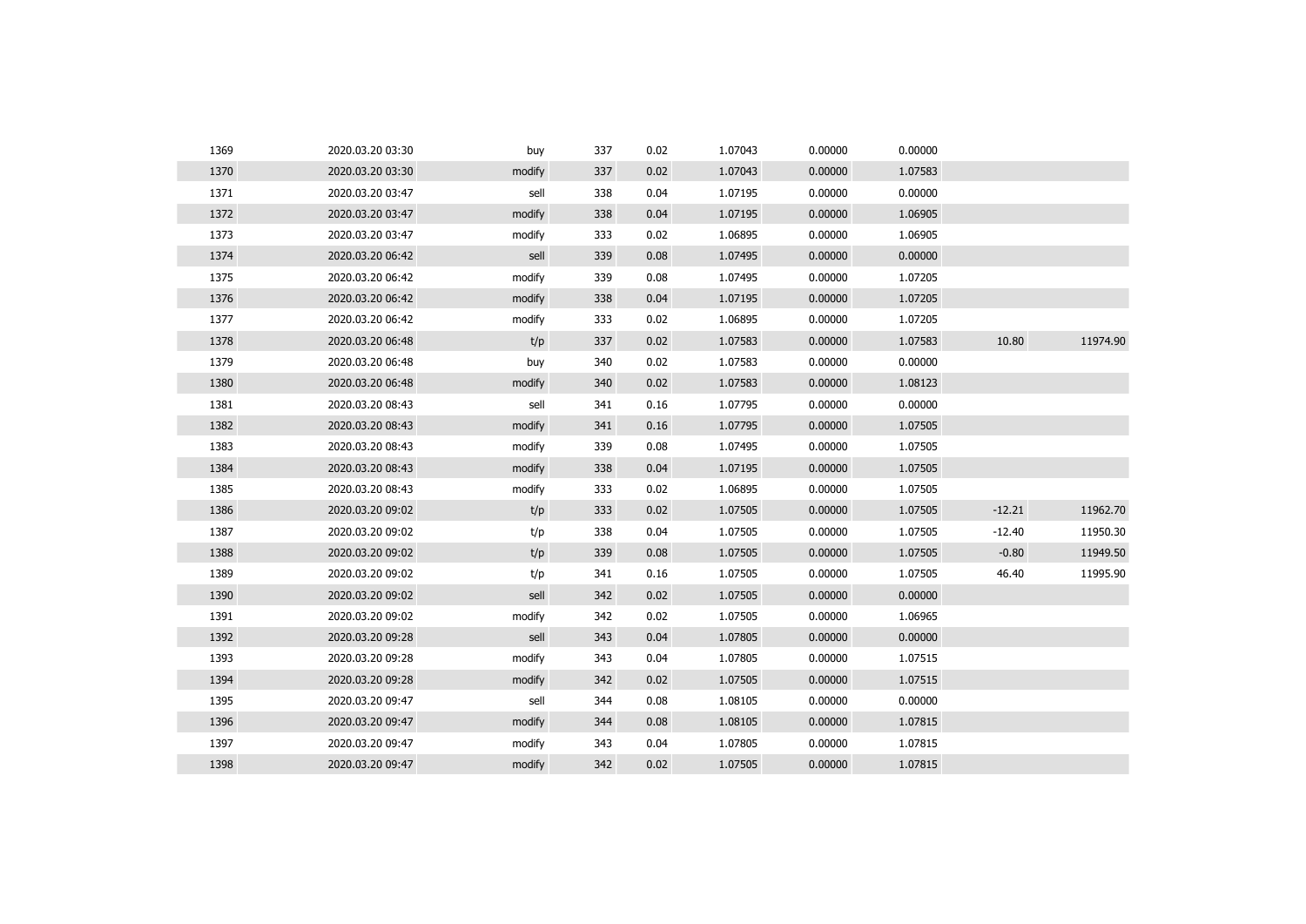| | | | | | | | | | |
|---|---|---|---|---|---|---|---|---|---|
| 1369 | 2020.03.20 03:30 | buy | 337 | 0.02 | 1.07043 | 0.00000 | 0.00000 | | |
| 1370 | 2020.03.20 03:30 | modify | 337 | 0.02 | 1.07043 | 0.00000 | 1.07583 | | |
| 1371 | 2020.03.20 03:47 | sell | 338 | 0.04 | 1.07195 | 0.00000 | 0.00000 | | |
| 1372 | 2020.03.20 03:47 | modify | 338 | 0.04 | 1.07195 | 0.00000 | 1.06905 | | |
| 1373 | 2020.03.20 03:47 | modify | 333 | 0.02 | 1.06895 | 0.00000 | 1.06905 | | |
| 1374 | 2020.03.20 06:42 | sell | 339 | 0.08 | 1.07495 | 0.00000 | 0.00000 | | |
| 1375 | 2020.03.20 06:42 | modify | 339 | 0.08 | 1.07495 | 0.00000 | 1.07205 | | |
| 1376 | 2020.03.20 06:42 | modify | 338 | 0.04 | 1.07195 | 0.00000 | 1.07205 | | |
| 1377 | 2020.03.20 06:42 | modify | 333 | 0.02 | 1.06895 | 0.00000 | 1.07205 | | |
| 1378 | 2020.03.20 06:48 | t/p | 337 | 0.02 | 1.07583 | 0.00000 | 1.07583 | 10.80 | 11974.90 |
| 1379 | 2020.03.20 06:48 | buy | 340 | 0.02 | 1.07583 | 0.00000 | 0.00000 | | |
| 1380 | 2020.03.20 06:48 | modify | 340 | 0.02 | 1.07583 | 0.00000 | 1.08123 | | |
| 1381 | 2020.03.20 08:43 | sell | 341 | 0.16 | 1.07795 | 0.00000 | 0.00000 | | |
| 1382 | 2020.03.20 08:43 | modify | 341 | 0.16 | 1.07795 | 0.00000 | 1.07505 | | |
| 1383 | 2020.03.20 08:43 | modify | 339 | 0.08 | 1.07495 | 0.00000 | 1.07505 | | |
| 1384 | 2020.03.20 08:43 | modify | 338 | 0.04 | 1.07195 | 0.00000 | 1.07505 | | |
| 1385 | 2020.03.20 08:43 | modify | 333 | 0.02 | 1.06895 | 0.00000 | 1.07505 | | |
| 1386 | 2020.03.20 09:02 | t/p | 333 | 0.02 | 1.07505 | 0.00000 | 1.07505 | -12.21 | 11962.70 |
| 1387 | 2020.03.20 09:02 | t/p | 338 | 0.04 | 1.07505 | 0.00000 | 1.07505 | -12.40 | 11950.30 |
| 1388 | 2020.03.20 09:02 | t/p | 339 | 0.08 | 1.07505 | 0.00000 | 1.07505 | -0.80 | 11949.50 |
| 1389 | 2020.03.20 09:02 | t/p | 341 | 0.16 | 1.07505 | 0.00000 | 1.07505 | 46.40 | 11995.90 |
| 1390 | 2020.03.20 09:02 | sell | 342 | 0.02 | 1.07505 | 0.00000 | 0.00000 | | |
| 1391 | 2020.03.20 09:02 | modify | 342 | 0.02 | 1.07505 | 0.00000 | 1.06965 | | |
| 1392 | 2020.03.20 09:28 | sell | 343 | 0.04 | 1.07805 | 0.00000 | 0.00000 | | |
| 1393 | 2020.03.20 09:28 | modify | 343 | 0.04 | 1.07805 | 0.00000 | 1.07515 | | |
| 1394 | 2020.03.20 09:28 | modify | 342 | 0.02 | 1.07505 | 0.00000 | 1.07515 | | |
| 1395 | 2020.03.20 09:47 | sell | 344 | 0.08 | 1.08105 | 0.00000 | 0.00000 | | |
| 1396 | 2020.03.20 09:47 | modify | 344 | 0.08 | 1.08105 | 0.00000 | 1.07815 | | |
| 1397 | 2020.03.20 09:47 | modify | 343 | 0.04 | 1.07805 | 0.00000 | 1.07815 | | |
| 1398 | 2020.03.20 09:47 | modify | 342 | 0.02 | 1.07505 | 0.00000 | 1.07815 | | |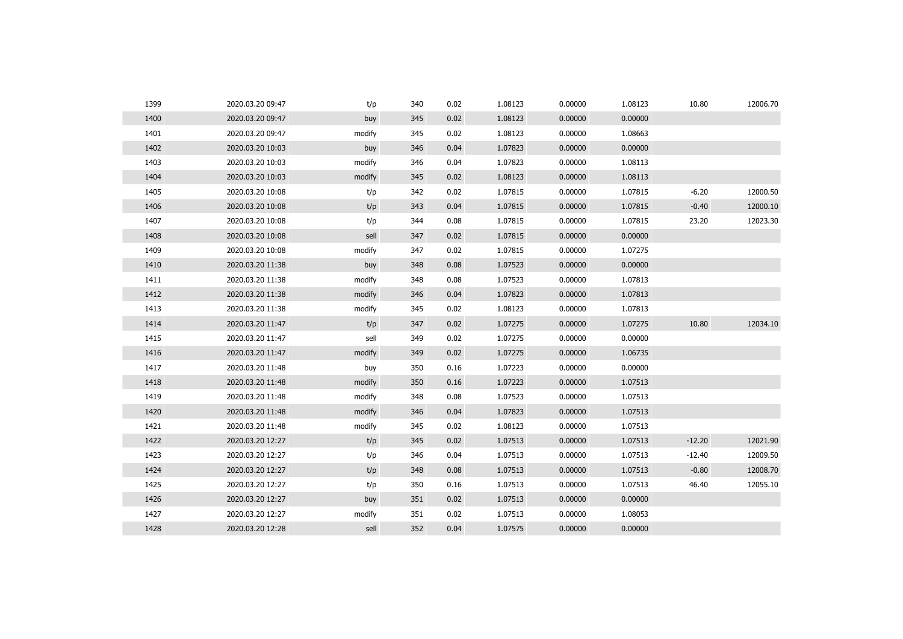| | | | | | | | | | |
|---|---|---|---|---|---|---|---|---|---|
| 1399 | 2020.03.20 09:47 | t/p | 340 | 0.02 | 1.08123 | 0.00000 | 1.08123 | 10.80 | 12006.70 |
| 1400 | 2020.03.20 09:47 | buy | 345 | 0.02 | 1.08123 | 0.00000 | 0.00000 | | |
| 1401 | 2020.03.20 09:47 | modify | 345 | 0.02 | 1.08123 | 0.00000 | 1.08663 | | |
| 1402 | 2020.03.20 10:03 | buy | 346 | 0.04 | 1.07823 | 0.00000 | 0.00000 | | |
| 1403 | 2020.03.20 10:03 | modify | 346 | 0.04 | 1.07823 | 0.00000 | 1.08113 | | |
| 1404 | 2020.03.20 10:03 | modify | 345 | 0.02 | 1.08123 | 0.00000 | 1.08113 | | |
| 1405 | 2020.03.20 10:08 | t/p | 342 | 0.02 | 1.07815 | 0.00000 | 1.07815 | -6.20 | 12000.50 |
| 1406 | 2020.03.20 10:08 | t/p | 343 | 0.04 | 1.07815 | 0.00000 | 1.07815 | -0.40 | 12000.10 |
| 1407 | 2020.03.20 10:08 | t/p | 344 | 0.08 | 1.07815 | 0.00000 | 1.07815 | 23.20 | 12023.30 |
| 1408 | 2020.03.20 10:08 | sell | 347 | 0.02 | 1.07815 | 0.00000 | 0.00000 | | |
| 1409 | 2020.03.20 10:08 | modify | 347 | 0.02 | 1.07815 | 0.00000 | 1.07275 | | |
| 1410 | 2020.03.20 11:38 | buy | 348 | 0.08 | 1.07523 | 0.00000 | 0.00000 | | |
| 1411 | 2020.03.20 11:38 | modify | 348 | 0.08 | 1.07523 | 0.00000 | 1.07813 | | |
| 1412 | 2020.03.20 11:38 | modify | 346 | 0.04 | 1.07823 | 0.00000 | 1.07813 | | |
| 1413 | 2020.03.20 11:38 | modify | 345 | 0.02 | 1.08123 | 0.00000 | 1.07813 | | |
| 1414 | 2020.03.20 11:47 | t/p | 347 | 0.02 | 1.07275 | 0.00000 | 1.07275 | 10.80 | 12034.10 |
| 1415 | 2020.03.20 11:47 | sell | 349 | 0.02 | 1.07275 | 0.00000 | 0.00000 | | |
| 1416 | 2020.03.20 11:47 | modify | 349 | 0.02 | 1.07275 | 0.00000 | 1.06735 | | |
| 1417 | 2020.03.20 11:48 | buy | 350 | 0.16 | 1.07223 | 0.00000 | 0.00000 | | |
| 1418 | 2020.03.20 11:48 | modify | 350 | 0.16 | 1.07223 | 0.00000 | 1.07513 | | |
| 1419 | 2020.03.20 11:48 | modify | 348 | 0.08 | 1.07523 | 0.00000 | 1.07513 | | |
| 1420 | 2020.03.20 11:48 | modify | 346 | 0.04 | 1.07823 | 0.00000 | 1.07513 | | |
| 1421 | 2020.03.20 11:48 | modify | 345 | 0.02 | 1.08123 | 0.00000 | 1.07513 | | |
| 1422 | 2020.03.20 12:27 | t/p | 345 | 0.02 | 1.07513 | 0.00000 | 1.07513 | -12.20 | 12021.90 |
| 1423 | 2020.03.20 12:27 | t/p | 346 | 0.04 | 1.07513 | 0.00000 | 1.07513 | -12.40 | 12009.50 |
| 1424 | 2020.03.20 12:27 | t/p | 348 | 0.08 | 1.07513 | 0.00000 | 1.07513 | -0.80 | 12008.70 |
| 1425 | 2020.03.20 12:27 | t/p | 350 | 0.16 | 1.07513 | 0.00000 | 1.07513 | 46.40 | 12055.10 |
| 1426 | 2020.03.20 12:27 | buy | 351 | 0.02 | 1.07513 | 0.00000 | 0.00000 | | |
| 1427 | 2020.03.20 12:27 | modify | 351 | 0.02 | 1.07513 | 0.00000 | 1.08053 | | |
| 1428 | 2020.03.20 12:28 | sell | 352 | 0.04 | 1.07575 | 0.00000 | 0.00000 | | |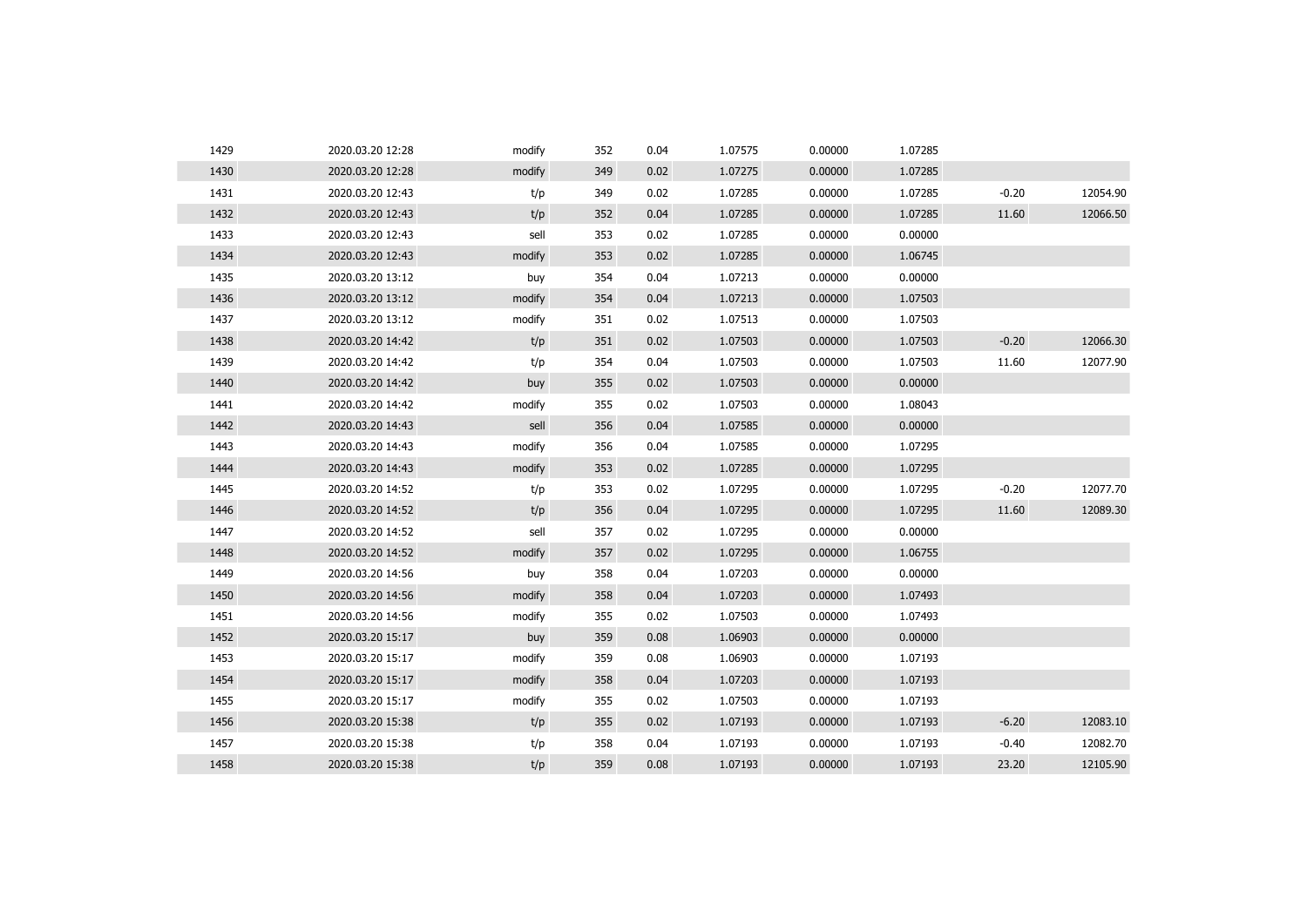| | | | | | | | | | |
|---|---|---|---|---|---|---|---|---|---|
| 1429 | 2020.03.20 12:28 | modify | 352 | 0.04 | 1.07575 | 0.00000 | 1.07285 | | |
| 1430 | 2020.03.20 12:28 | modify | 349 | 0.02 | 1.07275 | 0.00000 | 1.07285 | | |
| 1431 | 2020.03.20 12:43 | t/p | 349 | 0.02 | 1.07285 | 0.00000 | 1.07285 | -0.20 | 12054.90 |
| 1432 | 2020.03.20 12:43 | t/p | 352 | 0.04 | 1.07285 | 0.00000 | 1.07285 | 11.60 | 12066.50 |
| 1433 | 2020.03.20 12:43 | sell | 353 | 0.02 | 1.07285 | 0.00000 | 0.00000 | | |
| 1434 | 2020.03.20 12:43 | modify | 353 | 0.02 | 1.07285 | 0.00000 | 1.06745 | | |
| 1435 | 2020.03.20 13:12 | buy | 354 | 0.04 | 1.07213 | 0.00000 | 0.00000 | | |
| 1436 | 2020.03.20 13:12 | modify | 354 | 0.04 | 1.07213 | 0.00000 | 1.07503 | | |
| 1437 | 2020.03.20 13:12 | modify | 351 | 0.02 | 1.07513 | 0.00000 | 1.07503 | | |
| 1438 | 2020.03.20 14:42 | t/p | 351 | 0.02 | 1.07503 | 0.00000 | 1.07503 | -0.20 | 12066.30 |
| 1439 | 2020.03.20 14:42 | t/p | 354 | 0.04 | 1.07503 | 0.00000 | 1.07503 | 11.60 | 12077.90 |
| 1440 | 2020.03.20 14:42 | buy | 355 | 0.02 | 1.07503 | 0.00000 | 0.00000 | | |
| 1441 | 2020.03.20 14:42 | modify | 355 | 0.02 | 1.07503 | 0.00000 | 1.08043 | | |
| 1442 | 2020.03.20 14:43 | sell | 356 | 0.04 | 1.07585 | 0.00000 | 0.00000 | | |
| 1443 | 2020.03.20 14:43 | modify | 356 | 0.04 | 1.07585 | 0.00000 | 1.07295 | | |
| 1444 | 2020.03.20 14:43 | modify | 353 | 0.02 | 1.07285 | 0.00000 | 1.07295 | | |
| 1445 | 2020.03.20 14:52 | t/p | 353 | 0.02 | 1.07295 | 0.00000 | 1.07295 | -0.20 | 12077.70 |
| 1446 | 2020.03.20 14:52 | t/p | 356 | 0.04 | 1.07295 | 0.00000 | 1.07295 | 11.60 | 12089.30 |
| 1447 | 2020.03.20 14:52 | sell | 357 | 0.02 | 1.07295 | 0.00000 | 0.00000 | | |
| 1448 | 2020.03.20 14:52 | modify | 357 | 0.02 | 1.07295 | 0.00000 | 1.06755 | | |
| 1449 | 2020.03.20 14:56 | buy | 358 | 0.04 | 1.07203 | 0.00000 | 0.00000 | | |
| 1450 | 2020.03.20 14:56 | modify | 358 | 0.04 | 1.07203 | 0.00000 | 1.07493 | | |
| 1451 | 2020.03.20 14:56 | modify | 355 | 0.02 | 1.07503 | 0.00000 | 1.07493 | | |
| 1452 | 2020.03.20 15:17 | buy | 359 | 0.08 | 1.06903 | 0.00000 | 0.00000 | | |
| 1453 | 2020.03.20 15:17 | modify | 359 | 0.08 | 1.06903 | 0.00000 | 1.07193 | | |
| 1454 | 2020.03.20 15:17 | modify | 358 | 0.04 | 1.07203 | 0.00000 | 1.07193 | | |
| 1455 | 2020.03.20 15:17 | modify | 355 | 0.02 | 1.07503 | 0.00000 | 1.07193 | | |
| 1456 | 2020.03.20 15:38 | t/p | 355 | 0.02 | 1.07193 | 0.00000 | 1.07193 | -6.20 | 12083.10 |
| 1457 | 2020.03.20 15:38 | t/p | 358 | 0.04 | 1.07193 | 0.00000 | 1.07193 | -0.40 | 12082.70 |
| 1458 | 2020.03.20 15:38 | t/p | 359 | 0.08 | 1.07193 | 0.00000 | 1.07193 | 23.20 | 12105.90 |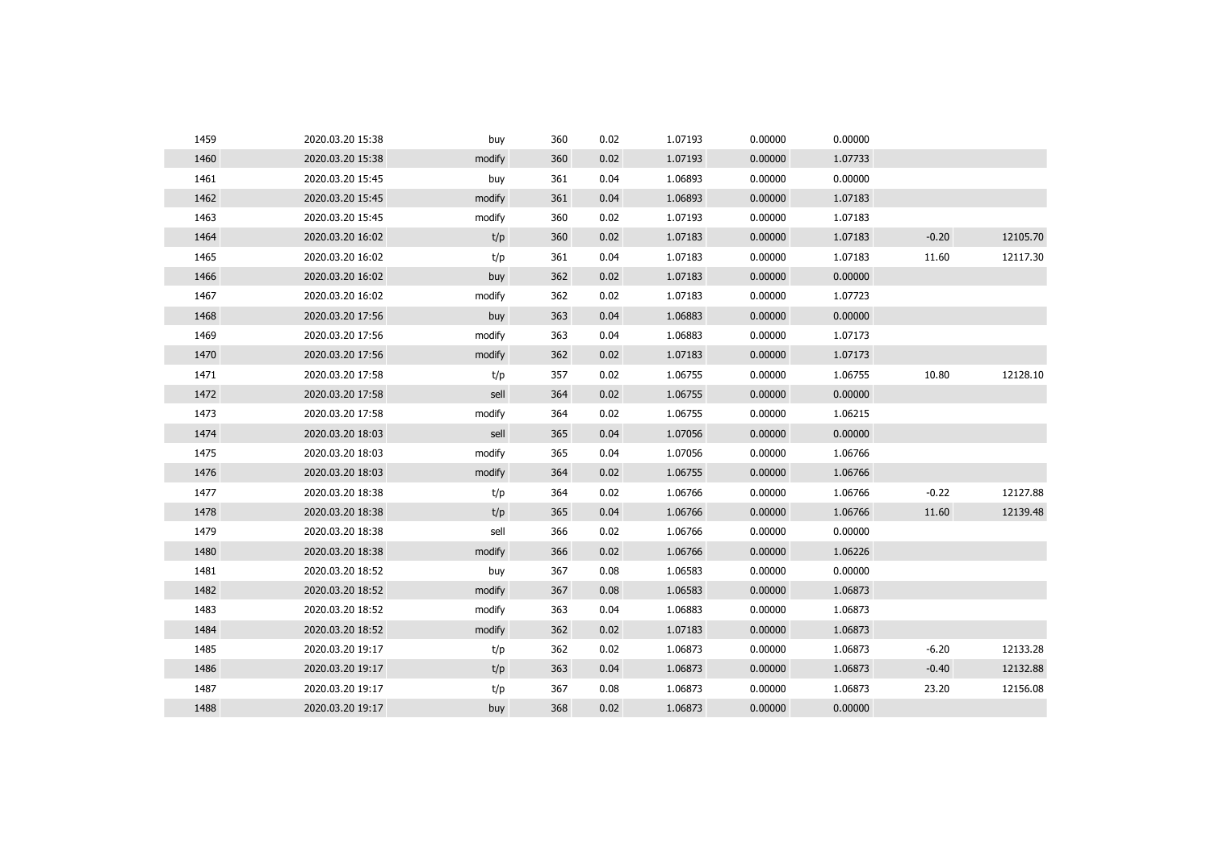| | | | | | | | | | |
|---|---|---|---|---|---|---|---|---|---|
| 1459 | 2020.03.20 15:38 | buy | 360 | 0.02 | 1.07193 | 0.00000 | 0.00000 | | |
| 1460 | 2020.03.20 15:38 | modify | 360 | 0.02 | 1.07193 | 0.00000 | 1.07733 | | |
| 1461 | 2020.03.20 15:45 | buy | 361 | 0.04 | 1.06893 | 0.00000 | 0.00000 | | |
| 1462 | 2020.03.20 15:45 | modify | 361 | 0.04 | 1.06893 | 0.00000 | 1.07183 | | |
| 1463 | 2020.03.20 15:45 | modify | 360 | 0.02 | 1.07193 | 0.00000 | 1.07183 | | |
| 1464 | 2020.03.20 16:02 | t/p | 360 | 0.02 | 1.07183 | 0.00000 | 1.07183 | -0.20 | 12105.70 |
| 1465 | 2020.03.20 16:02 | t/p | 361 | 0.04 | 1.07183 | 0.00000 | 1.07183 | 11.60 | 12117.30 |
| 1466 | 2020.03.20 16:02 | buy | 362 | 0.02 | 1.07183 | 0.00000 | 0.00000 | | |
| 1467 | 2020.03.20 16:02 | modify | 362 | 0.02 | 1.07183 | 0.00000 | 1.07723 | | |
| 1468 | 2020.03.20 17:56 | buy | 363 | 0.04 | 1.06883 | 0.00000 | 0.00000 | | |
| 1469 | 2020.03.20 17:56 | modify | 363 | 0.04 | 1.06883 | 0.00000 | 1.07173 | | |
| 1470 | 2020.03.20 17:56 | modify | 362 | 0.02 | 1.07183 | 0.00000 | 1.07173 | | |
| 1471 | 2020.03.20 17:58 | t/p | 357 | 0.02 | 1.06755 | 0.00000 | 1.06755 | 10.80 | 12128.10 |
| 1472 | 2020.03.20 17:58 | sell | 364 | 0.02 | 1.06755 | 0.00000 | 0.00000 | | |
| 1473 | 2020.03.20 17:58 | modify | 364 | 0.02 | 1.06755 | 0.00000 | 1.06215 | | |
| 1474 | 2020.03.20 18:03 | sell | 365 | 0.04 | 1.07056 | 0.00000 | 0.00000 | | |
| 1475 | 2020.03.20 18:03 | modify | 365 | 0.04 | 1.07056 | 0.00000 | 1.06766 | | |
| 1476 | 2020.03.20 18:03 | modify | 364 | 0.02 | 1.06755 | 0.00000 | 1.06766 | | |
| 1477 | 2020.03.20 18:38 | t/p | 364 | 0.02 | 1.06766 | 0.00000 | 1.06766 | -0.22 | 12127.88 |
| 1478 | 2020.03.20 18:38 | t/p | 365 | 0.04 | 1.06766 | 0.00000 | 1.06766 | 11.60 | 12139.48 |
| 1479 | 2020.03.20 18:38 | sell | 366 | 0.02 | 1.06766 | 0.00000 | 0.00000 | | |
| 1480 | 2020.03.20 18:38 | modify | 366 | 0.02 | 1.06766 | 0.00000 | 1.06226 | | |
| 1481 | 2020.03.20 18:52 | buy | 367 | 0.08 | 1.06583 | 0.00000 | 0.00000 | | |
| 1482 | 2020.03.20 18:52 | modify | 367 | 0.08 | 1.06583 | 0.00000 | 1.06873 | | |
| 1483 | 2020.03.20 18:52 | modify | 363 | 0.04 | 1.06883 | 0.00000 | 1.06873 | | |
| 1484 | 2020.03.20 18:52 | modify | 362 | 0.02 | 1.07183 | 0.00000 | 1.06873 | | |
| 1485 | 2020.03.20 19:17 | t/p | 362 | 0.02 | 1.06873 | 0.00000 | 1.06873 | -6.20 | 12133.28 |
| 1486 | 2020.03.20 19:17 | t/p | 363 | 0.04 | 1.06873 | 0.00000 | 1.06873 | -0.40 | 12132.88 |
| 1487 | 2020.03.20 19:17 | t/p | 367 | 0.08 | 1.06873 | 0.00000 | 1.06873 | 23.20 | 12156.08 |
| 1488 | 2020.03.20 19:17 | buy | 368 | 0.02 | 1.06873 | 0.00000 | 0.00000 | | |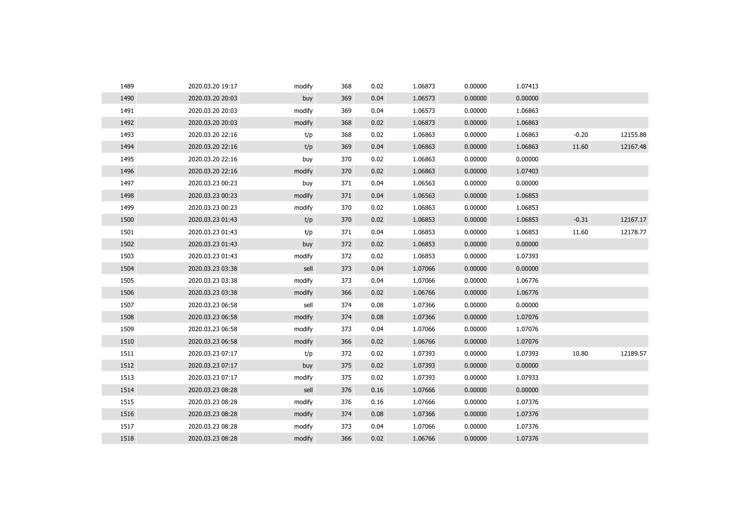| | | | | | | | | | |
|---|---|---|---|---|---|---|---|---|---|
| 1489 | 2020.03.20 19:17 | modify | 368 | 0.02 | 1.06873 | 0.00000 | 1.07413 | | |
| 1490 | 2020.03.20 20:03 | buy | 369 | 0.04 | 1.06573 | 0.00000 | 0.00000 | | |
| 1491 | 2020.03.20 20:03 | modify | 369 | 0.04 | 1.06573 | 0.00000 | 1.06863 | | |
| 1492 | 2020.03.20 20:03 | modify | 368 | 0.02 | 1.06873 | 0.00000 | 1.06863 | | |
| 1493 | 2020.03.20 22:16 | t/p | 368 | 0.02 | 1.06863 | 0.00000 | 1.06863 | -0.20 | 12155.88 |
| 1494 | 2020.03.20 22:16 | t/p | 369 | 0.04 | 1.06863 | 0.00000 | 1.06863 | 11.60 | 12167.48 |
| 1495 | 2020.03.20 22:16 | buy | 370 | 0.02 | 1.06863 | 0.00000 | 0.00000 | | |
| 1496 | 2020.03.20 22:16 | modify | 370 | 0.02 | 1.06863 | 0.00000 | 1.07403 | | |
| 1497 | 2020.03.23 00:23 | buy | 371 | 0.04 | 1.06563 | 0.00000 | 0.00000 | | |
| 1498 | 2020.03.23 00:23 | modify | 371 | 0.04 | 1.06563 | 0.00000 | 1.06853 | | |
| 1499 | 2020.03.23 00:23 | modify | 370 | 0.02 | 1.06863 | 0.00000 | 1.06853 | | |
| 1500 | 2020.03.23 01:43 | t/p | 370 | 0.02 | 1.06853 | 0.00000 | 1.06853 | -0.31 | 12167.17 |
| 1501 | 2020.03.23 01:43 | t/p | 371 | 0.04 | 1.06853 | 0.00000 | 1.06853 | 11.60 | 12178.77 |
| 1502 | 2020.03.23 01:43 | buy | 372 | 0.02 | 1.06853 | 0.00000 | 0.00000 | | |
| 1503 | 2020.03.23 01:43 | modify | 372 | 0.02 | 1.06853 | 0.00000 | 1.07393 | | |
| 1504 | 2020.03.23 03:38 | sell | 373 | 0.04 | 1.07066 | 0.00000 | 0.00000 | | |
| 1505 | 2020.03.23 03:38 | modify | 373 | 0.04 | 1.07066 | 0.00000 | 1.06776 | | |
| 1506 | 2020.03.23 03:38 | modify | 366 | 0.02 | 1.06766 | 0.00000 | 1.06776 | | |
| 1507 | 2020.03.23 06:58 | sell | 374 | 0.08 | 1.07366 | 0.00000 | 0.00000 | | |
| 1508 | 2020.03.23 06:58 | modify | 374 | 0.08 | 1.07366 | 0.00000 | 1.07076 | | |
| 1509 | 2020.03.23 06:58 | modify | 373 | 0.04 | 1.07066 | 0.00000 | 1.07076 | | |
| 1510 | 2020.03.23 06:58 | modify | 366 | 0.02 | 1.06766 | 0.00000 | 1.07076 | | |
| 1511 | 2020.03.23 07:17 | t/p | 372 | 0.02 | 1.07393 | 0.00000 | 1.07393 | 10.80 | 12189.57 |
| 1512 | 2020.03.23 07:17 | buy | 375 | 0.02 | 1.07393 | 0.00000 | 0.00000 | | |
| 1513 | 2020.03.23 07:17 | modify | 375 | 0.02 | 1.07393 | 0.00000 | 1.07933 | | |
| 1514 | 2020.03.23 08:28 | sell | 376 | 0.16 | 1.07666 | 0.00000 | 0.00000 | | |
| 1515 | 2020.03.23 08:28 | modify | 376 | 0.16 | 1.07666 | 0.00000 | 1.07376 | | |
| 1516 | 2020.03.23 08:28 | modify | 374 | 0.08 | 1.07366 | 0.00000 | 1.07376 | | |
| 1517 | 2020.03.23 08:28 | modify | 373 | 0.04 | 1.07066 | 0.00000 | 1.07376 | | |
| 1518 | 2020.03.23 08:28 | modify | 366 | 0.02 | 1.06766 | 0.00000 | 1.07376 | | |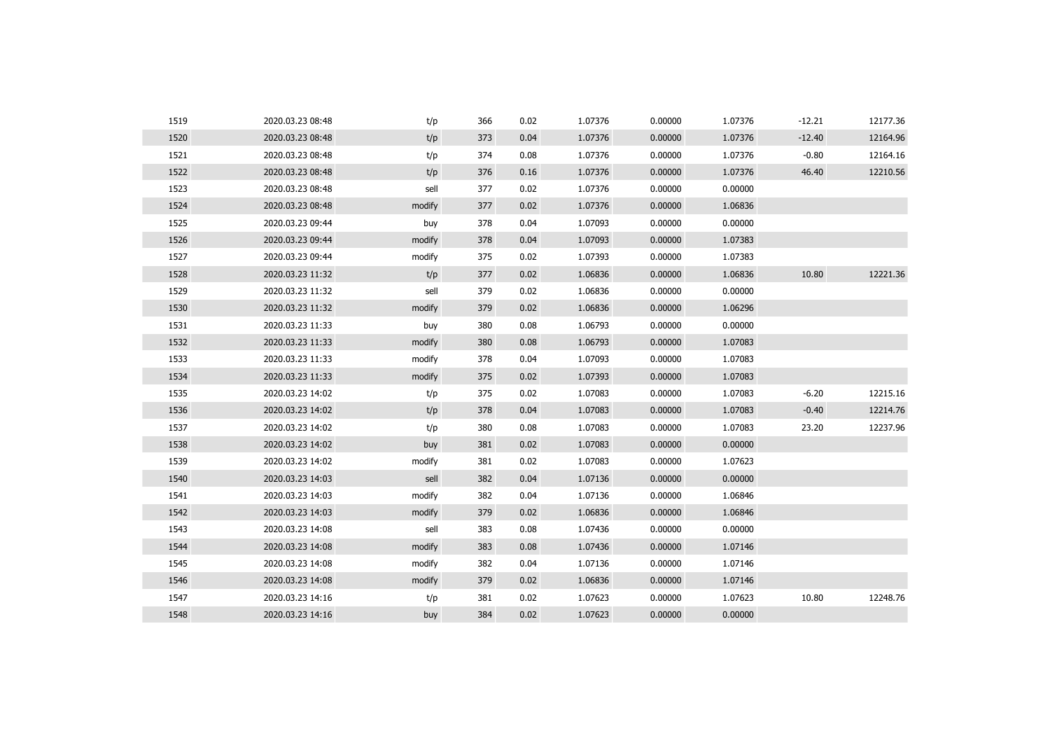| | | | | | | | | | |
|---|---|---|---|---|---|---|---|---|---|
| 1519 | 2020.03.23 08:48 | t/p | 366 | 0.02 | 1.07376 | 0.00000 | 1.07376 | -12.21 | 12177.36 |
| 1520 | 2020.03.23 08:48 | t/p | 373 | 0.04 | 1.07376 | 0.00000 | 1.07376 | -12.40 | 12164.96 |
| 1521 | 2020.03.23 08:48 | t/p | 374 | 0.08 | 1.07376 | 0.00000 | 1.07376 | -0.80 | 12164.16 |
| 1522 | 2020.03.23 08:48 | t/p | 376 | 0.16 | 1.07376 | 0.00000 | 1.07376 | 46.40 | 12210.56 |
| 1523 | 2020.03.23 08:48 | sell | 377 | 0.02 | 1.07376 | 0.00000 | 0.00000 | | |
| 1524 | 2020.03.23 08:48 | modify | 377 | 0.02 | 1.07376 | 0.00000 | 1.06836 | | |
| 1525 | 2020.03.23 09:44 | buy | 378 | 0.04 | 1.07093 | 0.00000 | 0.00000 | | |
| 1526 | 2020.03.23 09:44 | modify | 378 | 0.04 | 1.07093 | 0.00000 | 1.07383 | | |
| 1527 | 2020.03.23 09:44 | modify | 375 | 0.02 | 1.07393 | 0.00000 | 1.07383 | | |
| 1528 | 2020.03.23 11:32 | t/p | 377 | 0.02 | 1.06836 | 0.00000 | 1.06836 | 10.80 | 12221.36 |
| 1529 | 2020.03.23 11:32 | sell | 379 | 0.02 | 1.06836 | 0.00000 | 0.00000 | | |
| 1530 | 2020.03.23 11:32 | modify | 379 | 0.02 | 1.06836 | 0.00000 | 1.06296 | | |
| 1531 | 2020.03.23 11:33 | buy | 380 | 0.08 | 1.06793 | 0.00000 | 0.00000 | | |
| 1532 | 2020.03.23 11:33 | modify | 380 | 0.08 | 1.06793 | 0.00000 | 1.07083 | | |
| 1533 | 2020.03.23 11:33 | modify | 378 | 0.04 | 1.07093 | 0.00000 | 1.07083 | | |
| 1534 | 2020.03.23 11:33 | modify | 375 | 0.02 | 1.07393 | 0.00000 | 1.07083 | | |
| 1535 | 2020.03.23 14:02 | t/p | 375 | 0.02 | 1.07083 | 0.00000 | 1.07083 | -6.20 | 12215.16 |
| 1536 | 2020.03.23 14:02 | t/p | 378 | 0.04 | 1.07083 | 0.00000 | 1.07083 | -0.40 | 12214.76 |
| 1537 | 2020.03.23 14:02 | t/p | 380 | 0.08 | 1.07083 | 0.00000 | 1.07083 | 23.20 | 12237.96 |
| 1538 | 2020.03.23 14:02 | buy | 381 | 0.02 | 1.07083 | 0.00000 | 0.00000 | | |
| 1539 | 2020.03.23 14:02 | modify | 381 | 0.02 | 1.07083 | 0.00000 | 1.07623 | | |
| 1540 | 2020.03.23 14:03 | sell | 382 | 0.04 | 1.07136 | 0.00000 | 0.00000 | | |
| 1541 | 2020.03.23 14:03 | modify | 382 | 0.04 | 1.07136 | 0.00000 | 1.06846 | | |
| 1542 | 2020.03.23 14:03 | modify | 379 | 0.02 | 1.06836 | 0.00000 | 1.06846 | | |
| 1543 | 2020.03.23 14:08 | sell | 383 | 0.08 | 1.07436 | 0.00000 | 0.00000 | | |
| 1544 | 2020.03.23 14:08 | modify | 383 | 0.08 | 1.07436 | 0.00000 | 1.07146 | | |
| 1545 | 2020.03.23 14:08 | modify | 382 | 0.04 | 1.07136 | 0.00000 | 1.07146 | | |
| 1546 | 2020.03.23 14:08 | modify | 379 | 0.02 | 1.06836 | 0.00000 | 1.07146 | | |
| 1547 | 2020.03.23 14:16 | t/p | 381 | 0.02 | 1.07623 | 0.00000 | 1.07623 | 10.80 | 12248.76 |
| 1548 | 2020.03.23 14:16 | buy | 384 | 0.02 | 1.07623 | 0.00000 | 0.00000 | | |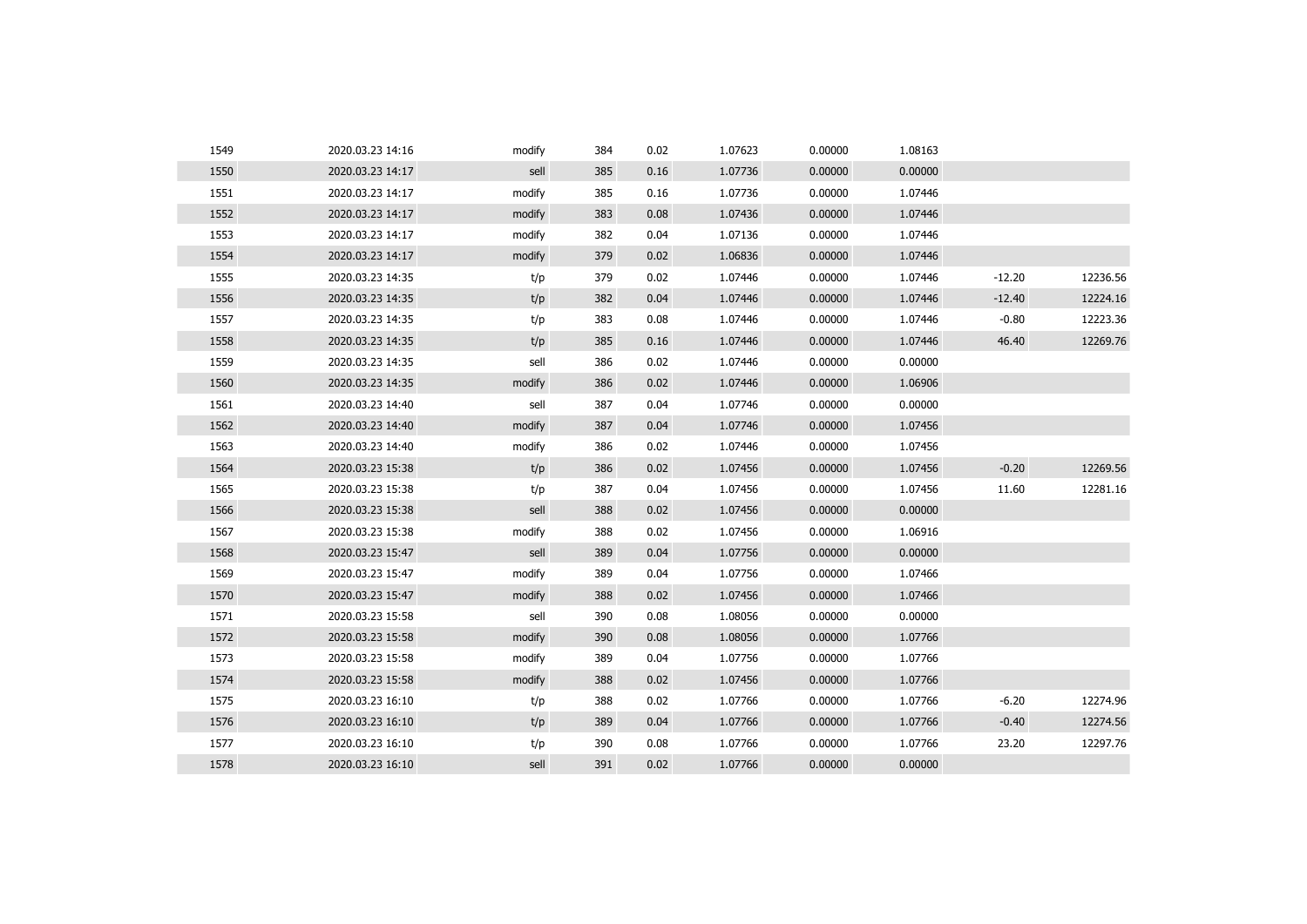| | | | | | | | | | |
|---|---|---|---|---|---|---|---|---|---|
| 1549 | 2020.03.23 14:16 | modify | 384 | 0.02 | 1.07623 | 0.00000 | 1.08163 | | |
| 1550 | 2020.03.23 14:17 | sell | 385 | 0.16 | 1.07736 | 0.00000 | 0.00000 | | |
| 1551 | 2020.03.23 14:17 | modify | 385 | 0.16 | 1.07736 | 0.00000 | 1.07446 | | |
| 1552 | 2020.03.23 14:17 | modify | 383 | 0.08 | 1.07436 | 0.00000 | 1.07446 | | |
| 1553 | 2020.03.23 14:17 | modify | 382 | 0.04 | 1.07136 | 0.00000 | 1.07446 | | |
| 1554 | 2020.03.23 14:17 | modify | 379 | 0.02 | 1.06836 | 0.00000 | 1.07446 | | |
| 1555 | 2020.03.23 14:35 | t/p | 379 | 0.02 | 1.07446 | 0.00000 | 1.07446 | -12.20 | 12236.56 |
| 1556 | 2020.03.23 14:35 | t/p | 382 | 0.04 | 1.07446 | 0.00000 | 1.07446 | -12.40 | 12224.16 |
| 1557 | 2020.03.23 14:35 | t/p | 383 | 0.08 | 1.07446 | 0.00000 | 1.07446 | -0.80 | 12223.36 |
| 1558 | 2020.03.23 14:35 | t/p | 385 | 0.16 | 1.07446 | 0.00000 | 1.07446 | 46.40 | 12269.76 |
| 1559 | 2020.03.23 14:35 | sell | 386 | 0.02 | 1.07446 | 0.00000 | 0.00000 | | |
| 1560 | 2020.03.23 14:35 | modify | 386 | 0.02 | 1.07446 | 0.00000 | 1.06906 | | |
| 1561 | 2020.03.23 14:40 | sell | 387 | 0.04 | 1.07746 | 0.00000 | 0.00000 | | |
| 1562 | 2020.03.23 14:40 | modify | 387 | 0.04 | 1.07746 | 0.00000 | 1.07456 | | |
| 1563 | 2020.03.23 14:40 | modify | 386 | 0.02 | 1.07446 | 0.00000 | 1.07456 | | |
| 1564 | 2020.03.23 15:38 | t/p | 386 | 0.02 | 1.07456 | 0.00000 | 1.07456 | -0.20 | 12269.56 |
| 1565 | 2020.03.23 15:38 | t/p | 387 | 0.04 | 1.07456 | 0.00000 | 1.07456 | 11.60 | 12281.16 |
| 1566 | 2020.03.23 15:38 | sell | 388 | 0.02 | 1.07456 | 0.00000 | 0.00000 | | |
| 1567 | 2020.03.23 15:38 | modify | 388 | 0.02 | 1.07456 | 0.00000 | 1.06916 | | |
| 1568 | 2020.03.23 15:47 | sell | 389 | 0.04 | 1.07756 | 0.00000 | 0.00000 | | |
| 1569 | 2020.03.23 15:47 | modify | 389 | 0.04 | 1.07756 | 0.00000 | 1.07466 | | |
| 1570 | 2020.03.23 15:47 | modify | 388 | 0.02 | 1.07456 | 0.00000 | 1.07466 | | |
| 1571 | 2020.03.23 15:58 | sell | 390 | 0.08 | 1.08056 | 0.00000 | 0.00000 | | |
| 1572 | 2020.03.23 15:58 | modify | 390 | 0.08 | 1.08056 | 0.00000 | 1.07766 | | |
| 1573 | 2020.03.23 15:58 | modify | 389 | 0.04 | 1.07756 | 0.00000 | 1.07766 | | |
| 1574 | 2020.03.23 15:58 | modify | 388 | 0.02 | 1.07456 | 0.00000 | 1.07766 | | |
| 1575 | 2020.03.23 16:10 | t/p | 388 | 0.02 | 1.07766 | 0.00000 | 1.07766 | -6.20 | 12274.96 |
| 1576 | 2020.03.23 16:10 | t/p | 389 | 0.04 | 1.07766 | 0.00000 | 1.07766 | -0.40 | 12274.56 |
| 1577 | 2020.03.23 16:10 | t/p | 390 | 0.08 | 1.07766 | 0.00000 | 1.07766 | 23.20 | 12297.76 |
| 1578 | 2020.03.23 16:10 | sell | 391 | 0.02 | 1.07766 | 0.00000 | 0.00000 | | |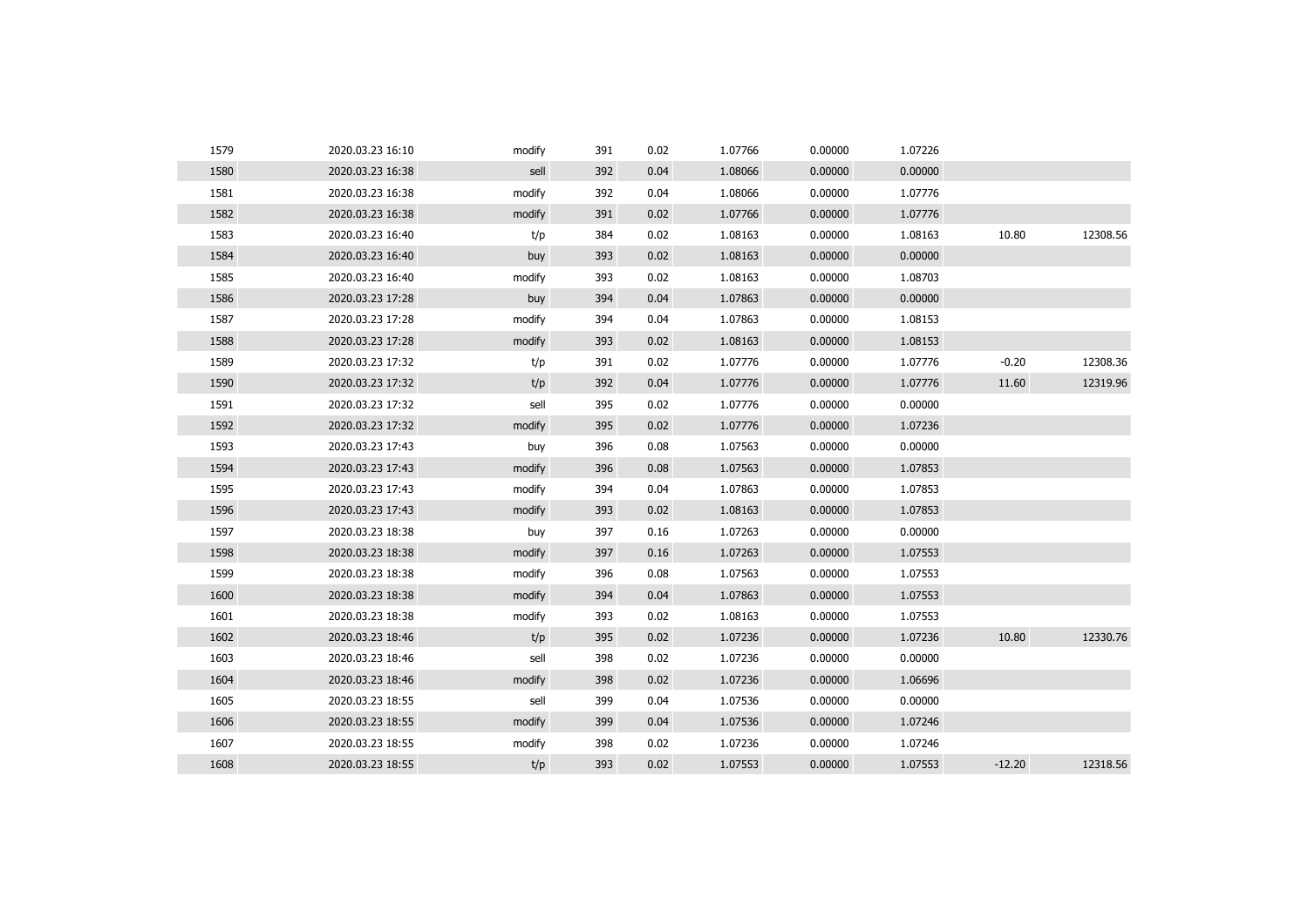| | | | | | | | | | |
|---|---|---|---|---|---|---|---|---|---|
| 1579 | 2020.03.23 16:10 | modify | 391 | 0.02 | 1.07766 | 0.00000 | 1.07226 | | |
| 1580 | 2020.03.23 16:38 | sell | 392 | 0.04 | 1.08066 | 0.00000 | 0.00000 | | |
| 1581 | 2020.03.23 16:38 | modify | 392 | 0.04 | 1.08066 | 0.00000 | 1.07776 | | |
| 1582 | 2020.03.23 16:38 | modify | 391 | 0.02 | 1.07766 | 0.00000 | 1.07776 | | |
| 1583 | 2020.03.23 16:40 | t/p | 384 | 0.02 | 1.08163 | 0.00000 | 1.08163 | 10.80 | 12308.56 |
| 1584 | 2020.03.23 16:40 | buy | 393 | 0.02 | 1.08163 | 0.00000 | 0.00000 | | |
| 1585 | 2020.03.23 16:40 | modify | 393 | 0.02 | 1.08163 | 0.00000 | 1.08703 | | |
| 1586 | 2020.03.23 17:28 | buy | 394 | 0.04 | 1.07863 | 0.00000 | 0.00000 | | |
| 1587 | 2020.03.23 17:28 | modify | 394 | 0.04 | 1.07863 | 0.00000 | 1.08153 | | |
| 1588 | 2020.03.23 17:28 | modify | 393 | 0.02 | 1.08163 | 0.00000 | 1.08153 | | |
| 1589 | 2020.03.23 17:32 | t/p | 391 | 0.02 | 1.07776 | 0.00000 | 1.07776 | -0.20 | 12308.36 |
| 1590 | 2020.03.23 17:32 | t/p | 392 | 0.04 | 1.07776 | 0.00000 | 1.07776 | 11.60 | 12319.96 |
| 1591 | 2020.03.23 17:32 | sell | 395 | 0.02 | 1.07776 | 0.00000 | 0.00000 | | |
| 1592 | 2020.03.23 17:32 | modify | 395 | 0.02 | 1.07776 | 0.00000 | 1.07236 | | |
| 1593 | 2020.03.23 17:43 | buy | 396 | 0.08 | 1.07563 | 0.00000 | 0.00000 | | |
| 1594 | 2020.03.23 17:43 | modify | 396 | 0.08 | 1.07563 | 0.00000 | 1.07853 | | |
| 1595 | 2020.03.23 17:43 | modify | 394 | 0.04 | 1.07863 | 0.00000 | 1.07853 | | |
| 1596 | 2020.03.23 17:43 | modify | 393 | 0.02 | 1.08163 | 0.00000 | 1.07853 | | |
| 1597 | 2020.03.23 18:38 | buy | 397 | 0.16 | 1.07263 | 0.00000 | 0.00000 | | |
| 1598 | 2020.03.23 18:38 | modify | 397 | 0.16 | 1.07263 | 0.00000 | 1.07553 | | |
| 1599 | 2020.03.23 18:38 | modify | 396 | 0.08 | 1.07563 | 0.00000 | 1.07553 | | |
| 1600 | 2020.03.23 18:38 | modify | 394 | 0.04 | 1.07863 | 0.00000 | 1.07553 | | |
| 1601 | 2020.03.23 18:38 | modify | 393 | 0.02 | 1.08163 | 0.00000 | 1.07553 | | |
| 1602 | 2020.03.23 18:46 | t/p | 395 | 0.02 | 1.07236 | 0.00000 | 1.07236 | 10.80 | 12330.76 |
| 1603 | 2020.03.23 18:46 | sell | 398 | 0.02 | 1.07236 | 0.00000 | 0.00000 | | |
| 1604 | 2020.03.23 18:46 | modify | 398 | 0.02 | 1.07236 | 0.00000 | 1.06696 | | |
| 1605 | 2020.03.23 18:55 | sell | 399 | 0.04 | 1.07536 | 0.00000 | 0.00000 | | |
| 1606 | 2020.03.23 18:55 | modify | 399 | 0.04 | 1.07536 | 0.00000 | 1.07246 | | |
| 1607 | 2020.03.23 18:55 | modify | 398 | 0.02 | 1.07236 | 0.00000 | 1.07246 | | |
| 1608 | 2020.03.23 18:55 | t/p | 393 | 0.02 | 1.07553 | 0.00000 | 1.07553 | -12.20 | 12318.56 |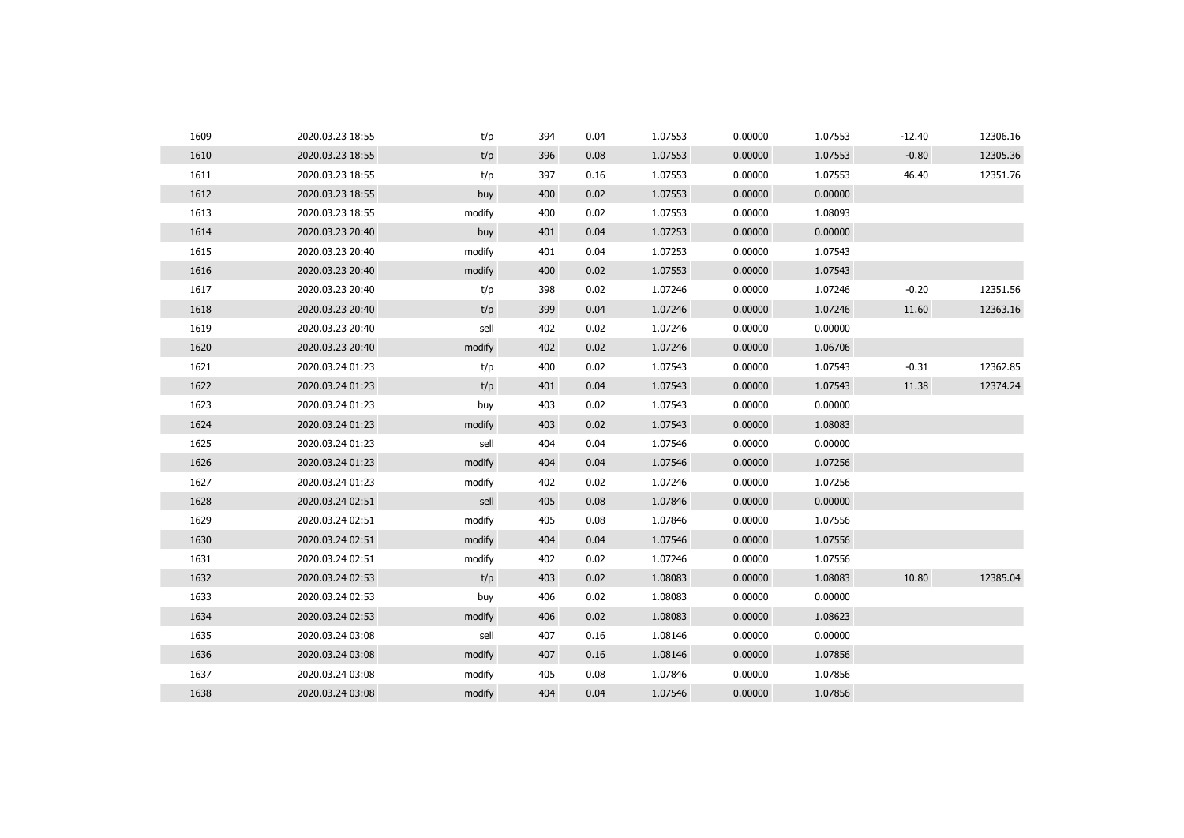| | | | | | | | | | |
|---|---|---|---|---|---|---|---|---|---|
| 1609 | 2020.03.23 18:55 | t/p | 394 | 0.04 | 1.07553 | 0.00000 | 1.07553 | -12.40 | 12306.16 |
| 1610 | 2020.03.23 18:55 | t/p | 396 | 0.08 | 1.07553 | 0.00000 | 1.07553 | -0.80 | 12305.36 |
| 1611 | 2020.03.23 18:55 | t/p | 397 | 0.16 | 1.07553 | 0.00000 | 1.07553 | 46.40 | 12351.76 |
| 1612 | 2020.03.23 18:55 | buy | 400 | 0.02 | 1.07553 | 0.00000 | 0.00000 | | |
| 1613 | 2020.03.23 18:55 | modify | 400 | 0.02 | 1.07553 | 0.00000 | 1.08093 | | |
| 1614 | 2020.03.23 20:40 | buy | 401 | 0.04 | 1.07253 | 0.00000 | 0.00000 | | |
| 1615 | 2020.03.23 20:40 | modify | 401 | 0.04 | 1.07253 | 0.00000 | 1.07543 | | |
| 1616 | 2020.03.23 20:40 | modify | 400 | 0.02 | 1.07553 | 0.00000 | 1.07543 | | |
| 1617 | 2020.03.23 20:40 | t/p | 398 | 0.02 | 1.07246 | 0.00000 | 1.07246 | -0.20 | 12351.56 |
| 1618 | 2020.03.23 20:40 | t/p | 399 | 0.04 | 1.07246 | 0.00000 | 1.07246 | 11.60 | 12363.16 |
| 1619 | 2020.03.23 20:40 | sell | 402 | 0.02 | 1.07246 | 0.00000 | 0.00000 | | |
| 1620 | 2020.03.23 20:40 | modify | 402 | 0.02 | 1.07246 | 0.00000 | 1.06706 | | |
| 1621 | 2020.03.24 01:23 | t/p | 400 | 0.02 | 1.07543 | 0.00000 | 1.07543 | -0.31 | 12362.85 |
| 1622 | 2020.03.24 01:23 | t/p | 401 | 0.04 | 1.07543 | 0.00000 | 1.07543 | 11.38 | 12374.24 |
| 1623 | 2020.03.24 01:23 | buy | 403 | 0.02 | 1.07543 | 0.00000 | 0.00000 | | |
| 1624 | 2020.03.24 01:23 | modify | 403 | 0.02 | 1.07543 | 0.00000 | 1.08083 | | |
| 1625 | 2020.03.24 01:23 | sell | 404 | 0.04 | 1.07546 | 0.00000 | 0.00000 | | |
| 1626 | 2020.03.24 01:23 | modify | 404 | 0.04 | 1.07546 | 0.00000 | 1.07256 | | |
| 1627 | 2020.03.24 01:23 | modify | 402 | 0.02 | 1.07246 | 0.00000 | 1.07256 | | |
| 1628 | 2020.03.24 02:51 | sell | 405 | 0.08 | 1.07846 | 0.00000 | 0.00000 | | |
| 1629 | 2020.03.24 02:51 | modify | 405 | 0.08 | 1.07846 | 0.00000 | 1.07556 | | |
| 1630 | 2020.03.24 02:51 | modify | 404 | 0.04 | 1.07546 | 0.00000 | 1.07556 | | |
| 1631 | 2020.03.24 02:51 | modify | 402 | 0.02 | 1.07246 | 0.00000 | 1.07556 | | |
| 1632 | 2020.03.24 02:53 | t/p | 403 | 0.02 | 1.08083 | 0.00000 | 1.08083 | 10.80 | 12385.04 |
| 1633 | 2020.03.24 02:53 | buy | 406 | 0.02 | 1.08083 | 0.00000 | 0.00000 | | |
| 1634 | 2020.03.24 02:53 | modify | 406 | 0.02 | 1.08083 | 0.00000 | 1.08623 | | |
| 1635 | 2020.03.24 03:08 | sell | 407 | 0.16 | 1.08146 | 0.00000 | 0.00000 | | |
| 1636 | 2020.03.24 03:08 | modify | 407 | 0.16 | 1.08146 | 0.00000 | 1.07856 | | |
| 1637 | 2020.03.24 03:08 | modify | 405 | 0.08 | 1.07846 | 0.00000 | 1.07856 | | |
| 1638 | 2020.03.24 03:08 | modify | 404 | 0.04 | 1.07546 | 0.00000 | 1.07856 | | |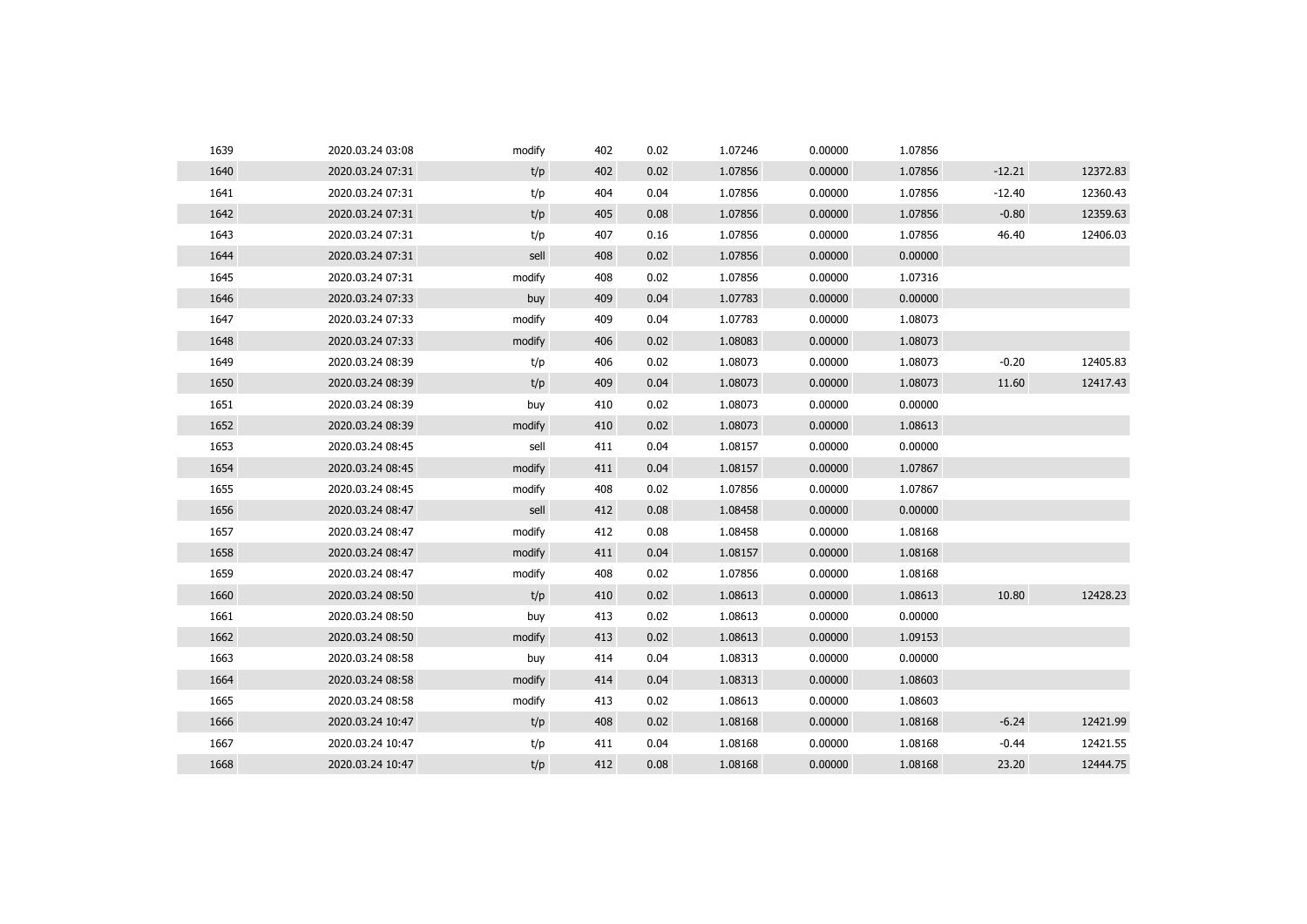| | | | | | | | | | |
|---|---|---|---|---|---|---|---|---|---|
| 1639 | 2020.03.24 03:08 | modify | 402 | 0.02 | 1.07246 | 0.00000 | 1.07856 | | |
| 1640 | 2020.03.24 07:31 | t/p | 402 | 0.02 | 1.07856 | 0.00000 | 1.07856 | -12.21 | 12372.83 |
| 1641 | 2020.03.24 07:31 | t/p | 404 | 0.04 | 1.07856 | 0.00000 | 1.07856 | -12.40 | 12360.43 |
| 1642 | 2020.03.24 07:31 | t/p | 405 | 0.08 | 1.07856 | 0.00000 | 1.07856 | -0.80 | 12359.63 |
| 1643 | 2020.03.24 07:31 | t/p | 407 | 0.16 | 1.07856 | 0.00000 | 1.07856 | 46.40 | 12406.03 |
| 1644 | 2020.03.24 07:31 | sell | 408 | 0.02 | 1.07856 | 0.00000 | 0.00000 | | |
| 1645 | 2020.03.24 07:31 | modify | 408 | 0.02 | 1.07856 | 0.00000 | 1.07316 | | |
| 1646 | 2020.03.24 07:33 | buy | 409 | 0.04 | 1.07783 | 0.00000 | 0.00000 | | |
| 1647 | 2020.03.24 07:33 | modify | 409 | 0.04 | 1.07783 | 0.00000 | 1.08073 | | |
| 1648 | 2020.03.24 07:33 | modify | 406 | 0.02 | 1.08083 | 0.00000 | 1.08073 | | |
| 1649 | 2020.03.24 08:39 | t/p | 406 | 0.02 | 1.08073 | 0.00000 | 1.08073 | -0.20 | 12405.83 |
| 1650 | 2020.03.24 08:39 | t/p | 409 | 0.04 | 1.08073 | 0.00000 | 1.08073 | 11.60 | 12417.43 |
| 1651 | 2020.03.24 08:39 | buy | 410 | 0.02 | 1.08073 | 0.00000 | 0.00000 | | |
| 1652 | 2020.03.24 08:39 | modify | 410 | 0.02 | 1.08073 | 0.00000 | 1.08613 | | |
| 1653 | 2020.03.24 08:45 | sell | 411 | 0.04 | 1.08157 | 0.00000 | 0.00000 | | |
| 1654 | 2020.03.24 08:45 | modify | 411 | 0.04 | 1.08157 | 0.00000 | 1.07867 | | |
| 1655 | 2020.03.24 08:45 | modify | 408 | 0.02 | 1.07856 | 0.00000 | 1.07867 | | |
| 1656 | 2020.03.24 08:47 | sell | 412 | 0.08 | 1.08458 | 0.00000 | 0.00000 | | |
| 1657 | 2020.03.24 08:47 | modify | 412 | 0.08 | 1.08458 | 0.00000 | 1.08168 | | |
| 1658 | 2020.03.24 08:47 | modify | 411 | 0.04 | 1.08157 | 0.00000 | 1.08168 | | |
| 1659 | 2020.03.24 08:47 | modify | 408 | 0.02 | 1.07856 | 0.00000 | 1.08168 | | |
| 1660 | 2020.03.24 08:50 | t/p | 410 | 0.02 | 1.08613 | 0.00000 | 1.08613 | 10.80 | 12428.23 |
| 1661 | 2020.03.24 08:50 | buy | 413 | 0.02 | 1.08613 | 0.00000 | 0.00000 | | |
| 1662 | 2020.03.24 08:50 | modify | 413 | 0.02 | 1.08613 | 0.00000 | 1.09153 | | |
| 1663 | 2020.03.24 08:58 | buy | 414 | 0.04 | 1.08313 | 0.00000 | 0.00000 | | |
| 1664 | 2020.03.24 08:58 | modify | 414 | 0.04 | 1.08313 | 0.00000 | 1.08603 | | |
| 1665 | 2020.03.24 08:58 | modify | 413 | 0.02 | 1.08613 | 0.00000 | 1.08603 | | |
| 1666 | 2020.03.24 10:47 | t/p | 408 | 0.02 | 1.08168 | 0.00000 | 1.08168 | -6.24 | 12421.99 |
| 1667 | 2020.03.24 10:47 | t/p | 411 | 0.04 | 1.08168 | 0.00000 | 1.08168 | -0.44 | 12421.55 |
| 1668 | 2020.03.24 10:47 | t/p | 412 | 0.08 | 1.08168 | 0.00000 | 1.08168 | 23.20 | 12444.75 |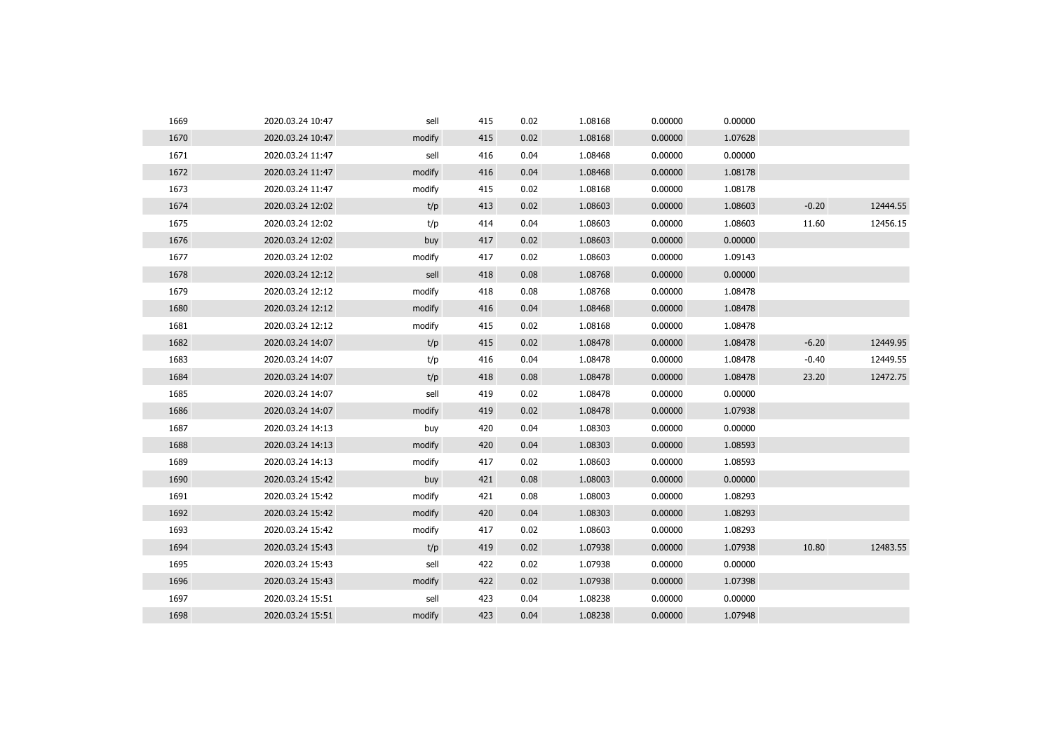| | | | | | | | | | |
|---|---|---|---|---|---|---|---|---|---|
| 1669 | 2020.03.24 10:47 | sell | 415 | 0.02 | 1.08168 | 0.00000 | 0.00000 | | |
| 1670 | 2020.03.24 10:47 | modify | 415 | 0.02 | 1.08168 | 0.00000 | 1.07628 | | |
| 1671 | 2020.03.24 11:47 | sell | 416 | 0.04 | 1.08468 | 0.00000 | 0.00000 | | |
| 1672 | 2020.03.24 11:47 | modify | 416 | 0.04 | 1.08468 | 0.00000 | 1.08178 | | |
| 1673 | 2020.03.24 11:47 | modify | 415 | 0.02 | 1.08168 | 0.00000 | 1.08178 | | |
| 1674 | 2020.03.24 12:02 | t/p | 413 | 0.02 | 1.08603 | 0.00000 | 1.08603 | -0.20 | 12444.55 |
| 1675 | 2020.03.24 12:02 | t/p | 414 | 0.04 | 1.08603 | 0.00000 | 1.08603 | 11.60 | 12456.15 |
| 1676 | 2020.03.24 12:02 | buy | 417 | 0.02 | 1.08603 | 0.00000 | 0.00000 | | |
| 1677 | 2020.03.24 12:02 | modify | 417 | 0.02 | 1.08603 | 0.00000 | 1.09143 | | |
| 1678 | 2020.03.24 12:12 | sell | 418 | 0.08 | 1.08768 | 0.00000 | 0.00000 | | |
| 1679 | 2020.03.24 12:12 | modify | 418 | 0.08 | 1.08768 | 0.00000 | 1.08478 | | |
| 1680 | 2020.03.24 12:12 | modify | 416 | 0.04 | 1.08468 | 0.00000 | 1.08478 | | |
| 1681 | 2020.03.24 12:12 | modify | 415 | 0.02 | 1.08168 | 0.00000 | 1.08478 | | |
| 1682 | 2020.03.24 14:07 | t/p | 415 | 0.02 | 1.08478 | 0.00000 | 1.08478 | -6.20 | 12449.95 |
| 1683 | 2020.03.24 14:07 | t/p | 416 | 0.04 | 1.08478 | 0.00000 | 1.08478 | -0.40 | 12449.55 |
| 1684 | 2020.03.24 14:07 | t/p | 418 | 0.08 | 1.08478 | 0.00000 | 1.08478 | 23.20 | 12472.75 |
| 1685 | 2020.03.24 14:07 | sell | 419 | 0.02 | 1.08478 | 0.00000 | 0.00000 | | |
| 1686 | 2020.03.24 14:07 | modify | 419 | 0.02 | 1.08478 | 0.00000 | 1.07938 | | |
| 1687 | 2020.03.24 14:13 | buy | 420 | 0.04 | 1.08303 | 0.00000 | 0.00000 | | |
| 1688 | 2020.03.24 14:13 | modify | 420 | 0.04 | 1.08303 | 0.00000 | 1.08593 | | |
| 1689 | 2020.03.24 14:13 | modify | 417 | 0.02 | 1.08603 | 0.00000 | 1.08593 | | |
| 1690 | 2020.03.24 15:42 | buy | 421 | 0.08 | 1.08003 | 0.00000 | 0.00000 | | |
| 1691 | 2020.03.24 15:42 | modify | 421 | 0.08 | 1.08003 | 0.00000 | 1.08293 | | |
| 1692 | 2020.03.24 15:42 | modify | 420 | 0.04 | 1.08303 | 0.00000 | 1.08293 | | |
| 1693 | 2020.03.24 15:42 | modify | 417 | 0.02 | 1.08603 | 0.00000 | 1.08293 | | |
| 1694 | 2020.03.24 15:43 | t/p | 419 | 0.02 | 1.07938 | 0.00000 | 1.07938 | 10.80 | 12483.55 |
| 1695 | 2020.03.24 15:43 | sell | 422 | 0.02 | 1.07938 | 0.00000 | 0.00000 | | |
| 1696 | 2020.03.24 15:43 | modify | 422 | 0.02 | 1.07938 | 0.00000 | 1.07398 | | |
| 1697 | 2020.03.24 15:51 | sell | 423 | 0.04 | 1.08238 | 0.00000 | 0.00000 | | |
| 1698 | 2020.03.24 15:51 | modify | 423 | 0.04 | 1.08238 | 0.00000 | 1.07948 | | |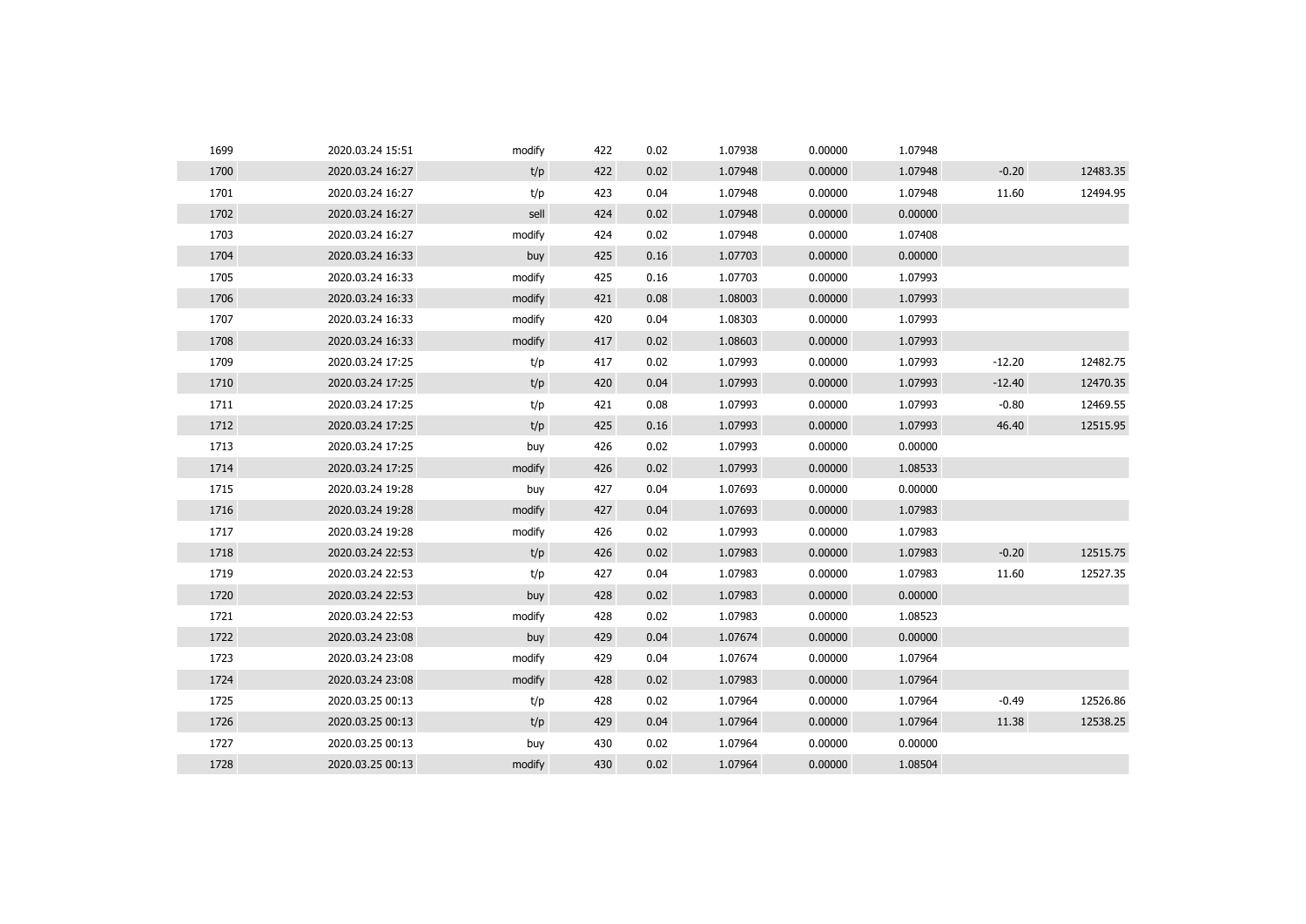| | | | | | | | | | |
|---|---|---|---|---|---|---|---|---|---|
| 1699 | 2020.03.24 15:51 | modify | 422 | 0.02 | 1.07938 | 0.00000 | 1.07948 | | |
| 1700 | 2020.03.24 16:27 | t/p | 422 | 0.02 | 1.07948 | 0.00000 | 1.07948 | -0.20 | 12483.35 |
| 1701 | 2020.03.24 16:27 | t/p | 423 | 0.04 | 1.07948 | 0.00000 | 1.07948 | 11.60 | 12494.95 |
| 1702 | 2020.03.24 16:27 | sell | 424 | 0.02 | 1.07948 | 0.00000 | 0.00000 | | |
| 1703 | 2020.03.24 16:27 | modify | 424 | 0.02 | 1.07948 | 0.00000 | 1.07408 | | |
| 1704 | 2020.03.24 16:33 | buy | 425 | 0.16 | 1.07703 | 0.00000 | 0.00000 | | |
| 1705 | 2020.03.24 16:33 | modify | 425 | 0.16 | 1.07703 | 0.00000 | 1.07993 | | |
| 1706 | 2020.03.24 16:33 | modify | 421 | 0.08 | 1.08003 | 0.00000 | 1.07993 | | |
| 1707 | 2020.03.24 16:33 | modify | 420 | 0.04 | 1.08303 | 0.00000 | 1.07993 | | |
| 1708 | 2020.03.24 16:33 | modify | 417 | 0.02 | 1.08603 | 0.00000 | 1.07993 | | |
| 1709 | 2020.03.24 17:25 | t/p | 417 | 0.02 | 1.07993 | 0.00000 | 1.07993 | -12.20 | 12482.75 |
| 1710 | 2020.03.24 17:25 | t/p | 420 | 0.04 | 1.07993 | 0.00000 | 1.07993 | -12.40 | 12470.35 |
| 1711 | 2020.03.24 17:25 | t/p | 421 | 0.08 | 1.07993 | 0.00000 | 1.07993 | -0.80 | 12469.55 |
| 1712 | 2020.03.24 17:25 | t/p | 425 | 0.16 | 1.07993 | 0.00000 | 1.07993 | 46.40 | 12515.95 |
| 1713 | 2020.03.24 17:25 | buy | 426 | 0.02 | 1.07993 | 0.00000 | 0.00000 | | |
| 1714 | 2020.03.24 17:25 | modify | 426 | 0.02 | 1.07993 | 0.00000 | 1.08533 | | |
| 1715 | 2020.03.24 19:28 | buy | 427 | 0.04 | 1.07693 | 0.00000 | 0.00000 | | |
| 1716 | 2020.03.24 19:28 | modify | 427 | 0.04 | 1.07693 | 0.00000 | 1.07983 | | |
| 1717 | 2020.03.24 19:28 | modify | 426 | 0.02 | 1.07993 | 0.00000 | 1.07983 | | |
| 1718 | 2020.03.24 22:53 | t/p | 426 | 0.02 | 1.07983 | 0.00000 | 1.07983 | -0.20 | 12515.75 |
| 1719 | 2020.03.24 22:53 | t/p | 427 | 0.04 | 1.07983 | 0.00000 | 1.07983 | 11.60 | 12527.35 |
| 1720 | 2020.03.24 22:53 | buy | 428 | 0.02 | 1.07983 | 0.00000 | 0.00000 | | |
| 1721 | 2020.03.24 22:53 | modify | 428 | 0.02 | 1.07983 | 0.00000 | 1.08523 | | |
| 1722 | 2020.03.24 23:08 | buy | 429 | 0.04 | 1.07674 | 0.00000 | 0.00000 | | |
| 1723 | 2020.03.24 23:08 | modify | 429 | 0.04 | 1.07674 | 0.00000 | 1.07964 | | |
| 1724 | 2020.03.24 23:08 | modify | 428 | 0.02 | 1.07983 | 0.00000 | 1.07964 | | |
| 1725 | 2020.03.25 00:13 | t/p | 428 | 0.02 | 1.07964 | 0.00000 | 1.07964 | -0.49 | 12526.86 |
| 1726 | 2020.03.25 00:13 | t/p | 429 | 0.04 | 1.07964 | 0.00000 | 1.07964 | 11.38 | 12538.25 |
| 1727 | 2020.03.25 00:13 | buy | 430 | 0.02 | 1.07964 | 0.00000 | 0.00000 | | |
| 1728 | 2020.03.25 00:13 | modify | 430 | 0.02 | 1.07964 | 0.00000 | 1.08504 | | |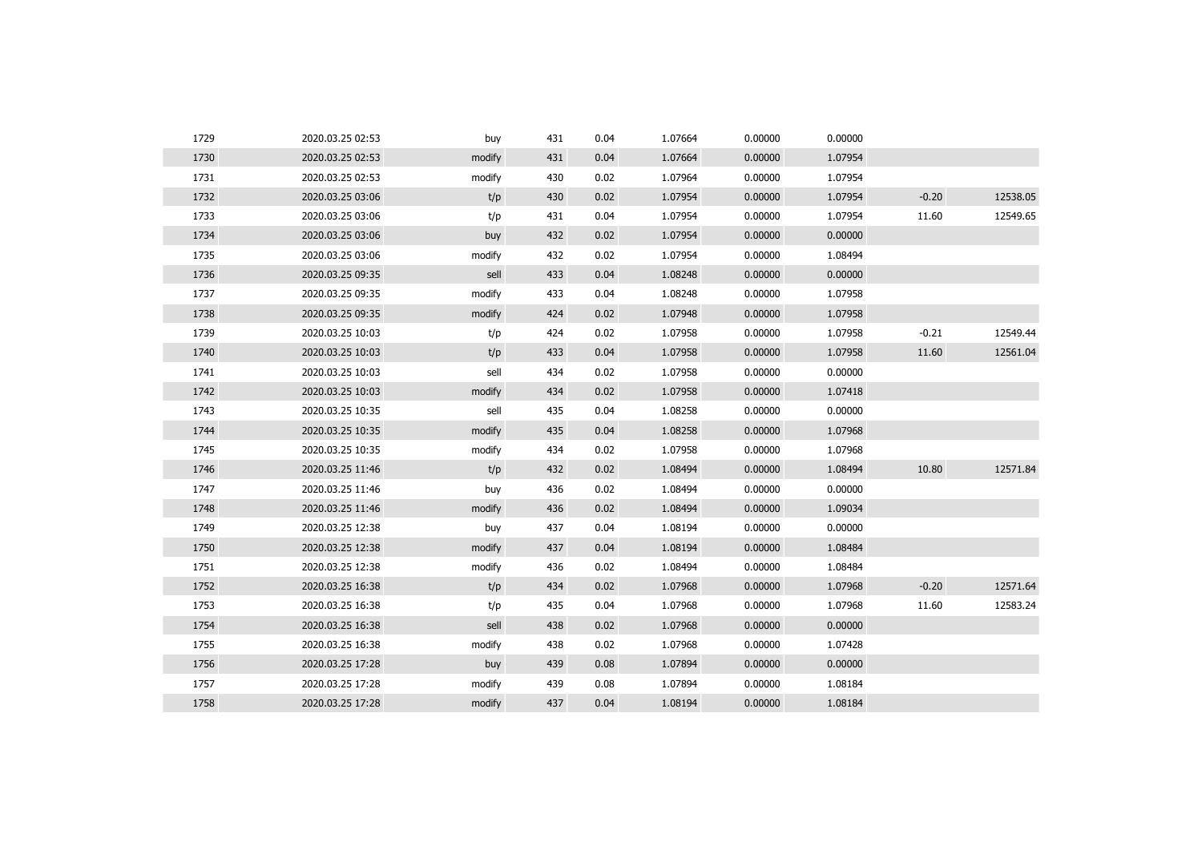| | | | | | | | | | |
|---|---|---|---|---|---|---|---|---|---|
| 1729 | 2020.03.25 02:53 | buy | 431 | 0.04 | 1.07664 | 0.00000 | 0.00000 | | |
| 1730 | 2020.03.25 02:53 | modify | 431 | 0.04 | 1.07664 | 0.00000 | 1.07954 | | |
| 1731 | 2020.03.25 02:53 | modify | 430 | 0.02 | 1.07964 | 0.00000 | 1.07954 | | |
| 1732 | 2020.03.25 03:06 | t/p | 430 | 0.02 | 1.07954 | 0.00000 | 1.07954 | -0.20 | 12538.05 |
| 1733 | 2020.03.25 03:06 | t/p | 431 | 0.04 | 1.07954 | 0.00000 | 1.07954 | 11.60 | 12549.65 |
| 1734 | 2020.03.25 03:06 | buy | 432 | 0.02 | 1.07954 | 0.00000 | 0.00000 | | |
| 1735 | 2020.03.25 03:06 | modify | 432 | 0.02 | 1.07954 | 0.00000 | 1.08494 | | |
| 1736 | 2020.03.25 09:35 | sell | 433 | 0.04 | 1.08248 | 0.00000 | 0.00000 | | |
| 1737 | 2020.03.25 09:35 | modify | 433 | 0.04 | 1.08248 | 0.00000 | 1.07958 | | |
| 1738 | 2020.03.25 09:35 | modify | 424 | 0.02 | 1.07948 | 0.00000 | 1.07958 | | |
| 1739 | 2020.03.25 10:03 | t/p | 424 | 0.02 | 1.07958 | 0.00000 | 1.07958 | -0.21 | 12549.44 |
| 1740 | 2020.03.25 10:03 | t/p | 433 | 0.04 | 1.07958 | 0.00000 | 1.07958 | 11.60 | 12561.04 |
| 1741 | 2020.03.25 10:03 | sell | 434 | 0.02 | 1.07958 | 0.00000 | 0.00000 | | |
| 1742 | 2020.03.25 10:03 | modify | 434 | 0.02 | 1.07958 | 0.00000 | 1.07418 | | |
| 1743 | 2020.03.25 10:35 | sell | 435 | 0.04 | 1.08258 | 0.00000 | 0.00000 | | |
| 1744 | 2020.03.25 10:35 | modify | 435 | 0.04 | 1.08258 | 0.00000 | 1.07968 | | |
| 1745 | 2020.03.25 10:35 | modify | 434 | 0.02 | 1.07958 | 0.00000 | 1.07968 | | |
| 1746 | 2020.03.25 11:46 | t/p | 432 | 0.02 | 1.08494 | 0.00000 | 1.08494 | 10.80 | 12571.84 |
| 1747 | 2020.03.25 11:46 | buy | 436 | 0.02 | 1.08494 | 0.00000 | 0.00000 | | |
| 1748 | 2020.03.25 11:46 | modify | 436 | 0.02 | 1.08494 | 0.00000 | 1.09034 | | |
| 1749 | 2020.03.25 12:38 | buy | 437 | 0.04 | 1.08194 | 0.00000 | 0.00000 | | |
| 1750 | 2020.03.25 12:38 | modify | 437 | 0.04 | 1.08194 | 0.00000 | 1.08484 | | |
| 1751 | 2020.03.25 12:38 | modify | 436 | 0.02 | 1.08494 | 0.00000 | 1.08484 | | |
| 1752 | 2020.03.25 16:38 | t/p | 434 | 0.02 | 1.07968 | 0.00000 | 1.07968 | -0.20 | 12571.64 |
| 1753 | 2020.03.25 16:38 | t/p | 435 | 0.04 | 1.07968 | 0.00000 | 1.07968 | 11.60 | 12583.24 |
| 1754 | 2020.03.25 16:38 | sell | 438 | 0.02 | 1.07968 | 0.00000 | 0.00000 | | |
| 1755 | 2020.03.25 16:38 | modify | 438 | 0.02 | 1.07968 | 0.00000 | 1.07428 | | |
| 1756 | 2020.03.25 17:28 | buy | 439 | 0.08 | 1.07894 | 0.00000 | 0.00000 | | |
| 1757 | 2020.03.25 17:28 | modify | 439 | 0.08 | 1.07894 | 0.00000 | 1.08184 | | |
| 1758 | 2020.03.25 17:28 | modify | 437 | 0.04 | 1.08194 | 0.00000 | 1.08184 | | |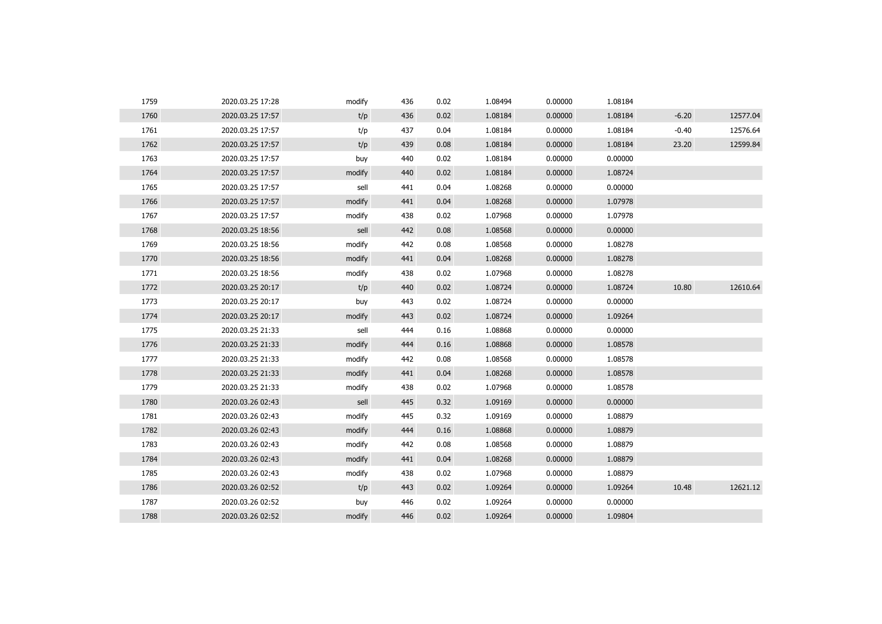| | | | | | | | | | |
|---|---|---|---|---|---|---|---|---|---|
| 1759 | 2020.03.25 17:28 | modify | 436 | 0.02 | 1.08494 | 0.00000 | 1.08184 | | |
| 1760 | 2020.03.25 17:57 | t/p | 436 | 0.02 | 1.08184 | 0.00000 | 1.08184 | -6.20 | 12577.04 |
| 1761 | 2020.03.25 17:57 | t/p | 437 | 0.04 | 1.08184 | 0.00000 | 1.08184 | -0.40 | 12576.64 |
| 1762 | 2020.03.25 17:57 | t/p | 439 | 0.08 | 1.08184 | 0.00000 | 1.08184 | 23.20 | 12599.84 |
| 1763 | 2020.03.25 17:57 | buy | 440 | 0.02 | 1.08184 | 0.00000 | 0.00000 | | |
| 1764 | 2020.03.25 17:57 | modify | 440 | 0.02 | 1.08184 | 0.00000 | 1.08724 | | |
| 1765 | 2020.03.25 17:57 | sell | 441 | 0.04 | 1.08268 | 0.00000 | 0.00000 | | |
| 1766 | 2020.03.25 17:57 | modify | 441 | 0.04 | 1.08268 | 0.00000 | 1.07978 | | |
| 1767 | 2020.03.25 17:57 | modify | 438 | 0.02 | 1.07968 | 0.00000 | 1.07978 | | |
| 1768 | 2020.03.25 18:56 | sell | 442 | 0.08 | 1.08568 | 0.00000 | 0.00000 | | |
| 1769 | 2020.03.25 18:56 | modify | 442 | 0.08 | 1.08568 | 0.00000 | 1.08278 | | |
| 1770 | 2020.03.25 18:56 | modify | 441 | 0.04 | 1.08268 | 0.00000 | 1.08278 | | |
| 1771 | 2020.03.25 18:56 | modify | 438 | 0.02 | 1.07968 | 0.00000 | 1.08278 | | |
| 1772 | 2020.03.25 20:17 | t/p | 440 | 0.02 | 1.08724 | 0.00000 | 1.08724 | 10.80 | 12610.64 |
| 1773 | 2020.03.25 20:17 | buy | 443 | 0.02 | 1.08724 | 0.00000 | 0.00000 | | |
| 1774 | 2020.03.25 20:17 | modify | 443 | 0.02 | 1.08724 | 0.00000 | 1.09264 | | |
| 1775 | 2020.03.25 21:33 | sell | 444 | 0.16 | 1.08868 | 0.00000 | 0.00000 | | |
| 1776 | 2020.03.25 21:33 | modify | 444 | 0.16 | 1.08868 | 0.00000 | 1.08578 | | |
| 1777 | 2020.03.25 21:33 | modify | 442 | 0.08 | 1.08568 | 0.00000 | 1.08578 | | |
| 1778 | 2020.03.25 21:33 | modify | 441 | 0.04 | 1.08268 | 0.00000 | 1.08578 | | |
| 1779 | 2020.03.25 21:33 | modify | 438 | 0.02 | 1.07968 | 0.00000 | 1.08578 | | |
| 1780 | 2020.03.26 02:43 | sell | 445 | 0.32 | 1.09169 | 0.00000 | 0.00000 | | |
| 1781 | 2020.03.26 02:43 | modify | 445 | 0.32 | 1.09169 | 0.00000 | 1.08879 | | |
| 1782 | 2020.03.26 02:43 | modify | 444 | 0.16 | 1.08868 | 0.00000 | 1.08879 | | |
| 1783 | 2020.03.26 02:43 | modify | 442 | 0.08 | 1.08568 | 0.00000 | 1.08879 | | |
| 1784 | 2020.03.26 02:43 | modify | 441 | 0.04 | 1.08268 | 0.00000 | 1.08879 | | |
| 1785 | 2020.03.26 02:43 | modify | 438 | 0.02 | 1.07968 | 0.00000 | 1.08879 | | |
| 1786 | 2020.03.26 02:52 | t/p | 443 | 0.02 | 1.09264 | 0.00000 | 1.09264 | 10.48 | 12621.12 |
| 1787 | 2020.03.26 02:52 | buy | 446 | 0.02 | 1.09264 | 0.00000 | 0.00000 | | |
| 1788 | 2020.03.26 02:52 | modify | 446 | 0.02 | 1.09264 | 0.00000 | 1.09804 | | |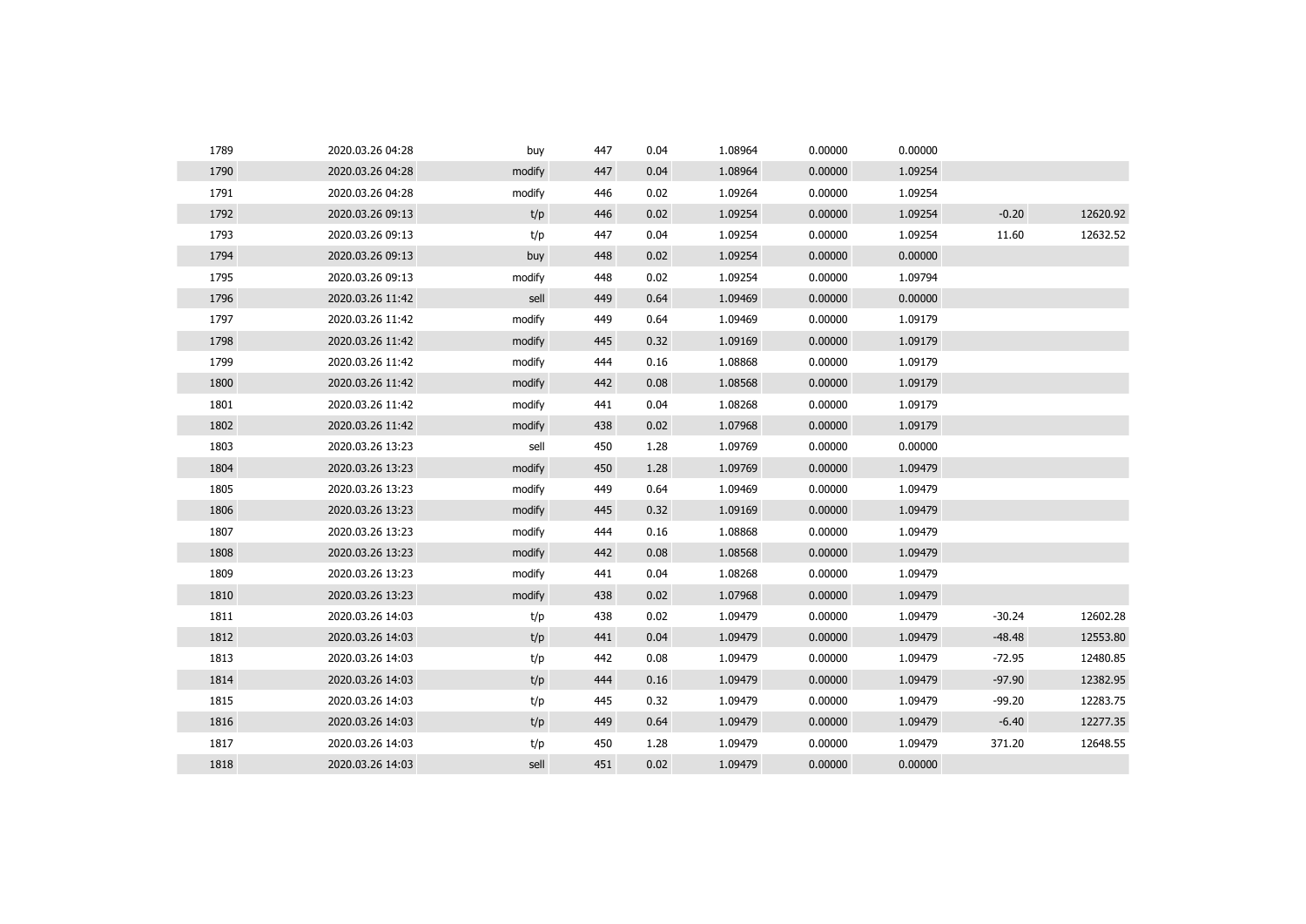| | | | | | | | | | |
|---|---|---|---|---|---|---|---|---|---|
| 1789 | 2020.03.26 04:28 | buy | 447 | 0.04 | 1.08964 | 0.00000 | 0.00000 | | |
| 1790 | 2020.03.26 04:28 | modify | 447 | 0.04 | 1.08964 | 0.00000 | 1.09254 | | |
| 1791 | 2020.03.26 04:28 | modify | 446 | 0.02 | 1.09264 | 0.00000 | 1.09254 | | |
| 1792 | 2020.03.26 09:13 | t/p | 446 | 0.02 | 1.09254 | 0.00000 | 1.09254 | -0.20 | 12620.92 |
| 1793 | 2020.03.26 09:13 | t/p | 447 | 0.04 | 1.09254 | 0.00000 | 1.09254 | 11.60 | 12632.52 |
| 1794 | 2020.03.26 09:13 | buy | 448 | 0.02 | 1.09254 | 0.00000 | 0.00000 | | |
| 1795 | 2020.03.26 09:13 | modify | 448 | 0.02 | 1.09254 | 0.00000 | 1.09794 | | |
| 1796 | 2020.03.26 11:42 | sell | 449 | 0.64 | 1.09469 | 0.00000 | 0.00000 | | |
| 1797 | 2020.03.26 11:42 | modify | 449 | 0.64 | 1.09469 | 0.00000 | 1.09179 | | |
| 1798 | 2020.03.26 11:42 | modify | 445 | 0.32 | 1.09169 | 0.00000 | 1.09179 | | |
| 1799 | 2020.03.26 11:42 | modify | 444 | 0.16 | 1.08868 | 0.00000 | 1.09179 | | |
| 1800 | 2020.03.26 11:42 | modify | 442 | 0.08 | 1.08568 | 0.00000 | 1.09179 | | |
| 1801 | 2020.03.26 11:42 | modify | 441 | 0.04 | 1.08268 | 0.00000 | 1.09179 | | |
| 1802 | 2020.03.26 11:42 | modify | 438 | 0.02 | 1.07968 | 0.00000 | 1.09179 | | |
| 1803 | 2020.03.26 13:23 | sell | 450 | 1.28 | 1.09769 | 0.00000 | 0.00000 | | |
| 1804 | 2020.03.26 13:23 | modify | 450 | 1.28 | 1.09769 | 0.00000 | 1.09479 | | |
| 1805 | 2020.03.26 13:23 | modify | 449 | 0.64 | 1.09469 | 0.00000 | 1.09479 | | |
| 1806 | 2020.03.26 13:23 | modify | 445 | 0.32 | 1.09169 | 0.00000 | 1.09479 | | |
| 1807 | 2020.03.26 13:23 | modify | 444 | 0.16 | 1.08868 | 0.00000 | 1.09479 | | |
| 1808 | 2020.03.26 13:23 | modify | 442 | 0.08 | 1.08568 | 0.00000 | 1.09479 | | |
| 1809 | 2020.03.26 13:23 | modify | 441 | 0.04 | 1.08268 | 0.00000 | 1.09479 | | |
| 1810 | 2020.03.26 13:23 | modify | 438 | 0.02 | 1.07968 | 0.00000 | 1.09479 | | |
| 1811 | 2020.03.26 14:03 | t/p | 438 | 0.02 | 1.09479 | 0.00000 | 1.09479 | -30.24 | 12602.28 |
| 1812 | 2020.03.26 14:03 | t/p | 441 | 0.04 | 1.09479 | 0.00000 | 1.09479 | -48.48 | 12553.80 |
| 1813 | 2020.03.26 14:03 | t/p | 442 | 0.08 | 1.09479 | 0.00000 | 1.09479 | -72.95 | 12480.85 |
| 1814 | 2020.03.26 14:03 | t/p | 444 | 0.16 | 1.09479 | 0.00000 | 1.09479 | -97.90 | 12382.95 |
| 1815 | 2020.03.26 14:03 | t/p | 445 | 0.32 | 1.09479 | 0.00000 | 1.09479 | -99.20 | 12283.75 |
| 1816 | 2020.03.26 14:03 | t/p | 449 | 0.64 | 1.09479 | 0.00000 | 1.09479 | -6.40 | 12277.35 |
| 1817 | 2020.03.26 14:03 | t/p | 450 | 1.28 | 1.09479 | 0.00000 | 1.09479 | 371.20 | 12648.55 |
| 1818 | 2020.03.26 14:03 | sell | 451 | 0.02 | 1.09479 | 0.00000 | 0.00000 | | |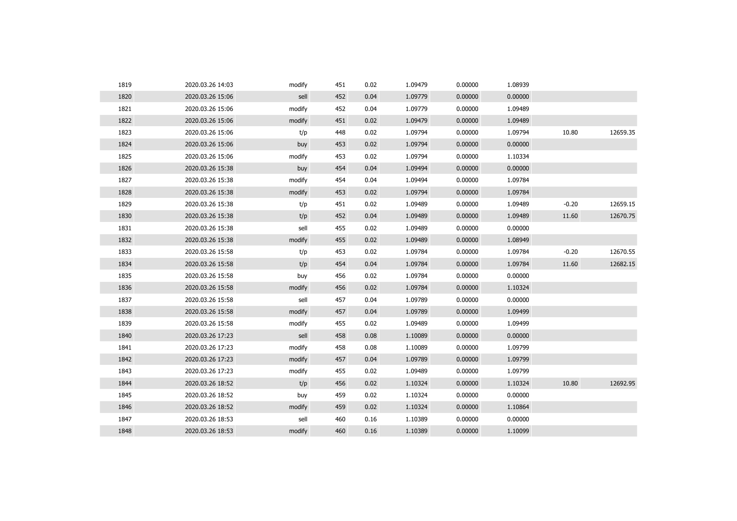| | | | | | | | | | |
|---|---|---|---|---|---|---|---|---|---|
| 1819 | 2020.03.26 14:03 | modify | 451 | 0.02 | 1.09479 | 0.00000 | 1.08939 | | |
| 1820 | 2020.03.26 15:06 | sell | 452 | 0.04 | 1.09779 | 0.00000 | 0.00000 | | |
| 1821 | 2020.03.26 15:06 | modify | 452 | 0.04 | 1.09779 | 0.00000 | 1.09489 | | |
| 1822 | 2020.03.26 15:06 | modify | 451 | 0.02 | 1.09479 | 0.00000 | 1.09489 | | |
| 1823 | 2020.03.26 15:06 | t/p | 448 | 0.02 | 1.09794 | 0.00000 | 1.09794 | 10.80 | 12659.35 |
| 1824 | 2020.03.26 15:06 | buy | 453 | 0.02 | 1.09794 | 0.00000 | 0.00000 | | |
| 1825 | 2020.03.26 15:06 | modify | 453 | 0.02 | 1.09794 | 0.00000 | 1.10334 | | |
| 1826 | 2020.03.26 15:38 | buy | 454 | 0.04 | 1.09494 | 0.00000 | 0.00000 | | |
| 1827 | 2020.03.26 15:38 | modify | 454 | 0.04 | 1.09494 | 0.00000 | 1.09784 | | |
| 1828 | 2020.03.26 15:38 | modify | 453 | 0.02 | 1.09794 | 0.00000 | 1.09784 | | |
| 1829 | 2020.03.26 15:38 | t/p | 451 | 0.02 | 1.09489 | 0.00000 | 1.09489 | -0.20 | 12659.15 |
| 1830 | 2020.03.26 15:38 | t/p | 452 | 0.04 | 1.09489 | 0.00000 | 1.09489 | 11.60 | 12670.75 |
| 1831 | 2020.03.26 15:38 | sell | 455 | 0.02 | 1.09489 | 0.00000 | 0.00000 | | |
| 1832 | 2020.03.26 15:38 | modify | 455 | 0.02 | 1.09489 | 0.00000 | 1.08949 | | |
| 1833 | 2020.03.26 15:58 | t/p | 453 | 0.02 | 1.09784 | 0.00000 | 1.09784 | -0.20 | 12670.55 |
| 1834 | 2020.03.26 15:58 | t/p | 454 | 0.04 | 1.09784 | 0.00000 | 1.09784 | 11.60 | 12682.15 |
| 1835 | 2020.03.26 15:58 | buy | 456 | 0.02 | 1.09784 | 0.00000 | 0.00000 | | |
| 1836 | 2020.03.26 15:58 | modify | 456 | 0.02 | 1.09784 | 0.00000 | 1.10324 | | |
| 1837 | 2020.03.26 15:58 | sell | 457 | 0.04 | 1.09789 | 0.00000 | 0.00000 | | |
| 1838 | 2020.03.26 15:58 | modify | 457 | 0.04 | 1.09789 | 0.00000 | 1.09499 | | |
| 1839 | 2020.03.26 15:58 | modify | 455 | 0.02 | 1.09489 | 0.00000 | 1.09499 | | |
| 1840 | 2020.03.26 17:23 | sell | 458 | 0.08 | 1.10089 | 0.00000 | 0.00000 | | |
| 1841 | 2020.03.26 17:23 | modify | 458 | 0.08 | 1.10089 | 0.00000 | 1.09799 | | |
| 1842 | 2020.03.26 17:23 | modify | 457 | 0.04 | 1.09789 | 0.00000 | 1.09799 | | |
| 1843 | 2020.03.26 17:23 | modify | 455 | 0.02 | 1.09489 | 0.00000 | 1.09799 | | |
| 1844 | 2020.03.26 18:52 | t/p | 456 | 0.02 | 1.10324 | 0.00000 | 1.10324 | 10.80 | 12692.95 |
| 1845 | 2020.03.26 18:52 | buy | 459 | 0.02 | 1.10324 | 0.00000 | 0.00000 | | |
| 1846 | 2020.03.26 18:52 | modify | 459 | 0.02 | 1.10324 | 0.00000 | 1.10864 | | |
| 1847 | 2020.03.26 18:53 | sell | 460 | 0.16 | 1.10389 | 0.00000 | 0.00000 | | |
| 1848 | 2020.03.26 18:53 | modify | 460 | 0.16 | 1.10389 | 0.00000 | 1.10099 | | |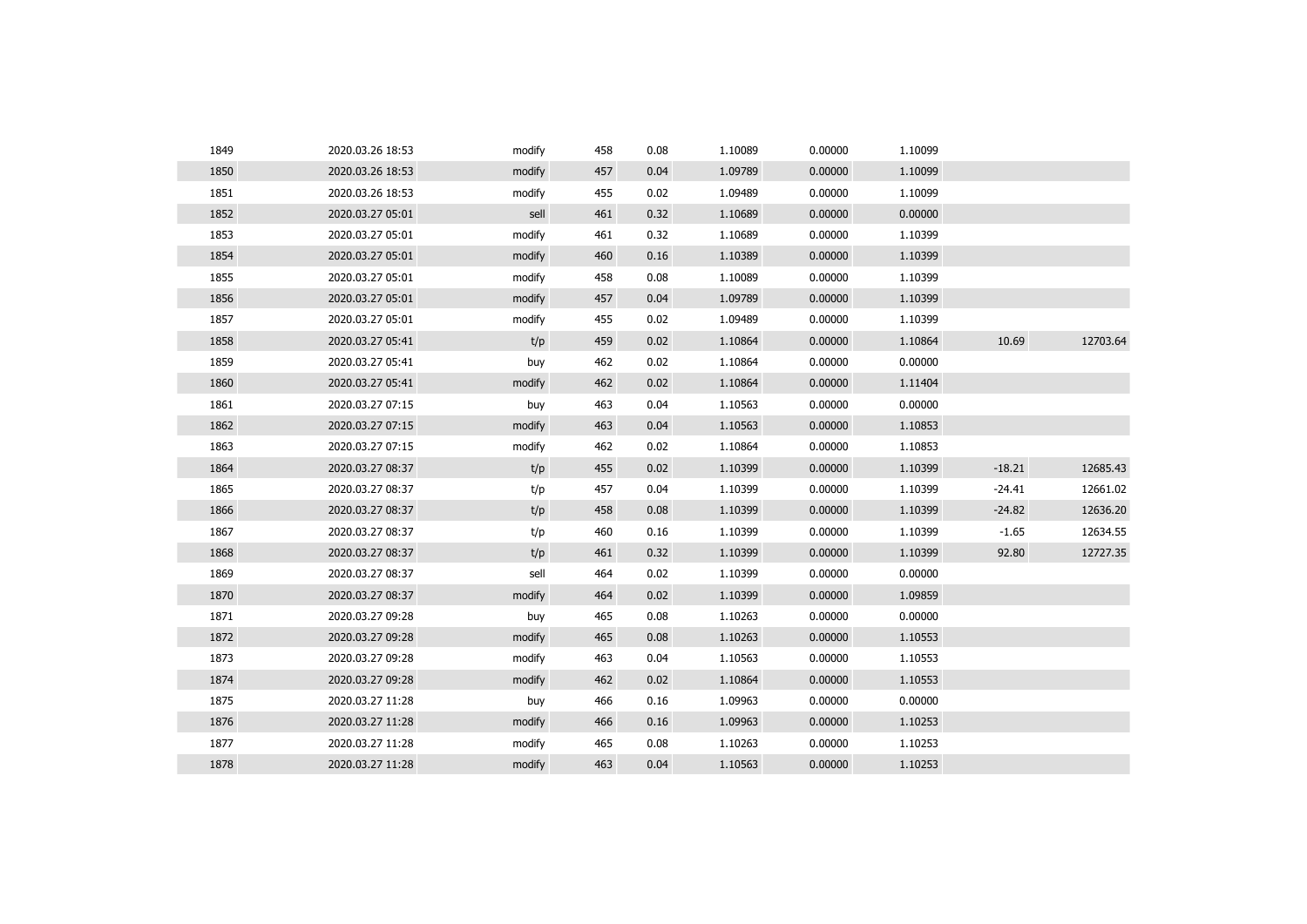| | | | | | | | | | |
|---|---|---|---|---|---|---|---|---|---|
| 1849 | 2020.03.26 18:53 | modify | 458 | 0.08 | 1.10089 | 0.00000 | 1.10099 | | |
| 1850 | 2020.03.26 18:53 | modify | 457 | 0.04 | 1.09789 | 0.00000 | 1.10099 | | |
| 1851 | 2020.03.26 18:53 | modify | 455 | 0.02 | 1.09489 | 0.00000 | 1.10099 | | |
| 1852 | 2020.03.27 05:01 | sell | 461 | 0.32 | 1.10689 | 0.00000 | 0.00000 | | |
| 1853 | 2020.03.27 05:01 | modify | 461 | 0.32 | 1.10689 | 0.00000 | 1.10399 | | |
| 1854 | 2020.03.27 05:01 | modify | 460 | 0.16 | 1.10389 | 0.00000 | 1.10399 | | |
| 1855 | 2020.03.27 05:01 | modify | 458 | 0.08 | 1.10089 | 0.00000 | 1.10399 | | |
| 1856 | 2020.03.27 05:01 | modify | 457 | 0.04 | 1.09789 | 0.00000 | 1.10399 | | |
| 1857 | 2020.03.27 05:01 | modify | 455 | 0.02 | 1.09489 | 0.00000 | 1.10399 | | |
| 1858 | 2020.03.27 05:41 | t/p | 459 | 0.02 | 1.10864 | 0.00000 | 1.10864 | 10.69 | 12703.64 |
| 1859 | 2020.03.27 05:41 | buy | 462 | 0.02 | 1.10864 | 0.00000 | 0.00000 | | |
| 1860 | 2020.03.27 05:41 | modify | 462 | 0.02 | 1.10864 | 0.00000 | 1.11404 | | |
| 1861 | 2020.03.27 07:15 | buy | 463 | 0.04 | 1.10563 | 0.00000 | 0.00000 | | |
| 1862 | 2020.03.27 07:15 | modify | 463 | 0.04 | 1.10563 | 0.00000 | 1.10853 | | |
| 1863 | 2020.03.27 07:15 | modify | 462 | 0.02 | 1.10864 | 0.00000 | 1.10853 | | |
| 1864 | 2020.03.27 08:37 | t/p | 455 | 0.02 | 1.10399 | 0.00000 | 1.10399 | -18.21 | 12685.43 |
| 1865 | 2020.03.27 08:37 | t/p | 457 | 0.04 | 1.10399 | 0.00000 | 1.10399 | -24.41 | 12661.02 |
| 1866 | 2020.03.27 08:37 | t/p | 458 | 0.08 | 1.10399 | 0.00000 | 1.10399 | -24.82 | 12636.20 |
| 1867 | 2020.03.27 08:37 | t/p | 460 | 0.16 | 1.10399 | 0.00000 | 1.10399 | -1.65 | 12634.55 |
| 1868 | 2020.03.27 08:37 | t/p | 461 | 0.32 | 1.10399 | 0.00000 | 1.10399 | 92.80 | 12727.35 |
| 1869 | 2020.03.27 08:37 | sell | 464 | 0.02 | 1.10399 | 0.00000 | 0.00000 | | |
| 1870 | 2020.03.27 08:37 | modify | 464 | 0.02 | 1.10399 | 0.00000 | 1.09859 | | |
| 1871 | 2020.03.27 09:28 | buy | 465 | 0.08 | 1.10263 | 0.00000 | 0.00000 | | |
| 1872 | 2020.03.27 09:28 | modify | 465 | 0.08 | 1.10263 | 0.00000 | 1.10553 | | |
| 1873 | 2020.03.27 09:28 | modify | 463 | 0.04 | 1.10563 | 0.00000 | 1.10553 | | |
| 1874 | 2020.03.27 09:28 | modify | 462 | 0.02 | 1.10864 | 0.00000 | 1.10553 | | |
| 1875 | 2020.03.27 11:28 | buy | 466 | 0.16 | 1.09963 | 0.00000 | 0.00000 | | |
| 1876 | 2020.03.27 11:28 | modify | 466 | 0.16 | 1.09963 | 0.00000 | 1.10253 | | |
| 1877 | 2020.03.27 11:28 | modify | 465 | 0.08 | 1.10263 | 0.00000 | 1.10253 | | |
| 1878 | 2020.03.27 11:28 | modify | 463 | 0.04 | 1.10563 | 0.00000 | 1.10253 | | |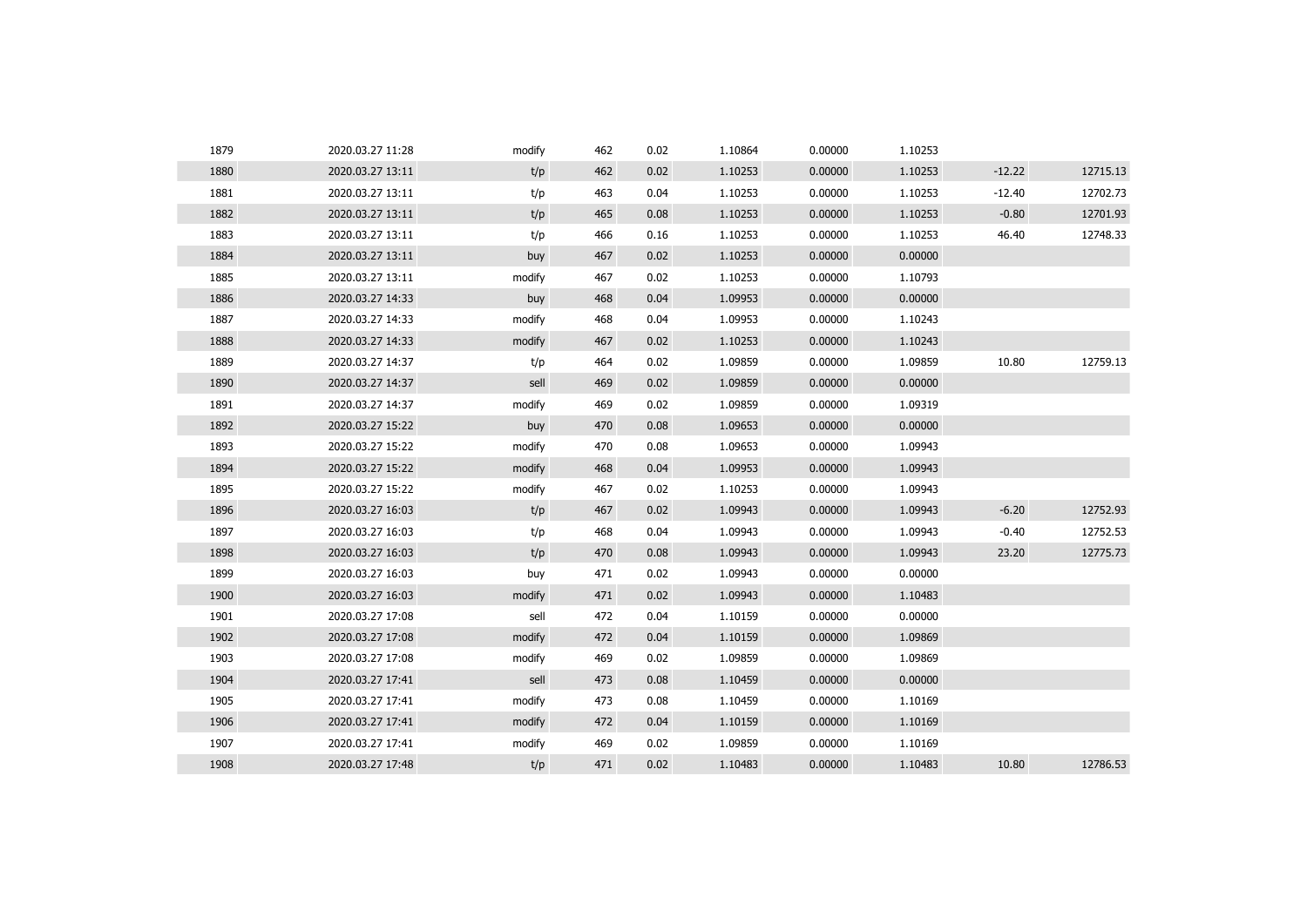| | | | | | | | | | |
|---|---|---|---|---|---|---|---|---|---|
| 1879 | 2020.03.27 11:28 | modify | 462 | 0.02 | 1.10864 | 0.00000 | 1.10253 | | |
| 1880 | 2020.03.27 13:11 | t/p | 462 | 0.02 | 1.10253 | 0.00000 | 1.10253 | -12.22 | 12715.13 |
| 1881 | 2020.03.27 13:11 | t/p | 463 | 0.04 | 1.10253 | 0.00000 | 1.10253 | -12.40 | 12702.73 |
| 1882 | 2020.03.27 13:11 | t/p | 465 | 0.08 | 1.10253 | 0.00000 | 1.10253 | -0.80 | 12701.93 |
| 1883 | 2020.03.27 13:11 | t/p | 466 | 0.16 | 1.10253 | 0.00000 | 1.10253 | 46.40 | 12748.33 |
| 1884 | 2020.03.27 13:11 | buy | 467 | 0.02 | 1.10253 | 0.00000 | 0.00000 | | |
| 1885 | 2020.03.27 13:11 | modify | 467 | 0.02 | 1.10253 | 0.00000 | 1.10793 | | |
| 1886 | 2020.03.27 14:33 | buy | 468 | 0.04 | 1.09953 | 0.00000 | 0.00000 | | |
| 1887 | 2020.03.27 14:33 | modify | 468 | 0.04 | 1.09953 | 0.00000 | 1.10243 | | |
| 1888 | 2020.03.27 14:33 | modify | 467 | 0.02 | 1.10253 | 0.00000 | 1.10243 | | |
| 1889 | 2020.03.27 14:37 | t/p | 464 | 0.02 | 1.09859 | 0.00000 | 1.09859 | 10.80 | 12759.13 |
| 1890 | 2020.03.27 14:37 | sell | 469 | 0.02 | 1.09859 | 0.00000 | 0.00000 | | |
| 1891 | 2020.03.27 14:37 | modify | 469 | 0.02 | 1.09859 | 0.00000 | 1.09319 | | |
| 1892 | 2020.03.27 15:22 | buy | 470 | 0.08 | 1.09653 | 0.00000 | 0.00000 | | |
| 1893 | 2020.03.27 15:22 | modify | 470 | 0.08 | 1.09653 | 0.00000 | 1.09943 | | |
| 1894 | 2020.03.27 15:22 | modify | 468 | 0.04 | 1.09953 | 0.00000 | 1.09943 | | |
| 1895 | 2020.03.27 15:22 | modify | 467 | 0.02 | 1.10253 | 0.00000 | 1.09943 | | |
| 1896 | 2020.03.27 16:03 | t/p | 467 | 0.02 | 1.09943 | 0.00000 | 1.09943 | -6.20 | 12752.93 |
| 1897 | 2020.03.27 16:03 | t/p | 468 | 0.04 | 1.09943 | 0.00000 | 1.09943 | -0.40 | 12752.53 |
| 1898 | 2020.03.27 16:03 | t/p | 470 | 0.08 | 1.09943 | 0.00000 | 1.09943 | 23.20 | 12775.73 |
| 1899 | 2020.03.27 16:03 | buy | 471 | 0.02 | 1.09943 | 0.00000 | 0.00000 | | |
| 1900 | 2020.03.27 16:03 | modify | 471 | 0.02 | 1.09943 | 0.00000 | 1.10483 | | |
| 1901 | 2020.03.27 17:08 | sell | 472 | 0.04 | 1.10159 | 0.00000 | 0.00000 | | |
| 1902 | 2020.03.27 17:08 | modify | 472 | 0.04 | 1.10159 | 0.00000 | 1.09869 | | |
| 1903 | 2020.03.27 17:08 | modify | 469 | 0.02 | 1.09859 | 0.00000 | 1.09869 | | |
| 1904 | 2020.03.27 17:41 | sell | 473 | 0.08 | 1.10459 | 0.00000 | 0.00000 | | |
| 1905 | 2020.03.27 17:41 | modify | 473 | 0.08 | 1.10459 | 0.00000 | 1.10169 | | |
| 1906 | 2020.03.27 17:41 | modify | 472 | 0.04 | 1.10159 | 0.00000 | 1.10169 | | |
| 1907 | 2020.03.27 17:41 | modify | 469 | 0.02 | 1.09859 | 0.00000 | 1.10169 | | |
| 1908 | 2020.03.27 17:48 | t/p | 471 | 0.02 | 1.10483 | 0.00000 | 1.10483 | 10.80 | 12786.53 |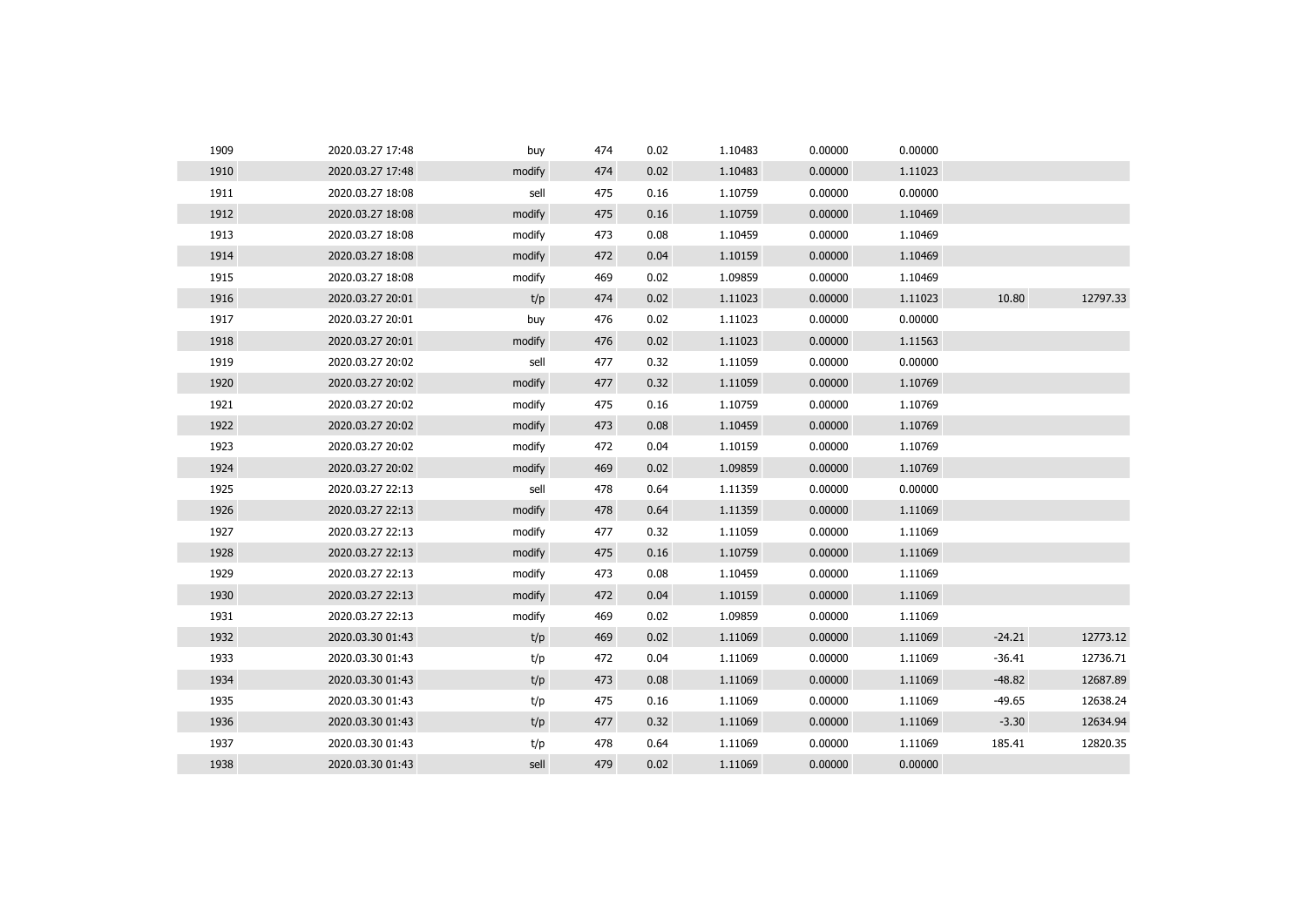| | | | | | | | | | |
|---|---|---|---|---|---|---|---|---|---|
| 1909 | 2020.03.27 17:48 | buy | 474 | 0.02 | 1.10483 | 0.00000 | 0.00000 | | |
| 1910 | 2020.03.27 17:48 | modify | 474 | 0.02 | 1.10483 | 0.00000 | 1.11023 | | |
| 1911 | 2020.03.27 18:08 | sell | 475 | 0.16 | 1.10759 | 0.00000 | 0.00000 | | |
| 1912 | 2020.03.27 18:08 | modify | 475 | 0.16 | 1.10759 | 0.00000 | 1.10469 | | |
| 1913 | 2020.03.27 18:08 | modify | 473 | 0.08 | 1.10459 | 0.00000 | 1.10469 | | |
| 1914 | 2020.03.27 18:08 | modify | 472 | 0.04 | 1.10159 | 0.00000 | 1.10469 | | |
| 1915 | 2020.03.27 18:08 | modify | 469 | 0.02 | 1.09859 | 0.00000 | 1.10469 | | |
| 1916 | 2020.03.27 20:01 | t/p | 474 | 0.02 | 1.11023 | 0.00000 | 1.11023 | 10.80 | 12797.33 |
| 1917 | 2020.03.27 20:01 | buy | 476 | 0.02 | 1.11023 | 0.00000 | 0.00000 | | |
| 1918 | 2020.03.27 20:01 | modify | 476 | 0.02 | 1.11023 | 0.00000 | 1.11563 | | |
| 1919 | 2020.03.27 20:02 | sell | 477 | 0.32 | 1.11059 | 0.00000 | 0.00000 | | |
| 1920 | 2020.03.27 20:02 | modify | 477 | 0.32 | 1.11059 | 0.00000 | 1.10769 | | |
| 1921 | 2020.03.27 20:02 | modify | 475 | 0.16 | 1.10759 | 0.00000 | 1.10769 | | |
| 1922 | 2020.03.27 20:02 | modify | 473 | 0.08 | 1.10459 | 0.00000 | 1.10769 | | |
| 1923 | 2020.03.27 20:02 | modify | 472 | 0.04 | 1.10159 | 0.00000 | 1.10769 | | |
| 1924 | 2020.03.27 20:02 | modify | 469 | 0.02 | 1.09859 | 0.00000 | 1.10769 | | |
| 1925 | 2020.03.27 22:13 | sell | 478 | 0.64 | 1.11359 | 0.00000 | 0.00000 | | |
| 1926 | 2020.03.27 22:13 | modify | 478 | 0.64 | 1.11359 | 0.00000 | 1.11069 | | |
| 1927 | 2020.03.27 22:13 | modify | 477 | 0.32 | 1.11059 | 0.00000 | 1.11069 | | |
| 1928 | 2020.03.27 22:13 | modify | 475 | 0.16 | 1.10759 | 0.00000 | 1.11069 | | |
| 1929 | 2020.03.27 22:13 | modify | 473 | 0.08 | 1.10459 | 0.00000 | 1.11069 | | |
| 1930 | 2020.03.27 22:13 | modify | 472 | 0.04 | 1.10159 | 0.00000 | 1.11069 | | |
| 1931 | 2020.03.27 22:13 | modify | 469 | 0.02 | 1.09859 | 0.00000 | 1.11069 | | |
| 1932 | 2020.03.30 01:43 | t/p | 469 | 0.02 | 1.11069 | 0.00000 | 1.11069 | -24.21 | 12773.12 |
| 1933 | 2020.03.30 01:43 | t/p | 472 | 0.04 | 1.11069 | 0.00000 | 1.11069 | -36.41 | 12736.71 |
| 1934 | 2020.03.30 01:43 | t/p | 473 | 0.08 | 1.11069 | 0.00000 | 1.11069 | -48.82 | 12687.89 |
| 1935 | 2020.03.30 01:43 | t/p | 475 | 0.16 | 1.11069 | 0.00000 | 1.11069 | -49.65 | 12638.24 |
| 1936 | 2020.03.30 01:43 | t/p | 477 | 0.32 | 1.11069 | 0.00000 | 1.11069 | -3.30 | 12634.94 |
| 1937 | 2020.03.30 01:43 | t/p | 478 | 0.64 | 1.11069 | 0.00000 | 1.11069 | 185.41 | 12820.35 |
| 1938 | 2020.03.30 01:43 | sell | 479 | 0.02 | 1.11069 | 0.00000 | 0.00000 | | |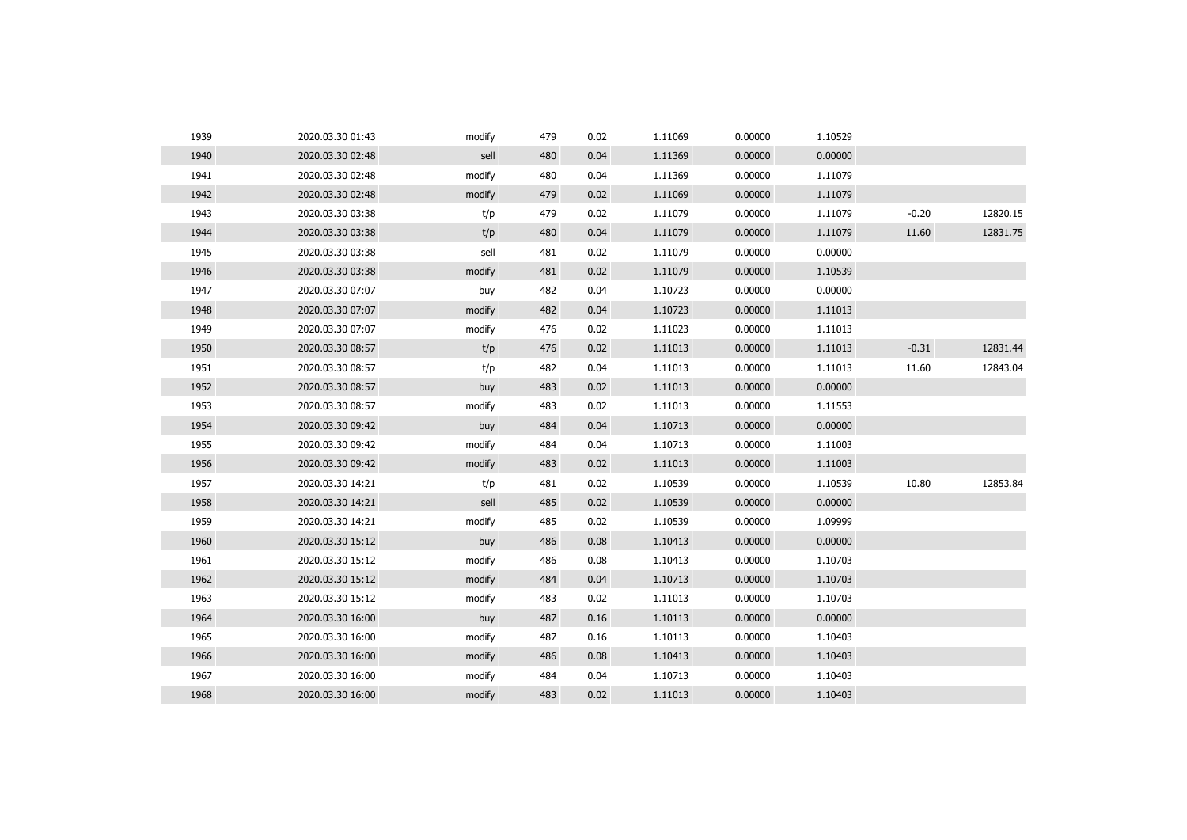| | | | | | | | | | |
|---|---|---|---|---|---|---|---|---|---|
| 1939 | 2020.03.30 01:43 | modify | 479 | 0.02 | 1.11069 | 0.00000 | 1.10529 | | |
| 1940 | 2020.03.30 02:48 | sell | 480 | 0.04 | 1.11369 | 0.00000 | 0.00000 | | |
| 1941 | 2020.03.30 02:48 | modify | 480 | 0.04 | 1.11369 | 0.00000 | 1.11079 | | |
| 1942 | 2020.03.30 02:48 | modify | 479 | 0.02 | 1.11069 | 0.00000 | 1.11079 | | |
| 1943 | 2020.03.30 03:38 | t/p | 479 | 0.02 | 1.11079 | 0.00000 | 1.11079 | -0.20 | 12820.15 |
| 1944 | 2020.03.30 03:38 | t/p | 480 | 0.04 | 1.11079 | 0.00000 | 1.11079 | 11.60 | 12831.75 |
| 1945 | 2020.03.30 03:38 | sell | 481 | 0.02 | 1.11079 | 0.00000 | 0.00000 | | |
| 1946 | 2020.03.30 03:38 | modify | 481 | 0.02 | 1.11079 | 0.00000 | 1.10539 | | |
| 1947 | 2020.03.30 07:07 | buy | 482 | 0.04 | 1.10723 | 0.00000 | 0.00000 | | |
| 1948 | 2020.03.30 07:07 | modify | 482 | 0.04 | 1.10723 | 0.00000 | 1.11013 | | |
| 1949 | 2020.03.30 07:07 | modify | 476 | 0.02 | 1.11023 | 0.00000 | 1.11013 | | |
| 1950 | 2020.03.30 08:57 | t/p | 476 | 0.02 | 1.11013 | 0.00000 | 1.11013 | -0.31 | 12831.44 |
| 1951 | 2020.03.30 08:57 | t/p | 482 | 0.04 | 1.11013 | 0.00000 | 1.11013 | 11.60 | 12843.04 |
| 1952 | 2020.03.30 08:57 | buy | 483 | 0.02 | 1.11013 | 0.00000 | 0.00000 | | |
| 1953 | 2020.03.30 08:57 | modify | 483 | 0.02 | 1.11013 | 0.00000 | 1.11553 | | |
| 1954 | 2020.03.30 09:42 | buy | 484 | 0.04 | 1.10713 | 0.00000 | 0.00000 | | |
| 1955 | 2020.03.30 09:42 | modify | 484 | 0.04 | 1.10713 | 0.00000 | 1.11003 | | |
| 1956 | 2020.03.30 09:42 | modify | 483 | 0.02 | 1.11013 | 0.00000 | 1.11003 | | |
| 1957 | 2020.03.30 14:21 | t/p | 481 | 0.02 | 1.10539 | 0.00000 | 1.10539 | 10.80 | 12853.84 |
| 1958 | 2020.03.30 14:21 | sell | 485 | 0.02 | 1.10539 | 0.00000 | 0.00000 | | |
| 1959 | 2020.03.30 14:21 | modify | 485 | 0.02 | 1.10539 | 0.00000 | 1.09999 | | |
| 1960 | 2020.03.30 15:12 | buy | 486 | 0.08 | 1.10413 | 0.00000 | 0.00000 | | |
| 1961 | 2020.03.30 15:12 | modify | 486 | 0.08 | 1.10413 | 0.00000 | 1.10703 | | |
| 1962 | 2020.03.30 15:12 | modify | 484 | 0.04 | 1.10713 | 0.00000 | 1.10703 | | |
| 1963 | 2020.03.30 15:12 | modify | 483 | 0.02 | 1.11013 | 0.00000 | 1.10703 | | |
| 1964 | 2020.03.30 16:00 | buy | 487 | 0.16 | 1.10113 | 0.00000 | 0.00000 | | |
| 1965 | 2020.03.30 16:00 | modify | 487 | 0.16 | 1.10113 | 0.00000 | 1.10403 | | |
| 1966 | 2020.03.30 16:00 | modify | 486 | 0.08 | 1.10413 | 0.00000 | 1.10403 | | |
| 1967 | 2020.03.30 16:00 | modify | 484 | 0.04 | 1.10713 | 0.00000 | 1.10403 | | |
| 1968 | 2020.03.30 16:00 | modify | 483 | 0.02 | 1.11013 | 0.00000 | 1.10403 | | |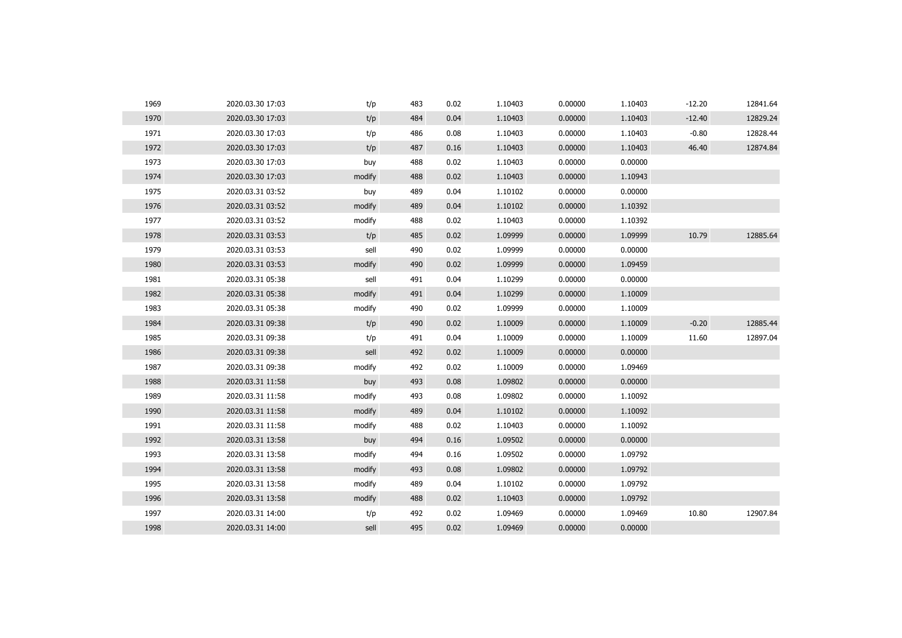| | | | | | | | | | |
|---|---|---|---|---|---|---|---|---|---|
| 1969 | 2020.03.30 17:03 | t/p | 483 | 0.02 | 1.10403 | 0.00000 | 1.10403 | -12.20 | 12841.64 |
| 1970 | 2020.03.30 17:03 | t/p | 484 | 0.04 | 1.10403 | 0.00000 | 1.10403 | -12.40 | 12829.24 |
| 1971 | 2020.03.30 17:03 | t/p | 486 | 0.08 | 1.10403 | 0.00000 | 1.10403 | -0.80 | 12828.44 |
| 1972 | 2020.03.30 17:03 | t/p | 487 | 0.16 | 1.10403 | 0.00000 | 1.10403 | 46.40 | 12874.84 |
| 1973 | 2020.03.30 17:03 | buy | 488 | 0.02 | 1.10403 | 0.00000 | 0.00000 | | |
| 1974 | 2020.03.30 17:03 | modify | 488 | 0.02 | 1.10403 | 0.00000 | 1.10943 | | |
| 1975 | 2020.03.31 03:52 | buy | 489 | 0.04 | 1.10102 | 0.00000 | 0.00000 | | |
| 1976 | 2020.03.31 03:52 | modify | 489 | 0.04 | 1.10102 | 0.00000 | 1.10392 | | |
| 1977 | 2020.03.31 03:52 | modify | 488 | 0.02 | 1.10403 | 0.00000 | 1.10392 | | |
| 1978 | 2020.03.31 03:53 | t/p | 485 | 0.02 | 1.09999 | 0.00000 | 1.09999 | 10.79 | 12885.64 |
| 1979 | 2020.03.31 03:53 | sell | 490 | 0.02 | 1.09999 | 0.00000 | 0.00000 | | |
| 1980 | 2020.03.31 03:53 | modify | 490 | 0.02 | 1.09999 | 0.00000 | 1.09459 | | |
| 1981 | 2020.03.31 05:38 | sell | 491 | 0.04 | 1.10299 | 0.00000 | 0.00000 | | |
| 1982 | 2020.03.31 05:38 | modify | 491 | 0.04 | 1.10299 | 0.00000 | 1.10009 | | |
| 1983 | 2020.03.31 05:38 | modify | 490 | 0.02 | 1.09999 | 0.00000 | 1.10009 | | |
| 1984 | 2020.03.31 09:38 | t/p | 490 | 0.02 | 1.10009 | 0.00000 | 1.10009 | -0.20 | 12885.44 |
| 1985 | 2020.03.31 09:38 | t/p | 491 | 0.04 | 1.10009 | 0.00000 | 1.10009 | 11.60 | 12897.04 |
| 1986 | 2020.03.31 09:38 | sell | 492 | 0.02 | 1.10009 | 0.00000 | 0.00000 | | |
| 1987 | 2020.03.31 09:38 | modify | 492 | 0.02 | 1.10009 | 0.00000 | 1.09469 | | |
| 1988 | 2020.03.31 11:58 | buy | 493 | 0.08 | 1.09802 | 0.00000 | 0.00000 | | |
| 1989 | 2020.03.31 11:58 | modify | 493 | 0.08 | 1.09802 | 0.00000 | 1.10092 | | |
| 1990 | 2020.03.31 11:58 | modify | 489 | 0.04 | 1.10102 | 0.00000 | 1.10092 | | |
| 1991 | 2020.03.31 11:58 | modify | 488 | 0.02 | 1.10403 | 0.00000 | 1.10092 | | |
| 1992 | 2020.03.31 13:58 | buy | 494 | 0.16 | 1.09502 | 0.00000 | 0.00000 | | |
| 1993 | 2020.03.31 13:58 | modify | 494 | 0.16 | 1.09502 | 0.00000 | 1.09792 | | |
| 1994 | 2020.03.31 13:58 | modify | 493 | 0.08 | 1.09802 | 0.00000 | 1.09792 | | |
| 1995 | 2020.03.31 13:58 | modify | 489 | 0.04 | 1.10102 | 0.00000 | 1.09792 | | |
| 1996 | 2020.03.31 13:58 | modify | 488 | 0.02 | 1.10403 | 0.00000 | 1.09792 | | |
| 1997 | 2020.03.31 14:00 | t/p | 492 | 0.02 | 1.09469 | 0.00000 | 1.09469 | 10.80 | 12907.84 |
| 1998 | 2020.03.31 14:00 | sell | 495 | 0.02 | 1.09469 | 0.00000 | 0.00000 | | |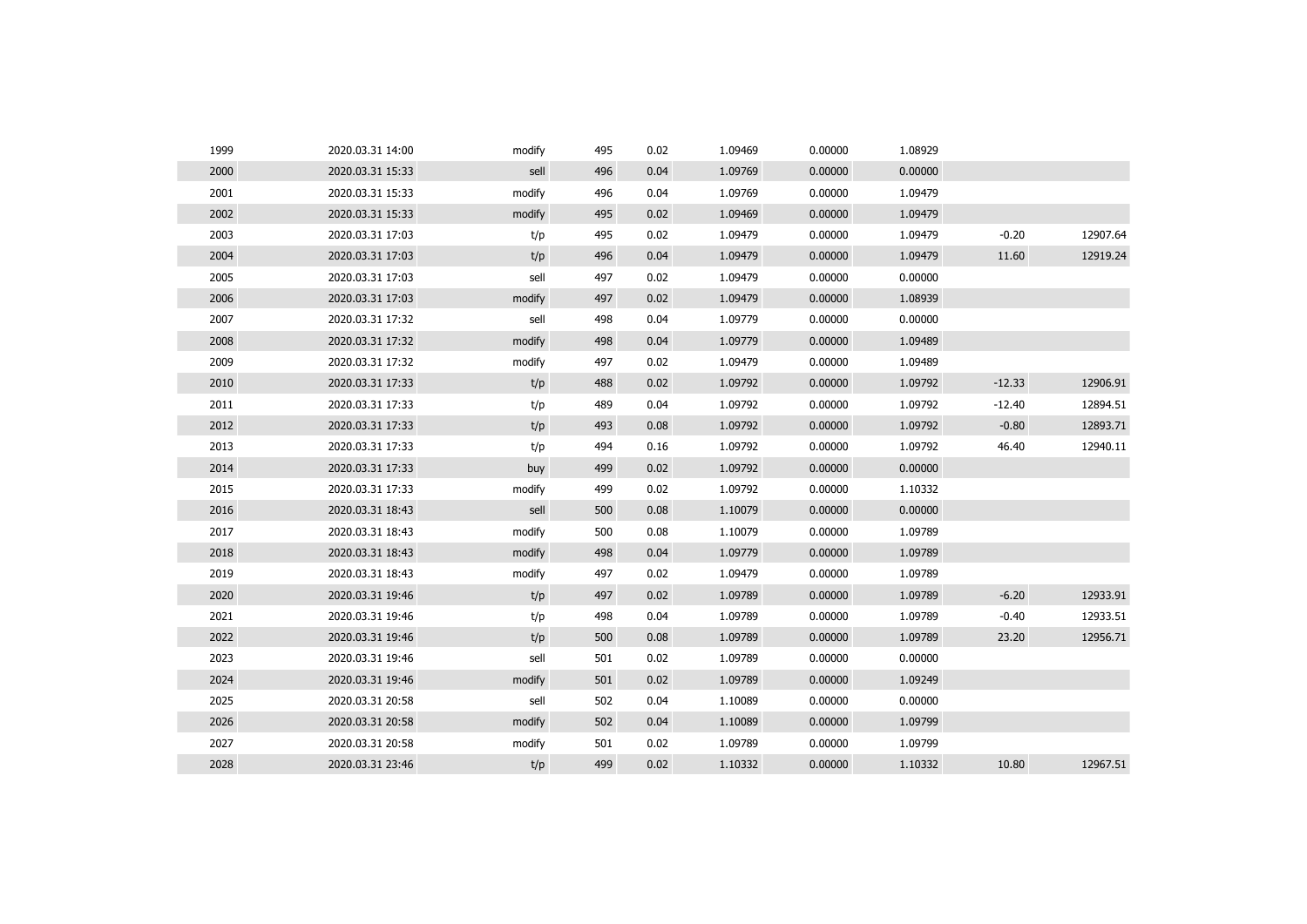| | | | | | | | | | |
|---|---|---|---|---|---|---|---|---|---|
| 1999 | 2020.03.31 14:00 | modify | 495 | 0.02 | 1.09469 | 0.00000 | 1.08929 | | |
| 2000 | 2020.03.31 15:33 | sell | 496 | 0.04 | 1.09769 | 0.00000 | 0.00000 | | |
| 2001 | 2020.03.31 15:33 | modify | 496 | 0.04 | 1.09769 | 0.00000 | 1.09479 | | |
| 2002 | 2020.03.31 15:33 | modify | 495 | 0.02 | 1.09469 | 0.00000 | 1.09479 | | |
| 2003 | 2020.03.31 17:03 | t/p | 495 | 0.02 | 1.09479 | 0.00000 | 1.09479 | -0.20 | 12907.64 |
| 2004 | 2020.03.31 17:03 | t/p | 496 | 0.04 | 1.09479 | 0.00000 | 1.09479 | 11.60 | 12919.24 |
| 2005 | 2020.03.31 17:03 | sell | 497 | 0.02 | 1.09479 | 0.00000 | 0.00000 | | |
| 2006 | 2020.03.31 17:03 | modify | 497 | 0.02 | 1.09479 | 0.00000 | 1.08939 | | |
| 2007 | 2020.03.31 17:32 | sell | 498 | 0.04 | 1.09779 | 0.00000 | 0.00000 | | |
| 2008 | 2020.03.31 17:32 | modify | 498 | 0.04 | 1.09779 | 0.00000 | 1.09489 | | |
| 2009 | 2020.03.31 17:32 | modify | 497 | 0.02 | 1.09479 | 0.00000 | 1.09489 | | |
| 2010 | 2020.03.31 17:33 | t/p | 488 | 0.02 | 1.09792 | 0.00000 | 1.09792 | -12.33 | 12906.91 |
| 2011 | 2020.03.31 17:33 | t/p | 489 | 0.04 | 1.09792 | 0.00000 | 1.09792 | -12.40 | 12894.51 |
| 2012 | 2020.03.31 17:33 | t/p | 493 | 0.08 | 1.09792 | 0.00000 | 1.09792 | -0.80 | 12893.71 |
| 2013 | 2020.03.31 17:33 | t/p | 494 | 0.16 | 1.09792 | 0.00000 | 1.09792 | 46.40 | 12940.11 |
| 2014 | 2020.03.31 17:33 | buy | 499 | 0.02 | 1.09792 | 0.00000 | 0.00000 | | |
| 2015 | 2020.03.31 17:33 | modify | 499 | 0.02 | 1.09792 | 0.00000 | 1.10332 | | |
| 2016 | 2020.03.31 18:43 | sell | 500 | 0.08 | 1.10079 | 0.00000 | 0.00000 | | |
| 2017 | 2020.03.31 18:43 | modify | 500 | 0.08 | 1.10079 | 0.00000 | 1.09789 | | |
| 2018 | 2020.03.31 18:43 | modify | 498 | 0.04 | 1.09779 | 0.00000 | 1.09789 | | |
| 2019 | 2020.03.31 18:43 | modify | 497 | 0.02 | 1.09479 | 0.00000 | 1.09789 | | |
| 2020 | 2020.03.31 19:46 | t/p | 497 | 0.02 | 1.09789 | 0.00000 | 1.09789 | -6.20 | 12933.91 |
| 2021 | 2020.03.31 19:46 | t/p | 498 | 0.04 | 1.09789 | 0.00000 | 1.09789 | -0.40 | 12933.51 |
| 2022 | 2020.03.31 19:46 | t/p | 500 | 0.08 | 1.09789 | 0.00000 | 1.09789 | 23.20 | 12956.71 |
| 2023 | 2020.03.31 19:46 | sell | 501 | 0.02 | 1.09789 | 0.00000 | 0.00000 | | |
| 2024 | 2020.03.31 19:46 | modify | 501 | 0.02 | 1.09789 | 0.00000 | 1.09249 | | |
| 2025 | 2020.03.31 20:58 | sell | 502 | 0.04 | 1.10089 | 0.00000 | 0.00000 | | |
| 2026 | 2020.03.31 20:58 | modify | 502 | 0.04 | 1.10089 | 0.00000 | 1.09799 | | |
| 2027 | 2020.03.31 20:58 | modify | 501 | 0.02 | 1.09789 | 0.00000 | 1.09799 | | |
| 2028 | 2020.03.31 23:46 | t/p | 499 | 0.02 | 1.10332 | 0.00000 | 1.10332 | 10.80 | 12967.51 |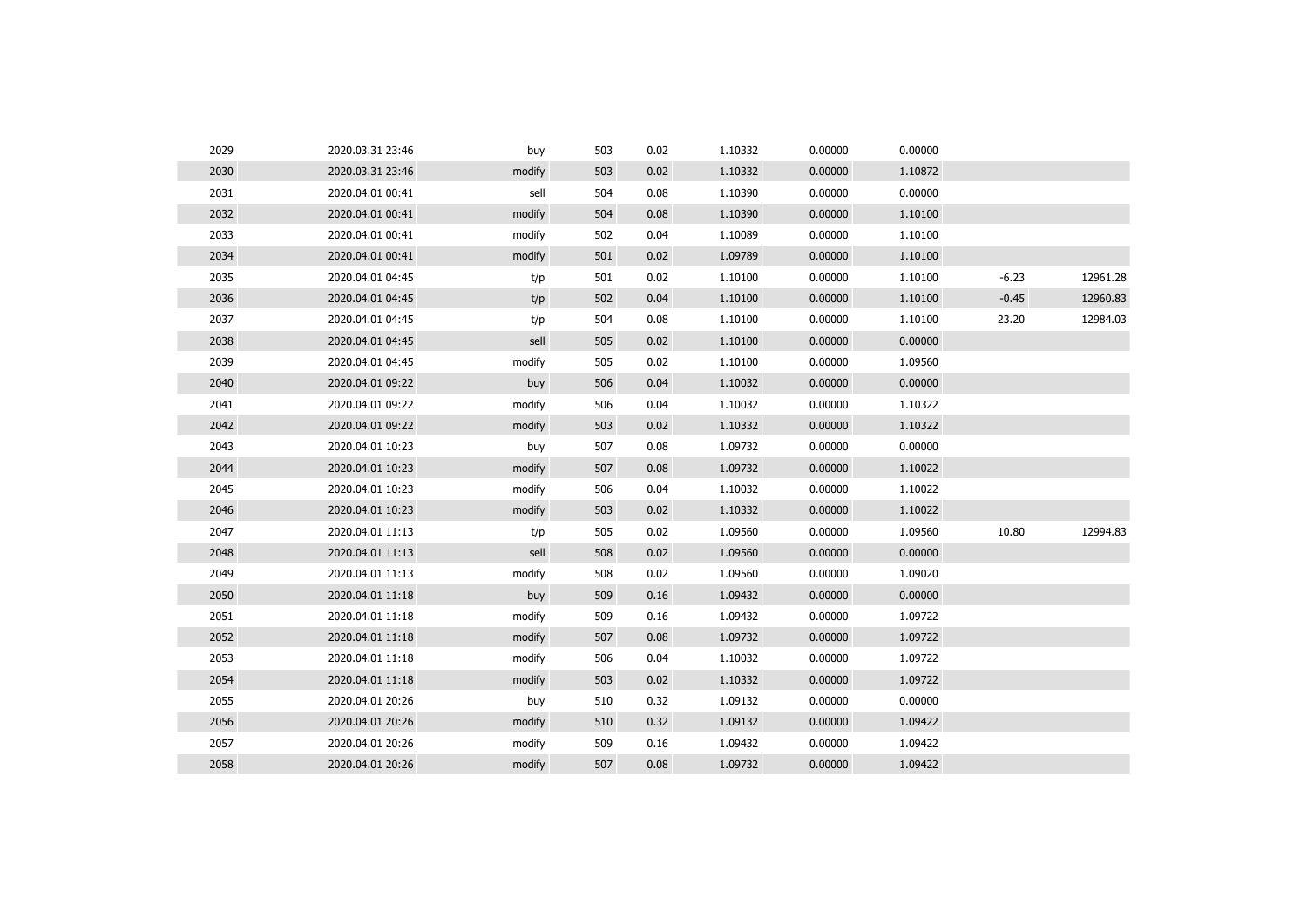| | | | | | | | | | |
|---|---|---|---|---|---|---|---|---|---|
| 2029 | 2020.03.31 23:46 | buy | 503 | 0.02 | 1.10332 | 0.00000 | 0.00000 | | |
| 2030 | 2020.03.31 23:46 | modify | 503 | 0.02 | 1.10332 | 0.00000 | 1.10872 | | |
| 2031 | 2020.04.01 00:41 | sell | 504 | 0.08 | 1.10390 | 0.00000 | 0.00000 | | |
| 2032 | 2020.04.01 00:41 | modify | 504 | 0.08 | 1.10390 | 0.00000 | 1.10100 | | |
| 2033 | 2020.04.01 00:41 | modify | 502 | 0.04 | 1.10089 | 0.00000 | 1.10100 | | |
| 2034 | 2020.04.01 00:41 | modify | 501 | 0.02 | 1.09789 | 0.00000 | 1.10100 | | |
| 2035 | 2020.04.01 04:45 | t/p | 501 | 0.02 | 1.10100 | 0.00000 | 1.10100 | -6.23 | 12961.28 |
| 2036 | 2020.04.01 04:45 | t/p | 502 | 0.04 | 1.10100 | 0.00000 | 1.10100 | -0.45 | 12960.83 |
| 2037 | 2020.04.01 04:45 | t/p | 504 | 0.08 | 1.10100 | 0.00000 | 1.10100 | 23.20 | 12984.03 |
| 2038 | 2020.04.01 04:45 | sell | 505 | 0.02 | 1.10100 | 0.00000 | 0.00000 | | |
| 2039 | 2020.04.01 04:45 | modify | 505 | 0.02 | 1.10100 | 0.00000 | 1.09560 | | |
| 2040 | 2020.04.01 09:22 | buy | 506 | 0.04 | 1.10032 | 0.00000 | 0.00000 | | |
| 2041 | 2020.04.01 09:22 | modify | 506 | 0.04 | 1.10032 | 0.00000 | 1.10322 | | |
| 2042 | 2020.04.01 09:22 | modify | 503 | 0.02 | 1.10332 | 0.00000 | 1.10322 | | |
| 2043 | 2020.04.01 10:23 | buy | 507 | 0.08 | 1.09732 | 0.00000 | 0.00000 | | |
| 2044 | 2020.04.01 10:23 | modify | 507 | 0.08 | 1.09732 | 0.00000 | 1.10022 | | |
| 2045 | 2020.04.01 10:23 | modify | 506 | 0.04 | 1.10032 | 0.00000 | 1.10022 | | |
| 2046 | 2020.04.01 10:23 | modify | 503 | 0.02 | 1.10332 | 0.00000 | 1.10022 | | |
| 2047 | 2020.04.01 11:13 | t/p | 505 | 0.02 | 1.09560 | 0.00000 | 1.09560 | 10.80 | 12994.83 |
| 2048 | 2020.04.01 11:13 | sell | 508 | 0.02 | 1.09560 | 0.00000 | 0.00000 | | |
| 2049 | 2020.04.01 11:13 | modify | 508 | 0.02 | 1.09560 | 0.00000 | 1.09020 | | |
| 2050 | 2020.04.01 11:18 | buy | 509 | 0.16 | 1.09432 | 0.00000 | 0.00000 | | |
| 2051 | 2020.04.01 11:18 | modify | 509 | 0.16 | 1.09432 | 0.00000 | 1.09722 | | |
| 2052 | 2020.04.01 11:18 | modify | 507 | 0.08 | 1.09732 | 0.00000 | 1.09722 | | |
| 2053 | 2020.04.01 11:18 | modify | 506 | 0.04 | 1.10032 | 0.00000 | 1.09722 | | |
| 2054 | 2020.04.01 11:18 | modify | 503 | 0.02 | 1.10332 | 0.00000 | 1.09722 | | |
| 2055 | 2020.04.01 20:26 | buy | 510 | 0.32 | 1.09132 | 0.00000 | 0.00000 | | |
| 2056 | 2020.04.01 20:26 | modify | 510 | 0.32 | 1.09132 | 0.00000 | 1.09422 | | |
| 2057 | 2020.04.01 20:26 | modify | 509 | 0.16 | 1.09432 | 0.00000 | 1.09422 | | |
| 2058 | 2020.04.01 20:26 | modify | 507 | 0.08 | 1.09732 | 0.00000 | 1.09422 | | |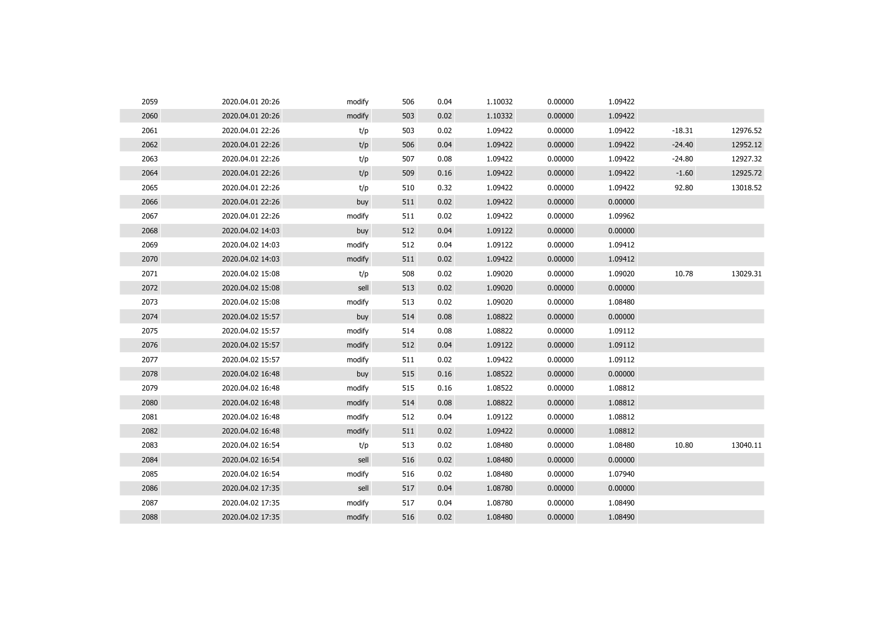| | | | | | | | | | |
|---|---|---|---|---|---|---|---|---|---|
| 2059 | 2020.04.01 20:26 | modify | 506 | 0.04 | 1.10032 | 0.00000 | 1.09422 | | |
| 2060 | 2020.04.01 20:26 | modify | 503 | 0.02 | 1.10332 | 0.00000 | 1.09422 | | |
| 2061 | 2020.04.01 22:26 | t/p | 503 | 0.02 | 1.09422 | 0.00000 | 1.09422 | -18.31 | 12976.52 |
| 2062 | 2020.04.01 22:26 | t/p | 506 | 0.04 | 1.09422 | 0.00000 | 1.09422 | -24.40 | 12952.12 |
| 2063 | 2020.04.01 22:26 | t/p | 507 | 0.08 | 1.09422 | 0.00000 | 1.09422 | -24.80 | 12927.32 |
| 2064 | 2020.04.01 22:26 | t/p | 509 | 0.16 | 1.09422 | 0.00000 | 1.09422 | -1.60 | 12925.72 |
| 2065 | 2020.04.01 22:26 | t/p | 510 | 0.32 | 1.09422 | 0.00000 | 1.09422 | 92.80 | 13018.52 |
| 2066 | 2020.04.01 22:26 | buy | 511 | 0.02 | 1.09422 | 0.00000 | 0.00000 | | |
| 2067 | 2020.04.01 22:26 | modify | 511 | 0.02 | 1.09422 | 0.00000 | 1.09962 | | |
| 2068 | 2020.04.02 14:03 | buy | 512 | 0.04 | 1.09122 | 0.00000 | 0.00000 | | |
| 2069 | 2020.04.02 14:03 | modify | 512 | 0.04 | 1.09122 | 0.00000 | 1.09412 | | |
| 2070 | 2020.04.02 14:03 | modify | 511 | 0.02 | 1.09422 | 0.00000 | 1.09412 | | |
| 2071 | 2020.04.02 15:08 | t/p | 508 | 0.02 | 1.09020 | 0.00000 | 1.09020 | 10.78 | 13029.31 |
| 2072 | 2020.04.02 15:08 | sell | 513 | 0.02 | 1.09020 | 0.00000 | 0.00000 | | |
| 2073 | 2020.04.02 15:08 | modify | 513 | 0.02 | 1.09020 | 0.00000 | 1.08480 | | |
| 2074 | 2020.04.02 15:57 | buy | 514 | 0.08 | 1.08822 | 0.00000 | 0.00000 | | |
| 2075 | 2020.04.02 15:57 | modify | 514 | 0.08 | 1.08822 | 0.00000 | 1.09112 | | |
| 2076 | 2020.04.02 15:57 | modify | 512 | 0.04 | 1.09122 | 0.00000 | 1.09112 | | |
| 2077 | 2020.04.02 15:57 | modify | 511 | 0.02 | 1.09422 | 0.00000 | 1.09112 | | |
| 2078 | 2020.04.02 16:48 | buy | 515 | 0.16 | 1.08522 | 0.00000 | 0.00000 | | |
| 2079 | 2020.04.02 16:48 | modify | 515 | 0.16 | 1.08522 | 0.00000 | 1.08812 | | |
| 2080 | 2020.04.02 16:48 | modify | 514 | 0.08 | 1.08822 | 0.00000 | 1.08812 | | |
| 2081 | 2020.04.02 16:48 | modify | 512 | 0.04 | 1.09122 | 0.00000 | 1.08812 | | |
| 2082 | 2020.04.02 16:48 | modify | 511 | 0.02 | 1.09422 | 0.00000 | 1.08812 | | |
| 2083 | 2020.04.02 16:54 | t/p | 513 | 0.02 | 1.08480 | 0.00000 | 1.08480 | 10.80 | 13040.11 |
| 2084 | 2020.04.02 16:54 | sell | 516 | 0.02 | 1.08480 | 0.00000 | 0.00000 | | |
| 2085 | 2020.04.02 16:54 | modify | 516 | 0.02 | 1.08480 | 0.00000 | 1.07940 | | |
| 2086 | 2020.04.02 17:35 | sell | 517 | 0.04 | 1.08780 | 0.00000 | 0.00000 | | |
| 2087 | 2020.04.02 17:35 | modify | 517 | 0.04 | 1.08780 | 0.00000 | 1.08490 | | |
| 2088 | 2020.04.02 17:35 | modify | 516 | 0.02 | 1.08480 | 0.00000 | 1.08490 | | |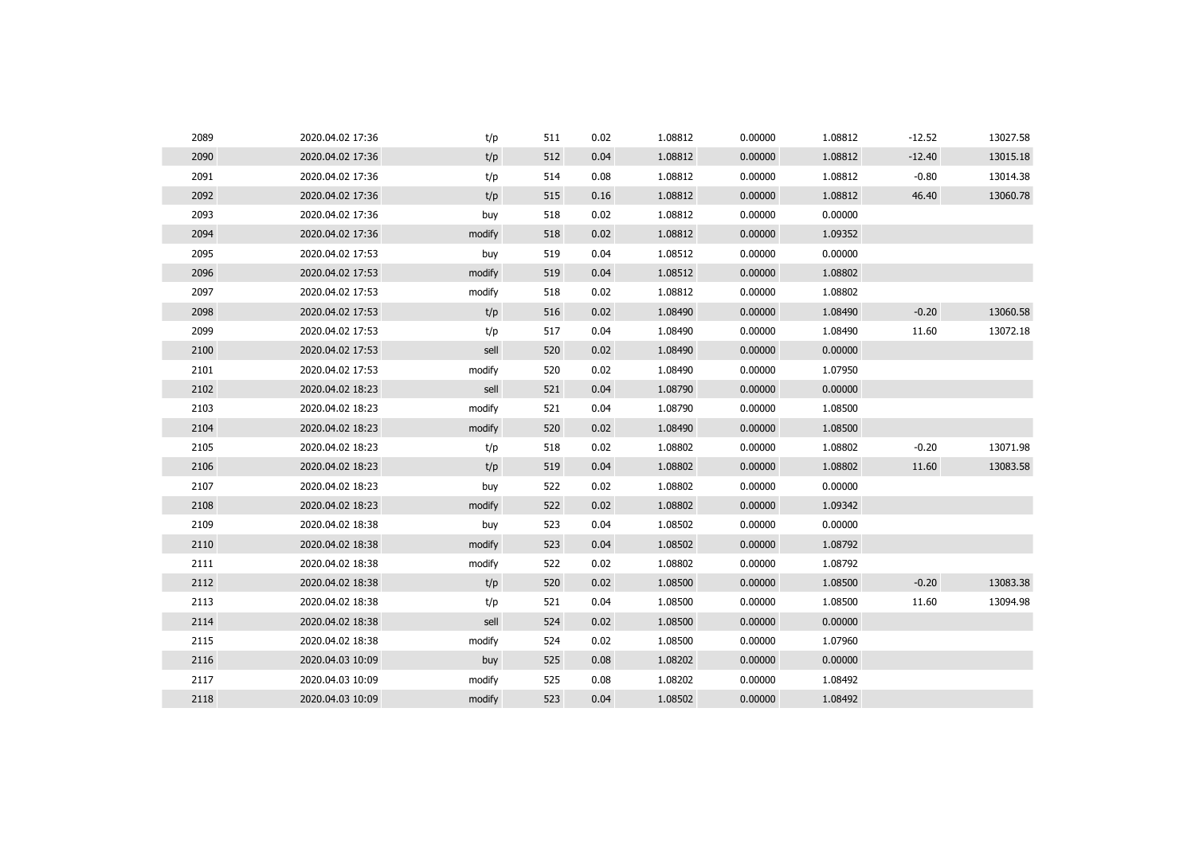| | | | | | | | | | |
|---|---|---|---|---|---|---|---|---|---|
| 2089 | 2020.04.02 17:36 | t/p | 511 | 0.02 | 1.08812 | 0.00000 | 1.08812 | -12.52 | 13027.58 |
| 2090 | 2020.04.02 17:36 | t/p | 512 | 0.04 | 1.08812 | 0.00000 | 1.08812 | -12.40 | 13015.18 |
| 2091 | 2020.04.02 17:36 | t/p | 514 | 0.08 | 1.08812 | 0.00000 | 1.08812 | -0.80 | 13014.38 |
| 2092 | 2020.04.02 17:36 | t/p | 515 | 0.16 | 1.08812 | 0.00000 | 1.08812 | 46.40 | 13060.78 |
| 2093 | 2020.04.02 17:36 | buy | 518 | 0.02 | 1.08812 | 0.00000 | 0.00000 | | |
| 2094 | 2020.04.02 17:36 | modify | 518 | 0.02 | 1.08812 | 0.00000 | 1.09352 | | |
| 2095 | 2020.04.02 17:53 | buy | 519 | 0.04 | 1.08512 | 0.00000 | 0.00000 | | |
| 2096 | 2020.04.02 17:53 | modify | 519 | 0.04 | 1.08512 | 0.00000 | 1.08802 | | |
| 2097 | 2020.04.02 17:53 | modify | 518 | 0.02 | 1.08812 | 0.00000 | 1.08802 | | |
| 2098 | 2020.04.02 17:53 | t/p | 516 | 0.02 | 1.08490 | 0.00000 | 1.08490 | -0.20 | 13060.58 |
| 2099 | 2020.04.02 17:53 | t/p | 517 | 0.04 | 1.08490 | 0.00000 | 1.08490 | 11.60 | 13072.18 |
| 2100 | 2020.04.02 17:53 | sell | 520 | 0.02 | 1.08490 | 0.00000 | 0.00000 | | |
| 2101 | 2020.04.02 17:53 | modify | 520 | 0.02 | 1.08490 | 0.00000 | 1.07950 | | |
| 2102 | 2020.04.02 18:23 | sell | 521 | 0.04 | 1.08790 | 0.00000 | 0.00000 | | |
| 2103 | 2020.04.02 18:23 | modify | 521 | 0.04 | 1.08790 | 0.00000 | 1.08500 | | |
| 2104 | 2020.04.02 18:23 | modify | 520 | 0.02 | 1.08490 | 0.00000 | 1.08500 | | |
| 2105 | 2020.04.02 18:23 | t/p | 518 | 0.02 | 1.08802 | 0.00000 | 1.08802 | -0.20 | 13071.98 |
| 2106 | 2020.04.02 18:23 | t/p | 519 | 0.04 | 1.08802 | 0.00000 | 1.08802 | 11.60 | 13083.58 |
| 2107 | 2020.04.02 18:23 | buy | 522 | 0.02 | 1.08802 | 0.00000 | 0.00000 | | |
| 2108 | 2020.04.02 18:23 | modify | 522 | 0.02 | 1.08802 | 0.00000 | 1.09342 | | |
| 2109 | 2020.04.02 18:38 | buy | 523 | 0.04 | 1.08502 | 0.00000 | 0.00000 | | |
| 2110 | 2020.04.02 18:38 | modify | 523 | 0.04 | 1.08502 | 0.00000 | 1.08792 | | |
| 2111 | 2020.04.02 18:38 | modify | 522 | 0.02 | 1.08802 | 0.00000 | 1.08792 | | |
| 2112 | 2020.04.02 18:38 | t/p | 520 | 0.02 | 1.08500 | 0.00000 | 1.08500 | -0.20 | 13083.38 |
| 2113 | 2020.04.02 18:38 | t/p | 521 | 0.04 | 1.08500 | 0.00000 | 1.08500 | 11.60 | 13094.98 |
| 2114 | 2020.04.02 18:38 | sell | 524 | 0.02 | 1.08500 | 0.00000 | 0.00000 | | |
| 2115 | 2020.04.02 18:38 | modify | 524 | 0.02 | 1.08500 | 0.00000 | 1.07960 | | |
| 2116 | 2020.04.03 10:09 | buy | 525 | 0.08 | 1.08202 | 0.00000 | 0.00000 | | |
| 2117 | 2020.04.03 10:09 | modify | 525 | 0.08 | 1.08202 | 0.00000 | 1.08492 | | |
| 2118 | 2020.04.03 10:09 | modify | 523 | 0.04 | 1.08502 | 0.00000 | 1.08492 | | |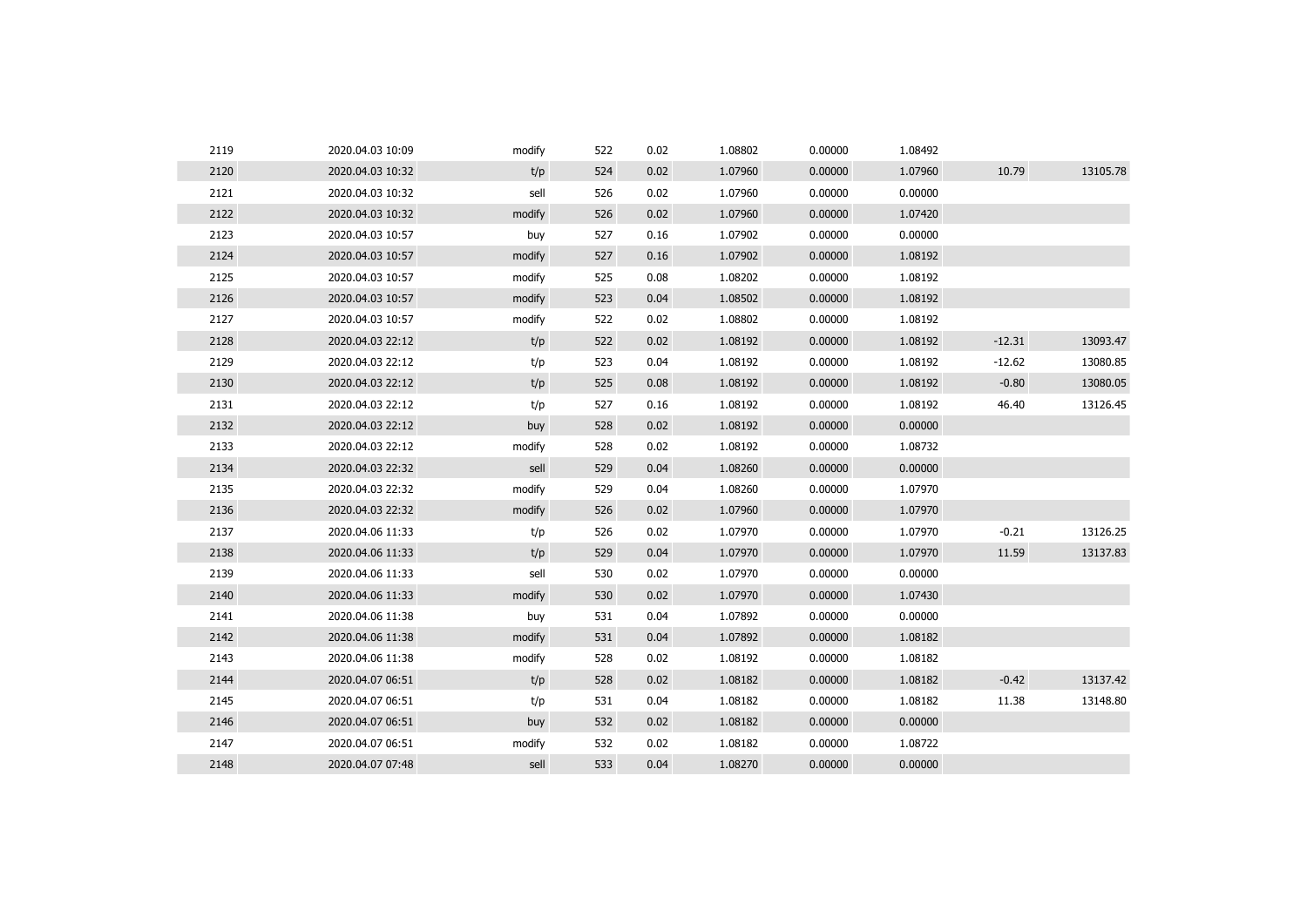| | | | | | | | | | |
|---|---|---|---|---|---|---|---|---|---|
| 2119 | 2020.04.03 10:09 | modify | 522 | 0.02 | 1.08802 | 0.00000 | 1.08492 | | |
| 2120 | 2020.04.03 10:32 | t/p | 524 | 0.02 | 1.07960 | 0.00000 | 1.07960 | 10.79 | 13105.78 |
| 2121 | 2020.04.03 10:32 | sell | 526 | 0.02 | 1.07960 | 0.00000 | 0.00000 | | |
| 2122 | 2020.04.03 10:32 | modify | 526 | 0.02 | 1.07960 | 0.00000 | 1.07420 | | |
| 2123 | 2020.04.03 10:57 | buy | 527 | 0.16 | 1.07902 | 0.00000 | 0.00000 | | |
| 2124 | 2020.04.03 10:57 | modify | 527 | 0.16 | 1.07902 | 0.00000 | 1.08192 | | |
| 2125 | 2020.04.03 10:57 | modify | 525 | 0.08 | 1.08202 | 0.00000 | 1.08192 | | |
| 2126 | 2020.04.03 10:57 | modify | 523 | 0.04 | 1.08502 | 0.00000 | 1.08192 | | |
| 2127 | 2020.04.03 10:57 | modify | 522 | 0.02 | 1.08802 | 0.00000 | 1.08192 | | |
| 2128 | 2020.04.03 22:12 | t/p | 522 | 0.02 | 1.08192 | 0.00000 | 1.08192 | -12.31 | 13093.47 |
| 2129 | 2020.04.03 22:12 | t/p | 523 | 0.04 | 1.08192 | 0.00000 | 1.08192 | -12.62 | 13080.85 |
| 2130 | 2020.04.03 22:12 | t/p | 525 | 0.08 | 1.08192 | 0.00000 | 1.08192 | -0.80 | 13080.05 |
| 2131 | 2020.04.03 22:12 | t/p | 527 | 0.16 | 1.08192 | 0.00000 | 1.08192 | 46.40 | 13126.45 |
| 2132 | 2020.04.03 22:12 | buy | 528 | 0.02 | 1.08192 | 0.00000 | 0.00000 | | |
| 2133 | 2020.04.03 22:12 | modify | 528 | 0.02 | 1.08192 | 0.00000 | 1.08732 | | |
| 2134 | 2020.04.03 22:32 | sell | 529 | 0.04 | 1.08260 | 0.00000 | 0.00000 | | |
| 2135 | 2020.04.03 22:32 | modify | 529 | 0.04 | 1.08260 | 0.00000 | 1.07970 | | |
| 2136 | 2020.04.03 22:32 | modify | 526 | 0.02 | 1.07960 | 0.00000 | 1.07970 | | |
| 2137 | 2020.04.06 11:33 | t/p | 526 | 0.02 | 1.07970 | 0.00000 | 1.07970 | -0.21 | 13126.25 |
| 2138 | 2020.04.06 11:33 | t/p | 529 | 0.04 | 1.07970 | 0.00000 | 1.07970 | 11.59 | 13137.83 |
| 2139 | 2020.04.06 11:33 | sell | 530 | 0.02 | 1.07970 | 0.00000 | 0.00000 | | |
| 2140 | 2020.04.06 11:33 | modify | 530 | 0.02 | 1.07970 | 0.00000 | 1.07430 | | |
| 2141 | 2020.04.06 11:38 | buy | 531 | 0.04 | 1.07892 | 0.00000 | 0.00000 | | |
| 2142 | 2020.04.06 11:38 | modify | 531 | 0.04 | 1.07892 | 0.00000 | 1.08182 | | |
| 2143 | 2020.04.06 11:38 | modify | 528 | 0.02 | 1.08192 | 0.00000 | 1.08182 | | |
| 2144 | 2020.04.07 06:51 | t/p | 528 | 0.02 | 1.08182 | 0.00000 | 1.08182 | -0.42 | 13137.42 |
| 2145 | 2020.04.07 06:51 | t/p | 531 | 0.04 | 1.08182 | 0.00000 | 1.08182 | 11.38 | 13148.80 |
| 2146 | 2020.04.07 06:51 | buy | 532 | 0.02 | 1.08182 | 0.00000 | 0.00000 | | |
| 2147 | 2020.04.07 06:51 | modify | 532 | 0.02 | 1.08182 | 0.00000 | 1.08722 | | |
| 2148 | 2020.04.07 07:48 | sell | 533 | 0.04 | 1.08270 | 0.00000 | 0.00000 | | |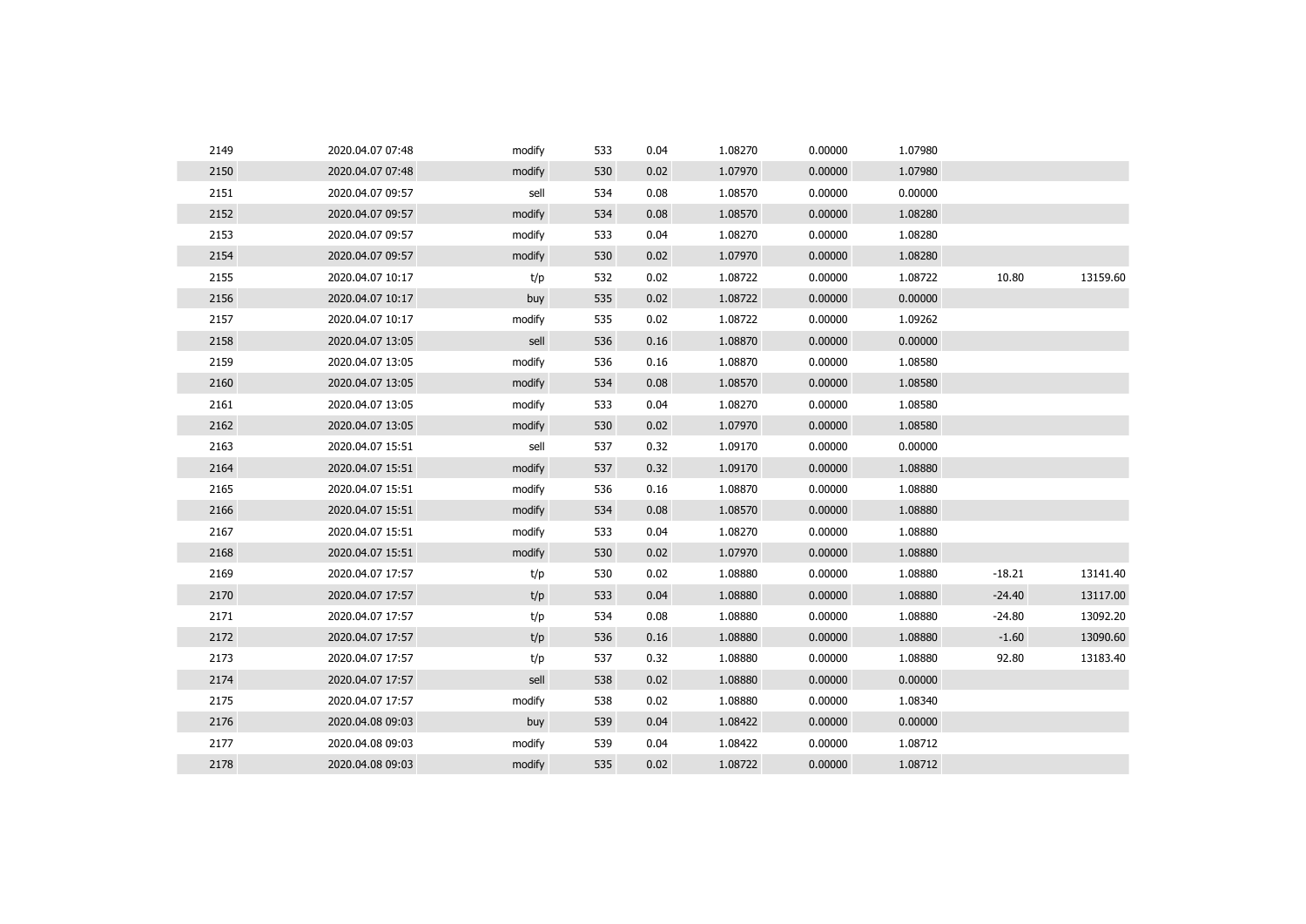| | | | | | | | | | |
|---|---|---|---|---|---|---|---|---|---|
| 2149 | 2020.04.07 07:48 | modify | 533 | 0.04 | 1.08270 | 0.00000 | 1.07980 | | |
| 2150 | 2020.04.07 07:48 | modify | 530 | 0.02 | 1.07970 | 0.00000 | 1.07980 | | |
| 2151 | 2020.04.07 09:57 | sell | 534 | 0.08 | 1.08570 | 0.00000 | 0.00000 | | |
| 2152 | 2020.04.07 09:57 | modify | 534 | 0.08 | 1.08570 | 0.00000 | 1.08280 | | |
| 2153 | 2020.04.07 09:57 | modify | 533 | 0.04 | 1.08270 | 0.00000 | 1.08280 | | |
| 2154 | 2020.04.07 09:57 | modify | 530 | 0.02 | 1.07970 | 0.00000 | 1.08280 | | |
| 2155 | 2020.04.07 10:17 | t/p | 532 | 0.02 | 1.08722 | 0.00000 | 1.08722 | 10.80 | 13159.60 |
| 2156 | 2020.04.07 10:17 | buy | 535 | 0.02 | 1.08722 | 0.00000 | 0.00000 | | |
| 2157 | 2020.04.07 10:17 | modify | 535 | 0.02 | 1.08722 | 0.00000 | 1.09262 | | |
| 2158 | 2020.04.07 13:05 | sell | 536 | 0.16 | 1.08870 | 0.00000 | 0.00000 | | |
| 2159 | 2020.04.07 13:05 | modify | 536 | 0.16 | 1.08870 | 0.00000 | 1.08580 | | |
| 2160 | 2020.04.07 13:05 | modify | 534 | 0.08 | 1.08570 | 0.00000 | 1.08580 | | |
| 2161 | 2020.04.07 13:05 | modify | 533 | 0.04 | 1.08270 | 0.00000 | 1.08580 | | |
| 2162 | 2020.04.07 13:05 | modify | 530 | 0.02 | 1.07970 | 0.00000 | 1.08580 | | |
| 2163 | 2020.04.07 15:51 | sell | 537 | 0.32 | 1.09170 | 0.00000 | 0.00000 | | |
| 2164 | 2020.04.07 15:51 | modify | 537 | 0.32 | 1.09170 | 0.00000 | 1.08880 | | |
| 2165 | 2020.04.07 15:51 | modify | 536 | 0.16 | 1.08870 | 0.00000 | 1.08880 | | |
| 2166 | 2020.04.07 15:51 | modify | 534 | 0.08 | 1.08570 | 0.00000 | 1.08880 | | |
| 2167 | 2020.04.07 15:51 | modify | 533 | 0.04 | 1.08270 | 0.00000 | 1.08880 | | |
| 2168 | 2020.04.07 15:51 | modify | 530 | 0.02 | 1.07970 | 0.00000 | 1.08880 | | |
| 2169 | 2020.04.07 17:57 | t/p | 530 | 0.02 | 1.08880 | 0.00000 | 1.08880 | -18.21 | 13141.40 |
| 2170 | 2020.04.07 17:57 | t/p | 533 | 0.04 | 1.08880 | 0.00000 | 1.08880 | -24.40 | 13117.00 |
| 2171 | 2020.04.07 17:57 | t/p | 534 | 0.08 | 1.08880 | 0.00000 | 1.08880 | -24.80 | 13092.20 |
| 2172 | 2020.04.07 17:57 | t/p | 536 | 0.16 | 1.08880 | 0.00000 | 1.08880 | -1.60 | 13090.60 |
| 2173 | 2020.04.07 17:57 | t/p | 537 | 0.32 | 1.08880 | 0.00000 | 1.08880 | 92.80 | 13183.40 |
| 2174 | 2020.04.07 17:57 | sell | 538 | 0.02 | 1.08880 | 0.00000 | 0.00000 | | |
| 2175 | 2020.04.07 17:57 | modify | 538 | 0.02 | 1.08880 | 0.00000 | 1.08340 | | |
| 2176 | 2020.04.08 09:03 | buy | 539 | 0.04 | 1.08422 | 0.00000 | 0.00000 | | |
| 2177 | 2020.04.08 09:03 | modify | 539 | 0.04 | 1.08422 | 0.00000 | 1.08712 | | |
| 2178 | 2020.04.08 09:03 | modify | 535 | 0.02 | 1.08722 | 0.00000 | 1.08712 | | |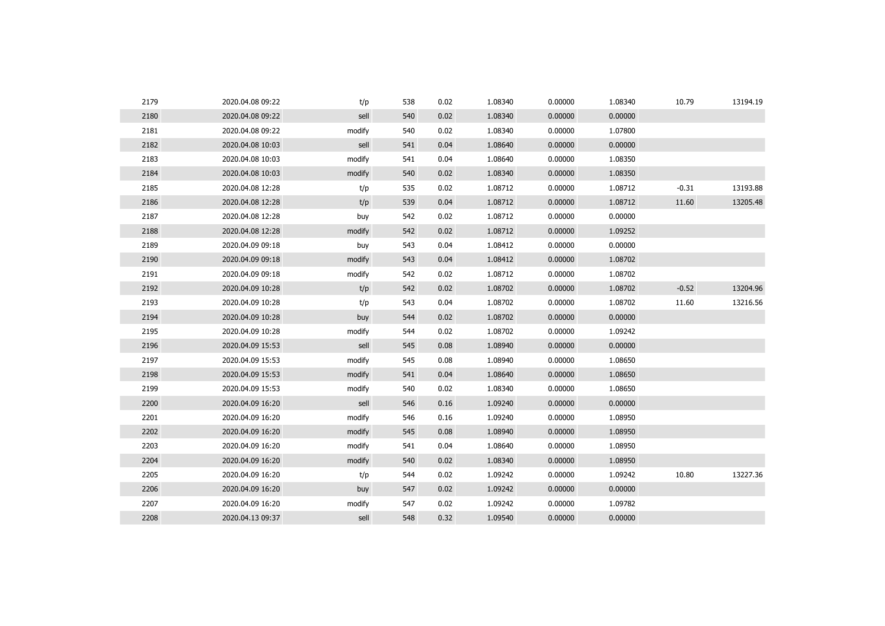| | | | | | | | | | |
|---|---|---|---|---|---|---|---|---|---|
| 2179 | 2020.04.08 09:22 | t/p | 538 | 0.02 | 1.08340 | 0.00000 | 1.08340 | 10.79 | 13194.19 |
| 2180 | 2020.04.08 09:22 | sell | 540 | 0.02 | 1.08340 | 0.00000 | 0.00000 | | |
| 2181 | 2020.04.08 09:22 | modify | 540 | 0.02 | 1.08340 | 0.00000 | 1.07800 | | |
| 2182 | 2020.04.08 10:03 | sell | 541 | 0.04 | 1.08640 | 0.00000 | 0.00000 | | |
| 2183 | 2020.04.08 10:03 | modify | 541 | 0.04 | 1.08640 | 0.00000 | 1.08350 | | |
| 2184 | 2020.04.08 10:03 | modify | 540 | 0.02 | 1.08340 | 0.00000 | 1.08350 | | |
| 2185 | 2020.04.08 12:28 | t/p | 535 | 0.02 | 1.08712 | 0.00000 | 1.08712 | -0.31 | 13193.88 |
| 2186 | 2020.04.08 12:28 | t/p | 539 | 0.04 | 1.08712 | 0.00000 | 1.08712 | 11.60 | 13205.48 |
| 2187 | 2020.04.08 12:28 | buy | 542 | 0.02 | 1.08712 | 0.00000 | 0.00000 | | |
| 2188 | 2020.04.08 12:28 | modify | 542 | 0.02 | 1.08712 | 0.00000 | 1.09252 | | |
| 2189 | 2020.04.09 09:18 | buy | 543 | 0.04 | 1.08412 | 0.00000 | 0.00000 | | |
| 2190 | 2020.04.09 09:18 | modify | 543 | 0.04 | 1.08412 | 0.00000 | 1.08702 | | |
| 2191 | 2020.04.09 09:18 | modify | 542 | 0.02 | 1.08712 | 0.00000 | 1.08702 | | |
| 2192 | 2020.04.09 10:28 | t/p | 542 | 0.02 | 1.08702 | 0.00000 | 1.08702 | -0.52 | 13204.96 |
| 2193 | 2020.04.09 10:28 | t/p | 543 | 0.04 | 1.08702 | 0.00000 | 1.08702 | 11.60 | 13216.56 |
| 2194 | 2020.04.09 10:28 | buy | 544 | 0.02 | 1.08702 | 0.00000 | 0.00000 | | |
| 2195 | 2020.04.09 10:28 | modify | 544 | 0.02 | 1.08702 | 0.00000 | 1.09242 | | |
| 2196 | 2020.04.09 15:53 | sell | 545 | 0.08 | 1.08940 | 0.00000 | 0.00000 | | |
| 2197 | 2020.04.09 15:53 | modify | 545 | 0.08 | 1.08940 | 0.00000 | 1.08650 | | |
| 2198 | 2020.04.09 15:53 | modify | 541 | 0.04 | 1.08640 | 0.00000 | 1.08650 | | |
| 2199 | 2020.04.09 15:53 | modify | 540 | 0.02 | 1.08340 | 0.00000 | 1.08650 | | |
| 2200 | 2020.04.09 16:20 | sell | 546 | 0.16 | 1.09240 | 0.00000 | 0.00000 | | |
| 2201 | 2020.04.09 16:20 | modify | 546 | 0.16 | 1.09240 | 0.00000 | 1.08950 | | |
| 2202 | 2020.04.09 16:20 | modify | 545 | 0.08 | 1.08940 | 0.00000 | 1.08950 | | |
| 2203 | 2020.04.09 16:20 | modify | 541 | 0.04 | 1.08640 | 0.00000 | 1.08950 | | |
| 2204 | 2020.04.09 16:20 | modify | 540 | 0.02 | 1.08340 | 0.00000 | 1.08950 | | |
| 2205 | 2020.04.09 16:20 | t/p | 544 | 0.02 | 1.09242 | 0.00000 | 1.09242 | 10.80 | 13227.36 |
| 2206 | 2020.04.09 16:20 | buy | 547 | 0.02 | 1.09242 | 0.00000 | 0.00000 | | |
| 2207 | 2020.04.09 16:20 | modify | 547 | 0.02 | 1.09242 | 0.00000 | 1.09782 | | |
| 2208 | 2020.04.13 09:37 | sell | 548 | 0.32 | 1.09540 | 0.00000 | 0.00000 | | |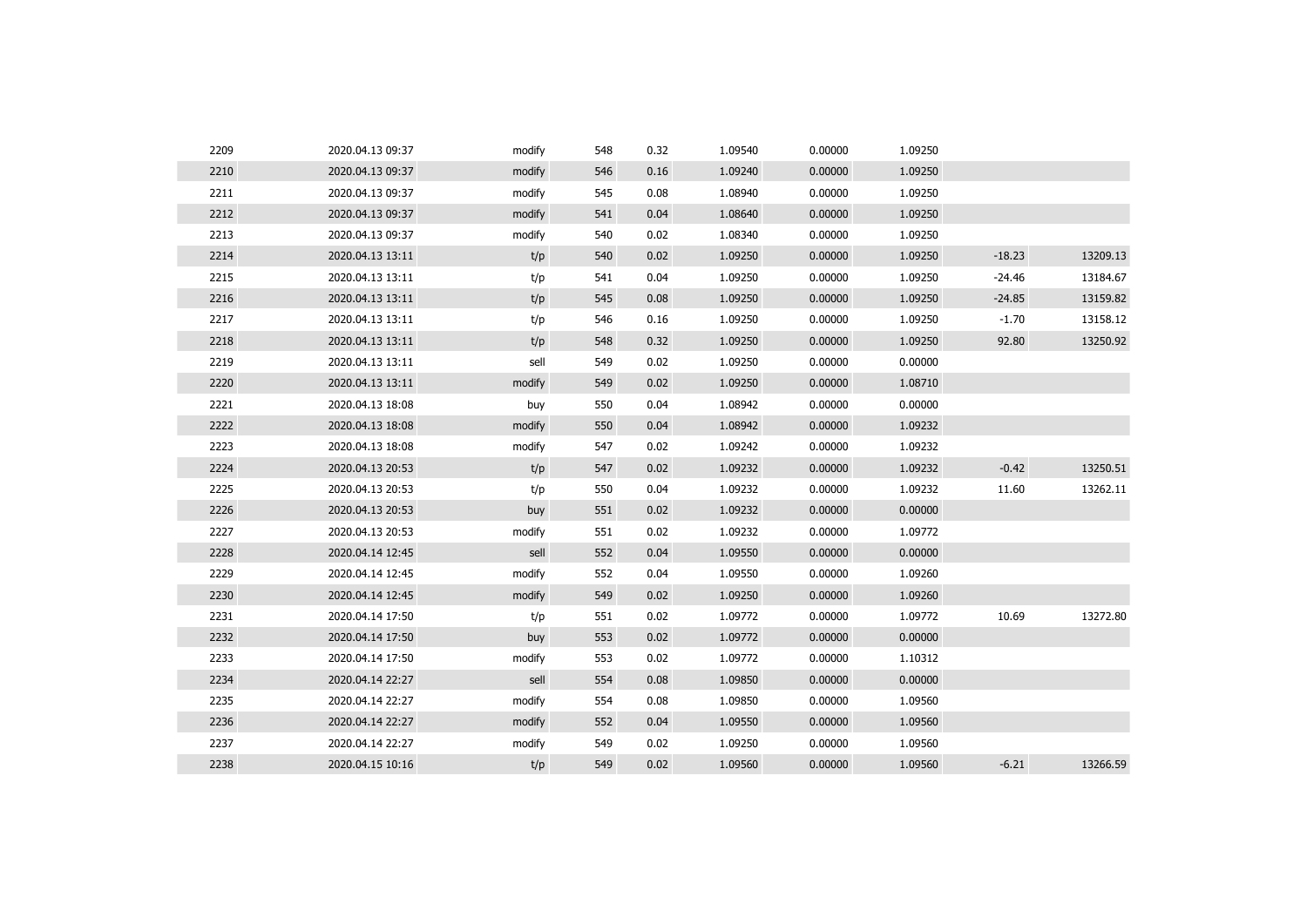| | | | | | | | | | |
|---|---|---|---|---|---|---|---|---|---|
| 2209 | 2020.04.13 09:37 | modify | 548 | 0.32 | 1.09540 | 0.00000 | 1.09250 | | |
| 2210 | 2020.04.13 09:37 | modify | 546 | 0.16 | 1.09240 | 0.00000 | 1.09250 | | |
| 2211 | 2020.04.13 09:37 | modify | 545 | 0.08 | 1.08940 | 0.00000 | 1.09250 | | |
| 2212 | 2020.04.13 09:37 | modify | 541 | 0.04 | 1.08640 | 0.00000 | 1.09250 | | |
| 2213 | 2020.04.13 09:37 | modify | 540 | 0.02 | 1.08340 | 0.00000 | 1.09250 | | |
| 2214 | 2020.04.13 13:11 | t/p | 540 | 0.02 | 1.09250 | 0.00000 | 1.09250 | -18.23 | 13209.13 |
| 2215 | 2020.04.13 13:11 | t/p | 541 | 0.04 | 1.09250 | 0.00000 | 1.09250 | -24.46 | 13184.67 |
| 2216 | 2020.04.13 13:11 | t/p | 545 | 0.08 | 1.09250 | 0.00000 | 1.09250 | -24.85 | 13159.82 |
| 2217 | 2020.04.13 13:11 | t/p | 546 | 0.16 | 1.09250 | 0.00000 | 1.09250 | -1.70 | 13158.12 |
| 2218 | 2020.04.13 13:11 | t/p | 548 | 0.32 | 1.09250 | 0.00000 | 1.09250 | 92.80 | 13250.92 |
| 2219 | 2020.04.13 13:11 | sell | 549 | 0.02 | 1.09250 | 0.00000 | 0.00000 | | |
| 2220 | 2020.04.13 13:11 | modify | 549 | 0.02 | 1.09250 | 0.00000 | 1.08710 | | |
| 2221 | 2020.04.13 18:08 | buy | 550 | 0.04 | 1.08942 | 0.00000 | 0.00000 | | |
| 2222 | 2020.04.13 18:08 | modify | 550 | 0.04 | 1.08942 | 0.00000 | 1.09232 | | |
| 2223 | 2020.04.13 18:08 | modify | 547 | 0.02 | 1.09242 | 0.00000 | 1.09232 | | |
| 2224 | 2020.04.13 20:53 | t/p | 547 | 0.02 | 1.09232 | 0.00000 | 1.09232 | -0.42 | 13250.51 |
| 2225 | 2020.04.13 20:53 | t/p | 550 | 0.04 | 1.09232 | 0.00000 | 1.09232 | 11.60 | 13262.11 |
| 2226 | 2020.04.13 20:53 | buy | 551 | 0.02 | 1.09232 | 0.00000 | 0.00000 | | |
| 2227 | 2020.04.13 20:53 | modify | 551 | 0.02 | 1.09232 | 0.00000 | 1.09772 | | |
| 2228 | 2020.04.14 12:45 | sell | 552 | 0.04 | 1.09550 | 0.00000 | 0.00000 | | |
| 2229 | 2020.04.14 12:45 | modify | 552 | 0.04 | 1.09550 | 0.00000 | 1.09260 | | |
| 2230 | 2020.04.14 12:45 | modify | 549 | 0.02 | 1.09250 | 0.00000 | 1.09260 | | |
| 2231 | 2020.04.14 17:50 | t/p | 551 | 0.02 | 1.09772 | 0.00000 | 1.09772 | 10.69 | 13272.80 |
| 2232 | 2020.04.14 17:50 | buy | 553 | 0.02 | 1.09772 | 0.00000 | 0.00000 | | |
| 2233 | 2020.04.14 17:50 | modify | 553 | 0.02 | 1.09772 | 0.00000 | 1.10312 | | |
| 2234 | 2020.04.14 22:27 | sell | 554 | 0.08 | 1.09850 | 0.00000 | 0.00000 | | |
| 2235 | 2020.04.14 22:27 | modify | 554 | 0.08 | 1.09850 | 0.00000 | 1.09560 | | |
| 2236 | 2020.04.14 22:27 | modify | 552 | 0.04 | 1.09550 | 0.00000 | 1.09560 | | |
| 2237 | 2020.04.14 22:27 | modify | 549 | 0.02 | 1.09250 | 0.00000 | 1.09560 | | |
| 2238 | 2020.04.15 10:16 | t/p | 549 | 0.02 | 1.09560 | 0.00000 | 1.09560 | -6.21 | 13266.59 |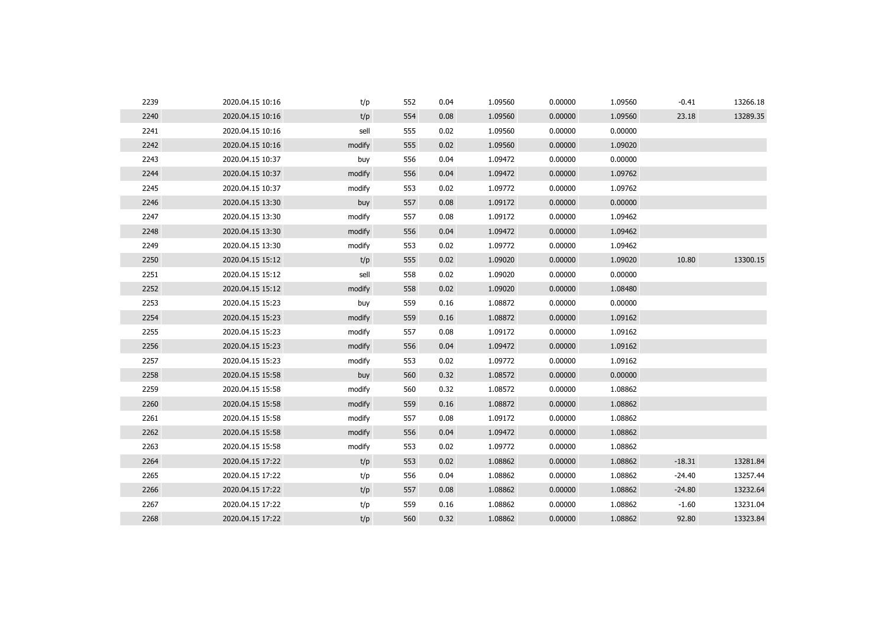| | | | | | | | | | |
|---|---|---|---|---|---|---|---|---|---|
| 2239 | 2020.04.15 10:16 | t/p | 552 | 0.04 | 1.09560 | 0.00000 | 1.09560 | -0.41 | 13266.18 |
| 2240 | 2020.04.15 10:16 | t/p | 554 | 0.08 | 1.09560 | 0.00000 | 1.09560 | 23.18 | 13289.35 |
| 2241 | 2020.04.15 10:16 | sell | 555 | 0.02 | 1.09560 | 0.00000 | 0.00000 | | |
| 2242 | 2020.04.15 10:16 | modify | 555 | 0.02 | 1.09560 | 0.00000 | 1.09020 | | |
| 2243 | 2020.04.15 10:37 | buy | 556 | 0.04 | 1.09472 | 0.00000 | 0.00000 | | |
| 2244 | 2020.04.15 10:37 | modify | 556 | 0.04 | 1.09472 | 0.00000 | 1.09762 | | |
| 2245 | 2020.04.15 10:37 | modify | 553 | 0.02 | 1.09772 | 0.00000 | 1.09762 | | |
| 2246 | 2020.04.15 13:30 | buy | 557 | 0.08 | 1.09172 | 0.00000 | 0.00000 | | |
| 2247 | 2020.04.15 13:30 | modify | 557 | 0.08 | 1.09172 | 0.00000 | 1.09462 | | |
| 2248 | 2020.04.15 13:30 | modify | 556 | 0.04 | 1.09472 | 0.00000 | 1.09462 | | |
| 2249 | 2020.04.15 13:30 | modify | 553 | 0.02 | 1.09772 | 0.00000 | 1.09462 | | |
| 2250 | 2020.04.15 15:12 | t/p | 555 | 0.02 | 1.09020 | 0.00000 | 1.09020 | 10.80 | 13300.15 |
| 2251 | 2020.04.15 15:12 | sell | 558 | 0.02 | 1.09020 | 0.00000 | 0.00000 | | |
| 2252 | 2020.04.15 15:12 | modify | 558 | 0.02 | 1.09020 | 0.00000 | 1.08480 | | |
| 2253 | 2020.04.15 15:23 | buy | 559 | 0.16 | 1.08872 | 0.00000 | 0.00000 | | |
| 2254 | 2020.04.15 15:23 | modify | 559 | 0.16 | 1.08872 | 0.00000 | 1.09162 | | |
| 2255 | 2020.04.15 15:23 | modify | 557 | 0.08 | 1.09172 | 0.00000 | 1.09162 | | |
| 2256 | 2020.04.15 15:23 | modify | 556 | 0.04 | 1.09472 | 0.00000 | 1.09162 | | |
| 2257 | 2020.04.15 15:23 | modify | 553 | 0.02 | 1.09772 | 0.00000 | 1.09162 | | |
| 2258 | 2020.04.15 15:58 | buy | 560 | 0.32 | 1.08572 | 0.00000 | 0.00000 | | |
| 2259 | 2020.04.15 15:58 | modify | 560 | 0.32 | 1.08572 | 0.00000 | 1.08862 | | |
| 2260 | 2020.04.15 15:58 | modify | 559 | 0.16 | 1.08872 | 0.00000 | 1.08862 | | |
| 2261 | 2020.04.15 15:58 | modify | 557 | 0.08 | 1.09172 | 0.00000 | 1.08862 | | |
| 2262 | 2020.04.15 15:58 | modify | 556 | 0.04 | 1.09472 | 0.00000 | 1.08862 | | |
| 2263 | 2020.04.15 15:58 | modify | 553 | 0.02 | 1.09772 | 0.00000 | 1.08862 | | |
| 2264 | 2020.04.15 17:22 | t/p | 553 | 0.02 | 1.08862 | 0.00000 | 1.08862 | -18.31 | 13281.84 |
| 2265 | 2020.04.15 17:22 | t/p | 556 | 0.04 | 1.08862 | 0.00000 | 1.08862 | -24.40 | 13257.44 |
| 2266 | 2020.04.15 17:22 | t/p | 557 | 0.08 | 1.08862 | 0.00000 | 1.08862 | -24.80 | 13232.64 |
| 2267 | 2020.04.15 17:22 | t/p | 559 | 0.16 | 1.08862 | 0.00000 | 1.08862 | -1.60 | 13231.04 |
| 2268 | 2020.04.15 17:22 | t/p | 560 | 0.32 | 1.08862 | 0.00000 | 1.08862 | 92.80 | 13323.84 |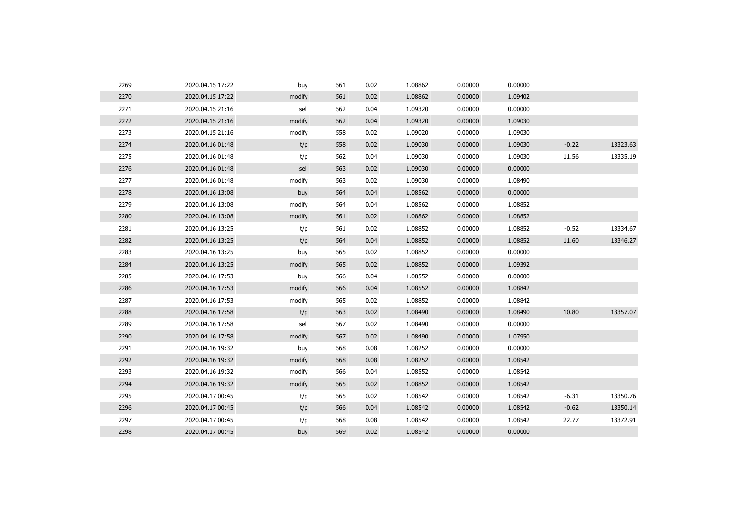| | | | | | | | | | |
|---|---|---|---|---|---|---|---|---|---|
| 2269 | 2020.04.15 17:22 | buy | 561 | 0.02 | 1.08862 | 0.00000 | 0.00000 | | |
| 2270 | 2020.04.15 17:22 | modify | 561 | 0.02 | 1.08862 | 0.00000 | 1.09402 | | |
| 2271 | 2020.04.15 21:16 | sell | 562 | 0.04 | 1.09320 | 0.00000 | 0.00000 | | |
| 2272 | 2020.04.15 21:16 | modify | 562 | 0.04 | 1.09320 | 0.00000 | 1.09030 | | |
| 2273 | 2020.04.15 21:16 | modify | 558 | 0.02 | 1.09020 | 0.00000 | 1.09030 | | |
| 2274 | 2020.04.16 01:48 | t/p | 558 | 0.02 | 1.09030 | 0.00000 | 1.09030 | -0.22 | 13323.63 |
| 2275 | 2020.04.16 01:48 | t/p | 562 | 0.04 | 1.09030 | 0.00000 | 1.09030 | 11.56 | 13335.19 |
| 2276 | 2020.04.16 01:48 | sell | 563 | 0.02 | 1.09030 | 0.00000 | 0.00000 | | |
| 2277 | 2020.04.16 01:48 | modify | 563 | 0.02 | 1.09030 | 0.00000 | 1.08490 | | |
| 2278 | 2020.04.16 13:08 | buy | 564 | 0.04 | 1.08562 | 0.00000 | 0.00000 | | |
| 2279 | 2020.04.16 13:08 | modify | 564 | 0.04 | 1.08562 | 0.00000 | 1.08852 | | |
| 2280 | 2020.04.16 13:08 | modify | 561 | 0.02 | 1.08862 | 0.00000 | 1.08852 | | |
| 2281 | 2020.04.16 13:25 | t/p | 561 | 0.02 | 1.08852 | 0.00000 | 1.08852 | -0.52 | 13334.67 |
| 2282 | 2020.04.16 13:25 | t/p | 564 | 0.04 | 1.08852 | 0.00000 | 1.08852 | 11.60 | 13346.27 |
| 2283 | 2020.04.16 13:25 | buy | 565 | 0.02 | 1.08852 | 0.00000 | 0.00000 | | |
| 2284 | 2020.04.16 13:25 | modify | 565 | 0.02 | 1.08852 | 0.00000 | 1.09392 | | |
| 2285 | 2020.04.16 17:53 | buy | 566 | 0.04 | 1.08552 | 0.00000 | 0.00000 | | |
| 2286 | 2020.04.16 17:53 | modify | 566 | 0.04 | 1.08552 | 0.00000 | 1.08842 | | |
| 2287 | 2020.04.16 17:53 | modify | 565 | 0.02 | 1.08852 | 0.00000 | 1.08842 | | |
| 2288 | 2020.04.16 17:58 | t/p | 563 | 0.02 | 1.08490 | 0.00000 | 1.08490 | 10.80 | 13357.07 |
| 2289 | 2020.04.16 17:58 | sell | 567 | 0.02 | 1.08490 | 0.00000 | 0.00000 | | |
| 2290 | 2020.04.16 17:58 | modify | 567 | 0.02 | 1.08490 | 0.00000 | 1.07950 | | |
| 2291 | 2020.04.16 19:32 | buy | 568 | 0.08 | 1.08252 | 0.00000 | 0.00000 | | |
| 2292 | 2020.04.16 19:32 | modify | 568 | 0.08 | 1.08252 | 0.00000 | 1.08542 | | |
| 2293 | 2020.04.16 19:32 | modify | 566 | 0.04 | 1.08552 | 0.00000 | 1.08542 | | |
| 2294 | 2020.04.16 19:32 | modify | 565 | 0.02 | 1.08852 | 0.00000 | 1.08542 | | |
| 2295 | 2020.04.17 00:45 | t/p | 565 | 0.02 | 1.08542 | 0.00000 | 1.08542 | -6.31 | 13350.76 |
| 2296 | 2020.04.17 00:45 | t/p | 566 | 0.04 | 1.08542 | 0.00000 | 1.08542 | -0.62 | 13350.14 |
| 2297 | 2020.04.17 00:45 | t/p | 568 | 0.08 | 1.08542 | 0.00000 | 1.08542 | 22.77 | 13372.91 |
| 2298 | 2020.04.17 00:45 | buy | 569 | 0.02 | 1.08542 | 0.00000 | 0.00000 | | |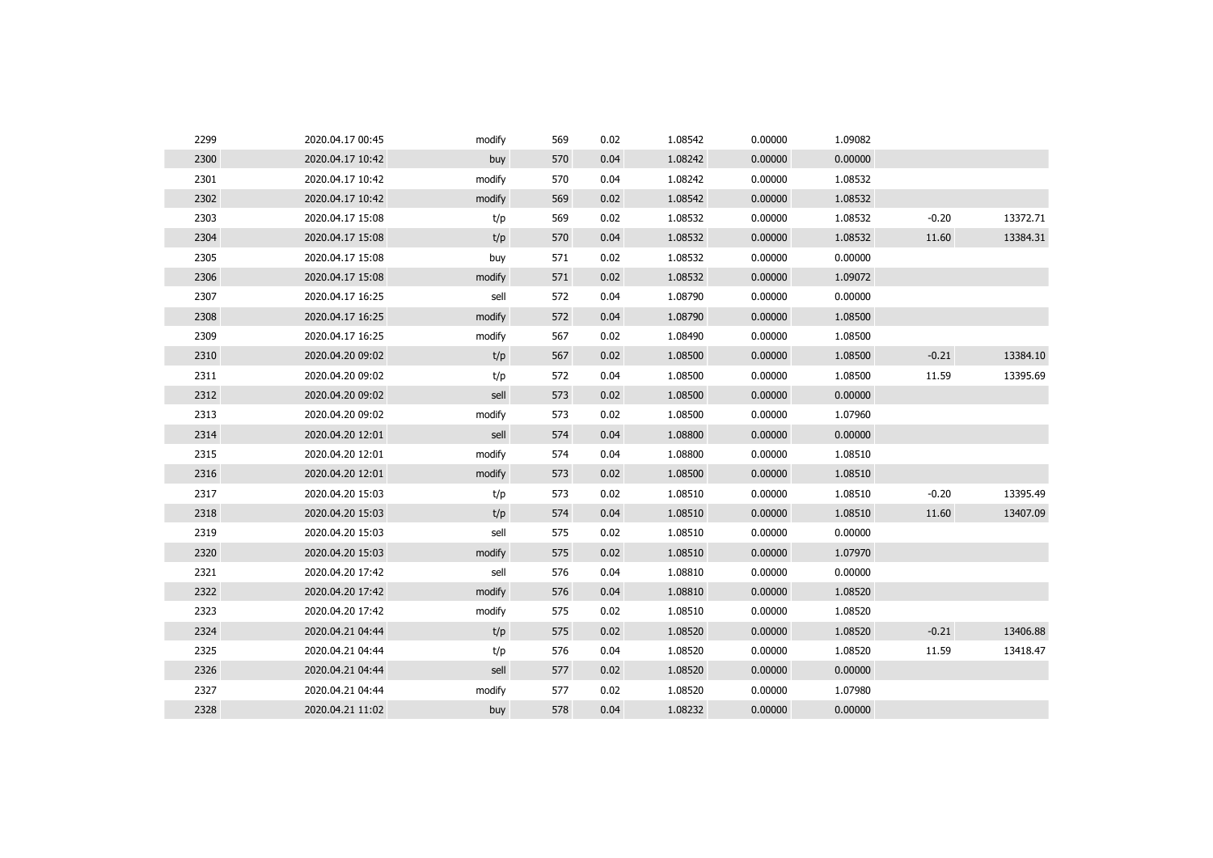| | | | | | | | | | |
|---|---|---|---|---|---|---|---|---|---|
| 2299 | 2020.04.17 00:45 | modify | 569 | 0.02 | 1.08542 | 0.00000 | 1.09082 | | |
| 2300 | 2020.04.17 10:42 | buy | 570 | 0.04 | 1.08242 | 0.00000 | 0.00000 | | |
| 2301 | 2020.04.17 10:42 | modify | 570 | 0.04 | 1.08242 | 0.00000 | 1.08532 | | |
| 2302 | 2020.04.17 10:42 | modify | 569 | 0.02 | 1.08542 | 0.00000 | 1.08532 | | |
| 2303 | 2020.04.17 15:08 | t/p | 569 | 0.02 | 1.08532 | 0.00000 | 1.08532 | -0.20 | 13372.71 |
| 2304 | 2020.04.17 15:08 | t/p | 570 | 0.04 | 1.08532 | 0.00000 | 1.08532 | 11.60 | 13384.31 |
| 2305 | 2020.04.17 15:08 | buy | 571 | 0.02 | 1.08532 | 0.00000 | 0.00000 | | |
| 2306 | 2020.04.17 15:08 | modify | 571 | 0.02 | 1.08532 | 0.00000 | 1.09072 | | |
| 2307 | 2020.04.17 16:25 | sell | 572 | 0.04 | 1.08790 | 0.00000 | 0.00000 | | |
| 2308 | 2020.04.17 16:25 | modify | 572 | 0.04 | 1.08790 | 0.00000 | 1.08500 | | |
| 2309 | 2020.04.17 16:25 | modify | 567 | 0.02 | 1.08490 | 0.00000 | 1.08500 | | |
| 2310 | 2020.04.20 09:02 | t/p | 567 | 0.02 | 1.08500 | 0.00000 | 1.08500 | -0.21 | 13384.10 |
| 2311 | 2020.04.20 09:02 | t/p | 572 | 0.04 | 1.08500 | 0.00000 | 1.08500 | 11.59 | 13395.69 |
| 2312 | 2020.04.20 09:02 | sell | 573 | 0.02 | 1.08500 | 0.00000 | 0.00000 | | |
| 2313 | 2020.04.20 09:02 | modify | 573 | 0.02 | 1.08500 | 0.00000 | 1.07960 | | |
| 2314 | 2020.04.20 12:01 | sell | 574 | 0.04 | 1.08800 | 0.00000 | 0.00000 | | |
| 2315 | 2020.04.20 12:01 | modify | 574 | 0.04 | 1.08800 | 0.00000 | 1.08510 | | |
| 2316 | 2020.04.20 12:01 | modify | 573 | 0.02 | 1.08500 | 0.00000 | 1.08510 | | |
| 2317 | 2020.04.20 15:03 | t/p | 573 | 0.02 | 1.08510 | 0.00000 | 1.08510 | -0.20 | 13395.49 |
| 2318 | 2020.04.20 15:03 | t/p | 574 | 0.04 | 1.08510 | 0.00000 | 1.08510 | 11.60 | 13407.09 |
| 2319 | 2020.04.20 15:03 | sell | 575 | 0.02 | 1.08510 | 0.00000 | 0.00000 | | |
| 2320 | 2020.04.20 15:03 | modify | 575 | 0.02 | 1.08510 | 0.00000 | 1.07970 | | |
| 2321 | 2020.04.20 17:42 | sell | 576 | 0.04 | 1.08810 | 0.00000 | 0.00000 | | |
| 2322 | 2020.04.20 17:42 | modify | 576 | 0.04 | 1.08810 | 0.00000 | 1.08520 | | |
| 2323 | 2020.04.20 17:42 | modify | 575 | 0.02 | 1.08510 | 0.00000 | 1.08520 | | |
| 2324 | 2020.04.21 04:44 | t/p | 575 | 0.02 | 1.08520 | 0.00000 | 1.08520 | -0.21 | 13406.88 |
| 2325 | 2020.04.21 04:44 | t/p | 576 | 0.04 | 1.08520 | 0.00000 | 1.08520 | 11.59 | 13418.47 |
| 2326 | 2020.04.21 04:44 | sell | 577 | 0.02 | 1.08520 | 0.00000 | 0.00000 | | |
| 2327 | 2020.04.21 04:44 | modify | 577 | 0.02 | 1.08520 | 0.00000 | 1.07980 | | |
| 2328 | 2020.04.21 11:02 | buy | 578 | 0.04 | 1.08232 | 0.00000 | 0.00000 | | |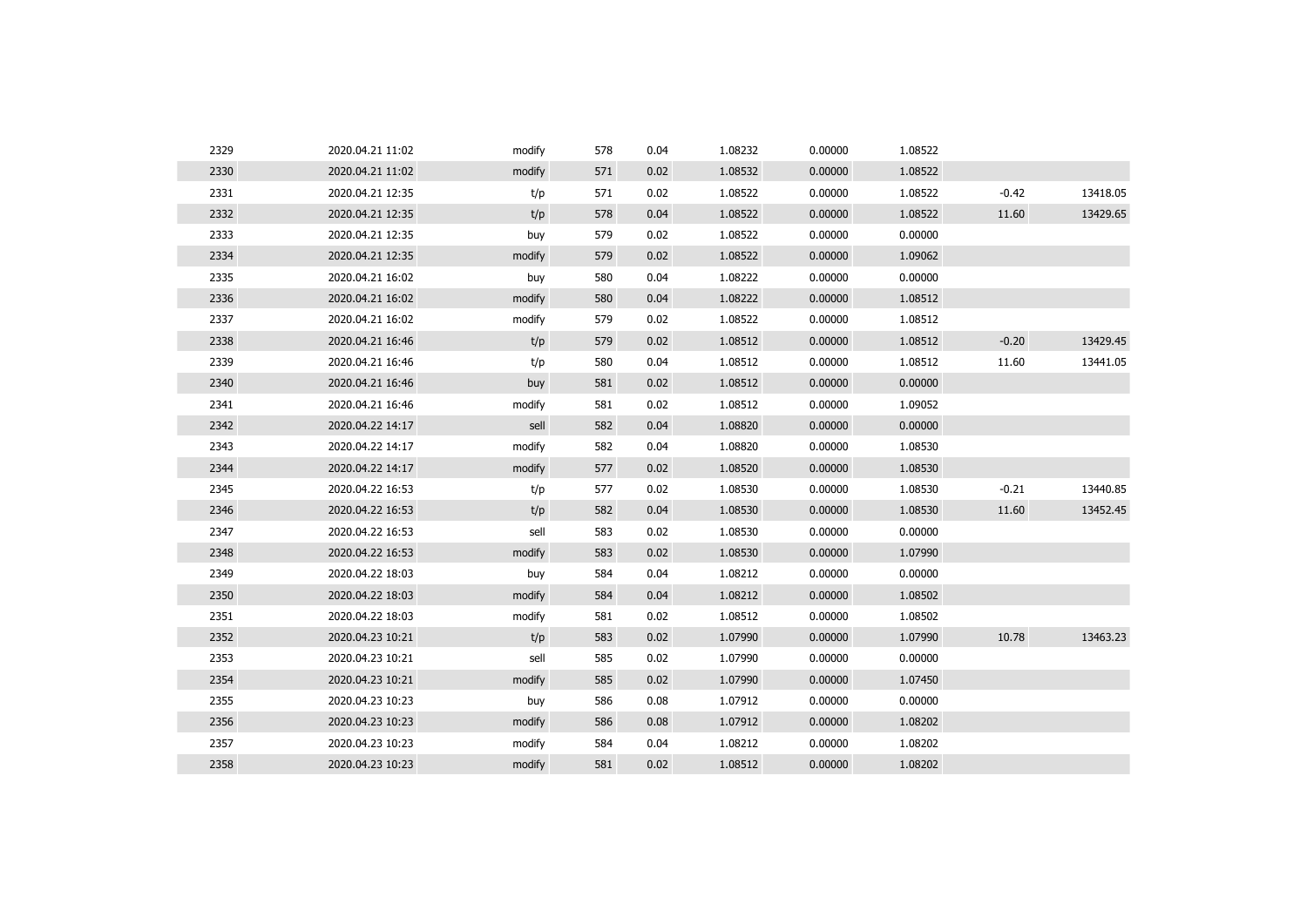| | | | | | | | | | |
|---|---|---|---|---|---|---|---|---|---|
| 2329 | 2020.04.21 11:02 | modify | 578 | 0.04 | 1.08232 | 0.00000 | 1.08522 | | |
| 2330 | 2020.04.21 11:02 | modify | 571 | 0.02 | 1.08532 | 0.00000 | 1.08522 | | |
| 2331 | 2020.04.21 12:35 | t/p | 571 | 0.02 | 1.08522 | 0.00000 | 1.08522 | -0.42 | 13418.05 |
| 2332 | 2020.04.21 12:35 | t/p | 578 | 0.04 | 1.08522 | 0.00000 | 1.08522 | 11.60 | 13429.65 |
| 2333 | 2020.04.21 12:35 | buy | 579 | 0.02 | 1.08522 | 0.00000 | 0.00000 | | |
| 2334 | 2020.04.21 12:35 | modify | 579 | 0.02 | 1.08522 | 0.00000 | 1.09062 | | |
| 2335 | 2020.04.21 16:02 | buy | 580 | 0.04 | 1.08222 | 0.00000 | 0.00000 | | |
| 2336 | 2020.04.21 16:02 | modify | 580 | 0.04 | 1.08222 | 0.00000 | 1.08512 | | |
| 2337 | 2020.04.21 16:02 | modify | 579 | 0.02 | 1.08522 | 0.00000 | 1.08512 | | |
| 2338 | 2020.04.21 16:46 | t/p | 579 | 0.02 | 1.08512 | 0.00000 | 1.08512 | -0.20 | 13429.45 |
| 2339 | 2020.04.21 16:46 | t/p | 580 | 0.04 | 1.08512 | 0.00000 | 1.08512 | 11.60 | 13441.05 |
| 2340 | 2020.04.21 16:46 | buy | 581 | 0.02 | 1.08512 | 0.00000 | 0.00000 | | |
| 2341 | 2020.04.21 16:46 | modify | 581 | 0.02 | 1.08512 | 0.00000 | 1.09052 | | |
| 2342 | 2020.04.22 14:17 | sell | 582 | 0.04 | 1.08820 | 0.00000 | 0.00000 | | |
| 2343 | 2020.04.22 14:17 | modify | 582 | 0.04 | 1.08820 | 0.00000 | 1.08530 | | |
| 2344 | 2020.04.22 14:17 | modify | 577 | 0.02 | 1.08520 | 0.00000 | 1.08530 | | |
| 2345 | 2020.04.22 16:53 | t/p | 577 | 0.02 | 1.08530 | 0.00000 | 1.08530 | -0.21 | 13440.85 |
| 2346 | 2020.04.22 16:53 | t/p | 582 | 0.04 | 1.08530 | 0.00000 | 1.08530 | 11.60 | 13452.45 |
| 2347 | 2020.04.22 16:53 | sell | 583 | 0.02 | 1.08530 | 0.00000 | 0.00000 | | |
| 2348 | 2020.04.22 16:53 | modify | 583 | 0.02 | 1.08530 | 0.00000 | 1.07990 | | |
| 2349 | 2020.04.22 18:03 | buy | 584 | 0.04 | 1.08212 | 0.00000 | 0.00000 | | |
| 2350 | 2020.04.22 18:03 | modify | 584 | 0.04 | 1.08212 | 0.00000 | 1.08502 | | |
| 2351 | 2020.04.22 18:03 | modify | 581 | 0.02 | 1.08512 | 0.00000 | 1.08502 | | |
| 2352 | 2020.04.23 10:21 | t/p | 583 | 0.02 | 1.07990 | 0.00000 | 1.07990 | 10.78 | 13463.23 |
| 2353 | 2020.04.23 10:21 | sell | 585 | 0.02 | 1.07990 | 0.00000 | 0.00000 | | |
| 2354 | 2020.04.23 10:21 | modify | 585 | 0.02 | 1.07990 | 0.00000 | 1.07450 | | |
| 2355 | 2020.04.23 10:23 | buy | 586 | 0.08 | 1.07912 | 0.00000 | 0.00000 | | |
| 2356 | 2020.04.23 10:23 | modify | 586 | 0.08 | 1.07912 | 0.00000 | 1.08202 | | |
| 2357 | 2020.04.23 10:23 | modify | 584 | 0.04 | 1.08212 | 0.00000 | 1.08202 | | |
| 2358 | 2020.04.23 10:23 | modify | 581 | 0.02 | 1.08512 | 0.00000 | 1.08202 | | |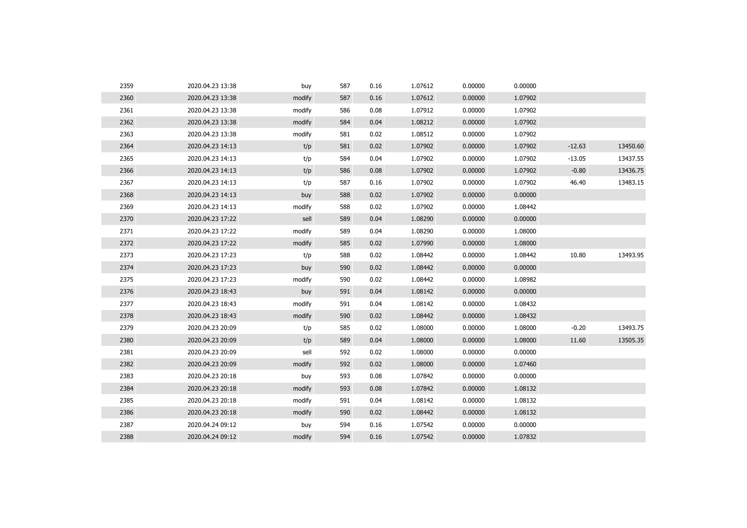| | | | | | | | | | |
|---|---|---|---|---|---|---|---|---|---|
| 2359 | 2020.04.23 13:38 | buy | 587 | 0.16 | 1.07612 | 0.00000 | 0.00000 | | |
| 2360 | 2020.04.23 13:38 | modify | 587 | 0.16 | 1.07612 | 0.00000 | 1.07902 | | |
| 2361 | 2020.04.23 13:38 | modify | 586 | 0.08 | 1.07912 | 0.00000 | 1.07902 | | |
| 2362 | 2020.04.23 13:38 | modify | 584 | 0.04 | 1.08212 | 0.00000 | 1.07902 | | |
| 2363 | 2020.04.23 13:38 | modify | 581 | 0.02 | 1.08512 | 0.00000 | 1.07902 | | |
| 2364 | 2020.04.23 14:13 | t/p | 581 | 0.02 | 1.07902 | 0.00000 | 1.07902 | -12.63 | 13450.60 |
| 2365 | 2020.04.23 14:13 | t/p | 584 | 0.04 | 1.07902 | 0.00000 | 1.07902 | -13.05 | 13437.55 |
| 2366 | 2020.04.23 14:13 | t/p | 586 | 0.08 | 1.07902 | 0.00000 | 1.07902 | -0.80 | 13436.75 |
| 2367 | 2020.04.23 14:13 | t/p | 587 | 0.16 | 1.07902 | 0.00000 | 1.07902 | 46.40 | 13483.15 |
| 2368 | 2020.04.23 14:13 | buy | 588 | 0.02 | 1.07902 | 0.00000 | 0.00000 | | |
| 2369 | 2020.04.23 14:13 | modify | 588 | 0.02 | 1.07902 | 0.00000 | 1.08442 | | |
| 2370 | 2020.04.23 17:22 | sell | 589 | 0.04 | 1.08290 | 0.00000 | 0.00000 | | |
| 2371 | 2020.04.23 17:22 | modify | 589 | 0.04 | 1.08290 | 0.00000 | 1.08000 | | |
| 2372 | 2020.04.23 17:22 | modify | 585 | 0.02 | 1.07990 | 0.00000 | 1.08000 | | |
| 2373 | 2020.04.23 17:23 | t/p | 588 | 0.02 | 1.08442 | 0.00000 | 1.08442 | 10.80 | 13493.95 |
| 2374 | 2020.04.23 17:23 | buy | 590 | 0.02 | 1.08442 | 0.00000 | 0.00000 | | |
| 2375 | 2020.04.23 17:23 | modify | 590 | 0.02 | 1.08442 | 0.00000 | 1.08982 | | |
| 2376 | 2020.04.23 18:43 | buy | 591 | 0.04 | 1.08142 | 0.00000 | 0.00000 | | |
| 2377 | 2020.04.23 18:43 | modify | 591 | 0.04 | 1.08142 | 0.00000 | 1.08432 | | |
| 2378 | 2020.04.23 18:43 | modify | 590 | 0.02 | 1.08442 | 0.00000 | 1.08432 | | |
| 2379 | 2020.04.23 20:09 | t/p | 585 | 0.02 | 1.08000 | 0.00000 | 1.08000 | -0.20 | 13493.75 |
| 2380 | 2020.04.23 20:09 | t/p | 589 | 0.04 | 1.08000 | 0.00000 | 1.08000 | 11.60 | 13505.35 |
| 2381 | 2020.04.23 20:09 | sell | 592 | 0.02 | 1.08000 | 0.00000 | 0.00000 | | |
| 2382 | 2020.04.23 20:09 | modify | 592 | 0.02 | 1.08000 | 0.00000 | 1.07460 | | |
| 2383 | 2020.04.23 20:18 | buy | 593 | 0.08 | 1.07842 | 0.00000 | 0.00000 | | |
| 2384 | 2020.04.23 20:18 | modify | 593 | 0.08 | 1.07842 | 0.00000 | 1.08132 | | |
| 2385 | 2020.04.23 20:18 | modify | 591 | 0.04 | 1.08142 | 0.00000 | 1.08132 | | |
| 2386 | 2020.04.23 20:18 | modify | 590 | 0.02 | 1.08442 | 0.00000 | 1.08132 | | |
| 2387 | 2020.04.24 09:12 | buy | 594 | 0.16 | 1.07542 | 0.00000 | 0.00000 | | |
| 2388 | 2020.04.24 09:12 | modify | 594 | 0.16 | 1.07542 | 0.00000 | 1.07832 | | |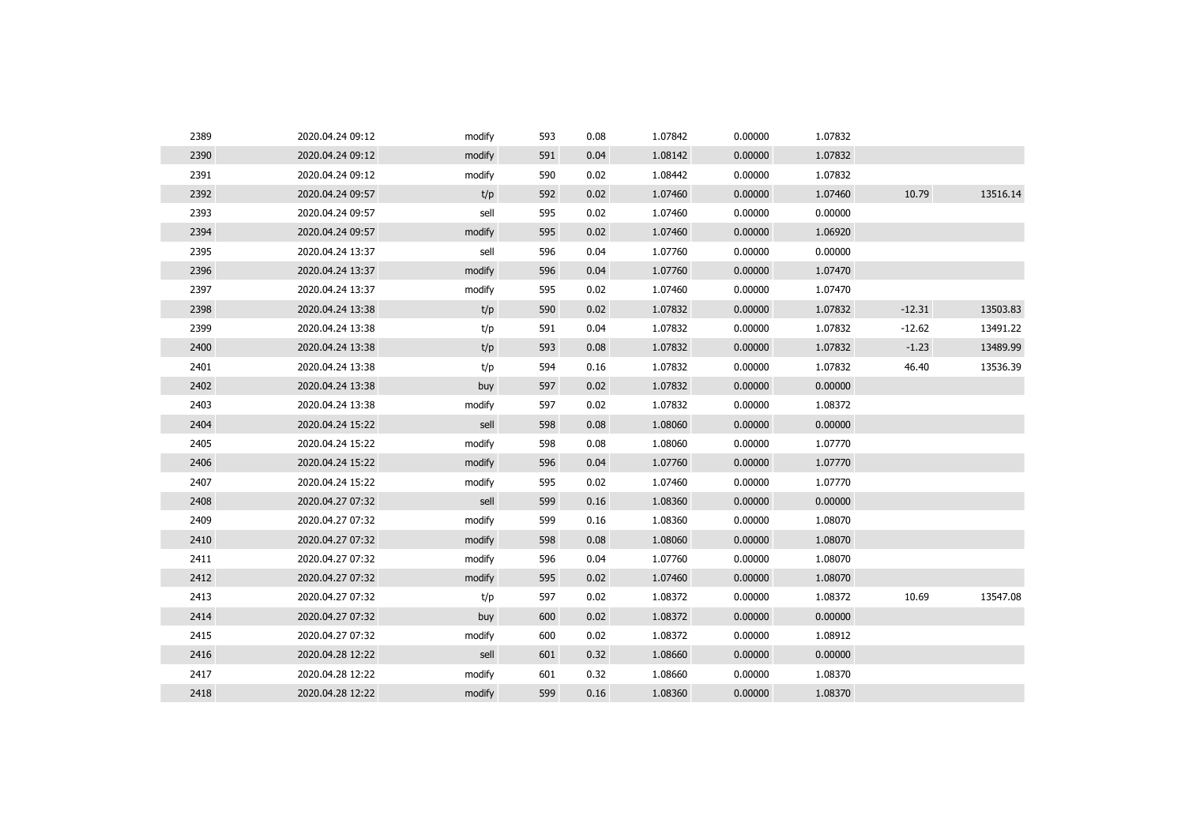| | | | | | | | | | |
|---|---|---|---|---|---|---|---|---|---|
| 2389 | 2020.04.24 09:12 | modify | 593 | 0.08 | 1.07842 | 0.00000 | 1.07832 | | |
| 2390 | 2020.04.24 09:12 | modify | 591 | 0.04 | 1.08142 | 0.00000 | 1.07832 | | |
| 2391 | 2020.04.24 09:12 | modify | 590 | 0.02 | 1.08442 | 0.00000 | 1.07832 | | |
| 2392 | 2020.04.24 09:57 | t/p | 592 | 0.02 | 1.07460 | 0.00000 | 1.07460 | 10.79 | 13516.14 |
| 2393 | 2020.04.24 09:57 | sell | 595 | 0.02 | 1.07460 | 0.00000 | 0.00000 | | |
| 2394 | 2020.04.24 09:57 | modify | 595 | 0.02 | 1.07460 | 0.00000 | 1.06920 | | |
| 2395 | 2020.04.24 13:37 | sell | 596 | 0.04 | 1.07760 | 0.00000 | 0.00000 | | |
| 2396 | 2020.04.24 13:37 | modify | 596 | 0.04 | 1.07760 | 0.00000 | 1.07470 | | |
| 2397 | 2020.04.24 13:37 | modify | 595 | 0.02 | 1.07460 | 0.00000 | 1.07470 | | |
| 2398 | 2020.04.24 13:38 | t/p | 590 | 0.02 | 1.07832 | 0.00000 | 1.07832 | -12.31 | 13503.83 |
| 2399 | 2020.04.24 13:38 | t/p | 591 | 0.04 | 1.07832 | 0.00000 | 1.07832 | -12.62 | 13491.22 |
| 2400 | 2020.04.24 13:38 | t/p | 593 | 0.08 | 1.07832 | 0.00000 | 1.07832 | -1.23 | 13489.99 |
| 2401 | 2020.04.24 13:38 | t/p | 594 | 0.16 | 1.07832 | 0.00000 | 1.07832 | 46.40 | 13536.39 |
| 2402 | 2020.04.24 13:38 | buy | 597 | 0.02 | 1.07832 | 0.00000 | 0.00000 | | |
| 2403 | 2020.04.24 13:38 | modify | 597 | 0.02 | 1.07832 | 0.00000 | 1.08372 | | |
| 2404 | 2020.04.24 15:22 | sell | 598 | 0.08 | 1.08060 | 0.00000 | 0.00000 | | |
| 2405 | 2020.04.24 15:22 | modify | 598 | 0.08 | 1.08060 | 0.00000 | 1.07770 | | |
| 2406 | 2020.04.24 15:22 | modify | 596 | 0.04 | 1.07760 | 0.00000 | 1.07770 | | |
| 2407 | 2020.04.24 15:22 | modify | 595 | 0.02 | 1.07460 | 0.00000 | 1.07770 | | |
| 2408 | 2020.04.27 07:32 | sell | 599 | 0.16 | 1.08360 | 0.00000 | 0.00000 | | |
| 2409 | 2020.04.27 07:32 | modify | 599 | 0.16 | 1.08360 | 0.00000 | 1.08070 | | |
| 2410 | 2020.04.27 07:32 | modify | 598 | 0.08 | 1.08060 | 0.00000 | 1.08070 | | |
| 2411 | 2020.04.27 07:32 | modify | 596 | 0.04 | 1.07760 | 0.00000 | 1.08070 | | |
| 2412 | 2020.04.27 07:32 | modify | 595 | 0.02 | 1.07460 | 0.00000 | 1.08070 | | |
| 2413 | 2020.04.27 07:32 | t/p | 597 | 0.02 | 1.08372 | 0.00000 | 1.08372 | 10.69 | 13547.08 |
| 2414 | 2020.04.27 07:32 | buy | 600 | 0.02 | 1.08372 | 0.00000 | 0.00000 | | |
| 2415 | 2020.04.27 07:32 | modify | 600 | 0.02 | 1.08372 | 0.00000 | 1.08912 | | |
| 2416 | 2020.04.28 12:22 | sell | 601 | 0.32 | 1.08660 | 0.00000 | 0.00000 | | |
| 2417 | 2020.04.28 12:22 | modify | 601 | 0.32 | 1.08660 | 0.00000 | 1.08370 | | |
| 2418 | 2020.04.28 12:22 | modify | 599 | 0.16 | 1.08360 | 0.00000 | 1.08370 | | |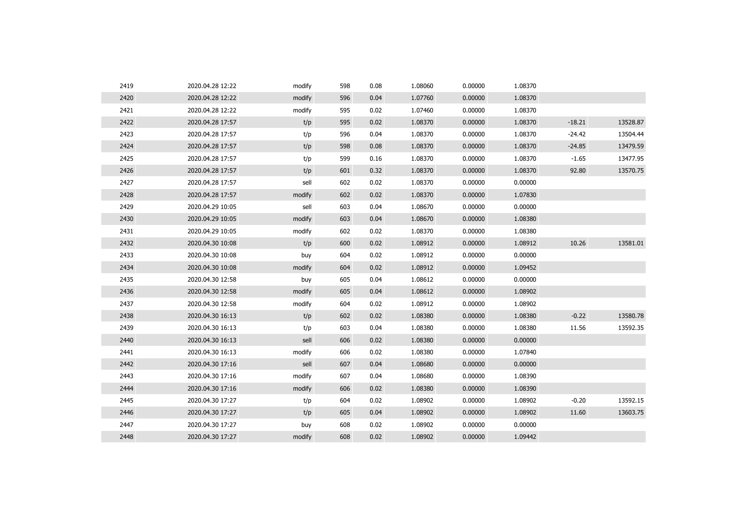| | | | | | | | | | |
|---|---|---|---|---|---|---|---|---|---|
| 2419 | 2020.04.28 12:22 | modify | 598 | 0.08 | 1.08060 | 0.00000 | 1.08370 | | |
| 2420 | 2020.04.28 12:22 | modify | 596 | 0.04 | 1.07760 | 0.00000 | 1.08370 | | |
| 2421 | 2020.04.28 12:22 | modify | 595 | 0.02 | 1.07460 | 0.00000 | 1.08370 | | |
| 2422 | 2020.04.28 17:57 | t/p | 595 | 0.02 | 1.08370 | 0.00000 | 1.08370 | -18.21 | 13528.87 |
| 2423 | 2020.04.28 17:57 | t/p | 596 | 0.04 | 1.08370 | 0.00000 | 1.08370 | -24.42 | 13504.44 |
| 2424 | 2020.04.28 17:57 | t/p | 598 | 0.08 | 1.08370 | 0.00000 | 1.08370 | -24.85 | 13479.59 |
| 2425 | 2020.04.28 17:57 | t/p | 599 | 0.16 | 1.08370 | 0.00000 | 1.08370 | -1.65 | 13477.95 |
| 2426 | 2020.04.28 17:57 | t/p | 601 | 0.32 | 1.08370 | 0.00000 | 1.08370 | 92.80 | 13570.75 |
| 2427 | 2020.04.28 17:57 | sell | 602 | 0.02 | 1.08370 | 0.00000 | 0.00000 | | |
| 2428 | 2020.04.28 17:57 | modify | 602 | 0.02 | 1.08370 | 0.00000 | 1.07830 | | |
| 2429 | 2020.04.29 10:05 | sell | 603 | 0.04 | 1.08670 | 0.00000 | 0.00000 | | |
| 2430 | 2020.04.29 10:05 | modify | 603 | 0.04 | 1.08670 | 0.00000 | 1.08380 | | |
| 2431 | 2020.04.29 10:05 | modify | 602 | 0.02 | 1.08370 | 0.00000 | 1.08380 | | |
| 2432 | 2020.04.30 10:08 | t/p | 600 | 0.02 | 1.08912 | 0.00000 | 1.08912 | 10.26 | 13581.01 |
| 2433 | 2020.04.30 10:08 | buy | 604 | 0.02 | 1.08912 | 0.00000 | 0.00000 | | |
| 2434 | 2020.04.30 10:08 | modify | 604 | 0.02 | 1.08912 | 0.00000 | 1.09452 | | |
| 2435 | 2020.04.30 12:58 | buy | 605 | 0.04 | 1.08612 | 0.00000 | 0.00000 | | |
| 2436 | 2020.04.30 12:58 | modify | 605 | 0.04 | 1.08612 | 0.00000 | 1.08902 | | |
| 2437 | 2020.04.30 12:58 | modify | 604 | 0.02 | 1.08912 | 0.00000 | 1.08902 | | |
| 2438 | 2020.04.30 16:13 | t/p | 602 | 0.02 | 1.08380 | 0.00000 | 1.08380 | -0.22 | 13580.78 |
| 2439 | 2020.04.30 16:13 | t/p | 603 | 0.04 | 1.08380 | 0.00000 | 1.08380 | 11.56 | 13592.35 |
| 2440 | 2020.04.30 16:13 | sell | 606 | 0.02 | 1.08380 | 0.00000 | 0.00000 | | |
| 2441 | 2020.04.30 16:13 | modify | 606 | 0.02 | 1.08380 | 0.00000 | 1.07840 | | |
| 2442 | 2020.04.30 17:16 | sell | 607 | 0.04 | 1.08680 | 0.00000 | 0.00000 | | |
| 2443 | 2020.04.30 17:16 | modify | 607 | 0.04 | 1.08680 | 0.00000 | 1.08390 | | |
| 2444 | 2020.04.30 17:16 | modify | 606 | 0.02 | 1.08380 | 0.00000 | 1.08390 | | |
| 2445 | 2020.04.30 17:27 | t/p | 604 | 0.02 | 1.08902 | 0.00000 | 1.08902 | -0.20 | 13592.15 |
| 2446 | 2020.04.30 17:27 | t/p | 605 | 0.04 | 1.08902 | 0.00000 | 1.08902 | 11.60 | 13603.75 |
| 2447 | 2020.04.30 17:27 | buy | 608 | 0.02 | 1.08902 | 0.00000 | 0.00000 | | |
| 2448 | 2020.04.30 17:27 | modify | 608 | 0.02 | 1.08902 | 0.00000 | 1.09442 | | |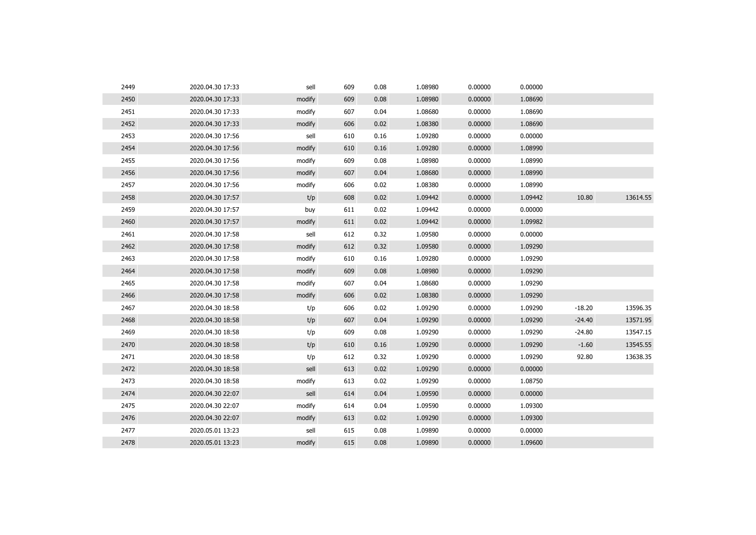| | | | | | | | | | |
|---|---|---|---|---|---|---|---|---|---|
| 2449 | 2020.04.30 17:33 | sell | 609 | 0.08 | 1.08980 | 0.00000 | 0.00000 | | |
| 2450 | 2020.04.30 17:33 | modify | 609 | 0.08 | 1.08980 | 0.00000 | 1.08690 | | |
| 2451 | 2020.04.30 17:33 | modify | 607 | 0.04 | 1.08680 | 0.00000 | 1.08690 | | |
| 2452 | 2020.04.30 17:33 | modify | 606 | 0.02 | 1.08380 | 0.00000 | 1.08690 | | |
| 2453 | 2020.04.30 17:56 | sell | 610 | 0.16 | 1.09280 | 0.00000 | 0.00000 | | |
| 2454 | 2020.04.30 17:56 | modify | 610 | 0.16 | 1.09280 | 0.00000 | 1.08990 | | |
| 2455 | 2020.04.30 17:56 | modify | 609 | 0.08 | 1.08980 | 0.00000 | 1.08990 | | |
| 2456 | 2020.04.30 17:56 | modify | 607 | 0.04 | 1.08680 | 0.00000 | 1.08990 | | |
| 2457 | 2020.04.30 17:56 | modify | 606 | 0.02 | 1.08380 | 0.00000 | 1.08990 | | |
| 2458 | 2020.04.30 17:57 | t/p | 608 | 0.02 | 1.09442 | 0.00000 | 1.09442 | 10.80 | 13614.55 |
| 2459 | 2020.04.30 17:57 | buy | 611 | 0.02 | 1.09442 | 0.00000 | 0.00000 | | |
| 2460 | 2020.04.30 17:57 | modify | 611 | 0.02 | 1.09442 | 0.00000 | 1.09982 | | |
| 2461 | 2020.04.30 17:58 | sell | 612 | 0.32 | 1.09580 | 0.00000 | 0.00000 | | |
| 2462 | 2020.04.30 17:58 | modify | 612 | 0.32 | 1.09580 | 0.00000 | 1.09290 | | |
| 2463 | 2020.04.30 17:58 | modify | 610 | 0.16 | 1.09280 | 0.00000 | 1.09290 | | |
| 2464 | 2020.04.30 17:58 | modify | 609 | 0.08 | 1.08980 | 0.00000 | 1.09290 | | |
| 2465 | 2020.04.30 17:58 | modify | 607 | 0.04 | 1.08680 | 0.00000 | 1.09290 | | |
| 2466 | 2020.04.30 17:58 | modify | 606 | 0.02 | 1.08380 | 0.00000 | 1.09290 | | |
| 2467 | 2020.04.30 18:58 | t/p | 606 | 0.02 | 1.09290 | 0.00000 | 1.09290 | -18.20 | 13596.35 |
| 2468 | 2020.04.30 18:58 | t/p | 607 | 0.04 | 1.09290 | 0.00000 | 1.09290 | -24.40 | 13571.95 |
| 2469 | 2020.04.30 18:58 | t/p | 609 | 0.08 | 1.09290 | 0.00000 | 1.09290 | -24.80 | 13547.15 |
| 2470 | 2020.04.30 18:58 | t/p | 610 | 0.16 | 1.09290 | 0.00000 | 1.09290 | -1.60 | 13545.55 |
| 2471 | 2020.04.30 18:58 | t/p | 612 | 0.32 | 1.09290 | 0.00000 | 1.09290 | 92.80 | 13638.35 |
| 2472 | 2020.04.30 18:58 | sell | 613 | 0.02 | 1.09290 | 0.00000 | 0.00000 | | |
| 2473 | 2020.04.30 18:58 | modify | 613 | 0.02 | 1.09290 | 0.00000 | 1.08750 | | |
| 2474 | 2020.04.30 22:07 | sell | 614 | 0.04 | 1.09590 | 0.00000 | 0.00000 | | |
| 2475 | 2020.04.30 22:07 | modify | 614 | 0.04 | 1.09590 | 0.00000 | 1.09300 | | |
| 2476 | 2020.04.30 22:07 | modify | 613 | 0.02 | 1.09290 | 0.00000 | 1.09300 | | |
| 2477 | 2020.05.01 13:23 | sell | 615 | 0.08 | 1.09890 | 0.00000 | 0.00000 | | |
| 2478 | 2020.05.01 13:23 | modify | 615 | 0.08 | 1.09890 | 0.00000 | 1.09600 | | |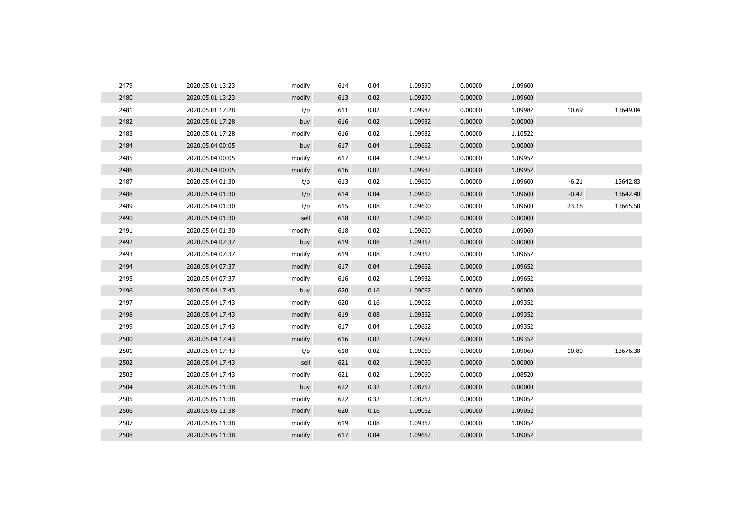| | | | | | | | | | |
|---|---|---|---|---|---|---|---|---|---|
| 2479 | 2020.05.01 13:23 | modify | 614 | 0.04 | 1.09590 | 0.00000 | 1.09600 | | |
| 2480 | 2020.05.01 13:23 | modify | 613 | 0.02 | 1.09290 | 0.00000 | 1.09600 | | |
| 2481 | 2020.05.01 17:28 | t/p | 611 | 0.02 | 1.09982 | 0.00000 | 1.09982 | 10.69 | 13649.04 |
| 2482 | 2020.05.01 17:28 | buy | 616 | 0.02 | 1.09982 | 0.00000 | 0.00000 | | |
| 2483 | 2020.05.01 17:28 | modify | 616 | 0.02 | 1.09982 | 0.00000 | 1.10522 | | |
| 2484 | 2020.05.04 00:05 | buy | 617 | 0.04 | 1.09662 | 0.00000 | 0.00000 | | |
| 2485 | 2020.05.04 00:05 | modify | 617 | 0.04 | 1.09662 | 0.00000 | 1.09952 | | |
| 2486 | 2020.05.04 00:05 | modify | 616 | 0.02 | 1.09982 | 0.00000 | 1.09952 | | |
| 2487 | 2020.05.04 01:30 | t/p | 613 | 0.02 | 1.09600 | 0.00000 | 1.09600 | -6.21 | 13642.83 |
| 2488 | 2020.05.04 01:30 | t/p | 614 | 0.04 | 1.09600 | 0.00000 | 1.09600 | -0.42 | 13642.40 |
| 2489 | 2020.05.04 01:30 | t/p | 615 | 0.08 | 1.09600 | 0.00000 | 1.09600 | 23.18 | 13665.58 |
| 2490 | 2020.05.04 01:30 | sell | 618 | 0.02 | 1.09600 | 0.00000 | 0.00000 | | |
| 2491 | 2020.05.04 01:30 | modify | 618 | 0.02 | 1.09600 | 0.00000 | 1.09060 | | |
| 2492 | 2020.05.04 07:37 | buy | 619 | 0.08 | 1.09362 | 0.00000 | 0.00000 | | |
| 2493 | 2020.05.04 07:37 | modify | 619 | 0.08 | 1.09362 | 0.00000 | 1.09652 | | |
| 2494 | 2020.05.04 07:37 | modify | 617 | 0.04 | 1.09662 | 0.00000 | 1.09652 | | |
| 2495 | 2020.05.04 07:37 | modify | 616 | 0.02 | 1.09982 | 0.00000 | 1.09652 | | |
| 2496 | 2020.05.04 17:43 | buy | 620 | 0.16 | 1.09062 | 0.00000 | 0.00000 | | |
| 2497 | 2020.05.04 17:43 | modify | 620 | 0.16 | 1.09062 | 0.00000 | 1.09352 | | |
| 2498 | 2020.05.04 17:43 | modify | 619 | 0.08 | 1.09362 | 0.00000 | 1.09352 | | |
| 2499 | 2020.05.04 17:43 | modify | 617 | 0.04 | 1.09662 | 0.00000 | 1.09352 | | |
| 2500 | 2020.05.04 17:43 | modify | 616 | 0.02 | 1.09982 | 0.00000 | 1.09352 | | |
| 2501 | 2020.05.04 17:43 | t/p | 618 | 0.02 | 1.09060 | 0.00000 | 1.09060 | 10.80 | 13676.38 |
| 2502 | 2020.05.04 17:43 | sell | 621 | 0.02 | 1.09060 | 0.00000 | 0.00000 | | |
| 2503 | 2020.05.04 17:43 | modify | 621 | 0.02 | 1.09060 | 0.00000 | 1.08520 | | |
| 2504 | 2020.05.05 11:38 | buy | 622 | 0.32 | 1.08762 | 0.00000 | 0.00000 | | |
| 2505 | 2020.05.05 11:38 | modify | 622 | 0.32 | 1.08762 | 0.00000 | 1.09052 | | |
| 2506 | 2020.05.05 11:38 | modify | 620 | 0.16 | 1.09062 | 0.00000 | 1.09052 | | |
| 2507 | 2020.05.05 11:38 | modify | 619 | 0.08 | 1.09362 | 0.00000 | 1.09052 | | |
| 2508 | 2020.05.05 11:38 | modify | 617 | 0.04 | 1.09662 | 0.00000 | 1.09052 | | |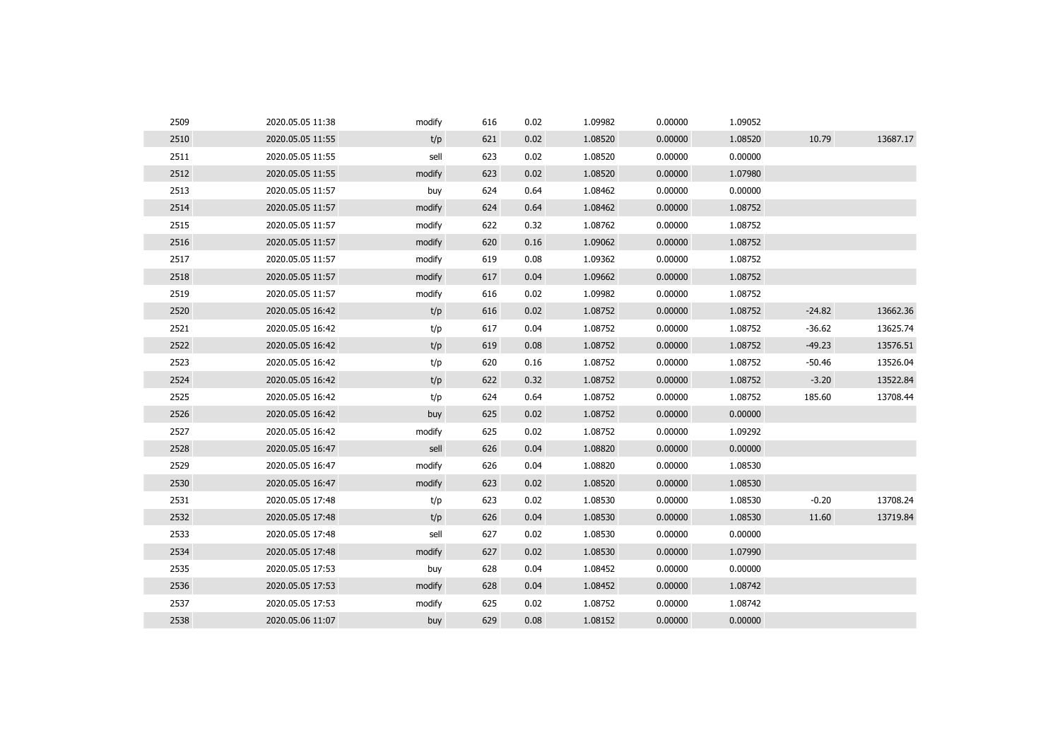| | | | | | | | | | |
|---|---|---|---|---|---|---|---|---|---|
| 2509 | 2020.05.05 11:38 | modify | 616 | 0.02 | 1.09982 | 0.00000 | 1.09052 | | |
| 2510 | 2020.05.05 11:55 | t/p | 621 | 0.02 | 1.08520 | 0.00000 | 1.08520 | 10.79 | 13687.17 |
| 2511 | 2020.05.05 11:55 | sell | 623 | 0.02 | 1.08520 | 0.00000 | 0.00000 | | |
| 2512 | 2020.05.05 11:55 | modify | 623 | 0.02 | 1.08520 | 0.00000 | 1.07980 | | |
| 2513 | 2020.05.05 11:57 | buy | 624 | 0.64 | 1.08462 | 0.00000 | 0.00000 | | |
| 2514 | 2020.05.05 11:57 | modify | 624 | 0.64 | 1.08462 | 0.00000 | 1.08752 | | |
| 2515 | 2020.05.05 11:57 | modify | 622 | 0.32 | 1.08762 | 0.00000 | 1.08752 | | |
| 2516 | 2020.05.05 11:57 | modify | 620 | 0.16 | 1.09062 | 0.00000 | 1.08752 | | |
| 2517 | 2020.05.05 11:57 | modify | 619 | 0.08 | 1.09362 | 0.00000 | 1.08752 | | |
| 2518 | 2020.05.05 11:57 | modify | 617 | 0.04 | 1.09662 | 0.00000 | 1.08752 | | |
| 2519 | 2020.05.05 11:57 | modify | 616 | 0.02 | 1.09982 | 0.00000 | 1.08752 | | |
| 2520 | 2020.05.05 16:42 | t/p | 616 | 0.02 | 1.08752 | 0.00000 | 1.08752 | -24.82 | 13662.36 |
| 2521 | 2020.05.05 16:42 | t/p | 617 | 0.04 | 1.08752 | 0.00000 | 1.08752 | -36.62 | 13625.74 |
| 2522 | 2020.05.05 16:42 | t/p | 619 | 0.08 | 1.08752 | 0.00000 | 1.08752 | -49.23 | 13576.51 |
| 2523 | 2020.05.05 16:42 | t/p | 620 | 0.16 | 1.08752 | 0.00000 | 1.08752 | -50.46 | 13526.04 |
| 2524 | 2020.05.05 16:42 | t/p | 622 | 0.32 | 1.08752 | 0.00000 | 1.08752 | -3.20 | 13522.84 |
| 2525 | 2020.05.05 16:42 | t/p | 624 | 0.64 | 1.08752 | 0.00000 | 1.08752 | 185.60 | 13708.44 |
| 2526 | 2020.05.05 16:42 | buy | 625 | 0.02 | 1.08752 | 0.00000 | 0.00000 | | |
| 2527 | 2020.05.05 16:42 | modify | 625 | 0.02 | 1.08752 | 0.00000 | 1.09292 | | |
| 2528 | 2020.05.05 16:47 | sell | 626 | 0.04 | 1.08820 | 0.00000 | 0.00000 | | |
| 2529 | 2020.05.05 16:47 | modify | 626 | 0.04 | 1.08820 | 0.00000 | 1.08530 | | |
| 2530 | 2020.05.05 16:47 | modify | 623 | 0.02 | 1.08520 | 0.00000 | 1.08530 | | |
| 2531 | 2020.05.05 17:48 | t/p | 623 | 0.02 | 1.08530 | 0.00000 | 1.08530 | -0.20 | 13708.24 |
| 2532 | 2020.05.05 17:48 | t/p | 626 | 0.04 | 1.08530 | 0.00000 | 1.08530 | 11.60 | 13719.84 |
| 2533 | 2020.05.05 17:48 | sell | 627 | 0.02 | 1.08530 | 0.00000 | 0.00000 | | |
| 2534 | 2020.05.05 17:48 | modify | 627 | 0.02 | 1.08530 | 0.00000 | 1.07990 | | |
| 2535 | 2020.05.05 17:53 | buy | 628 | 0.04 | 1.08452 | 0.00000 | 0.00000 | | |
| 2536 | 2020.05.05 17:53 | modify | 628 | 0.04 | 1.08452 | 0.00000 | 1.08742 | | |
| 2537 | 2020.05.05 17:53 | modify | 625 | 0.02 | 1.08752 | 0.00000 | 1.08742 | | |
| 2538 | 2020.05.06 11:07 | buy | 629 | 0.08 | 1.08152 | 0.00000 | 0.00000 | | |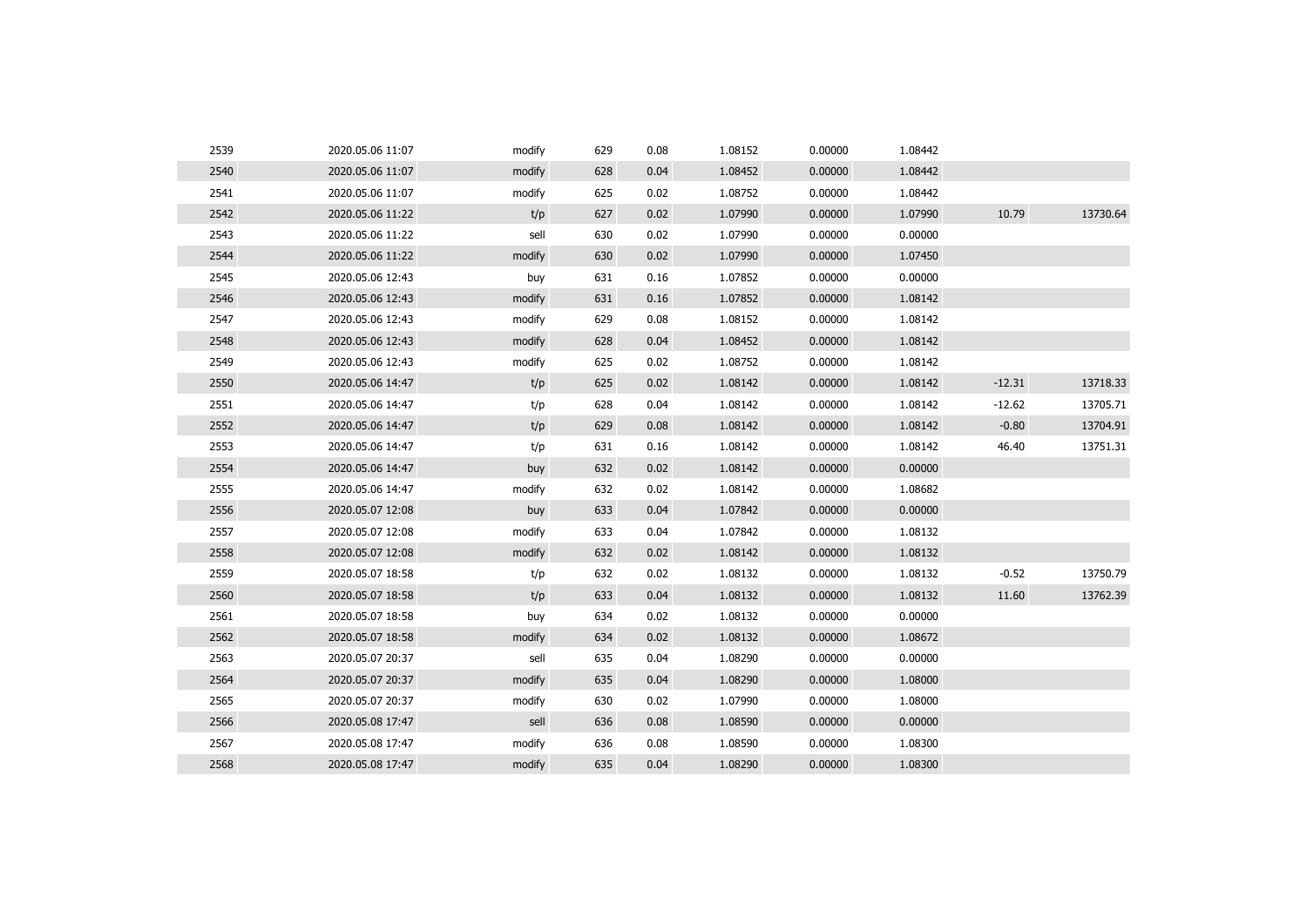| | | | | | | | | | |
|---|---|---|---|---|---|---|---|---|---|
| 2539 | 2020.05.06 11:07 | modify | 629 | 0.08 | 1.08152 | 0.00000 | 1.08442 | | |
| 2540 | 2020.05.06 11:07 | modify | 628 | 0.04 | 1.08452 | 0.00000 | 1.08442 | | |
| 2541 | 2020.05.06 11:07 | modify | 625 | 0.02 | 1.08752 | 0.00000 | 1.08442 | | |
| 2542 | 2020.05.06 11:22 | t/p | 627 | 0.02 | 1.07990 | 0.00000 | 1.07990 | 10.79 | 13730.64 |
| 2543 | 2020.05.06 11:22 | sell | 630 | 0.02 | 1.07990 | 0.00000 | 0.00000 | | |
| 2544 | 2020.05.06 11:22 | modify | 630 | 0.02 | 1.07990 | 0.00000 | 1.07450 | | |
| 2545 | 2020.05.06 12:43 | buy | 631 | 0.16 | 1.07852 | 0.00000 | 0.00000 | | |
| 2546 | 2020.05.06 12:43 | modify | 631 | 0.16 | 1.07852 | 0.00000 | 1.08142 | | |
| 2547 | 2020.05.06 12:43 | modify | 629 | 0.08 | 1.08152 | 0.00000 | 1.08142 | | |
| 2548 | 2020.05.06 12:43 | modify | 628 | 0.04 | 1.08452 | 0.00000 | 1.08142 | | |
| 2549 | 2020.05.06 12:43 | modify | 625 | 0.02 | 1.08752 | 0.00000 | 1.08142 | | |
| 2550 | 2020.05.06 14:47 | t/p | 625 | 0.02 | 1.08142 | 0.00000 | 1.08142 | -12.31 | 13718.33 |
| 2551 | 2020.05.06 14:47 | t/p | 628 | 0.04 | 1.08142 | 0.00000 | 1.08142 | -12.62 | 13705.71 |
| 2552 | 2020.05.06 14:47 | t/p | 629 | 0.08 | 1.08142 | 0.00000 | 1.08142 | -0.80 | 13704.91 |
| 2553 | 2020.05.06 14:47 | t/p | 631 | 0.16 | 1.08142 | 0.00000 | 1.08142 | 46.40 | 13751.31 |
| 2554 | 2020.05.06 14:47 | buy | 632 | 0.02 | 1.08142 | 0.00000 | 0.00000 | | |
| 2555 | 2020.05.06 14:47 | modify | 632 | 0.02 | 1.08142 | 0.00000 | 1.08682 | | |
| 2556 | 2020.05.07 12:08 | buy | 633 | 0.04 | 1.07842 | 0.00000 | 0.00000 | | |
| 2557 | 2020.05.07 12:08 | modify | 633 | 0.04 | 1.07842 | 0.00000 | 1.08132 | | |
| 2558 | 2020.05.07 12:08 | modify | 632 | 0.02 | 1.08142 | 0.00000 | 1.08132 | | |
| 2559 | 2020.05.07 18:58 | t/p | 632 | 0.02 | 1.08132 | 0.00000 | 1.08132 | -0.52 | 13750.79 |
| 2560 | 2020.05.07 18:58 | t/p | 633 | 0.04 | 1.08132 | 0.00000 | 1.08132 | 11.60 | 13762.39 |
| 2561 | 2020.05.07 18:58 | buy | 634 | 0.02 | 1.08132 | 0.00000 | 0.00000 | | |
| 2562 | 2020.05.07 18:58 | modify | 634 | 0.02 | 1.08132 | 0.00000 | 1.08672 | | |
| 2563 | 2020.05.07 20:37 | sell | 635 | 0.04 | 1.08290 | 0.00000 | 0.00000 | | |
| 2564 | 2020.05.07 20:37 | modify | 635 | 0.04 | 1.08290 | 0.00000 | 1.08000 | | |
| 2565 | 2020.05.07 20:37 | modify | 630 | 0.02 | 1.07990 | 0.00000 | 1.08000 | | |
| 2566 | 2020.05.08 17:47 | sell | 636 | 0.08 | 1.08590 | 0.00000 | 0.00000 | | |
| 2567 | 2020.05.08 17:47 | modify | 636 | 0.08 | 1.08590 | 0.00000 | 1.08300 | | |
| 2568 | 2020.05.08 17:47 | modify | 635 | 0.04 | 1.08290 | 0.00000 | 1.08300 | | |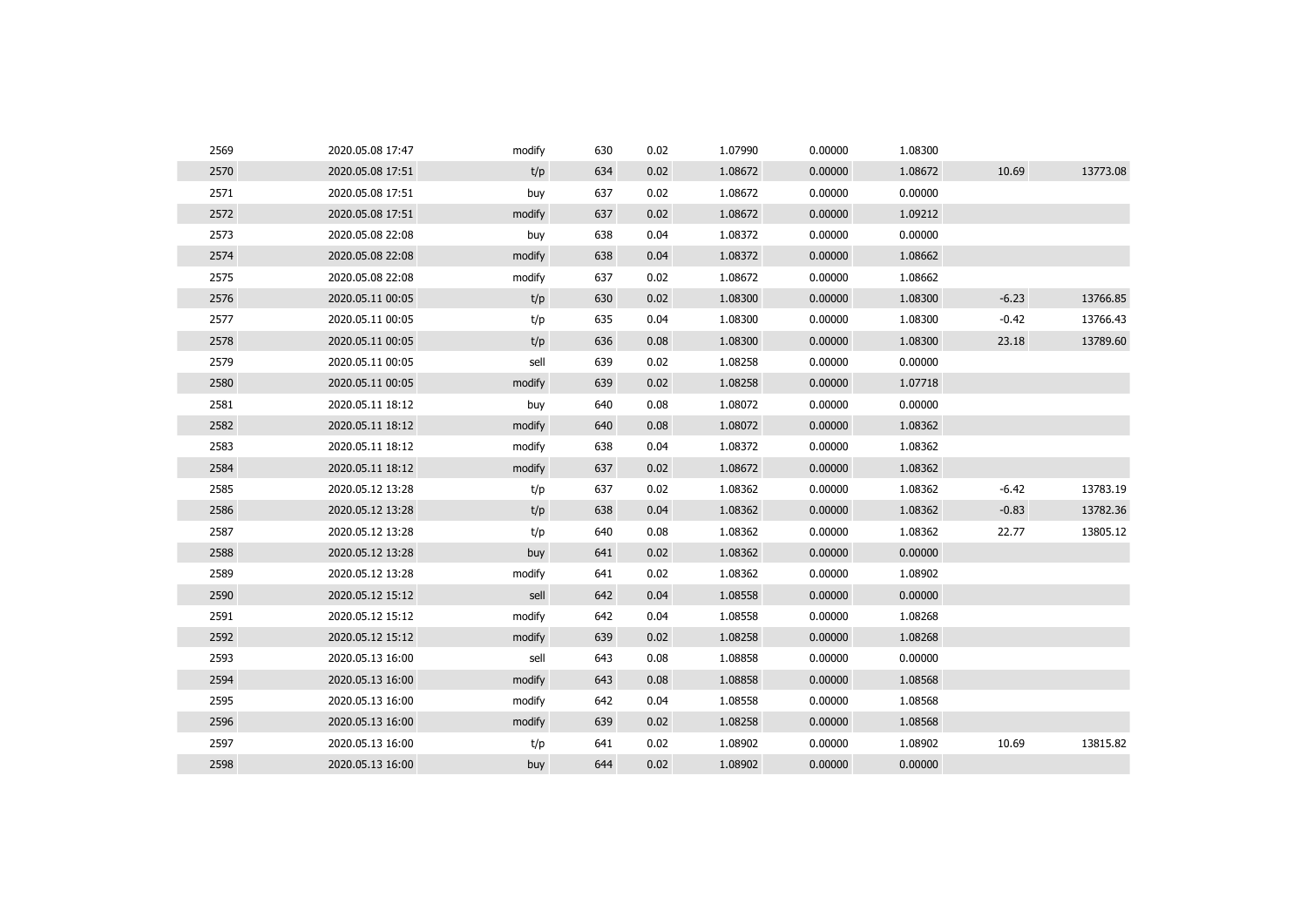| | | | | | | | | | |
|---|---|---|---|---|---|---|---|---|---|
| 2569 | 2020.05.08 17:47 | modify | 630 | 0.02 | 1.07990 | 0.00000 | 1.08300 | | |
| 2570 | 2020.05.08 17:51 | t/p | 634 | 0.02 | 1.08672 | 0.00000 | 1.08672 | 10.69 | 13773.08 |
| 2571 | 2020.05.08 17:51 | buy | 637 | 0.02 | 1.08672 | 0.00000 | 0.00000 | | |
| 2572 | 2020.05.08 17:51 | modify | 637 | 0.02 | 1.08672 | 0.00000 | 1.09212 | | |
| 2573 | 2020.05.08 22:08 | buy | 638 | 0.04 | 1.08372 | 0.00000 | 0.00000 | | |
| 2574 | 2020.05.08 22:08 | modify | 638 | 0.04 | 1.08372 | 0.00000 | 1.08662 | | |
| 2575 | 2020.05.08 22:08 | modify | 637 | 0.02 | 1.08672 | 0.00000 | 1.08662 | | |
| 2576 | 2020.05.11 00:05 | t/p | 630 | 0.02 | 1.08300 | 0.00000 | 1.08300 | -6.23 | 13766.85 |
| 2577 | 2020.05.11 00:05 | t/p | 635 | 0.04 | 1.08300 | 0.00000 | 1.08300 | -0.42 | 13766.43 |
| 2578 | 2020.05.11 00:05 | t/p | 636 | 0.08 | 1.08300 | 0.00000 | 1.08300 | 23.18 | 13789.60 |
| 2579 | 2020.05.11 00:05 | sell | 639 | 0.02 | 1.08258 | 0.00000 | 0.00000 | | |
| 2580 | 2020.05.11 00:05 | modify | 639 | 0.02 | 1.08258 | 0.00000 | 1.07718 | | |
| 2581 | 2020.05.11 18:12 | buy | 640 | 0.08 | 1.08072 | 0.00000 | 0.00000 | | |
| 2582 | 2020.05.11 18:12 | modify | 640 | 0.08 | 1.08072 | 0.00000 | 1.08362 | | |
| 2583 | 2020.05.11 18:12 | modify | 638 | 0.04 | 1.08372 | 0.00000 | 1.08362 | | |
| 2584 | 2020.05.11 18:12 | modify | 637 | 0.02 | 1.08672 | 0.00000 | 1.08362 | | |
| 2585 | 2020.05.12 13:28 | t/p | 637 | 0.02 | 1.08362 | 0.00000 | 1.08362 | -6.42 | 13783.19 |
| 2586 | 2020.05.12 13:28 | t/p | 638 | 0.04 | 1.08362 | 0.00000 | 1.08362 | -0.83 | 13782.36 |
| 2587 | 2020.05.12 13:28 | t/p | 640 | 0.08 | 1.08362 | 0.00000 | 1.08362 | 22.77 | 13805.12 |
| 2588 | 2020.05.12 13:28 | buy | 641 | 0.02 | 1.08362 | 0.00000 | 0.00000 | | |
| 2589 | 2020.05.12 13:28 | modify | 641 | 0.02 | 1.08362 | 0.00000 | 1.08902 | | |
| 2590 | 2020.05.12 15:12 | sell | 642 | 0.04 | 1.08558 | 0.00000 | 0.00000 | | |
| 2591 | 2020.05.12 15:12 | modify | 642 | 0.04 | 1.08558 | 0.00000 | 1.08268 | | |
| 2592 | 2020.05.12 15:12 | modify | 639 | 0.02 | 1.08258 | 0.00000 | 1.08268 | | |
| 2593 | 2020.05.13 16:00 | sell | 643 | 0.08 | 1.08858 | 0.00000 | 0.00000 | | |
| 2594 | 2020.05.13 16:00 | modify | 643 | 0.08 | 1.08858 | 0.00000 | 1.08568 | | |
| 2595 | 2020.05.13 16:00 | modify | 642 | 0.04 | 1.08558 | 0.00000 | 1.08568 | | |
| 2596 | 2020.05.13 16:00 | modify | 639 | 0.02 | 1.08258 | 0.00000 | 1.08568 | | |
| 2597 | 2020.05.13 16:00 | t/p | 641 | 0.02 | 1.08902 | 0.00000 | 1.08902 | 10.69 | 13815.82 |
| 2598 | 2020.05.13 16:00 | buy | 644 | 0.02 | 1.08902 | 0.00000 | 0.00000 | | |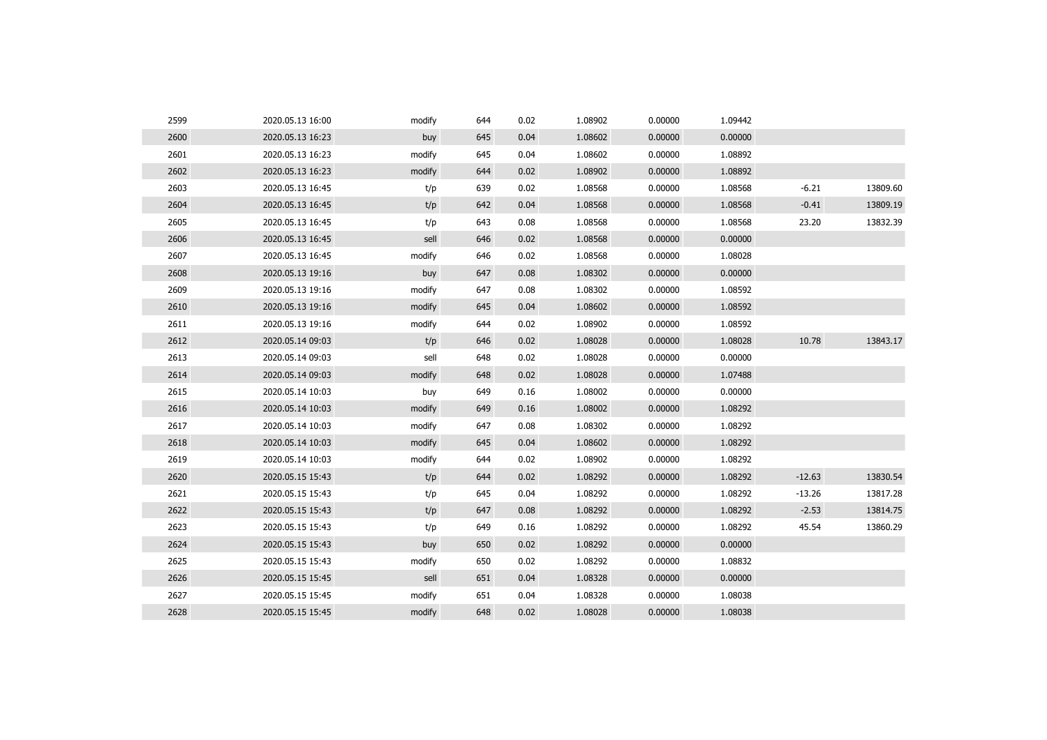| | | | | | | | | | |
|---|---|---|---|---|---|---|---|---|---|
| 2599 | 2020.05.13 16:00 | modify | 644 | 0.02 | 1.08902 | 0.00000 | 1.09442 | | |
| 2600 | 2020.05.13 16:23 | buy | 645 | 0.04 | 1.08602 | 0.00000 | 0.00000 | | |
| 2601 | 2020.05.13 16:23 | modify | 645 | 0.04 | 1.08602 | 0.00000 | 1.08892 | | |
| 2602 | 2020.05.13 16:23 | modify | 644 | 0.02 | 1.08902 | 0.00000 | 1.08892 | | |
| 2603 | 2020.05.13 16:45 | t/p | 639 | 0.02 | 1.08568 | 0.00000 | 1.08568 | -6.21 | 13809.60 |
| 2604 | 2020.05.13 16:45 | t/p | 642 | 0.04 | 1.08568 | 0.00000 | 1.08568 | -0.41 | 13809.19 |
| 2605 | 2020.05.13 16:45 | t/p | 643 | 0.08 | 1.08568 | 0.00000 | 1.08568 | 23.20 | 13832.39 |
| 2606 | 2020.05.13 16:45 | sell | 646 | 0.02 | 1.08568 | 0.00000 | 0.00000 | | |
| 2607 | 2020.05.13 16:45 | modify | 646 | 0.02 | 1.08568 | 0.00000 | 1.08028 | | |
| 2608 | 2020.05.13 19:16 | buy | 647 | 0.08 | 1.08302 | 0.00000 | 0.00000 | | |
| 2609 | 2020.05.13 19:16 | modify | 647 | 0.08 | 1.08302 | 0.00000 | 1.08592 | | |
| 2610 | 2020.05.13 19:16 | modify | 645 | 0.04 | 1.08602 | 0.00000 | 1.08592 | | |
| 2611 | 2020.05.13 19:16 | modify | 644 | 0.02 | 1.08902 | 0.00000 | 1.08592 | | |
| 2612 | 2020.05.14 09:03 | t/p | 646 | 0.02 | 1.08028 | 0.00000 | 1.08028 | 10.78 | 13843.17 |
| 2613 | 2020.05.14 09:03 | sell | 648 | 0.02 | 1.08028 | 0.00000 | 0.00000 | | |
| 2614 | 2020.05.14 09:03 | modify | 648 | 0.02 | 1.08028 | 0.00000 | 1.07488 | | |
| 2615 | 2020.05.14 10:03 | buy | 649 | 0.16 | 1.08002 | 0.00000 | 0.00000 | | |
| 2616 | 2020.05.14 10:03 | modify | 649 | 0.16 | 1.08002 | 0.00000 | 1.08292 | | |
| 2617 | 2020.05.14 10:03 | modify | 647 | 0.08 | 1.08302 | 0.00000 | 1.08292 | | |
| 2618 | 2020.05.14 10:03 | modify | 645 | 0.04 | 1.08602 | 0.00000 | 1.08292 | | |
| 2619 | 2020.05.14 10:03 | modify | 644 | 0.02 | 1.08902 | 0.00000 | 1.08292 | | |
| 2620 | 2020.05.15 15:43 | t/p | 644 | 0.02 | 1.08292 | 0.00000 | 1.08292 | -12.63 | 13830.54 |
| 2621 | 2020.05.15 15:43 | t/p | 645 | 0.04 | 1.08292 | 0.00000 | 1.08292 | -13.26 | 13817.28 |
| 2622 | 2020.05.15 15:43 | t/p | 647 | 0.08 | 1.08292 | 0.00000 | 1.08292 | -2.53 | 13814.75 |
| 2623 | 2020.05.15 15:43 | t/p | 649 | 0.16 | 1.08292 | 0.00000 | 1.08292 | 45.54 | 13860.29 |
| 2624 | 2020.05.15 15:43 | buy | 650 | 0.02 | 1.08292 | 0.00000 | 0.00000 | | |
| 2625 | 2020.05.15 15:43 | modify | 650 | 0.02 | 1.08292 | 0.00000 | 1.08832 | | |
| 2626 | 2020.05.15 15:45 | sell | 651 | 0.04 | 1.08328 | 0.00000 | 0.00000 | | |
| 2627 | 2020.05.15 15:45 | modify | 651 | 0.04 | 1.08328 | 0.00000 | 1.08038 | | |
| 2628 | 2020.05.15 15:45 | modify | 648 | 0.02 | 1.08028 | 0.00000 | 1.08038 | | |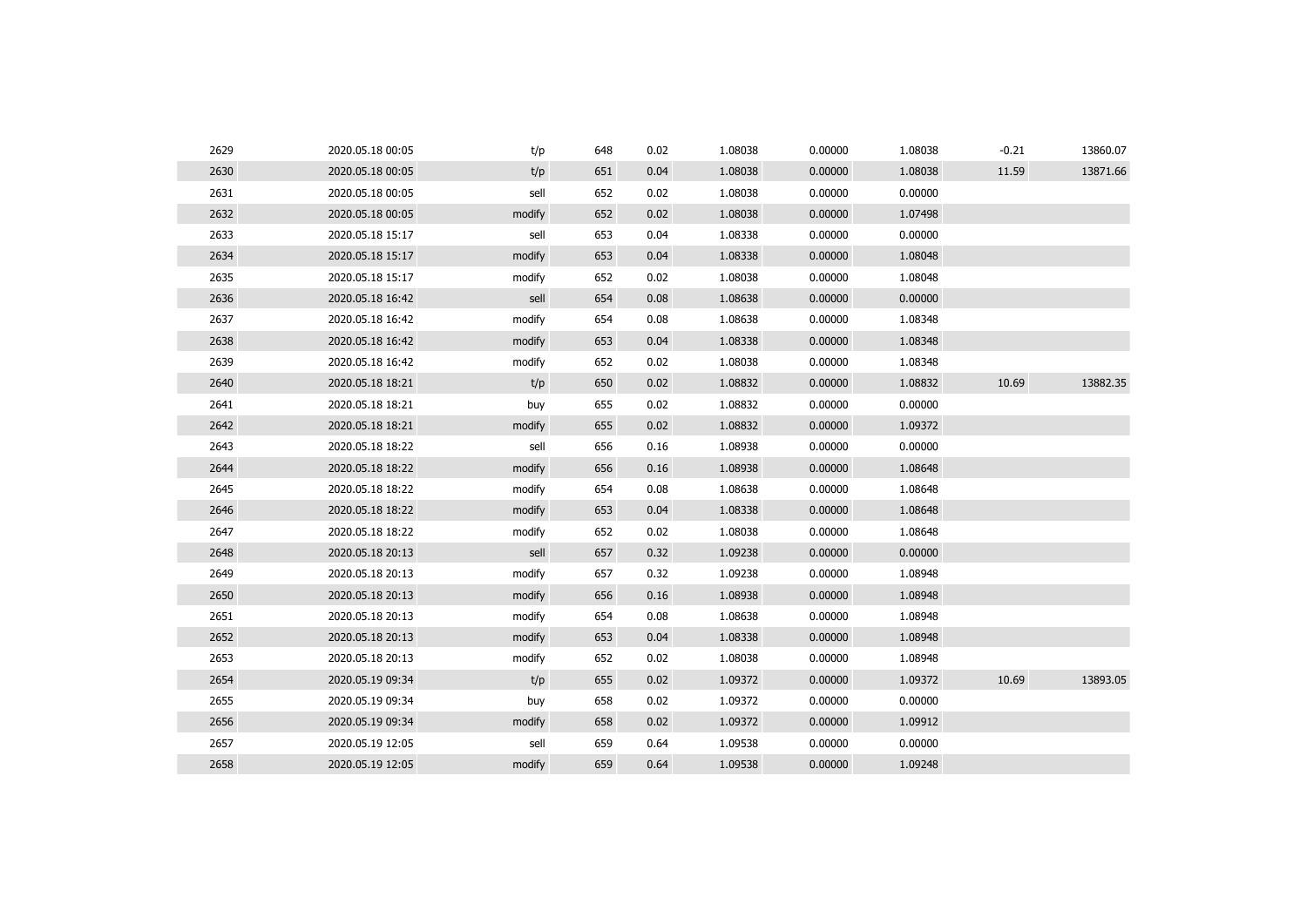| | | | | | | | | | |
|---|---|---|---|---|---|---|---|---|---|
| 2629 | 2020.05.18 00:05 | t/p | 648 | 0.02 | 1.08038 | 0.00000 | 1.08038 | -0.21 | 13860.07 |
| 2630 | 2020.05.18 00:05 | t/p | 651 | 0.04 | 1.08038 | 0.00000 | 1.08038 | 11.59 | 13871.66 |
| 2631 | 2020.05.18 00:05 | sell | 652 | 0.02 | 1.08038 | 0.00000 | 0.00000 | | |
| 2632 | 2020.05.18 00:05 | modify | 652 | 0.02 | 1.08038 | 0.00000 | 1.07498 | | |
| 2633 | 2020.05.18 15:17 | sell | 653 | 0.04 | 1.08338 | 0.00000 | 0.00000 | | |
| 2634 | 2020.05.18 15:17 | modify | 653 | 0.04 | 1.08338 | 0.00000 | 1.08048 | | |
| 2635 | 2020.05.18 15:17 | modify | 652 | 0.02 | 1.08038 | 0.00000 | 1.08048 | | |
| 2636 | 2020.05.18 16:42 | sell | 654 | 0.08 | 1.08638 | 0.00000 | 0.00000 | | |
| 2637 | 2020.05.18 16:42 | modify | 654 | 0.08 | 1.08638 | 0.00000 | 1.08348 | | |
| 2638 | 2020.05.18 16:42 | modify | 653 | 0.04 | 1.08338 | 0.00000 | 1.08348 | | |
| 2639 | 2020.05.18 16:42 | modify | 652 | 0.02 | 1.08038 | 0.00000 | 1.08348 | | |
| 2640 | 2020.05.18 18:21 | t/p | 650 | 0.02 | 1.08832 | 0.00000 | 1.08832 | 10.69 | 13882.35 |
| 2641 | 2020.05.18 18:21 | buy | 655 | 0.02 | 1.08832 | 0.00000 | 0.00000 | | |
| 2642 | 2020.05.18 18:21 | modify | 655 | 0.02 | 1.08832 | 0.00000 | 1.09372 | | |
| 2643 | 2020.05.18 18:22 | sell | 656 | 0.16 | 1.08938 | 0.00000 | 0.00000 | | |
| 2644 | 2020.05.18 18:22 | modify | 656 | 0.16 | 1.08938 | 0.00000 | 1.08648 | | |
| 2645 | 2020.05.18 18:22 | modify | 654 | 0.08 | 1.08638 | 0.00000 | 1.08648 | | |
| 2646 | 2020.05.18 18:22 | modify | 653 | 0.04 | 1.08338 | 0.00000 | 1.08648 | | |
| 2647 | 2020.05.18 18:22 | modify | 652 | 0.02 | 1.08038 | 0.00000 | 1.08648 | | |
| 2648 | 2020.05.18 20:13 | sell | 657 | 0.32 | 1.09238 | 0.00000 | 0.00000 | | |
| 2649 | 2020.05.18 20:13 | modify | 657 | 0.32 | 1.09238 | 0.00000 | 1.08948 | | |
| 2650 | 2020.05.18 20:13 | modify | 656 | 0.16 | 1.08938 | 0.00000 | 1.08948 | | |
| 2651 | 2020.05.18 20:13 | modify | 654 | 0.08 | 1.08638 | 0.00000 | 1.08948 | | |
| 2652 | 2020.05.18 20:13 | modify | 653 | 0.04 | 1.08338 | 0.00000 | 1.08948 | | |
| 2653 | 2020.05.18 20:13 | modify | 652 | 0.02 | 1.08038 | 0.00000 | 1.08948 | | |
| 2654 | 2020.05.19 09:34 | t/p | 655 | 0.02 | 1.09372 | 0.00000 | 1.09372 | 10.69 | 13893.05 |
| 2655 | 2020.05.19 09:34 | buy | 658 | 0.02 | 1.09372 | 0.00000 | 0.00000 | | |
| 2656 | 2020.05.19 09:34 | modify | 658 | 0.02 | 1.09372 | 0.00000 | 1.09912 | | |
| 2657 | 2020.05.19 12:05 | sell | 659 | 0.64 | 1.09538 | 0.00000 | 0.00000 | | |
| 2658 | 2020.05.19 12:05 | modify | 659 | 0.64 | 1.09538 | 0.00000 | 1.09248 | | |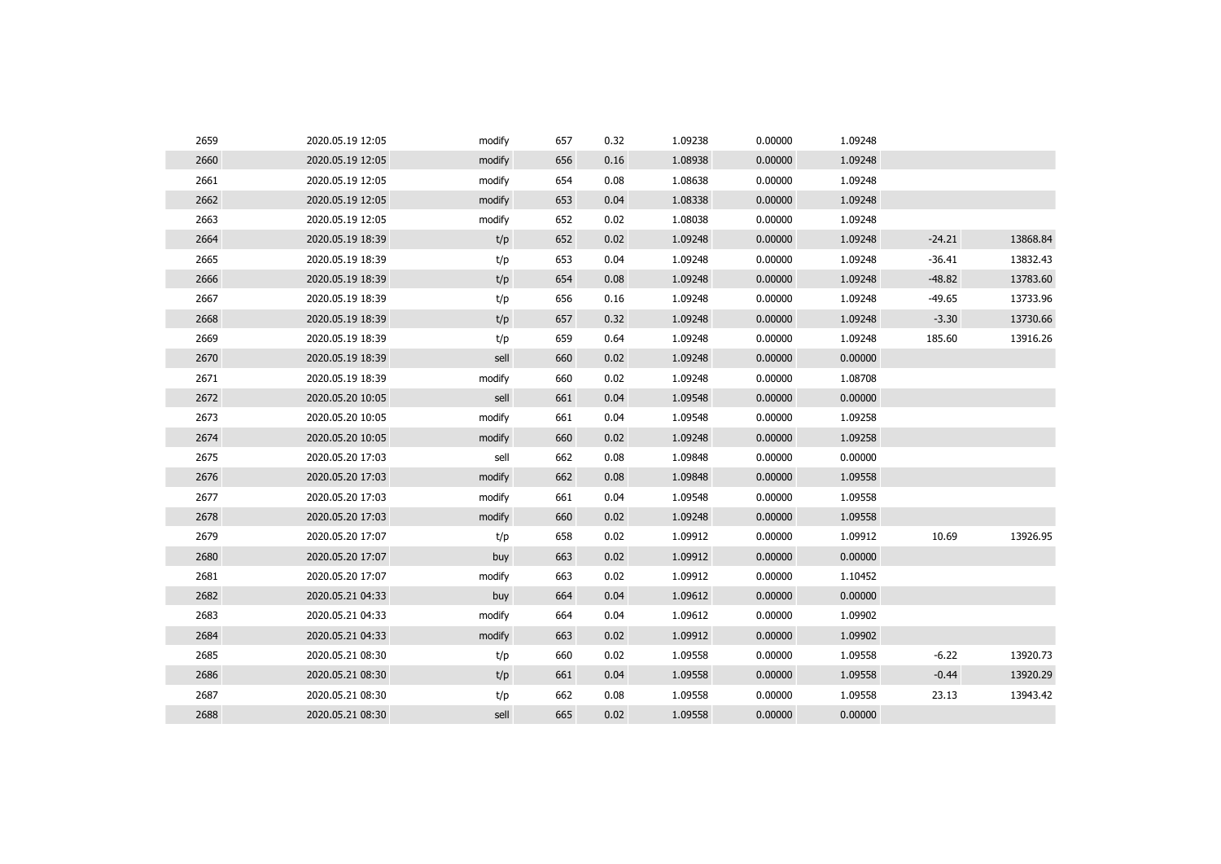| | | | | | | | | | |
|---|---|---|---|---|---|---|---|---|---|
| 2659 | 2020.05.19 12:05 | modify | 657 | 0.32 | 1.09238 | 0.00000 | 1.09248 | | |
| 2660 | 2020.05.19 12:05 | modify | 656 | 0.16 | 1.08938 | 0.00000 | 1.09248 | | |
| 2661 | 2020.05.19 12:05 | modify | 654 | 0.08 | 1.08638 | 0.00000 | 1.09248 | | |
| 2662 | 2020.05.19 12:05 | modify | 653 | 0.04 | 1.08338 | 0.00000 | 1.09248 | | |
| 2663 | 2020.05.19 12:05 | modify | 652 | 0.02 | 1.08038 | 0.00000 | 1.09248 | | |
| 2664 | 2020.05.19 18:39 | t/p | 652 | 0.02 | 1.09248 | 0.00000 | 1.09248 | -24.21 | 13868.84 |
| 2665 | 2020.05.19 18:39 | t/p | 653 | 0.04 | 1.09248 | 0.00000 | 1.09248 | -36.41 | 13832.43 |
| 2666 | 2020.05.19 18:39 | t/p | 654 | 0.08 | 1.09248 | 0.00000 | 1.09248 | -48.82 | 13783.60 |
| 2667 | 2020.05.19 18:39 | t/p | 656 | 0.16 | 1.09248 | 0.00000 | 1.09248 | -49.65 | 13733.96 |
| 2668 | 2020.05.19 18:39 | t/p | 657 | 0.32 | 1.09248 | 0.00000 | 1.09248 | -3.30 | 13730.66 |
| 2669 | 2020.05.19 18:39 | t/p | 659 | 0.64 | 1.09248 | 0.00000 | 1.09248 | 185.60 | 13916.26 |
| 2670 | 2020.05.19 18:39 | sell | 660 | 0.02 | 1.09248 | 0.00000 | 0.00000 | | |
| 2671 | 2020.05.19 18:39 | modify | 660 | 0.02 | 1.09248 | 0.00000 | 1.08708 | | |
| 2672 | 2020.05.20 10:05 | sell | 661 | 0.04 | 1.09548 | 0.00000 | 0.00000 | | |
| 2673 | 2020.05.20 10:05 | modify | 661 | 0.04 | 1.09548 | 0.00000 | 1.09258 | | |
| 2674 | 2020.05.20 10:05 | modify | 660 | 0.02 | 1.09248 | 0.00000 | 1.09258 | | |
| 2675 | 2020.05.20 17:03 | sell | 662 | 0.08 | 1.09848 | 0.00000 | 0.00000 | | |
| 2676 | 2020.05.20 17:03 | modify | 662 | 0.08 | 1.09848 | 0.00000 | 1.09558 | | |
| 2677 | 2020.05.20 17:03 | modify | 661 | 0.04 | 1.09548 | 0.00000 | 1.09558 | | |
| 2678 | 2020.05.20 17:03 | modify | 660 | 0.02 | 1.09248 | 0.00000 | 1.09558 | | |
| 2679 | 2020.05.20 17:07 | t/p | 658 | 0.02 | 1.09912 | 0.00000 | 1.09912 | 10.69 | 13926.95 |
| 2680 | 2020.05.20 17:07 | buy | 663 | 0.02 | 1.09912 | 0.00000 | 0.00000 | | |
| 2681 | 2020.05.20 17:07 | modify | 663 | 0.02 | 1.09912 | 0.00000 | 1.10452 | | |
| 2682 | 2020.05.21 04:33 | buy | 664 | 0.04 | 1.09612 | 0.00000 | 0.00000 | | |
| 2683 | 2020.05.21 04:33 | modify | 664 | 0.04 | 1.09612 | 0.00000 | 1.09902 | | |
| 2684 | 2020.05.21 04:33 | modify | 663 | 0.02 | 1.09912 | 0.00000 | 1.09902 | | |
| 2685 | 2020.05.21 08:30 | t/p | 660 | 0.02 | 1.09558 | 0.00000 | 1.09558 | -6.22 | 13920.73 |
| 2686 | 2020.05.21 08:30 | t/p | 661 | 0.04 | 1.09558 | 0.00000 | 1.09558 | -0.44 | 13920.29 |
| 2687 | 2020.05.21 08:30 | t/p | 662 | 0.08 | 1.09558 | 0.00000 | 1.09558 | 23.13 | 13943.42 |
| 2688 | 2020.05.21 08:30 | sell | 665 | 0.02 | 1.09558 | 0.00000 | 0.00000 | | |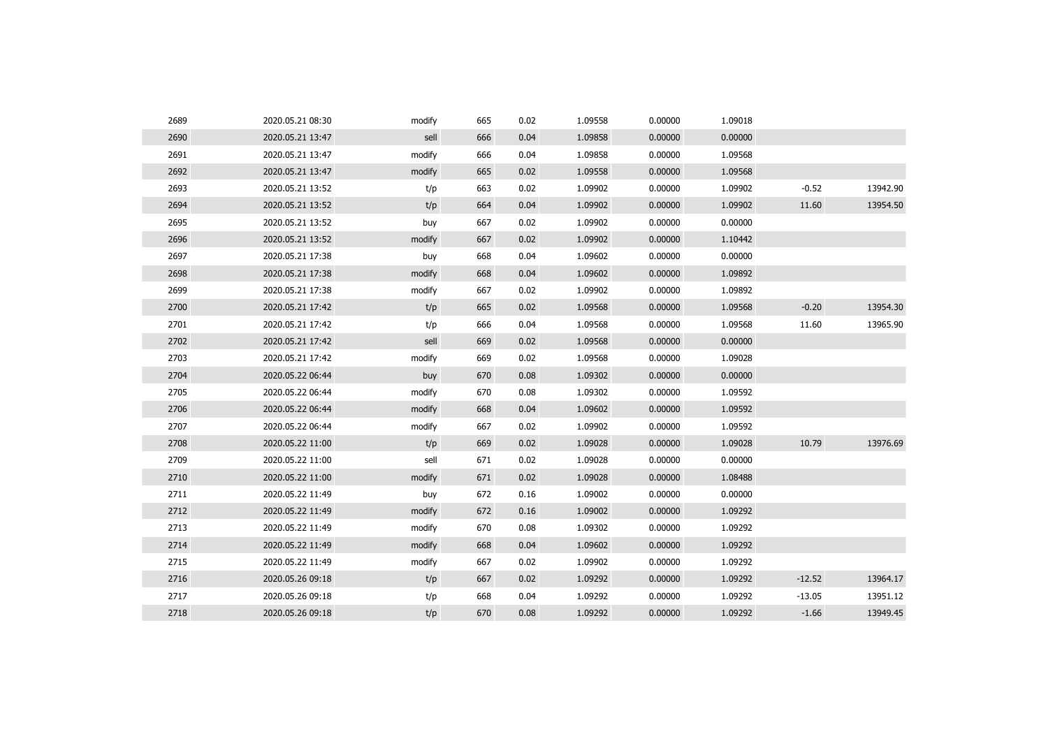| | | | | | | | | | |
|---|---|---|---|---|---|---|---|---|---|
| 2689 | 2020.05.21 08:30 | modify | 665 | 0.02 | 1.09558 | 0.00000 | 1.09018 | | |
| 2690 | 2020.05.21 13:47 | sell | 666 | 0.04 | 1.09858 | 0.00000 | 0.00000 | | |
| 2691 | 2020.05.21 13:47 | modify | 666 | 0.04 | 1.09858 | 0.00000 | 1.09568 | | |
| 2692 | 2020.05.21 13:47 | modify | 665 | 0.02 | 1.09558 | 0.00000 | 1.09568 | | |
| 2693 | 2020.05.21 13:52 | t/p | 663 | 0.02 | 1.09902 | 0.00000 | 1.09902 | -0.52 | 13942.90 |
| 2694 | 2020.05.21 13:52 | t/p | 664 | 0.04 | 1.09902 | 0.00000 | 1.09902 | 11.60 | 13954.50 |
| 2695 | 2020.05.21 13:52 | buy | 667 | 0.02 | 1.09902 | 0.00000 | 0.00000 | | |
| 2696 | 2020.05.21 13:52 | modify | 667 | 0.02 | 1.09902 | 0.00000 | 1.10442 | | |
| 2697 | 2020.05.21 17:38 | buy | 668 | 0.04 | 1.09602 | 0.00000 | 0.00000 | | |
| 2698 | 2020.05.21 17:38 | modify | 668 | 0.04 | 1.09602 | 0.00000 | 1.09892 | | |
| 2699 | 2020.05.21 17:38 | modify | 667 | 0.02 | 1.09902 | 0.00000 | 1.09892 | | |
| 2700 | 2020.05.21 17:42 | t/p | 665 | 0.02 | 1.09568 | 0.00000 | 1.09568 | -0.20 | 13954.30 |
| 2701 | 2020.05.21 17:42 | t/p | 666 | 0.04 | 1.09568 | 0.00000 | 1.09568 | 11.60 | 13965.90 |
| 2702 | 2020.05.21 17:42 | sell | 669 | 0.02 | 1.09568 | 0.00000 | 0.00000 | | |
| 2703 | 2020.05.21 17:42 | modify | 669 | 0.02 | 1.09568 | 0.00000 | 1.09028 | | |
| 2704 | 2020.05.22 06:44 | buy | 670 | 0.08 | 1.09302 | 0.00000 | 0.00000 | | |
| 2705 | 2020.05.22 06:44 | modify | 670 | 0.08 | 1.09302 | 0.00000 | 1.09592 | | |
| 2706 | 2020.05.22 06:44 | modify | 668 | 0.04 | 1.09602 | 0.00000 | 1.09592 | | |
| 2707 | 2020.05.22 06:44 | modify | 667 | 0.02 | 1.09902 | 0.00000 | 1.09592 | | |
| 2708 | 2020.05.22 11:00 | t/p | 669 | 0.02 | 1.09028 | 0.00000 | 1.09028 | 10.79 | 13976.69 |
| 2709 | 2020.05.22 11:00 | sell | 671 | 0.02 | 1.09028 | 0.00000 | 0.00000 | | |
| 2710 | 2020.05.22 11:00 | modify | 671 | 0.02 | 1.09028 | 0.00000 | 1.08488 | | |
| 2711 | 2020.05.22 11:49 | buy | 672 | 0.16 | 1.09002 | 0.00000 | 0.00000 | | |
| 2712 | 2020.05.22 11:49 | modify | 672 | 0.16 | 1.09002 | 0.00000 | 1.09292 | | |
| 2713 | 2020.05.22 11:49 | modify | 670 | 0.08 | 1.09302 | 0.00000 | 1.09292 | | |
| 2714 | 2020.05.22 11:49 | modify | 668 | 0.04 | 1.09602 | 0.00000 | 1.09292 | | |
| 2715 | 2020.05.22 11:49 | modify | 667 | 0.02 | 1.09902 | 0.00000 | 1.09292 | | |
| 2716 | 2020.05.26 09:18 | t/p | 667 | 0.02 | 1.09292 | 0.00000 | 1.09292 | -12.52 | 13964.17 |
| 2717 | 2020.05.26 09:18 | t/p | 668 | 0.04 | 1.09292 | 0.00000 | 1.09292 | -13.05 | 13951.12 |
| 2718 | 2020.05.26 09:18 | t/p | 670 | 0.08 | 1.09292 | 0.00000 | 1.09292 | -1.66 | 13949.45 |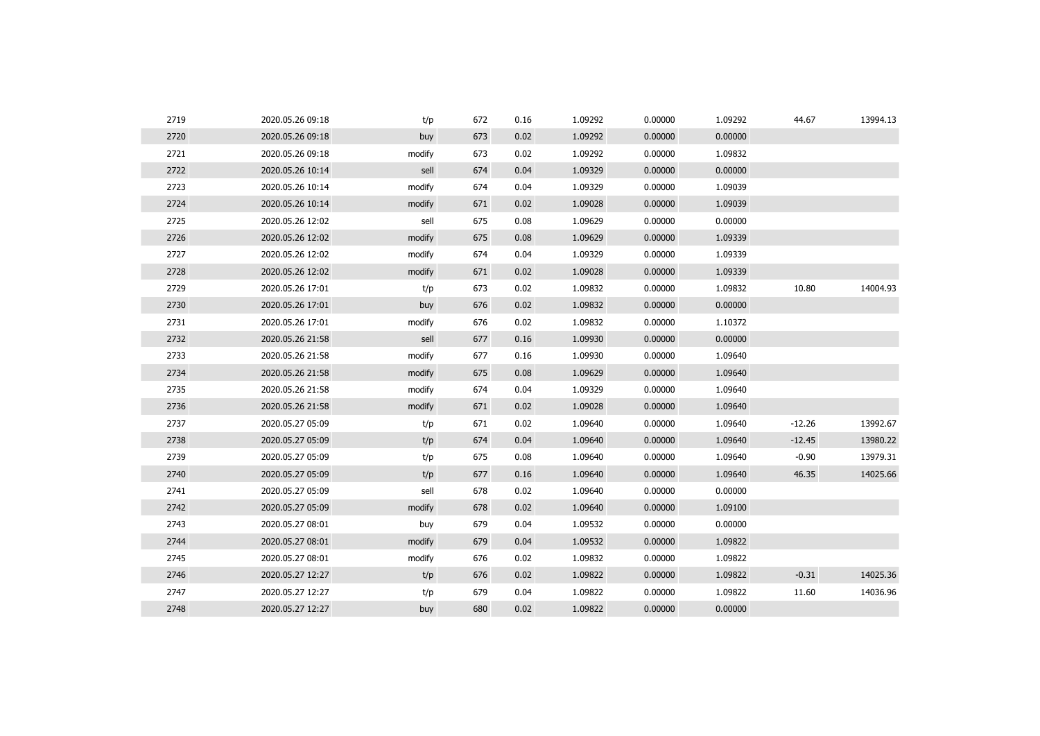| | | | | | | | | | |
|---|---|---|---|---|---|---|---|---|---|
| 2719 | 2020.05.26 09:18 | t/p | 672 | 0.16 | 1.09292 | 0.00000 | 1.09292 | 44.67 | 13994.13 |
| 2720 | 2020.05.26 09:18 | buy | 673 | 0.02 | 1.09292 | 0.00000 | 0.00000 | | |
| 2721 | 2020.05.26 09:18 | modify | 673 | 0.02 | 1.09292 | 0.00000 | 1.09832 | | |
| 2722 | 2020.05.26 10:14 | sell | 674 | 0.04 | 1.09329 | 0.00000 | 0.00000 | | |
| 2723 | 2020.05.26 10:14 | modify | 674 | 0.04 | 1.09329 | 0.00000 | 1.09039 | | |
| 2724 | 2020.05.26 10:14 | modify | 671 | 0.02 | 1.09028 | 0.00000 | 1.09039 | | |
| 2725 | 2020.05.26 12:02 | sell | 675 | 0.08 | 1.09629 | 0.00000 | 0.00000 | | |
| 2726 | 2020.05.26 12:02 | modify | 675 | 0.08 | 1.09629 | 0.00000 | 1.09339 | | |
| 2727 | 2020.05.26 12:02 | modify | 674 | 0.04 | 1.09329 | 0.00000 | 1.09339 | | |
| 2728 | 2020.05.26 12:02 | modify | 671 | 0.02 | 1.09028 | 0.00000 | 1.09339 | | |
| 2729 | 2020.05.26 17:01 | t/p | 673 | 0.02 | 1.09832 | 0.00000 | 1.09832 | 10.80 | 14004.93 |
| 2730 | 2020.05.26 17:01 | buy | 676 | 0.02 | 1.09832 | 0.00000 | 0.00000 | | |
| 2731 | 2020.05.26 17:01 | modify | 676 | 0.02 | 1.09832 | 0.00000 | 1.10372 | | |
| 2732 | 2020.05.26 21:58 | sell | 677 | 0.16 | 1.09930 | 0.00000 | 0.00000 | | |
| 2733 | 2020.05.26 21:58 | modify | 677 | 0.16 | 1.09930 | 0.00000 | 1.09640 | | |
| 2734 | 2020.05.26 21:58 | modify | 675 | 0.08 | 1.09629 | 0.00000 | 1.09640 | | |
| 2735 | 2020.05.26 21:58 | modify | 674 | 0.04 | 1.09329 | 0.00000 | 1.09640 | | |
| 2736 | 2020.05.26 21:58 | modify | 671 | 0.02 | 1.09028 | 0.00000 | 1.09640 | | |
| 2737 | 2020.05.27 05:09 | t/p | 671 | 0.02 | 1.09640 | 0.00000 | 1.09640 | -12.26 | 13992.67 |
| 2738 | 2020.05.27 05:09 | t/p | 674 | 0.04 | 1.09640 | 0.00000 | 1.09640 | -12.45 | 13980.22 |
| 2739 | 2020.05.27 05:09 | t/p | 675 | 0.08 | 1.09640 | 0.00000 | 1.09640 | -0.90 | 13979.31 |
| 2740 | 2020.05.27 05:09 | t/p | 677 | 0.16 | 1.09640 | 0.00000 | 1.09640 | 46.35 | 14025.66 |
| 2741 | 2020.05.27 05:09 | sell | 678 | 0.02 | 1.09640 | 0.00000 | 0.00000 | | |
| 2742 | 2020.05.27 05:09 | modify | 678 | 0.02 | 1.09640 | 0.00000 | 1.09100 | | |
| 2743 | 2020.05.27 08:01 | buy | 679 | 0.04 | 1.09532 | 0.00000 | 0.00000 | | |
| 2744 | 2020.05.27 08:01 | modify | 679 | 0.04 | 1.09532 | 0.00000 | 1.09822 | | |
| 2745 | 2020.05.27 08:01 | modify | 676 | 0.02 | 1.09832 | 0.00000 | 1.09822 | | |
| 2746 | 2020.05.27 12:27 | t/p | 676 | 0.02 | 1.09822 | 0.00000 | 1.09822 | -0.31 | 14025.36 |
| 2747 | 2020.05.27 12:27 | t/p | 679 | 0.04 | 1.09822 | 0.00000 | 1.09822 | 11.60 | 14036.96 |
| 2748 | 2020.05.27 12:27 | buy | 680 | 0.02 | 1.09822 | 0.00000 | 0.00000 | | |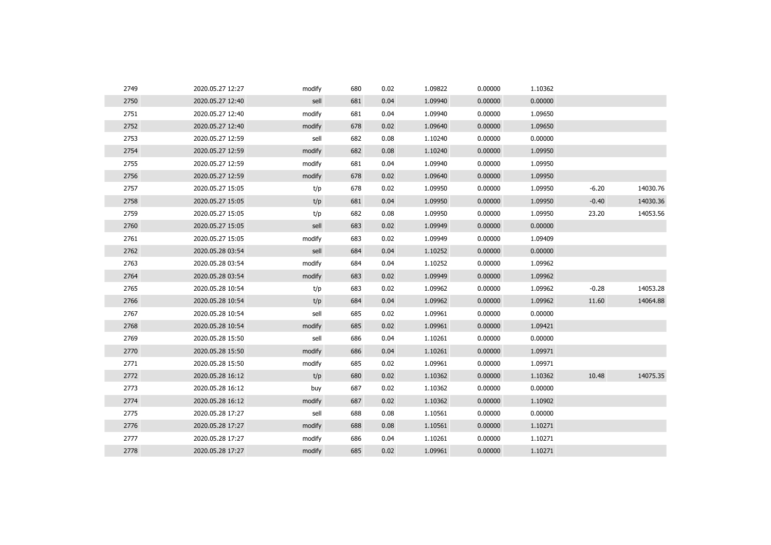| | | | | | | | | | |
|---|---|---|---|---|---|---|---|---|---|
| 2749 | 2020.05.27 12:27 | modify | 680 | 0.02 | 1.09822 | 0.00000 | 1.10362 | | |
| 2750 | 2020.05.27 12:40 | sell | 681 | 0.04 | 1.09940 | 0.00000 | 0.00000 | | |
| 2751 | 2020.05.27 12:40 | modify | 681 | 0.04 | 1.09940 | 0.00000 | 1.09650 | | |
| 2752 | 2020.05.27 12:40 | modify | 678 | 0.02 | 1.09640 | 0.00000 | 1.09650 | | |
| 2753 | 2020.05.27 12:59 | sell | 682 | 0.08 | 1.10240 | 0.00000 | 0.00000 | | |
| 2754 | 2020.05.27 12:59 | modify | 682 | 0.08 | 1.10240 | 0.00000 | 1.09950 | | |
| 2755 | 2020.05.27 12:59 | modify | 681 | 0.04 | 1.09940 | 0.00000 | 1.09950 | | |
| 2756 | 2020.05.27 12:59 | modify | 678 | 0.02 | 1.09640 | 0.00000 | 1.09950 | | |
| 2757 | 2020.05.27 15:05 | t/p | 678 | 0.02 | 1.09950 | 0.00000 | 1.09950 | -6.20 | 14030.76 |
| 2758 | 2020.05.27 15:05 | t/p | 681 | 0.04 | 1.09950 | 0.00000 | 1.09950 | -0.40 | 14030.36 |
| 2759 | 2020.05.27 15:05 | t/p | 682 | 0.08 | 1.09950 | 0.00000 | 1.09950 | 23.20 | 14053.56 |
| 2760 | 2020.05.27 15:05 | sell | 683 | 0.02 | 1.09949 | 0.00000 | 0.00000 | | |
| 2761 | 2020.05.27 15:05 | modify | 683 | 0.02 | 1.09949 | 0.00000 | 1.09409 | | |
| 2762 | 2020.05.28 03:54 | sell | 684 | 0.04 | 1.10252 | 0.00000 | 0.00000 | | |
| 2763 | 2020.05.28 03:54 | modify | 684 | 0.04 | 1.10252 | 0.00000 | 1.09962 | | |
| 2764 | 2020.05.28 03:54 | modify | 683 | 0.02 | 1.09949 | 0.00000 | 1.09962 | | |
| 2765 | 2020.05.28 10:54 | t/p | 683 | 0.02 | 1.09962 | 0.00000 | 1.09962 | -0.28 | 14053.28 |
| 2766 | 2020.05.28 10:54 | t/p | 684 | 0.04 | 1.09962 | 0.00000 | 1.09962 | 11.60 | 14064.88 |
| 2767 | 2020.05.28 10:54 | sell | 685 | 0.02 | 1.09961 | 0.00000 | 0.00000 | | |
| 2768 | 2020.05.28 10:54 | modify | 685 | 0.02 | 1.09961 | 0.00000 | 1.09421 | | |
| 2769 | 2020.05.28 15:50 | sell | 686 | 0.04 | 1.10261 | 0.00000 | 0.00000 | | |
| 2770 | 2020.05.28 15:50 | modify | 686 | 0.04 | 1.10261 | 0.00000 | 1.09971 | | |
| 2771 | 2020.05.28 15:50 | modify | 685 | 0.02 | 1.09961 | 0.00000 | 1.09971 | | |
| 2772 | 2020.05.28 16:12 | t/p | 680 | 0.02 | 1.10362 | 0.00000 | 1.10362 | 10.48 | 14075.35 |
| 2773 | 2020.05.28 16:12 | buy | 687 | 0.02 | 1.10362 | 0.00000 | 0.00000 | | |
| 2774 | 2020.05.28 16:12 | modify | 687 | 0.02 | 1.10362 | 0.00000 | 1.10902 | | |
| 2775 | 2020.05.28 17:27 | sell | 688 | 0.08 | 1.10561 | 0.00000 | 0.00000 | | |
| 2776 | 2020.05.28 17:27 | modify | 688 | 0.08 | 1.10561 | 0.00000 | 1.10271 | | |
| 2777 | 2020.05.28 17:27 | modify | 686 | 0.04 | 1.10261 | 0.00000 | 1.10271 | | |
| 2778 | 2020.05.28 17:27 | modify | 685 | 0.02 | 1.09961 | 0.00000 | 1.10271 | | |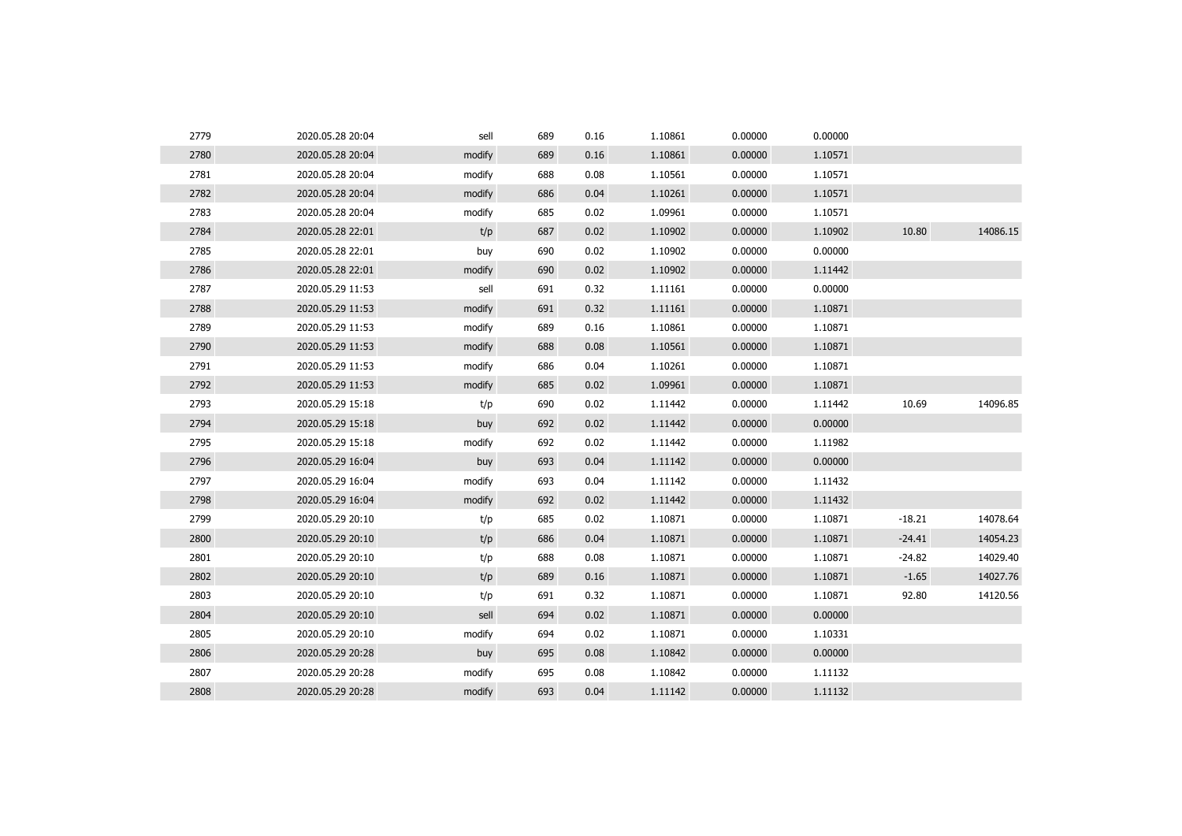| | | | | | | | | | |
|---|---|---|---|---|---|---|---|---|---|
| 2779 | 2020.05.28 20:04 | sell | 689 | 0.16 | 1.10861 | 0.00000 | 0.00000 | | |
| 2780 | 2020.05.28 20:04 | modify | 689 | 0.16 | 1.10861 | 0.00000 | 1.10571 | | |
| 2781 | 2020.05.28 20:04 | modify | 688 | 0.08 | 1.10561 | 0.00000 | 1.10571 | | |
| 2782 | 2020.05.28 20:04 | modify | 686 | 0.04 | 1.10261 | 0.00000 | 1.10571 | | |
| 2783 | 2020.05.28 20:04 | modify | 685 | 0.02 | 1.09961 | 0.00000 | 1.10571 | | |
| 2784 | 2020.05.28 22:01 | t/p | 687 | 0.02 | 1.10902 | 0.00000 | 1.10902 | 10.80 | 14086.15 |
| 2785 | 2020.05.28 22:01 | buy | 690 | 0.02 | 1.10902 | 0.00000 | 0.00000 | | |
| 2786 | 2020.05.28 22:01 | modify | 690 | 0.02 | 1.10902 | 0.00000 | 1.11442 | | |
| 2787 | 2020.05.29 11:53 | sell | 691 | 0.32 | 1.11161 | 0.00000 | 0.00000 | | |
| 2788 | 2020.05.29 11:53 | modify | 691 | 0.32 | 1.11161 | 0.00000 | 1.10871 | | |
| 2789 | 2020.05.29 11:53 | modify | 689 | 0.16 | 1.10861 | 0.00000 | 1.10871 | | |
| 2790 | 2020.05.29 11:53 | modify | 688 | 0.08 | 1.10561 | 0.00000 | 1.10871 | | |
| 2791 | 2020.05.29 11:53 | modify | 686 | 0.04 | 1.10261 | 0.00000 | 1.10871 | | |
| 2792 | 2020.05.29 11:53 | modify | 685 | 0.02 | 1.09961 | 0.00000 | 1.10871 | | |
| 2793 | 2020.05.29 15:18 | t/p | 690 | 0.02 | 1.11442 | 0.00000 | 1.11442 | 10.69 | 14096.85 |
| 2794 | 2020.05.29 15:18 | buy | 692 | 0.02 | 1.11442 | 0.00000 | 0.00000 | | |
| 2795 | 2020.05.29 15:18 | modify | 692 | 0.02 | 1.11442 | 0.00000 | 1.11982 | | |
| 2796 | 2020.05.29 16:04 | buy | 693 | 0.04 | 1.11142 | 0.00000 | 0.00000 | | |
| 2797 | 2020.05.29 16:04 | modify | 693 | 0.04 | 1.11142 | 0.00000 | 1.11432 | | |
| 2798 | 2020.05.29 16:04 | modify | 692 | 0.02 | 1.11442 | 0.00000 | 1.11432 | | |
| 2799 | 2020.05.29 20:10 | t/p | 685 | 0.02 | 1.10871 | 0.00000 | 1.10871 | -18.21 | 14078.64 |
| 2800 | 2020.05.29 20:10 | t/p | 686 | 0.04 | 1.10871 | 0.00000 | 1.10871 | -24.41 | 14054.23 |
| 2801 | 2020.05.29 20:10 | t/p | 688 | 0.08 | 1.10871 | 0.00000 | 1.10871 | -24.82 | 14029.40 |
| 2802 | 2020.05.29 20:10 | t/p | 689 | 0.16 | 1.10871 | 0.00000 | 1.10871 | -1.65 | 14027.76 |
| 2803 | 2020.05.29 20:10 | t/p | 691 | 0.32 | 1.10871 | 0.00000 | 1.10871 | 92.80 | 14120.56 |
| 2804 | 2020.05.29 20:10 | sell | 694 | 0.02 | 1.10871 | 0.00000 | 0.00000 | | |
| 2805 | 2020.05.29 20:10 | modify | 694 | 0.02 | 1.10871 | 0.00000 | 1.10331 | | |
| 2806 | 2020.05.29 20:28 | buy | 695 | 0.08 | 1.10842 | 0.00000 | 0.00000 | | |
| 2807 | 2020.05.29 20:28 | modify | 695 | 0.08 | 1.10842 | 0.00000 | 1.11132 | | |
| 2808 | 2020.05.29 20:28 | modify | 693 | 0.04 | 1.11142 | 0.00000 | 1.11132 | | |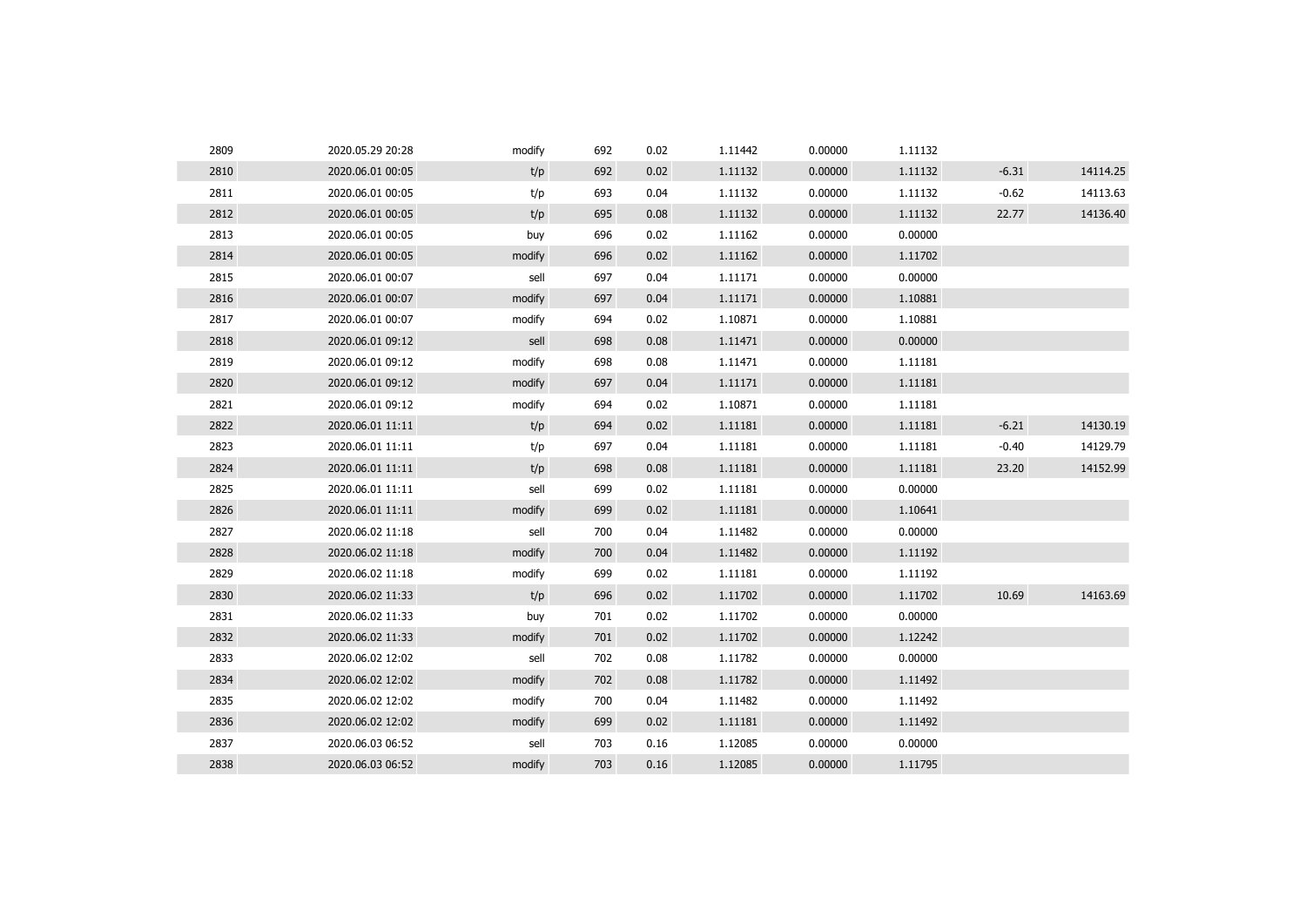| | | | | | | | | | |
|---|---|---|---|---|---|---|---|---|---|
| 2809 | 2020.05.29 20:28 | modify | 692 | 0.02 | 1.11442 | 0.00000 | 1.11132 | | |
| 2810 | 2020.06.01 00:05 | t/p | 692 | 0.02 | 1.11132 | 0.00000 | 1.11132 | -6.31 | 14114.25 |
| 2811 | 2020.06.01 00:05 | t/p | 693 | 0.04 | 1.11132 | 0.00000 | 1.11132 | -0.62 | 14113.63 |
| 2812 | 2020.06.01 00:05 | t/p | 695 | 0.08 | 1.11132 | 0.00000 | 1.11132 | 22.77 | 14136.40 |
| 2813 | 2020.06.01 00:05 | buy | 696 | 0.02 | 1.11162 | 0.00000 | 0.00000 | | |
| 2814 | 2020.06.01 00:05 | modify | 696 | 0.02 | 1.11162 | 0.00000 | 1.11702 | | |
| 2815 | 2020.06.01 00:07 | sell | 697 | 0.04 | 1.11171 | 0.00000 | 0.00000 | | |
| 2816 | 2020.06.01 00:07 | modify | 697 | 0.04 | 1.11171 | 0.00000 | 1.10881 | | |
| 2817 | 2020.06.01 00:07 | modify | 694 | 0.02 | 1.10871 | 0.00000 | 1.10881 | | |
| 2818 | 2020.06.01 09:12 | sell | 698 | 0.08 | 1.11471 | 0.00000 | 0.00000 | | |
| 2819 | 2020.06.01 09:12 | modify | 698 | 0.08 | 1.11471 | 0.00000 | 1.11181 | | |
| 2820 | 2020.06.01 09:12 | modify | 697 | 0.04 | 1.11171 | 0.00000 | 1.11181 | | |
| 2821 | 2020.06.01 09:12 | modify | 694 | 0.02 | 1.10871 | 0.00000 | 1.11181 | | |
| 2822 | 2020.06.01 11:11 | t/p | 694 | 0.02 | 1.11181 | 0.00000 | 1.11181 | -6.21 | 14130.19 |
| 2823 | 2020.06.01 11:11 | t/p | 697 | 0.04 | 1.11181 | 0.00000 | 1.11181 | -0.40 | 14129.79 |
| 2824 | 2020.06.01 11:11 | t/p | 698 | 0.08 | 1.11181 | 0.00000 | 1.11181 | 23.20 | 14152.99 |
| 2825 | 2020.06.01 11:11 | sell | 699 | 0.02 | 1.11181 | 0.00000 | 0.00000 | | |
| 2826 | 2020.06.01 11:11 | modify | 699 | 0.02 | 1.11181 | 0.00000 | 1.10641 | | |
| 2827 | 2020.06.02 11:18 | sell | 700 | 0.04 | 1.11482 | 0.00000 | 0.00000 | | |
| 2828 | 2020.06.02 11:18 | modify | 700 | 0.04 | 1.11482 | 0.00000 | 1.11192 | | |
| 2829 | 2020.06.02 11:18 | modify | 699 | 0.02 | 1.11181 | 0.00000 | 1.11192 | | |
| 2830 | 2020.06.02 11:33 | t/p | 696 | 0.02 | 1.11702 | 0.00000 | 1.11702 | 10.69 | 14163.69 |
| 2831 | 2020.06.02 11:33 | buy | 701 | 0.02 | 1.11702 | 0.00000 | 0.00000 | | |
| 2832 | 2020.06.02 11:33 | modify | 701 | 0.02 | 1.11702 | 0.00000 | 1.12242 | | |
| 2833 | 2020.06.02 12:02 | sell | 702 | 0.08 | 1.11782 | 0.00000 | 0.00000 | | |
| 2834 | 2020.06.02 12:02 | modify | 702 | 0.08 | 1.11782 | 0.00000 | 1.11492 | | |
| 2835 | 2020.06.02 12:02 | modify | 700 | 0.04 | 1.11482 | 0.00000 | 1.11492 | | |
| 2836 | 2020.06.02 12:02 | modify | 699 | 0.02 | 1.11181 | 0.00000 | 1.11492 | | |
| 2837 | 2020.06.03 06:52 | sell | 703 | 0.16 | 1.12085 | 0.00000 | 0.00000 | | |
| 2838 | 2020.06.03 06:52 | modify | 703 | 0.16 | 1.12085 | 0.00000 | 1.11795 | | |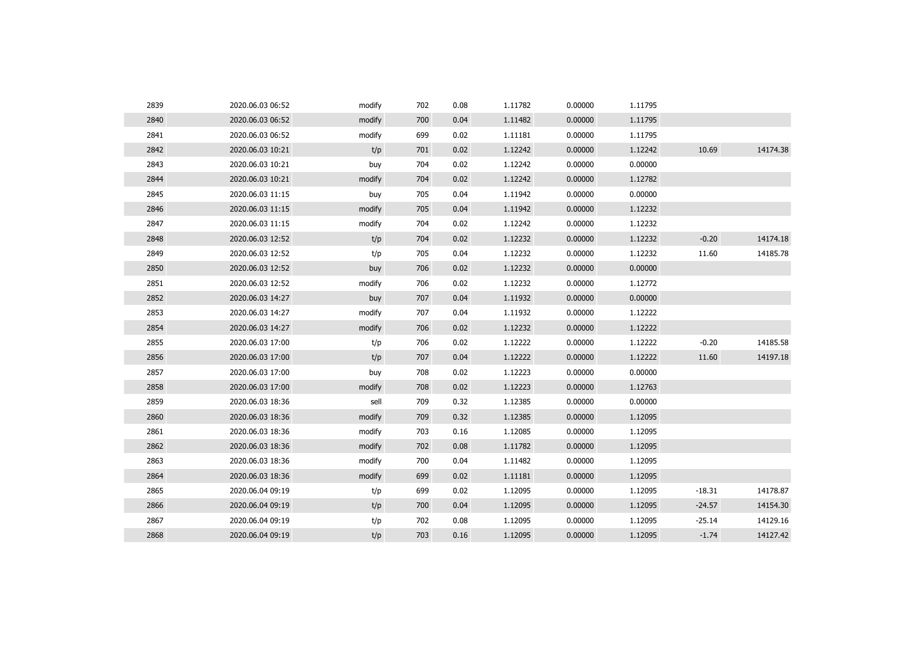| | | | | | | | | | |
|---|---|---|---|---|---|---|---|---|---|
| 2839 | 2020.06.03 06:52 | modify | 702 | 0.08 | 1.11782 | 0.00000 | 1.11795 | | |
| 2840 | 2020.06.03 06:52 | modify | 700 | 0.04 | 1.11482 | 0.00000 | 1.11795 | | |
| 2841 | 2020.06.03 06:52 | modify | 699 | 0.02 | 1.11181 | 0.00000 | 1.11795 | | |
| 2842 | 2020.06.03 10:21 | t/p | 701 | 0.02 | 1.12242 | 0.00000 | 1.12242 | 10.69 | 14174.38 |
| 2843 | 2020.06.03 10:21 | buy | 704 | 0.02 | 1.12242 | 0.00000 | 0.00000 | | |
| 2844 | 2020.06.03 10:21 | modify | 704 | 0.02 | 1.12242 | 0.00000 | 1.12782 | | |
| 2845 | 2020.06.03 11:15 | buy | 705 | 0.04 | 1.11942 | 0.00000 | 0.00000 | | |
| 2846 | 2020.06.03 11:15 | modify | 705 | 0.04 | 1.11942 | 0.00000 | 1.12232 | | |
| 2847 | 2020.06.03 11:15 | modify | 704 | 0.02 | 1.12242 | 0.00000 | 1.12232 | | |
| 2848 | 2020.06.03 12:52 | t/p | 704 | 0.02 | 1.12232 | 0.00000 | 1.12232 | -0.20 | 14174.18 |
| 2849 | 2020.06.03 12:52 | t/p | 705 | 0.04 | 1.12232 | 0.00000 | 1.12232 | 11.60 | 14185.78 |
| 2850 | 2020.06.03 12:52 | buy | 706 | 0.02 | 1.12232 | 0.00000 | 0.00000 | | |
| 2851 | 2020.06.03 12:52 | modify | 706 | 0.02 | 1.12232 | 0.00000 | 1.12772 | | |
| 2852 | 2020.06.03 14:27 | buy | 707 | 0.04 | 1.11932 | 0.00000 | 0.00000 | | |
| 2853 | 2020.06.03 14:27 | modify | 707 | 0.04 | 1.11932 | 0.00000 | 1.12222 | | |
| 2854 | 2020.06.03 14:27 | modify | 706 | 0.02 | 1.12232 | 0.00000 | 1.12222 | | |
| 2855 | 2020.06.03 17:00 | t/p | 706 | 0.02 | 1.12222 | 0.00000 | 1.12222 | -0.20 | 14185.58 |
| 2856 | 2020.06.03 17:00 | t/p | 707 | 0.04 | 1.12222 | 0.00000 | 1.12222 | 11.60 | 14197.18 |
| 2857 | 2020.06.03 17:00 | buy | 708 | 0.02 | 1.12223 | 0.00000 | 0.00000 | | |
| 2858 | 2020.06.03 17:00 | modify | 708 | 0.02 | 1.12223 | 0.00000 | 1.12763 | | |
| 2859 | 2020.06.03 18:36 | sell | 709 | 0.32 | 1.12385 | 0.00000 | 0.00000 | | |
| 2860 | 2020.06.03 18:36 | modify | 709 | 0.32 | 1.12385 | 0.00000 | 1.12095 | | |
| 2861 | 2020.06.03 18:36 | modify | 703 | 0.16 | 1.12085 | 0.00000 | 1.12095 | | |
| 2862 | 2020.06.03 18:36 | modify | 702 | 0.08 | 1.11782 | 0.00000 | 1.12095 | | |
| 2863 | 2020.06.03 18:36 | modify | 700 | 0.04 | 1.11482 | 0.00000 | 1.12095 | | |
| 2864 | 2020.06.03 18:36 | modify | 699 | 0.02 | 1.11181 | 0.00000 | 1.12095 | | |
| 2865 | 2020.06.04 09:19 | t/p | 699 | 0.02 | 1.12095 | 0.00000 | 1.12095 | -18.31 | 14178.87 |
| 2866 | 2020.06.04 09:19 | t/p | 700 | 0.04 | 1.12095 | 0.00000 | 1.12095 | -24.57 | 14154.30 |
| 2867 | 2020.06.04 09:19 | t/p | 702 | 0.08 | 1.12095 | 0.00000 | 1.12095 | -25.14 | 14129.16 |
| 2868 | 2020.06.04 09:19 | t/p | 703 | 0.16 | 1.12095 | 0.00000 | 1.12095 | -1.74 | 14127.42 |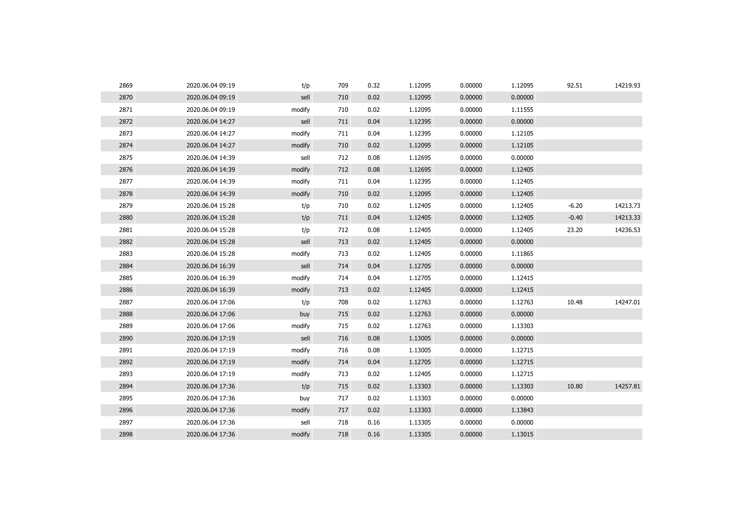| | | | | | | | | | |
|---|---|---|---|---|---|---|---|---|---|
| 2869 | 2020.06.04 09:19 | t/p | 709 | 0.32 | 1.12095 | 0.00000 | 1.12095 | 92.51 | 14219.93 |
| 2870 | 2020.06.04 09:19 | sell | 710 | 0.02 | 1.12095 | 0.00000 | 0.00000 | | |
| 2871 | 2020.06.04 09:19 | modify | 710 | 0.02 | 1.12095 | 0.00000 | 1.11555 | | |
| 2872 | 2020.06.04 14:27 | sell | 711 | 0.04 | 1.12395 | 0.00000 | 0.00000 | | |
| 2873 | 2020.06.04 14:27 | modify | 711 | 0.04 | 1.12395 | 0.00000 | 1.12105 | | |
| 2874 | 2020.06.04 14:27 | modify | 710 | 0.02 | 1.12095 | 0.00000 | 1.12105 | | |
| 2875 | 2020.06.04 14:39 | sell | 712 | 0.08 | 1.12695 | 0.00000 | 0.00000 | | |
| 2876 | 2020.06.04 14:39 | modify | 712 | 0.08 | 1.12695 | 0.00000 | 1.12405 | | |
| 2877 | 2020.06.04 14:39 | modify | 711 | 0.04 | 1.12395 | 0.00000 | 1.12405 | | |
| 2878 | 2020.06.04 14:39 | modify | 710 | 0.02 | 1.12095 | 0.00000 | 1.12405 | | |
| 2879 | 2020.06.04 15:28 | t/p | 710 | 0.02 | 1.12405 | 0.00000 | 1.12405 | -6.20 | 14213.73 |
| 2880 | 2020.06.04 15:28 | t/p | 711 | 0.04 | 1.12405 | 0.00000 | 1.12405 | -0.40 | 14213.33 |
| 2881 | 2020.06.04 15:28 | t/p | 712 | 0.08 | 1.12405 | 0.00000 | 1.12405 | 23.20 | 14236.53 |
| 2882 | 2020.06.04 15:28 | sell | 713 | 0.02 | 1.12405 | 0.00000 | 0.00000 | | |
| 2883 | 2020.06.04 15:28 | modify | 713 | 0.02 | 1.12405 | 0.00000 | 1.11865 | | |
| 2884 | 2020.06.04 16:39 | sell | 714 | 0.04 | 1.12705 | 0.00000 | 0.00000 | | |
| 2885 | 2020.06.04 16:39 | modify | 714 | 0.04 | 1.12705 | 0.00000 | 1.12415 | | |
| 2886 | 2020.06.04 16:39 | modify | 713 | 0.02 | 1.12405 | 0.00000 | 1.12415 | | |
| 2887 | 2020.06.04 17:06 | t/p | 708 | 0.02 | 1.12763 | 0.00000 | 1.12763 | 10.48 | 14247.01 |
| 2888 | 2020.06.04 17:06 | buy | 715 | 0.02 | 1.12763 | 0.00000 | 0.00000 | | |
| 2889 | 2020.06.04 17:06 | modify | 715 | 0.02 | 1.12763 | 0.00000 | 1.13303 | | |
| 2890 | 2020.06.04 17:19 | sell | 716 | 0.08 | 1.13005 | 0.00000 | 0.00000 | | |
| 2891 | 2020.06.04 17:19 | modify | 716 | 0.08 | 1.13005 | 0.00000 | 1.12715 | | |
| 2892 | 2020.06.04 17:19 | modify | 714 | 0.04 | 1.12705 | 0.00000 | 1.12715 | | |
| 2893 | 2020.06.04 17:19 | modify | 713 | 0.02 | 1.12405 | 0.00000 | 1.12715 | | |
| 2894 | 2020.06.04 17:36 | t/p | 715 | 0.02 | 1.13303 | 0.00000 | 1.13303 | 10.80 | 14257.81 |
| 2895 | 2020.06.04 17:36 | buy | 717 | 0.02 | 1.13303 | 0.00000 | 0.00000 | | |
| 2896 | 2020.06.04 17:36 | modify | 717 | 0.02 | 1.13303 | 0.00000 | 1.13843 | | |
| 2897 | 2020.06.04 17:36 | sell | 718 | 0.16 | 1.13305 | 0.00000 | 0.00000 | | |
| 2898 | 2020.06.04 17:36 | modify | 718 | 0.16 | 1.13305 | 0.00000 | 1.13015 | | |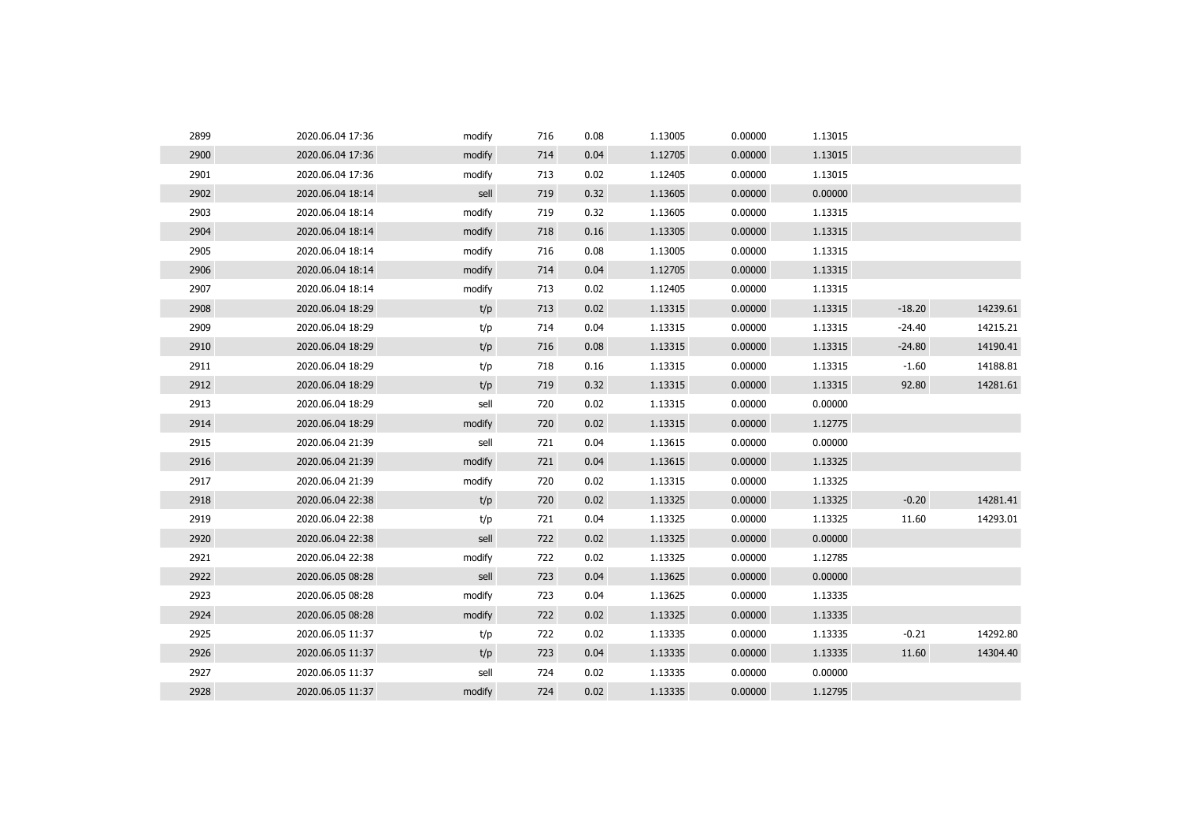| | | | | | | | | | |
|---|---|---|---|---|---|---|---|---|---|
| 2899 | 2020.06.04 17:36 | modify | 716 | 0.08 | 1.13005 | 0.00000 | 1.13015 | | |
| 2900 | 2020.06.04 17:36 | modify | 714 | 0.04 | 1.12705 | 0.00000 | 1.13015 | | |
| 2901 | 2020.06.04 17:36 | modify | 713 | 0.02 | 1.12405 | 0.00000 | 1.13015 | | |
| 2902 | 2020.06.04 18:14 | sell | 719 | 0.32 | 1.13605 | 0.00000 | 0.00000 | | |
| 2903 | 2020.06.04 18:14 | modify | 719 | 0.32 | 1.13605 | 0.00000 | 1.13315 | | |
| 2904 | 2020.06.04 18:14 | modify | 718 | 0.16 | 1.13305 | 0.00000 | 1.13315 | | |
| 2905 | 2020.06.04 18:14 | modify | 716 | 0.08 | 1.13005 | 0.00000 | 1.13315 | | |
| 2906 | 2020.06.04 18:14 | modify | 714 | 0.04 | 1.12705 | 0.00000 | 1.13315 | | |
| 2907 | 2020.06.04 18:14 | modify | 713 | 0.02 | 1.12405 | 0.00000 | 1.13315 | | |
| 2908 | 2020.06.04 18:29 | t/p | 713 | 0.02 | 1.13315 | 0.00000 | 1.13315 | -18.20 | 14239.61 |
| 2909 | 2020.06.04 18:29 | t/p | 714 | 0.04 | 1.13315 | 0.00000 | 1.13315 | -24.40 | 14215.21 |
| 2910 | 2020.06.04 18:29 | t/p | 716 | 0.08 | 1.13315 | 0.00000 | 1.13315 | -24.80 | 14190.41 |
| 2911 | 2020.06.04 18:29 | t/p | 718 | 0.16 | 1.13315 | 0.00000 | 1.13315 | -1.60 | 14188.81 |
| 2912 | 2020.06.04 18:29 | t/p | 719 | 0.32 | 1.13315 | 0.00000 | 1.13315 | 92.80 | 14281.61 |
| 2913 | 2020.06.04 18:29 | sell | 720 | 0.02 | 1.13315 | 0.00000 | 0.00000 | | |
| 2914 | 2020.06.04 18:29 | modify | 720 | 0.02 | 1.13315 | 0.00000 | 1.12775 | | |
| 2915 | 2020.06.04 21:39 | sell | 721 | 0.04 | 1.13615 | 0.00000 | 0.00000 | | |
| 2916 | 2020.06.04 21:39 | modify | 721 | 0.04 | 1.13615 | 0.00000 | 1.13325 | | |
| 2917 | 2020.06.04 21:39 | modify | 720 | 0.02 | 1.13315 | 0.00000 | 1.13325 | | |
| 2918 | 2020.06.04 22:38 | t/p | 720 | 0.02 | 1.13325 | 0.00000 | 1.13325 | -0.20 | 14281.41 |
| 2919 | 2020.06.04 22:38 | t/p | 721 | 0.04 | 1.13325 | 0.00000 | 1.13325 | 11.60 | 14293.01 |
| 2920 | 2020.06.04 22:38 | sell | 722 | 0.02 | 1.13325 | 0.00000 | 0.00000 | | |
| 2921 | 2020.06.04 22:38 | modify | 722 | 0.02 | 1.13325 | 0.00000 | 1.12785 | | |
| 2922 | 2020.06.05 08:28 | sell | 723 | 0.04 | 1.13625 | 0.00000 | 0.00000 | | |
| 2923 | 2020.06.05 08:28 | modify | 723 | 0.04 | 1.13625 | 0.00000 | 1.13335 | | |
| 2924 | 2020.06.05 08:28 | modify | 722 | 0.02 | 1.13325 | 0.00000 | 1.13335 | | |
| 2925 | 2020.06.05 11:37 | t/p | 722 | 0.02 | 1.13335 | 0.00000 | 1.13335 | -0.21 | 14292.80 |
| 2926 | 2020.06.05 11:37 | t/p | 723 | 0.04 | 1.13335 | 0.00000 | 1.13335 | 11.60 | 14304.40 |
| 2927 | 2020.06.05 11:37 | sell | 724 | 0.02 | 1.13335 | 0.00000 | 0.00000 | | |
| 2928 | 2020.06.05 11:37 | modify | 724 | 0.02 | 1.13335 | 0.00000 | 1.12795 | | |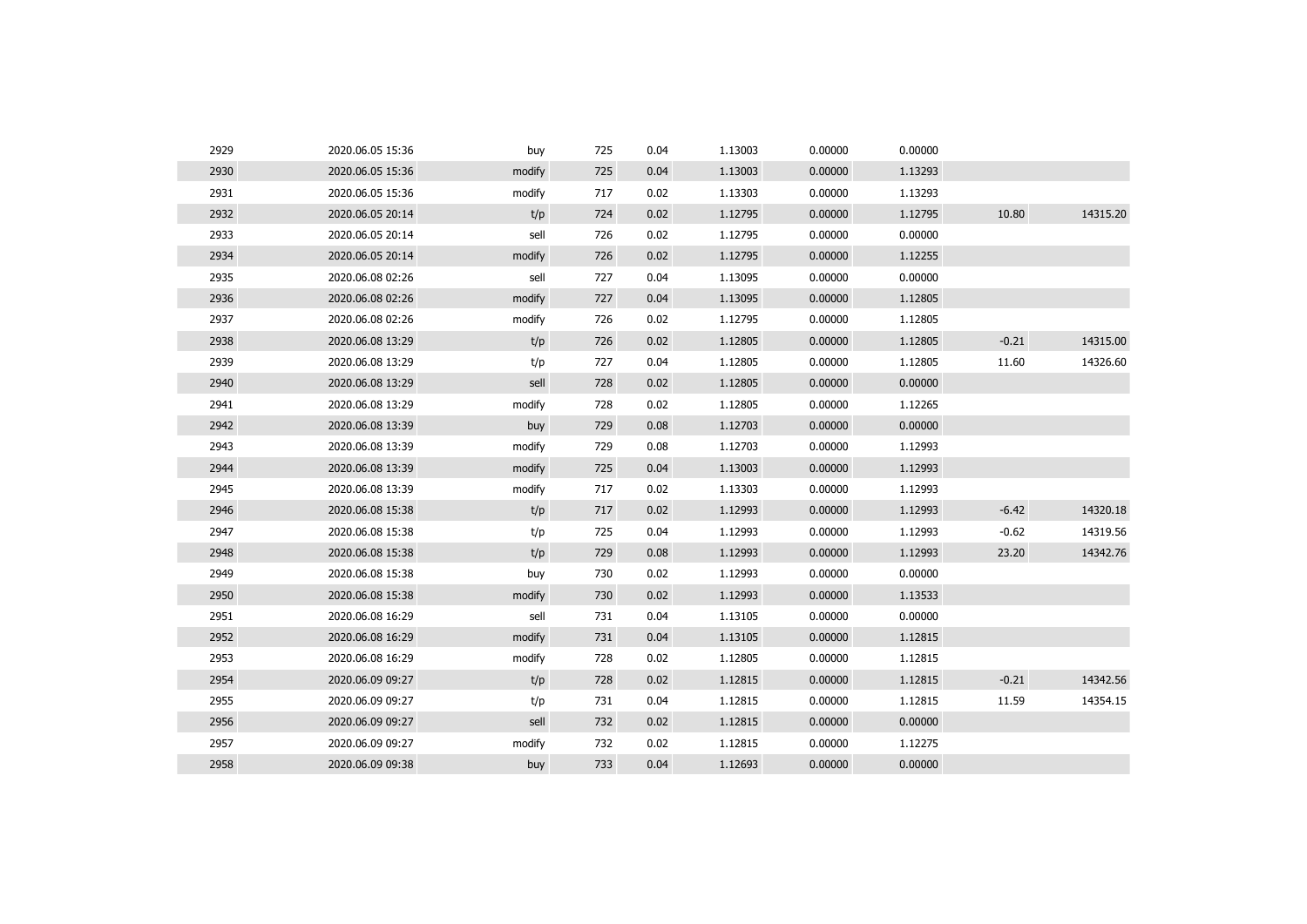| | | | | | | | | | |
|---|---|---|---|---|---|---|---|---|---|
| 2929 | 2020.06.05 15:36 | buy | 725 | 0.04 | 1.13003 | 0.00000 | 0.00000 | | |
| 2930 | 2020.06.05 15:36 | modify | 725 | 0.04 | 1.13003 | 0.00000 | 1.13293 | | |
| 2931 | 2020.06.05 15:36 | modify | 717 | 0.02 | 1.13303 | 0.00000 | 1.13293 | | |
| 2932 | 2020.06.05 20:14 | t/p | 724 | 0.02 | 1.12795 | 0.00000 | 1.12795 | 10.80 | 14315.20 |
| 2933 | 2020.06.05 20:14 | sell | 726 | 0.02 | 1.12795 | 0.00000 | 0.00000 | | |
| 2934 | 2020.06.05 20:14 | modify | 726 | 0.02 | 1.12795 | 0.00000 | 1.12255 | | |
| 2935 | 2020.06.08 02:26 | sell | 727 | 0.04 | 1.13095 | 0.00000 | 0.00000 | | |
| 2936 | 2020.06.08 02:26 | modify | 727 | 0.04 | 1.13095 | 0.00000 | 1.12805 | | |
| 2937 | 2020.06.08 02:26 | modify | 726 | 0.02 | 1.12795 | 0.00000 | 1.12805 | | |
| 2938 | 2020.06.08 13:29 | t/p | 726 | 0.02 | 1.12805 | 0.00000 | 1.12805 | -0.21 | 14315.00 |
| 2939 | 2020.06.08 13:29 | t/p | 727 | 0.04 | 1.12805 | 0.00000 | 1.12805 | 11.60 | 14326.60 |
| 2940 | 2020.06.08 13:29 | sell | 728 | 0.02 | 1.12805 | 0.00000 | 0.00000 | | |
| 2941 | 2020.06.08 13:29 | modify | 728 | 0.02 | 1.12805 | 0.00000 | 1.12265 | | |
| 2942 | 2020.06.08 13:39 | buy | 729 | 0.08 | 1.12703 | 0.00000 | 0.00000 | | |
| 2943 | 2020.06.08 13:39 | modify | 729 | 0.08 | 1.12703 | 0.00000 | 1.12993 | | |
| 2944 | 2020.06.08 13:39 | modify | 725 | 0.04 | 1.13003 | 0.00000 | 1.12993 | | |
| 2945 | 2020.06.08 13:39 | modify | 717 | 0.02 | 1.13303 | 0.00000 | 1.12993 | | |
| 2946 | 2020.06.08 15:38 | t/p | 717 | 0.02 | 1.12993 | 0.00000 | 1.12993 | -6.42 | 14320.18 |
| 2947 | 2020.06.08 15:38 | t/p | 725 | 0.04 | 1.12993 | 0.00000 | 1.12993 | -0.62 | 14319.56 |
| 2948 | 2020.06.08 15:38 | t/p | 729 | 0.08 | 1.12993 | 0.00000 | 1.12993 | 23.20 | 14342.76 |
| 2949 | 2020.06.08 15:38 | buy | 730 | 0.02 | 1.12993 | 0.00000 | 0.00000 | | |
| 2950 | 2020.06.08 15:38 | modify | 730 | 0.02 | 1.12993 | 0.00000 | 1.13533 | | |
| 2951 | 2020.06.08 16:29 | sell | 731 | 0.04 | 1.13105 | 0.00000 | 0.00000 | | |
| 2952 | 2020.06.08 16:29 | modify | 731 | 0.04 | 1.13105 | 0.00000 | 1.12815 | | |
| 2953 | 2020.06.08 16:29 | modify | 728 | 0.02 | 1.12805 | 0.00000 | 1.12815 | | |
| 2954 | 2020.06.09 09:27 | t/p | 728 | 0.02 | 1.12815 | 0.00000 | 1.12815 | -0.21 | 14342.56 |
| 2955 | 2020.06.09 09:27 | t/p | 731 | 0.04 | 1.12815 | 0.00000 | 1.12815 | 11.59 | 14354.15 |
| 2956 | 2020.06.09 09:27 | sell | 732 | 0.02 | 1.12815 | 0.00000 | 0.00000 | | |
| 2957 | 2020.06.09 09:27 | modify | 732 | 0.02 | 1.12815 | 0.00000 | 1.12275 | | |
| 2958 | 2020.06.09 09:38 | buy | 733 | 0.04 | 1.12693 | 0.00000 | 0.00000 | | |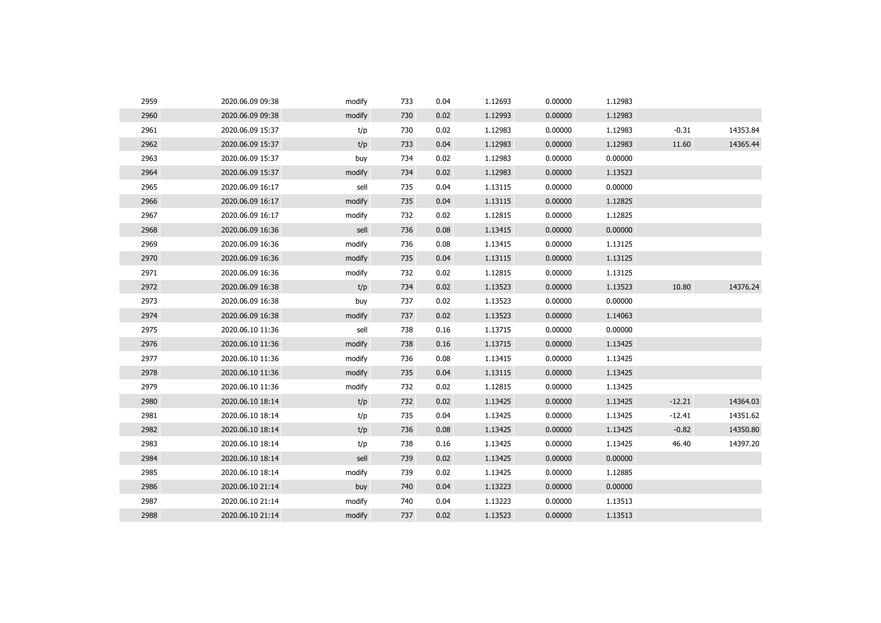| | | | | | | | | | |
|---|---|---|---|---|---|---|---|---|---|
| 2959 | 2020.06.09 09:38 | modify | 733 | 0.04 | 1.12693 | 0.00000 | 1.12983 | | |
| 2960 | 2020.06.09 09:38 | modify | 730 | 0.02 | 1.12993 | 0.00000 | 1.12983 | | |
| 2961 | 2020.06.09 15:37 | t/p | 730 | 0.02 | 1.12983 | 0.00000 | 1.12983 | -0.31 | 14353.84 |
| 2962 | 2020.06.09 15:37 | t/p | 733 | 0.04 | 1.12983 | 0.00000 | 1.12983 | 11.60 | 14365.44 |
| 2963 | 2020.06.09 15:37 | buy | 734 | 0.02 | 1.12983 | 0.00000 | 0.00000 | | |
| 2964 | 2020.06.09 15:37 | modify | 734 | 0.02 | 1.12983 | 0.00000 | 1.13523 | | |
| 2965 | 2020.06.09 16:17 | sell | 735 | 0.04 | 1.13115 | 0.00000 | 0.00000 | | |
| 2966 | 2020.06.09 16:17 | modify | 735 | 0.04 | 1.13115 | 0.00000 | 1.12825 | | |
| 2967 | 2020.06.09 16:17 | modify | 732 | 0.02 | 1.12815 | 0.00000 | 1.12825 | | |
| 2968 | 2020.06.09 16:36 | sell | 736 | 0.08 | 1.13415 | 0.00000 | 0.00000 | | |
| 2969 | 2020.06.09 16:36 | modify | 736 | 0.08 | 1.13415 | 0.00000 | 1.13125 | | |
| 2970 | 2020.06.09 16:36 | modify | 735 | 0.04 | 1.13115 | 0.00000 | 1.13125 | | |
| 2971 | 2020.06.09 16:36 | modify | 732 | 0.02 | 1.12815 | 0.00000 | 1.13125 | | |
| 2972 | 2020.06.09 16:38 | t/p | 734 | 0.02 | 1.13523 | 0.00000 | 1.13523 | 10.80 | 14376.24 |
| 2973 | 2020.06.09 16:38 | buy | 737 | 0.02 | 1.13523 | 0.00000 | 0.00000 | | |
| 2974 | 2020.06.09 16:38 | modify | 737 | 0.02 | 1.13523 | 0.00000 | 1.14063 | | |
| 2975 | 2020.06.10 11:36 | sell | 738 | 0.16 | 1.13715 | 0.00000 | 0.00000 | | |
| 2976 | 2020.06.10 11:36 | modify | 738 | 0.16 | 1.13715 | 0.00000 | 1.13425 | | |
| 2977 | 2020.06.10 11:36 | modify | 736 | 0.08 | 1.13415 | 0.00000 | 1.13425 | | |
| 2978 | 2020.06.10 11:36 | modify | 735 | 0.04 | 1.13115 | 0.00000 | 1.13425 | | |
| 2979 | 2020.06.10 11:36 | modify | 732 | 0.02 | 1.12815 | 0.00000 | 1.13425 | | |
| 2980 | 2020.06.10 18:14 | t/p | 732 | 0.02 | 1.13425 | 0.00000 | 1.13425 | -12.21 | 14364.03 |
| 2981 | 2020.06.10 18:14 | t/p | 735 | 0.04 | 1.13425 | 0.00000 | 1.13425 | -12.41 | 14351.62 |
| 2982 | 2020.06.10 18:14 | t/p | 736 | 0.08 | 1.13425 | 0.00000 | 1.13425 | -0.82 | 14350.80 |
| 2983 | 2020.06.10 18:14 | t/p | 738 | 0.16 | 1.13425 | 0.00000 | 1.13425 | 46.40 | 14397.20 |
| 2984 | 2020.06.10 18:14 | sell | 739 | 0.02 | 1.13425 | 0.00000 | 0.00000 | | |
| 2985 | 2020.06.10 18:14 | modify | 739 | 0.02 | 1.13425 | 0.00000 | 1.12885 | | |
| 2986 | 2020.06.10 21:14 | buy | 740 | 0.04 | 1.13223 | 0.00000 | 0.00000 | | |
| 2987 | 2020.06.10 21:14 | modify | 740 | 0.04 | 1.13223 | 0.00000 | 1.13513 | | |
| 2988 | 2020.06.10 21:14 | modify | 737 | 0.02 | 1.13523 | 0.00000 | 1.13513 | | |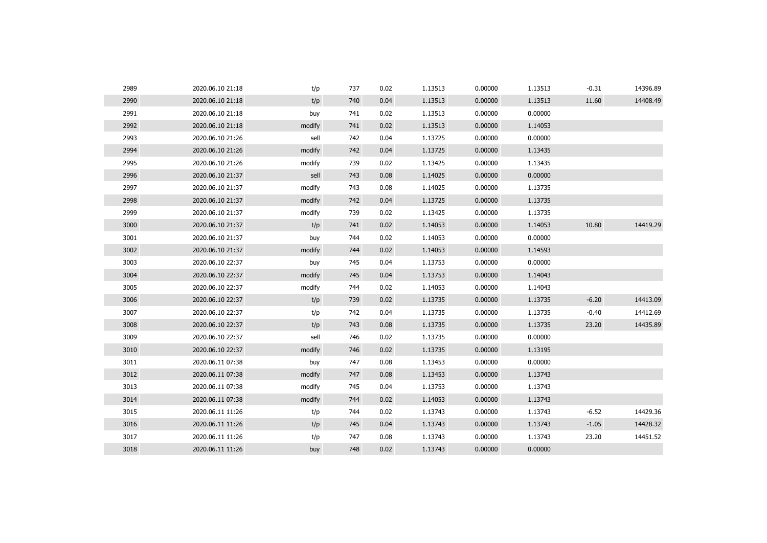| | | | | | | | | | |
|---|---|---|---|---|---|---|---|---|---|
| 2989 | 2020.06.10 21:18 | t/p | 737 | 0.02 | 1.13513 | 0.00000 | 1.13513 | -0.31 | 14396.89 |
| 2990 | 2020.06.10 21:18 | t/p | 740 | 0.04 | 1.13513 | 0.00000 | 1.13513 | 11.60 | 14408.49 |
| 2991 | 2020.06.10 21:18 | buy | 741 | 0.02 | 1.13513 | 0.00000 | 0.00000 | | |
| 2992 | 2020.06.10 21:18 | modify | 741 | 0.02 | 1.13513 | 0.00000 | 1.14053 | | |
| 2993 | 2020.06.10 21:26 | sell | 742 | 0.04 | 1.13725 | 0.00000 | 0.00000 | | |
| 2994 | 2020.06.10 21:26 | modify | 742 | 0.04 | 1.13725 | 0.00000 | 1.13435 | | |
| 2995 | 2020.06.10 21:26 | modify | 739 | 0.02 | 1.13425 | 0.00000 | 1.13435 | | |
| 2996 | 2020.06.10 21:37 | sell | 743 | 0.08 | 1.14025 | 0.00000 | 0.00000 | | |
| 2997 | 2020.06.10 21:37 | modify | 743 | 0.08 | 1.14025 | 0.00000 | 1.13735 | | |
| 2998 | 2020.06.10 21:37 | modify | 742 | 0.04 | 1.13725 | 0.00000 | 1.13735 | | |
| 2999 | 2020.06.10 21:37 | modify | 739 | 0.02 | 1.13425 | 0.00000 | 1.13735 | | |
| 3000 | 2020.06.10 21:37 | t/p | 741 | 0.02 | 1.14053 | 0.00000 | 1.14053 | 10.80 | 14419.29 |
| 3001 | 2020.06.10 21:37 | buy | 744 | 0.02 | 1.14053 | 0.00000 | 0.00000 | | |
| 3002 | 2020.06.10 21:37 | modify | 744 | 0.02 | 1.14053 | 0.00000 | 1.14593 | | |
| 3003 | 2020.06.10 22:37 | buy | 745 | 0.04 | 1.13753 | 0.00000 | 0.00000 | | |
| 3004 | 2020.06.10 22:37 | modify | 745 | 0.04 | 1.13753 | 0.00000 | 1.14043 | | |
| 3005 | 2020.06.10 22:37 | modify | 744 | 0.02 | 1.14053 | 0.00000 | 1.14043 | | |
| 3006 | 2020.06.10 22:37 | t/p | 739 | 0.02 | 1.13735 | 0.00000 | 1.13735 | -6.20 | 14413.09 |
| 3007 | 2020.06.10 22:37 | t/p | 742 | 0.04 | 1.13735 | 0.00000 | 1.13735 | -0.40 | 14412.69 |
| 3008 | 2020.06.10 22:37 | t/p | 743 | 0.08 | 1.13735 | 0.00000 | 1.13735 | 23.20 | 14435.89 |
| 3009 | 2020.06.10 22:37 | sell | 746 | 0.02 | 1.13735 | 0.00000 | 0.00000 | | |
| 3010 | 2020.06.10 22:37 | modify | 746 | 0.02 | 1.13735 | 0.00000 | 1.13195 | | |
| 3011 | 2020.06.11 07:38 | buy | 747 | 0.08 | 1.13453 | 0.00000 | 0.00000 | | |
| 3012 | 2020.06.11 07:38 | modify | 747 | 0.08 | 1.13453 | 0.00000 | 1.13743 | | |
| 3013 | 2020.06.11 07:38 | modify | 745 | 0.04 | 1.13753 | 0.00000 | 1.13743 | | |
| 3014 | 2020.06.11 07:38 | modify | 744 | 0.02 | 1.14053 | 0.00000 | 1.13743 | | |
| 3015 | 2020.06.11 11:26 | t/p | 744 | 0.02 | 1.13743 | 0.00000 | 1.13743 | -6.52 | 14429.36 |
| 3016 | 2020.06.11 11:26 | t/p | 745 | 0.04 | 1.13743 | 0.00000 | 1.13743 | -1.05 | 14428.32 |
| 3017 | 2020.06.11 11:26 | t/p | 747 | 0.08 | 1.13743 | 0.00000 | 1.13743 | 23.20 | 14451.52 |
| 3018 | 2020.06.11 11:26 | buy | 748 | 0.02 | 1.13743 | 0.00000 | 0.00000 | | |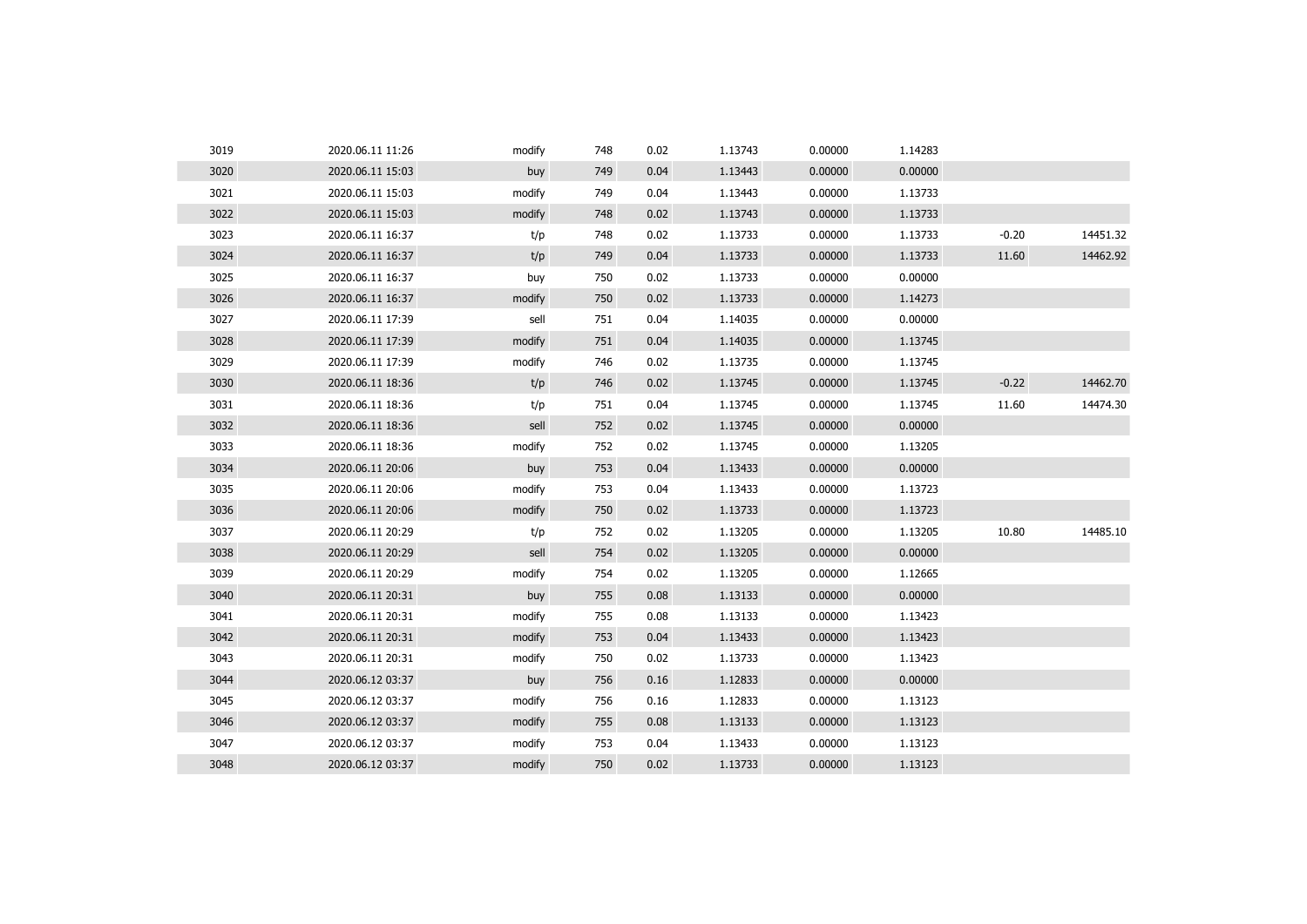| | | | | | | | | | |
|---|---|---|---|---|---|---|---|---|---|
| 3019 | 2020.06.11 11:26 | modify | 748 | 0.02 | 1.13743 | 0.00000 | 1.14283 | | |
| 3020 | 2020.06.11 15:03 | buy | 749 | 0.04 | 1.13443 | 0.00000 | 0.00000 | | |
| 3021 | 2020.06.11 15:03 | modify | 749 | 0.04 | 1.13443 | 0.00000 | 1.13733 | | |
| 3022 | 2020.06.11 15:03 | modify | 748 | 0.02 | 1.13743 | 0.00000 | 1.13733 | | |
| 3023 | 2020.06.11 16:37 | t/p | 748 | 0.02 | 1.13733 | 0.00000 | 1.13733 | -0.20 | 14451.32 |
| 3024 | 2020.06.11 16:37 | t/p | 749 | 0.04 | 1.13733 | 0.00000 | 1.13733 | 11.60 | 14462.92 |
| 3025 | 2020.06.11 16:37 | buy | 750 | 0.02 | 1.13733 | 0.00000 | 0.00000 | | |
| 3026 | 2020.06.11 16:37 | modify | 750 | 0.02 | 1.13733 | 0.00000 | 1.14273 | | |
| 3027 | 2020.06.11 17:39 | sell | 751 | 0.04 | 1.14035 | 0.00000 | 0.00000 | | |
| 3028 | 2020.06.11 17:39 | modify | 751 | 0.04 | 1.14035 | 0.00000 | 1.13745 | | |
| 3029 | 2020.06.11 17:39 | modify | 746 | 0.02 | 1.13735 | 0.00000 | 1.13745 | | |
| 3030 | 2020.06.11 18:36 | t/p | 746 | 0.02 | 1.13745 | 0.00000 | 1.13745 | -0.22 | 14462.70 |
| 3031 | 2020.06.11 18:36 | t/p | 751 | 0.04 | 1.13745 | 0.00000 | 1.13745 | 11.60 | 14474.30 |
| 3032 | 2020.06.11 18:36 | sell | 752 | 0.02 | 1.13745 | 0.00000 | 0.00000 | | |
| 3033 | 2020.06.11 18:36 | modify | 752 | 0.02 | 1.13745 | 0.00000 | 1.13205 | | |
| 3034 | 2020.06.11 20:06 | buy | 753 | 0.04 | 1.13433 | 0.00000 | 0.00000 | | |
| 3035 | 2020.06.11 20:06 | modify | 753 | 0.04 | 1.13433 | 0.00000 | 1.13723 | | |
| 3036 | 2020.06.11 20:06 | modify | 750 | 0.02 | 1.13733 | 0.00000 | 1.13723 | | |
| 3037 | 2020.06.11 20:29 | t/p | 752 | 0.02 | 1.13205 | 0.00000 | 1.13205 | 10.80 | 14485.10 |
| 3038 | 2020.06.11 20:29 | sell | 754 | 0.02 | 1.13205 | 0.00000 | 0.00000 | | |
| 3039 | 2020.06.11 20:29 | modify | 754 | 0.02 | 1.13205 | 0.00000 | 1.12665 | | |
| 3040 | 2020.06.11 20:31 | buy | 755 | 0.08 | 1.13133 | 0.00000 | 0.00000 | | |
| 3041 | 2020.06.11 20:31 | modify | 755 | 0.08 | 1.13133 | 0.00000 | 1.13423 | | |
| 3042 | 2020.06.11 20:31 | modify | 753 | 0.04 | 1.13433 | 0.00000 | 1.13423 | | |
| 3043 | 2020.06.11 20:31 | modify | 750 | 0.02 | 1.13733 | 0.00000 | 1.13423 | | |
| 3044 | 2020.06.12 03:37 | buy | 756 | 0.16 | 1.12833 | 0.00000 | 0.00000 | | |
| 3045 | 2020.06.12 03:37 | modify | 756 | 0.16 | 1.12833 | 0.00000 | 1.13123 | | |
| 3046 | 2020.06.12 03:37 | modify | 755 | 0.08 | 1.13133 | 0.00000 | 1.13123 | | |
| 3047 | 2020.06.12 03:37 | modify | 753 | 0.04 | 1.13433 | 0.00000 | 1.13123 | | |
| 3048 | 2020.06.12 03:37 | modify | 750 | 0.02 | 1.13733 | 0.00000 | 1.13123 | | |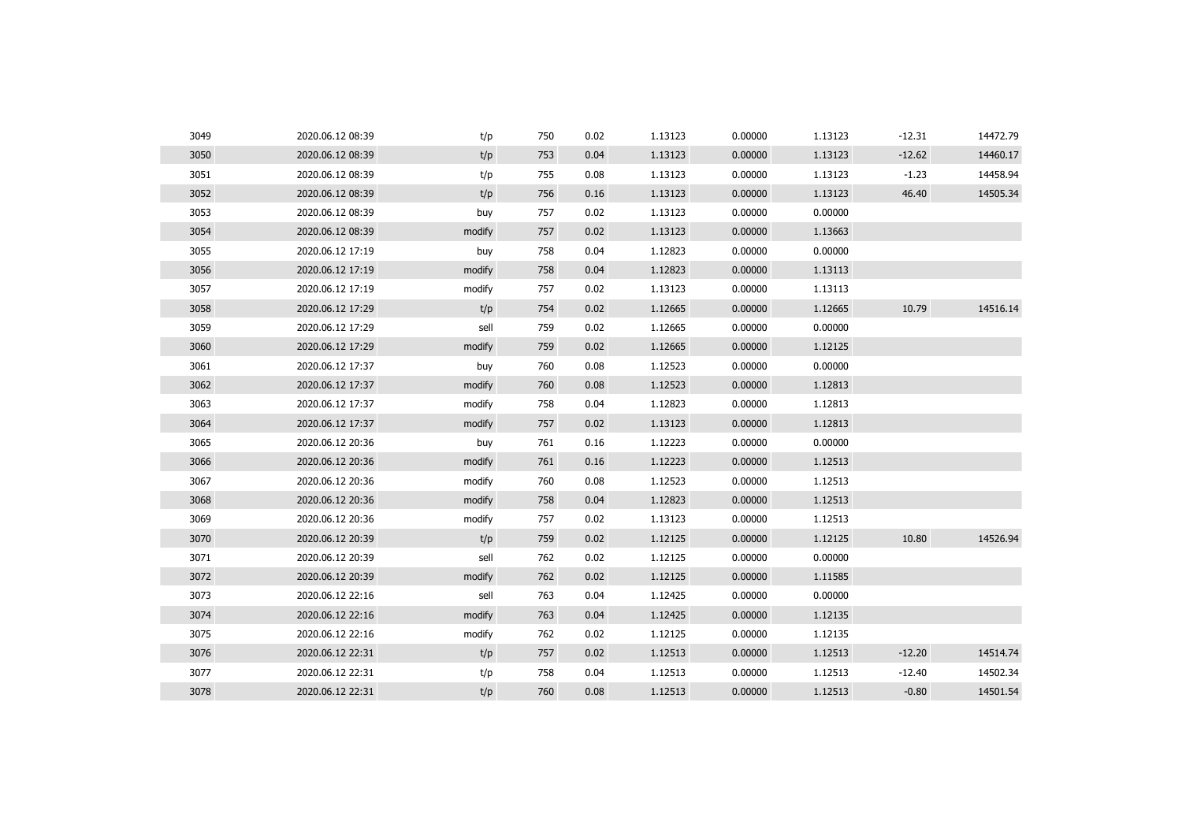| | | | | | | | | | |
|---|---|---|---|---|---|---|---|---|---|
| 3049 | 2020.06.12 08:39 | t/p | 750 | 0.02 | 1.13123 | 0.00000 | 1.13123 | -12.31 | 14472.79 |
| 3050 | 2020.06.12 08:39 | t/p | 753 | 0.04 | 1.13123 | 0.00000 | 1.13123 | -12.62 | 14460.17 |
| 3051 | 2020.06.12 08:39 | t/p | 755 | 0.08 | 1.13123 | 0.00000 | 1.13123 | -1.23 | 14458.94 |
| 3052 | 2020.06.12 08:39 | t/p | 756 | 0.16 | 1.13123 | 0.00000 | 1.13123 | 46.40 | 14505.34 |
| 3053 | 2020.06.12 08:39 | buy | 757 | 0.02 | 1.13123 | 0.00000 | 0.00000 | | |
| 3054 | 2020.06.12 08:39 | modify | 757 | 0.02 | 1.13123 | 0.00000 | 1.13663 | | |
| 3055 | 2020.06.12 17:19 | buy | 758 | 0.04 | 1.12823 | 0.00000 | 0.00000 | | |
| 3056 | 2020.06.12 17:19 | modify | 758 | 0.04 | 1.12823 | 0.00000 | 1.13113 | | |
| 3057 | 2020.06.12 17:19 | modify | 757 | 0.02 | 1.13123 | 0.00000 | 1.13113 | | |
| 3058 | 2020.06.12 17:29 | t/p | 754 | 0.02 | 1.12665 | 0.00000 | 1.12665 | 10.79 | 14516.14 |
| 3059 | 2020.06.12 17:29 | sell | 759 | 0.02 | 1.12665 | 0.00000 | 0.00000 | | |
| 3060 | 2020.06.12 17:29 | modify | 759 | 0.02 | 1.12665 | 0.00000 | 1.12125 | | |
| 3061 | 2020.06.12 17:37 | buy | 760 | 0.08 | 1.12523 | 0.00000 | 0.00000 | | |
| 3062 | 2020.06.12 17:37 | modify | 760 | 0.08 | 1.12523 | 0.00000 | 1.12813 | | |
| 3063 | 2020.06.12 17:37 | modify | 758 | 0.04 | 1.12823 | 0.00000 | 1.12813 | | |
| 3064 | 2020.06.12 17:37 | modify | 757 | 0.02 | 1.13123 | 0.00000 | 1.12813 | | |
| 3065 | 2020.06.12 20:36 | buy | 761 | 0.16 | 1.12223 | 0.00000 | 0.00000 | | |
| 3066 | 2020.06.12 20:36 | modify | 761 | 0.16 | 1.12223 | 0.00000 | 1.12513 | | |
| 3067 | 2020.06.12 20:36 | modify | 760 | 0.08 | 1.12523 | 0.00000 | 1.12513 | | |
| 3068 | 2020.06.12 20:36 | modify | 758 | 0.04 | 1.12823 | 0.00000 | 1.12513 | | |
| 3069 | 2020.06.12 20:36 | modify | 757 | 0.02 | 1.13123 | 0.00000 | 1.12513 | | |
| 3070 | 2020.06.12 20:39 | t/p | 759 | 0.02 | 1.12125 | 0.00000 | 1.12125 | 10.80 | 14526.94 |
| 3071 | 2020.06.12 20:39 | sell | 762 | 0.02 | 1.12125 | 0.00000 | 0.00000 | | |
| 3072 | 2020.06.12 20:39 | modify | 762 | 0.02 | 1.12125 | 0.00000 | 1.11585 | | |
| 3073 | 2020.06.12 22:16 | sell | 763 | 0.04 | 1.12425 | 0.00000 | 0.00000 | | |
| 3074 | 2020.06.12 22:16 | modify | 763 | 0.04 | 1.12425 | 0.00000 | 1.12135 | | |
| 3075 | 2020.06.12 22:16 | modify | 762 | 0.02 | 1.12125 | 0.00000 | 1.12135 | | |
| 3076 | 2020.06.12 22:31 | t/p | 757 | 0.02 | 1.12513 | 0.00000 | 1.12513 | -12.20 | 14514.74 |
| 3077 | 2020.06.12 22:31 | t/p | 758 | 0.04 | 1.12513 | 0.00000 | 1.12513 | -12.40 | 14502.34 |
| 3078 | 2020.06.12 22:31 | t/p | 760 | 0.08 | 1.12513 | 0.00000 | 1.12513 | -0.80 | 14501.54 |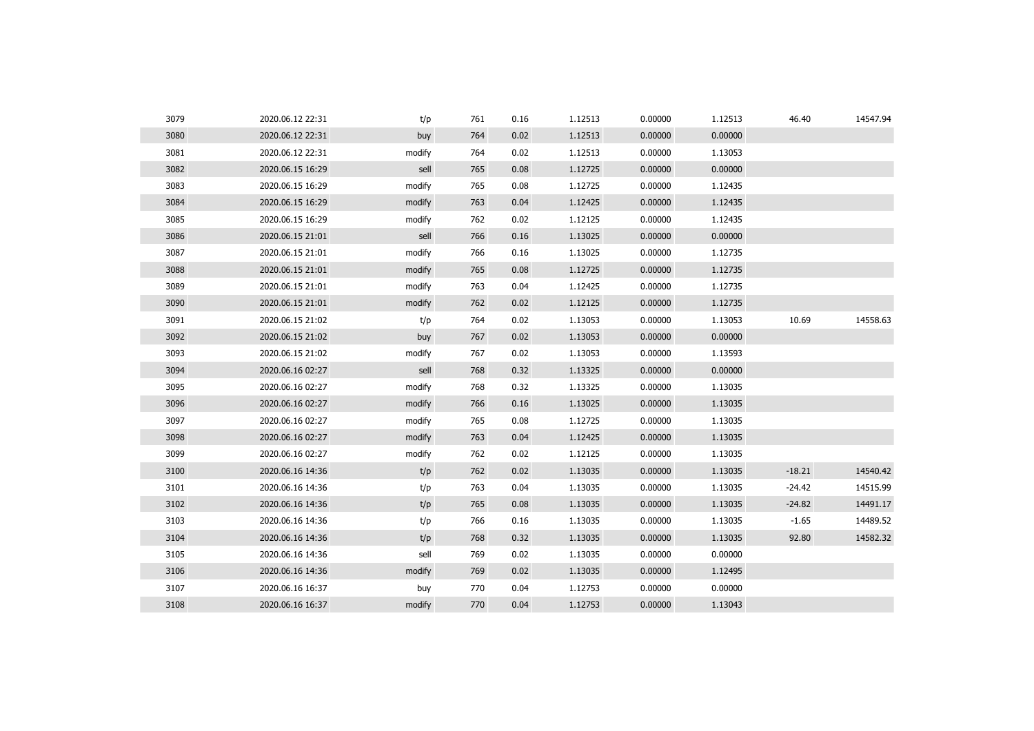| | | | | | | | | | |
|---|---|---|---|---|---|---|---|---|---|
| 3079 | 2020.06.12 22:31 | t/p | 761 | 0.16 | 1.12513 | 0.00000 | 1.12513 | 46.40 | 14547.94 |
| 3080 | 2020.06.12 22:31 | buy | 764 | 0.02 | 1.12513 | 0.00000 | 0.00000 | | |
| 3081 | 2020.06.12 22:31 | modify | 764 | 0.02 | 1.12513 | 0.00000 | 1.13053 | | |
| 3082 | 2020.06.15 16:29 | sell | 765 | 0.08 | 1.12725 | 0.00000 | 0.00000 | | |
| 3083 | 2020.06.15 16:29 | modify | 765 | 0.08 | 1.12725 | 0.00000 | 1.12435 | | |
| 3084 | 2020.06.15 16:29 | modify | 763 | 0.04 | 1.12425 | 0.00000 | 1.12435 | | |
| 3085 | 2020.06.15 16:29 | modify | 762 | 0.02 | 1.12125 | 0.00000 | 1.12435 | | |
| 3086 | 2020.06.15 21:01 | sell | 766 | 0.16 | 1.13025 | 0.00000 | 0.00000 | | |
| 3087 | 2020.06.15 21:01 | modify | 766 | 0.16 | 1.13025 | 0.00000 | 1.12735 | | |
| 3088 | 2020.06.15 21:01 | modify | 765 | 0.08 | 1.12725 | 0.00000 | 1.12735 | | |
| 3089 | 2020.06.15 21:01 | modify | 763 | 0.04 | 1.12425 | 0.00000 | 1.12735 | | |
| 3090 | 2020.06.15 21:01 | modify | 762 | 0.02 | 1.12125 | 0.00000 | 1.12735 | | |
| 3091 | 2020.06.15 21:02 | t/p | 764 | 0.02 | 1.13053 | 0.00000 | 1.13053 | 10.69 | 14558.63 |
| 3092 | 2020.06.15 21:02 | buy | 767 | 0.02 | 1.13053 | 0.00000 | 0.00000 | | |
| 3093 | 2020.06.15 21:02 | modify | 767 | 0.02 | 1.13053 | 0.00000 | 1.13593 | | |
| 3094 | 2020.06.16 02:27 | sell | 768 | 0.32 | 1.13325 | 0.00000 | 0.00000 | | |
| 3095 | 2020.06.16 02:27 | modify | 768 | 0.32 | 1.13325 | 0.00000 | 1.13035 | | |
| 3096 | 2020.06.16 02:27 | modify | 766 | 0.16 | 1.13025 | 0.00000 | 1.13035 | | |
| 3097 | 2020.06.16 02:27 | modify | 765 | 0.08 | 1.12725 | 0.00000 | 1.13035 | | |
| 3098 | 2020.06.16 02:27 | modify | 763 | 0.04 | 1.12425 | 0.00000 | 1.13035 | | |
| 3099 | 2020.06.16 02:27 | modify | 762 | 0.02 | 1.12125 | 0.00000 | 1.13035 | | |
| 3100 | 2020.06.16 14:36 | t/p | 762 | 0.02 | 1.13035 | 0.00000 | 1.13035 | -18.21 | 14540.42 |
| 3101 | 2020.06.16 14:36 | t/p | 763 | 0.04 | 1.13035 | 0.00000 | 1.13035 | -24.42 | 14515.99 |
| 3102 | 2020.06.16 14:36 | t/p | 765 | 0.08 | 1.13035 | 0.00000 | 1.13035 | -24.82 | 14491.17 |
| 3103 | 2020.06.16 14:36 | t/p | 766 | 0.16 | 1.13035 | 0.00000 | 1.13035 | -1.65 | 14489.52 |
| 3104 | 2020.06.16 14:36 | t/p | 768 | 0.32 | 1.13035 | 0.00000 | 1.13035 | 92.80 | 14582.32 |
| 3105 | 2020.06.16 14:36 | sell | 769 | 0.02 | 1.13035 | 0.00000 | 0.00000 | | |
| 3106 | 2020.06.16 14:36 | modify | 769 | 0.02 | 1.13035 | 0.00000 | 1.12495 | | |
| 3107 | 2020.06.16 16:37 | buy | 770 | 0.04 | 1.12753 | 0.00000 | 0.00000 | | |
| 3108 | 2020.06.16 16:37 | modify | 770 | 0.04 | 1.12753 | 0.00000 | 1.13043 | | |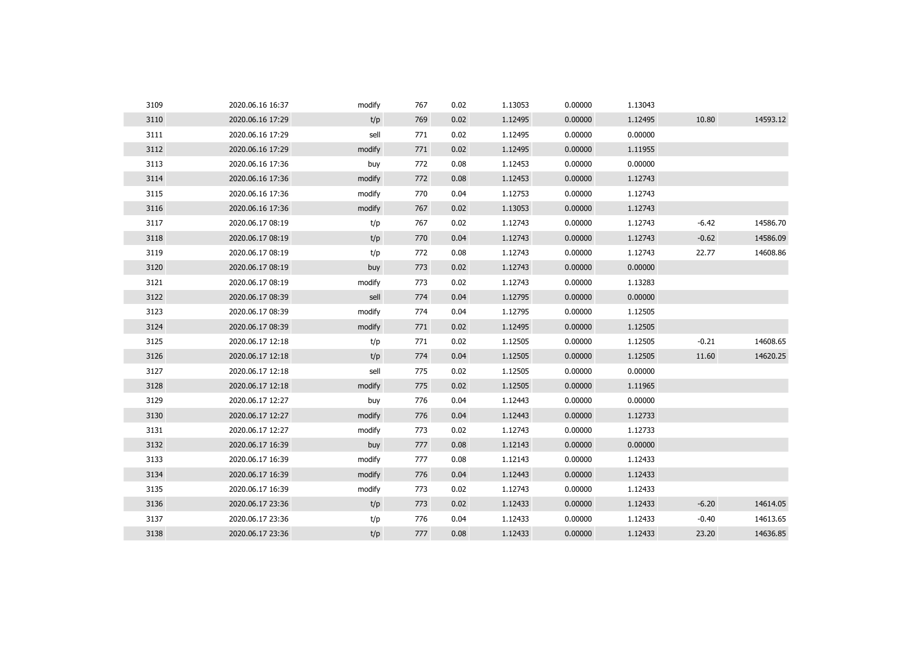|  |  |  |  |  |  |  |  |  |  |
|---|---|---|---|---|---|---|---|---|---|
| 3109 | 2020.06.16 16:37 | modify | 767 | 0.02 | 1.13053 | 0.00000 | 1.13043 |  |  |
| 3110 | 2020.06.16 17:29 | t/p | 769 | 0.02 | 1.12495 | 0.00000 | 1.12495 | 10.80 | 14593.12 |
| 3111 | 2020.06.16 17:29 | sell | 771 | 0.02 | 1.12495 | 0.00000 | 0.00000 |  |  |
| 3112 | 2020.06.16 17:29 | modify | 771 | 0.02 | 1.12495 | 0.00000 | 1.11955 |  |  |
| 3113 | 2020.06.16 17:36 | buy | 772 | 0.08 | 1.12453 | 0.00000 | 0.00000 |  |  |
| 3114 | 2020.06.16 17:36 | modify | 772 | 0.08 | 1.12453 | 0.00000 | 1.12743 |  |  |
| 3115 | 2020.06.16 17:36 | modify | 770 | 0.04 | 1.12753 | 0.00000 | 1.12743 |  |  |
| 3116 | 2020.06.16 17:36 | modify | 767 | 0.02 | 1.13053 | 0.00000 | 1.12743 |  |  |
| 3117 | 2020.06.17 08:19 | t/p | 767 | 0.02 | 1.12743 | 0.00000 | 1.12743 | -6.42 | 14586.70 |
| 3118 | 2020.06.17 08:19 | t/p | 770 | 0.04 | 1.12743 | 0.00000 | 1.12743 | -0.62 | 14586.09 |
| 3119 | 2020.06.17 08:19 | t/p | 772 | 0.08 | 1.12743 | 0.00000 | 1.12743 | 22.77 | 14608.86 |
| 3120 | 2020.06.17 08:19 | buy | 773 | 0.02 | 1.12743 | 0.00000 | 0.00000 |  |  |
| 3121 | 2020.06.17 08:19 | modify | 773 | 0.02 | 1.12743 | 0.00000 | 1.13283 |  |  |
| 3122 | 2020.06.17 08:39 | sell | 774 | 0.04 | 1.12795 | 0.00000 | 0.00000 |  |  |
| 3123 | 2020.06.17 08:39 | modify | 774 | 0.04 | 1.12795 | 0.00000 | 1.12505 |  |  |
| 3124 | 2020.06.17 08:39 | modify | 771 | 0.02 | 1.12495 | 0.00000 | 1.12505 |  |  |
| 3125 | 2020.06.17 12:18 | t/p | 771 | 0.02 | 1.12505 | 0.00000 | 1.12505 | -0.21 | 14608.65 |
| 3126 | 2020.06.17 12:18 | t/p | 774 | 0.04 | 1.12505 | 0.00000 | 1.12505 | 11.60 | 14620.25 |
| 3127 | 2020.06.17 12:18 | sell | 775 | 0.02 | 1.12505 | 0.00000 | 0.00000 |  |  |
| 3128 | 2020.06.17 12:18 | modify | 775 | 0.02 | 1.12505 | 0.00000 | 1.11965 |  |  |
| 3129 | 2020.06.17 12:27 | buy | 776 | 0.04 | 1.12443 | 0.00000 | 0.00000 |  |  |
| 3130 | 2020.06.17 12:27 | modify | 776 | 0.04 | 1.12443 | 0.00000 | 1.12733 |  |  |
| 3131 | 2020.06.17 12:27 | modify | 773 | 0.02 | 1.12743 | 0.00000 | 1.12733 |  |  |
| 3132 | 2020.06.17 16:39 | buy | 777 | 0.08 | 1.12143 | 0.00000 | 0.00000 |  |  |
| 3133 | 2020.06.17 16:39 | modify | 777 | 0.08 | 1.12143 | 0.00000 | 1.12433 |  |  |
| 3134 | 2020.06.17 16:39 | modify | 776 | 0.04 | 1.12443 | 0.00000 | 1.12433 |  |  |
| 3135 | 2020.06.17 16:39 | modify | 773 | 0.02 | 1.12743 | 0.00000 | 1.12433 |  |  |
| 3136 | 2020.06.17 23:36 | t/p | 773 | 0.02 | 1.12433 | 0.00000 | 1.12433 | -6.20 | 14614.05 |
| 3137 | 2020.06.17 23:36 | t/p | 776 | 0.04 | 1.12433 | 0.00000 | 1.12433 | -0.40 | 14613.65 |
| 3138 | 2020.06.17 23:36 | t/p | 777 | 0.08 | 1.12433 | 0.00000 | 1.12433 | 23.20 | 14636.85 |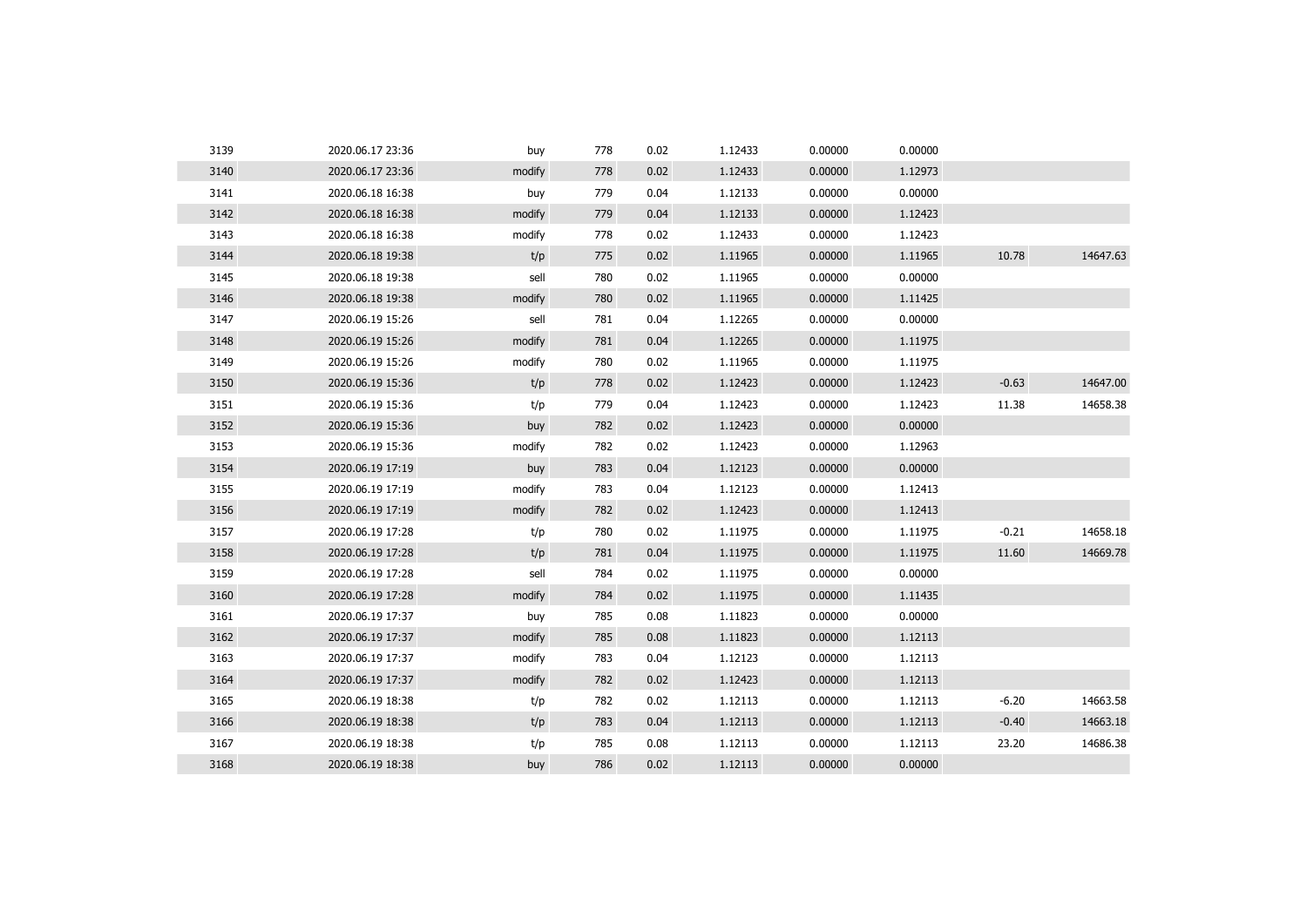| | | | | | | | | | |
|---|---|---|---|---|---|---|---|---|---|
| 3139 | 2020.06.17 23:36 | buy | 778 | 0.02 | 1.12433 | 0.00000 | 0.00000 | | |
| 3140 | 2020.06.17 23:36 | modify | 778 | 0.02 | 1.12433 | 0.00000 | 1.12973 | | |
| 3141 | 2020.06.18 16:38 | buy | 779 | 0.04 | 1.12133 | 0.00000 | 0.00000 | | |
| 3142 | 2020.06.18 16:38 | modify | 779 | 0.04 | 1.12133 | 0.00000 | 1.12423 | | |
| 3143 | 2020.06.18 16:38 | modify | 778 | 0.02 | 1.12433 | 0.00000 | 1.12423 | | |
| 3144 | 2020.06.18 19:38 | t/p | 775 | 0.02 | 1.11965 | 0.00000 | 1.11965 | 10.78 | 14647.63 |
| 3145 | 2020.06.18 19:38 | sell | 780 | 0.02 | 1.11965 | 0.00000 | 0.00000 | | |
| 3146 | 2020.06.18 19:38 | modify | 780 | 0.02 | 1.11965 | 0.00000 | 1.11425 | | |
| 3147 | 2020.06.19 15:26 | sell | 781 | 0.04 | 1.12265 | 0.00000 | 0.00000 | | |
| 3148 | 2020.06.19 15:26 | modify | 781 | 0.04 | 1.12265 | 0.00000 | 1.11975 | | |
| 3149 | 2020.06.19 15:26 | modify | 780 | 0.02 | 1.11965 | 0.00000 | 1.11975 | | |
| 3150 | 2020.06.19 15:36 | t/p | 778 | 0.02 | 1.12423 | 0.00000 | 1.12423 | -0.63 | 14647.00 |
| 3151 | 2020.06.19 15:36 | t/p | 779 | 0.04 | 1.12423 | 0.00000 | 1.12423 | 11.38 | 14658.38 |
| 3152 | 2020.06.19 15:36 | buy | 782 | 0.02 | 1.12423 | 0.00000 | 0.00000 | | |
| 3153 | 2020.06.19 15:36 | modify | 782 | 0.02 | 1.12423 | 0.00000 | 1.12963 | | |
| 3154 | 2020.06.19 17:19 | buy | 783 | 0.04 | 1.12123 | 0.00000 | 0.00000 | | |
| 3155 | 2020.06.19 17:19 | modify | 783 | 0.04 | 1.12123 | 0.00000 | 1.12413 | | |
| 3156 | 2020.06.19 17:19 | modify | 782 | 0.02 | 1.12423 | 0.00000 | 1.12413 | | |
| 3157 | 2020.06.19 17:28 | t/p | 780 | 0.02 | 1.11975 | 0.00000 | 1.11975 | -0.21 | 14658.18 |
| 3158 | 2020.06.19 17:28 | t/p | 781 | 0.04 | 1.11975 | 0.00000 | 1.11975 | 11.60 | 14669.78 |
| 3159 | 2020.06.19 17:28 | sell | 784 | 0.02 | 1.11975 | 0.00000 | 0.00000 | | |
| 3160 | 2020.06.19 17:28 | modify | 784 | 0.02 | 1.11975 | 0.00000 | 1.11435 | | |
| 3161 | 2020.06.19 17:37 | buy | 785 | 0.08 | 1.11823 | 0.00000 | 0.00000 | | |
| 3162 | 2020.06.19 17:37 | modify | 785 | 0.08 | 1.11823 | 0.00000 | 1.12113 | | |
| 3163 | 2020.06.19 17:37 | modify | 783 | 0.04 | 1.12123 | 0.00000 | 1.12113 | | |
| 3164 | 2020.06.19 17:37 | modify | 782 | 0.02 | 1.12423 | 0.00000 | 1.12113 | | |
| 3165 | 2020.06.19 18:38 | t/p | 782 | 0.02 | 1.12113 | 0.00000 | 1.12113 | -6.20 | 14663.58 |
| 3166 | 2020.06.19 18:38 | t/p | 783 | 0.04 | 1.12113 | 0.00000 | 1.12113 | -0.40 | 14663.18 |
| 3167 | 2020.06.19 18:38 | t/p | 785 | 0.08 | 1.12113 | 0.00000 | 1.12113 | 23.20 | 14686.38 |
| 3168 | 2020.06.19 18:38 | buy | 786 | 0.02 | 1.12113 | 0.00000 | 0.00000 | | |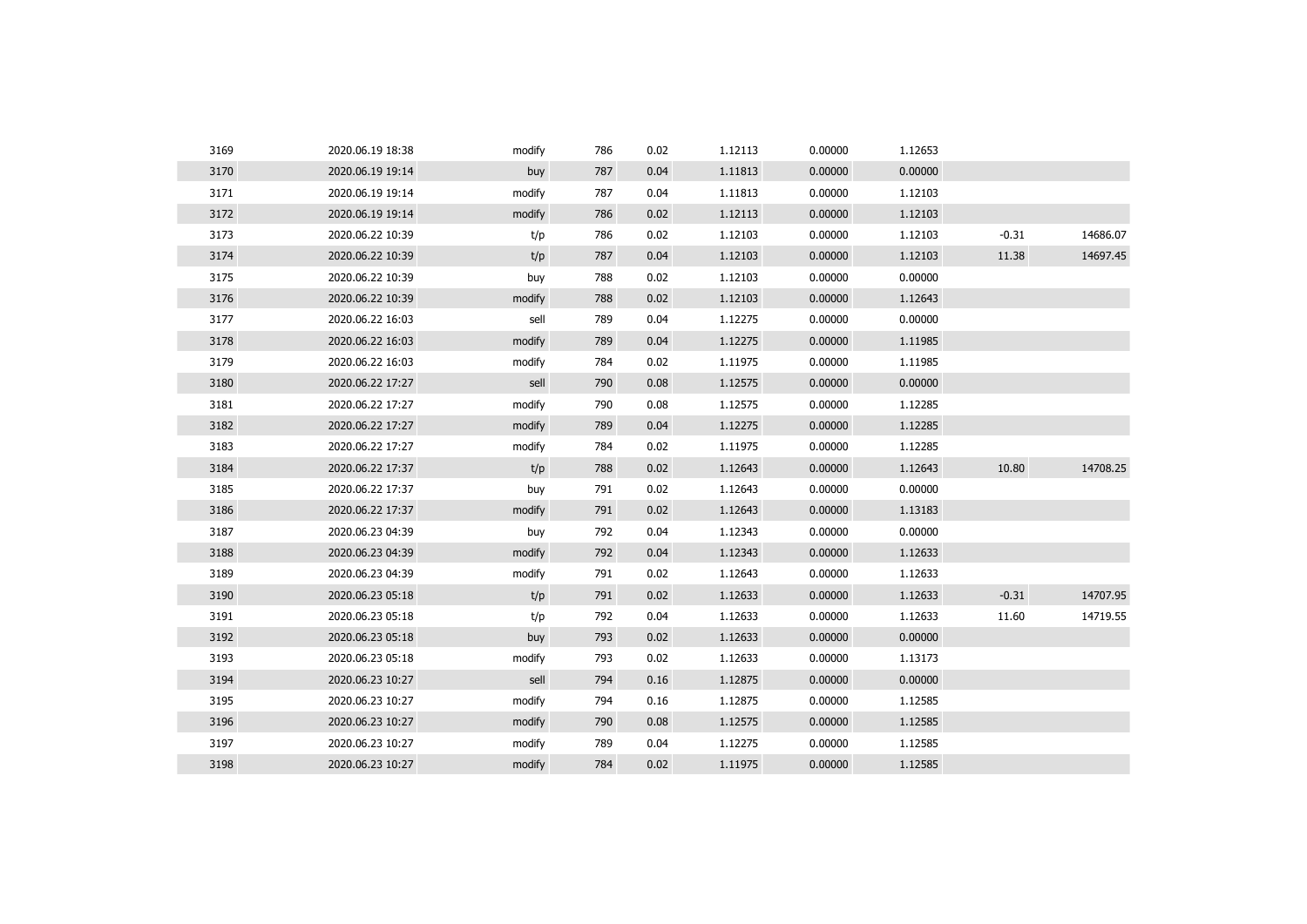| | | | | | | | | | |
|---|---|---|---|---|---|---|---|---|---|
| 3169 | 2020.06.19 18:38 | modify | 786 | 0.02 | 1.12113 | 0.00000 | 1.12653 | | |
| 3170 | 2020.06.19 19:14 | buy | 787 | 0.04 | 1.11813 | 0.00000 | 0.00000 | | |
| 3171 | 2020.06.19 19:14 | modify | 787 | 0.04 | 1.11813 | 0.00000 | 1.12103 | | |
| 3172 | 2020.06.19 19:14 | modify | 786 | 0.02 | 1.12113 | 0.00000 | 1.12103 | | |
| 3173 | 2020.06.22 10:39 | t/p | 786 | 0.02 | 1.12103 | 0.00000 | 1.12103 | -0.31 | 14686.07 |
| 3174 | 2020.06.22 10:39 | t/p | 787 | 0.04 | 1.12103 | 0.00000 | 1.12103 | 11.38 | 14697.45 |
| 3175 | 2020.06.22 10:39 | buy | 788 | 0.02 | 1.12103 | 0.00000 | 0.00000 | | |
| 3176 | 2020.06.22 10:39 | modify | 788 | 0.02 | 1.12103 | 0.00000 | 1.12643 | | |
| 3177 | 2020.06.22 16:03 | sell | 789 | 0.04 | 1.12275 | 0.00000 | 0.00000 | | |
| 3178 | 2020.06.22 16:03 | modify | 789 | 0.04 | 1.12275 | 0.00000 | 1.11985 | | |
| 3179 | 2020.06.22 16:03 | modify | 784 | 0.02 | 1.11975 | 0.00000 | 1.11985 | | |
| 3180 | 2020.06.22 17:27 | sell | 790 | 0.08 | 1.12575 | 0.00000 | 0.00000 | | |
| 3181 | 2020.06.22 17:27 | modify | 790 | 0.08 | 1.12575 | 0.00000 | 1.12285 | | |
| 3182 | 2020.06.22 17:27 | modify | 789 | 0.04 | 1.12275 | 0.00000 | 1.12285 | | |
| 3183 | 2020.06.22 17:27 | modify | 784 | 0.02 | 1.11975 | 0.00000 | 1.12285 | | |
| 3184 | 2020.06.22 17:37 | t/p | 788 | 0.02 | 1.12643 | 0.00000 | 1.12643 | 10.80 | 14708.25 |
| 3185 | 2020.06.22 17:37 | buy | 791 | 0.02 | 1.12643 | 0.00000 | 0.00000 | | |
| 3186 | 2020.06.22 17:37 | modify | 791 | 0.02 | 1.12643 | 0.00000 | 1.13183 | | |
| 3187 | 2020.06.23 04:39 | buy | 792 | 0.04 | 1.12343 | 0.00000 | 0.00000 | | |
| 3188 | 2020.06.23 04:39 | modify | 792 | 0.04 | 1.12343 | 0.00000 | 1.12633 | | |
| 3189 | 2020.06.23 04:39 | modify | 791 | 0.02 | 1.12643 | 0.00000 | 1.12633 | | |
| 3190 | 2020.06.23 05:18 | t/p | 791 | 0.02 | 1.12633 | 0.00000 | 1.12633 | -0.31 | 14707.95 |
| 3191 | 2020.06.23 05:18 | t/p | 792 | 0.04 | 1.12633 | 0.00000 | 1.12633 | 11.60 | 14719.55 |
| 3192 | 2020.06.23 05:18 | buy | 793 | 0.02 | 1.12633 | 0.00000 | 0.00000 | | |
| 3193 | 2020.06.23 05:18 | modify | 793 | 0.02 | 1.12633 | 0.00000 | 1.13173 | | |
| 3194 | 2020.06.23 10:27 | sell | 794 | 0.16 | 1.12875 | 0.00000 | 0.00000 | | |
| 3195 | 2020.06.23 10:27 | modify | 794 | 0.16 | 1.12875 | 0.00000 | 1.12585 | | |
| 3196 | 2020.06.23 10:27 | modify | 790 | 0.08 | 1.12575 | 0.00000 | 1.12585 | | |
| 3197 | 2020.06.23 10:27 | modify | 789 | 0.04 | 1.12275 | 0.00000 | 1.12585 | | |
| 3198 | 2020.06.23 10:27 | modify | 784 | 0.02 | 1.11975 | 0.00000 | 1.12585 | | |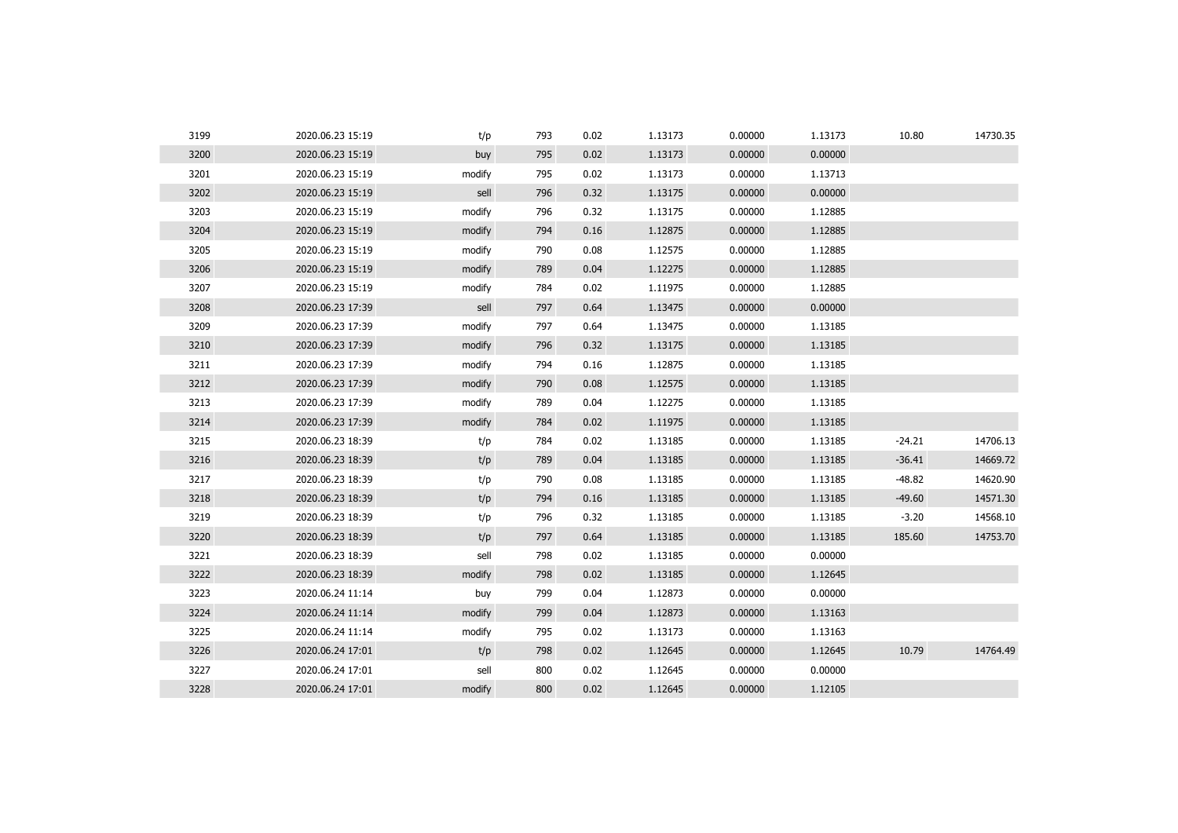| | | | | | | | | | |
|---|---|---|---|---|---|---|---|---|---|
| 3199 | 2020.06.23 15:19 | t/p | 793 | 0.02 | 1.13173 | 0.00000 | 1.13173 | 10.80 | 14730.35 |
| 3200 | 2020.06.23 15:19 | buy | 795 | 0.02 | 1.13173 | 0.00000 | 0.00000 | | |
| 3201 | 2020.06.23 15:19 | modify | 795 | 0.02 | 1.13173 | 0.00000 | 1.13713 | | |
| 3202 | 2020.06.23 15:19 | sell | 796 | 0.32 | 1.13175 | 0.00000 | 0.00000 | | |
| 3203 | 2020.06.23 15:19 | modify | 796 | 0.32 | 1.13175 | 0.00000 | 1.12885 | | |
| 3204 | 2020.06.23 15:19 | modify | 794 | 0.16 | 1.12875 | 0.00000 | 1.12885 | | |
| 3205 | 2020.06.23 15:19 | modify | 790 | 0.08 | 1.12575 | 0.00000 | 1.12885 | | |
| 3206 | 2020.06.23 15:19 | modify | 789 | 0.04 | 1.12275 | 0.00000 | 1.12885 | | |
| 3207 | 2020.06.23 15:19 | modify | 784 | 0.02 | 1.11975 | 0.00000 | 1.12885 | | |
| 3208 | 2020.06.23 17:39 | sell | 797 | 0.64 | 1.13475 | 0.00000 | 0.00000 | | |
| 3209 | 2020.06.23 17:39 | modify | 797 | 0.64 | 1.13475 | 0.00000 | 1.13185 | | |
| 3210 | 2020.06.23 17:39 | modify | 796 | 0.32 | 1.13175 | 0.00000 | 1.13185 | | |
| 3211 | 2020.06.23 17:39 | modify | 794 | 0.16 | 1.12875 | 0.00000 | 1.13185 | | |
| 3212 | 2020.06.23 17:39 | modify | 790 | 0.08 | 1.12575 | 0.00000 | 1.13185 | | |
| 3213 | 2020.06.23 17:39 | modify | 789 | 0.04 | 1.12275 | 0.00000 | 1.13185 | | |
| 3214 | 2020.06.23 17:39 | modify | 784 | 0.02 | 1.11975 | 0.00000 | 1.13185 | | |
| 3215 | 2020.06.23 18:39 | t/p | 784 | 0.02 | 1.13185 | 0.00000 | 1.13185 | -24.21 | 14706.13 |
| 3216 | 2020.06.23 18:39 | t/p | 789 | 0.04 | 1.13185 | 0.00000 | 1.13185 | -36.41 | 14669.72 |
| 3217 | 2020.06.23 18:39 | t/p | 790 | 0.08 | 1.13185 | 0.00000 | 1.13185 | -48.82 | 14620.90 |
| 3218 | 2020.06.23 18:39 | t/p | 794 | 0.16 | 1.13185 | 0.00000 | 1.13185 | -49.60 | 14571.30 |
| 3219 | 2020.06.23 18:39 | t/p | 796 | 0.32 | 1.13185 | 0.00000 | 1.13185 | -3.20 | 14568.10 |
| 3220 | 2020.06.23 18:39 | t/p | 797 | 0.64 | 1.13185 | 0.00000 | 1.13185 | 185.60 | 14753.70 |
| 3221 | 2020.06.23 18:39 | sell | 798 | 0.02 | 1.13185 | 0.00000 | 0.00000 | | |
| 3222 | 2020.06.23 18:39 | modify | 798 | 0.02 | 1.13185 | 0.00000 | 1.12645 | | |
| 3223 | 2020.06.24 11:14 | buy | 799 | 0.04 | 1.12873 | 0.00000 | 0.00000 | | |
| 3224 | 2020.06.24 11:14 | modify | 799 | 0.04 | 1.12873 | 0.00000 | 1.13163 | | |
| 3225 | 2020.06.24 11:14 | modify | 795 | 0.02 | 1.13173 | 0.00000 | 1.13163 | | |
| 3226 | 2020.06.24 17:01 | t/p | 798 | 0.02 | 1.12645 | 0.00000 | 1.12645 | 10.79 | 14764.49 |
| 3227 | 2020.06.24 17:01 | sell | 800 | 0.02 | 1.12645 | 0.00000 | 0.00000 | | |
| 3228 | 2020.06.24 17:01 | modify | 800 | 0.02 | 1.12645 | 0.00000 | 1.12105 | | |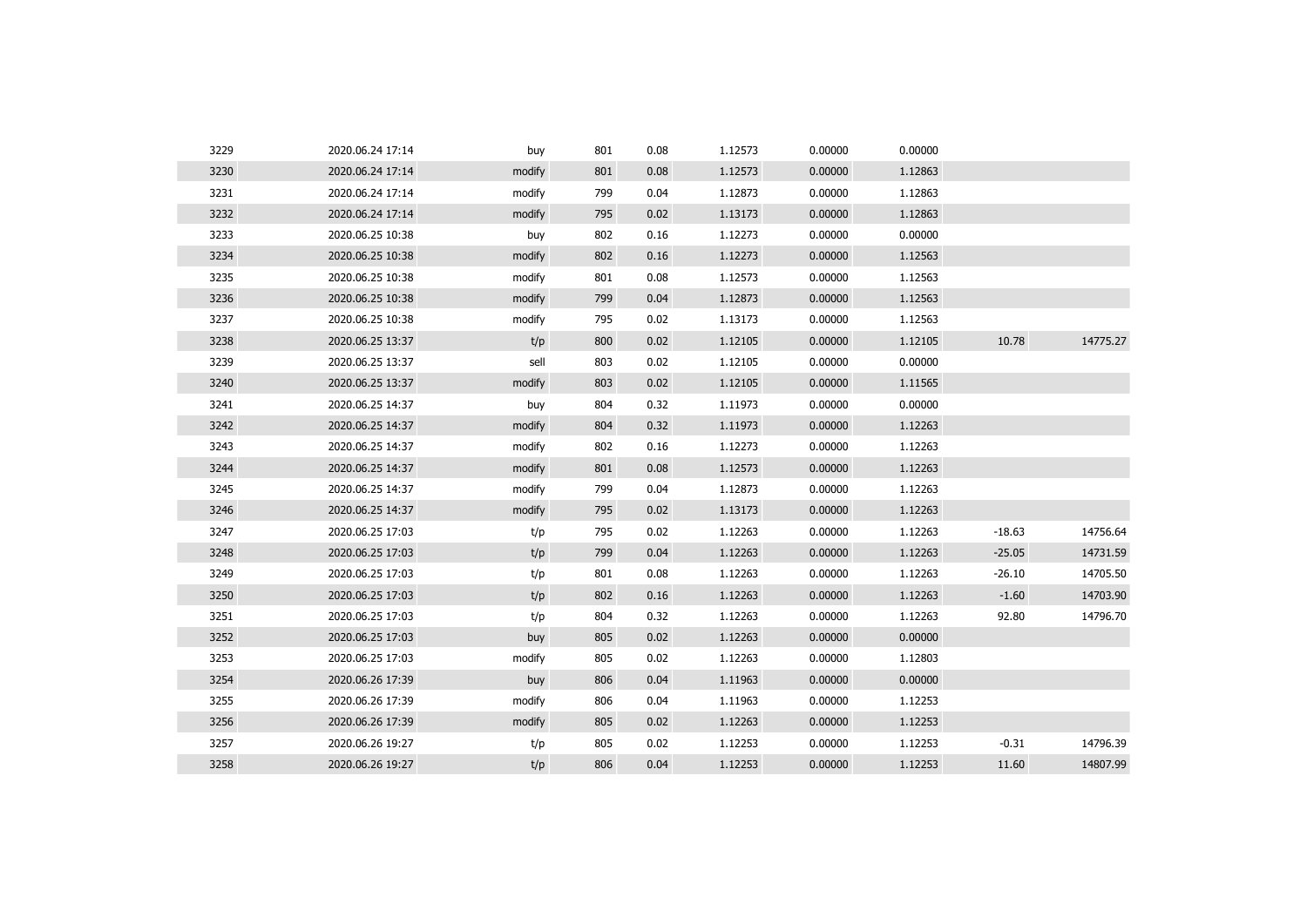| | | | | | | | | | |
|---|---|---|---|---|---|---|---|---|---|
| 3229 | 2020.06.24 17:14 | buy | 801 | 0.08 | 1.12573 | 0.00000 | 0.00000 | | |
| 3230 | 2020.06.24 17:14 | modify | 801 | 0.08 | 1.12573 | 0.00000 | 1.12863 | | |
| 3231 | 2020.06.24 17:14 | modify | 799 | 0.04 | 1.12873 | 0.00000 | 1.12863 | | |
| 3232 | 2020.06.24 17:14 | modify | 795 | 0.02 | 1.13173 | 0.00000 | 1.12863 | | |
| 3233 | 2020.06.25 10:38 | buy | 802 | 0.16 | 1.12273 | 0.00000 | 0.00000 | | |
| 3234 | 2020.06.25 10:38 | modify | 802 | 0.16 | 1.12273 | 0.00000 | 1.12563 | | |
| 3235 | 2020.06.25 10:38 | modify | 801 | 0.08 | 1.12573 | 0.00000 | 1.12563 | | |
| 3236 | 2020.06.25 10:38 | modify | 799 | 0.04 | 1.12873 | 0.00000 | 1.12563 | | |
| 3237 | 2020.06.25 10:38 | modify | 795 | 0.02 | 1.13173 | 0.00000 | 1.12563 | | |
| 3238 | 2020.06.25 13:37 | t/p | 800 | 0.02 | 1.12105 | 0.00000 | 1.12105 | 10.78 | 14775.27 |
| 3239 | 2020.06.25 13:37 | sell | 803 | 0.02 | 1.12105 | 0.00000 | 0.00000 | | |
| 3240 | 2020.06.25 13:37 | modify | 803 | 0.02 | 1.12105 | 0.00000 | 1.11565 | | |
| 3241 | 2020.06.25 14:37 | buy | 804 | 0.32 | 1.11973 | 0.00000 | 0.00000 | | |
| 3242 | 2020.06.25 14:37 | modify | 804 | 0.32 | 1.11973 | 0.00000 | 1.12263 | | |
| 3243 | 2020.06.25 14:37 | modify | 802 | 0.16 | 1.12273 | 0.00000 | 1.12263 | | |
| 3244 | 2020.06.25 14:37 | modify | 801 | 0.08 | 1.12573 | 0.00000 | 1.12263 | | |
| 3245 | 2020.06.25 14:37 | modify | 799 | 0.04 | 1.12873 | 0.00000 | 1.12263 | | |
| 3246 | 2020.06.25 14:37 | modify | 795 | 0.02 | 1.13173 | 0.00000 | 1.12263 | | |
| 3247 | 2020.06.25 17:03 | t/p | 795 | 0.02 | 1.12263 | 0.00000 | 1.12263 | -18.63 | 14756.64 |
| 3248 | 2020.06.25 17:03 | t/p | 799 | 0.04 | 1.12263 | 0.00000 | 1.12263 | -25.05 | 14731.59 |
| 3249 | 2020.06.25 17:03 | t/p | 801 | 0.08 | 1.12263 | 0.00000 | 1.12263 | -26.10 | 14705.50 |
| 3250 | 2020.06.25 17:03 | t/p | 802 | 0.16 | 1.12263 | 0.00000 | 1.12263 | -1.60 | 14703.90 |
| 3251 | 2020.06.25 17:03 | t/p | 804 | 0.32 | 1.12263 | 0.00000 | 1.12263 | 92.80 | 14796.70 |
| 3252 | 2020.06.25 17:03 | buy | 805 | 0.02 | 1.12263 | 0.00000 | 0.00000 | | |
| 3253 | 2020.06.25 17:03 | modify | 805 | 0.02 | 1.12263 | 0.00000 | 1.12803 | | |
| 3254 | 2020.06.26 17:39 | buy | 806 | 0.04 | 1.11963 | 0.00000 | 0.00000 | | |
| 3255 | 2020.06.26 17:39 | modify | 806 | 0.04 | 1.11963 | 0.00000 | 1.12253 | | |
| 3256 | 2020.06.26 17:39 | modify | 805 | 0.02 | 1.12263 | 0.00000 | 1.12253 | | |
| 3257 | 2020.06.26 19:27 | t/p | 805 | 0.02 | 1.12253 | 0.00000 | 1.12253 | -0.31 | 14796.39 |
| 3258 | 2020.06.26 19:27 | t/p | 806 | 0.04 | 1.12253 | 0.00000 | 1.12253 | 11.60 | 14807.99 |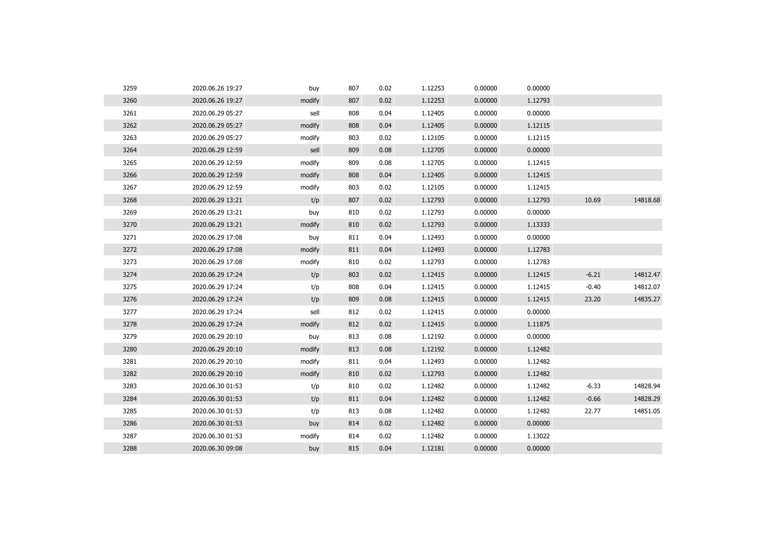| | | | | | | | | | |
|---|---|---|---|---|---|---|---|---|---|
| 3259 | 2020.06.26 19:27 | buy | 807 | 0.02 | 1.12253 | 0.00000 | 0.00000 | | |
| 3260 | 2020.06.26 19:27 | modify | 807 | 0.02 | 1.12253 | 0.00000 | 1.12793 | | |
| 3261 | 2020.06.29 05:27 | sell | 808 | 0.04 | 1.12405 | 0.00000 | 0.00000 | | |
| 3262 | 2020.06.29 05:27 | modify | 808 | 0.04 | 1.12405 | 0.00000 | 1.12115 | | |
| 3263 | 2020.06.29 05:27 | modify | 803 | 0.02 | 1.12105 | 0.00000 | 1.12115 | | |
| 3264 | 2020.06.29 12:59 | sell | 809 | 0.08 | 1.12705 | 0.00000 | 0.00000 | | |
| 3265 | 2020.06.29 12:59 | modify | 809 | 0.08 | 1.12705 | 0.00000 | 1.12415 | | |
| 3266 | 2020.06.29 12:59 | modify | 808 | 0.04 | 1.12405 | 0.00000 | 1.12415 | | |
| 3267 | 2020.06.29 12:59 | modify | 803 | 0.02 | 1.12105 | 0.00000 | 1.12415 | | |
| 3268 | 2020.06.29 13:21 | t/p | 807 | 0.02 | 1.12793 | 0.00000 | 1.12793 | 10.69 | 14818.68 |
| 3269 | 2020.06.29 13:21 | buy | 810 | 0.02 | 1.12793 | 0.00000 | 0.00000 | | |
| 3270 | 2020.06.29 13:21 | modify | 810 | 0.02 | 1.12793 | 0.00000 | 1.13333 | | |
| 3271 | 2020.06.29 17:08 | buy | 811 | 0.04 | 1.12493 | 0.00000 | 0.00000 | | |
| 3272 | 2020.06.29 17:08 | modify | 811 | 0.04 | 1.12493 | 0.00000 | 1.12783 | | |
| 3273 | 2020.06.29 17:08 | modify | 810 | 0.02 | 1.12793 | 0.00000 | 1.12783 | | |
| 3274 | 2020.06.29 17:24 | t/p | 803 | 0.02 | 1.12415 | 0.00000 | 1.12415 | -6.21 | 14812.47 |
| 3275 | 2020.06.29 17:24 | t/p | 808 | 0.04 | 1.12415 | 0.00000 | 1.12415 | -0.40 | 14812.07 |
| 3276 | 2020.06.29 17:24 | t/p | 809 | 0.08 | 1.12415 | 0.00000 | 1.12415 | 23.20 | 14835.27 |
| 3277 | 2020.06.29 17:24 | sell | 812 | 0.02 | 1.12415 | 0.00000 | 0.00000 | | |
| 3278 | 2020.06.29 17:24 | modify | 812 | 0.02 | 1.12415 | 0.00000 | 1.11875 | | |
| 3279 | 2020.06.29 20:10 | buy | 813 | 0.08 | 1.12192 | 0.00000 | 0.00000 | | |
| 3280 | 2020.06.29 20:10 | modify | 813 | 0.08 | 1.12192 | 0.00000 | 1.12482 | | |
| 3281 | 2020.06.29 20:10 | modify | 811 | 0.04 | 1.12493 | 0.00000 | 1.12482 | | |
| 3282 | 2020.06.29 20:10 | modify | 810 | 0.02 | 1.12793 | 0.00000 | 1.12482 | | |
| 3283 | 2020.06.30 01:53 | t/p | 810 | 0.02 | 1.12482 | 0.00000 | 1.12482 | -6.33 | 14828.94 |
| 3284 | 2020.06.30 01:53 | t/p | 811 | 0.04 | 1.12482 | 0.00000 | 1.12482 | -0.66 | 14828.29 |
| 3285 | 2020.06.30 01:53 | t/p | 813 | 0.08 | 1.12482 | 0.00000 | 1.12482 | 22.77 | 14851.05 |
| 3286 | 2020.06.30 01:53 | buy | 814 | 0.02 | 1.12482 | 0.00000 | 0.00000 | | |
| 3287 | 2020.06.30 01:53 | modify | 814 | 0.02 | 1.12482 | 0.00000 | 1.13022 | | |
| 3288 | 2020.06.30 09:08 | buy | 815 | 0.04 | 1.12181 | 0.00000 | 0.00000 | | |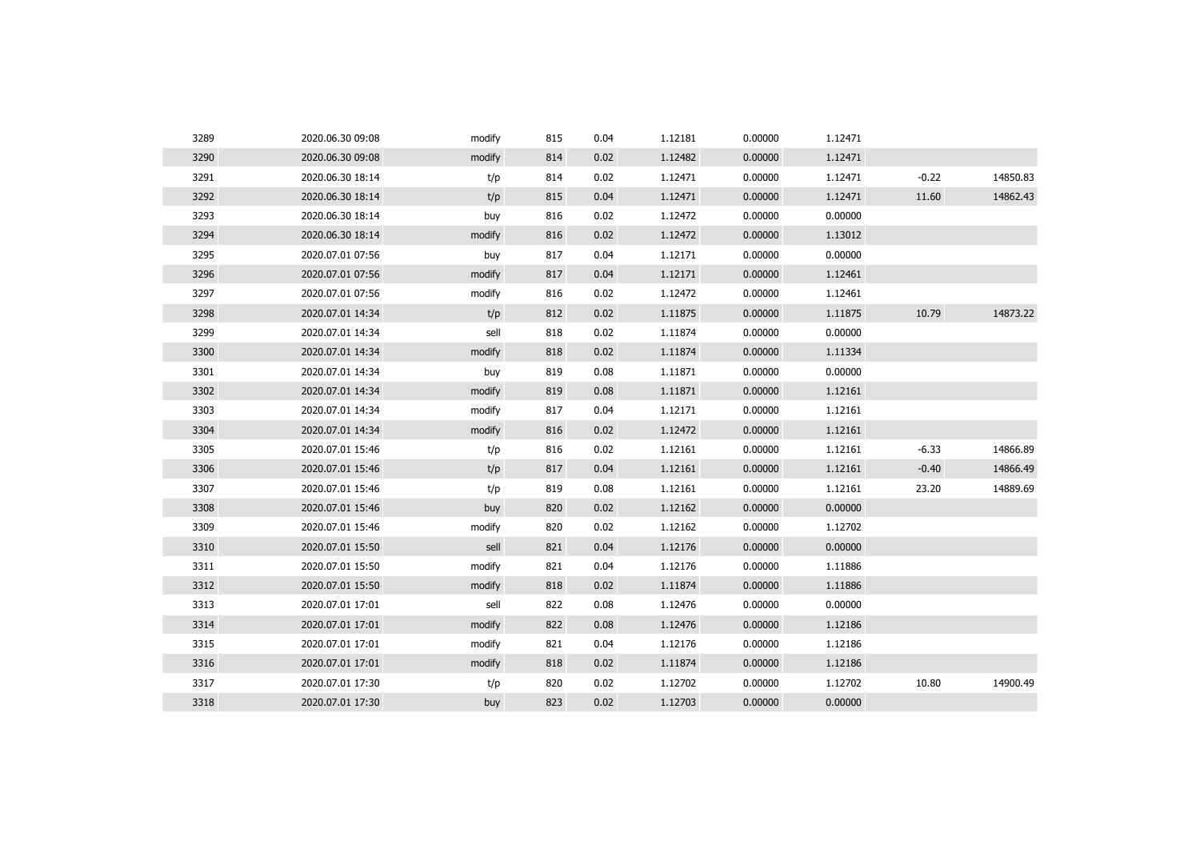| | | | | | | | | | |
|---|---|---|---|---|---|---|---|---|---|
| 3289 | 2020.06.30 09:08 | modify | 815 | 0.04 | 1.12181 | 0.00000 | 1.12471 | | |
| 3290 | 2020.06.30 09:08 | modify | 814 | 0.02 | 1.12482 | 0.00000 | 1.12471 | | |
| 3291 | 2020.06.30 18:14 | t/p | 814 | 0.02 | 1.12471 | 0.00000 | 1.12471 | -0.22 | 14850.83 |
| 3292 | 2020.06.30 18:14 | t/p | 815 | 0.04 | 1.12471 | 0.00000 | 1.12471 | 11.60 | 14862.43 |
| 3293 | 2020.06.30 18:14 | buy | 816 | 0.02 | 1.12472 | 0.00000 | 0.00000 | | |
| 3294 | 2020.06.30 18:14 | modify | 816 | 0.02 | 1.12472 | 0.00000 | 1.13012 | | |
| 3295 | 2020.07.01 07:56 | buy | 817 | 0.04 | 1.12171 | 0.00000 | 0.00000 | | |
| 3296 | 2020.07.01 07:56 | modify | 817 | 0.04 | 1.12171 | 0.00000 | 1.12461 | | |
| 3297 | 2020.07.01 07:56 | modify | 816 | 0.02 | 1.12472 | 0.00000 | 1.12461 | | |
| 3298 | 2020.07.01 14:34 | t/p | 812 | 0.02 | 1.11875 | 0.00000 | 1.11875 | 10.79 | 14873.22 |
| 3299 | 2020.07.01 14:34 | sell | 818 | 0.02 | 1.11874 | 0.00000 | 0.00000 | | |
| 3300 | 2020.07.01 14:34 | modify | 818 | 0.02 | 1.11874 | 0.00000 | 1.11334 | | |
| 3301 | 2020.07.01 14:34 | buy | 819 | 0.08 | 1.11871 | 0.00000 | 0.00000 | | |
| 3302 | 2020.07.01 14:34 | modify | 819 | 0.08 | 1.11871 | 0.00000 | 1.12161 | | |
| 3303 | 2020.07.01 14:34 | modify | 817 | 0.04 | 1.12171 | 0.00000 | 1.12161 | | |
| 3304 | 2020.07.01 14:34 | modify | 816 | 0.02 | 1.12472 | 0.00000 | 1.12161 | | |
| 3305 | 2020.07.01 15:46 | t/p | 816 | 0.02 | 1.12161 | 0.00000 | 1.12161 | -6.33 | 14866.89 |
| 3306 | 2020.07.01 15:46 | t/p | 817 | 0.04 | 1.12161 | 0.00000 | 1.12161 | -0.40 | 14866.49 |
| 3307 | 2020.07.01 15:46 | t/p | 819 | 0.08 | 1.12161 | 0.00000 | 1.12161 | 23.20 | 14889.69 |
| 3308 | 2020.07.01 15:46 | buy | 820 | 0.02 | 1.12162 | 0.00000 | 0.00000 | | |
| 3309 | 2020.07.01 15:46 | modify | 820 | 0.02 | 1.12162 | 0.00000 | 1.12702 | | |
| 3310 | 2020.07.01 15:50 | sell | 821 | 0.04 | 1.12176 | 0.00000 | 0.00000 | | |
| 3311 | 2020.07.01 15:50 | modify | 821 | 0.04 | 1.12176 | 0.00000 | 1.11886 | | |
| 3312 | 2020.07.01 15:50 | modify | 818 | 0.02 | 1.11874 | 0.00000 | 1.11886 | | |
| 3313 | 2020.07.01 17:01 | sell | 822 | 0.08 | 1.12476 | 0.00000 | 0.00000 | | |
| 3314 | 2020.07.01 17:01 | modify | 822 | 0.08 | 1.12476 | 0.00000 | 1.12186 | | |
| 3315 | 2020.07.01 17:01 | modify | 821 | 0.04 | 1.12176 | 0.00000 | 1.12186 | | |
| 3316 | 2020.07.01 17:01 | modify | 818 | 0.02 | 1.11874 | 0.00000 | 1.12186 | | |
| 3317 | 2020.07.01 17:30 | t/p | 820 | 0.02 | 1.12702 | 0.00000 | 1.12702 | 10.80 | 14900.49 |
| 3318 | 2020.07.01 17:30 | buy | 823 | 0.02 | 1.12703 | 0.00000 | 0.00000 | | |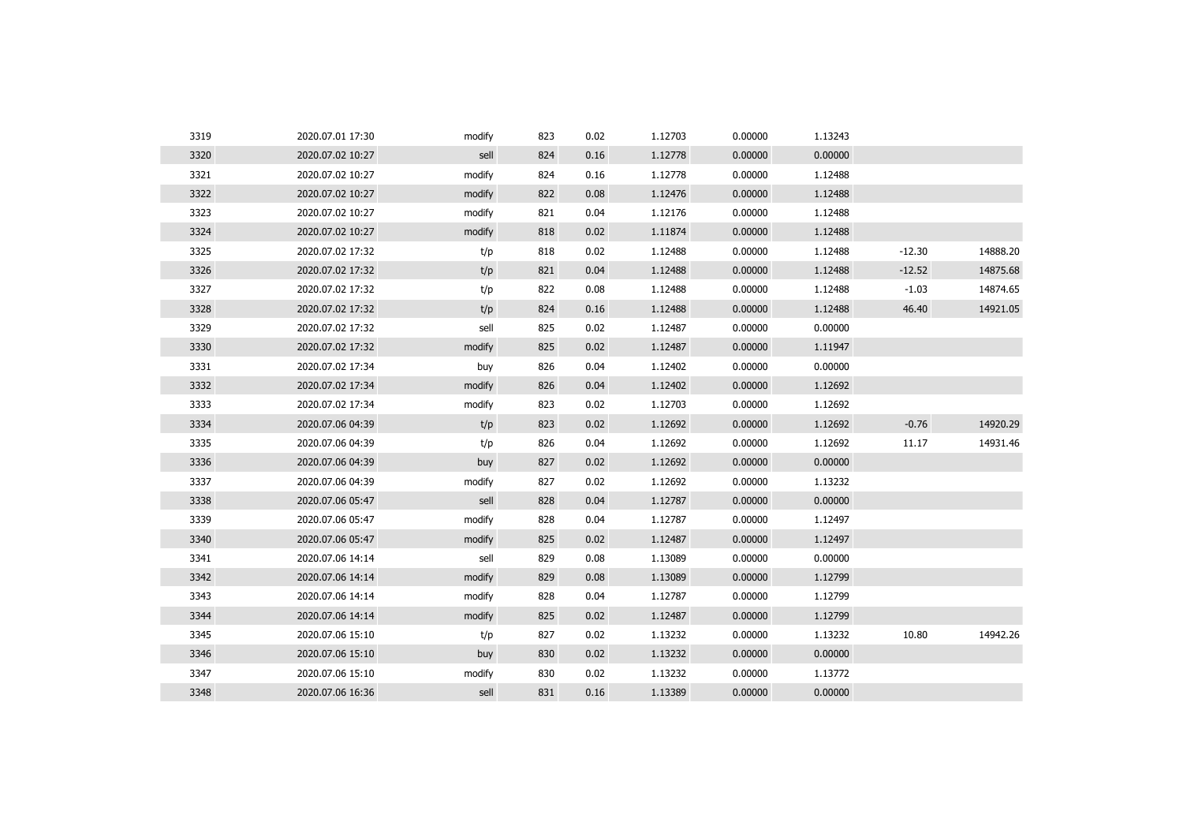| | | | | | | | | | |
|---|---|---|---|---|---|---|---|---|---|
| 3319 | 2020.07.01 17:30 | modify | 823 | 0.02 | 1.12703 | 0.00000 | 1.13243 | | |
| 3320 | 2020.07.02 10:27 | sell | 824 | 0.16 | 1.12778 | 0.00000 | 0.00000 | | |
| 3321 | 2020.07.02 10:27 | modify | 824 | 0.16 | 1.12778 | 0.00000 | 1.12488 | | |
| 3322 | 2020.07.02 10:27 | modify | 822 | 0.08 | 1.12476 | 0.00000 | 1.12488 | | |
| 3323 | 2020.07.02 10:27 | modify | 821 | 0.04 | 1.12176 | 0.00000 | 1.12488 | | |
| 3324 | 2020.07.02 10:27 | modify | 818 | 0.02 | 1.11874 | 0.00000 | 1.12488 | | |
| 3325 | 2020.07.02 17:32 | t/p | 818 | 0.02 | 1.12488 | 0.00000 | 1.12488 | -12.30 | 14888.20 |
| 3326 | 2020.07.02 17:32 | t/p | 821 | 0.04 | 1.12488 | 0.00000 | 1.12488 | -12.52 | 14875.68 |
| 3327 | 2020.07.02 17:32 | t/p | 822 | 0.08 | 1.12488 | 0.00000 | 1.12488 | -1.03 | 14874.65 |
| 3328 | 2020.07.02 17:32 | t/p | 824 | 0.16 | 1.12488 | 0.00000 | 1.12488 | 46.40 | 14921.05 |
| 3329 | 2020.07.02 17:32 | sell | 825 | 0.02 | 1.12487 | 0.00000 | 0.00000 | | |
| 3330 | 2020.07.02 17:32 | modify | 825 | 0.02 | 1.12487 | 0.00000 | 1.11947 | | |
| 3331 | 2020.07.02 17:34 | buy | 826 | 0.04 | 1.12402 | 0.00000 | 0.00000 | | |
| 3332 | 2020.07.02 17:34 | modify | 826 | 0.04 | 1.12402 | 0.00000 | 1.12692 | | |
| 3333 | 2020.07.02 17:34 | modify | 823 | 0.02 | 1.12703 | 0.00000 | 1.12692 | | |
| 3334 | 2020.07.06 04:39 | t/p | 823 | 0.02 | 1.12692 | 0.00000 | 1.12692 | -0.76 | 14920.29 |
| 3335 | 2020.07.06 04:39 | t/p | 826 | 0.04 | 1.12692 | 0.00000 | 1.12692 | 11.17 | 14931.46 |
| 3336 | 2020.07.06 04:39 | buy | 827 | 0.02 | 1.12692 | 0.00000 | 0.00000 | | |
| 3337 | 2020.07.06 04:39 | modify | 827 | 0.02 | 1.12692 | 0.00000 | 1.13232 | | |
| 3338 | 2020.07.06 05:47 | sell | 828 | 0.04 | 1.12787 | 0.00000 | 0.00000 | | |
| 3339 | 2020.07.06 05:47 | modify | 828 | 0.04 | 1.12787 | 0.00000 | 1.12497 | | |
| 3340 | 2020.07.06 05:47 | modify | 825 | 0.02 | 1.12487 | 0.00000 | 1.12497 | | |
| 3341 | 2020.07.06 14:14 | sell | 829 | 0.08 | 1.13089 | 0.00000 | 0.00000 | | |
| 3342 | 2020.07.06 14:14 | modify | 829 | 0.08 | 1.13089 | 0.00000 | 1.12799 | | |
| 3343 | 2020.07.06 14:14 | modify | 828 | 0.04 | 1.12787 | 0.00000 | 1.12799 | | |
| 3344 | 2020.07.06 14:14 | modify | 825 | 0.02 | 1.12487 | 0.00000 | 1.12799 | | |
| 3345 | 2020.07.06 15:10 | t/p | 827 | 0.02 | 1.13232 | 0.00000 | 1.13232 | 10.80 | 14942.26 |
| 3346 | 2020.07.06 15:10 | buy | 830 | 0.02 | 1.13232 | 0.00000 | 0.00000 | | |
| 3347 | 2020.07.06 15:10 | modify | 830 | 0.02 | 1.13232 | 0.00000 | 1.13772 | | |
| 3348 | 2020.07.06 16:36 | sell | 831 | 0.16 | 1.13389 | 0.00000 | 0.00000 | | |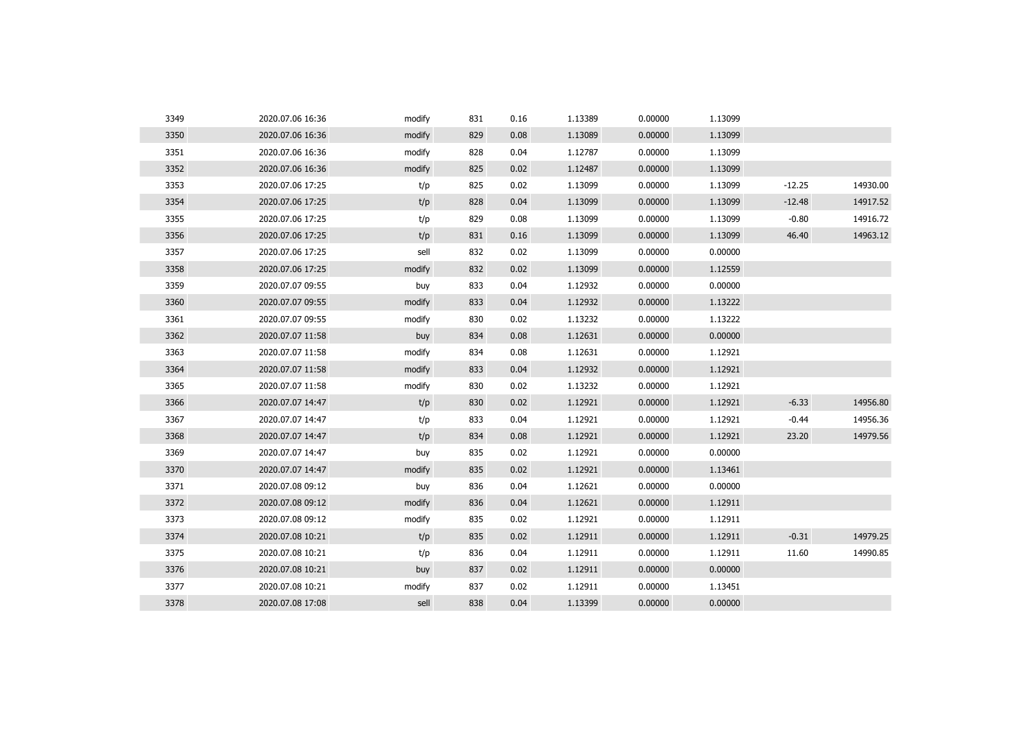| | | | | | | | | | |
|---|---|---|---|---|---|---|---|---|---|
| 3349 | 2020.07.06 16:36 | modify | 831 | 0.16 | 1.13389 | 0.00000 | 1.13099 | | |
| 3350 | 2020.07.06 16:36 | modify | 829 | 0.08 | 1.13089 | 0.00000 | 1.13099 | | |
| 3351 | 2020.07.06 16:36 | modify | 828 | 0.04 | 1.12787 | 0.00000 | 1.13099 | | |
| 3352 | 2020.07.06 16:36 | modify | 825 | 0.02 | 1.12487 | 0.00000 | 1.13099 | | |
| 3353 | 2020.07.06 17:25 | t/p | 825 | 0.02 | 1.13099 | 0.00000 | 1.13099 | -12.25 | 14930.00 |
| 3354 | 2020.07.06 17:25 | t/p | 828 | 0.04 | 1.13099 | 0.00000 | 1.13099 | -12.48 | 14917.52 |
| 3355 | 2020.07.06 17:25 | t/p | 829 | 0.08 | 1.13099 | 0.00000 | 1.13099 | -0.80 | 14916.72 |
| 3356 | 2020.07.06 17:25 | t/p | 831 | 0.16 | 1.13099 | 0.00000 | 1.13099 | 46.40 | 14963.12 |
| 3357 | 2020.07.06 17:25 | sell | 832 | 0.02 | 1.13099 | 0.00000 | 0.00000 | | |
| 3358 | 2020.07.06 17:25 | modify | 832 | 0.02 | 1.13099 | 0.00000 | 1.12559 | | |
| 3359 | 2020.07.07 09:55 | buy | 833 | 0.04 | 1.12932 | 0.00000 | 0.00000 | | |
| 3360 | 2020.07.07 09:55 | modify | 833 | 0.04 | 1.12932 | 0.00000 | 1.13222 | | |
| 3361 | 2020.07.07 09:55 | modify | 830 | 0.02 | 1.13232 | 0.00000 | 1.13222 | | |
| 3362 | 2020.07.07 11:58 | buy | 834 | 0.08 | 1.12631 | 0.00000 | 0.00000 | | |
| 3363 | 2020.07.07 11:58 | modify | 834 | 0.08 | 1.12631 | 0.00000 | 1.12921 | | |
| 3364 | 2020.07.07 11:58 | modify | 833 | 0.04 | 1.12932 | 0.00000 | 1.12921 | | |
| 3365 | 2020.07.07 11:58 | modify | 830 | 0.02 | 1.13232 | 0.00000 | 1.12921 | | |
| 3366 | 2020.07.07 14:47 | t/p | 830 | 0.02 | 1.12921 | 0.00000 | 1.12921 | -6.33 | 14956.80 |
| 3367 | 2020.07.07 14:47 | t/p | 833 | 0.04 | 1.12921 | 0.00000 | 1.12921 | -0.44 | 14956.36 |
| 3368 | 2020.07.07 14:47 | t/p | 834 | 0.08 | 1.12921 | 0.00000 | 1.12921 | 23.20 | 14979.56 |
| 3369 | 2020.07.07 14:47 | buy | 835 | 0.02 | 1.12921 | 0.00000 | 0.00000 | | |
| 3370 | 2020.07.07 14:47 | modify | 835 | 0.02 | 1.12921 | 0.00000 | 1.13461 | | |
| 3371 | 2020.07.08 09:12 | buy | 836 | 0.04 | 1.12621 | 0.00000 | 0.00000 | | |
| 3372 | 2020.07.08 09:12 | modify | 836 | 0.04 | 1.12621 | 0.00000 | 1.12911 | | |
| 3373 | 2020.07.08 09:12 | modify | 835 | 0.02 | 1.12921 | 0.00000 | 1.12911 | | |
| 3374 | 2020.07.08 10:21 | t/p | 835 | 0.02 | 1.12911 | 0.00000 | 1.12911 | -0.31 | 14979.25 |
| 3375 | 2020.07.08 10:21 | t/p | 836 | 0.04 | 1.12911 | 0.00000 | 1.12911 | 11.60 | 14990.85 |
| 3376 | 2020.07.08 10:21 | buy | 837 | 0.02 | 1.12911 | 0.00000 | 0.00000 | | |
| 3377 | 2020.07.08 10:21 | modify | 837 | 0.02 | 1.12911 | 0.00000 | 1.13451 | | |
| 3378 | 2020.07.08 17:08 | sell | 838 | 0.04 | 1.13399 | 0.00000 | 0.00000 | | |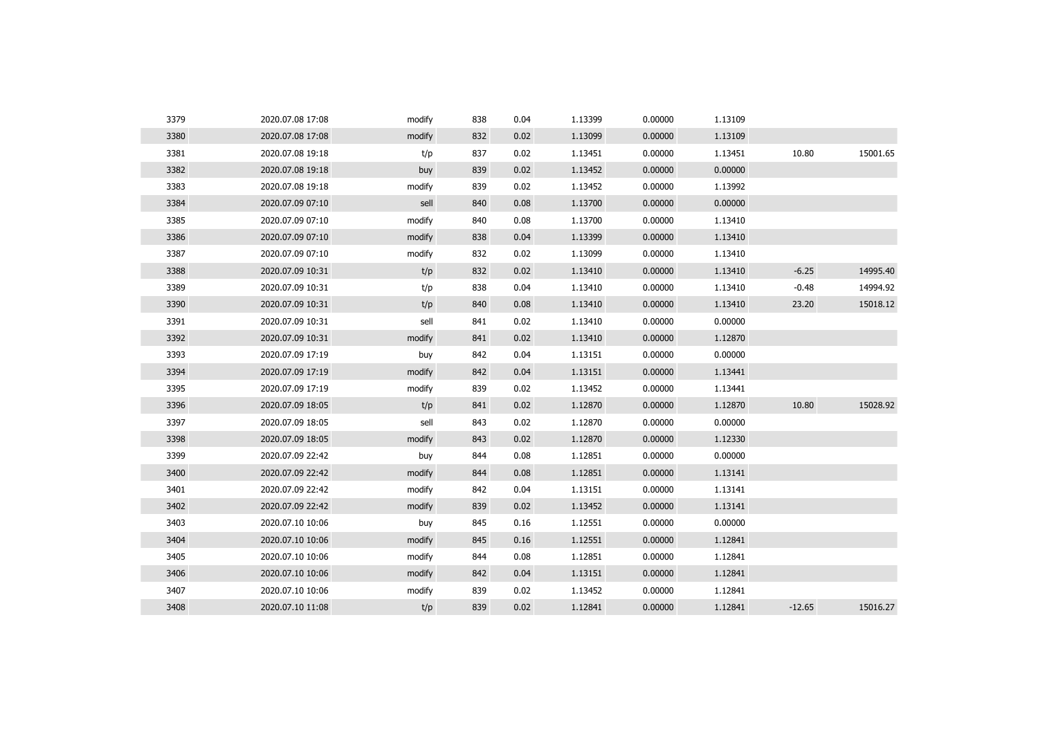| | | | | | | | | | |
|---|---|---|---|---|---|---|---|---|---|
| 3379 | 2020.07.08 17:08 | modify | 838 | 0.04 | 1.13399 | 0.00000 | 1.13109 | | |
| 3380 | 2020.07.08 17:08 | modify | 832 | 0.02 | 1.13099 | 0.00000 | 1.13109 | | |
| 3381 | 2020.07.08 19:18 | t/p | 837 | 0.02 | 1.13451 | 0.00000 | 1.13451 | 10.80 | 15001.65 |
| 3382 | 2020.07.08 19:18 | buy | 839 | 0.02 | 1.13452 | 0.00000 | 0.00000 | | |
| 3383 | 2020.07.08 19:18 | modify | 839 | 0.02 | 1.13452 | 0.00000 | 1.13992 | | |
| 3384 | 2020.07.09 07:10 | sell | 840 | 0.08 | 1.13700 | 0.00000 | 0.00000 | | |
| 3385 | 2020.07.09 07:10 | modify | 840 | 0.08 | 1.13700 | 0.00000 | 1.13410 | | |
| 3386 | 2020.07.09 07:10 | modify | 838 | 0.04 | 1.13399 | 0.00000 | 1.13410 | | |
| 3387 | 2020.07.09 07:10 | modify | 832 | 0.02 | 1.13099 | 0.00000 | 1.13410 | | |
| 3388 | 2020.07.09 10:31 | t/p | 832 | 0.02 | 1.13410 | 0.00000 | 1.13410 | -6.25 | 14995.40 |
| 3389 | 2020.07.09 10:31 | t/p | 838 | 0.04 | 1.13410 | 0.00000 | 1.13410 | -0.48 | 14994.92 |
| 3390 | 2020.07.09 10:31 | t/p | 840 | 0.08 | 1.13410 | 0.00000 | 1.13410 | 23.20 | 15018.12 |
| 3391 | 2020.07.09 10:31 | sell | 841 | 0.02 | 1.13410 | 0.00000 | 0.00000 | | |
| 3392 | 2020.07.09 10:31 | modify | 841 | 0.02 | 1.13410 | 0.00000 | 1.12870 | | |
| 3393 | 2020.07.09 17:19 | buy | 842 | 0.04 | 1.13151 | 0.00000 | 0.00000 | | |
| 3394 | 2020.07.09 17:19 | modify | 842 | 0.04 | 1.13151 | 0.00000 | 1.13441 | | |
| 3395 | 2020.07.09 17:19 | modify | 839 | 0.02 | 1.13452 | 0.00000 | 1.13441 | | |
| 3396 | 2020.07.09 18:05 | t/p | 841 | 0.02 | 1.12870 | 0.00000 | 1.12870 | 10.80 | 15028.92 |
| 3397 | 2020.07.09 18:05 | sell | 843 | 0.02 | 1.12870 | 0.00000 | 0.00000 | | |
| 3398 | 2020.07.09 18:05 | modify | 843 | 0.02 | 1.12870 | 0.00000 | 1.12330 | | |
| 3399 | 2020.07.09 22:42 | buy | 844 | 0.08 | 1.12851 | 0.00000 | 0.00000 | | |
| 3400 | 2020.07.09 22:42 | modify | 844 | 0.08 | 1.12851 | 0.00000 | 1.13141 | | |
| 3401 | 2020.07.09 22:42 | modify | 842 | 0.04 | 1.13151 | 0.00000 | 1.13141 | | |
| 3402 | 2020.07.09 22:42 | modify | 839 | 0.02 | 1.13452 | 0.00000 | 1.13141 | | |
| 3403 | 2020.07.10 10:06 | buy | 845 | 0.16 | 1.12551 | 0.00000 | 0.00000 | | |
| 3404 | 2020.07.10 10:06 | modify | 845 | 0.16 | 1.12551 | 0.00000 | 1.12841 | | |
| 3405 | 2020.07.10 10:06 | modify | 844 | 0.08 | 1.12851 | 0.00000 | 1.12841 | | |
| 3406 | 2020.07.10 10:06 | modify | 842 | 0.04 | 1.13151 | 0.00000 | 1.12841 | | |
| 3407 | 2020.07.10 10:06 | modify | 839 | 0.02 | 1.13452 | 0.00000 | 1.12841 | | |
| 3408 | 2020.07.10 11:08 | t/p | 839 | 0.02 | 1.12841 | 0.00000 | 1.12841 | -12.65 | 15016.27 |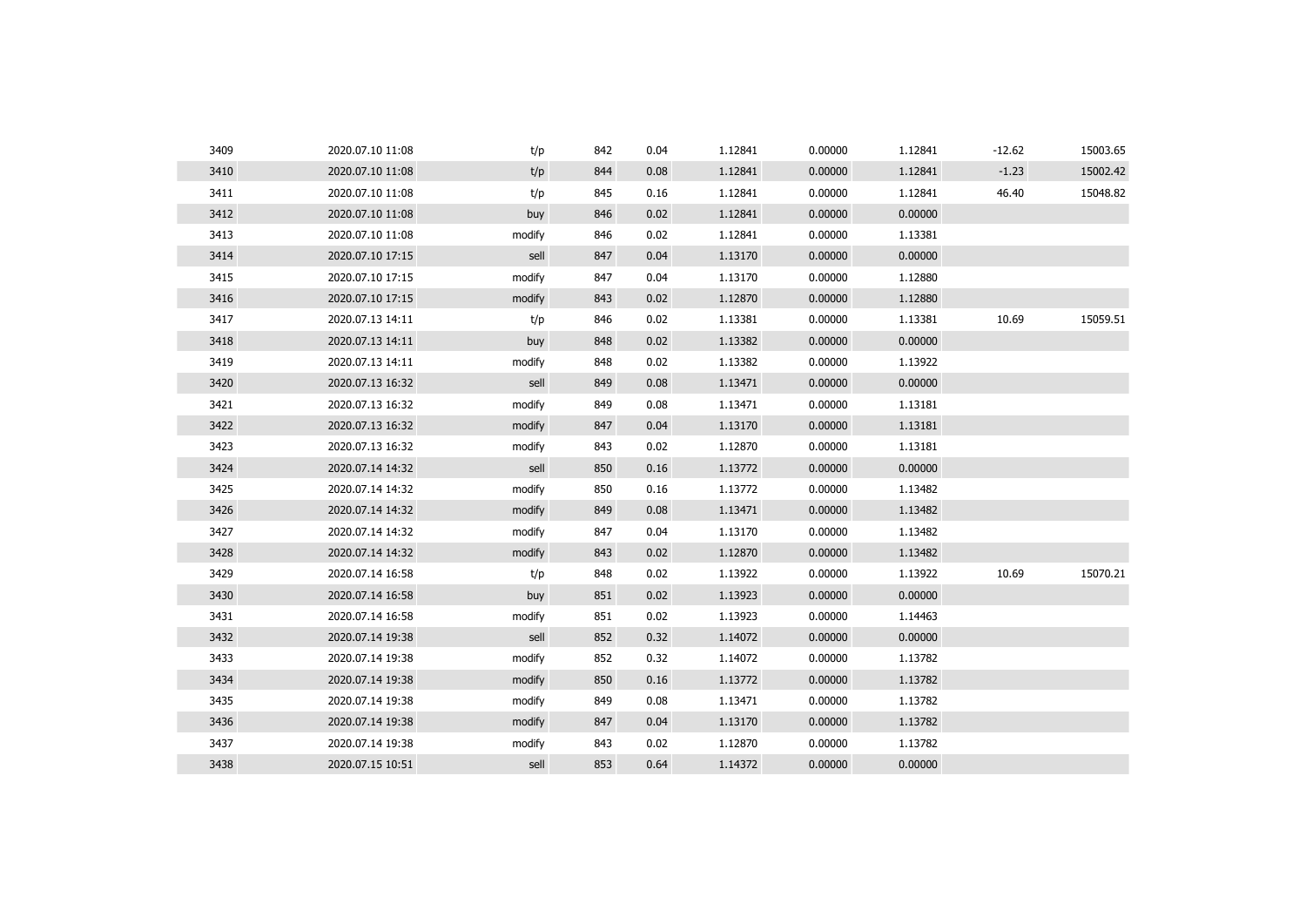| | | | | | | | | | |
|---|---|---|---|---|---|---|---|---|---|
| 3409 | 2020.07.10 11:08 | t/p | 842 | 0.04 | 1.12841 | 0.00000 | 1.12841 | -12.62 | 15003.65 |
| 3410 | 2020.07.10 11:08 | t/p | 844 | 0.08 | 1.12841 | 0.00000 | 1.12841 | -1.23 | 15002.42 |
| 3411 | 2020.07.10 11:08 | t/p | 845 | 0.16 | 1.12841 | 0.00000 | 1.12841 | 46.40 | 15048.82 |
| 3412 | 2020.07.10 11:08 | buy | 846 | 0.02 | 1.12841 | 0.00000 | 0.00000 | | |
| 3413 | 2020.07.10 11:08 | modify | 846 | 0.02 | 1.12841 | 0.00000 | 1.13381 | | |
| 3414 | 2020.07.10 17:15 | sell | 847 | 0.04 | 1.13170 | 0.00000 | 0.00000 | | |
| 3415 | 2020.07.10 17:15 | modify | 847 | 0.04 | 1.13170 | 0.00000 | 1.12880 | | |
| 3416 | 2020.07.10 17:15 | modify | 843 | 0.02 | 1.12870 | 0.00000 | 1.12880 | | |
| 3417 | 2020.07.13 14:11 | t/p | 846 | 0.02 | 1.13381 | 0.00000 | 1.13381 | 10.69 | 15059.51 |
| 3418 | 2020.07.13 14:11 | buy | 848 | 0.02 | 1.13382 | 0.00000 | 0.00000 | | |
| 3419 | 2020.07.13 14:11 | modify | 848 | 0.02 | 1.13382 | 0.00000 | 1.13922 | | |
| 3420 | 2020.07.13 16:32 | sell | 849 | 0.08 | 1.13471 | 0.00000 | 0.00000 | | |
| 3421 | 2020.07.13 16:32 | modify | 849 | 0.08 | 1.13471 | 0.00000 | 1.13181 | | |
| 3422 | 2020.07.13 16:32 | modify | 847 | 0.04 | 1.13170 | 0.00000 | 1.13181 | | |
| 3423 | 2020.07.13 16:32 | modify | 843 | 0.02 | 1.12870 | 0.00000 | 1.13181 | | |
| 3424 | 2020.07.14 14:32 | sell | 850 | 0.16 | 1.13772 | 0.00000 | 0.00000 | | |
| 3425 | 2020.07.14 14:32 | modify | 850 | 0.16 | 1.13772 | 0.00000 | 1.13482 | | |
| 3426 | 2020.07.14 14:32 | modify | 849 | 0.08 | 1.13471 | 0.00000 | 1.13482 | | |
| 3427 | 2020.07.14 14:32 | modify | 847 | 0.04 | 1.13170 | 0.00000 | 1.13482 | | |
| 3428 | 2020.07.14 14:32 | modify | 843 | 0.02 | 1.12870 | 0.00000 | 1.13482 | | |
| 3429 | 2020.07.14 16:58 | t/p | 848 | 0.02 | 1.13922 | 0.00000 | 1.13922 | 10.69 | 15070.21 |
| 3430 | 2020.07.14 16:58 | buy | 851 | 0.02 | 1.13923 | 0.00000 | 0.00000 | | |
| 3431 | 2020.07.14 16:58 | modify | 851 | 0.02 | 1.13923 | 0.00000 | 1.14463 | | |
| 3432 | 2020.07.14 19:38 | sell | 852 | 0.32 | 1.14072 | 0.00000 | 0.00000 | | |
| 3433 | 2020.07.14 19:38 | modify | 852 | 0.32 | 1.14072 | 0.00000 | 1.13782 | | |
| 3434 | 2020.07.14 19:38 | modify | 850 | 0.16 | 1.13772 | 0.00000 | 1.13782 | | |
| 3435 | 2020.07.14 19:38 | modify | 849 | 0.08 | 1.13471 | 0.00000 | 1.13782 | | |
| 3436 | 2020.07.14 19:38 | modify | 847 | 0.04 | 1.13170 | 0.00000 | 1.13782 | | |
| 3437 | 2020.07.14 19:38 | modify | 843 | 0.02 | 1.12870 | 0.00000 | 1.13782 | | |
| 3438 | 2020.07.15 10:51 | sell | 853 | 0.64 | 1.14372 | 0.00000 | 0.00000 | | |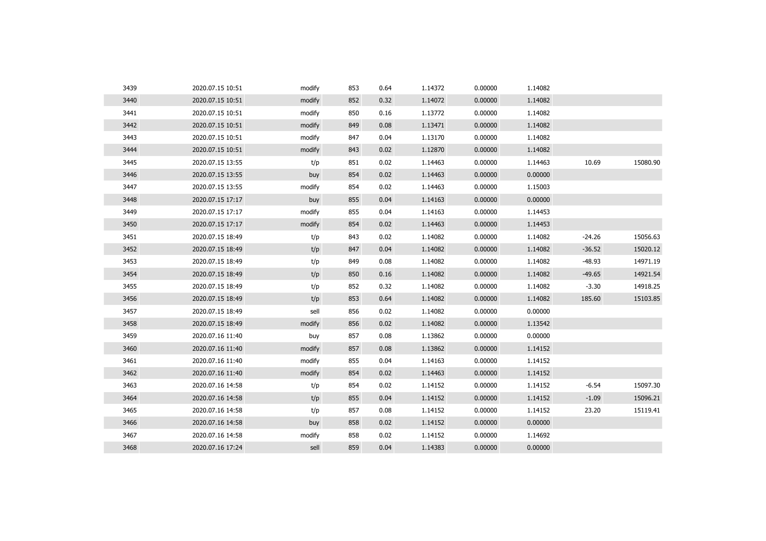| | | | | | | | | | |
|---|---|---|---|---|---|---|---|---|---|
| 3439 | 2020.07.15 10:51 | modify | 853 | 0.64 | 1.14372 | 0.00000 | 1.14082 | | |
| 3440 | 2020.07.15 10:51 | modify | 852 | 0.32 | 1.14072 | 0.00000 | 1.14082 | | |
| 3441 | 2020.07.15 10:51 | modify | 850 | 0.16 | 1.13772 | 0.00000 | 1.14082 | | |
| 3442 | 2020.07.15 10:51 | modify | 849 | 0.08 | 1.13471 | 0.00000 | 1.14082 | | |
| 3443 | 2020.07.15 10:51 | modify | 847 | 0.04 | 1.13170 | 0.00000 | 1.14082 | | |
| 3444 | 2020.07.15 10:51 | modify | 843 | 0.02 | 1.12870 | 0.00000 | 1.14082 | | |
| 3445 | 2020.07.15 13:55 | t/p | 851 | 0.02 | 1.14463 | 0.00000 | 1.14463 | 10.69 | 15080.90 |
| 3446 | 2020.07.15 13:55 | buy | 854 | 0.02 | 1.14463 | 0.00000 | 0.00000 | | |
| 3447 | 2020.07.15 13:55 | modify | 854 | 0.02 | 1.14463 | 0.00000 | 1.15003 | | |
| 3448 | 2020.07.15 17:17 | buy | 855 | 0.04 | 1.14163 | 0.00000 | 0.00000 | | |
| 3449 | 2020.07.15 17:17 | modify | 855 | 0.04 | 1.14163 | 0.00000 | 1.14453 | | |
| 3450 | 2020.07.15 17:17 | modify | 854 | 0.02 | 1.14463 | 0.00000 | 1.14453 | | |
| 3451 | 2020.07.15 18:49 | t/p | 843 | 0.02 | 1.14082 | 0.00000 | 1.14082 | -24.26 | 15056.63 |
| 3452 | 2020.07.15 18:49 | t/p | 847 | 0.04 | 1.14082 | 0.00000 | 1.14082 | -36.52 | 15020.12 |
| 3453 | 2020.07.15 18:49 | t/p | 849 | 0.08 | 1.14082 | 0.00000 | 1.14082 | -48.93 | 14971.19 |
| 3454 | 2020.07.15 18:49 | t/p | 850 | 0.16 | 1.14082 | 0.00000 | 1.14082 | -49.65 | 14921.54 |
| 3455 | 2020.07.15 18:49 | t/p | 852 | 0.32 | 1.14082 | 0.00000 | 1.14082 | -3.30 | 14918.25 |
| 3456 | 2020.07.15 18:49 | t/p | 853 | 0.64 | 1.14082 | 0.00000 | 1.14082 | 185.60 | 15103.85 |
| 3457 | 2020.07.15 18:49 | sell | 856 | 0.02 | 1.14082 | 0.00000 | 0.00000 | | |
| 3458 | 2020.07.15 18:49 | modify | 856 | 0.02 | 1.14082 | 0.00000 | 1.13542 | | |
| 3459 | 2020.07.16 11:40 | buy | 857 | 0.08 | 1.13862 | 0.00000 | 0.00000 | | |
| 3460 | 2020.07.16 11:40 | modify | 857 | 0.08 | 1.13862 | 0.00000 | 1.14152 | | |
| 3461 | 2020.07.16 11:40 | modify | 855 | 0.04 | 1.14163 | 0.00000 | 1.14152 | | |
| 3462 | 2020.07.16 11:40 | modify | 854 | 0.02 | 1.14463 | 0.00000 | 1.14152 | | |
| 3463 | 2020.07.16 14:58 | t/p | 854 | 0.02 | 1.14152 | 0.00000 | 1.14152 | -6.54 | 15097.30 |
| 3464 | 2020.07.16 14:58 | t/p | 855 | 0.04 | 1.14152 | 0.00000 | 1.14152 | -1.09 | 15096.21 |
| 3465 | 2020.07.16 14:58 | t/p | 857 | 0.08 | 1.14152 | 0.00000 | 1.14152 | 23.20 | 15119.41 |
| 3466 | 2020.07.16 14:58 | buy | 858 | 0.02 | 1.14152 | 0.00000 | 0.00000 | | |
| 3467 | 2020.07.16 14:58 | modify | 858 | 0.02 | 1.14152 | 0.00000 | 1.14692 | | |
| 3468 | 2020.07.16 17:24 | sell | 859 | 0.04 | 1.14383 | 0.00000 | 0.00000 | | |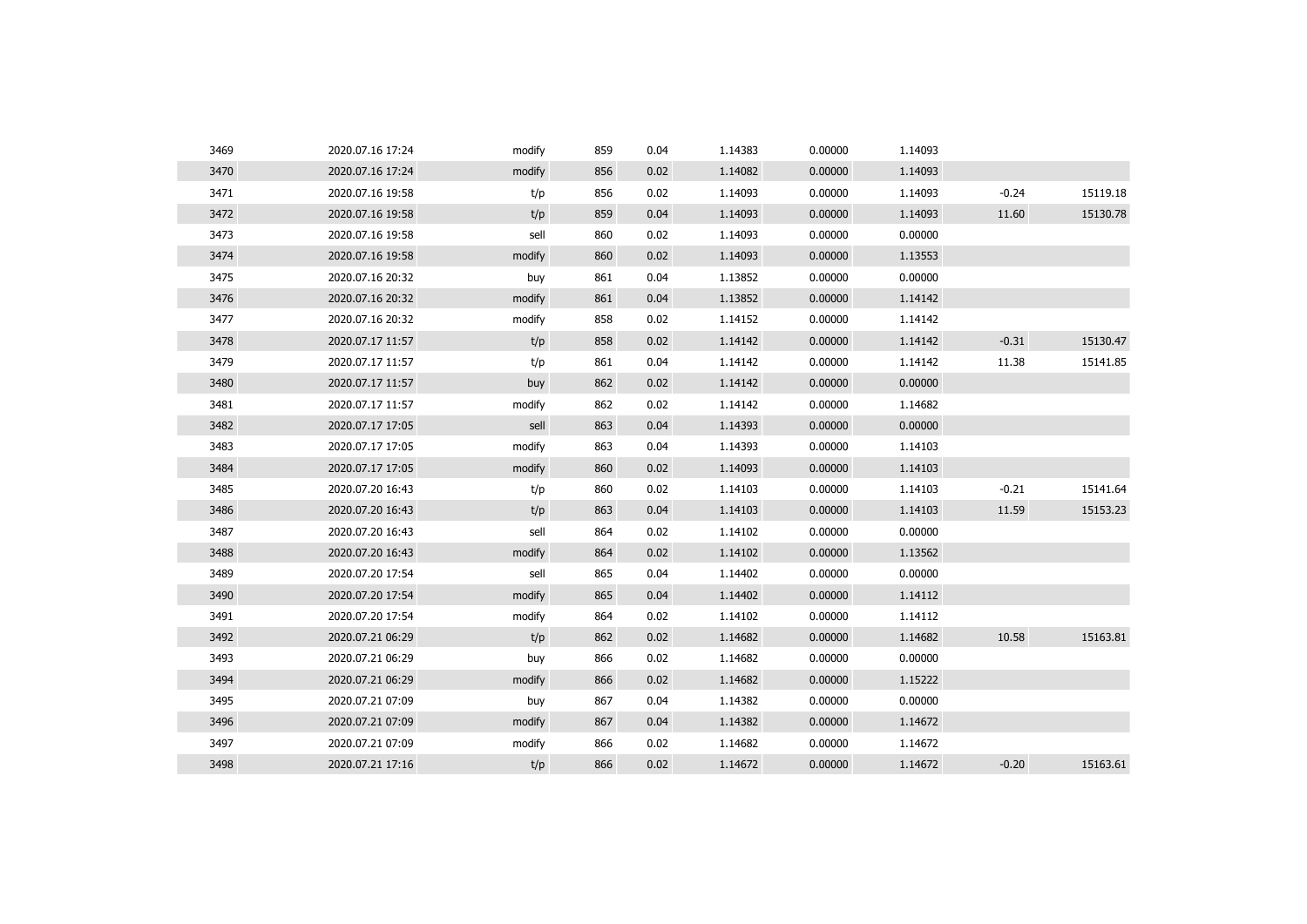| | | | | | | | | | |
|---|---|---|---|---|---|---|---|---|---|
| 3469 | 2020.07.16 17:24 | modify | 859 | 0.04 | 1.14383 | 0.00000 | 1.14093 | | |
| 3470 | 2020.07.16 17:24 | modify | 856 | 0.02 | 1.14082 | 0.00000 | 1.14093 | | |
| 3471 | 2020.07.16 19:58 | t/p | 856 | 0.02 | 1.14093 | 0.00000 | 1.14093 | -0.24 | 15119.18 |
| 3472 | 2020.07.16 19:58 | t/p | 859 | 0.04 | 1.14093 | 0.00000 | 1.14093 | 11.60 | 15130.78 |
| 3473 | 2020.07.16 19:58 | sell | 860 | 0.02 | 1.14093 | 0.00000 | 0.00000 | | |
| 3474 | 2020.07.16 19:58 | modify | 860 | 0.02 | 1.14093 | 0.00000 | 1.13553 | | |
| 3475 | 2020.07.16 20:32 | buy | 861 | 0.04 | 1.13852 | 0.00000 | 0.00000 | | |
| 3476 | 2020.07.16 20:32 | modify | 861 | 0.04 | 1.13852 | 0.00000 | 1.14142 | | |
| 3477 | 2020.07.16 20:32 | modify | 858 | 0.02 | 1.14152 | 0.00000 | 1.14142 | | |
| 3478 | 2020.07.17 11:57 | t/p | 858 | 0.02 | 1.14142 | 0.00000 | 1.14142 | -0.31 | 15130.47 |
| 3479 | 2020.07.17 11:57 | t/p | 861 | 0.04 | 1.14142 | 0.00000 | 1.14142 | 11.38 | 15141.85 |
| 3480 | 2020.07.17 11:57 | buy | 862 | 0.02 | 1.14142 | 0.00000 | 0.00000 | | |
| 3481 | 2020.07.17 11:57 | modify | 862 | 0.02 | 1.14142 | 0.00000 | 1.14682 | | |
| 3482 | 2020.07.17 17:05 | sell | 863 | 0.04 | 1.14393 | 0.00000 | 0.00000 | | |
| 3483 | 2020.07.17 17:05 | modify | 863 | 0.04 | 1.14393 | 0.00000 | 1.14103 | | |
| 3484 | 2020.07.17 17:05 | modify | 860 | 0.02 | 1.14093 | 0.00000 | 1.14103 | | |
| 3485 | 2020.07.20 16:43 | t/p | 860 | 0.02 | 1.14103 | 0.00000 | 1.14103 | -0.21 | 15141.64 |
| 3486 | 2020.07.20 16:43 | t/p | 863 | 0.04 | 1.14103 | 0.00000 | 1.14103 | 11.59 | 15153.23 |
| 3487 | 2020.07.20 16:43 | sell | 864 | 0.02 | 1.14102 | 0.00000 | 0.00000 | | |
| 3488 | 2020.07.20 16:43 | modify | 864 | 0.02 | 1.14102 | 0.00000 | 1.13562 | | |
| 3489 | 2020.07.20 17:54 | sell | 865 | 0.04 | 1.14402 | 0.00000 | 0.00000 | | |
| 3490 | 2020.07.20 17:54 | modify | 865 | 0.04 | 1.14402 | 0.00000 | 1.14112 | | |
| 3491 | 2020.07.20 17:54 | modify | 864 | 0.02 | 1.14102 | 0.00000 | 1.14112 | | |
| 3492 | 2020.07.21 06:29 | t/p | 862 | 0.02 | 1.14682 | 0.00000 | 1.14682 | 10.58 | 15163.81 |
| 3493 | 2020.07.21 06:29 | buy | 866 | 0.02 | 1.14682 | 0.00000 | 0.00000 | | |
| 3494 | 2020.07.21 06:29 | modify | 866 | 0.02 | 1.14682 | 0.00000 | 1.15222 | | |
| 3495 | 2020.07.21 07:09 | buy | 867 | 0.04 | 1.14382 | 0.00000 | 0.00000 | | |
| 3496 | 2020.07.21 07:09 | modify | 867 | 0.04 | 1.14382 | 0.00000 | 1.14672 | | |
| 3497 | 2020.07.21 07:09 | modify | 866 | 0.02 | 1.14682 | 0.00000 | 1.14672 | | |
| 3498 | 2020.07.21 17:16 | t/p | 866 | 0.02 | 1.14672 | 0.00000 | 1.14672 | -0.20 | 15163.61 |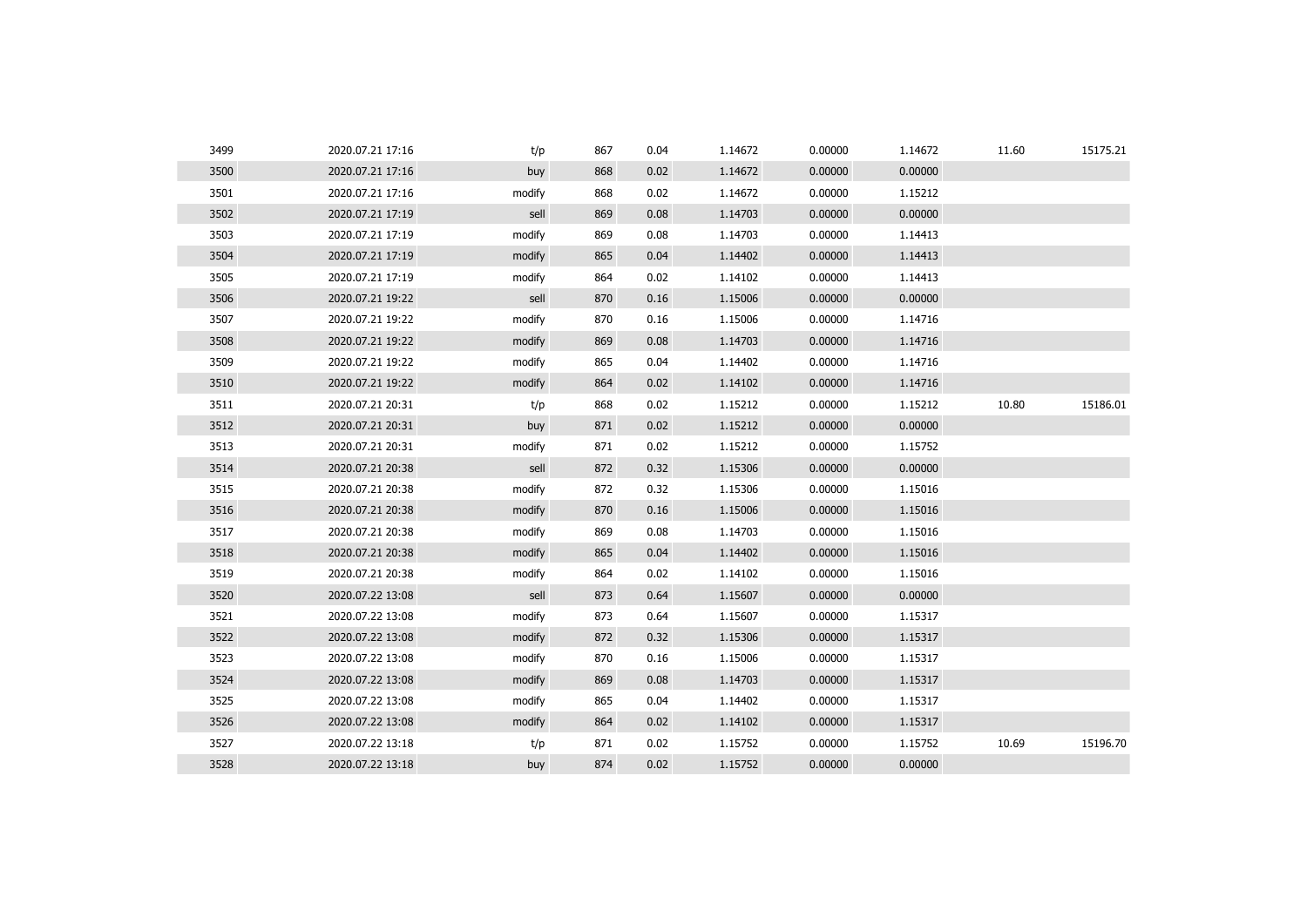| | | | | | | | | | |
|---|---|---|---|---|---|---|---|---|---|
| 3499 | 2020.07.21 17:16 | t/p | 867 | 0.04 | 1.14672 | 0.00000 | 1.14672 | 11.60 | 15175.21 |
| 3500 | 2020.07.21 17:16 | buy | 868 | 0.02 | 1.14672 | 0.00000 | 0.00000 | | |
| 3501 | 2020.07.21 17:16 | modify | 868 | 0.02 | 1.14672 | 0.00000 | 1.15212 | | |
| 3502 | 2020.07.21 17:19 | sell | 869 | 0.08 | 1.14703 | 0.00000 | 0.00000 | | |
| 3503 | 2020.07.21 17:19 | modify | 869 | 0.08 | 1.14703 | 0.00000 | 1.14413 | | |
| 3504 | 2020.07.21 17:19 | modify | 865 | 0.04 | 1.14402 | 0.00000 | 1.14413 | | |
| 3505 | 2020.07.21 17:19 | modify | 864 | 0.02 | 1.14102 | 0.00000 | 1.14413 | | |
| 3506 | 2020.07.21 19:22 | sell | 870 | 0.16 | 1.15006 | 0.00000 | 0.00000 | | |
| 3507 | 2020.07.21 19:22 | modify | 870 | 0.16 | 1.15006 | 0.00000 | 1.14716 | | |
| 3508 | 2020.07.21 19:22 | modify | 869 | 0.08 | 1.14703 | 0.00000 | 1.14716 | | |
| 3509 | 2020.07.21 19:22 | modify | 865 | 0.04 | 1.14402 | 0.00000 | 1.14716 | | |
| 3510 | 2020.07.21 19:22 | modify | 864 | 0.02 | 1.14102 | 0.00000 | 1.14716 | | |
| 3511 | 2020.07.21 20:31 | t/p | 868 | 0.02 | 1.15212 | 0.00000 | 1.15212 | 10.80 | 15186.01 |
| 3512 | 2020.07.21 20:31 | buy | 871 | 0.02 | 1.15212 | 0.00000 | 0.00000 | | |
| 3513 | 2020.07.21 20:31 | modify | 871 | 0.02 | 1.15212 | 0.00000 | 1.15752 | | |
| 3514 | 2020.07.21 20:38 | sell | 872 | 0.32 | 1.15306 | 0.00000 | 0.00000 | | |
| 3515 | 2020.07.21 20:38 | modify | 872 | 0.32 | 1.15306 | 0.00000 | 1.15016 | | |
| 3516 | 2020.07.21 20:38 | modify | 870 | 0.16 | 1.15006 | 0.00000 | 1.15016 | | |
| 3517 | 2020.07.21 20:38 | modify | 869 | 0.08 | 1.14703 | 0.00000 | 1.15016 | | |
| 3518 | 2020.07.21 20:38 | modify | 865 | 0.04 | 1.14402 | 0.00000 | 1.15016 | | |
| 3519 | 2020.07.21 20:38 | modify | 864 | 0.02 | 1.14102 | 0.00000 | 1.15016 | | |
| 3520 | 2020.07.22 13:08 | sell | 873 | 0.64 | 1.15607 | 0.00000 | 0.00000 | | |
| 3521 | 2020.07.22 13:08 | modify | 873 | 0.64 | 1.15607 | 0.00000 | 1.15317 | | |
| 3522 | 2020.07.22 13:08 | modify | 872 | 0.32 | 1.15306 | 0.00000 | 1.15317 | | |
| 3523 | 2020.07.22 13:08 | modify | 870 | 0.16 | 1.15006 | 0.00000 | 1.15317 | | |
| 3524 | 2020.07.22 13:08 | modify | 869 | 0.08 | 1.14703 | 0.00000 | 1.15317 | | |
| 3525 | 2020.07.22 13:08 | modify | 865 | 0.04 | 1.14402 | 0.00000 | 1.15317 | | |
| 3526 | 2020.07.22 13:08 | modify | 864 | 0.02 | 1.14102 | 0.00000 | 1.15317 | | |
| 3527 | 2020.07.22 13:18 | t/p | 871 | 0.02 | 1.15752 | 0.00000 | 1.15752 | 10.69 | 15196.70 |
| 3528 | 2020.07.22 13:18 | buy | 874 | 0.02 | 1.15752 | 0.00000 | 0.00000 | | |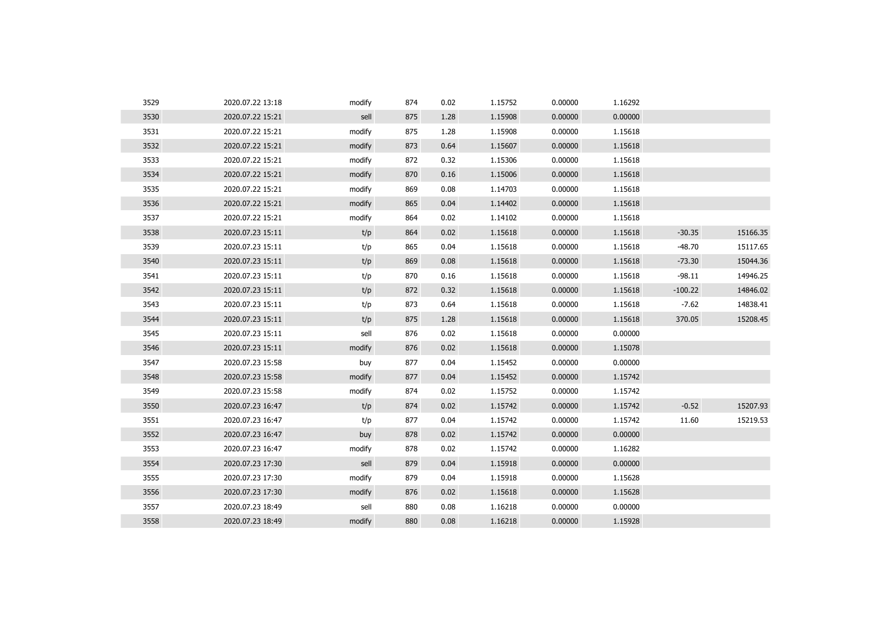| | | | | | | | | | |
|---|---|---|---|---|---|---|---|---|---|
| 3529 | 2020.07.22 13:18 | modify | 874 | 0.02 | 1.15752 | 0.00000 | 1.16292 | | |
| 3530 | 2020.07.22 15:21 | sell | 875 | 1.28 | 1.15908 | 0.00000 | 0.00000 | | |
| 3531 | 2020.07.22 15:21 | modify | 875 | 1.28 | 1.15908 | 0.00000 | 1.15618 | | |
| 3532 | 2020.07.22 15:21 | modify | 873 | 0.64 | 1.15607 | 0.00000 | 1.15618 | | |
| 3533 | 2020.07.22 15:21 | modify | 872 | 0.32 | 1.15306 | 0.00000 | 1.15618 | | |
| 3534 | 2020.07.22 15:21 | modify | 870 | 0.16 | 1.15006 | 0.00000 | 1.15618 | | |
| 3535 | 2020.07.22 15:21 | modify | 869 | 0.08 | 1.14703 | 0.00000 | 1.15618 | | |
| 3536 | 2020.07.22 15:21 | modify | 865 | 0.04 | 1.14402 | 0.00000 | 1.15618 | | |
| 3537 | 2020.07.22 15:21 | modify | 864 | 0.02 | 1.14102 | 0.00000 | 1.15618 | | |
| 3538 | 2020.07.23 15:11 | t/p | 864 | 0.02 | 1.15618 | 0.00000 | 1.15618 | -30.35 | 15166.35 |
| 3539 | 2020.07.23 15:11 | t/p | 865 | 0.04 | 1.15618 | 0.00000 | 1.15618 | -48.70 | 15117.65 |
| 3540 | 2020.07.23 15:11 | t/p | 869 | 0.08 | 1.15618 | 0.00000 | 1.15618 | -73.30 | 15044.36 |
| 3541 | 2020.07.23 15:11 | t/p | 870 | 0.16 | 1.15618 | 0.00000 | 1.15618 | -98.11 | 14946.25 |
| 3542 | 2020.07.23 15:11 | t/p | 872 | 0.32 | 1.15618 | 0.00000 | 1.15618 | -100.22 | 14846.02 |
| 3543 | 2020.07.23 15:11 | t/p | 873 | 0.64 | 1.15618 | 0.00000 | 1.15618 | -7.62 | 14838.41 |
| 3544 | 2020.07.23 15:11 | t/p | 875 | 1.28 | 1.15618 | 0.00000 | 1.15618 | 370.05 | 15208.45 |
| 3545 | 2020.07.23 15:11 | sell | 876 | 0.02 | 1.15618 | 0.00000 | 0.00000 | | |
| 3546 | 2020.07.23 15:11 | modify | 876 | 0.02 | 1.15618 | 0.00000 | 1.15078 | | |
| 3547 | 2020.07.23 15:58 | buy | 877 | 0.04 | 1.15452 | 0.00000 | 0.00000 | | |
| 3548 | 2020.07.23 15:58 | modify | 877 | 0.04 | 1.15452 | 0.00000 | 1.15742 | | |
| 3549 | 2020.07.23 15:58 | modify | 874 | 0.02 | 1.15752 | 0.00000 | 1.15742 | | |
| 3550 | 2020.07.23 16:47 | t/p | 874 | 0.02 | 1.15742 | 0.00000 | 1.15742 | -0.52 | 15207.93 |
| 3551 | 2020.07.23 16:47 | t/p | 877 | 0.04 | 1.15742 | 0.00000 | 1.15742 | 11.60 | 15219.53 |
| 3552 | 2020.07.23 16:47 | buy | 878 | 0.02 | 1.15742 | 0.00000 | 0.00000 | | |
| 3553 | 2020.07.23 16:47 | modify | 878 | 0.02 | 1.15742 | 0.00000 | 1.16282 | | |
| 3554 | 2020.07.23 17:30 | sell | 879 | 0.04 | 1.15918 | 0.00000 | 0.00000 | | |
| 3555 | 2020.07.23 17:30 | modify | 879 | 0.04 | 1.15918 | 0.00000 | 1.15628 | | |
| 3556 | 2020.07.23 17:30 | modify | 876 | 0.02 | 1.15618 | 0.00000 | 1.15628 | | |
| 3557 | 2020.07.23 18:49 | sell | 880 | 0.08 | 1.16218 | 0.00000 | 0.00000 | | |
| 3558 | 2020.07.23 18:49 | modify | 880 | 0.08 | 1.16218 | 0.00000 | 1.15928 | | |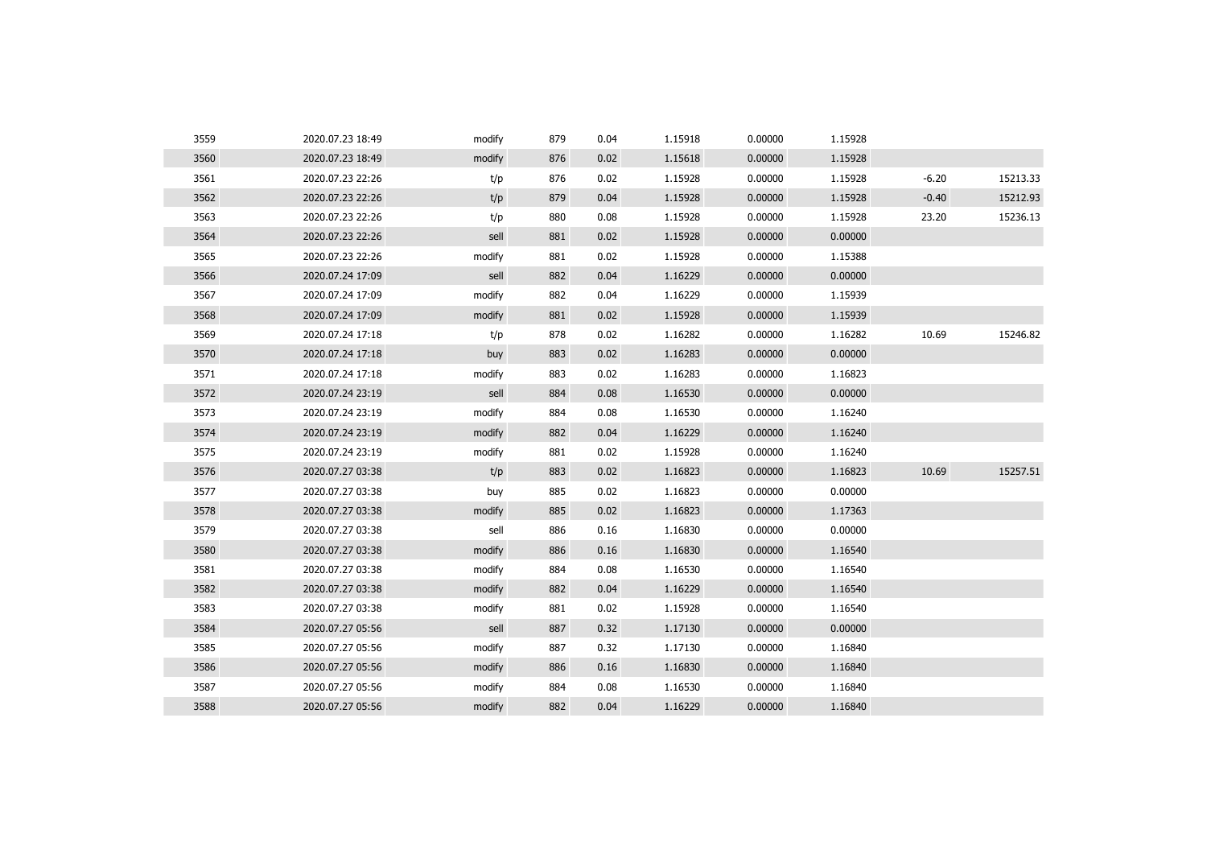| | | | | | | | | | |
|---|---|---|---|---|---|---|---|---|---|
| 3559 | 2020.07.23 18:49 | modify | 879 | 0.04 | 1.15918 | 0.00000 | 1.15928 | | |
| 3560 | 2020.07.23 18:49 | modify | 876 | 0.02 | 1.15618 | 0.00000 | 1.15928 | | |
| 3561 | 2020.07.23 22:26 | t/p | 876 | 0.02 | 1.15928 | 0.00000 | 1.15928 | -6.20 | 15213.33 |
| 3562 | 2020.07.23 22:26 | t/p | 879 | 0.04 | 1.15928 | 0.00000 | 1.15928 | -0.40 | 15212.93 |
| 3563 | 2020.07.23 22:26 | t/p | 880 | 0.08 | 1.15928 | 0.00000 | 1.15928 | 23.20 | 15236.13 |
| 3564 | 2020.07.23 22:26 | sell | 881 | 0.02 | 1.15928 | 0.00000 | 0.00000 | | |
| 3565 | 2020.07.23 22:26 | modify | 881 | 0.02 | 1.15928 | 0.00000 | 1.15388 | | |
| 3566 | 2020.07.24 17:09 | sell | 882 | 0.04 | 1.16229 | 0.00000 | 0.00000 | | |
| 3567 | 2020.07.24 17:09 | modify | 882 | 0.04 | 1.16229 | 0.00000 | 1.15939 | | |
| 3568 | 2020.07.24 17:09 | modify | 881 | 0.02 | 1.15928 | 0.00000 | 1.15939 | | |
| 3569 | 2020.07.24 17:18 | t/p | 878 | 0.02 | 1.16282 | 0.00000 | 1.16282 | 10.69 | 15246.82 |
| 3570 | 2020.07.24 17:18 | buy | 883 | 0.02 | 1.16283 | 0.00000 | 0.00000 | | |
| 3571 | 2020.07.24 17:18 | modify | 883 | 0.02 | 1.16283 | 0.00000 | 1.16823 | | |
| 3572 | 2020.07.24 23:19 | sell | 884 | 0.08 | 1.16530 | 0.00000 | 0.00000 | | |
| 3573 | 2020.07.24 23:19 | modify | 884 | 0.08 | 1.16530 | 0.00000 | 1.16240 | | |
| 3574 | 2020.07.24 23:19 | modify | 882 | 0.04 | 1.16229 | 0.00000 | 1.16240 | | |
| 3575 | 2020.07.24 23:19 | modify | 881 | 0.02 | 1.15928 | 0.00000 | 1.16240 | | |
| 3576 | 2020.07.27 03:38 | t/p | 883 | 0.02 | 1.16823 | 0.00000 | 1.16823 | 10.69 | 15257.51 |
| 3577 | 2020.07.27 03:38 | buy | 885 | 0.02 | 1.16823 | 0.00000 | 0.00000 | | |
| 3578 | 2020.07.27 03:38 | modify | 885 | 0.02 | 1.16823 | 0.00000 | 1.17363 | | |
| 3579 | 2020.07.27 03:38 | sell | 886 | 0.16 | 1.16830 | 0.00000 | 0.00000 | | |
| 3580 | 2020.07.27 03:38 | modify | 886 | 0.16 | 1.16830 | 0.00000 | 1.16540 | | |
| 3581 | 2020.07.27 03:38 | modify | 884 | 0.08 | 1.16530 | 0.00000 | 1.16540 | | |
| 3582 | 2020.07.27 03:38 | modify | 882 | 0.04 | 1.16229 | 0.00000 | 1.16540 | | |
| 3583 | 2020.07.27 03:38 | modify | 881 | 0.02 | 1.15928 | 0.00000 | 1.16540 | | |
| 3584 | 2020.07.27 05:56 | sell | 887 | 0.32 | 1.17130 | 0.00000 | 0.00000 | | |
| 3585 | 2020.07.27 05:56 | modify | 887 | 0.32 | 1.17130 | 0.00000 | 1.16840 | | |
| 3586 | 2020.07.27 05:56 | modify | 886 | 0.16 | 1.16830 | 0.00000 | 1.16840 | | |
| 3587 | 2020.07.27 05:56 | modify | 884 | 0.08 | 1.16530 | 0.00000 | 1.16840 | | |
| 3588 | 2020.07.27 05:56 | modify | 882 | 0.04 | 1.16229 | 0.00000 | 1.16840 | | |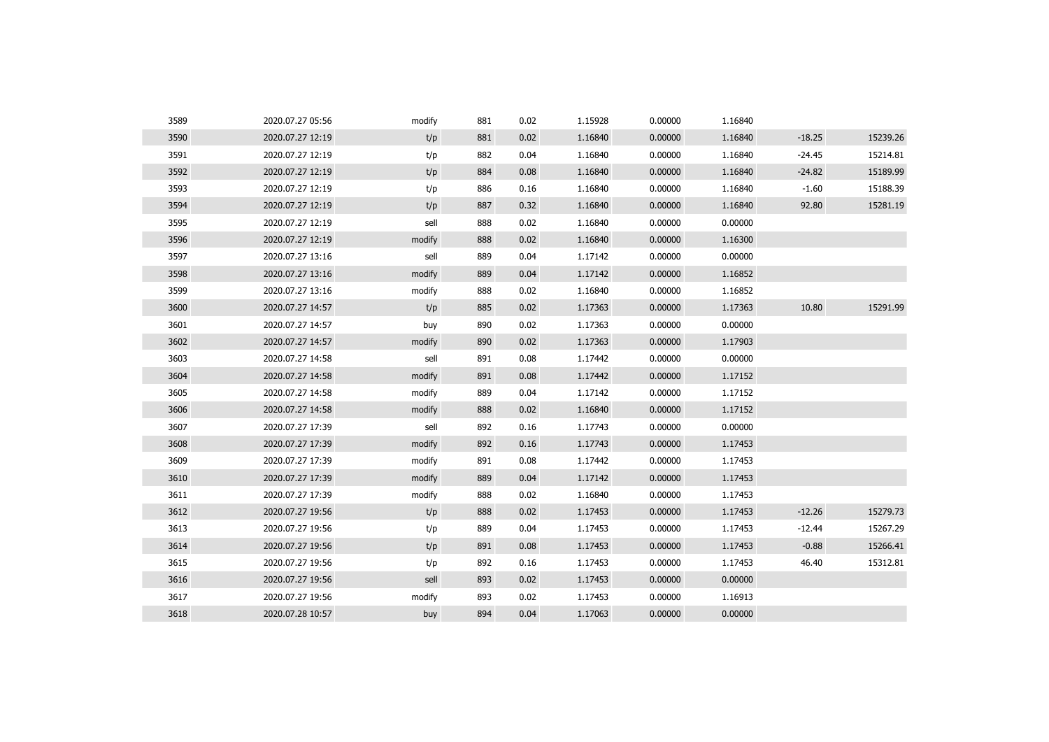| | | | | | | | | | |
|---|---|---|---|---|---|---|---|---|---|
| 3589 | 2020.07.27 05:56 | modify | 881 | 0.02 | 1.15928 | 0.00000 | 1.16840 | | |
| 3590 | 2020.07.27 12:19 | t/p | 881 | 0.02 | 1.16840 | 0.00000 | 1.16840 | -18.25 | 15239.26 |
| 3591 | 2020.07.27 12:19 | t/p | 882 | 0.04 | 1.16840 | 0.00000 | 1.16840 | -24.45 | 15214.81 |
| 3592 | 2020.07.27 12:19 | t/p | 884 | 0.08 | 1.16840 | 0.00000 | 1.16840 | -24.82 | 15189.99 |
| 3593 | 2020.07.27 12:19 | t/p | 886 | 0.16 | 1.16840 | 0.00000 | 1.16840 | -1.60 | 15188.39 |
| 3594 | 2020.07.27 12:19 | t/p | 887 | 0.32 | 1.16840 | 0.00000 | 1.16840 | 92.80 | 15281.19 |
| 3595 | 2020.07.27 12:19 | sell | 888 | 0.02 | 1.16840 | 0.00000 | 0.00000 | | |
| 3596 | 2020.07.27 12:19 | modify | 888 | 0.02 | 1.16840 | 0.00000 | 1.16300 | | |
| 3597 | 2020.07.27 13:16 | sell | 889 | 0.04 | 1.17142 | 0.00000 | 0.00000 | | |
| 3598 | 2020.07.27 13:16 | modify | 889 | 0.04 | 1.17142 | 0.00000 | 1.16852 | | |
| 3599 | 2020.07.27 13:16 | modify | 888 | 0.02 | 1.16840 | 0.00000 | 1.16852 | | |
| 3600 | 2020.07.27 14:57 | t/p | 885 | 0.02 | 1.17363 | 0.00000 | 1.17363 | 10.80 | 15291.99 |
| 3601 | 2020.07.27 14:57 | buy | 890 | 0.02 | 1.17363 | 0.00000 | 0.00000 | | |
| 3602 | 2020.07.27 14:57 | modify | 890 | 0.02 | 1.17363 | 0.00000 | 1.17903 | | |
| 3603 | 2020.07.27 14:58 | sell | 891 | 0.08 | 1.17442 | 0.00000 | 0.00000 | | |
| 3604 | 2020.07.27 14:58 | modify | 891 | 0.08 | 1.17442 | 0.00000 | 1.17152 | | |
| 3605 | 2020.07.27 14:58 | modify | 889 | 0.04 | 1.17142 | 0.00000 | 1.17152 | | |
| 3606 | 2020.07.27 14:58 | modify | 888 | 0.02 | 1.16840 | 0.00000 | 1.17152 | | |
| 3607 | 2020.07.27 17:39 | sell | 892 | 0.16 | 1.17743 | 0.00000 | 0.00000 | | |
| 3608 | 2020.07.27 17:39 | modify | 892 | 0.16 | 1.17743 | 0.00000 | 1.17453 | | |
| 3609 | 2020.07.27 17:39 | modify | 891 | 0.08 | 1.17442 | 0.00000 | 1.17453 | | |
| 3610 | 2020.07.27 17:39 | modify | 889 | 0.04 | 1.17142 | 0.00000 | 1.17453 | | |
| 3611 | 2020.07.27 17:39 | modify | 888 | 0.02 | 1.16840 | 0.00000 | 1.17453 | | |
| 3612 | 2020.07.27 19:56 | t/p | 888 | 0.02 | 1.17453 | 0.00000 | 1.17453 | -12.26 | 15279.73 |
| 3613 | 2020.07.27 19:56 | t/p | 889 | 0.04 | 1.17453 | 0.00000 | 1.17453 | -12.44 | 15267.29 |
| 3614 | 2020.07.27 19:56 | t/p | 891 | 0.08 | 1.17453 | 0.00000 | 1.17453 | -0.88 | 15266.41 |
| 3615 | 2020.07.27 19:56 | t/p | 892 | 0.16 | 1.17453 | 0.00000 | 1.17453 | 46.40 | 15312.81 |
| 3616 | 2020.07.27 19:56 | sell | 893 | 0.02 | 1.17453 | 0.00000 | 0.00000 | | |
| 3617 | 2020.07.27 19:56 | modify | 893 | 0.02 | 1.17453 | 0.00000 | 1.16913 | | |
| 3618 | 2020.07.28 10:57 | buy | 894 | 0.04 | 1.17063 | 0.00000 | 0.00000 | | |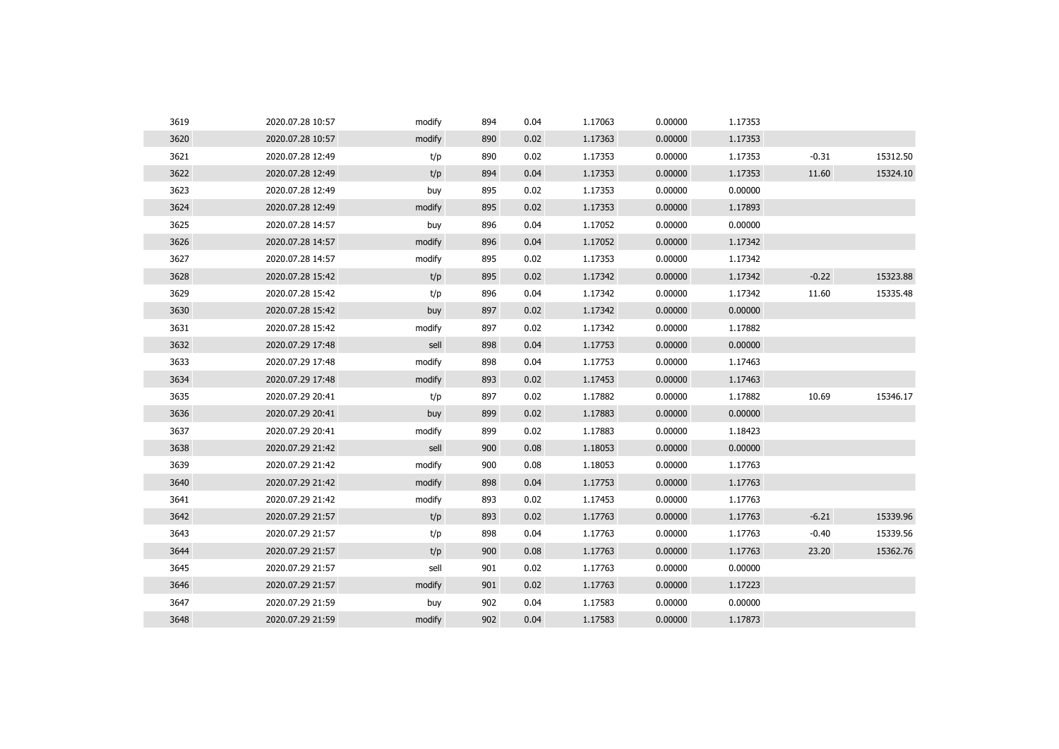| | | | | | | | | | |
|---|---|---|---|---|---|---|---|---|---|
| 3619 | 2020.07.28 10:57 | modify | 894 | 0.04 | 1.17063 | 0.00000 | 1.17353 | | |
| 3620 | 2020.07.28 10:57 | modify | 890 | 0.02 | 1.17363 | 0.00000 | 1.17353 | | |
| 3621 | 2020.07.28 12:49 | t/p | 890 | 0.02 | 1.17353 | 0.00000 | 1.17353 | -0.31 | 15312.50 |
| 3622 | 2020.07.28 12:49 | t/p | 894 | 0.04 | 1.17353 | 0.00000 | 1.17353 | 11.60 | 15324.10 |
| 3623 | 2020.07.28 12:49 | buy | 895 | 0.02 | 1.17353 | 0.00000 | 0.00000 | | |
| 3624 | 2020.07.28 12:49 | modify | 895 | 0.02 | 1.17353 | 0.00000 | 1.17893 | | |
| 3625 | 2020.07.28 14:57 | buy | 896 | 0.04 | 1.17052 | 0.00000 | 0.00000 | | |
| 3626 | 2020.07.28 14:57 | modify | 896 | 0.04 | 1.17052 | 0.00000 | 1.17342 | | |
| 3627 | 2020.07.28 14:57 | modify | 895 | 0.02 | 1.17353 | 0.00000 | 1.17342 | | |
| 3628 | 2020.07.28 15:42 | t/p | 895 | 0.02 | 1.17342 | 0.00000 | 1.17342 | -0.22 | 15323.88 |
| 3629 | 2020.07.28 15:42 | t/p | 896 | 0.04 | 1.17342 | 0.00000 | 1.17342 | 11.60 | 15335.48 |
| 3630 | 2020.07.28 15:42 | buy | 897 | 0.02 | 1.17342 | 0.00000 | 0.00000 | | |
| 3631 | 2020.07.28 15:42 | modify | 897 | 0.02 | 1.17342 | 0.00000 | 1.17882 | | |
| 3632 | 2020.07.29 17:48 | sell | 898 | 0.04 | 1.17753 | 0.00000 | 0.00000 | | |
| 3633 | 2020.07.29 17:48 | modify | 898 | 0.04 | 1.17753 | 0.00000 | 1.17463 | | |
| 3634 | 2020.07.29 17:48 | modify | 893 | 0.02 | 1.17453 | 0.00000 | 1.17463 | | |
| 3635 | 2020.07.29 20:41 | t/p | 897 | 0.02 | 1.17882 | 0.00000 | 1.17882 | 10.69 | 15346.17 |
| 3636 | 2020.07.29 20:41 | buy | 899 | 0.02 | 1.17883 | 0.00000 | 0.00000 | | |
| 3637 | 2020.07.29 20:41 | modify | 899 | 0.02 | 1.17883 | 0.00000 | 1.18423 | | |
| 3638 | 2020.07.29 21:42 | sell | 900 | 0.08 | 1.18053 | 0.00000 | 0.00000 | | |
| 3639 | 2020.07.29 21:42 | modify | 900 | 0.08 | 1.18053 | 0.00000 | 1.17763 | | |
| 3640 | 2020.07.29 21:42 | modify | 898 | 0.04 | 1.17753 | 0.00000 | 1.17763 | | |
| 3641 | 2020.07.29 21:42 | modify | 893 | 0.02 | 1.17453 | 0.00000 | 1.17763 | | |
| 3642 | 2020.07.29 21:57 | t/p | 893 | 0.02 | 1.17763 | 0.00000 | 1.17763 | -6.21 | 15339.96 |
| 3643 | 2020.07.29 21:57 | t/p | 898 | 0.04 | 1.17763 | 0.00000 | 1.17763 | -0.40 | 15339.56 |
| 3644 | 2020.07.29 21:57 | t/p | 900 | 0.08 | 1.17763 | 0.00000 | 1.17763 | 23.20 | 15362.76 |
| 3645 | 2020.07.29 21:57 | sell | 901 | 0.02 | 1.17763 | 0.00000 | 0.00000 | | |
| 3646 | 2020.07.29 21:57 | modify | 901 | 0.02 | 1.17763 | 0.00000 | 1.17223 | | |
| 3647 | 2020.07.29 21:59 | buy | 902 | 0.04 | 1.17583 | 0.00000 | 0.00000 | | |
| 3648 | 2020.07.29 21:59 | modify | 902 | 0.04 | 1.17583 | 0.00000 | 1.17873 | | |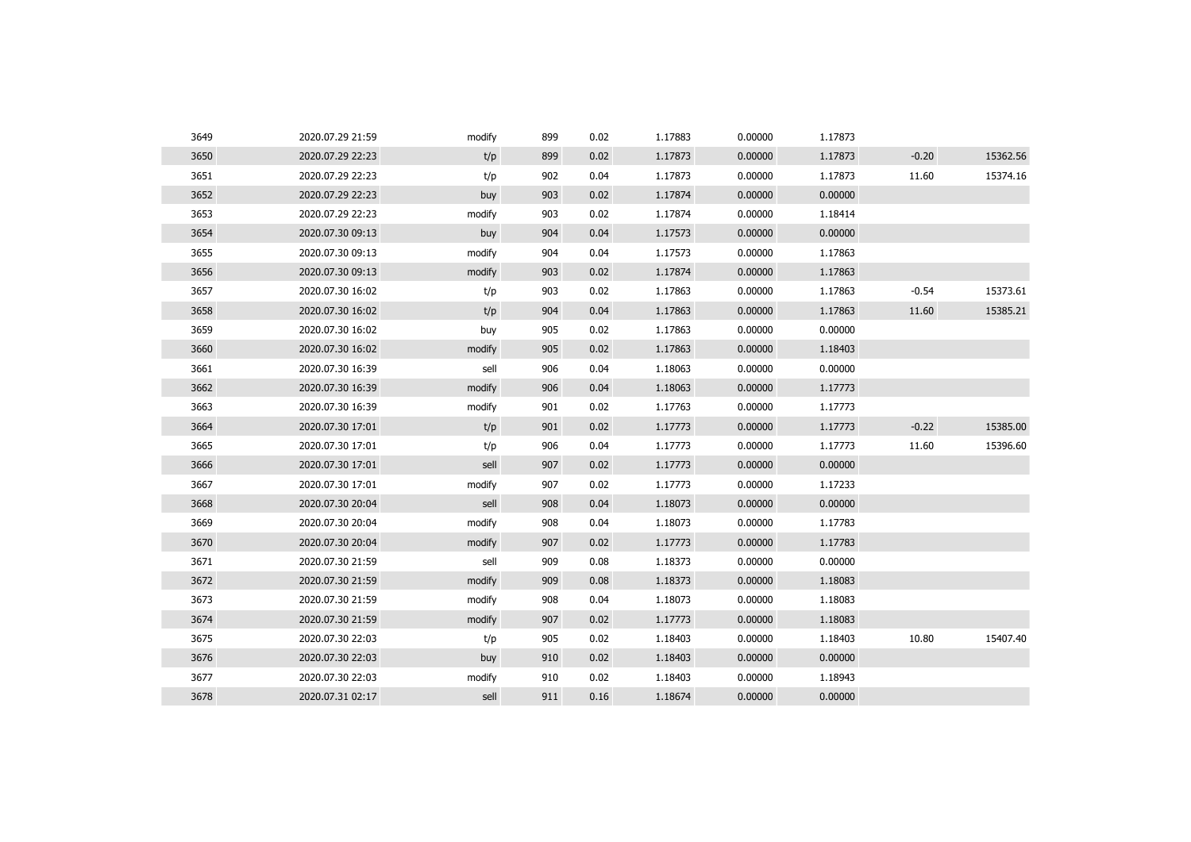| | | | | | | | | | |
|---|---|---|---|---|---|---|---|---|---|
| 3649 | 2020.07.29 21:59 | modify | 899 | 0.02 | 1.17883 | 0.00000 | 1.17873 | | |
| 3650 | 2020.07.29 22:23 | t/p | 899 | 0.02 | 1.17873 | 0.00000 | 1.17873 | -0.20 | 15362.56 |
| 3651 | 2020.07.29 22:23 | t/p | 902 | 0.04 | 1.17873 | 0.00000 | 1.17873 | 11.60 | 15374.16 |
| 3652 | 2020.07.29 22:23 | buy | 903 | 0.02 | 1.17874 | 0.00000 | 0.00000 | | |
| 3653 | 2020.07.29 22:23 | modify | 903 | 0.02 | 1.17874 | 0.00000 | 1.18414 | | |
| 3654 | 2020.07.30 09:13 | buy | 904 | 0.04 | 1.17573 | 0.00000 | 0.00000 | | |
| 3655 | 2020.07.30 09:13 | modify | 904 | 0.04 | 1.17573 | 0.00000 | 1.17863 | | |
| 3656 | 2020.07.30 09:13 | modify | 903 | 0.02 | 1.17874 | 0.00000 | 1.17863 | | |
| 3657 | 2020.07.30 16:02 | t/p | 903 | 0.02 | 1.17863 | 0.00000 | 1.17863 | -0.54 | 15373.61 |
| 3658 | 2020.07.30 16:02 | t/p | 904 | 0.04 | 1.17863 | 0.00000 | 1.17863 | 11.60 | 15385.21 |
| 3659 | 2020.07.30 16:02 | buy | 905 | 0.02 | 1.17863 | 0.00000 | 0.00000 | | |
| 3660 | 2020.07.30 16:02 | modify | 905 | 0.02 | 1.17863 | 0.00000 | 1.18403 | | |
| 3661 | 2020.07.30 16:39 | sell | 906 | 0.04 | 1.18063 | 0.00000 | 0.00000 | | |
| 3662 | 2020.07.30 16:39 | modify | 906 | 0.04 | 1.18063 | 0.00000 | 1.17773 | | |
| 3663 | 2020.07.30 16:39 | modify | 901 | 0.02 | 1.17763 | 0.00000 | 1.17773 | | |
| 3664 | 2020.07.30 17:01 | t/p | 901 | 0.02 | 1.17773 | 0.00000 | 1.17773 | -0.22 | 15385.00 |
| 3665 | 2020.07.30 17:01 | t/p | 906 | 0.04 | 1.17773 | 0.00000 | 1.17773 | 11.60 | 15396.60 |
| 3666 | 2020.07.30 17:01 | sell | 907 | 0.02 | 1.17773 | 0.00000 | 0.00000 | | |
| 3667 | 2020.07.30 17:01 | modify | 907 | 0.02 | 1.17773 | 0.00000 | 1.17233 | | |
| 3668 | 2020.07.30 20:04 | sell | 908 | 0.04 | 1.18073 | 0.00000 | 0.00000 | | |
| 3669 | 2020.07.30 20:04 | modify | 908 | 0.04 | 1.18073 | 0.00000 | 1.17783 | | |
| 3670 | 2020.07.30 20:04 | modify | 907 | 0.02 | 1.17773 | 0.00000 | 1.17783 | | |
| 3671 | 2020.07.30 21:59 | sell | 909 | 0.08 | 1.18373 | 0.00000 | 0.00000 | | |
| 3672 | 2020.07.30 21:59 | modify | 909 | 0.08 | 1.18373 | 0.00000 | 1.18083 | | |
| 3673 | 2020.07.30 21:59 | modify | 908 | 0.04 | 1.18073 | 0.00000 | 1.18083 | | |
| 3674 | 2020.07.30 21:59 | modify | 907 | 0.02 | 1.17773 | 0.00000 | 1.18083 | | |
| 3675 | 2020.07.30 22:03 | t/p | 905 | 0.02 | 1.18403 | 0.00000 | 1.18403 | 10.80 | 15407.40 |
| 3676 | 2020.07.30 22:03 | buy | 910 | 0.02 | 1.18403 | 0.00000 | 0.00000 | | |
| 3677 | 2020.07.30 22:03 | modify | 910 | 0.02 | 1.18403 | 0.00000 | 1.18943 | | |
| 3678 | 2020.07.31 02:17 | sell | 911 | 0.16 | 1.18674 | 0.00000 | 0.00000 | | |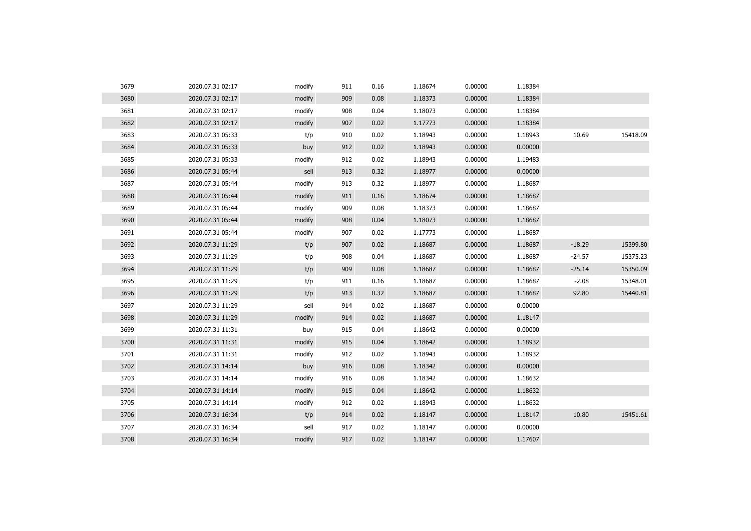| | | | | | | | | | |
|---|---|---|---|---|---|---|---|---|---|
| 3679 | 2020.07.31 02:17 | modify | 911 | 0.16 | 1.18674 | 0.00000 | 1.18384 | | |
| 3680 | 2020.07.31 02:17 | modify | 909 | 0.08 | 1.18373 | 0.00000 | 1.18384 | | |
| 3681 | 2020.07.31 02:17 | modify | 908 | 0.04 | 1.18073 | 0.00000 | 1.18384 | | |
| 3682 | 2020.07.31 02:17 | modify | 907 | 0.02 | 1.17773 | 0.00000 | 1.18384 | | |
| 3683 | 2020.07.31 05:33 | t/p | 910 | 0.02 | 1.18943 | 0.00000 | 1.18943 | 10.69 | 15418.09 |
| 3684 | 2020.07.31 05:33 | buy | 912 | 0.02 | 1.18943 | 0.00000 | 0.00000 | | |
| 3685 | 2020.07.31 05:33 | modify | 912 | 0.02 | 1.18943 | 0.00000 | 1.19483 | | |
| 3686 | 2020.07.31 05:44 | sell | 913 | 0.32 | 1.18977 | 0.00000 | 0.00000 | | |
| 3687 | 2020.07.31 05:44 | modify | 913 | 0.32 | 1.18977 | 0.00000 | 1.18687 | | |
| 3688 | 2020.07.31 05:44 | modify | 911 | 0.16 | 1.18674 | 0.00000 | 1.18687 | | |
| 3689 | 2020.07.31 05:44 | modify | 909 | 0.08 | 1.18373 | 0.00000 | 1.18687 | | |
| 3690 | 2020.07.31 05:44 | modify | 908 | 0.04 | 1.18073 | 0.00000 | 1.18687 | | |
| 3691 | 2020.07.31 05:44 | modify | 907 | 0.02 | 1.17773 | 0.00000 | 1.18687 | | |
| 3692 | 2020.07.31 11:29 | t/p | 907 | 0.02 | 1.18687 | 0.00000 | 1.18687 | -18.29 | 15399.80 |
| 3693 | 2020.07.31 11:29 | t/p | 908 | 0.04 | 1.18687 | 0.00000 | 1.18687 | -24.57 | 15375.23 |
| 3694 | 2020.07.31 11:29 | t/p | 909 | 0.08 | 1.18687 | 0.00000 | 1.18687 | -25.14 | 15350.09 |
| 3695 | 2020.07.31 11:29 | t/p | 911 | 0.16 | 1.18687 | 0.00000 | 1.18687 | -2.08 | 15348.01 |
| 3696 | 2020.07.31 11:29 | t/p | 913 | 0.32 | 1.18687 | 0.00000 | 1.18687 | 92.80 | 15440.81 |
| 3697 | 2020.07.31 11:29 | sell | 914 | 0.02 | 1.18687 | 0.00000 | 0.00000 | | |
| 3698 | 2020.07.31 11:29 | modify | 914 | 0.02 | 1.18687 | 0.00000 | 1.18147 | | |
| 3699 | 2020.07.31 11:31 | buy | 915 | 0.04 | 1.18642 | 0.00000 | 0.00000 | | |
| 3700 | 2020.07.31 11:31 | modify | 915 | 0.04 | 1.18642 | 0.00000 | 1.18932 | | |
| 3701 | 2020.07.31 11:31 | modify | 912 | 0.02 | 1.18943 | 0.00000 | 1.18932 | | |
| 3702 | 2020.07.31 14:14 | buy | 916 | 0.08 | 1.18342 | 0.00000 | 0.00000 | | |
| 3703 | 2020.07.31 14:14 | modify | 916 | 0.08 | 1.18342 | 0.00000 | 1.18632 | | |
| 3704 | 2020.07.31 14:14 | modify | 915 | 0.04 | 1.18642 | 0.00000 | 1.18632 | | |
| 3705 | 2020.07.31 14:14 | modify | 912 | 0.02 | 1.18943 | 0.00000 | 1.18632 | | |
| 3706 | 2020.07.31 16:34 | t/p | 914 | 0.02 | 1.18147 | 0.00000 | 1.18147 | 10.80 | 15451.61 |
| 3707 | 2020.07.31 16:34 | sell | 917 | 0.02 | 1.18147 | 0.00000 | 0.00000 | | |
| 3708 | 2020.07.31 16:34 | modify | 917 | 0.02 | 1.18147 | 0.00000 | 1.17607 | | |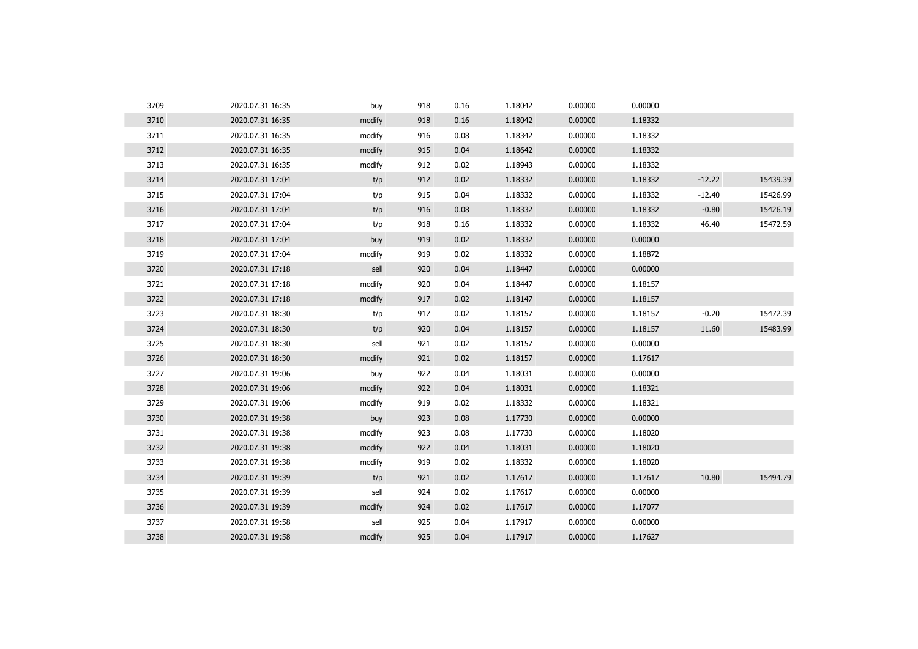| | | | | | | | | | |
|---|---|---|---|---|---|---|---|---|---|
| 3709 | 2020.07.31 16:35 | buy | 918 | 0.16 | 1.18042 | 0.00000 | 0.00000 | | |
| 3710 | 2020.07.31 16:35 | modify | 918 | 0.16 | 1.18042 | 0.00000 | 1.18332 | | |
| 3711 | 2020.07.31 16:35 | modify | 916 | 0.08 | 1.18342 | 0.00000 | 1.18332 | | |
| 3712 | 2020.07.31 16:35 | modify | 915 | 0.04 | 1.18642 | 0.00000 | 1.18332 | | |
| 3713 | 2020.07.31 16:35 | modify | 912 | 0.02 | 1.18943 | 0.00000 | 1.18332 | | |
| 3714 | 2020.07.31 17:04 | t/p | 912 | 0.02 | 1.18332 | 0.00000 | 1.18332 | -12.22 | 15439.39 |
| 3715 | 2020.07.31 17:04 | t/p | 915 | 0.04 | 1.18332 | 0.00000 | 1.18332 | -12.40 | 15426.99 |
| 3716 | 2020.07.31 17:04 | t/p | 916 | 0.08 | 1.18332 | 0.00000 | 1.18332 | -0.80 | 15426.19 |
| 3717 | 2020.07.31 17:04 | t/p | 918 | 0.16 | 1.18332 | 0.00000 | 1.18332 | 46.40 | 15472.59 |
| 3718 | 2020.07.31 17:04 | buy | 919 | 0.02 | 1.18332 | 0.00000 | 0.00000 | | |
| 3719 | 2020.07.31 17:04 | modify | 919 | 0.02 | 1.18332 | 0.00000 | 1.18872 | | |
| 3720 | 2020.07.31 17:18 | sell | 920 | 0.04 | 1.18447 | 0.00000 | 0.00000 | | |
| 3721 | 2020.07.31 17:18 | modify | 920 | 0.04 | 1.18447 | 0.00000 | 1.18157 | | |
| 3722 | 2020.07.31 17:18 | modify | 917 | 0.02 | 1.18147 | 0.00000 | 1.18157 | | |
| 3723 | 2020.07.31 18:30 | t/p | 917 | 0.02 | 1.18157 | 0.00000 | 1.18157 | -0.20 | 15472.39 |
| 3724 | 2020.07.31 18:30 | t/p | 920 | 0.04 | 1.18157 | 0.00000 | 1.18157 | 11.60 | 15483.99 |
| 3725 | 2020.07.31 18:30 | sell | 921 | 0.02 | 1.18157 | 0.00000 | 0.00000 | | |
| 3726 | 2020.07.31 18:30 | modify | 921 | 0.02 | 1.18157 | 0.00000 | 1.17617 | | |
| 3727 | 2020.07.31 19:06 | buy | 922 | 0.04 | 1.18031 | 0.00000 | 0.00000 | | |
| 3728 | 2020.07.31 19:06 | modify | 922 | 0.04 | 1.18031 | 0.00000 | 1.18321 | | |
| 3729 | 2020.07.31 19:06 | modify | 919 | 0.02 | 1.18332 | 0.00000 | 1.18321 | | |
| 3730 | 2020.07.31 19:38 | buy | 923 | 0.08 | 1.17730 | 0.00000 | 0.00000 | | |
| 3731 | 2020.07.31 19:38 | modify | 923 | 0.08 | 1.17730 | 0.00000 | 1.18020 | | |
| 3732 | 2020.07.31 19:38 | modify | 922 | 0.04 | 1.18031 | 0.00000 | 1.18020 | | |
| 3733 | 2020.07.31 19:38 | modify | 919 | 0.02 | 1.18332 | 0.00000 | 1.18020 | | |
| 3734 | 2020.07.31 19:39 | t/p | 921 | 0.02 | 1.17617 | 0.00000 | 1.17617 | 10.80 | 15494.79 |
| 3735 | 2020.07.31 19:39 | sell | 924 | 0.02 | 1.17617 | 0.00000 | 0.00000 | | |
| 3736 | 2020.07.31 19:39 | modify | 924 | 0.02 | 1.17617 | 0.00000 | 1.17077 | | |
| 3737 | 2020.07.31 19:58 | sell | 925 | 0.04 | 1.17917 | 0.00000 | 0.00000 | | |
| 3738 | 2020.07.31 19:58 | modify | 925 | 0.04 | 1.17917 | 0.00000 | 1.17627 | | |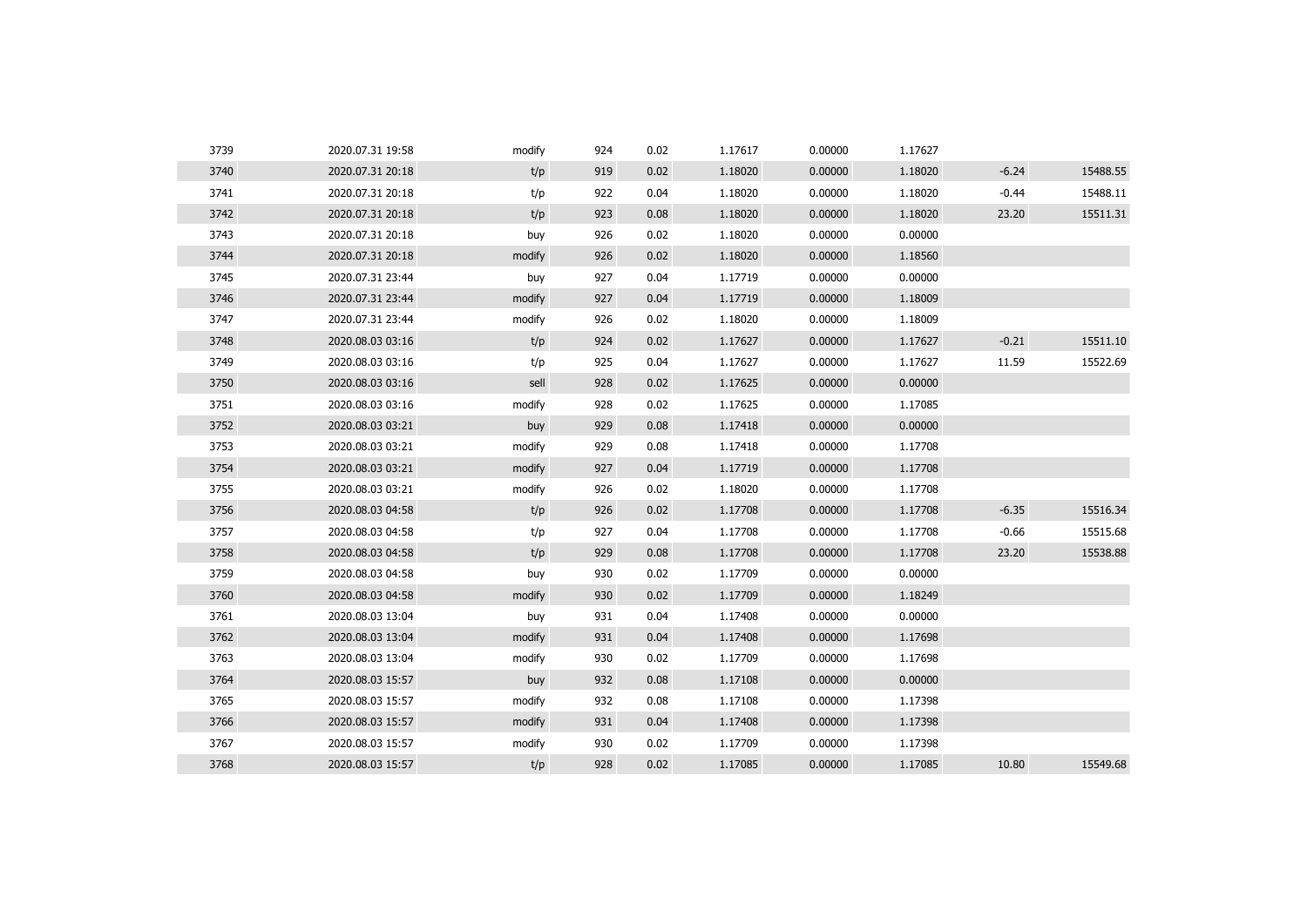| | | | | | | | | | |
|---|---|---|---|---|---|---|---|---|---|
| 3739 | 2020.07.31 19:58 | modify | 924 | 0.02 | 1.17617 | 0.00000 | 1.17627 | | |
| 3740 | 2020.07.31 20:18 | t/p | 919 | 0.02 | 1.18020 | 0.00000 | 1.18020 | -6.24 | 15488.55 |
| 3741 | 2020.07.31 20:18 | t/p | 922 | 0.04 | 1.18020 | 0.00000 | 1.18020 | -0.44 | 15488.11 |
| 3742 | 2020.07.31 20:18 | t/p | 923 | 0.08 | 1.18020 | 0.00000 | 1.18020 | 23.20 | 15511.31 |
| 3743 | 2020.07.31 20:18 | buy | 926 | 0.02 | 1.18020 | 0.00000 | 0.00000 | | |
| 3744 | 2020.07.31 20:18 | modify | 926 | 0.02 | 1.18020 | 0.00000 | 1.18560 | | |
| 3745 | 2020.07.31 23:44 | buy | 927 | 0.04 | 1.17719 | 0.00000 | 0.00000 | | |
| 3746 | 2020.07.31 23:44 | modify | 927 | 0.04 | 1.17719 | 0.00000 | 1.18009 | | |
| 3747 | 2020.07.31 23:44 | modify | 926 | 0.02 | 1.18020 | 0.00000 | 1.18009 | | |
| 3748 | 2020.08.03 03:16 | t/p | 924 | 0.02 | 1.17627 | 0.00000 | 1.17627 | -0.21 | 15511.10 |
| 3749 | 2020.08.03 03:16 | t/p | 925 | 0.04 | 1.17627 | 0.00000 | 1.17627 | 11.59 | 15522.69 |
| 3750 | 2020.08.03 03:16 | sell | 928 | 0.02 | 1.17625 | 0.00000 | 0.00000 | | |
| 3751 | 2020.08.03 03:16 | modify | 928 | 0.02 | 1.17625 | 0.00000 | 1.17085 | | |
| 3752 | 2020.08.03 03:21 | buy | 929 | 0.08 | 1.17418 | 0.00000 | 0.00000 | | |
| 3753 | 2020.08.03 03:21 | modify | 929 | 0.08 | 1.17418 | 0.00000 | 1.17708 | | |
| 3754 | 2020.08.03 03:21 | modify | 927 | 0.04 | 1.17719 | 0.00000 | 1.17708 | | |
| 3755 | 2020.08.03 03:21 | modify | 926 | 0.02 | 1.18020 | 0.00000 | 1.17708 | | |
| 3756 | 2020.08.03 04:58 | t/p | 926 | 0.02 | 1.17708 | 0.00000 | 1.17708 | -6.35 | 15516.34 |
| 3757 | 2020.08.03 04:58 | t/p | 927 | 0.04 | 1.17708 | 0.00000 | 1.17708 | -0.66 | 15515.68 |
| 3758 | 2020.08.03 04:58 | t/p | 929 | 0.08 | 1.17708 | 0.00000 | 1.17708 | 23.20 | 15538.88 |
| 3759 | 2020.08.03 04:58 | buy | 930 | 0.02 | 1.17709 | 0.00000 | 0.00000 | | |
| 3760 | 2020.08.03 04:58 | modify | 930 | 0.02 | 1.17709 | 0.00000 | 1.18249 | | |
| 3761 | 2020.08.03 13:04 | buy | 931 | 0.04 | 1.17408 | 0.00000 | 0.00000 | | |
| 3762 | 2020.08.03 13:04 | modify | 931 | 0.04 | 1.17408 | 0.00000 | 1.17698 | | |
| 3763 | 2020.08.03 13:04 | modify | 930 | 0.02 | 1.17709 | 0.00000 | 1.17698 | | |
| 3764 | 2020.08.03 15:57 | buy | 932 | 0.08 | 1.17108 | 0.00000 | 0.00000 | | |
| 3765 | 2020.08.03 15:57 | modify | 932 | 0.08 | 1.17108 | 0.00000 | 1.17398 | | |
| 3766 | 2020.08.03 15:57 | modify | 931 | 0.04 | 1.17408 | 0.00000 | 1.17398 | | |
| 3767 | 2020.08.03 15:57 | modify | 930 | 0.02 | 1.17709 | 0.00000 | 1.17398 | | |
| 3768 | 2020.08.03 15:57 | t/p | 928 | 0.02 | 1.17085 | 0.00000 | 1.17085 | 10.80 | 15549.68 |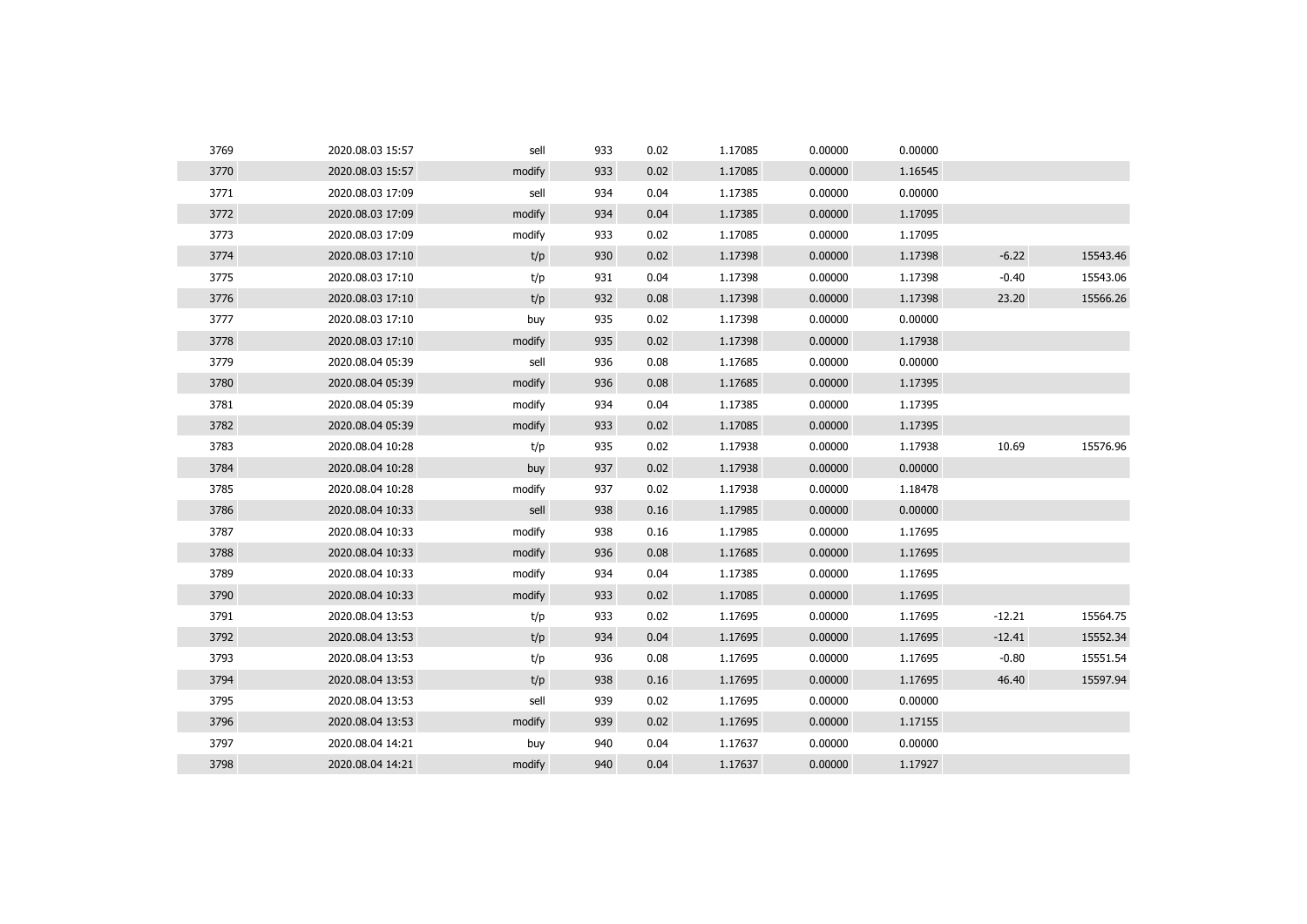| | | | | | | | | | |
|---|---|---|---|---|---|---|---|---|---|
| 3769 | 2020.08.03 15:57 | sell | 933 | 0.02 | 1.17085 | 0.00000 | 0.00000 | | |
| 3770 | 2020.08.03 15:57 | modify | 933 | 0.02 | 1.17085 | 0.00000 | 1.16545 | | |
| 3771 | 2020.08.03 17:09 | sell | 934 | 0.04 | 1.17385 | 0.00000 | 0.00000 | | |
| 3772 | 2020.08.03 17:09 | modify | 934 | 0.04 | 1.17385 | 0.00000 | 1.17095 | | |
| 3773 | 2020.08.03 17:09 | modify | 933 | 0.02 | 1.17085 | 0.00000 | 1.17095 | | |
| 3774 | 2020.08.03 17:10 | t/p | 930 | 0.02 | 1.17398 | 0.00000 | 1.17398 | -6.22 | 15543.46 |
| 3775 | 2020.08.03 17:10 | t/p | 931 | 0.04 | 1.17398 | 0.00000 | 1.17398 | -0.40 | 15543.06 |
| 3776 | 2020.08.03 17:10 | t/p | 932 | 0.08 | 1.17398 | 0.00000 | 1.17398 | 23.20 | 15566.26 |
| 3777 | 2020.08.03 17:10 | buy | 935 | 0.02 | 1.17398 | 0.00000 | 0.00000 | | |
| 3778 | 2020.08.03 17:10 | modify | 935 | 0.02 | 1.17398 | 0.00000 | 1.17938 | | |
| 3779 | 2020.08.04 05:39 | sell | 936 | 0.08 | 1.17685 | 0.00000 | 0.00000 | | |
| 3780 | 2020.08.04 05:39 | modify | 936 | 0.08 | 1.17685 | 0.00000 | 1.17395 | | |
| 3781 | 2020.08.04 05:39 | modify | 934 | 0.04 | 1.17385 | 0.00000 | 1.17395 | | |
| 3782 | 2020.08.04 05:39 | modify | 933 | 0.02 | 1.17085 | 0.00000 | 1.17395 | | |
| 3783 | 2020.08.04 10:28 | t/p | 935 | 0.02 | 1.17938 | 0.00000 | 1.17938 | 10.69 | 15576.96 |
| 3784 | 2020.08.04 10:28 | buy | 937 | 0.02 | 1.17938 | 0.00000 | 0.00000 | | |
| 3785 | 2020.08.04 10:28 | modify | 937 | 0.02 | 1.17938 | 0.00000 | 1.18478 | | |
| 3786 | 2020.08.04 10:33 | sell | 938 | 0.16 | 1.17985 | 0.00000 | 0.00000 | | |
| 3787 | 2020.08.04 10:33 | modify | 938 | 0.16 | 1.17985 | 0.00000 | 1.17695 | | |
| 3788 | 2020.08.04 10:33 | modify | 936 | 0.08 | 1.17685 | 0.00000 | 1.17695 | | |
| 3789 | 2020.08.04 10:33 | modify | 934 | 0.04 | 1.17385 | 0.00000 | 1.17695 | | |
| 3790 | 2020.08.04 10:33 | modify | 933 | 0.02 | 1.17085 | 0.00000 | 1.17695 | | |
| 3791 | 2020.08.04 13:53 | t/p | 933 | 0.02 | 1.17695 | 0.00000 | 1.17695 | -12.21 | 15564.75 |
| 3792 | 2020.08.04 13:53 | t/p | 934 | 0.04 | 1.17695 | 0.00000 | 1.17695 | -12.41 | 15552.34 |
| 3793 | 2020.08.04 13:53 | t/p | 936 | 0.08 | 1.17695 | 0.00000 | 1.17695 | -0.80 | 15551.54 |
| 3794 | 2020.08.04 13:53 | t/p | 938 | 0.16 | 1.17695 | 0.00000 | 1.17695 | 46.40 | 15597.94 |
| 3795 | 2020.08.04 13:53 | sell | 939 | 0.02 | 1.17695 | 0.00000 | 0.00000 | | |
| 3796 | 2020.08.04 13:53 | modify | 939 | 0.02 | 1.17695 | 0.00000 | 1.17155 | | |
| 3797 | 2020.08.04 14:21 | buy | 940 | 0.04 | 1.17637 | 0.00000 | 0.00000 | | |
| 3798 | 2020.08.04 14:21 | modify | 940 | 0.04 | 1.17637 | 0.00000 | 1.17927 | | |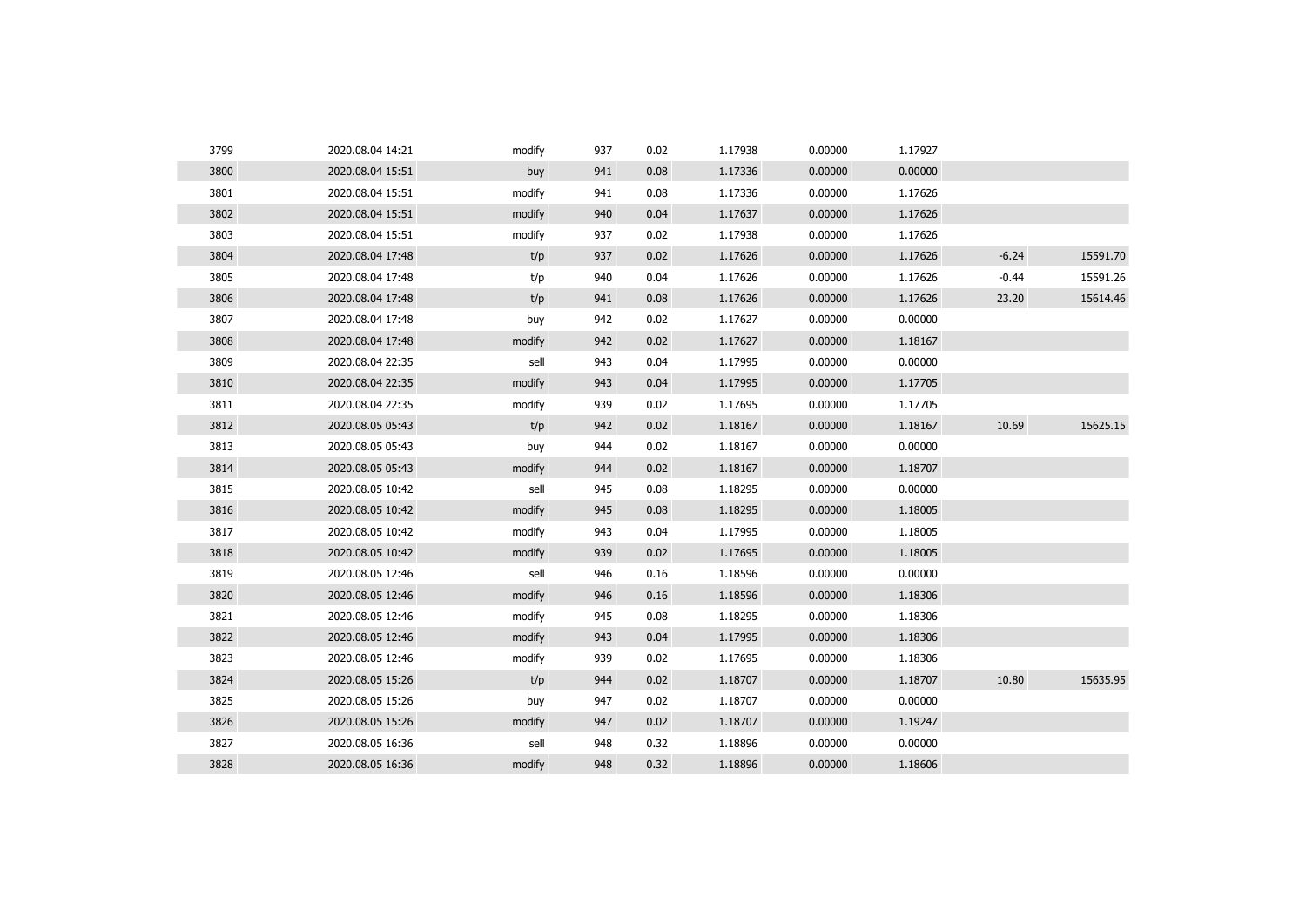| | | | | | | | | | |
|---|---|---|---|---|---|---|---|---|---|
| 3799 | 2020.08.04 14:21 | modify | 937 | 0.02 | 1.17938 | 0.00000 | 1.17927 | | |
| 3800 | 2020.08.04 15:51 | buy | 941 | 0.08 | 1.17336 | 0.00000 | 0.00000 | | |
| 3801 | 2020.08.04 15:51 | modify | 941 | 0.08 | 1.17336 | 0.00000 | 1.17626 | | |
| 3802 | 2020.08.04 15:51 | modify | 940 | 0.04 | 1.17637 | 0.00000 | 1.17626 | | |
| 3803 | 2020.08.04 15:51 | modify | 937 | 0.02 | 1.17938 | 0.00000 | 1.17626 | | |
| 3804 | 2020.08.04 17:48 | t/p | 937 | 0.02 | 1.17626 | 0.00000 | 1.17626 | -6.24 | 15591.70 |
| 3805 | 2020.08.04 17:48 | t/p | 940 | 0.04 | 1.17626 | 0.00000 | 1.17626 | -0.44 | 15591.26 |
| 3806 | 2020.08.04 17:48 | t/p | 941 | 0.08 | 1.17626 | 0.00000 | 1.17626 | 23.20 | 15614.46 |
| 3807 | 2020.08.04 17:48 | buy | 942 | 0.02 | 1.17627 | 0.00000 | 0.00000 | | |
| 3808 | 2020.08.04 17:48 | modify | 942 | 0.02 | 1.17627 | 0.00000 | 1.18167 | | |
| 3809 | 2020.08.04 22:35 | sell | 943 | 0.04 | 1.17995 | 0.00000 | 0.00000 | | |
| 3810 | 2020.08.04 22:35 | modify | 943 | 0.04 | 1.17995 | 0.00000 | 1.17705 | | |
| 3811 | 2020.08.04 22:35 | modify | 939 | 0.02 | 1.17695 | 0.00000 | 1.17705 | | |
| 3812 | 2020.08.05 05:43 | t/p | 942 | 0.02 | 1.18167 | 0.00000 | 1.18167 | 10.69 | 15625.15 |
| 3813 | 2020.08.05 05:43 | buy | 944 | 0.02 | 1.18167 | 0.00000 | 0.00000 | | |
| 3814 | 2020.08.05 05:43 | modify | 944 | 0.02 | 1.18167 | 0.00000 | 1.18707 | | |
| 3815 | 2020.08.05 10:42 | sell | 945 | 0.08 | 1.18295 | 0.00000 | 0.00000 | | |
| 3816 | 2020.08.05 10:42 | modify | 945 | 0.08 | 1.18295 | 0.00000 | 1.18005 | | |
| 3817 | 2020.08.05 10:42 | modify | 943 | 0.04 | 1.17995 | 0.00000 | 1.18005 | | |
| 3818 | 2020.08.05 10:42 | modify | 939 | 0.02 | 1.17695 | 0.00000 | 1.18005 | | |
| 3819 | 2020.08.05 12:46 | sell | 946 | 0.16 | 1.18596 | 0.00000 | 0.00000 | | |
| 3820 | 2020.08.05 12:46 | modify | 946 | 0.16 | 1.18596 | 0.00000 | 1.18306 | | |
| 3821 | 2020.08.05 12:46 | modify | 945 | 0.08 | 1.18295 | 0.00000 | 1.18306 | | |
| 3822 | 2020.08.05 12:46 | modify | 943 | 0.04 | 1.17995 | 0.00000 | 1.18306 | | |
| 3823 | 2020.08.05 12:46 | modify | 939 | 0.02 | 1.17695 | 0.00000 | 1.18306 | | |
| 3824 | 2020.08.05 15:26 | t/p | 944 | 0.02 | 1.18707 | 0.00000 | 1.18707 | 10.80 | 15635.95 |
| 3825 | 2020.08.05 15:26 | buy | 947 | 0.02 | 1.18707 | 0.00000 | 0.00000 | | |
| 3826 | 2020.08.05 15:26 | modify | 947 | 0.02 | 1.18707 | 0.00000 | 1.19247 | | |
| 3827 | 2020.08.05 16:36 | sell | 948 | 0.32 | 1.18896 | 0.00000 | 0.00000 | | |
| 3828 | 2020.08.05 16:36 | modify | 948 | 0.32 | 1.18896 | 0.00000 | 1.18606 | | |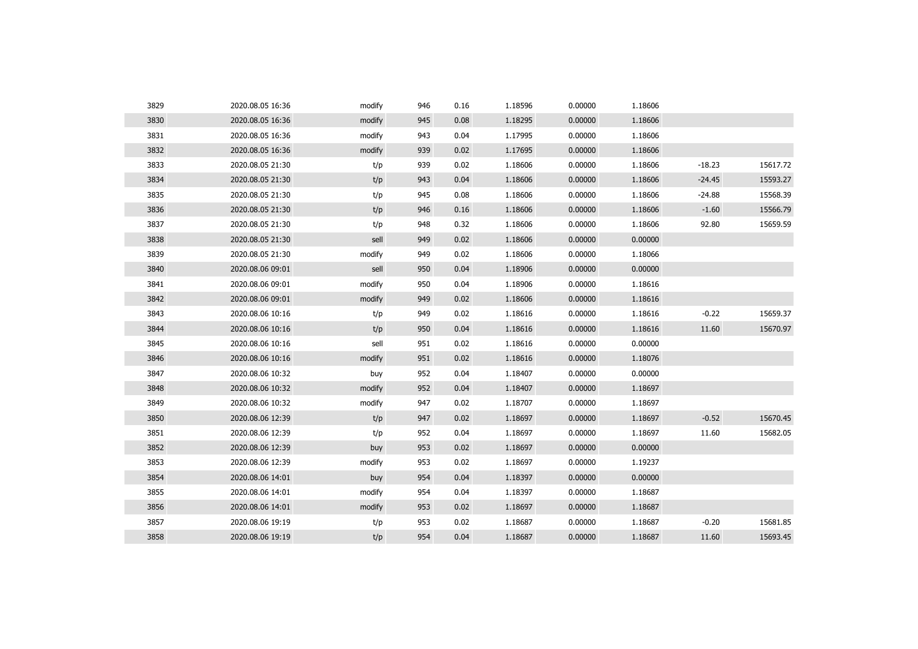| | | | | | | | | | |
|---|---|---|---|---|---|---|---|---|---|
| 3829 | 2020.08.05 16:36 | modify | 946 | 0.16 | 1.18596 | 0.00000 | 1.18606 | | |
| 3830 | 2020.08.05 16:36 | modify | 945 | 0.08 | 1.18295 | 0.00000 | 1.18606 | | |
| 3831 | 2020.08.05 16:36 | modify | 943 | 0.04 | 1.17995 | 0.00000 | 1.18606 | | |
| 3832 | 2020.08.05 16:36 | modify | 939 | 0.02 | 1.17695 | 0.00000 | 1.18606 | | |
| 3833 | 2020.08.05 21:30 | t/p | 939 | 0.02 | 1.18606 | 0.00000 | 1.18606 | -18.23 | 15617.72 |
| 3834 | 2020.08.05 21:30 | t/p | 943 | 0.04 | 1.18606 | 0.00000 | 1.18606 | -24.45 | 15593.27 |
| 3835 | 2020.08.05 21:30 | t/p | 945 | 0.08 | 1.18606 | 0.00000 | 1.18606 | -24.88 | 15568.39 |
| 3836 | 2020.08.05 21:30 | t/p | 946 | 0.16 | 1.18606 | 0.00000 | 1.18606 | -1.60 | 15566.79 |
| 3837 | 2020.08.05 21:30 | t/p | 948 | 0.32 | 1.18606 | 0.00000 | 1.18606 | 92.80 | 15659.59 |
| 3838 | 2020.08.05 21:30 | sell | 949 | 0.02 | 1.18606 | 0.00000 | 0.00000 | | |
| 3839 | 2020.08.05 21:30 | modify | 949 | 0.02 | 1.18606 | 0.00000 | 1.18066 | | |
| 3840 | 2020.08.06 09:01 | sell | 950 | 0.04 | 1.18906 | 0.00000 | 0.00000 | | |
| 3841 | 2020.08.06 09:01 | modify | 950 | 0.04 | 1.18906 | 0.00000 | 1.18616 | | |
| 3842 | 2020.08.06 09:01 | modify | 949 | 0.02 | 1.18606 | 0.00000 | 1.18616 | | |
| 3843 | 2020.08.06 10:16 | t/p | 949 | 0.02 | 1.18616 | 0.00000 | 1.18616 | -0.22 | 15659.37 |
| 3844 | 2020.08.06 10:16 | t/p | 950 | 0.04 | 1.18616 | 0.00000 | 1.18616 | 11.60 | 15670.97 |
| 3845 | 2020.08.06 10:16 | sell | 951 | 0.02 | 1.18616 | 0.00000 | 0.00000 | | |
| 3846 | 2020.08.06 10:16 | modify | 951 | 0.02 | 1.18616 | 0.00000 | 1.18076 | | |
| 3847 | 2020.08.06 10:32 | buy | 952 | 0.04 | 1.18407 | 0.00000 | 0.00000 | | |
| 3848 | 2020.08.06 10:32 | modify | 952 | 0.04 | 1.18407 | 0.00000 | 1.18697 | | |
| 3849 | 2020.08.06 10:32 | modify | 947 | 0.02 | 1.18707 | 0.00000 | 1.18697 | | |
| 3850 | 2020.08.06 12:39 | t/p | 947 | 0.02 | 1.18697 | 0.00000 | 1.18697 | -0.52 | 15670.45 |
| 3851 | 2020.08.06 12:39 | t/p | 952 | 0.04 | 1.18697 | 0.00000 | 1.18697 | 11.60 | 15682.05 |
| 3852 | 2020.08.06 12:39 | buy | 953 | 0.02 | 1.18697 | 0.00000 | 0.00000 | | |
| 3853 | 2020.08.06 12:39 | modify | 953 | 0.02 | 1.18697 | 0.00000 | 1.19237 | | |
| 3854 | 2020.08.06 14:01 | buy | 954 | 0.04 | 1.18397 | 0.00000 | 0.00000 | | |
| 3855 | 2020.08.06 14:01 | modify | 954 | 0.04 | 1.18397 | 0.00000 | 1.18687 | | |
| 3856 | 2020.08.06 14:01 | modify | 953 | 0.02 | 1.18697 | 0.00000 | 1.18687 | | |
| 3857 | 2020.08.06 19:19 | t/p | 953 | 0.02 | 1.18687 | 0.00000 | 1.18687 | -0.20 | 15681.85 |
| 3858 | 2020.08.06 19:19 | t/p | 954 | 0.04 | 1.18687 | 0.00000 | 1.18687 | 11.60 | 15693.45 |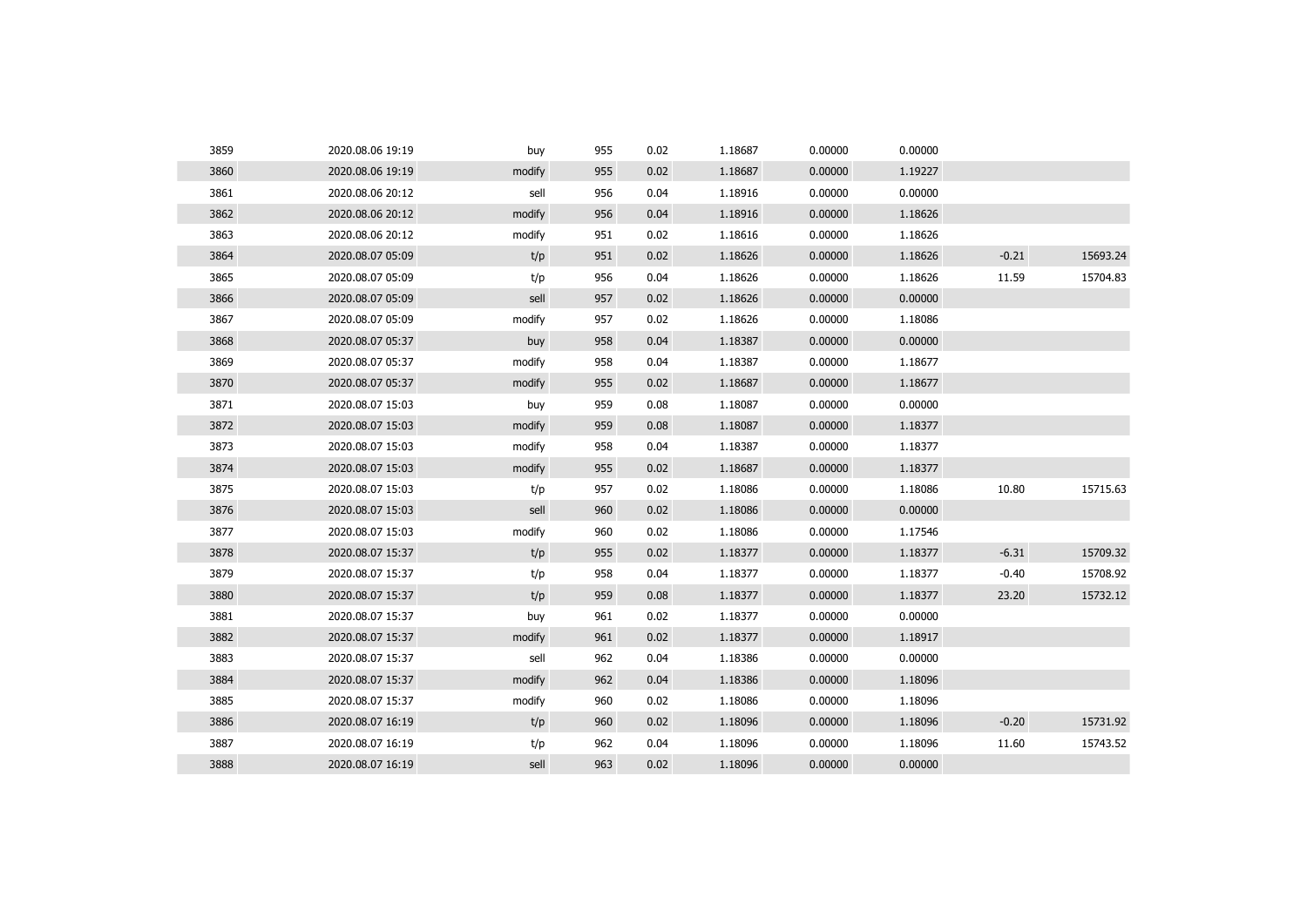| | | | | | | | | | |
|---|---|---|---|---|---|---|---|---|---|
| 3859 | 2020.08.06 19:19 | buy | 955 | 0.02 | 1.18687 | 0.00000 | 0.00000 | | |
| 3860 | 2020.08.06 19:19 | modify | 955 | 0.02 | 1.18687 | 0.00000 | 1.19227 | | |
| 3861 | 2020.08.06 20:12 | sell | 956 | 0.04 | 1.18916 | 0.00000 | 0.00000 | | |
| 3862 | 2020.08.06 20:12 | modify | 956 | 0.04 | 1.18916 | 0.00000 | 1.18626 | | |
| 3863 | 2020.08.06 20:12 | modify | 951 | 0.02 | 1.18616 | 0.00000 | 1.18626 | | |
| 3864 | 2020.08.07 05:09 | t/p | 951 | 0.02 | 1.18626 | 0.00000 | 1.18626 | -0.21 | 15693.24 |
| 3865 | 2020.08.07 05:09 | t/p | 956 | 0.04 | 1.18626 | 0.00000 | 1.18626 | 11.59 | 15704.83 |
| 3866 | 2020.08.07 05:09 | sell | 957 | 0.02 | 1.18626 | 0.00000 | 0.00000 | | |
| 3867 | 2020.08.07 05:09 | modify | 957 | 0.02 | 1.18626 | 0.00000 | 1.18086 | | |
| 3868 | 2020.08.07 05:37 | buy | 958 | 0.04 | 1.18387 | 0.00000 | 0.00000 | | |
| 3869 | 2020.08.07 05:37 | modify | 958 | 0.04 | 1.18387 | 0.00000 | 1.18677 | | |
| 3870 | 2020.08.07 05:37 | modify | 955 | 0.02 | 1.18687 | 0.00000 | 1.18677 | | |
| 3871 | 2020.08.07 15:03 | buy | 959 | 0.08 | 1.18087 | 0.00000 | 0.00000 | | |
| 3872 | 2020.08.07 15:03 | modify | 959 | 0.08 | 1.18087 | 0.00000 | 1.18377 | | |
| 3873 | 2020.08.07 15:03 | modify | 958 | 0.04 | 1.18387 | 0.00000 | 1.18377 | | |
| 3874 | 2020.08.07 15:03 | modify | 955 | 0.02 | 1.18687 | 0.00000 | 1.18377 | | |
| 3875 | 2020.08.07 15:03 | t/p | 957 | 0.02 | 1.18086 | 0.00000 | 1.18086 | 10.80 | 15715.63 |
| 3876 | 2020.08.07 15:03 | sell | 960 | 0.02 | 1.18086 | 0.00000 | 0.00000 | | |
| 3877 | 2020.08.07 15:03 | modify | 960 | 0.02 | 1.18086 | 0.00000 | 1.17546 | | |
| 3878 | 2020.08.07 15:37 | t/p | 955 | 0.02 | 1.18377 | 0.00000 | 1.18377 | -6.31 | 15709.32 |
| 3879 | 2020.08.07 15:37 | t/p | 958 | 0.04 | 1.18377 | 0.00000 | 1.18377 | -0.40 | 15708.92 |
| 3880 | 2020.08.07 15:37 | t/p | 959 | 0.08 | 1.18377 | 0.00000 | 1.18377 | 23.20 | 15732.12 |
| 3881 | 2020.08.07 15:37 | buy | 961 | 0.02 | 1.18377 | 0.00000 | 0.00000 | | |
| 3882 | 2020.08.07 15:37 | modify | 961 | 0.02 | 1.18377 | 0.00000 | 1.18917 | | |
| 3883 | 2020.08.07 15:37 | sell | 962 | 0.04 | 1.18386 | 0.00000 | 0.00000 | | |
| 3884 | 2020.08.07 15:37 | modify | 962 | 0.04 | 1.18386 | 0.00000 | 1.18096 | | |
| 3885 | 2020.08.07 15:37 | modify | 960 | 0.02 | 1.18086 | 0.00000 | 1.18096 | | |
| 3886 | 2020.08.07 16:19 | t/p | 960 | 0.02 | 1.18096 | 0.00000 | 1.18096 | -0.20 | 15731.92 |
| 3887 | 2020.08.07 16:19 | t/p | 962 | 0.04 | 1.18096 | 0.00000 | 1.18096 | 11.60 | 15743.52 |
| 3888 | 2020.08.07 16:19 | sell | 963 | 0.02 | 1.18096 | 0.00000 | 0.00000 | | |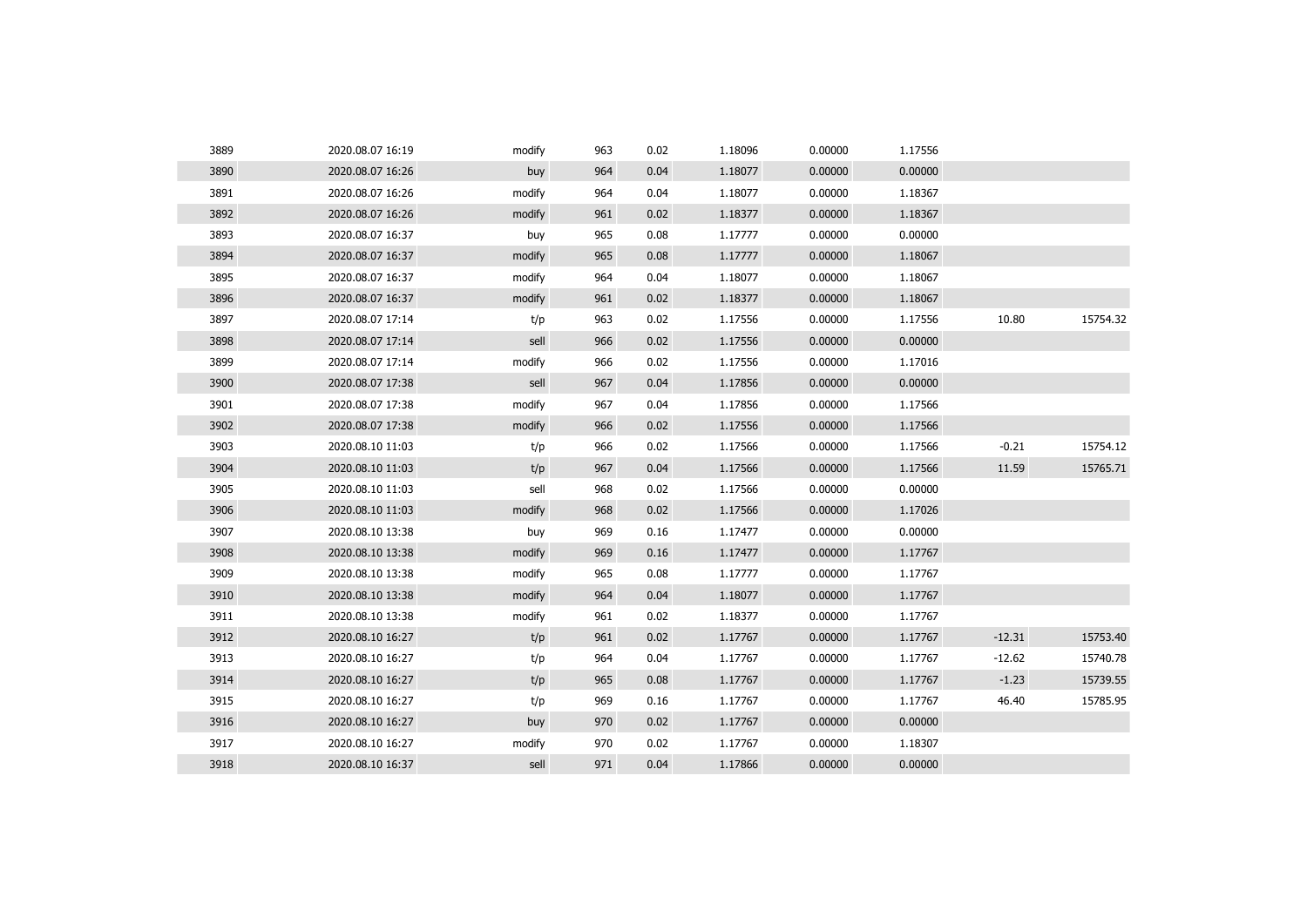| | | | | | | | | | |
|---|---|---|---|---|---|---|---|---|---|
| 3889 | 2020.08.07 16:19 | modify | 963 | 0.02 | 1.18096 | 0.00000 | 1.17556 | | |
| 3890 | 2020.08.07 16:26 | buy | 964 | 0.04 | 1.18077 | 0.00000 | 0.00000 | | |
| 3891 | 2020.08.07 16:26 | modify | 964 | 0.04 | 1.18077 | 0.00000 | 1.18367 | | |
| 3892 | 2020.08.07 16:26 | modify | 961 | 0.02 | 1.18377 | 0.00000 | 1.18367 | | |
| 3893 | 2020.08.07 16:37 | buy | 965 | 0.08 | 1.17777 | 0.00000 | 0.00000 | | |
| 3894 | 2020.08.07 16:37 | modify | 965 | 0.08 | 1.17777 | 0.00000 | 1.18067 | | |
| 3895 | 2020.08.07 16:37 | modify | 964 | 0.04 | 1.18077 | 0.00000 | 1.18067 | | |
| 3896 | 2020.08.07 16:37 | modify | 961 | 0.02 | 1.18377 | 0.00000 | 1.18067 | | |
| 3897 | 2020.08.07 17:14 | t/p | 963 | 0.02 | 1.17556 | 0.00000 | 1.17556 | 10.80 | 15754.32 |
| 3898 | 2020.08.07 17:14 | sell | 966 | 0.02 | 1.17556 | 0.00000 | 0.00000 | | |
| 3899 | 2020.08.07 17:14 | modify | 966 | 0.02 | 1.17556 | 0.00000 | 1.17016 | | |
| 3900 | 2020.08.07 17:38 | sell | 967 | 0.04 | 1.17856 | 0.00000 | 0.00000 | | |
| 3901 | 2020.08.07 17:38 | modify | 967 | 0.04 | 1.17856 | 0.00000 | 1.17566 | | |
| 3902 | 2020.08.07 17:38 | modify | 966 | 0.02 | 1.17556 | 0.00000 | 1.17566 | | |
| 3903 | 2020.08.10 11:03 | t/p | 966 | 0.02 | 1.17566 | 0.00000 | 1.17566 | -0.21 | 15754.12 |
| 3904 | 2020.08.10 11:03 | t/p | 967 | 0.04 | 1.17566 | 0.00000 | 1.17566 | 11.59 | 15765.71 |
| 3905 | 2020.08.10 11:03 | sell | 968 | 0.02 | 1.17566 | 0.00000 | 0.00000 | | |
| 3906 | 2020.08.10 11:03 | modify | 968 | 0.02 | 1.17566 | 0.00000 | 1.17026 | | |
| 3907 | 2020.08.10 13:38 | buy | 969 | 0.16 | 1.17477 | 0.00000 | 0.00000 | | |
| 3908 | 2020.08.10 13:38 | modify | 969 | 0.16 | 1.17477 | 0.00000 | 1.17767 | | |
| 3909 | 2020.08.10 13:38 | modify | 965 | 0.08 | 1.17777 | 0.00000 | 1.17767 | | |
| 3910 | 2020.08.10 13:38 | modify | 964 | 0.04 | 1.18077 | 0.00000 | 1.17767 | | |
| 3911 | 2020.08.10 13:38 | modify | 961 | 0.02 | 1.18377 | 0.00000 | 1.17767 | | |
| 3912 | 2020.08.10 16:27 | t/p | 961 | 0.02 | 1.17767 | 0.00000 | 1.17767 | -12.31 | 15753.40 |
| 3913 | 2020.08.10 16:27 | t/p | 964 | 0.04 | 1.17767 | 0.00000 | 1.17767 | -12.62 | 15740.78 |
| 3914 | 2020.08.10 16:27 | t/p | 965 | 0.08 | 1.17767 | 0.00000 | 1.17767 | -1.23 | 15739.55 |
| 3915 | 2020.08.10 16:27 | t/p | 969 | 0.16 | 1.17767 | 0.00000 | 1.17767 | 46.40 | 15785.95 |
| 3916 | 2020.08.10 16:27 | buy | 970 | 0.02 | 1.17767 | 0.00000 | 0.00000 | | |
| 3917 | 2020.08.10 16:27 | modify | 970 | 0.02 | 1.17767 | 0.00000 | 1.18307 | | |
| 3918 | 2020.08.10 16:37 | sell | 971 | 0.04 | 1.17866 | 0.00000 | 0.00000 | | |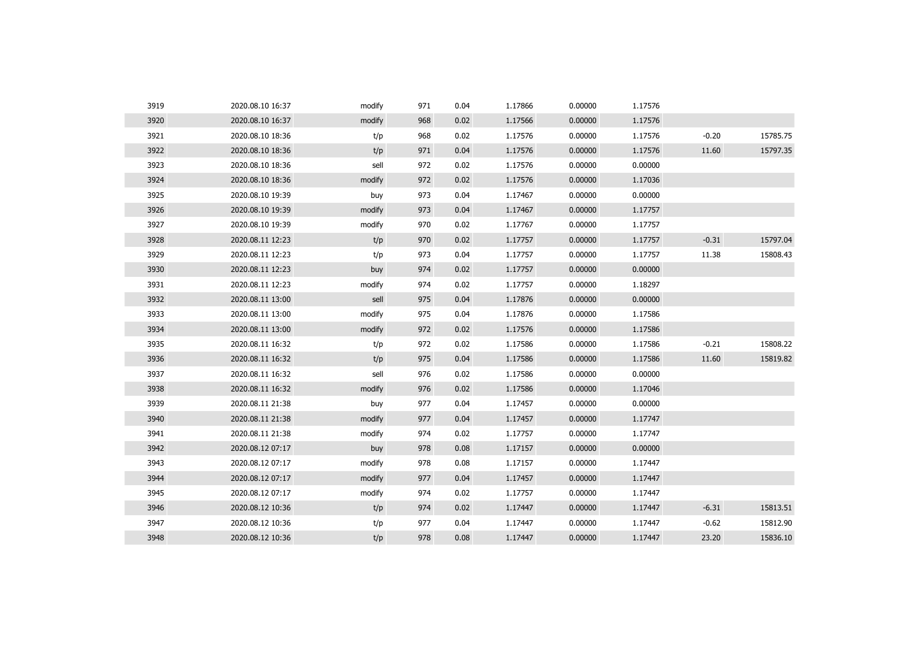| | | | | | | | | | |
|---|---|---|---|---|---|---|---|---|---|
| 3919 | 2020.08.10 16:37 | modify | 971 | 0.04 | 1.17866 | 0.00000 | 1.17576 | | |
| 3920 | 2020.08.10 16:37 | modify | 968 | 0.02 | 1.17566 | 0.00000 | 1.17576 | | |
| 3921 | 2020.08.10 18:36 | t/p | 968 | 0.02 | 1.17576 | 0.00000 | 1.17576 | -0.20 | 15785.75 |
| 3922 | 2020.08.10 18:36 | t/p | 971 | 0.04 | 1.17576 | 0.00000 | 1.17576 | 11.60 | 15797.35 |
| 3923 | 2020.08.10 18:36 | sell | 972 | 0.02 | 1.17576 | 0.00000 | 0.00000 | | |
| 3924 | 2020.08.10 18:36 | modify | 972 | 0.02 | 1.17576 | 0.00000 | 1.17036 | | |
| 3925 | 2020.08.10 19:39 | buy | 973 | 0.04 | 1.17467 | 0.00000 | 0.00000 | | |
| 3926 | 2020.08.10 19:39 | modify | 973 | 0.04 | 1.17467 | 0.00000 | 1.17757 | | |
| 3927 | 2020.08.10 19:39 | modify | 970 | 0.02 | 1.17767 | 0.00000 | 1.17757 | | |
| 3928 | 2020.08.11 12:23 | t/p | 970 | 0.02 | 1.17757 | 0.00000 | 1.17757 | -0.31 | 15797.04 |
| 3929 | 2020.08.11 12:23 | t/p | 973 | 0.04 | 1.17757 | 0.00000 | 1.17757 | 11.38 | 15808.43 |
| 3930 | 2020.08.11 12:23 | buy | 974 | 0.02 | 1.17757 | 0.00000 | 0.00000 | | |
| 3931 | 2020.08.11 12:23 | modify | 974 | 0.02 | 1.17757 | 0.00000 | 1.18297 | | |
| 3932 | 2020.08.11 13:00 | sell | 975 | 0.04 | 1.17876 | 0.00000 | 0.00000 | | |
| 3933 | 2020.08.11 13:00 | modify | 975 | 0.04 | 1.17876 | 0.00000 | 1.17586 | | |
| 3934 | 2020.08.11 13:00 | modify | 972 | 0.02 | 1.17576 | 0.00000 | 1.17586 | | |
| 3935 | 2020.08.11 16:32 | t/p | 972 | 0.02 | 1.17586 | 0.00000 | 1.17586 | -0.21 | 15808.22 |
| 3936 | 2020.08.11 16:32 | t/p | 975 | 0.04 | 1.17586 | 0.00000 | 1.17586 | 11.60 | 15819.82 |
| 3937 | 2020.08.11 16:32 | sell | 976 | 0.02 | 1.17586 | 0.00000 | 0.00000 | | |
| 3938 | 2020.08.11 16:32 | modify | 976 | 0.02 | 1.17586 | 0.00000 | 1.17046 | | |
| 3939 | 2020.08.11 21:38 | buy | 977 | 0.04 | 1.17457 | 0.00000 | 0.00000 | | |
| 3940 | 2020.08.11 21:38 | modify | 977 | 0.04 | 1.17457 | 0.00000 | 1.17747 | | |
| 3941 | 2020.08.11 21:38 | modify | 974 | 0.02 | 1.17757 | 0.00000 | 1.17747 | | |
| 3942 | 2020.08.12 07:17 | buy | 978 | 0.08 | 1.17157 | 0.00000 | 0.00000 | | |
| 3943 | 2020.08.12 07:17 | modify | 978 | 0.08 | 1.17157 | 0.00000 | 1.17447 | | |
| 3944 | 2020.08.12 07:17 | modify | 977 | 0.04 | 1.17457 | 0.00000 | 1.17447 | | |
| 3945 | 2020.08.12 07:17 | modify | 974 | 0.02 | 1.17757 | 0.00000 | 1.17447 | | |
| 3946 | 2020.08.12 10:36 | t/p | 974 | 0.02 | 1.17447 | 0.00000 | 1.17447 | -6.31 | 15813.51 |
| 3947 | 2020.08.12 10:36 | t/p | 977 | 0.04 | 1.17447 | 0.00000 | 1.17447 | -0.62 | 15812.90 |
| 3948 | 2020.08.12 10:36 | t/p | 978 | 0.08 | 1.17447 | 0.00000 | 1.17447 | 23.20 | 15836.10 |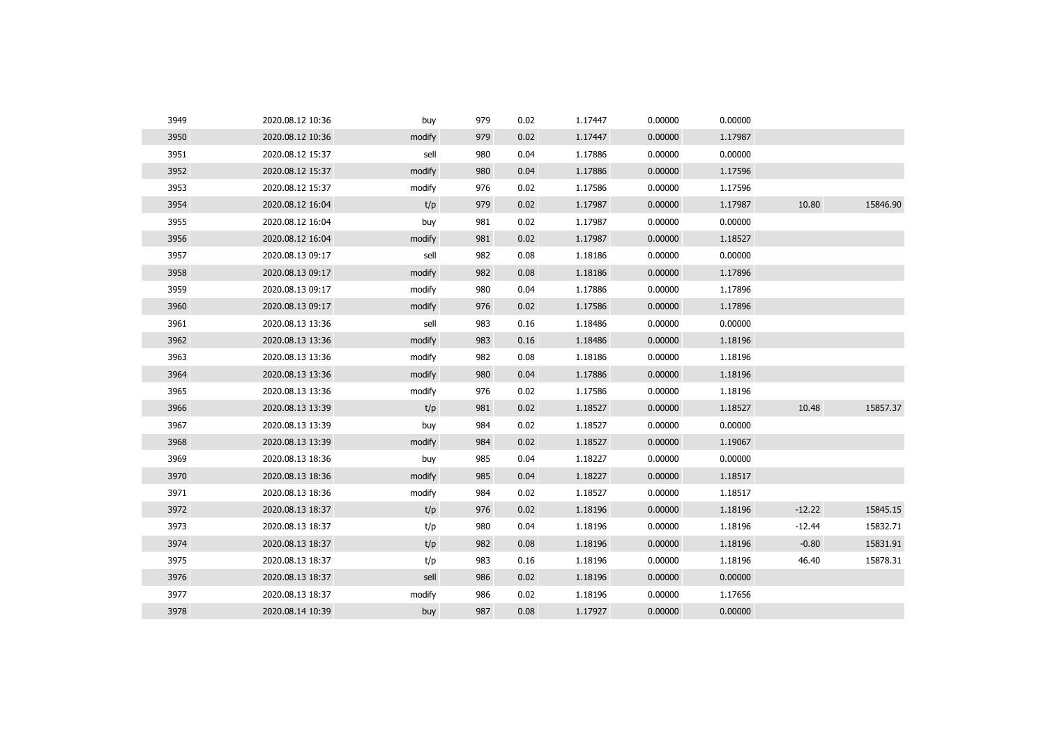| | | | | | | | | | |
|---|---|---|---|---|---|---|---|---|---|
| 3949 | 2020.08.12 10:36 | buy | 979 | 0.02 | 1.17447 | 0.00000 | 0.00000 | | |
| 3950 | 2020.08.12 10:36 | modify | 979 | 0.02 | 1.17447 | 0.00000 | 1.17987 | | |
| 3951 | 2020.08.12 15:37 | sell | 980 | 0.04 | 1.17886 | 0.00000 | 0.00000 | | |
| 3952 | 2020.08.12 15:37 | modify | 980 | 0.04 | 1.17886 | 0.00000 | 1.17596 | | |
| 3953 | 2020.08.12 15:37 | modify | 976 | 0.02 | 1.17586 | 0.00000 | 1.17596 | | |
| 3954 | 2020.08.12 16:04 | t/p | 979 | 0.02 | 1.17987 | 0.00000 | 1.17987 | 10.80 | 15846.90 |
| 3955 | 2020.08.12 16:04 | buy | 981 | 0.02 | 1.17987 | 0.00000 | 0.00000 | | |
| 3956 | 2020.08.12 16:04 | modify | 981 | 0.02 | 1.17987 | 0.00000 | 1.18527 | | |
| 3957 | 2020.08.13 09:17 | sell | 982 | 0.08 | 1.18186 | 0.00000 | 0.00000 | | |
| 3958 | 2020.08.13 09:17 | modify | 982 | 0.08 | 1.18186 | 0.00000 | 1.17896 | | |
| 3959 | 2020.08.13 09:17 | modify | 980 | 0.04 | 1.17886 | 0.00000 | 1.17896 | | |
| 3960 | 2020.08.13 09:17 | modify | 976 | 0.02 | 1.17586 | 0.00000 | 1.17896 | | |
| 3961 | 2020.08.13 13:36 | sell | 983 | 0.16 | 1.18486 | 0.00000 | 0.00000 | | |
| 3962 | 2020.08.13 13:36 | modify | 983 | 0.16 | 1.18486 | 0.00000 | 1.18196 | | |
| 3963 | 2020.08.13 13:36 | modify | 982 | 0.08 | 1.18186 | 0.00000 | 1.18196 | | |
| 3964 | 2020.08.13 13:36 | modify | 980 | 0.04 | 1.17886 | 0.00000 | 1.18196 | | |
| 3965 | 2020.08.13 13:36 | modify | 976 | 0.02 | 1.17586 | 0.00000 | 1.18196 | | |
| 3966 | 2020.08.13 13:39 | t/p | 981 | 0.02 | 1.18527 | 0.00000 | 1.18527 | 10.48 | 15857.37 |
| 3967 | 2020.08.13 13:39 | buy | 984 | 0.02 | 1.18527 | 0.00000 | 0.00000 | | |
| 3968 | 2020.08.13 13:39 | modify | 984 | 0.02 | 1.18527 | 0.00000 | 1.19067 | | |
| 3969 | 2020.08.13 18:36 | buy | 985 | 0.04 | 1.18227 | 0.00000 | 0.00000 | | |
| 3970 | 2020.08.13 18:36 | modify | 985 | 0.04 | 1.18227 | 0.00000 | 1.18517 | | |
| 3971 | 2020.08.13 18:36 | modify | 984 | 0.02 | 1.18527 | 0.00000 | 1.18517 | | |
| 3972 | 2020.08.13 18:37 | t/p | 976 | 0.02 | 1.18196 | 0.00000 | 1.18196 | -12.22 | 15845.15 |
| 3973 | 2020.08.13 18:37 | t/p | 980 | 0.04 | 1.18196 | 0.00000 | 1.18196 | -12.44 | 15832.71 |
| 3974 | 2020.08.13 18:37 | t/p | 982 | 0.08 | 1.18196 | 0.00000 | 1.18196 | -0.80 | 15831.91 |
| 3975 | 2020.08.13 18:37 | t/p | 983 | 0.16 | 1.18196 | 0.00000 | 1.18196 | 46.40 | 15878.31 |
| 3976 | 2020.08.13 18:37 | sell | 986 | 0.02 | 1.18196 | 0.00000 | 0.00000 | | |
| 3977 | 2020.08.13 18:37 | modify | 986 | 0.02 | 1.18196 | 0.00000 | 1.17656 | | |
| 3978 | 2020.08.14 10:39 | buy | 987 | 0.08 | 1.17927 | 0.00000 | 0.00000 | | |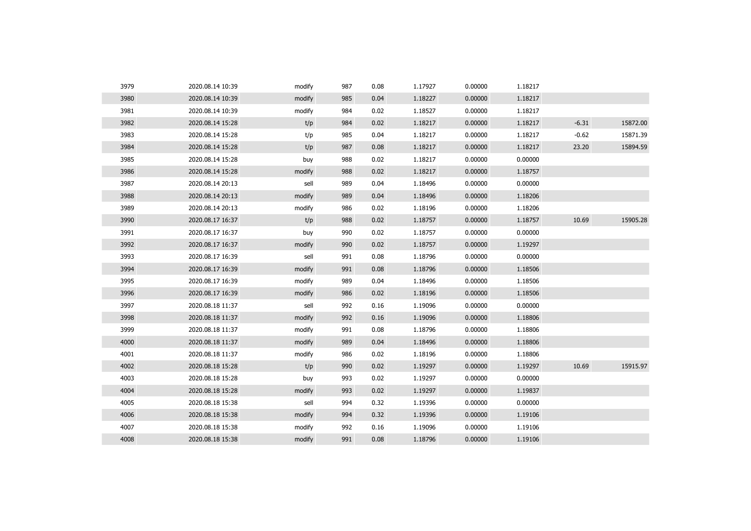| | | | | | | | | | |
|---|---|---|---|---|---|---|---|---|---|
| 3979 | 2020.08.14 10:39 | modify | 987 | 0.08 | 1.17927 | 0.00000 | 1.18217 | | |
| 3980 | 2020.08.14 10:39 | modify | 985 | 0.04 | 1.18227 | 0.00000 | 1.18217 | | |
| 3981 | 2020.08.14 10:39 | modify | 984 | 0.02 | 1.18527 | 0.00000 | 1.18217 | | |
| 3982 | 2020.08.14 15:28 | t/p | 984 | 0.02 | 1.18217 | 0.00000 | 1.18217 | -6.31 | 15872.00 |
| 3983 | 2020.08.14 15:28 | t/p | 985 | 0.04 | 1.18217 | 0.00000 | 1.18217 | -0.62 | 15871.39 |
| 3984 | 2020.08.14 15:28 | t/p | 987 | 0.08 | 1.18217 | 0.00000 | 1.18217 | 23.20 | 15894.59 |
| 3985 | 2020.08.14 15:28 | buy | 988 | 0.02 | 1.18217 | 0.00000 | 0.00000 | | |
| 3986 | 2020.08.14 15:28 | modify | 988 | 0.02 | 1.18217 | 0.00000 | 1.18757 | | |
| 3987 | 2020.08.14 20:13 | sell | 989 | 0.04 | 1.18496 | 0.00000 | 0.00000 | | |
| 3988 | 2020.08.14 20:13 | modify | 989 | 0.04 | 1.18496 | 0.00000 | 1.18206 | | |
| 3989 | 2020.08.14 20:13 | modify | 986 | 0.02 | 1.18196 | 0.00000 | 1.18206 | | |
| 3990 | 2020.08.17 16:37 | t/p | 988 | 0.02 | 1.18757 | 0.00000 | 1.18757 | 10.69 | 15905.28 |
| 3991 | 2020.08.17 16:37 | buy | 990 | 0.02 | 1.18757 | 0.00000 | 0.00000 | | |
| 3992 | 2020.08.17 16:37 | modify | 990 | 0.02 | 1.18757 | 0.00000 | 1.19297 | | |
| 3993 | 2020.08.17 16:39 | sell | 991 | 0.08 | 1.18796 | 0.00000 | 0.00000 | | |
| 3994 | 2020.08.17 16:39 | modify | 991 | 0.08 | 1.18796 | 0.00000 | 1.18506 | | |
| 3995 | 2020.08.17 16:39 | modify | 989 | 0.04 | 1.18496 | 0.00000 | 1.18506 | | |
| 3996 | 2020.08.17 16:39 | modify | 986 | 0.02 | 1.18196 | 0.00000 | 1.18506 | | |
| 3997 | 2020.08.18 11:37 | sell | 992 | 0.16 | 1.19096 | 0.00000 | 0.00000 | | |
| 3998 | 2020.08.18 11:37 | modify | 992 | 0.16 | 1.19096 | 0.00000 | 1.18806 | | |
| 3999 | 2020.08.18 11:37 | modify | 991 | 0.08 | 1.18796 | 0.00000 | 1.18806 | | |
| 4000 | 2020.08.18 11:37 | modify | 989 | 0.04 | 1.18496 | 0.00000 | 1.18806 | | |
| 4001 | 2020.08.18 11:37 | modify | 986 | 0.02 | 1.18196 | 0.00000 | 1.18806 | | |
| 4002 | 2020.08.18 15:28 | t/p | 990 | 0.02 | 1.19297 | 0.00000 | 1.19297 | 10.69 | 15915.97 |
| 4003 | 2020.08.18 15:28 | buy | 993 | 0.02 | 1.19297 | 0.00000 | 0.00000 | | |
| 4004 | 2020.08.18 15:28 | modify | 993 | 0.02 | 1.19297 | 0.00000 | 1.19837 | | |
| 4005 | 2020.08.18 15:38 | sell | 994 | 0.32 | 1.19396 | 0.00000 | 0.00000 | | |
| 4006 | 2020.08.18 15:38 | modify | 994 | 0.32 | 1.19396 | 0.00000 | 1.19106 | | |
| 4007 | 2020.08.18 15:38 | modify | 992 | 0.16 | 1.19096 | 0.00000 | 1.19106 | | |
| 4008 | 2020.08.18 15:38 | modify | 991 | 0.08 | 1.18796 | 0.00000 | 1.19106 | | |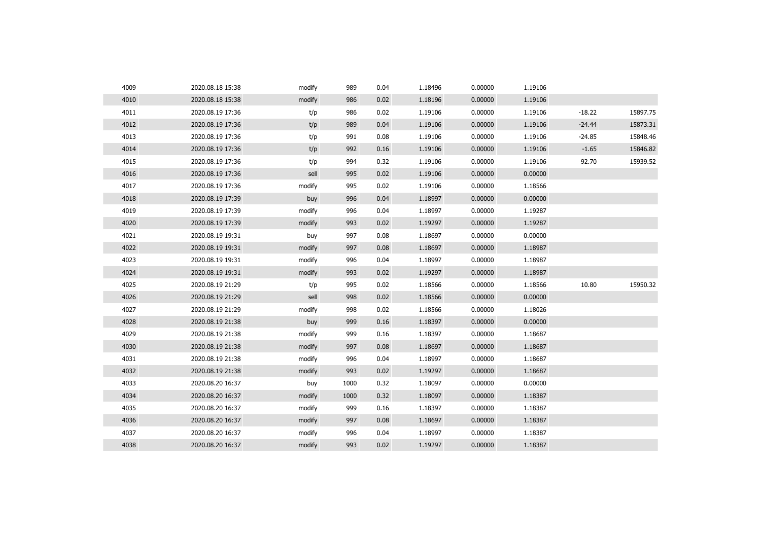| | | | | | | | | | |
|---|---|---|---|---|---|---|---|---|---|
| 4009 | 2020.08.18 15:38 | modify | 989 | 0.04 | 1.18496 | 0.00000 | 1.19106 | | |
| 4010 | 2020.08.18 15:38 | modify | 986 | 0.02 | 1.18196 | 0.00000 | 1.19106 | | |
| 4011 | 2020.08.19 17:36 | t/p | 986 | 0.02 | 1.19106 | 0.00000 | 1.19106 | -18.22 | 15897.75 |
| 4012 | 2020.08.19 17:36 | t/p | 989 | 0.04 | 1.19106 | 0.00000 | 1.19106 | -24.44 | 15873.31 |
| 4013 | 2020.08.19 17:36 | t/p | 991 | 0.08 | 1.19106 | 0.00000 | 1.19106 | -24.85 | 15848.46 |
| 4014 | 2020.08.19 17:36 | t/p | 992 | 0.16 | 1.19106 | 0.00000 | 1.19106 | -1.65 | 15846.82 |
| 4015 | 2020.08.19 17:36 | t/p | 994 | 0.32 | 1.19106 | 0.00000 | 1.19106 | 92.70 | 15939.52 |
| 4016 | 2020.08.19 17:36 | sell | 995 | 0.02 | 1.19106 | 0.00000 | 0.00000 | | |
| 4017 | 2020.08.19 17:36 | modify | 995 | 0.02 | 1.19106 | 0.00000 | 1.18566 | | |
| 4018 | 2020.08.19 17:39 | buy | 996 | 0.04 | 1.18997 | 0.00000 | 0.00000 | | |
| 4019 | 2020.08.19 17:39 | modify | 996 | 0.04 | 1.18997 | 0.00000 | 1.19287 | | |
| 4020 | 2020.08.19 17:39 | modify | 993 | 0.02 | 1.19297 | 0.00000 | 1.19287 | | |
| 4021 | 2020.08.19 19:31 | buy | 997 | 0.08 | 1.18697 | 0.00000 | 0.00000 | | |
| 4022 | 2020.08.19 19:31 | modify | 997 | 0.08 | 1.18697 | 0.00000 | 1.18987 | | |
| 4023 | 2020.08.19 19:31 | modify | 996 | 0.04 | 1.18997 | 0.00000 | 1.18987 | | |
| 4024 | 2020.08.19 19:31 | modify | 993 | 0.02 | 1.19297 | 0.00000 | 1.18987 | | |
| 4025 | 2020.08.19 21:29 | t/p | 995 | 0.02 | 1.18566 | 0.00000 | 1.18566 | 10.80 | 15950.32 |
| 4026 | 2020.08.19 21:29 | sell | 998 | 0.02 | 1.18566 | 0.00000 | 0.00000 | | |
| 4027 | 2020.08.19 21:29 | modify | 998 | 0.02 | 1.18566 | 0.00000 | 1.18026 | | |
| 4028 | 2020.08.19 21:38 | buy | 999 | 0.16 | 1.18397 | 0.00000 | 0.00000 | | |
| 4029 | 2020.08.19 21:38 | modify | 999 | 0.16 | 1.18397 | 0.00000 | 1.18687 | | |
| 4030 | 2020.08.19 21:38 | modify | 997 | 0.08 | 1.18697 | 0.00000 | 1.18687 | | |
| 4031 | 2020.08.19 21:38 | modify | 996 | 0.04 | 1.18997 | 0.00000 | 1.18687 | | |
| 4032 | 2020.08.19 21:38 | modify | 993 | 0.02 | 1.19297 | 0.00000 | 1.18687 | | |
| 4033 | 2020.08.20 16:37 | buy | 1000 | 0.32 | 1.18097 | 0.00000 | 0.00000 | | |
| 4034 | 2020.08.20 16:37 | modify | 1000 | 0.32 | 1.18097 | 0.00000 | 1.18387 | | |
| 4035 | 2020.08.20 16:37 | modify | 999 | 0.16 | 1.18397 | 0.00000 | 1.18387 | | |
| 4036 | 2020.08.20 16:37 | modify | 997 | 0.08 | 1.18697 | 0.00000 | 1.18387 | | |
| 4037 | 2020.08.20 16:37 | modify | 996 | 0.04 | 1.18997 | 0.00000 | 1.18387 | | |
| 4038 | 2020.08.20 16:37 | modify | 993 | 0.02 | 1.19297 | 0.00000 | 1.18387 | | |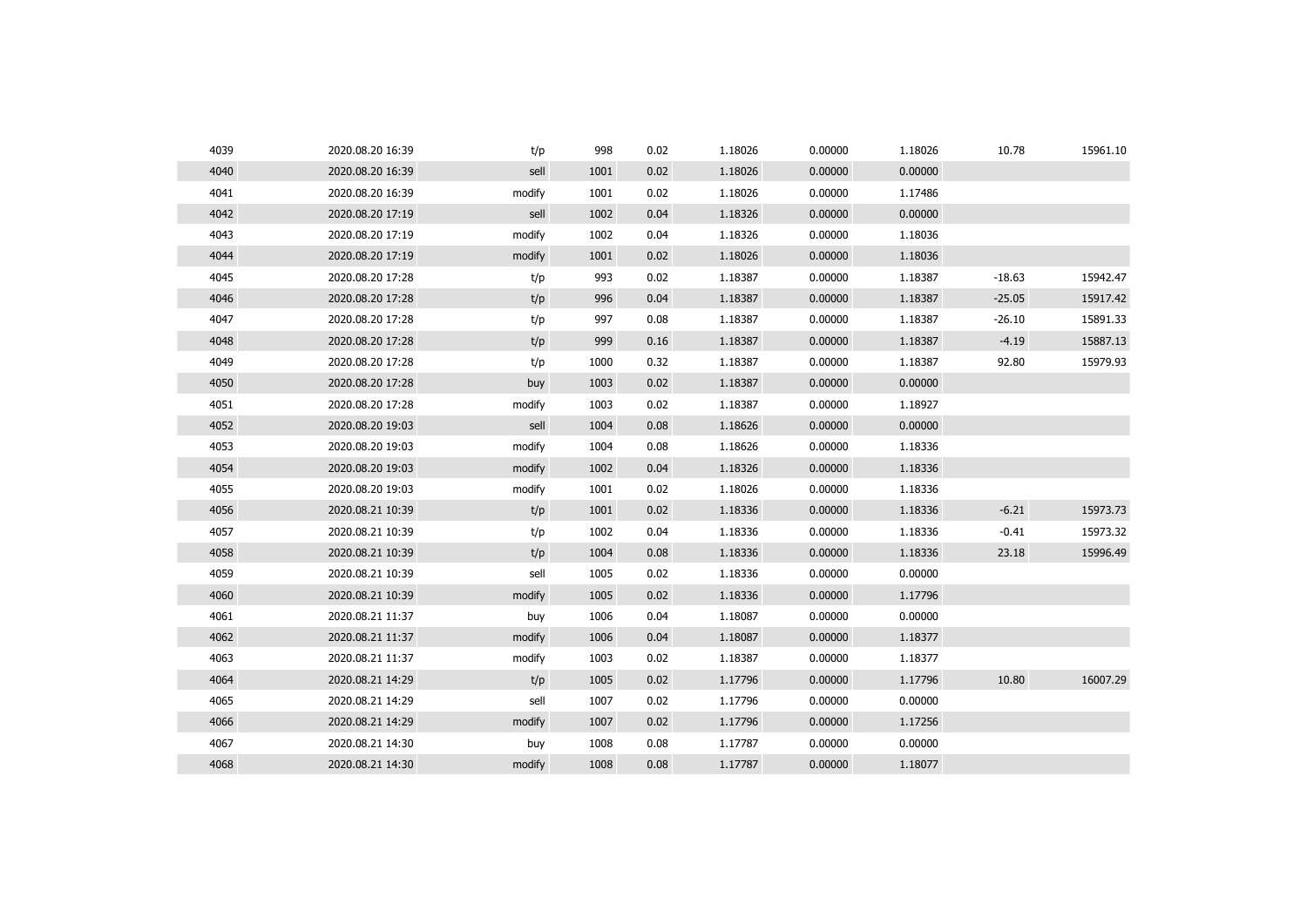| | | | | | | | | | |
|---|---|---|---|---|---|---|---|---|---|
| 4039 | 2020.08.20 16:39 | t/p | 998 | 0.02 | 1.18026 | 0.00000 | 1.18026 | 10.78 | 15961.10 |
| 4040 | 2020.08.20 16:39 | sell | 1001 | 0.02 | 1.18026 | 0.00000 | 0.00000 | | |
| 4041 | 2020.08.20 16:39 | modify | 1001 | 0.02 | 1.18026 | 0.00000 | 1.17486 | | |
| 4042 | 2020.08.20 17:19 | sell | 1002 | 0.04 | 1.18326 | 0.00000 | 0.00000 | | |
| 4043 | 2020.08.20 17:19 | modify | 1002 | 0.04 | 1.18326 | 0.00000 | 1.18036 | | |
| 4044 | 2020.08.20 17:19 | modify | 1001 | 0.02 | 1.18026 | 0.00000 | 1.18036 | | |
| 4045 | 2020.08.20 17:28 | t/p | 993 | 0.02 | 1.18387 | 0.00000 | 1.18387 | -18.63 | 15942.47 |
| 4046 | 2020.08.20 17:28 | t/p | 996 | 0.04 | 1.18387 | 0.00000 | 1.18387 | -25.05 | 15917.42 |
| 4047 | 2020.08.20 17:28 | t/p | 997 | 0.08 | 1.18387 | 0.00000 | 1.18387 | -26.10 | 15891.33 |
| 4048 | 2020.08.20 17:28 | t/p | 999 | 0.16 | 1.18387 | 0.00000 | 1.18387 | -4.19 | 15887.13 |
| 4049 | 2020.08.20 17:28 | t/p | 1000 | 0.32 | 1.18387 | 0.00000 | 1.18387 | 92.80 | 15979.93 |
| 4050 | 2020.08.20 17:28 | buy | 1003 | 0.02 | 1.18387 | 0.00000 | 0.00000 | | |
| 4051 | 2020.08.20 17:28 | modify | 1003 | 0.02 | 1.18387 | 0.00000 | 1.18927 | | |
| 4052 | 2020.08.20 19:03 | sell | 1004 | 0.08 | 1.18626 | 0.00000 | 0.00000 | | |
| 4053 | 2020.08.20 19:03 | modify | 1004 | 0.08 | 1.18626 | 0.00000 | 1.18336 | | |
| 4054 | 2020.08.20 19:03 | modify | 1002 | 0.04 | 1.18326 | 0.00000 | 1.18336 | | |
| 4055 | 2020.08.20 19:03 | modify | 1001 | 0.02 | 1.18026 | 0.00000 | 1.18336 | | |
| 4056 | 2020.08.21 10:39 | t/p | 1001 | 0.02 | 1.18336 | 0.00000 | 1.18336 | -6.21 | 15973.73 |
| 4057 | 2020.08.21 10:39 | t/p | 1002 | 0.04 | 1.18336 | 0.00000 | 1.18336 | -0.41 | 15973.32 |
| 4058 | 2020.08.21 10:39 | t/p | 1004 | 0.08 | 1.18336 | 0.00000 | 1.18336 | 23.18 | 15996.49 |
| 4059 | 2020.08.21 10:39 | sell | 1005 | 0.02 | 1.18336 | 0.00000 | 0.00000 | | |
| 4060 | 2020.08.21 10:39 | modify | 1005 | 0.02 | 1.18336 | 0.00000 | 1.17796 | | |
| 4061 | 2020.08.21 11:37 | buy | 1006 | 0.04 | 1.18087 | 0.00000 | 0.00000 | | |
| 4062 | 2020.08.21 11:37 | modify | 1006 | 0.04 | 1.18087 | 0.00000 | 1.18377 | | |
| 4063 | 2020.08.21 11:37 | modify | 1003 | 0.02 | 1.18387 | 0.00000 | 1.18377 | | |
| 4064 | 2020.08.21 14:29 | t/p | 1005 | 0.02 | 1.17796 | 0.00000 | 1.17796 | 10.80 | 16007.29 |
| 4065 | 2020.08.21 14:29 | sell | 1007 | 0.02 | 1.17796 | 0.00000 | 0.00000 | | |
| 4066 | 2020.08.21 14:29 | modify | 1007 | 0.02 | 1.17796 | 0.00000 | 1.17256 | | |
| 4067 | 2020.08.21 14:30 | buy | 1008 | 0.08 | 1.17787 | 0.00000 | 0.00000 | | |
| 4068 | 2020.08.21 14:30 | modify | 1008 | 0.08 | 1.17787 | 0.00000 | 1.18077 | | |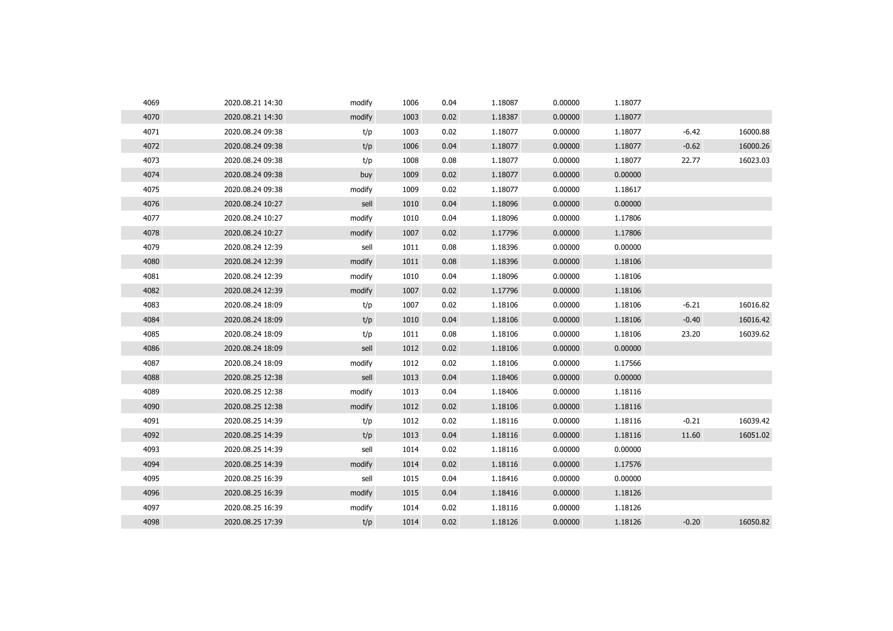| | | | | | | | | | |
|---|---|---|---|---|---|---|---|---|---|
| 4069 | 2020.08.21 14:30 | modify | 1006 | 0.04 | 1.18087 | 0.00000 | 1.18077 | | |
| 4070 | 2020.08.21 14:30 | modify | 1003 | 0.02 | 1.18387 | 0.00000 | 1.18077 | | |
| 4071 | 2020.08.24 09:38 | t/p | 1003 | 0.02 | 1.18077 | 0.00000 | 1.18077 | -6.42 | 16000.88 |
| 4072 | 2020.08.24 09:38 | t/p | 1006 | 0.04 | 1.18077 | 0.00000 | 1.18077 | -0.62 | 16000.26 |
| 4073 | 2020.08.24 09:38 | t/p | 1008 | 0.08 | 1.18077 | 0.00000 | 1.18077 | 22.77 | 16023.03 |
| 4074 | 2020.08.24 09:38 | buy | 1009 | 0.02 | 1.18077 | 0.00000 | 0.00000 | | |
| 4075 | 2020.08.24 09:38 | modify | 1009 | 0.02 | 1.18077 | 0.00000 | 1.18617 | | |
| 4076 | 2020.08.24 10:27 | sell | 1010 | 0.04 | 1.18096 | 0.00000 | 0.00000 | | |
| 4077 | 2020.08.24 10:27 | modify | 1010 | 0.04 | 1.18096 | 0.00000 | 1.17806 | | |
| 4078 | 2020.08.24 10:27 | modify | 1007 | 0.02 | 1.17796 | 0.00000 | 1.17806 | | |
| 4079 | 2020.08.24 12:39 | sell | 1011 | 0.08 | 1.18396 | 0.00000 | 0.00000 | | |
| 4080 | 2020.08.24 12:39 | modify | 1011 | 0.08 | 1.18396 | 0.00000 | 1.18106 | | |
| 4081 | 2020.08.24 12:39 | modify | 1010 | 0.04 | 1.18096 | 0.00000 | 1.18106 | | |
| 4082 | 2020.08.24 12:39 | modify | 1007 | 0.02 | 1.17796 | 0.00000 | 1.18106 | | |
| 4083 | 2020.08.24 18:09 | t/p | 1007 | 0.02 | 1.18106 | 0.00000 | 1.18106 | -6.21 | 16016.82 |
| 4084 | 2020.08.24 18:09 | t/p | 1010 | 0.04 | 1.18106 | 0.00000 | 1.18106 | -0.40 | 16016.42 |
| 4085 | 2020.08.24 18:09 | t/p | 1011 | 0.08 | 1.18106 | 0.00000 | 1.18106 | 23.20 | 16039.62 |
| 4086 | 2020.08.24 18:09 | sell | 1012 | 0.02 | 1.18106 | 0.00000 | 0.00000 | | |
| 4087 | 2020.08.24 18:09 | modify | 1012 | 0.02 | 1.18106 | 0.00000 | 1.17566 | | |
| 4088 | 2020.08.25 12:38 | sell | 1013 | 0.04 | 1.18406 | 0.00000 | 0.00000 | | |
| 4089 | 2020.08.25 12:38 | modify | 1013 | 0.04 | 1.18406 | 0.00000 | 1.18116 | | |
| 4090 | 2020.08.25 12:38 | modify | 1012 | 0.02 | 1.18106 | 0.00000 | 1.18116 | | |
| 4091 | 2020.08.25 14:39 | t/p | 1012 | 0.02 | 1.18116 | 0.00000 | 1.18116 | -0.21 | 16039.42 |
| 4092 | 2020.08.25 14:39 | t/p | 1013 | 0.04 | 1.18116 | 0.00000 | 1.18116 | 11.60 | 16051.02 |
| 4093 | 2020.08.25 14:39 | sell | 1014 | 0.02 | 1.18116 | 0.00000 | 0.00000 | | |
| 4094 | 2020.08.25 14:39 | modify | 1014 | 0.02 | 1.18116 | 0.00000 | 1.17576 | | |
| 4095 | 2020.08.25 16:39 | sell | 1015 | 0.04 | 1.18416 | 0.00000 | 0.00000 | | |
| 4096 | 2020.08.25 16:39 | modify | 1015 | 0.04 | 1.18416 | 0.00000 | 1.18126 | | |
| 4097 | 2020.08.25 16:39 | modify | 1014 | 0.02 | 1.18116 | 0.00000 | 1.18126 | | |
| 4098 | 2020.08.25 17:39 | t/p | 1014 | 0.02 | 1.18126 | 0.00000 | 1.18126 | -0.20 | 16050.82 |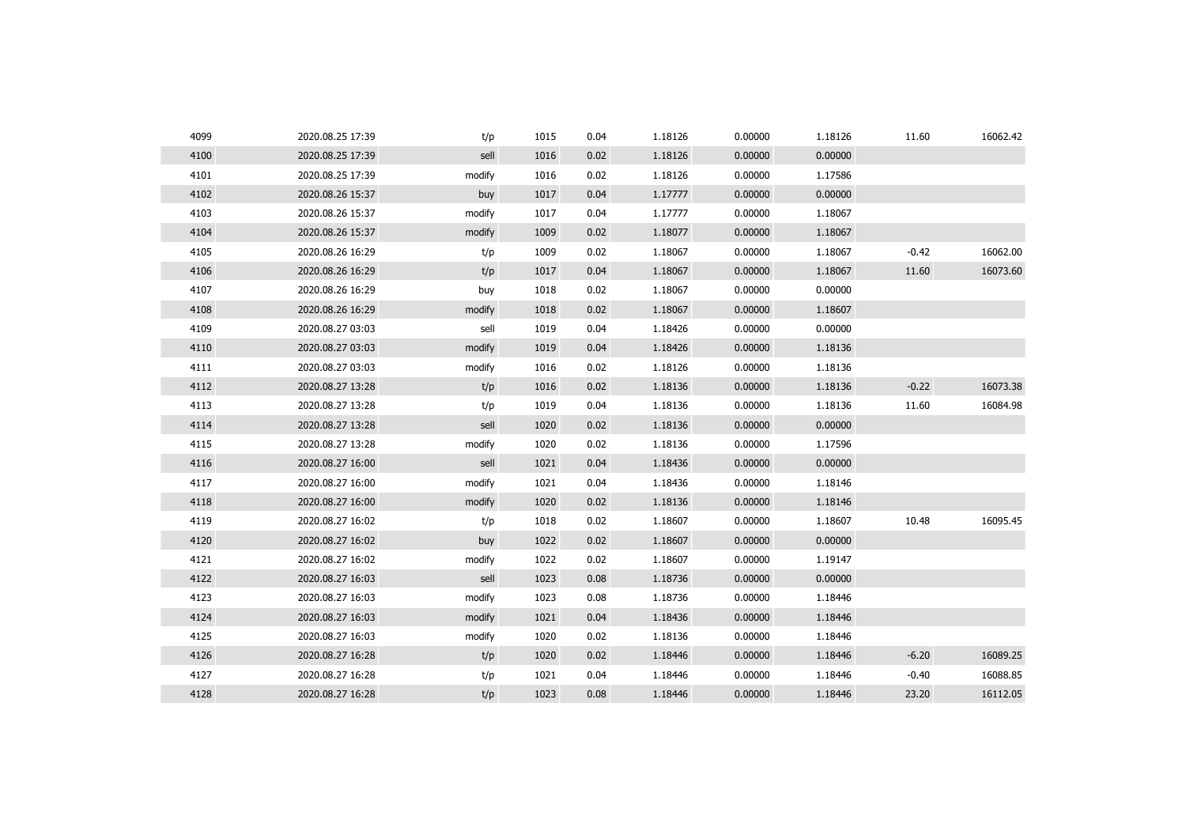| | | | | | | | | | |
|---|---|---|---|---|---|---|---|---|---|
| 4099 | 2020.08.25 17:39 | t/p | 1015 | 0.04 | 1.18126 | 0.00000 | 1.18126 | 11.60 | 16062.42 |
| 4100 | 2020.08.25 17:39 | sell | 1016 | 0.02 | 1.18126 | 0.00000 | 0.00000 | | |
| 4101 | 2020.08.25 17:39 | modify | 1016 | 0.02 | 1.18126 | 0.00000 | 1.17586 | | |
| 4102 | 2020.08.26 15:37 | buy | 1017 | 0.04 | 1.17777 | 0.00000 | 0.00000 | | |
| 4103 | 2020.08.26 15:37 | modify | 1017 | 0.04 | 1.17777 | 0.00000 | 1.18067 | | |
| 4104 | 2020.08.26 15:37 | modify | 1009 | 0.02 | 1.18077 | 0.00000 | 1.18067 | | |
| 4105 | 2020.08.26 16:29 | t/p | 1009 | 0.02 | 1.18067 | 0.00000 | 1.18067 | -0.42 | 16062.00 |
| 4106 | 2020.08.26 16:29 | t/p | 1017 | 0.04 | 1.18067 | 0.00000 | 1.18067 | 11.60 | 16073.60 |
| 4107 | 2020.08.26 16:29 | buy | 1018 | 0.02 | 1.18067 | 0.00000 | 0.00000 | | |
| 4108 | 2020.08.26 16:29 | modify | 1018 | 0.02 | 1.18067 | 0.00000 | 1.18607 | | |
| 4109 | 2020.08.27 03:03 | sell | 1019 | 0.04 | 1.18426 | 0.00000 | 0.00000 | | |
| 4110 | 2020.08.27 03:03 | modify | 1019 | 0.04 | 1.18426 | 0.00000 | 1.18136 | | |
| 4111 | 2020.08.27 03:03 | modify | 1016 | 0.02 | 1.18126 | 0.00000 | 1.18136 | | |
| 4112 | 2020.08.27 13:28 | t/p | 1016 | 0.02 | 1.18136 | 0.00000 | 1.18136 | -0.22 | 16073.38 |
| 4113 | 2020.08.27 13:28 | t/p | 1019 | 0.04 | 1.18136 | 0.00000 | 1.18136 | 11.60 | 16084.98 |
| 4114 | 2020.08.27 13:28 | sell | 1020 | 0.02 | 1.18136 | 0.00000 | 0.00000 | | |
| 4115 | 2020.08.27 13:28 | modify | 1020 | 0.02 | 1.18136 | 0.00000 | 1.17596 | | |
| 4116 | 2020.08.27 16:00 | sell | 1021 | 0.04 | 1.18436 | 0.00000 | 0.00000 | | |
| 4117 | 2020.08.27 16:00 | modify | 1021 | 0.04 | 1.18436 | 0.00000 | 1.18146 | | |
| 4118 | 2020.08.27 16:00 | modify | 1020 | 0.02 | 1.18136 | 0.00000 | 1.18146 | | |
| 4119 | 2020.08.27 16:02 | t/p | 1018 | 0.02 | 1.18607 | 0.00000 | 1.18607 | 10.48 | 16095.45 |
| 4120 | 2020.08.27 16:02 | buy | 1022 | 0.02 | 1.18607 | 0.00000 | 0.00000 | | |
| 4121 | 2020.08.27 16:02 | modify | 1022 | 0.02 | 1.18607 | 0.00000 | 1.19147 | | |
| 4122 | 2020.08.27 16:03 | sell | 1023 | 0.08 | 1.18736 | 0.00000 | 0.00000 | | |
| 4123 | 2020.08.27 16:03 | modify | 1023 | 0.08 | 1.18736 | 0.00000 | 1.18446 | | |
| 4124 | 2020.08.27 16:03 | modify | 1021 | 0.04 | 1.18436 | 0.00000 | 1.18446 | | |
| 4125 | 2020.08.27 16:03 | modify | 1020 | 0.02 | 1.18136 | 0.00000 | 1.18446 | | |
| 4126 | 2020.08.27 16:28 | t/p | 1020 | 0.02 | 1.18446 | 0.00000 | 1.18446 | -6.20 | 16089.25 |
| 4127 | 2020.08.27 16:28 | t/p | 1021 | 0.04 | 1.18446 | 0.00000 | 1.18446 | -0.40 | 16088.85 |
| 4128 | 2020.08.27 16:28 | t/p | 1023 | 0.08 | 1.18446 | 0.00000 | 1.18446 | 23.20 | 16112.05 |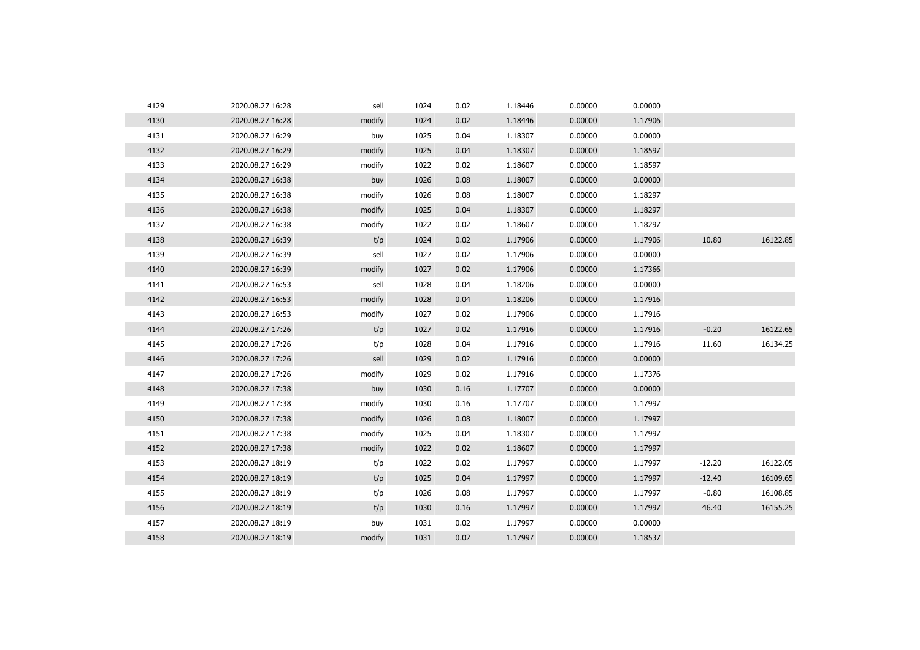| | | | | | | | | | |
|---|---|---|---|---|---|---|---|---|---|
| 4129 | 2020.08.27 16:28 | sell | 1024 | 0.02 | 1.18446 | 0.00000 | 0.00000 | | |
| 4130 | 2020.08.27 16:28 | modify | 1024 | 0.02 | 1.18446 | 0.00000 | 1.17906 | | |
| 4131 | 2020.08.27 16:29 | buy | 1025 | 0.04 | 1.18307 | 0.00000 | 0.00000 | | |
| 4132 | 2020.08.27 16:29 | modify | 1025 | 0.04 | 1.18307 | 0.00000 | 1.18597 | | |
| 4133 | 2020.08.27 16:29 | modify | 1022 | 0.02 | 1.18607 | 0.00000 | 1.18597 | | |
| 4134 | 2020.08.27 16:38 | buy | 1026 | 0.08 | 1.18007 | 0.00000 | 0.00000 | | |
| 4135 | 2020.08.27 16:38 | modify | 1026 | 0.08 | 1.18007 | 0.00000 | 1.18297 | | |
| 4136 | 2020.08.27 16:38 | modify | 1025 | 0.04 | 1.18307 | 0.00000 | 1.18297 | | |
| 4137 | 2020.08.27 16:38 | modify | 1022 | 0.02 | 1.18607 | 0.00000 | 1.18297 | | |
| 4138 | 2020.08.27 16:39 | t/p | 1024 | 0.02 | 1.17906 | 0.00000 | 1.17906 | 10.80 | 16122.85 |
| 4139 | 2020.08.27 16:39 | sell | 1027 | 0.02 | 1.17906 | 0.00000 | 0.00000 | | |
| 4140 | 2020.08.27 16:39 | modify | 1027 | 0.02 | 1.17906 | 0.00000 | 1.17366 | | |
| 4141 | 2020.08.27 16:53 | sell | 1028 | 0.04 | 1.18206 | 0.00000 | 0.00000 | | |
| 4142 | 2020.08.27 16:53 | modify | 1028 | 0.04 | 1.18206 | 0.00000 | 1.17916 | | |
| 4143 | 2020.08.27 16:53 | modify | 1027 | 0.02 | 1.17906 | 0.00000 | 1.17916 | | |
| 4144 | 2020.08.27 17:26 | t/p | 1027 | 0.02 | 1.17916 | 0.00000 | 1.17916 | -0.20 | 16122.65 |
| 4145 | 2020.08.27 17:26 | t/p | 1028 | 0.04 | 1.17916 | 0.00000 | 1.17916 | 11.60 | 16134.25 |
| 4146 | 2020.08.27 17:26 | sell | 1029 | 0.02 | 1.17916 | 0.00000 | 0.00000 | | |
| 4147 | 2020.08.27 17:26 | modify | 1029 | 0.02 | 1.17916 | 0.00000 | 1.17376 | | |
| 4148 | 2020.08.27 17:38 | buy | 1030 | 0.16 | 1.17707 | 0.00000 | 0.00000 | | |
| 4149 | 2020.08.27 17:38 | modify | 1030 | 0.16 | 1.17707 | 0.00000 | 1.17997 | | |
| 4150 | 2020.08.27 17:38 | modify | 1026 | 0.08 | 1.18007 | 0.00000 | 1.17997 | | |
| 4151 | 2020.08.27 17:38 | modify | 1025 | 0.04 | 1.18307 | 0.00000 | 1.17997 | | |
| 4152 | 2020.08.27 17:38 | modify | 1022 | 0.02 | 1.18607 | 0.00000 | 1.17997 | | |
| 4153 | 2020.08.27 18:19 | t/p | 1022 | 0.02 | 1.17997 | 0.00000 | 1.17997 | -12.20 | 16122.05 |
| 4154 | 2020.08.27 18:19 | t/p | 1025 | 0.04 | 1.17997 | 0.00000 | 1.17997 | -12.40 | 16109.65 |
| 4155 | 2020.08.27 18:19 | t/p | 1026 | 0.08 | 1.17997 | 0.00000 | 1.17997 | -0.80 | 16108.85 |
| 4156 | 2020.08.27 18:19 | t/p | 1030 | 0.16 | 1.17997 | 0.00000 | 1.17997 | 46.40 | 16155.25 |
| 4157 | 2020.08.27 18:19 | buy | 1031 | 0.02 | 1.17997 | 0.00000 | 0.00000 | | |
| 4158 | 2020.08.27 18:19 | modify | 1031 | 0.02 | 1.17997 | 0.00000 | 1.18537 | | |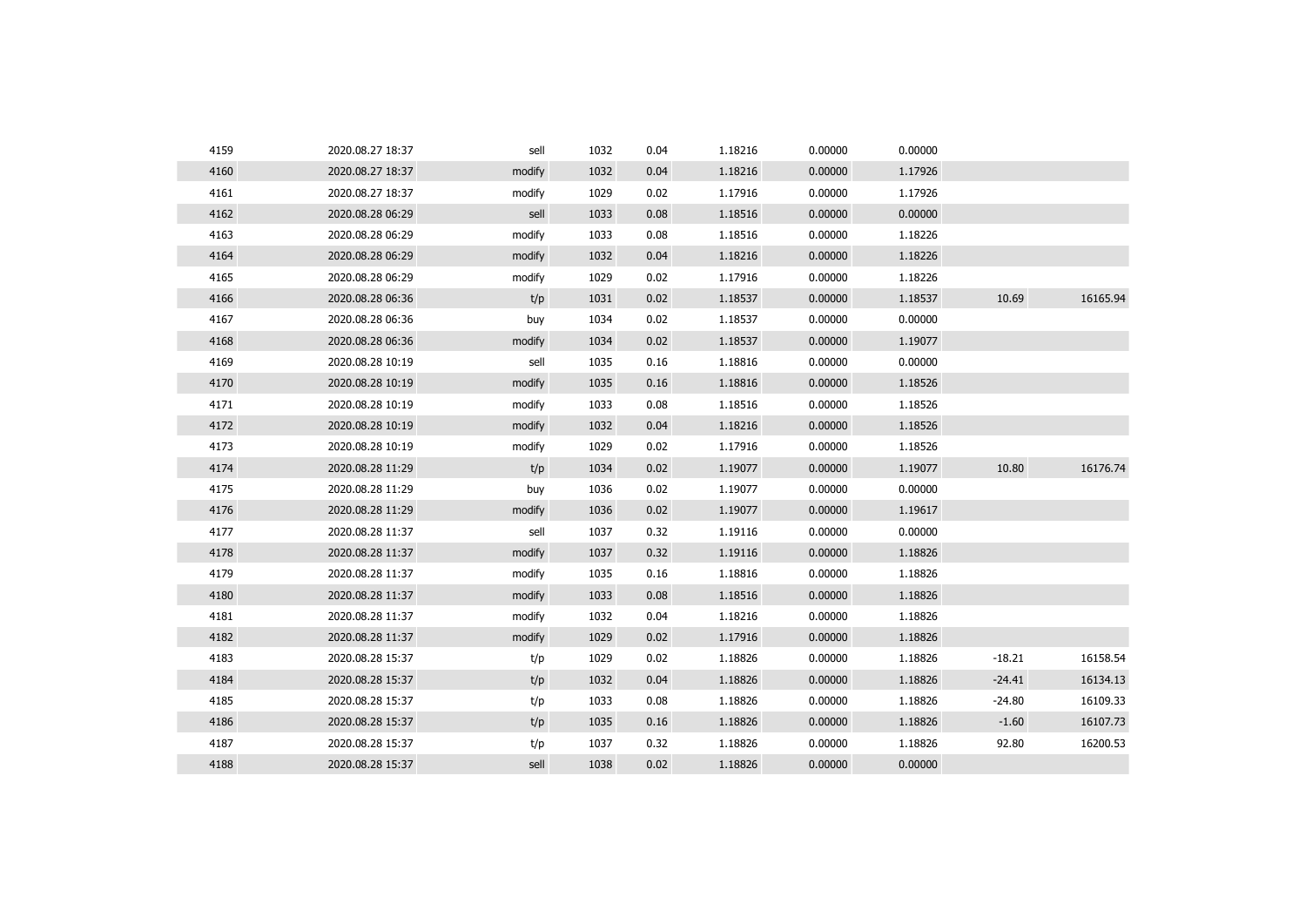| | | | | | | | | | |
|---|---|---|---|---|---|---|---|---|---|
| 4159 | 2020.08.27 18:37 | sell | 1032 | 0.04 | 1.18216 | 0.00000 | 0.00000 | | |
| 4160 | 2020.08.27 18:37 | modify | 1032 | 0.04 | 1.18216 | 0.00000 | 1.17926 | | |
| 4161 | 2020.08.27 18:37 | modify | 1029 | 0.02 | 1.17916 | 0.00000 | 1.17926 | | |
| 4162 | 2020.08.28 06:29 | sell | 1033 | 0.08 | 1.18516 | 0.00000 | 0.00000 | | |
| 4163 | 2020.08.28 06:29 | modify | 1033 | 0.08 | 1.18516 | 0.00000 | 1.18226 | | |
| 4164 | 2020.08.28 06:29 | modify | 1032 | 0.04 | 1.18216 | 0.00000 | 1.18226 | | |
| 4165 | 2020.08.28 06:29 | modify | 1029 | 0.02 | 1.17916 | 0.00000 | 1.18226 | | |
| 4166 | 2020.08.28 06:36 | t/p | 1031 | 0.02 | 1.18537 | 0.00000 | 1.18537 | 10.69 | 16165.94 |
| 4167 | 2020.08.28 06:36 | buy | 1034 | 0.02 | 1.18537 | 0.00000 | 0.00000 | | |
| 4168 | 2020.08.28 06:36 | modify | 1034 | 0.02 | 1.18537 | 0.00000 | 1.19077 | | |
| 4169 | 2020.08.28 10:19 | sell | 1035 | 0.16 | 1.18816 | 0.00000 | 0.00000 | | |
| 4170 | 2020.08.28 10:19 | modify | 1035 | 0.16 | 1.18816 | 0.00000 | 1.18526 | | |
| 4171 | 2020.08.28 10:19 | modify | 1033 | 0.08 | 1.18516 | 0.00000 | 1.18526 | | |
| 4172 | 2020.08.28 10:19 | modify | 1032 | 0.04 | 1.18216 | 0.00000 | 1.18526 | | |
| 4173 | 2020.08.28 10:19 | modify | 1029 | 0.02 | 1.17916 | 0.00000 | 1.18526 | | |
| 4174 | 2020.08.28 11:29 | t/p | 1034 | 0.02 | 1.19077 | 0.00000 | 1.19077 | 10.80 | 16176.74 |
| 4175 | 2020.08.28 11:29 | buy | 1036 | 0.02 | 1.19077 | 0.00000 | 0.00000 | | |
| 4176 | 2020.08.28 11:29 | modify | 1036 | 0.02 | 1.19077 | 0.00000 | 1.19617 | | |
| 4177 | 2020.08.28 11:37 | sell | 1037 | 0.32 | 1.19116 | 0.00000 | 0.00000 | | |
| 4178 | 2020.08.28 11:37 | modify | 1037 | 0.32 | 1.19116 | 0.00000 | 1.18826 | | |
| 4179 | 2020.08.28 11:37 | modify | 1035 | 0.16 | 1.18816 | 0.00000 | 1.18826 | | |
| 4180 | 2020.08.28 11:37 | modify | 1033 | 0.08 | 1.18516 | 0.00000 | 1.18826 | | |
| 4181 | 2020.08.28 11:37 | modify | 1032 | 0.04 | 1.18216 | 0.00000 | 1.18826 | | |
| 4182 | 2020.08.28 11:37 | modify | 1029 | 0.02 | 1.17916 | 0.00000 | 1.18826 | | |
| 4183 | 2020.08.28 15:37 | t/p | 1029 | 0.02 | 1.18826 | 0.00000 | 1.18826 | -18.21 | 16158.54 |
| 4184 | 2020.08.28 15:37 | t/p | 1032 | 0.04 | 1.18826 | 0.00000 | 1.18826 | -24.41 | 16134.13 |
| 4185 | 2020.08.28 15:37 | t/p | 1033 | 0.08 | 1.18826 | 0.00000 | 1.18826 | -24.80 | 16109.33 |
| 4186 | 2020.08.28 15:37 | t/p | 1035 | 0.16 | 1.18826 | 0.00000 | 1.18826 | -1.60 | 16107.73 |
| 4187 | 2020.08.28 15:37 | t/p | 1037 | 0.32 | 1.18826 | 0.00000 | 1.18826 | 92.80 | 16200.53 |
| 4188 | 2020.08.28 15:37 | sell | 1038 | 0.02 | 1.18826 | 0.00000 | 0.00000 | | |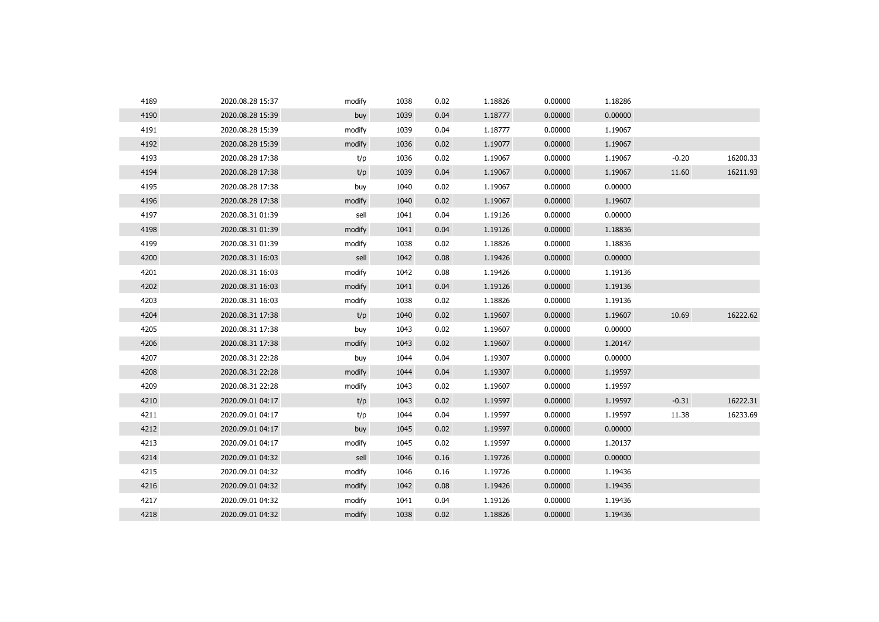| | | | | | | | | | |
|---|---|---|---|---|---|---|---|---|---|
| 4189 | 2020.08.28 15:37 | modify | 1038 | 0.02 | 1.18826 | 0.00000 | 1.18286 | | |
| 4190 | 2020.08.28 15:39 | buy | 1039 | 0.04 | 1.18777 | 0.00000 | 0.00000 | | |
| 4191 | 2020.08.28 15:39 | modify | 1039 | 0.04 | 1.18777 | 0.00000 | 1.19067 | | |
| 4192 | 2020.08.28 15:39 | modify | 1036 | 0.02 | 1.19077 | 0.00000 | 1.19067 | | |
| 4193 | 2020.08.28 17:38 | t/p | 1036 | 0.02 | 1.19067 | 0.00000 | 1.19067 | -0.20 | 16200.33 |
| 4194 | 2020.08.28 17:38 | t/p | 1039 | 0.04 | 1.19067 | 0.00000 | 1.19067 | 11.60 | 16211.93 |
| 4195 | 2020.08.28 17:38 | buy | 1040 | 0.02 | 1.19067 | 0.00000 | 0.00000 | | |
| 4196 | 2020.08.28 17:38 | modify | 1040 | 0.02 | 1.19067 | 0.00000 | 1.19607 | | |
| 4197 | 2020.08.31 01:39 | sell | 1041 | 0.04 | 1.19126 | 0.00000 | 0.00000 | | |
| 4198 | 2020.08.31 01:39 | modify | 1041 | 0.04 | 1.19126 | 0.00000 | 1.18836 | | |
| 4199 | 2020.08.31 01:39 | modify | 1038 | 0.02 | 1.18826 | 0.00000 | 1.18836 | | |
| 4200 | 2020.08.31 16:03 | sell | 1042 | 0.08 | 1.19426 | 0.00000 | 0.00000 | | |
| 4201 | 2020.08.31 16:03 | modify | 1042 | 0.08 | 1.19426 | 0.00000 | 1.19136 | | |
| 4202 | 2020.08.31 16:03 | modify | 1041 | 0.04 | 1.19126 | 0.00000 | 1.19136 | | |
| 4203 | 2020.08.31 16:03 | modify | 1038 | 0.02 | 1.18826 | 0.00000 | 1.19136 | | |
| 4204 | 2020.08.31 17:38 | t/p | 1040 | 0.02 | 1.19607 | 0.00000 | 1.19607 | 10.69 | 16222.62 |
| 4205 | 2020.08.31 17:38 | buy | 1043 | 0.02 | 1.19607 | 0.00000 | 0.00000 | | |
| 4206 | 2020.08.31 17:38 | modify | 1043 | 0.02 | 1.19607 | 0.00000 | 1.20147 | | |
| 4207 | 2020.08.31 22:28 | buy | 1044 | 0.04 | 1.19307 | 0.00000 | 0.00000 | | |
| 4208 | 2020.08.31 22:28 | modify | 1044 | 0.04 | 1.19307 | 0.00000 | 1.19597 | | |
| 4209 | 2020.08.31 22:28 | modify | 1043 | 0.02 | 1.19607 | 0.00000 | 1.19597 | | |
| 4210 | 2020.09.01 04:17 | t/p | 1043 | 0.02 | 1.19597 | 0.00000 | 1.19597 | -0.31 | 16222.31 |
| 4211 | 2020.09.01 04:17 | t/p | 1044 | 0.04 | 1.19597 | 0.00000 | 1.19597 | 11.38 | 16233.69 |
| 4212 | 2020.09.01 04:17 | buy | 1045 | 0.02 | 1.19597 | 0.00000 | 0.00000 | | |
| 4213 | 2020.09.01 04:17 | modify | 1045 | 0.02 | 1.19597 | 0.00000 | 1.20137 | | |
| 4214 | 2020.09.01 04:32 | sell | 1046 | 0.16 | 1.19726 | 0.00000 | 0.00000 | | |
| 4215 | 2020.09.01 04:32 | modify | 1046 | 0.16 | 1.19726 | 0.00000 | 1.19436 | | |
| 4216 | 2020.09.01 04:32 | modify | 1042 | 0.08 | 1.19426 | 0.00000 | 1.19436 | | |
| 4217 | 2020.09.01 04:32 | modify | 1041 | 0.04 | 1.19126 | 0.00000 | 1.19436 | | |
| 4218 | 2020.09.01 04:32 | modify | 1038 | 0.02 | 1.18826 | 0.00000 | 1.19436 | | |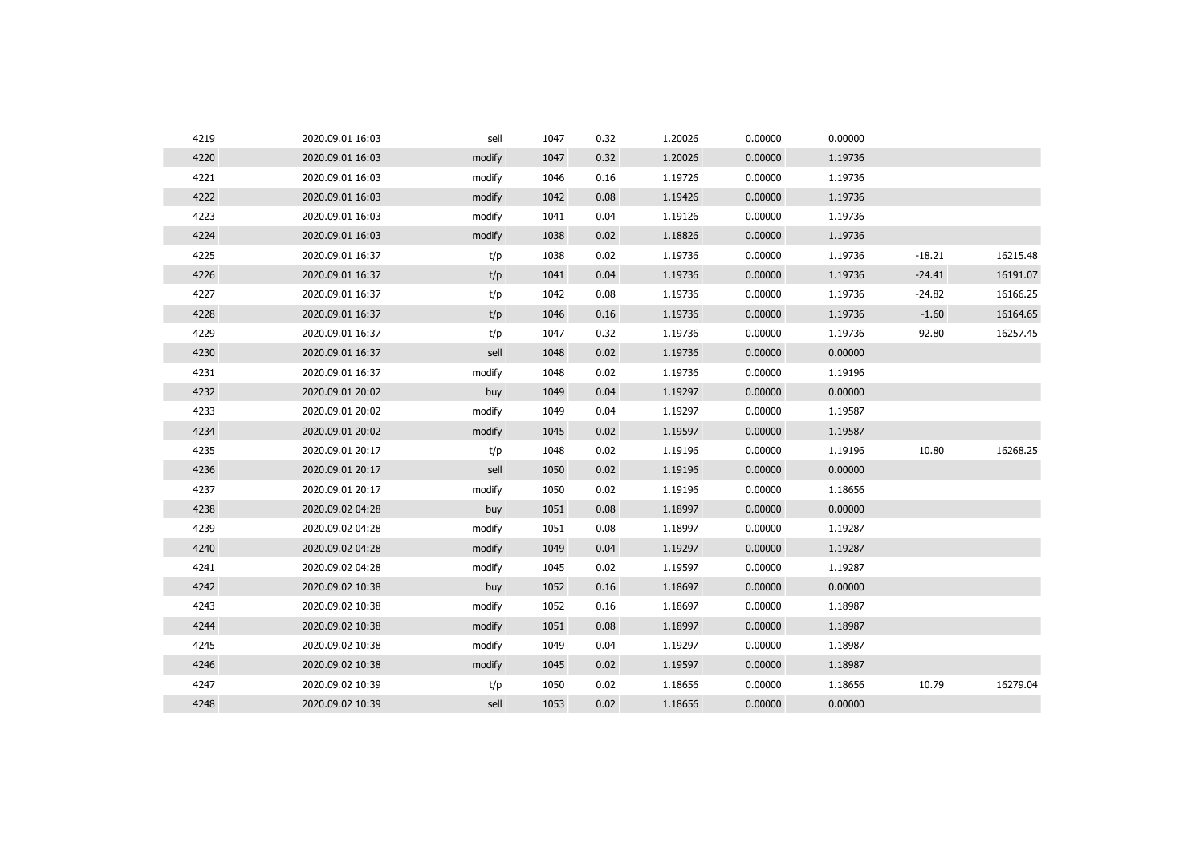| | | | | | | | | | |
|---|---|---|---|---|---|---|---|---|---|
| 4219 | 2020.09.01 16:03 | sell | 1047 | 0.32 | 1.20026 | 0.00000 | 0.00000 | | |
| 4220 | 2020.09.01 16:03 | modify | 1047 | 0.32 | 1.20026 | 0.00000 | 1.19736 | | |
| 4221 | 2020.09.01 16:03 | modify | 1046 | 0.16 | 1.19726 | 0.00000 | 1.19736 | | |
| 4222 | 2020.09.01 16:03 | modify | 1042 | 0.08 | 1.19426 | 0.00000 | 1.19736 | | |
| 4223 | 2020.09.01 16:03 | modify | 1041 | 0.04 | 1.19126 | 0.00000 | 1.19736 | | |
| 4224 | 2020.09.01 16:03 | modify | 1038 | 0.02 | 1.18826 | 0.00000 | 1.19736 | | |
| 4225 | 2020.09.01 16:37 | t/p | 1038 | 0.02 | 1.19736 | 0.00000 | 1.19736 | -18.21 | 16215.48 |
| 4226 | 2020.09.01 16:37 | t/p | 1041 | 0.04 | 1.19736 | 0.00000 | 1.19736 | -24.41 | 16191.07 |
| 4227 | 2020.09.01 16:37 | t/p | 1042 | 0.08 | 1.19736 | 0.00000 | 1.19736 | -24.82 | 16166.25 |
| 4228 | 2020.09.01 16:37 | t/p | 1046 | 0.16 | 1.19736 | 0.00000 | 1.19736 | -1.60 | 16164.65 |
| 4229 | 2020.09.01 16:37 | t/p | 1047 | 0.32 | 1.19736 | 0.00000 | 1.19736 | 92.80 | 16257.45 |
| 4230 | 2020.09.01 16:37 | sell | 1048 | 0.02 | 1.19736 | 0.00000 | 0.00000 | | |
| 4231 | 2020.09.01 16:37 | modify | 1048 | 0.02 | 1.19736 | 0.00000 | 1.19196 | | |
| 4232 | 2020.09.01 20:02 | buy | 1049 | 0.04 | 1.19297 | 0.00000 | 0.00000 | | |
| 4233 | 2020.09.01 20:02 | modify | 1049 | 0.04 | 1.19297 | 0.00000 | 1.19587 | | |
| 4234 | 2020.09.01 20:02 | modify | 1045 | 0.02 | 1.19597 | 0.00000 | 1.19587 | | |
| 4235 | 2020.09.01 20:17 | t/p | 1048 | 0.02 | 1.19196 | 0.00000 | 1.19196 | 10.80 | 16268.25 |
| 4236 | 2020.09.01 20:17 | sell | 1050 | 0.02 | 1.19196 | 0.00000 | 0.00000 | | |
| 4237 | 2020.09.01 20:17 | modify | 1050 | 0.02 | 1.19196 | 0.00000 | 1.18656 | | |
| 4238 | 2020.09.02 04:28 | buy | 1051 | 0.08 | 1.18997 | 0.00000 | 0.00000 | | |
| 4239 | 2020.09.02 04:28 | modify | 1051 | 0.08 | 1.18997 | 0.00000 | 1.19287 | | |
| 4240 | 2020.09.02 04:28 | modify | 1049 | 0.04 | 1.19297 | 0.00000 | 1.19287 | | |
| 4241 | 2020.09.02 04:28 | modify | 1045 | 0.02 | 1.19597 | 0.00000 | 1.19287 | | |
| 4242 | 2020.09.02 10:38 | buy | 1052 | 0.16 | 1.18697 | 0.00000 | 0.00000 | | |
| 4243 | 2020.09.02 10:38 | modify | 1052 | 0.16 | 1.18697 | 0.00000 | 1.18987 | | |
| 4244 | 2020.09.02 10:38 | modify | 1051 | 0.08 | 1.18997 | 0.00000 | 1.18987 | | |
| 4245 | 2020.09.02 10:38 | modify | 1049 | 0.04 | 1.19297 | 0.00000 | 1.18987 | | |
| 4246 | 2020.09.02 10:38 | modify | 1045 | 0.02 | 1.19597 | 0.00000 | 1.18987 | | |
| 4247 | 2020.09.02 10:39 | t/p | 1050 | 0.02 | 1.18656 | 0.00000 | 1.18656 | 10.79 | 16279.04 |
| 4248 | 2020.09.02 10:39 | sell | 1053 | 0.02 | 1.18656 | 0.00000 | 0.00000 | | |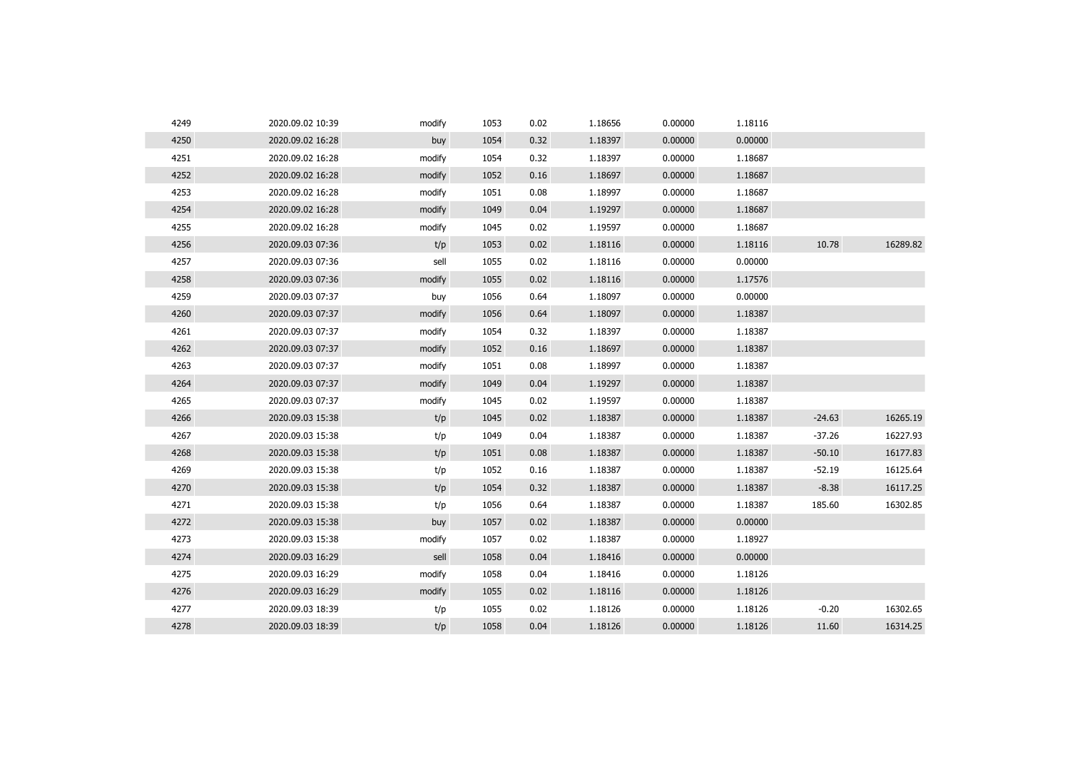| | | | | | | | | | |
|---|---|---|---|---|---|---|---|---|---|
| 4249 | 2020.09.02 10:39 | modify | 1053 | 0.02 | 1.18656 | 0.00000 | 1.18116 | | |
| 4250 | 2020.09.02 16:28 | buy | 1054 | 0.32 | 1.18397 | 0.00000 | 0.00000 | | |
| 4251 | 2020.09.02 16:28 | modify | 1054 | 0.32 | 1.18397 | 0.00000 | 1.18687 | | |
| 4252 | 2020.09.02 16:28 | modify | 1052 | 0.16 | 1.18697 | 0.00000 | 1.18687 | | |
| 4253 | 2020.09.02 16:28 | modify | 1051 | 0.08 | 1.18997 | 0.00000 | 1.18687 | | |
| 4254 | 2020.09.02 16:28 | modify | 1049 | 0.04 | 1.19297 | 0.00000 | 1.18687 | | |
| 4255 | 2020.09.02 16:28 | modify | 1045 | 0.02 | 1.19597 | 0.00000 | 1.18687 | | |
| 4256 | 2020.09.03 07:36 | t/p | 1053 | 0.02 | 1.18116 | 0.00000 | 1.18116 | 10.78 | 16289.82 |
| 4257 | 2020.09.03 07:36 | sell | 1055 | 0.02 | 1.18116 | 0.00000 | 0.00000 | | |
| 4258 | 2020.09.03 07:36 | modify | 1055 | 0.02 | 1.18116 | 0.00000 | 1.17576 | | |
| 4259 | 2020.09.03 07:37 | buy | 1056 | 0.64 | 1.18097 | 0.00000 | 0.00000 | | |
| 4260 | 2020.09.03 07:37 | modify | 1056 | 0.64 | 1.18097 | 0.00000 | 1.18387 | | |
| 4261 | 2020.09.03 07:37 | modify | 1054 | 0.32 | 1.18397 | 0.00000 | 1.18387 | | |
| 4262 | 2020.09.03 07:37 | modify | 1052 | 0.16 | 1.18697 | 0.00000 | 1.18387 | | |
| 4263 | 2020.09.03 07:37 | modify | 1051 | 0.08 | 1.18997 | 0.00000 | 1.18387 | | |
| 4264 | 2020.09.03 07:37 | modify | 1049 | 0.04 | 1.19297 | 0.00000 | 1.18387 | | |
| 4265 | 2020.09.03 07:37 | modify | 1045 | 0.02 | 1.19597 | 0.00000 | 1.18387 | | |
| 4266 | 2020.09.03 15:38 | t/p | 1045 | 0.02 | 1.18387 | 0.00000 | 1.18387 | -24.63 | 16265.19 |
| 4267 | 2020.09.03 15:38 | t/p | 1049 | 0.04 | 1.18387 | 0.00000 | 1.18387 | -37.26 | 16227.93 |
| 4268 | 2020.09.03 15:38 | t/p | 1051 | 0.08 | 1.18387 | 0.00000 | 1.18387 | -50.10 | 16177.83 |
| 4269 | 2020.09.03 15:38 | t/p | 1052 | 0.16 | 1.18387 | 0.00000 | 1.18387 | -52.19 | 16125.64 |
| 4270 | 2020.09.03 15:38 | t/p | 1054 | 0.32 | 1.18387 | 0.00000 | 1.18387 | -8.38 | 16117.25 |
| 4271 | 2020.09.03 15:38 | t/p | 1056 | 0.64 | 1.18387 | 0.00000 | 1.18387 | 185.60 | 16302.85 |
| 4272 | 2020.09.03 15:38 | buy | 1057 | 0.02 | 1.18387 | 0.00000 | 0.00000 | | |
| 4273 | 2020.09.03 15:38 | modify | 1057 | 0.02 | 1.18387 | 0.00000 | 1.18927 | | |
| 4274 | 2020.09.03 16:29 | sell | 1058 | 0.04 | 1.18416 | 0.00000 | 0.00000 | | |
| 4275 | 2020.09.03 16:29 | modify | 1058 | 0.04 | 1.18416 | 0.00000 | 1.18126 | | |
| 4276 | 2020.09.03 16:29 | modify | 1055 | 0.02 | 1.18116 | 0.00000 | 1.18126 | | |
| 4277 | 2020.09.03 18:39 | t/p | 1055 | 0.02 | 1.18126 | 0.00000 | 1.18126 | -0.20 | 16302.65 |
| 4278 | 2020.09.03 18:39 | t/p | 1058 | 0.04 | 1.18126 | 0.00000 | 1.18126 | 11.60 | 16314.25 |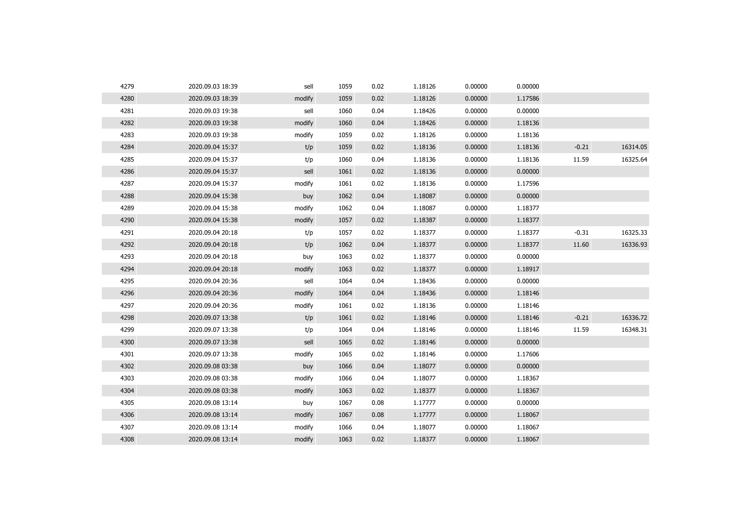| | | | | | | | | | |
|---|---|---|---|---|---|---|---|---|---|
| 4279 | 2020.09.03 18:39 | sell | 1059 | 0.02 | 1.18126 | 0.00000 | 0.00000 | | |
| 4280 | 2020.09.03 18:39 | modify | 1059 | 0.02 | 1.18126 | 0.00000 | 1.17586 | | |
| 4281 | 2020.09.03 19:38 | sell | 1060 | 0.04 | 1.18426 | 0.00000 | 0.00000 | | |
| 4282 | 2020.09.03 19:38 | modify | 1060 | 0.04 | 1.18426 | 0.00000 | 1.18136 | | |
| 4283 | 2020.09.03 19:38 | modify | 1059 | 0.02 | 1.18126 | 0.00000 | 1.18136 | | |
| 4284 | 2020.09.04 15:37 | t/p | 1059 | 0.02 | 1.18136 | 0.00000 | 1.18136 | -0.21 | 16314.05 |
| 4285 | 2020.09.04 15:37 | t/p | 1060 | 0.04 | 1.18136 | 0.00000 | 1.18136 | 11.59 | 16325.64 |
| 4286 | 2020.09.04 15:37 | sell | 1061 | 0.02 | 1.18136 | 0.00000 | 0.00000 | | |
| 4287 | 2020.09.04 15:37 | modify | 1061 | 0.02 | 1.18136 | 0.00000 | 1.17596 | | |
| 4288 | 2020.09.04 15:38 | buy | 1062 | 0.04 | 1.18087 | 0.00000 | 0.00000 | | |
| 4289 | 2020.09.04 15:38 | modify | 1062 | 0.04 | 1.18087 | 0.00000 | 1.18377 | | |
| 4290 | 2020.09.04 15:38 | modify | 1057 | 0.02 | 1.18387 | 0.00000 | 1.18377 | | |
| 4291 | 2020.09.04 20:18 | t/p | 1057 | 0.02 | 1.18377 | 0.00000 | 1.18377 | -0.31 | 16325.33 |
| 4292 | 2020.09.04 20:18 | t/p | 1062 | 0.04 | 1.18377 | 0.00000 | 1.18377 | 11.60 | 16336.93 |
| 4293 | 2020.09.04 20:18 | buy | 1063 | 0.02 | 1.18377 | 0.00000 | 0.00000 | | |
| 4294 | 2020.09.04 20:18 | modify | 1063 | 0.02 | 1.18377 | 0.00000 | 1.18917 | | |
| 4295 | 2020.09.04 20:36 | sell | 1064 | 0.04 | 1.18436 | 0.00000 | 0.00000 | | |
| 4296 | 2020.09.04 20:36 | modify | 1064 | 0.04 | 1.18436 | 0.00000 | 1.18146 | | |
| 4297 | 2020.09.04 20:36 | modify | 1061 | 0.02 | 1.18136 | 0.00000 | 1.18146 | | |
| 4298 | 2020.09.07 13:38 | t/p | 1061 | 0.02 | 1.18146 | 0.00000 | 1.18146 | -0.21 | 16336.72 |
| 4299 | 2020.09.07 13:38 | t/p | 1064 | 0.04 | 1.18146 | 0.00000 | 1.18146 | 11.59 | 16348.31 |
| 4300 | 2020.09.07 13:38 | sell | 1065 | 0.02 | 1.18146 | 0.00000 | 0.00000 | | |
| 4301 | 2020.09.07 13:38 | modify | 1065 | 0.02 | 1.18146 | 0.00000 | 1.17606 | | |
| 4302 | 2020.09.08 03:38 | buy | 1066 | 0.04 | 1.18077 | 0.00000 | 0.00000 | | |
| 4303 | 2020.09.08 03:38 | modify | 1066 | 0.04 | 1.18077 | 0.00000 | 1.18367 | | |
| 4304 | 2020.09.08 03:38 | modify | 1063 | 0.02 | 1.18377 | 0.00000 | 1.18367 | | |
| 4305 | 2020.09.08 13:14 | buy | 1067 | 0.08 | 1.17777 | 0.00000 | 0.00000 | | |
| 4306 | 2020.09.08 13:14 | modify | 1067 | 0.08 | 1.17777 | 0.00000 | 1.18067 | | |
| 4307 | 2020.09.08 13:14 | modify | 1066 | 0.04 | 1.18077 | 0.00000 | 1.18067 | | |
| 4308 | 2020.09.08 13:14 | modify | 1063 | 0.02 | 1.18377 | 0.00000 | 1.18067 | | |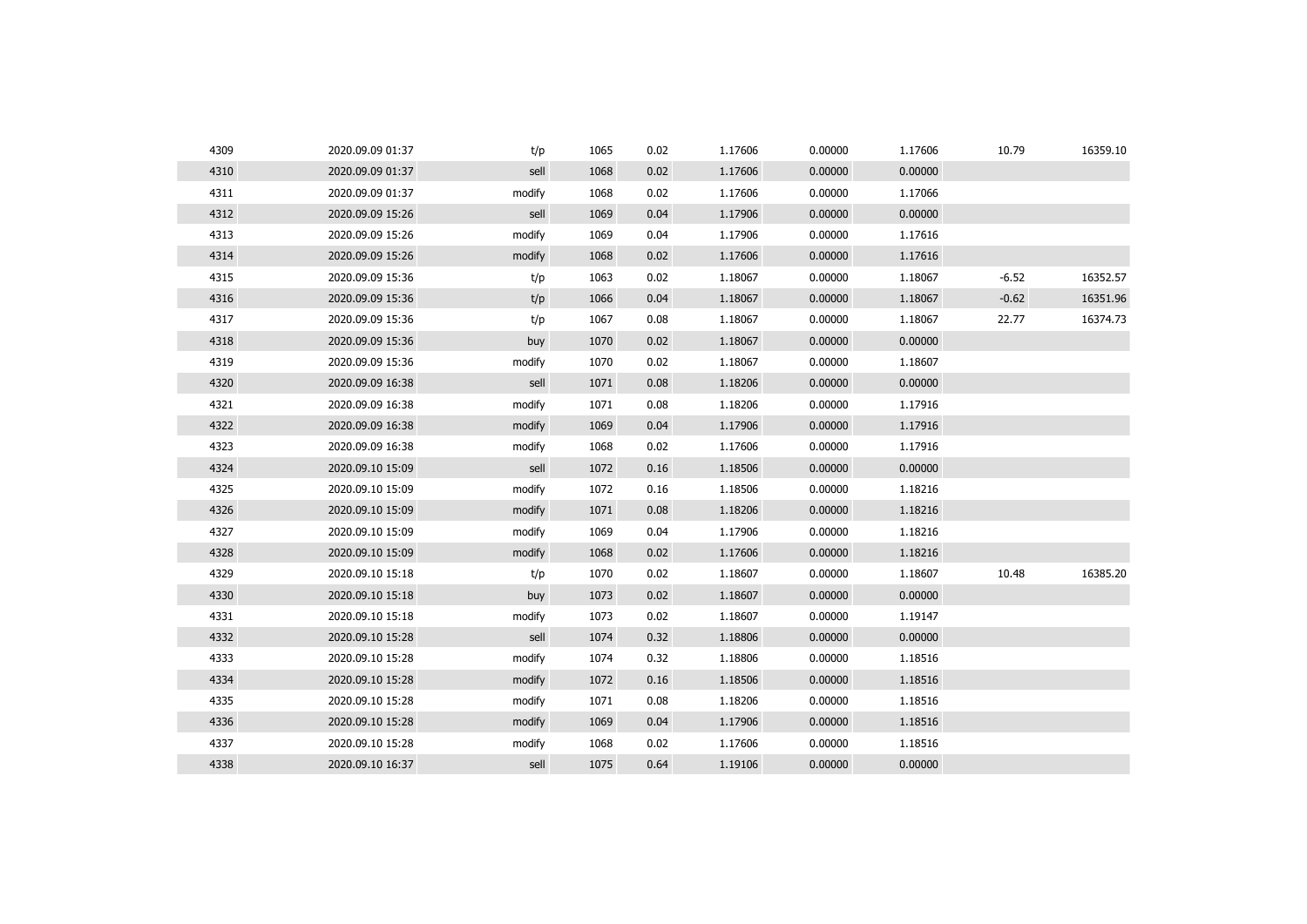| | | | | | | | | | |
|---|---|---|---|---|---|---|---|---|---|
| 4309 | 2020.09.09 01:37 | t/p | 1065 | 0.02 | 1.17606 | 0.00000 | 1.17606 | 10.79 | 16359.10 |
| 4310 | 2020.09.09 01:37 | sell | 1068 | 0.02 | 1.17606 | 0.00000 | 0.00000 | | |
| 4311 | 2020.09.09 01:37 | modify | 1068 | 0.02 | 1.17606 | 0.00000 | 1.17066 | | |
| 4312 | 2020.09.09 15:26 | sell | 1069 | 0.04 | 1.17906 | 0.00000 | 0.00000 | | |
| 4313 | 2020.09.09 15:26 | modify | 1069 | 0.04 | 1.17906 | 0.00000 | 1.17616 | | |
| 4314 | 2020.09.09 15:26 | modify | 1068 | 0.02 | 1.17606 | 0.00000 | 1.17616 | | |
| 4315 | 2020.09.09 15:36 | t/p | 1063 | 0.02 | 1.18067 | 0.00000 | 1.18067 | -6.52 | 16352.57 |
| 4316 | 2020.09.09 15:36 | t/p | 1066 | 0.04 | 1.18067 | 0.00000 | 1.18067 | -0.62 | 16351.96 |
| 4317 | 2020.09.09 15:36 | t/p | 1067 | 0.08 | 1.18067 | 0.00000 | 1.18067 | 22.77 | 16374.73 |
| 4318 | 2020.09.09 15:36 | buy | 1070 | 0.02 | 1.18067 | 0.00000 | 0.00000 | | |
| 4319 | 2020.09.09 15:36 | modify | 1070 | 0.02 | 1.18067 | 0.00000 | 1.18607 | | |
| 4320 | 2020.09.09 16:38 | sell | 1071 | 0.08 | 1.18206 | 0.00000 | 0.00000 | | |
| 4321 | 2020.09.09 16:38 | modify | 1071 | 0.08 | 1.18206 | 0.00000 | 1.17916 | | |
| 4322 | 2020.09.09 16:38 | modify | 1069 | 0.04 | 1.17906 | 0.00000 | 1.17916 | | |
| 4323 | 2020.09.09 16:38 | modify | 1068 | 0.02 | 1.17606 | 0.00000 | 1.17916 | | |
| 4324 | 2020.09.10 15:09 | sell | 1072 | 0.16 | 1.18506 | 0.00000 | 0.00000 | | |
| 4325 | 2020.09.10 15:09 | modify | 1072 | 0.16 | 1.18506 | 0.00000 | 1.18216 | | |
| 4326 | 2020.09.10 15:09 | modify | 1071 | 0.08 | 1.18206 | 0.00000 | 1.18216 | | |
| 4327 | 2020.09.10 15:09 | modify | 1069 | 0.04 | 1.17906 | 0.00000 | 1.18216 | | |
| 4328 | 2020.09.10 15:09 | modify | 1068 | 0.02 | 1.17606 | 0.00000 | 1.18216 | | |
| 4329 | 2020.09.10 15:18 | t/p | 1070 | 0.02 | 1.18607 | 0.00000 | 1.18607 | 10.48 | 16385.20 |
| 4330 | 2020.09.10 15:18 | buy | 1073 | 0.02 | 1.18607 | 0.00000 | 0.00000 | | |
| 4331 | 2020.09.10 15:18 | modify | 1073 | 0.02 | 1.18607 | 0.00000 | 1.19147 | | |
| 4332 | 2020.09.10 15:28 | sell | 1074 | 0.32 | 1.18806 | 0.00000 | 0.00000 | | |
| 4333 | 2020.09.10 15:28 | modify | 1074 | 0.32 | 1.18806 | 0.00000 | 1.18516 | | |
| 4334 | 2020.09.10 15:28 | modify | 1072 | 0.16 | 1.18506 | 0.00000 | 1.18516 | | |
| 4335 | 2020.09.10 15:28 | modify | 1071 | 0.08 | 1.18206 | 0.00000 | 1.18516 | | |
| 4336 | 2020.09.10 15:28 | modify | 1069 | 0.04 | 1.17906 | 0.00000 | 1.18516 | | |
| 4337 | 2020.09.10 15:28 | modify | 1068 | 0.02 | 1.17606 | 0.00000 | 1.18516 | | |
| 4338 | 2020.09.10 16:37 | sell | 1075 | 0.64 | 1.19106 | 0.00000 | 0.00000 | | |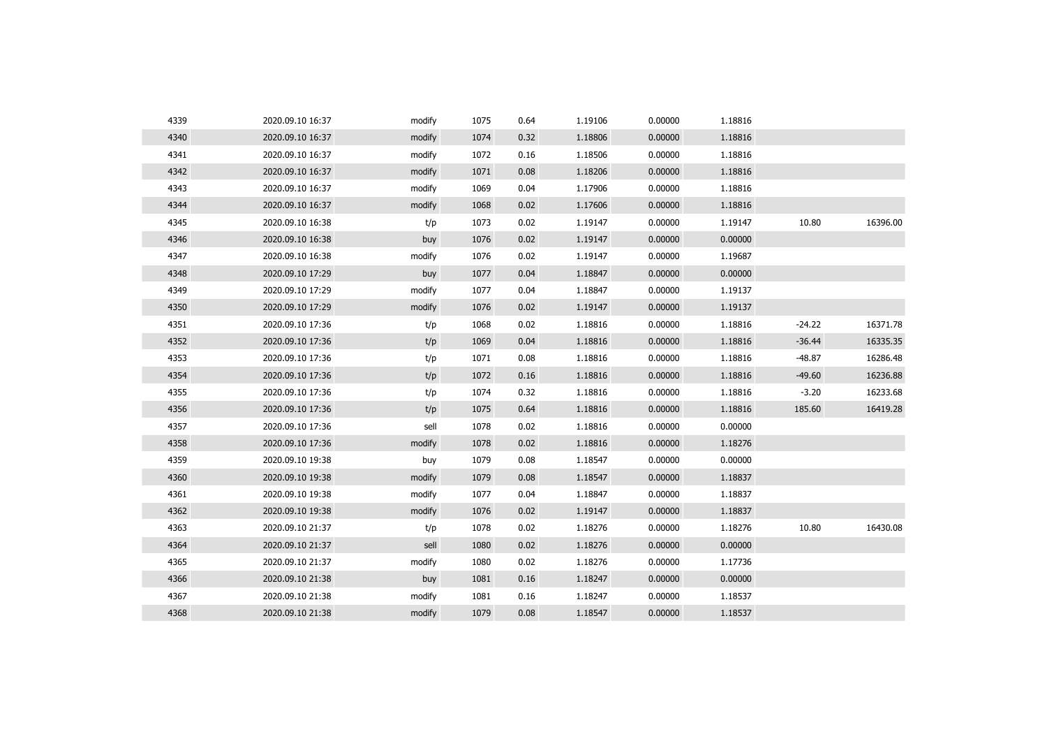| | | | | | | | | | |
|---|---|---|---|---|---|---|---|---|---|
| 4339 | 2020.09.10 16:37 | modify | 1075 | 0.64 | 1.19106 | 0.00000 | 1.18816 | | |
| 4340 | 2020.09.10 16:37 | modify | 1074 | 0.32 | 1.18806 | 0.00000 | 1.18816 | | |
| 4341 | 2020.09.10 16:37 | modify | 1072 | 0.16 | 1.18506 | 0.00000 | 1.18816 | | |
| 4342 | 2020.09.10 16:37 | modify | 1071 | 0.08 | 1.18206 | 0.00000 | 1.18816 | | |
| 4343 | 2020.09.10 16:37 | modify | 1069 | 0.04 | 1.17906 | 0.00000 | 1.18816 | | |
| 4344 | 2020.09.10 16:37 | modify | 1068 | 0.02 | 1.17606 | 0.00000 | 1.18816 | | |
| 4345 | 2020.09.10 16:38 | t/p | 1073 | 0.02 | 1.19147 | 0.00000 | 1.19147 | 10.80 | 16396.00 |
| 4346 | 2020.09.10 16:38 | buy | 1076 | 0.02 | 1.19147 | 0.00000 | 0.00000 | | |
| 4347 | 2020.09.10 16:38 | modify | 1076 | 0.02 | 1.19147 | 0.00000 | 1.19687 | | |
| 4348 | 2020.09.10 17:29 | buy | 1077 | 0.04 | 1.18847 | 0.00000 | 0.00000 | | |
| 4349 | 2020.09.10 17:29 | modify | 1077 | 0.04 | 1.18847 | 0.00000 | 1.19137 | | |
| 4350 | 2020.09.10 17:29 | modify | 1076 | 0.02 | 1.19147 | 0.00000 | 1.19137 | | |
| 4351 | 2020.09.10 17:36 | t/p | 1068 | 0.02 | 1.18816 | 0.00000 | 1.18816 | -24.22 | 16371.78 |
| 4352 | 2020.09.10 17:36 | t/p | 1069 | 0.04 | 1.18816 | 0.00000 | 1.18816 | -36.44 | 16335.35 |
| 4353 | 2020.09.10 17:36 | t/p | 1071 | 0.08 | 1.18816 | 0.00000 | 1.18816 | -48.87 | 16286.48 |
| 4354 | 2020.09.10 17:36 | t/p | 1072 | 0.16 | 1.18816 | 0.00000 | 1.18816 | -49.60 | 16236.88 |
| 4355 | 2020.09.10 17:36 | t/p | 1074 | 0.32 | 1.18816 | 0.00000 | 1.18816 | -3.20 | 16233.68 |
| 4356 | 2020.09.10 17:36 | t/p | 1075 | 0.64 | 1.18816 | 0.00000 | 1.18816 | 185.60 | 16419.28 |
| 4357 | 2020.09.10 17:36 | sell | 1078 | 0.02 | 1.18816 | 0.00000 | 0.00000 | | |
| 4358 | 2020.09.10 17:36 | modify | 1078 | 0.02 | 1.18816 | 0.00000 | 1.18276 | | |
| 4359 | 2020.09.10 19:38 | buy | 1079 | 0.08 | 1.18547 | 0.00000 | 0.00000 | | |
| 4360 | 2020.09.10 19:38 | modify | 1079 | 0.08 | 1.18547 | 0.00000 | 1.18837 | | |
| 4361 | 2020.09.10 19:38 | modify | 1077 | 0.04 | 1.18847 | 0.00000 | 1.18837 | | |
| 4362 | 2020.09.10 19:38 | modify | 1076 | 0.02 | 1.19147 | 0.00000 | 1.18837 | | |
| 4363 | 2020.09.10 21:37 | t/p | 1078 | 0.02 | 1.18276 | 0.00000 | 1.18276 | 10.80 | 16430.08 |
| 4364 | 2020.09.10 21:37 | sell | 1080 | 0.02 | 1.18276 | 0.00000 | 0.00000 | | |
| 4365 | 2020.09.10 21:37 | modify | 1080 | 0.02 | 1.18276 | 0.00000 | 1.17736 | | |
| 4366 | 2020.09.10 21:38 | buy | 1081 | 0.16 | 1.18247 | 0.00000 | 0.00000 | | |
| 4367 | 2020.09.10 21:38 | modify | 1081 | 0.16 | 1.18247 | 0.00000 | 1.18537 | | |
| 4368 | 2020.09.10 21:38 | modify | 1079 | 0.08 | 1.18547 | 0.00000 | 1.18537 | | |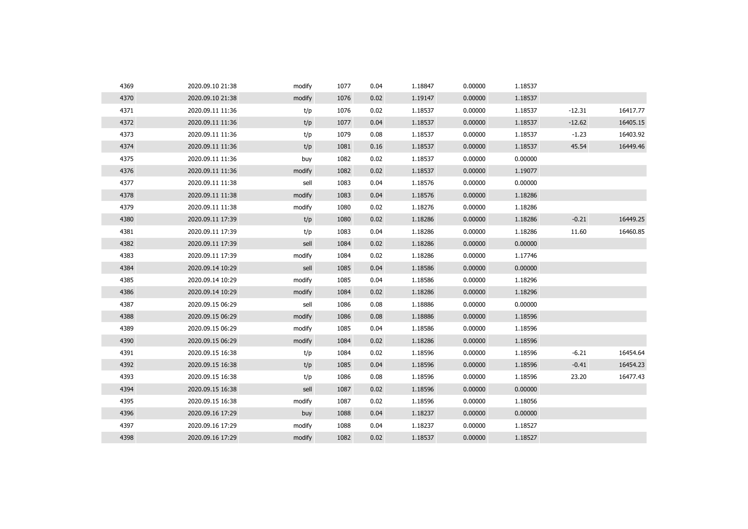| | | | | | | | | | |
|---|---|---|---|---|---|---|---|---|---|
| 4369 | 2020.09.10 21:38 | modify | 1077 | 0.04 | 1.18847 | 0.00000 | 1.18537 | | |
| 4370 | 2020.09.10 21:38 | modify | 1076 | 0.02 | 1.19147 | 0.00000 | 1.18537 | | |
| 4371 | 2020.09.11 11:36 | t/p | 1076 | 0.02 | 1.18537 | 0.00000 | 1.18537 | -12.31 | 16417.77 |
| 4372 | 2020.09.11 11:36 | t/p | 1077 | 0.04 | 1.18537 | 0.00000 | 1.18537 | -12.62 | 16405.15 |
| 4373 | 2020.09.11 11:36 | t/p | 1079 | 0.08 | 1.18537 | 0.00000 | 1.18537 | -1.23 | 16403.92 |
| 4374 | 2020.09.11 11:36 | t/p | 1081 | 0.16 | 1.18537 | 0.00000 | 1.18537 | 45.54 | 16449.46 |
| 4375 | 2020.09.11 11:36 | buy | 1082 | 0.02 | 1.18537 | 0.00000 | 0.00000 | | |
| 4376 | 2020.09.11 11:36 | modify | 1082 | 0.02 | 1.18537 | 0.00000 | 1.19077 | | |
| 4377 | 2020.09.11 11:38 | sell | 1083 | 0.04 | 1.18576 | 0.00000 | 0.00000 | | |
| 4378 | 2020.09.11 11:38 | modify | 1083 | 0.04 | 1.18576 | 0.00000 | 1.18286 | | |
| 4379 | 2020.09.11 11:38 | modify | 1080 | 0.02 | 1.18276 | 0.00000 | 1.18286 | | |
| 4380 | 2020.09.11 17:39 | t/p | 1080 | 0.02 | 1.18286 | 0.00000 | 1.18286 | -0.21 | 16449.25 |
| 4381 | 2020.09.11 17:39 | t/p | 1083 | 0.04 | 1.18286 | 0.00000 | 1.18286 | 11.60 | 16460.85 |
| 4382 | 2020.09.11 17:39 | sell | 1084 | 0.02 | 1.18286 | 0.00000 | 0.00000 | | |
| 4383 | 2020.09.11 17:39 | modify | 1084 | 0.02 | 1.18286 | 0.00000 | 1.17746 | | |
| 4384 | 2020.09.14 10:29 | sell | 1085 | 0.04 | 1.18586 | 0.00000 | 0.00000 | | |
| 4385 | 2020.09.14 10:29 | modify | 1085 | 0.04 | 1.18586 | 0.00000 | 1.18296 | | |
| 4386 | 2020.09.14 10:29 | modify | 1084 | 0.02 | 1.18286 | 0.00000 | 1.18296 | | |
| 4387 | 2020.09.15 06:29 | sell | 1086 | 0.08 | 1.18886 | 0.00000 | 0.00000 | | |
| 4388 | 2020.09.15 06:29 | modify | 1086 | 0.08 | 1.18886 | 0.00000 | 1.18596 | | |
| 4389 | 2020.09.15 06:29 | modify | 1085 | 0.04 | 1.18586 | 0.00000 | 1.18596 | | |
| 4390 | 2020.09.15 06:29 | modify | 1084 | 0.02 | 1.18286 | 0.00000 | 1.18596 | | |
| 4391 | 2020.09.15 16:38 | t/p | 1084 | 0.02 | 1.18596 | 0.00000 | 1.18596 | -6.21 | 16454.64 |
| 4392 | 2020.09.15 16:38 | t/p | 1085 | 0.04 | 1.18596 | 0.00000 | 1.18596 | -0.41 | 16454.23 |
| 4393 | 2020.09.15 16:38 | t/p | 1086 | 0.08 | 1.18596 | 0.00000 | 1.18596 | 23.20 | 16477.43 |
| 4394 | 2020.09.15 16:38 | sell | 1087 | 0.02 | 1.18596 | 0.00000 | 0.00000 | | |
| 4395 | 2020.09.15 16:38 | modify | 1087 | 0.02 | 1.18596 | 0.00000 | 1.18056 | | |
| 4396 | 2020.09.16 17:29 | buy | 1088 | 0.04 | 1.18237 | 0.00000 | 0.00000 | | |
| 4397 | 2020.09.16 17:29 | modify | 1088 | 0.04 | 1.18237 | 0.00000 | 1.18527 | | |
| 4398 | 2020.09.16 17:29 | modify | 1082 | 0.02 | 1.18537 | 0.00000 | 1.18527 | | |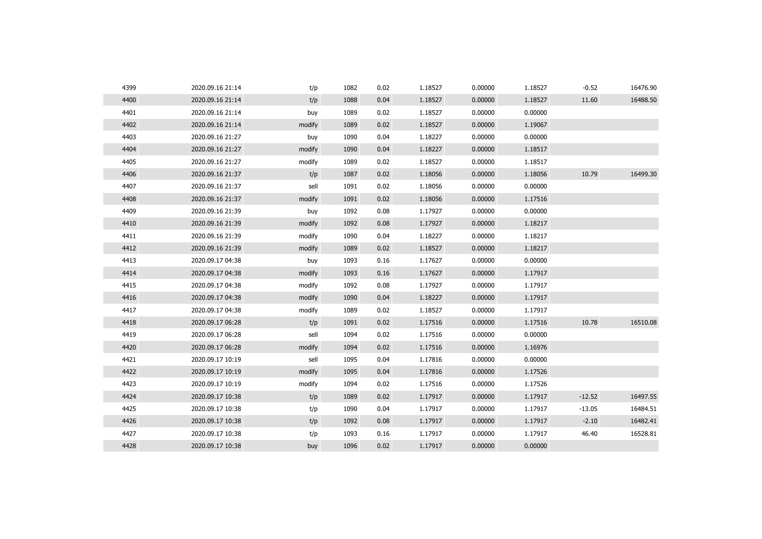| | | | | | | | | | |
|---|---|---|---|---|---|---|---|---|---|
| 4399 | 2020.09.16 21:14 | t/p | 1082 | 0.02 | 1.18527 | 0.00000 | 1.18527 | -0.52 | 16476.90 |
| 4400 | 2020.09.16 21:14 | t/p | 1088 | 0.04 | 1.18527 | 0.00000 | 1.18527 | 11.60 | 16488.50 |
| 4401 | 2020.09.16 21:14 | buy | 1089 | 0.02 | 1.18527 | 0.00000 | 0.00000 | | |
| 4402 | 2020.09.16 21:14 | modify | 1089 | 0.02 | 1.18527 | 0.00000 | 1.19067 | | |
| 4403 | 2020.09.16 21:27 | buy | 1090 | 0.04 | 1.18227 | 0.00000 | 0.00000 | | |
| 4404 | 2020.09.16 21:27 | modify | 1090 | 0.04 | 1.18227 | 0.00000 | 1.18517 | | |
| 4405 | 2020.09.16 21:27 | modify | 1089 | 0.02 | 1.18527 | 0.00000 | 1.18517 | | |
| 4406 | 2020.09.16 21:37 | t/p | 1087 | 0.02 | 1.18056 | 0.00000 | 1.18056 | 10.79 | 16499.30 |
| 4407 | 2020.09.16 21:37 | sell | 1091 | 0.02 | 1.18056 | 0.00000 | 0.00000 | | |
| 4408 | 2020.09.16 21:37 | modify | 1091 | 0.02 | 1.18056 | 0.00000 | 1.17516 | | |
| 4409 | 2020.09.16 21:39 | buy | 1092 | 0.08 | 1.17927 | 0.00000 | 0.00000 | | |
| 4410 | 2020.09.16 21:39 | modify | 1092 | 0.08 | 1.17927 | 0.00000 | 1.18217 | | |
| 4411 | 2020.09.16 21:39 | modify | 1090 | 0.04 | 1.18227 | 0.00000 | 1.18217 | | |
| 4412 | 2020.09.16 21:39 | modify | 1089 | 0.02 | 1.18527 | 0.00000 | 1.18217 | | |
| 4413 | 2020.09.17 04:38 | buy | 1093 | 0.16 | 1.17627 | 0.00000 | 0.00000 | | |
| 4414 | 2020.09.17 04:38 | modify | 1093 | 0.16 | 1.17627 | 0.00000 | 1.17917 | | |
| 4415 | 2020.09.17 04:38 | modify | 1092 | 0.08 | 1.17927 | 0.00000 | 1.17917 | | |
| 4416 | 2020.09.17 04:38 | modify | 1090 | 0.04 | 1.18227 | 0.00000 | 1.17917 | | |
| 4417 | 2020.09.17 04:38 | modify | 1089 | 0.02 | 1.18527 | 0.00000 | 1.17917 | | |
| 4418 | 2020.09.17 06:28 | t/p | 1091 | 0.02 | 1.17516 | 0.00000 | 1.17516 | 10.78 | 16510.08 |
| 4419 | 2020.09.17 06:28 | sell | 1094 | 0.02 | 1.17516 | 0.00000 | 0.00000 | | |
| 4420 | 2020.09.17 06:28 | modify | 1094 | 0.02 | 1.17516 | 0.00000 | 1.16976 | | |
| 4421 | 2020.09.17 10:19 | sell | 1095 | 0.04 | 1.17816 | 0.00000 | 0.00000 | | |
| 4422 | 2020.09.17 10:19 | modify | 1095 | 0.04 | 1.17816 | 0.00000 | 1.17526 | | |
| 4423 | 2020.09.17 10:19 | modify | 1094 | 0.02 | 1.17516 | 0.00000 | 1.17526 | | |
| 4424 | 2020.09.17 10:38 | t/p | 1089 | 0.02 | 1.17917 | 0.00000 | 1.17917 | -12.52 | 16497.55 |
| 4425 | 2020.09.17 10:38 | t/p | 1090 | 0.04 | 1.17917 | 0.00000 | 1.17917 | -13.05 | 16484.51 |
| 4426 | 2020.09.17 10:38 | t/p | 1092 | 0.08 | 1.17917 | 0.00000 | 1.17917 | -2.10 | 16482.41 |
| 4427 | 2020.09.17 10:38 | t/p | 1093 | 0.16 | 1.17917 | 0.00000 | 1.17917 | 46.40 | 16528.81 |
| 4428 | 2020.09.17 10:38 | buy | 1096 | 0.02 | 1.17917 | 0.00000 | 0.00000 | | |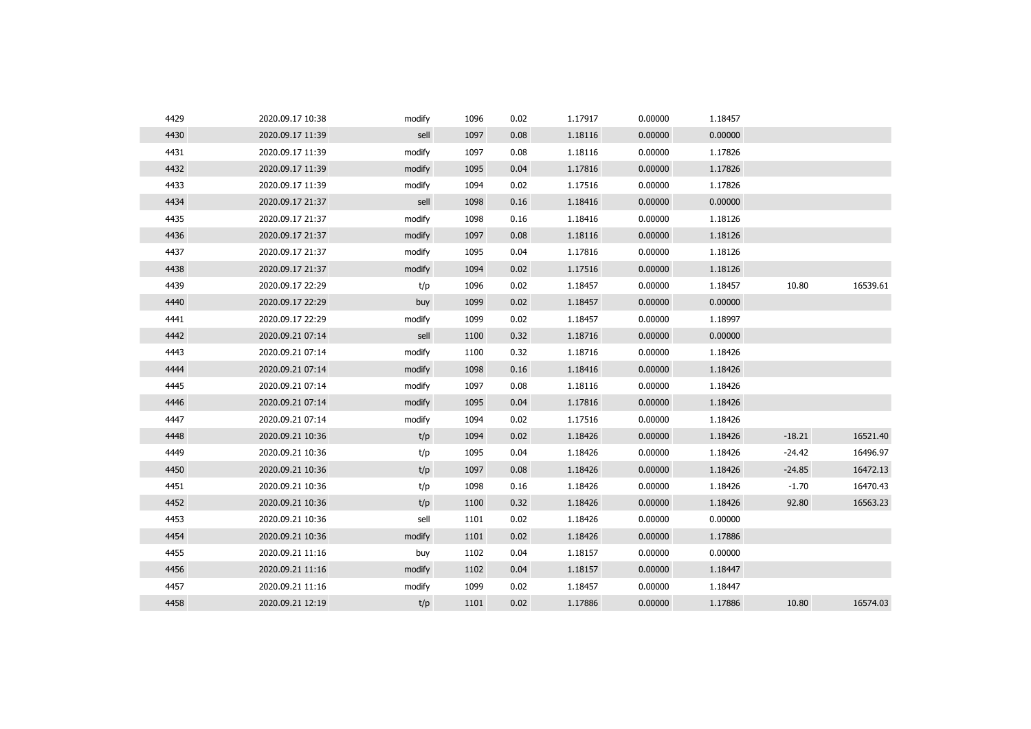| | | | | | | | | | |
|---|---|---|---|---|---|---|---|---|---|
| 4429 | 2020.09.17 10:38 | modify | 1096 | 0.02 | 1.17917 | 0.00000 | 1.18457 | | |
| 4430 | 2020.09.17 11:39 | sell | 1097 | 0.08 | 1.18116 | 0.00000 | 0.00000 | | |
| 4431 | 2020.09.17 11:39 | modify | 1097 | 0.08 | 1.18116 | 0.00000 | 1.17826 | | |
| 4432 | 2020.09.17 11:39 | modify | 1095 | 0.04 | 1.17816 | 0.00000 | 1.17826 | | |
| 4433 | 2020.09.17 11:39 | modify | 1094 | 0.02 | 1.17516 | 0.00000 | 1.17826 | | |
| 4434 | 2020.09.17 21:37 | sell | 1098 | 0.16 | 1.18416 | 0.00000 | 0.00000 | | |
| 4435 | 2020.09.17 21:37 | modify | 1098 | 0.16 | 1.18416 | 0.00000 | 1.18126 | | |
| 4436 | 2020.09.17 21:37 | modify | 1097 | 0.08 | 1.18116 | 0.00000 | 1.18126 | | |
| 4437 | 2020.09.17 21:37 | modify | 1095 | 0.04 | 1.17816 | 0.00000 | 1.18126 | | |
| 4438 | 2020.09.17 21:37 | modify | 1094 | 0.02 | 1.17516 | 0.00000 | 1.18126 | | |
| 4439 | 2020.09.17 22:29 | t/p | 1096 | 0.02 | 1.18457 | 0.00000 | 1.18457 | 10.80 | 16539.61 |
| 4440 | 2020.09.17 22:29 | buy | 1099 | 0.02 | 1.18457 | 0.00000 | 0.00000 | | |
| 4441 | 2020.09.17 22:29 | modify | 1099 | 0.02 | 1.18457 | 0.00000 | 1.18997 | | |
| 4442 | 2020.09.21 07:14 | sell | 1100 | 0.32 | 1.18716 | 0.00000 | 0.00000 | | |
| 4443 | 2020.09.21 07:14 | modify | 1100 | 0.32 | 1.18716 | 0.00000 | 1.18426 | | |
| 4444 | 2020.09.21 07:14 | modify | 1098 | 0.16 | 1.18416 | 0.00000 | 1.18426 | | |
| 4445 | 2020.09.21 07:14 | modify | 1097 | 0.08 | 1.18116 | 0.00000 | 1.18426 | | |
| 4446 | 2020.09.21 07:14 | modify | 1095 | 0.04 | 1.17816 | 0.00000 | 1.18426 | | |
| 4447 | 2020.09.21 07:14 | modify | 1094 | 0.02 | 1.17516 | 0.00000 | 1.18426 | | |
| 4448 | 2020.09.21 10:36 | t/p | 1094 | 0.02 | 1.18426 | 0.00000 | 1.18426 | -18.21 | 16521.40 |
| 4449 | 2020.09.21 10:36 | t/p | 1095 | 0.04 | 1.18426 | 0.00000 | 1.18426 | -24.42 | 16496.97 |
| 4450 | 2020.09.21 10:36 | t/p | 1097 | 0.08 | 1.18426 | 0.00000 | 1.18426 | -24.85 | 16472.13 |
| 4451 | 2020.09.21 10:36 | t/p | 1098 | 0.16 | 1.18426 | 0.00000 | 1.18426 | -1.70 | 16470.43 |
| 4452 | 2020.09.21 10:36 | t/p | 1100 | 0.32 | 1.18426 | 0.00000 | 1.18426 | 92.80 | 16563.23 |
| 4453 | 2020.09.21 10:36 | sell | 1101 | 0.02 | 1.18426 | 0.00000 | 0.00000 | | |
| 4454 | 2020.09.21 10:36 | modify | 1101 | 0.02 | 1.18426 | 0.00000 | 1.17886 | | |
| 4455 | 2020.09.21 11:16 | buy | 1102 | 0.04 | 1.18157 | 0.00000 | 0.00000 | | |
| 4456 | 2020.09.21 11:16 | modify | 1102 | 0.04 | 1.18157 | 0.00000 | 1.18447 | | |
| 4457 | 2020.09.21 11:16 | modify | 1099 | 0.02 | 1.18457 | 0.00000 | 1.18447 | | |
| 4458 | 2020.09.21 12:19 | t/p | 1101 | 0.02 | 1.17886 | 0.00000 | 1.17886 | 10.80 | 16574.03 |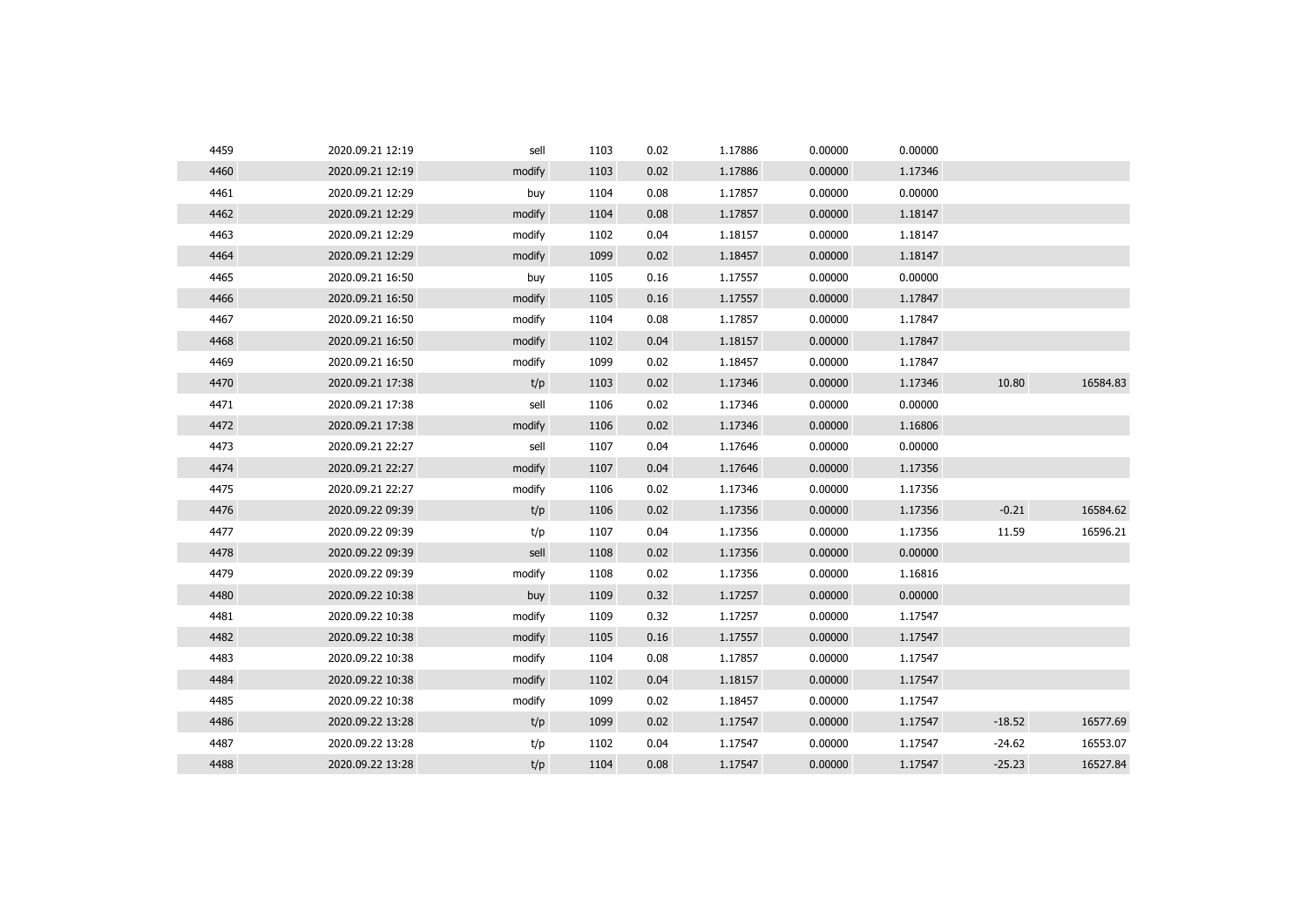| | | | | | | | | | |
|---|---|---|---|---|---|---|---|---|---|
| 4459 | 2020.09.21 12:19 | sell | 1103 | 0.02 | 1.17886 | 0.00000 | 0.00000 | | |
| 4460 | 2020.09.21 12:19 | modify | 1103 | 0.02 | 1.17886 | 0.00000 | 1.17346 | | |
| 4461 | 2020.09.21 12:29 | buy | 1104 | 0.08 | 1.17857 | 0.00000 | 0.00000 | | |
| 4462 | 2020.09.21 12:29 | modify | 1104 | 0.08 | 1.17857 | 0.00000 | 1.18147 | | |
| 4463 | 2020.09.21 12:29 | modify | 1102 | 0.04 | 1.18157 | 0.00000 | 1.18147 | | |
| 4464 | 2020.09.21 12:29 | modify | 1099 | 0.02 | 1.18457 | 0.00000 | 1.18147 | | |
| 4465 | 2020.09.21 16:50 | buy | 1105 | 0.16 | 1.17557 | 0.00000 | 0.00000 | | |
| 4466 | 2020.09.21 16:50 | modify | 1105 | 0.16 | 1.17557 | 0.00000 | 1.17847 | | |
| 4467 | 2020.09.21 16:50 | modify | 1104 | 0.08 | 1.17857 | 0.00000 | 1.17847 | | |
| 4468 | 2020.09.21 16:50 | modify | 1102 | 0.04 | 1.18157 | 0.00000 | 1.17847 | | |
| 4469 | 2020.09.21 16:50 | modify | 1099 | 0.02 | 1.18457 | 0.00000 | 1.17847 | | |
| 4470 | 2020.09.21 17:38 | t/p | 1103 | 0.02 | 1.17346 | 0.00000 | 1.17346 | 10.80 | 16584.83 |
| 4471 | 2020.09.21 17:38 | sell | 1106 | 0.02 | 1.17346 | 0.00000 | 0.00000 | | |
| 4472 | 2020.09.21 17:38 | modify | 1106 | 0.02 | 1.17346 | 0.00000 | 1.16806 | | |
| 4473 | 2020.09.21 22:27 | sell | 1107 | 0.04 | 1.17646 | 0.00000 | 0.00000 | | |
| 4474 | 2020.09.21 22:27 | modify | 1107 | 0.04 | 1.17646 | 0.00000 | 1.17356 | | |
| 4475 | 2020.09.21 22:27 | modify | 1106 | 0.02 | 1.17346 | 0.00000 | 1.17356 | | |
| 4476 | 2020.09.22 09:39 | t/p | 1106 | 0.02 | 1.17356 | 0.00000 | 1.17356 | -0.21 | 16584.62 |
| 4477 | 2020.09.22 09:39 | t/p | 1107 | 0.04 | 1.17356 | 0.00000 | 1.17356 | 11.59 | 16596.21 |
| 4478 | 2020.09.22 09:39 | sell | 1108 | 0.02 | 1.17356 | 0.00000 | 0.00000 | | |
| 4479 | 2020.09.22 09:39 | modify | 1108 | 0.02 | 1.17356 | 0.00000 | 1.16816 | | |
| 4480 | 2020.09.22 10:38 | buy | 1109 | 0.32 | 1.17257 | 0.00000 | 0.00000 | | |
| 4481 | 2020.09.22 10:38 | modify | 1109 | 0.32 | 1.17257 | 0.00000 | 1.17547 | | |
| 4482 | 2020.09.22 10:38 | modify | 1105 | 0.16 | 1.17557 | 0.00000 | 1.17547 | | |
| 4483 | 2020.09.22 10:38 | modify | 1104 | 0.08 | 1.17857 | 0.00000 | 1.17547 | | |
| 4484 | 2020.09.22 10:38 | modify | 1102 | 0.04 | 1.18157 | 0.00000 | 1.17547 | | |
| 4485 | 2020.09.22 10:38 | modify | 1099 | 0.02 | 1.18457 | 0.00000 | 1.17547 | | |
| 4486 | 2020.09.22 13:28 | t/p | 1099 | 0.02 | 1.17547 | 0.00000 | 1.17547 | -18.52 | 16577.69 |
| 4487 | 2020.09.22 13:28 | t/p | 1102 | 0.04 | 1.17547 | 0.00000 | 1.17547 | -24.62 | 16553.07 |
| 4488 | 2020.09.22 13:28 | t/p | 1104 | 0.08 | 1.17547 | 0.00000 | 1.17547 | -25.23 | 16527.84 |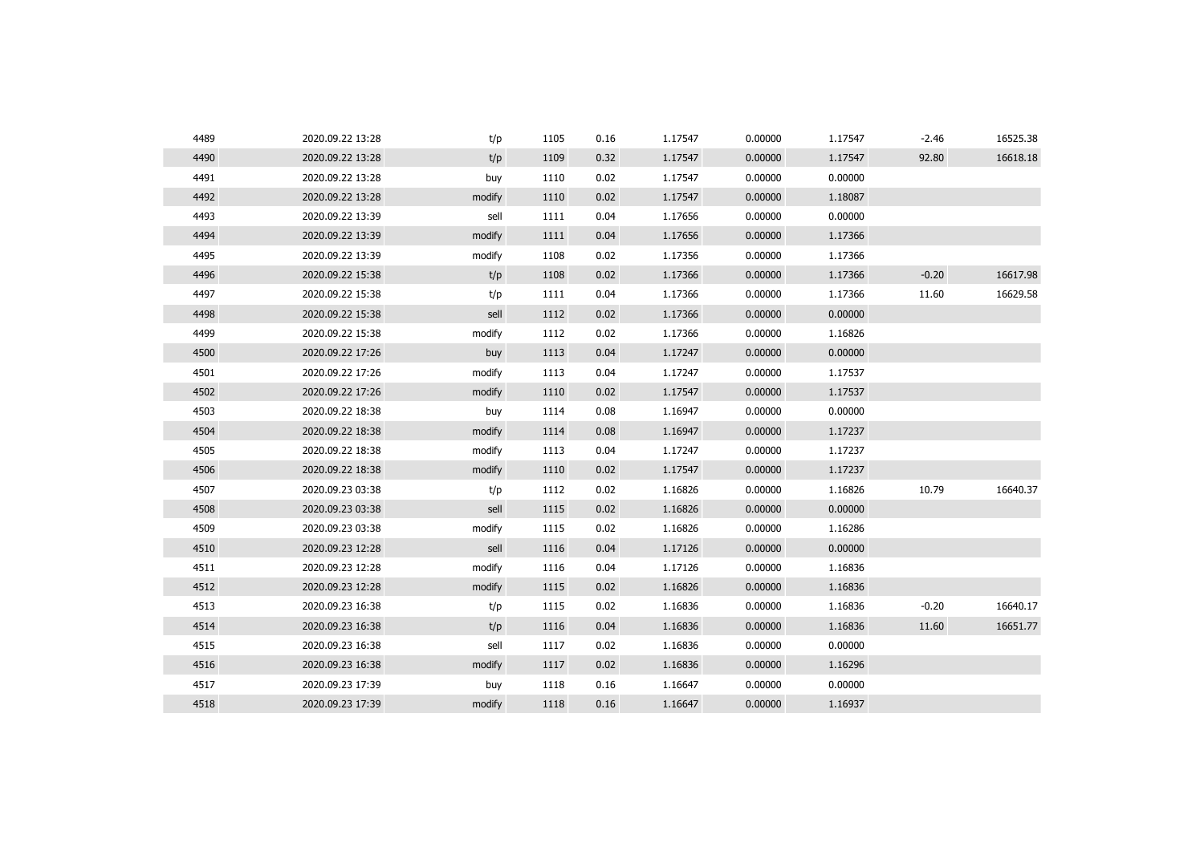| | | | | | | | | | |
|---|---|---|---|---|---|---|---|---|---|
| 4489 | 2020.09.22 13:28 | t/p | 1105 | 0.16 | 1.17547 | 0.00000 | 1.17547 | -2.46 | 16525.38 |
| 4490 | 2020.09.22 13:28 | t/p | 1109 | 0.32 | 1.17547 | 0.00000 | 1.17547 | 92.80 | 16618.18 |
| 4491 | 2020.09.22 13:28 | buy | 1110 | 0.02 | 1.17547 | 0.00000 | 0.00000 | | |
| 4492 | 2020.09.22 13:28 | modify | 1110 | 0.02 | 1.17547 | 0.00000 | 1.18087 | | |
| 4493 | 2020.09.22 13:39 | sell | 1111 | 0.04 | 1.17656 | 0.00000 | 0.00000 | | |
| 4494 | 2020.09.22 13:39 | modify | 1111 | 0.04 | 1.17656 | 0.00000 | 1.17366 | | |
| 4495 | 2020.09.22 13:39 | modify | 1108 | 0.02 | 1.17356 | 0.00000 | 1.17366 | | |
| 4496 | 2020.09.22 15:38 | t/p | 1108 | 0.02 | 1.17366 | 0.00000 | 1.17366 | -0.20 | 16617.98 |
| 4497 | 2020.09.22 15:38 | t/p | 1111 | 0.04 | 1.17366 | 0.00000 | 1.17366 | 11.60 | 16629.58 |
| 4498 | 2020.09.22 15:38 | sell | 1112 | 0.02 | 1.17366 | 0.00000 | 0.00000 | | |
| 4499 | 2020.09.22 15:38 | modify | 1112 | 0.02 | 1.17366 | 0.00000 | 1.16826 | | |
| 4500 | 2020.09.22 17:26 | buy | 1113 | 0.04 | 1.17247 | 0.00000 | 0.00000 | | |
| 4501 | 2020.09.22 17:26 | modify | 1113 | 0.04 | 1.17247 | 0.00000 | 1.17537 | | |
| 4502 | 2020.09.22 17:26 | modify | 1110 | 0.02 | 1.17547 | 0.00000 | 1.17537 | | |
| 4503 | 2020.09.22 18:38 | buy | 1114 | 0.08 | 1.16947 | 0.00000 | 0.00000 | | |
| 4504 | 2020.09.22 18:38 | modify | 1114 | 0.08 | 1.16947 | 0.00000 | 1.17237 | | |
| 4505 | 2020.09.22 18:38 | modify | 1113 | 0.04 | 1.17247 | 0.00000 | 1.17237 | | |
| 4506 | 2020.09.22 18:38 | modify | 1110 | 0.02 | 1.17547 | 0.00000 | 1.17237 | | |
| 4507 | 2020.09.23 03:38 | t/p | 1112 | 0.02 | 1.16826 | 0.00000 | 1.16826 | 10.79 | 16640.37 |
| 4508 | 2020.09.23 03:38 | sell | 1115 | 0.02 | 1.16826 | 0.00000 | 0.00000 | | |
| 4509 | 2020.09.23 03:38 | modify | 1115 | 0.02 | 1.16826 | 0.00000 | 1.16286 | | |
| 4510 | 2020.09.23 12:28 | sell | 1116 | 0.04 | 1.17126 | 0.00000 | 0.00000 | | |
| 4511 | 2020.09.23 12:28 | modify | 1116 | 0.04 | 1.17126 | 0.00000 | 1.16836 | | |
| 4512 | 2020.09.23 12:28 | modify | 1115 | 0.02 | 1.16826 | 0.00000 | 1.16836 | | |
| 4513 | 2020.09.23 16:38 | t/p | 1115 | 0.02 | 1.16836 | 0.00000 | 1.16836 | -0.20 | 16640.17 |
| 4514 | 2020.09.23 16:38 | t/p | 1116 | 0.04 | 1.16836 | 0.00000 | 1.16836 | 11.60 | 16651.77 |
| 4515 | 2020.09.23 16:38 | sell | 1117 | 0.02 | 1.16836 | 0.00000 | 0.00000 | | |
| 4516 | 2020.09.23 16:38 | modify | 1117 | 0.02 | 1.16836 | 0.00000 | 1.16296 | | |
| 4517 | 2020.09.23 17:39 | buy | 1118 | 0.16 | 1.16647 | 0.00000 | 0.00000 | | |
| 4518 | 2020.09.23 17:39 | modify | 1118 | 0.16 | 1.16647 | 0.00000 | 1.16937 | | |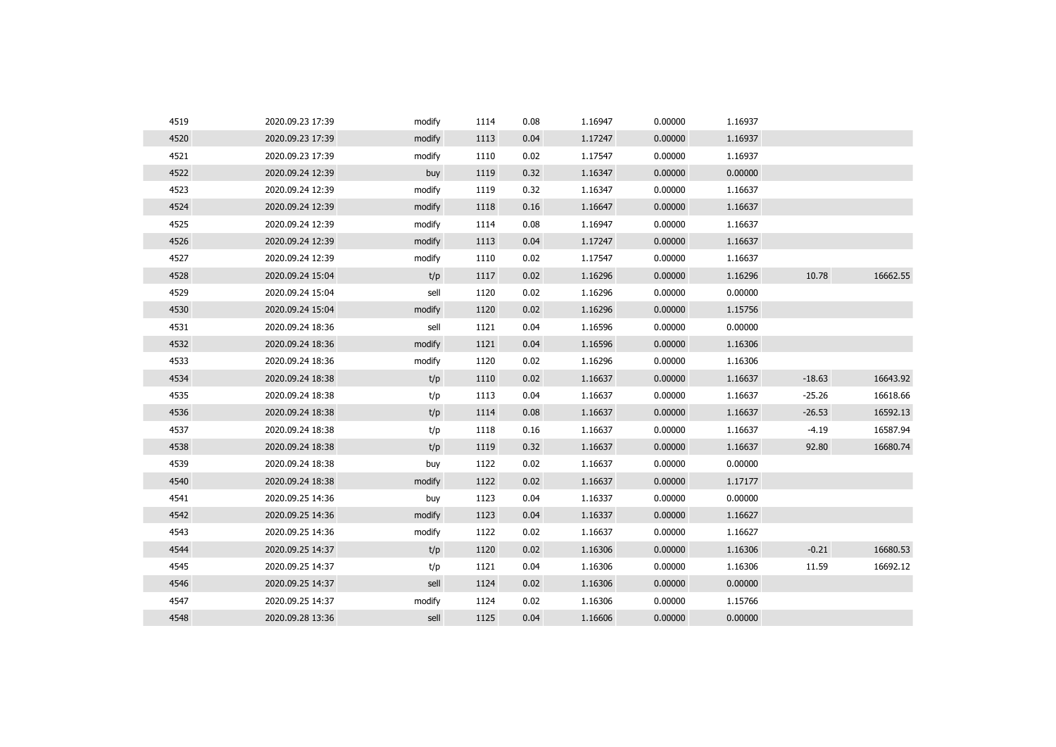| | | | | | | | | | |
|---|---|---|---|---|---|---|---|---|---|
| 4519 | 2020.09.23 17:39 | modify | 1114 | 0.08 | 1.16947 | 0.00000 | 1.16937 | | |
| 4520 | 2020.09.23 17:39 | modify | 1113 | 0.04 | 1.17247 | 0.00000 | 1.16937 | | |
| 4521 | 2020.09.23 17:39 | modify | 1110 | 0.02 | 1.17547 | 0.00000 | 1.16937 | | |
| 4522 | 2020.09.24 12:39 | buy | 1119 | 0.32 | 1.16347 | 0.00000 | 0.00000 | | |
| 4523 | 2020.09.24 12:39 | modify | 1119 | 0.32 | 1.16347 | 0.00000 | 1.16637 | | |
| 4524 | 2020.09.24 12:39 | modify | 1118 | 0.16 | 1.16647 | 0.00000 | 1.16637 | | |
| 4525 | 2020.09.24 12:39 | modify | 1114 | 0.08 | 1.16947 | 0.00000 | 1.16637 | | |
| 4526 | 2020.09.24 12:39 | modify | 1113 | 0.04 | 1.17247 | 0.00000 | 1.16637 | | |
| 4527 | 2020.09.24 12:39 | modify | 1110 | 0.02 | 1.17547 | 0.00000 | 1.16637 | | |
| 4528 | 2020.09.24 15:04 | t/p | 1117 | 0.02 | 1.16296 | 0.00000 | 1.16296 | 10.78 | 16662.55 |
| 4529 | 2020.09.24 15:04 | sell | 1120 | 0.02 | 1.16296 | 0.00000 | 0.00000 | | |
| 4530 | 2020.09.24 15:04 | modify | 1120 | 0.02 | 1.16296 | 0.00000 | 1.15756 | | |
| 4531 | 2020.09.24 18:36 | sell | 1121 | 0.04 | 1.16596 | 0.00000 | 0.00000 | | |
| 4532 | 2020.09.24 18:36 | modify | 1121 | 0.04 | 1.16596 | 0.00000 | 1.16306 | | |
| 4533 | 2020.09.24 18:36 | modify | 1120 | 0.02 | 1.16296 | 0.00000 | 1.16306 | | |
| 4534 | 2020.09.24 18:38 | t/p | 1110 | 0.02 | 1.16637 | 0.00000 | 1.16637 | -18.63 | 16643.92 |
| 4535 | 2020.09.24 18:38 | t/p | 1113 | 0.04 | 1.16637 | 0.00000 | 1.16637 | -25.26 | 16618.66 |
| 4536 | 2020.09.24 18:38 | t/p | 1114 | 0.08 | 1.16637 | 0.00000 | 1.16637 | -26.53 | 16592.13 |
| 4537 | 2020.09.24 18:38 | t/p | 1118 | 0.16 | 1.16637 | 0.00000 | 1.16637 | -4.19 | 16587.94 |
| 4538 | 2020.09.24 18:38 | t/p | 1119 | 0.32 | 1.16637 | 0.00000 | 1.16637 | 92.80 | 16680.74 |
| 4539 | 2020.09.24 18:38 | buy | 1122 | 0.02 | 1.16637 | 0.00000 | 0.00000 | | |
| 4540 | 2020.09.24 18:38 | modify | 1122 | 0.02 | 1.16637 | 0.00000 | 1.17177 | | |
| 4541 | 2020.09.25 14:36 | buy | 1123 | 0.04 | 1.16337 | 0.00000 | 0.00000 | | |
| 4542 | 2020.09.25 14:36 | modify | 1123 | 0.04 | 1.16337 | 0.00000 | 1.16627 | | |
| 4543 | 2020.09.25 14:36 | modify | 1122 | 0.02 | 1.16637 | 0.00000 | 1.16627 | | |
| 4544 | 2020.09.25 14:37 | t/p | 1120 | 0.02 | 1.16306 | 0.00000 | 1.16306 | -0.21 | 16680.53 |
| 4545 | 2020.09.25 14:37 | t/p | 1121 | 0.04 | 1.16306 | 0.00000 | 1.16306 | 11.59 | 16692.12 |
| 4546 | 2020.09.25 14:37 | sell | 1124 | 0.02 | 1.16306 | 0.00000 | 0.00000 | | |
| 4547 | 2020.09.25 14:37 | modify | 1124 | 0.02 | 1.16306 | 0.00000 | 1.15766 | | |
| 4548 | 2020.09.28 13:36 | sell | 1125 | 0.04 | 1.16606 | 0.00000 | 0.00000 | | |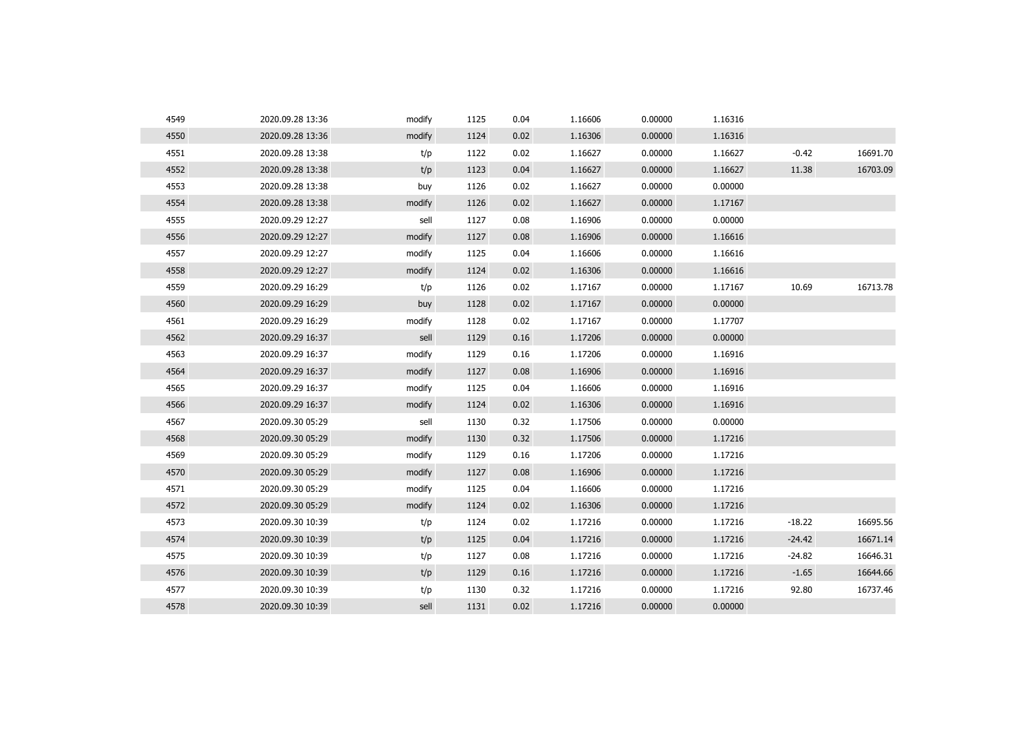| | | | | | | | | | |
|---|---|---|---|---|---|---|---|---|---|
| 4549 | 2020.09.28 13:36 | modify | 1125 | 0.04 | 1.16606 | 0.00000 | 1.16316 | | |
| 4550 | 2020.09.28 13:36 | modify | 1124 | 0.02 | 1.16306 | 0.00000 | 1.16316 | | |
| 4551 | 2020.09.28 13:38 | t/p | 1122 | 0.02 | 1.16627 | 0.00000 | 1.16627 | -0.42 | 16691.70 |
| 4552 | 2020.09.28 13:38 | t/p | 1123 | 0.04 | 1.16627 | 0.00000 | 1.16627 | 11.38 | 16703.09 |
| 4553 | 2020.09.28 13:38 | buy | 1126 | 0.02 | 1.16627 | 0.00000 | 0.00000 | | |
| 4554 | 2020.09.28 13:38 | modify | 1126 | 0.02 | 1.16627 | 0.00000 | 1.17167 | | |
| 4555 | 2020.09.29 12:27 | sell | 1127 | 0.08 | 1.16906 | 0.00000 | 0.00000 | | |
| 4556 | 2020.09.29 12:27 | modify | 1127 | 0.08 | 1.16906 | 0.00000 | 1.16616 | | |
| 4557 | 2020.09.29 12:27 | modify | 1125 | 0.04 | 1.16606 | 0.00000 | 1.16616 | | |
| 4558 | 2020.09.29 12:27 | modify | 1124 | 0.02 | 1.16306 | 0.00000 | 1.16616 | | |
| 4559 | 2020.09.29 16:29 | t/p | 1126 | 0.02 | 1.17167 | 0.00000 | 1.17167 | 10.69 | 16713.78 |
| 4560 | 2020.09.29 16:29 | buy | 1128 | 0.02 | 1.17167 | 0.00000 | 0.00000 | | |
| 4561 | 2020.09.29 16:29 | modify | 1128 | 0.02 | 1.17167 | 0.00000 | 1.17707 | | |
| 4562 | 2020.09.29 16:37 | sell | 1129 | 0.16 | 1.17206 | 0.00000 | 0.00000 | | |
| 4563 | 2020.09.29 16:37 | modify | 1129 | 0.16 | 1.17206 | 0.00000 | 1.16916 | | |
| 4564 | 2020.09.29 16:37 | modify | 1127 | 0.08 | 1.16906 | 0.00000 | 1.16916 | | |
| 4565 | 2020.09.29 16:37 | modify | 1125 | 0.04 | 1.16606 | 0.00000 | 1.16916 | | |
| 4566 | 2020.09.29 16:37 | modify | 1124 | 0.02 | 1.16306 | 0.00000 | 1.16916 | | |
| 4567 | 2020.09.30 05:29 | sell | 1130 | 0.32 | 1.17506 | 0.00000 | 0.00000 | | |
| 4568 | 2020.09.30 05:29 | modify | 1130 | 0.32 | 1.17506 | 0.00000 | 1.17216 | | |
| 4569 | 2020.09.30 05:29 | modify | 1129 | 0.16 | 1.17206 | 0.00000 | 1.17216 | | |
| 4570 | 2020.09.30 05:29 | modify | 1127 | 0.08 | 1.16906 | 0.00000 | 1.17216 | | |
| 4571 | 2020.09.30 05:29 | modify | 1125 | 0.04 | 1.16606 | 0.00000 | 1.17216 | | |
| 4572 | 2020.09.30 05:29 | modify | 1124 | 0.02 | 1.16306 | 0.00000 | 1.17216 | | |
| 4573 | 2020.09.30 10:39 | t/p | 1124 | 0.02 | 1.17216 | 0.00000 | 1.17216 | -18.22 | 16695.56 |
| 4574 | 2020.09.30 10:39 | t/p | 1125 | 0.04 | 1.17216 | 0.00000 | 1.17216 | -24.42 | 16671.14 |
| 4575 | 2020.09.30 10:39 | t/p | 1127 | 0.08 | 1.17216 | 0.00000 | 1.17216 | -24.82 | 16646.31 |
| 4576 | 2020.09.30 10:39 | t/p | 1129 | 0.16 | 1.17216 | 0.00000 | 1.17216 | -1.65 | 16644.66 |
| 4577 | 2020.09.30 10:39 | t/p | 1130 | 0.32 | 1.17216 | 0.00000 | 1.17216 | 92.80 | 16737.46 |
| 4578 | 2020.09.30 10:39 | sell | 1131 | 0.02 | 1.17216 | 0.00000 | 0.00000 | | |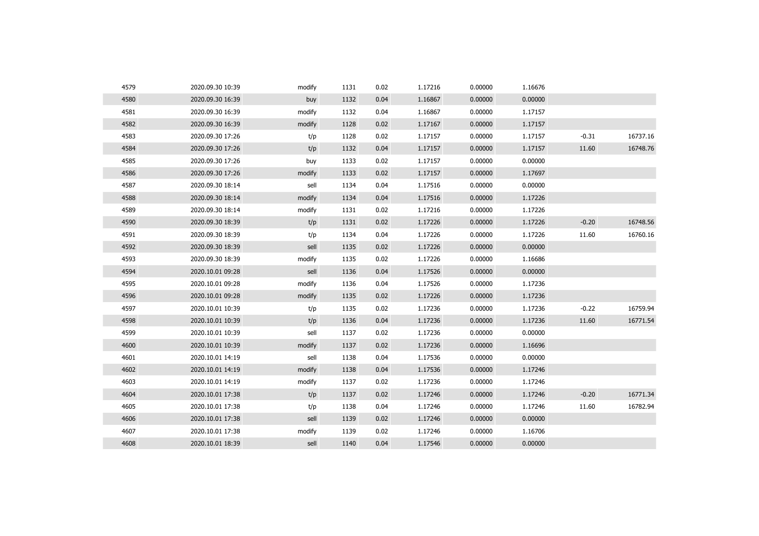| | | | | | | | | | |
|---|---|---|---|---|---|---|---|---|---|
| 4579 | 2020.09.30 10:39 | modify | 1131 | 0.02 | 1.17216 | 0.00000 | 1.16676 | | |
| 4580 | 2020.09.30 16:39 | buy | 1132 | 0.04 | 1.16867 | 0.00000 | 0.00000 | | |
| 4581 | 2020.09.30 16:39 | modify | 1132 | 0.04 | 1.16867 | 0.00000 | 1.17157 | | |
| 4582 | 2020.09.30 16:39 | modify | 1128 | 0.02 | 1.17167 | 0.00000 | 1.17157 | | |
| 4583 | 2020.09.30 17:26 | t/p | 1128 | 0.02 | 1.17157 | 0.00000 | 1.17157 | -0.31 | 16737.16 |
| 4584 | 2020.09.30 17:26 | t/p | 1132 | 0.04 | 1.17157 | 0.00000 | 1.17157 | 11.60 | 16748.76 |
| 4585 | 2020.09.30 17:26 | buy | 1133 | 0.02 | 1.17157 | 0.00000 | 0.00000 | | |
| 4586 | 2020.09.30 17:26 | modify | 1133 | 0.02 | 1.17157 | 0.00000 | 1.17697 | | |
| 4587 | 2020.09.30 18:14 | sell | 1134 | 0.04 | 1.17516 | 0.00000 | 0.00000 | | |
| 4588 | 2020.09.30 18:14 | modify | 1134 | 0.04 | 1.17516 | 0.00000 | 1.17226 | | |
| 4589 | 2020.09.30 18:14 | modify | 1131 | 0.02 | 1.17216 | 0.00000 | 1.17226 | | |
| 4590 | 2020.09.30 18:39 | t/p | 1131 | 0.02 | 1.17226 | 0.00000 | 1.17226 | -0.20 | 16748.56 |
| 4591 | 2020.09.30 18:39 | t/p | 1134 | 0.04 | 1.17226 | 0.00000 | 1.17226 | 11.60 | 16760.16 |
| 4592 | 2020.09.30 18:39 | sell | 1135 | 0.02 | 1.17226 | 0.00000 | 0.00000 | | |
| 4593 | 2020.09.30 18:39 | modify | 1135 | 0.02 | 1.17226 | 0.00000 | 1.16686 | | |
| 4594 | 2020.10.01 09:28 | sell | 1136 | 0.04 | 1.17526 | 0.00000 | 0.00000 | | |
| 4595 | 2020.10.01 09:28 | modify | 1136 | 0.04 | 1.17526 | 0.00000 | 1.17236 | | |
| 4596 | 2020.10.01 09:28 | modify | 1135 | 0.02 | 1.17226 | 0.00000 | 1.17236 | | |
| 4597 | 2020.10.01 10:39 | t/p | 1135 | 0.02 | 1.17236 | 0.00000 | 1.17236 | -0.22 | 16759.94 |
| 4598 | 2020.10.01 10:39 | t/p | 1136 | 0.04 | 1.17236 | 0.00000 | 1.17236 | 11.60 | 16771.54 |
| 4599 | 2020.10.01 10:39 | sell | 1137 | 0.02 | 1.17236 | 0.00000 | 0.00000 | | |
| 4600 | 2020.10.01 10:39 | modify | 1137 | 0.02 | 1.17236 | 0.00000 | 1.16696 | | |
| 4601 | 2020.10.01 14:19 | sell | 1138 | 0.04 | 1.17536 | 0.00000 | 0.00000 | | |
| 4602 | 2020.10.01 14:19 | modify | 1138 | 0.04 | 1.17536 | 0.00000 | 1.17246 | | |
| 4603 | 2020.10.01 14:19 | modify | 1137 | 0.02 | 1.17236 | 0.00000 | 1.17246 | | |
| 4604 | 2020.10.01 17:38 | t/p | 1137 | 0.02 | 1.17246 | 0.00000 | 1.17246 | -0.20 | 16771.34 |
| 4605 | 2020.10.01 17:38 | t/p | 1138 | 0.04 | 1.17246 | 0.00000 | 1.17246 | 11.60 | 16782.94 |
| 4606 | 2020.10.01 17:38 | sell | 1139 | 0.02 | 1.17246 | 0.00000 | 0.00000 | | |
| 4607 | 2020.10.01 17:38 | modify | 1139 | 0.02 | 1.17246 | 0.00000 | 1.16706 | | |
| 4608 | 2020.10.01 18:39 | sell | 1140 | 0.04 | 1.17546 | 0.00000 | 0.00000 | | |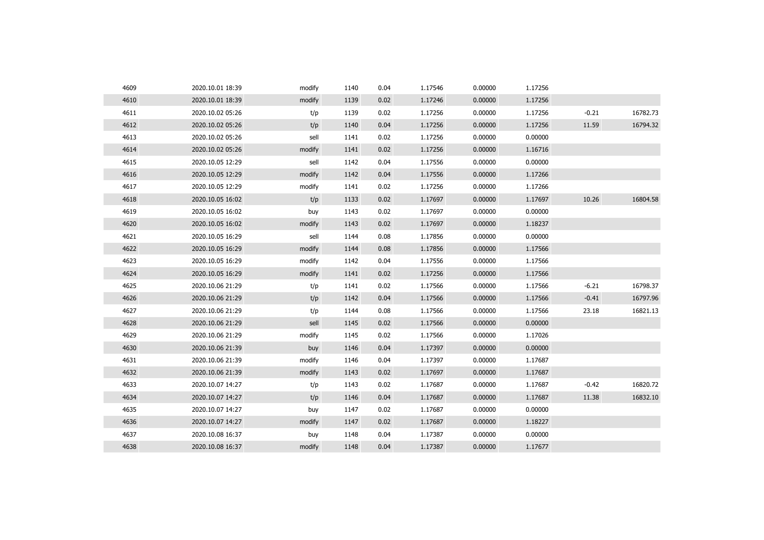| | | | | | | | | | |
|---|---|---|---|---|---|---|---|---|---|
| 4609 | 2020.10.01 18:39 | modify | 1140 | 0.04 | 1.17546 | 0.00000 | 1.17256 | | |
| 4610 | 2020.10.01 18:39 | modify | 1139 | 0.02 | 1.17246 | 0.00000 | 1.17256 | | |
| 4611 | 2020.10.02 05:26 | t/p | 1139 | 0.02 | 1.17256 | 0.00000 | 1.17256 | -0.21 | 16782.73 |
| 4612 | 2020.10.02 05:26 | t/p | 1140 | 0.04 | 1.17256 | 0.00000 | 1.17256 | 11.59 | 16794.32 |
| 4613 | 2020.10.02 05:26 | sell | 1141 | 0.02 | 1.17256 | 0.00000 | 0.00000 | | |
| 4614 | 2020.10.02 05:26 | modify | 1141 | 0.02 | 1.17256 | 0.00000 | 1.16716 | | |
| 4615 | 2020.10.05 12:29 | sell | 1142 | 0.04 | 1.17556 | 0.00000 | 0.00000 | | |
| 4616 | 2020.10.05 12:29 | modify | 1142 | 0.04 | 1.17556 | 0.00000 | 1.17266 | | |
| 4617 | 2020.10.05 12:29 | modify | 1141 | 0.02 | 1.17256 | 0.00000 | 1.17266 | | |
| 4618 | 2020.10.05 16:02 | t/p | 1133 | 0.02 | 1.17697 | 0.00000 | 1.17697 | 10.26 | 16804.58 |
| 4619 | 2020.10.05 16:02 | buy | 1143 | 0.02 | 1.17697 | 0.00000 | 0.00000 | | |
| 4620 | 2020.10.05 16:02 | modify | 1143 | 0.02 | 1.17697 | 0.00000 | 1.18237 | | |
| 4621 | 2020.10.05 16:29 | sell | 1144 | 0.08 | 1.17856 | 0.00000 | 0.00000 | | |
| 4622 | 2020.10.05 16:29 | modify | 1144 | 0.08 | 1.17856 | 0.00000 | 1.17566 | | |
| 4623 | 2020.10.05 16:29 | modify | 1142 | 0.04 | 1.17556 | 0.00000 | 1.17566 | | |
| 4624 | 2020.10.05 16:29 | modify | 1141 | 0.02 | 1.17256 | 0.00000 | 1.17566 | | |
| 4625 | 2020.10.06 21:29 | t/p | 1141 | 0.02 | 1.17566 | 0.00000 | 1.17566 | -6.21 | 16798.37 |
| 4626 | 2020.10.06 21:29 | t/p | 1142 | 0.04 | 1.17566 | 0.00000 | 1.17566 | -0.41 | 16797.96 |
| 4627 | 2020.10.06 21:29 | t/p | 1144 | 0.08 | 1.17566 | 0.00000 | 1.17566 | 23.18 | 16821.13 |
| 4628 | 2020.10.06 21:29 | sell | 1145 | 0.02 | 1.17566 | 0.00000 | 0.00000 | | |
| 4629 | 2020.10.06 21:29 | modify | 1145 | 0.02 | 1.17566 | 0.00000 | 1.17026 | | |
| 4630 | 2020.10.06 21:39 | buy | 1146 | 0.04 | 1.17397 | 0.00000 | 0.00000 | | |
| 4631 | 2020.10.06 21:39 | modify | 1146 | 0.04 | 1.17397 | 0.00000 | 1.17687 | | |
| 4632 | 2020.10.06 21:39 | modify | 1143 | 0.02 | 1.17697 | 0.00000 | 1.17687 | | |
| 4633 | 2020.10.07 14:27 | t/p | 1143 | 0.02 | 1.17687 | 0.00000 | 1.17687 | -0.42 | 16820.72 |
| 4634 | 2020.10.07 14:27 | t/p | 1146 | 0.04 | 1.17687 | 0.00000 | 1.17687 | 11.38 | 16832.10 |
| 4635 | 2020.10.07 14:27 | buy | 1147 | 0.02 | 1.17687 | 0.00000 | 0.00000 | | |
| 4636 | 2020.10.07 14:27 | modify | 1147 | 0.02 | 1.17687 | 0.00000 | 1.18227 | | |
| 4637 | 2020.10.08 16:37 | buy | 1148 | 0.04 | 1.17387 | 0.00000 | 0.00000 | | |
| 4638 | 2020.10.08 16:37 | modify | 1148 | 0.04 | 1.17387 | 0.00000 | 1.17677 | | |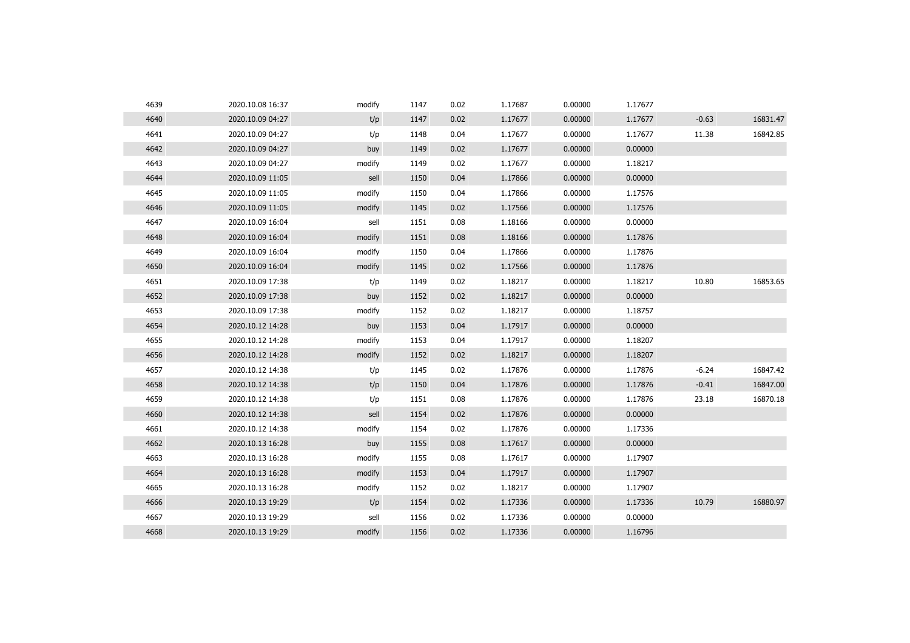| | | | | | | | | | |
|---|---|---|---|---|---|---|---|---|---|
| 4639 | 2020.10.08 16:37 | modify | 1147 | 0.02 | 1.17687 | 0.00000 | 1.17677 | | |
| 4640 | 2020.10.09 04:27 | t/p | 1147 | 0.02 | 1.17677 | 0.00000 | 1.17677 | -0.63 | 16831.47 |
| 4641 | 2020.10.09 04:27 | t/p | 1148 | 0.04 | 1.17677 | 0.00000 | 1.17677 | 11.38 | 16842.85 |
| 4642 | 2020.10.09 04:27 | buy | 1149 | 0.02 | 1.17677 | 0.00000 | 0.00000 | | |
| 4643 | 2020.10.09 04:27 | modify | 1149 | 0.02 | 1.17677 | 0.00000 | 1.18217 | | |
| 4644 | 2020.10.09 11:05 | sell | 1150 | 0.04 | 1.17866 | 0.00000 | 0.00000 | | |
| 4645 | 2020.10.09 11:05 | modify | 1150 | 0.04 | 1.17866 | 0.00000 | 1.17576 | | |
| 4646 | 2020.10.09 11:05 | modify | 1145 | 0.02 | 1.17566 | 0.00000 | 1.17576 | | |
| 4647 | 2020.10.09 16:04 | sell | 1151 | 0.08 | 1.18166 | 0.00000 | 0.00000 | | |
| 4648 | 2020.10.09 16:04 | modify | 1151 | 0.08 | 1.18166 | 0.00000 | 1.17876 | | |
| 4649 | 2020.10.09 16:04 | modify | 1150 | 0.04 | 1.17866 | 0.00000 | 1.17876 | | |
| 4650 | 2020.10.09 16:04 | modify | 1145 | 0.02 | 1.17566 | 0.00000 | 1.17876 | | |
| 4651 | 2020.10.09 17:38 | t/p | 1149 | 0.02 | 1.18217 | 0.00000 | 1.18217 | 10.80 | 16853.65 |
| 4652 | 2020.10.09 17:38 | buy | 1152 | 0.02 | 1.18217 | 0.00000 | 0.00000 | | |
| 4653 | 2020.10.09 17:38 | modify | 1152 | 0.02 | 1.18217 | 0.00000 | 1.18757 | | |
| 4654 | 2020.10.12 14:28 | buy | 1153 | 0.04 | 1.17917 | 0.00000 | 0.00000 | | |
| 4655 | 2020.10.12 14:28 | modify | 1153 | 0.04 | 1.17917 | 0.00000 | 1.18207 | | |
| 4656 | 2020.10.12 14:28 | modify | 1152 | 0.02 | 1.18217 | 0.00000 | 1.18207 | | |
| 4657 | 2020.10.12 14:38 | t/p | 1145 | 0.02 | 1.17876 | 0.00000 | 1.17876 | -6.24 | 16847.42 |
| 4658 | 2020.10.12 14:38 | t/p | 1150 | 0.04 | 1.17876 | 0.00000 | 1.17876 | -0.41 | 16847.00 |
| 4659 | 2020.10.12 14:38 | t/p | 1151 | 0.08 | 1.17876 | 0.00000 | 1.17876 | 23.18 | 16870.18 |
| 4660 | 2020.10.12 14:38 | sell | 1154 | 0.02 | 1.17876 | 0.00000 | 0.00000 | | |
| 4661 | 2020.10.12 14:38 | modify | 1154 | 0.02 | 1.17876 | 0.00000 | 1.17336 | | |
| 4662 | 2020.10.13 16:28 | buy | 1155 | 0.08 | 1.17617 | 0.00000 | 0.00000 | | |
| 4663 | 2020.10.13 16:28 | modify | 1155 | 0.08 | 1.17617 | 0.00000 | 1.17907 | | |
| 4664 | 2020.10.13 16:28 | modify | 1153 | 0.04 | 1.17917 | 0.00000 | 1.17907 | | |
| 4665 | 2020.10.13 16:28 | modify | 1152 | 0.02 | 1.18217 | 0.00000 | 1.17907 | | |
| 4666 | 2020.10.13 19:29 | t/p | 1154 | 0.02 | 1.17336 | 0.00000 | 1.17336 | 10.79 | 16880.97 |
| 4667 | 2020.10.13 19:29 | sell | 1156 | 0.02 | 1.17336 | 0.00000 | 0.00000 | | |
| 4668 | 2020.10.13 19:29 | modify | 1156 | 0.02 | 1.17336 | 0.00000 | 1.16796 | | |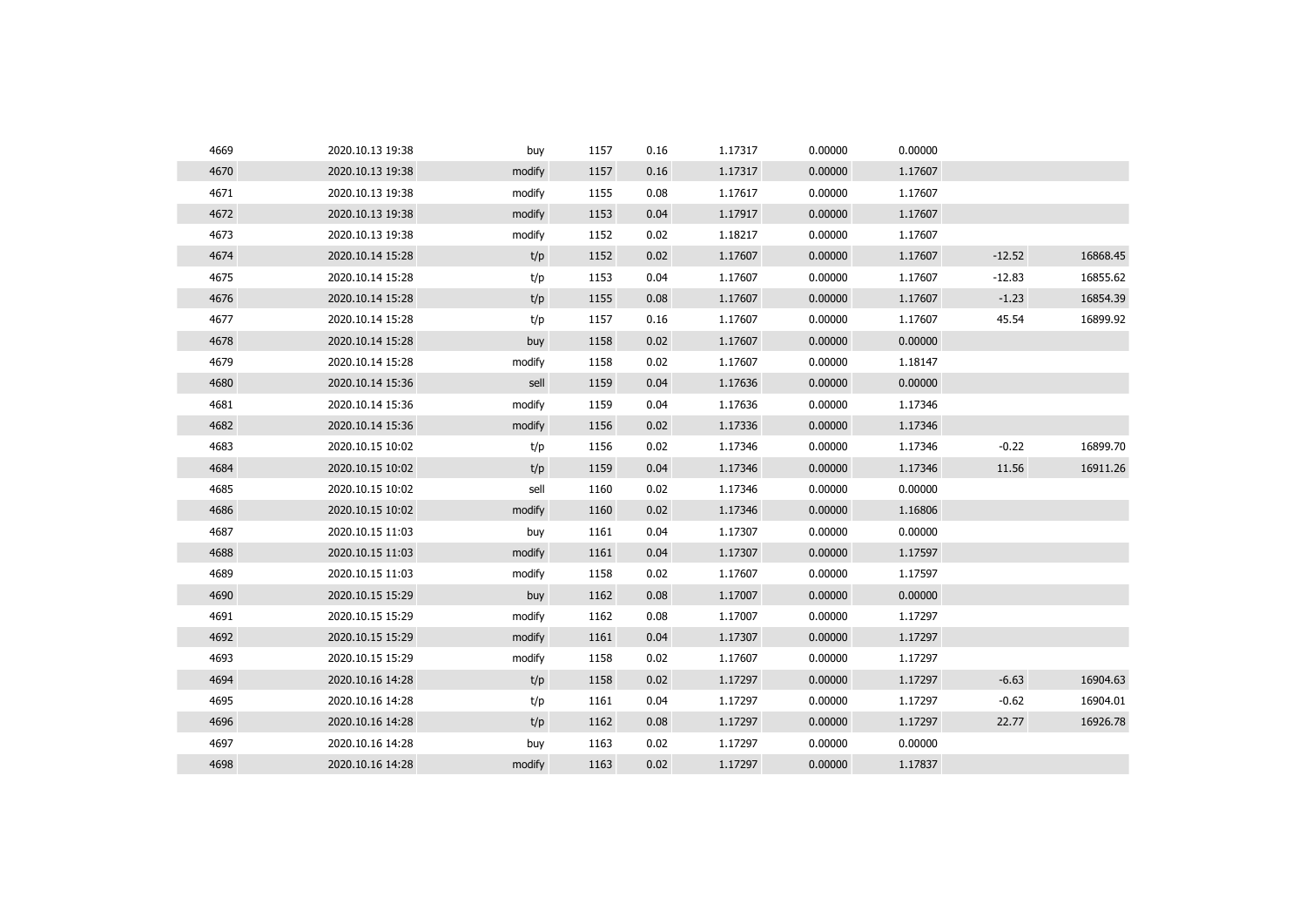| | | | | | | | | | |
|---|---|---|---|---|---|---|---|---|---|
| 4669 | 2020.10.13 19:38 | buy | 1157 | 0.16 | 1.17317 | 0.00000 | 0.00000 | | |
| 4670 | 2020.10.13 19:38 | modify | 1157 | 0.16 | 1.17317 | 0.00000 | 1.17607 | | |
| 4671 | 2020.10.13 19:38 | modify | 1155 | 0.08 | 1.17617 | 0.00000 | 1.17607 | | |
| 4672 | 2020.10.13 19:38 | modify | 1153 | 0.04 | 1.17917 | 0.00000 | 1.17607 | | |
| 4673 | 2020.10.13 19:38 | modify | 1152 | 0.02 | 1.18217 | 0.00000 | 1.17607 | | |
| 4674 | 2020.10.14 15:28 | t/p | 1152 | 0.02 | 1.17607 | 0.00000 | 1.17607 | -12.52 | 16868.45 |
| 4675 | 2020.10.14 15:28 | t/p | 1153 | 0.04 | 1.17607 | 0.00000 | 1.17607 | -12.83 | 16855.62 |
| 4676 | 2020.10.14 15:28 | t/p | 1155 | 0.08 | 1.17607 | 0.00000 | 1.17607 | -1.23 | 16854.39 |
| 4677 | 2020.10.14 15:28 | t/p | 1157 | 0.16 | 1.17607 | 0.00000 | 1.17607 | 45.54 | 16899.92 |
| 4678 | 2020.10.14 15:28 | buy | 1158 | 0.02 | 1.17607 | 0.00000 | 0.00000 | | |
| 4679 | 2020.10.14 15:28 | modify | 1158 | 0.02 | 1.17607 | 0.00000 | 1.18147 | | |
| 4680 | 2020.10.14 15:36 | sell | 1159 | 0.04 | 1.17636 | 0.00000 | 0.00000 | | |
| 4681 | 2020.10.14 15:36 | modify | 1159 | 0.04 | 1.17636 | 0.00000 | 1.17346 | | |
| 4682 | 2020.10.14 15:36 | modify | 1156 | 0.02 | 1.17336 | 0.00000 | 1.17346 | | |
| 4683 | 2020.10.15 10:02 | t/p | 1156 | 0.02 | 1.17346 | 0.00000 | 1.17346 | -0.22 | 16899.70 |
| 4684 | 2020.10.15 10:02 | t/p | 1159 | 0.04 | 1.17346 | 0.00000 | 1.17346 | 11.56 | 16911.26 |
| 4685 | 2020.10.15 10:02 | sell | 1160 | 0.02 | 1.17346 | 0.00000 | 0.00000 | | |
| 4686 | 2020.10.15 10:02 | modify | 1160 | 0.02 | 1.17346 | 0.00000 | 1.16806 | | |
| 4687 | 2020.10.15 11:03 | buy | 1161 | 0.04 | 1.17307 | 0.00000 | 0.00000 | | |
| 4688 | 2020.10.15 11:03 | modify | 1161 | 0.04 | 1.17307 | 0.00000 | 1.17597 | | |
| 4689 | 2020.10.15 11:03 | modify | 1158 | 0.02 | 1.17607 | 0.00000 | 1.17597 | | |
| 4690 | 2020.10.15 15:29 | buy | 1162 | 0.08 | 1.17007 | 0.00000 | 0.00000 | | |
| 4691 | 2020.10.15 15:29 | modify | 1162 | 0.08 | 1.17007 | 0.00000 | 1.17297 | | |
| 4692 | 2020.10.15 15:29 | modify | 1161 | 0.04 | 1.17307 | 0.00000 | 1.17297 | | |
| 4693 | 2020.10.15 15:29 | modify | 1158 | 0.02 | 1.17607 | 0.00000 | 1.17297 | | |
| 4694 | 2020.10.16 14:28 | t/p | 1158 | 0.02 | 1.17297 | 0.00000 | 1.17297 | -6.63 | 16904.63 |
| 4695 | 2020.10.16 14:28 | t/p | 1161 | 0.04 | 1.17297 | 0.00000 | 1.17297 | -0.62 | 16904.01 |
| 4696 | 2020.10.16 14:28 | t/p | 1162 | 0.08 | 1.17297 | 0.00000 | 1.17297 | 22.77 | 16926.78 |
| 4697 | 2020.10.16 14:28 | buy | 1163 | 0.02 | 1.17297 | 0.00000 | 0.00000 | | |
| 4698 | 2020.10.16 14:28 | modify | 1163 | 0.02 | 1.17297 | 0.00000 | 1.17837 | | |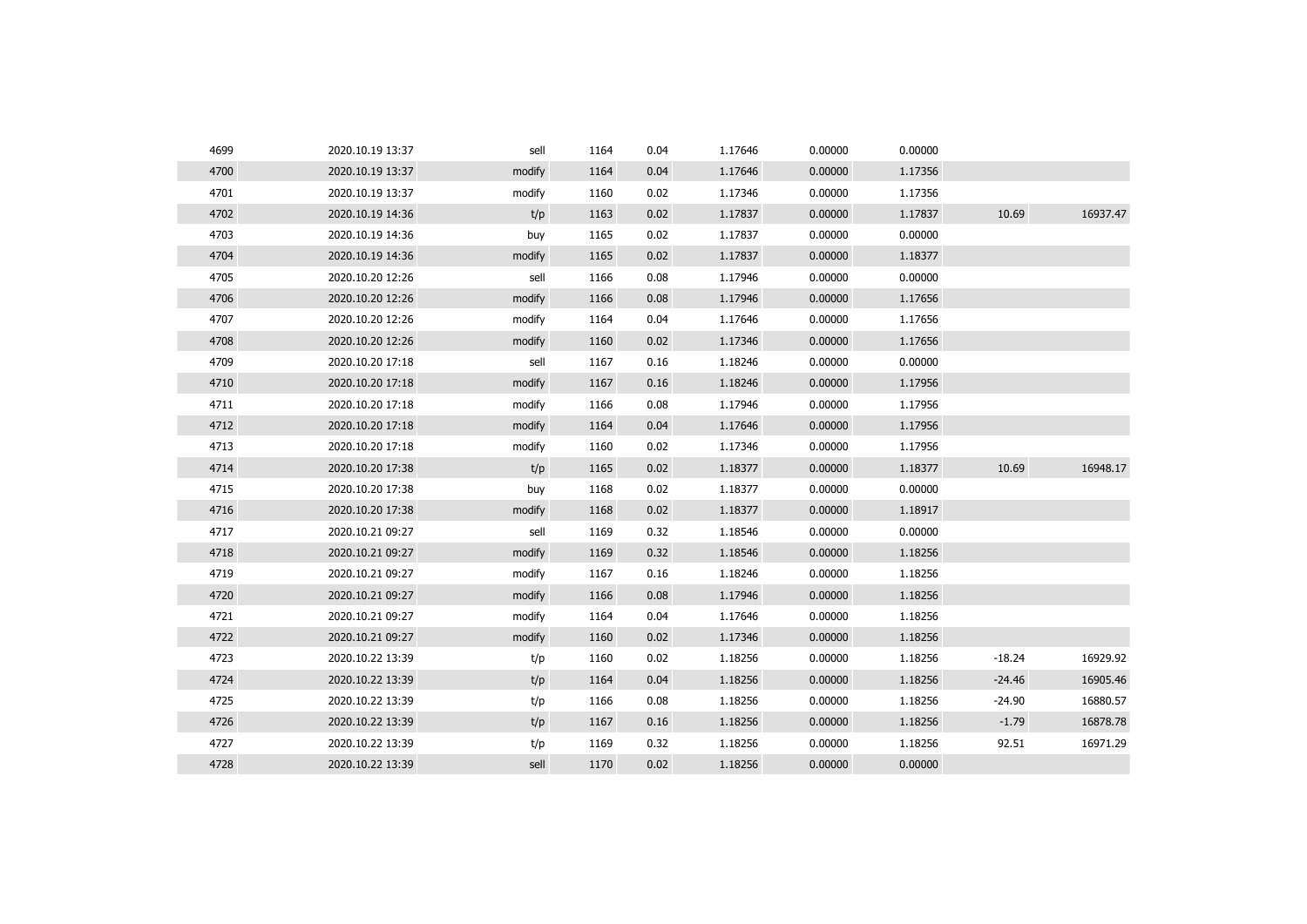| | | | | | | | | | |
|---|---|---|---|---|---|---|---|---|---|
| 4699 | 2020.10.19 13:37 | sell | 1164 | 0.04 | 1.17646 | 0.00000 | 0.00000 | | |
| 4700 | 2020.10.19 13:37 | modify | 1164 | 0.04 | 1.17646 | 0.00000 | 1.17356 | | |
| 4701 | 2020.10.19 13:37 | modify | 1160 | 0.02 | 1.17346 | 0.00000 | 1.17356 | | |
| 4702 | 2020.10.19 14:36 | t/p | 1163 | 0.02 | 1.17837 | 0.00000 | 1.17837 | 10.69 | 16937.47 |
| 4703 | 2020.10.19 14:36 | buy | 1165 | 0.02 | 1.17837 | 0.00000 | 0.00000 | | |
| 4704 | 2020.10.19 14:36 | modify | 1165 | 0.02 | 1.17837 | 0.00000 | 1.18377 | | |
| 4705 | 2020.10.20 12:26 | sell | 1166 | 0.08 | 1.17946 | 0.00000 | 0.00000 | | |
| 4706 | 2020.10.20 12:26 | modify | 1166 | 0.08 | 1.17946 | 0.00000 | 1.17656 | | |
| 4707 | 2020.10.20 12:26 | modify | 1164 | 0.04 | 1.17646 | 0.00000 | 1.17656 | | |
| 4708 | 2020.10.20 12:26 | modify | 1160 | 0.02 | 1.17346 | 0.00000 | 1.17656 | | |
| 4709 | 2020.10.20 17:18 | sell | 1167 | 0.16 | 1.18246 | 0.00000 | 0.00000 | | |
| 4710 | 2020.10.20 17:18 | modify | 1167 | 0.16 | 1.18246 | 0.00000 | 1.17956 | | |
| 4711 | 2020.10.20 17:18 | modify | 1166 | 0.08 | 1.17946 | 0.00000 | 1.17956 | | |
| 4712 | 2020.10.20 17:18 | modify | 1164 | 0.04 | 1.17646 | 0.00000 | 1.17956 | | |
| 4713 | 2020.10.20 17:18 | modify | 1160 | 0.02 | 1.17346 | 0.00000 | 1.17956 | | |
| 4714 | 2020.10.20 17:38 | t/p | 1165 | 0.02 | 1.18377 | 0.00000 | 1.18377 | 10.69 | 16948.17 |
| 4715 | 2020.10.20 17:38 | buy | 1168 | 0.02 | 1.18377 | 0.00000 | 0.00000 | | |
| 4716 | 2020.10.20 17:38 | modify | 1168 | 0.02 | 1.18377 | 0.00000 | 1.18917 | | |
| 4717 | 2020.10.21 09:27 | sell | 1169 | 0.32 | 1.18546 | 0.00000 | 0.00000 | | |
| 4718 | 2020.10.21 09:27 | modify | 1169 | 0.32 | 1.18546 | 0.00000 | 1.18256 | | |
| 4719 | 2020.10.21 09:27 | modify | 1167 | 0.16 | 1.18246 | 0.00000 | 1.18256 | | |
| 4720 | 2020.10.21 09:27 | modify | 1166 | 0.08 | 1.17946 | 0.00000 | 1.18256 | | |
| 4721 | 2020.10.21 09:27 | modify | 1164 | 0.04 | 1.17646 | 0.00000 | 1.18256 | | |
| 4722 | 2020.10.21 09:27 | modify | 1160 | 0.02 | 1.17346 | 0.00000 | 1.18256 | | |
| 4723 | 2020.10.22 13:39 | t/p | 1160 | 0.02 | 1.18256 | 0.00000 | 1.18256 | -18.24 | 16929.92 |
| 4724 | 2020.10.22 13:39 | t/p | 1164 | 0.04 | 1.18256 | 0.00000 | 1.18256 | -24.46 | 16905.46 |
| 4725 | 2020.10.22 13:39 | t/p | 1166 | 0.08 | 1.18256 | 0.00000 | 1.18256 | -24.90 | 16880.57 |
| 4726 | 2020.10.22 13:39 | t/p | 1167 | 0.16 | 1.18256 | 0.00000 | 1.18256 | -1.79 | 16878.78 |
| 4727 | 2020.10.22 13:39 | t/p | 1169 | 0.32 | 1.18256 | 0.00000 | 1.18256 | 92.51 | 16971.29 |
| 4728 | 2020.10.22 13:39 | sell | 1170 | 0.02 | 1.18256 | 0.00000 | 0.00000 | | |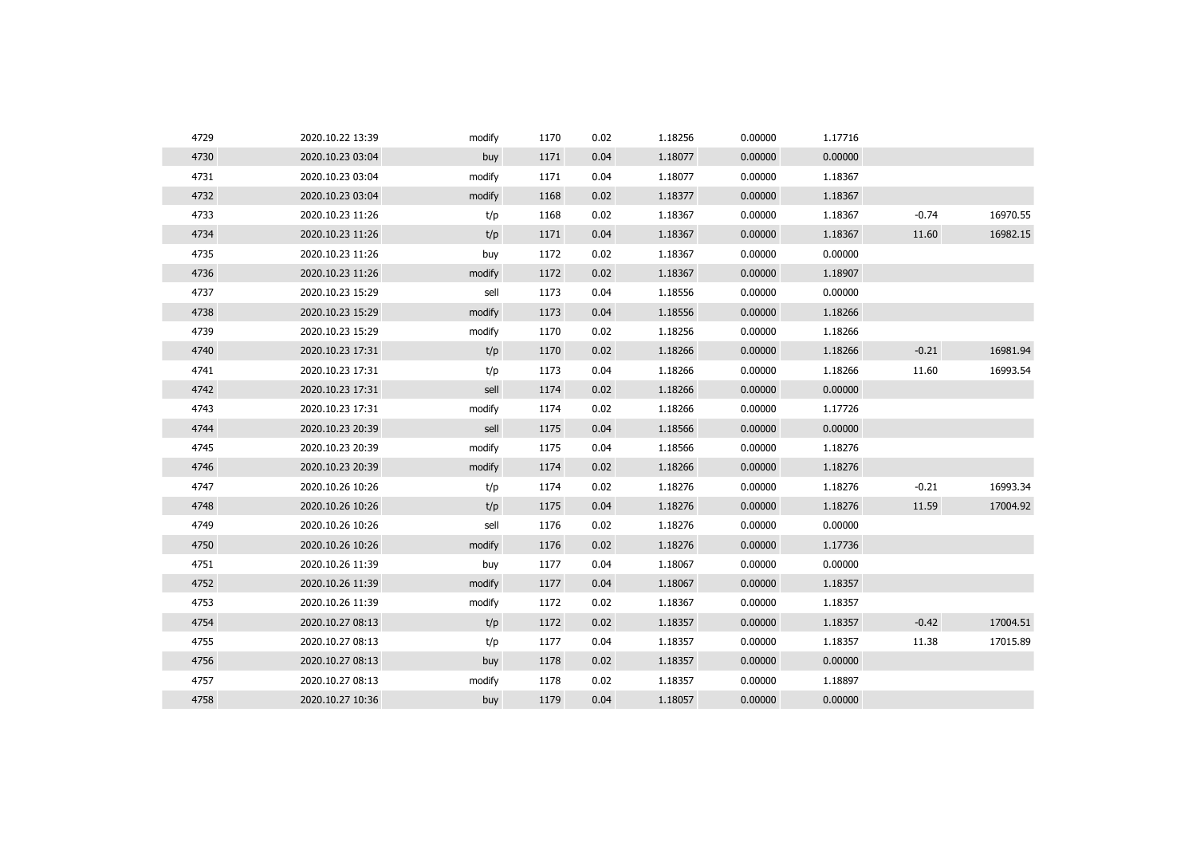| | | | | | | | | | |
|---|---|---|---|---|---|---|---|---|---|
| 4729 | 2020.10.22 13:39 | modify | 1170 | 0.02 | 1.18256 | 0.00000 | 1.17716 | | |
| 4730 | 2020.10.23 03:04 | buy | 1171 | 0.04 | 1.18077 | 0.00000 | 0.00000 | | |
| 4731 | 2020.10.23 03:04 | modify | 1171 | 0.04 | 1.18077 | 0.00000 | 1.18367 | | |
| 4732 | 2020.10.23 03:04 | modify | 1168 | 0.02 | 1.18377 | 0.00000 | 1.18367 | | |
| 4733 | 2020.10.23 11:26 | t/p | 1168 | 0.02 | 1.18367 | 0.00000 | 1.18367 | -0.74 | 16970.55 |
| 4734 | 2020.10.23 11:26 | t/p | 1171 | 0.04 | 1.18367 | 0.00000 | 1.18367 | 11.60 | 16982.15 |
| 4735 | 2020.10.23 11:26 | buy | 1172 | 0.02 | 1.18367 | 0.00000 | 0.00000 | | |
| 4736 | 2020.10.23 11:26 | modify | 1172 | 0.02 | 1.18367 | 0.00000 | 1.18907 | | |
| 4737 | 2020.10.23 15:29 | sell | 1173 | 0.04 | 1.18556 | 0.00000 | 0.00000 | | |
| 4738 | 2020.10.23 15:29 | modify | 1173 | 0.04 | 1.18556 | 0.00000 | 1.18266 | | |
| 4739 | 2020.10.23 15:29 | modify | 1170 | 0.02 | 1.18256 | 0.00000 | 1.18266 | | |
| 4740 | 2020.10.23 17:31 | t/p | 1170 | 0.02 | 1.18266 | 0.00000 | 1.18266 | -0.21 | 16981.94 |
| 4741 | 2020.10.23 17:31 | t/p | 1173 | 0.04 | 1.18266 | 0.00000 | 1.18266 | 11.60 | 16993.54 |
| 4742 | 2020.10.23 17:31 | sell | 1174 | 0.02 | 1.18266 | 0.00000 | 0.00000 | | |
| 4743 | 2020.10.23 17:31 | modify | 1174 | 0.02 | 1.18266 | 0.00000 | 1.17726 | | |
| 4744 | 2020.10.23 20:39 | sell | 1175 | 0.04 | 1.18566 | 0.00000 | 0.00000 | | |
| 4745 | 2020.10.23 20:39 | modify | 1175 | 0.04 | 1.18566 | 0.00000 | 1.18276 | | |
| 4746 | 2020.10.23 20:39 | modify | 1174 | 0.02 | 1.18266 | 0.00000 | 1.18276 | | |
| 4747 | 2020.10.26 10:26 | t/p | 1174 | 0.02 | 1.18276 | 0.00000 | 1.18276 | -0.21 | 16993.34 |
| 4748 | 2020.10.26 10:26 | t/p | 1175 | 0.04 | 1.18276 | 0.00000 | 1.18276 | 11.59 | 17004.92 |
| 4749 | 2020.10.26 10:26 | sell | 1176 | 0.02 | 1.18276 | 0.00000 | 0.00000 | | |
| 4750 | 2020.10.26 10:26 | modify | 1176 | 0.02 | 1.18276 | 0.00000 | 1.17736 | | |
| 4751 | 2020.10.26 11:39 | buy | 1177 | 0.04 | 1.18067 | 0.00000 | 0.00000 | | |
| 4752 | 2020.10.26 11:39 | modify | 1177 | 0.04 | 1.18067 | 0.00000 | 1.18357 | | |
| 4753 | 2020.10.26 11:39 | modify | 1172 | 0.02 | 1.18367 | 0.00000 | 1.18357 | | |
| 4754 | 2020.10.27 08:13 | t/p | 1172 | 0.02 | 1.18357 | 0.00000 | 1.18357 | -0.42 | 17004.51 |
| 4755 | 2020.10.27 08:13 | t/p | 1177 | 0.04 | 1.18357 | 0.00000 | 1.18357 | 11.38 | 17015.89 |
| 4756 | 2020.10.27 08:13 | buy | 1178 | 0.02 | 1.18357 | 0.00000 | 0.00000 | | |
| 4757 | 2020.10.27 08:13 | modify | 1178 | 0.02 | 1.18357 | 0.00000 | 1.18897 | | |
| 4758 | 2020.10.27 10:36 | buy | 1179 | 0.04 | 1.18057 | 0.00000 | 0.00000 | | |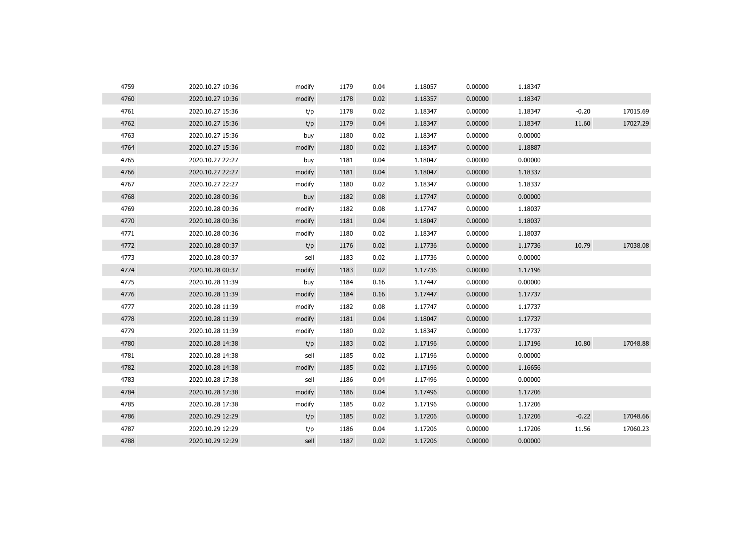| | | | | | | | | | |
|---|---|---|---|---|---|---|---|---|---|
| 4759 | 2020.10.27 10:36 | modify | 1179 | 0.04 | 1.18057 | 0.00000 | 1.18347 | | |
| 4760 | 2020.10.27 10:36 | modify | 1178 | 0.02 | 1.18357 | 0.00000 | 1.18347 | | |
| 4761 | 2020.10.27 15:36 | t/p | 1178 | 0.02 | 1.18347 | 0.00000 | 1.18347 | -0.20 | 17015.69 |
| 4762 | 2020.10.27 15:36 | t/p | 1179 | 0.04 | 1.18347 | 0.00000 | 1.18347 | 11.60 | 17027.29 |
| 4763 | 2020.10.27 15:36 | buy | 1180 | 0.02 | 1.18347 | 0.00000 | 0.00000 | | |
| 4764 | 2020.10.27 15:36 | modify | 1180 | 0.02 | 1.18347 | 0.00000 | 1.18887 | | |
| 4765 | 2020.10.27 22:27 | buy | 1181 | 0.04 | 1.18047 | 0.00000 | 0.00000 | | |
| 4766 | 2020.10.27 22:27 | modify | 1181 | 0.04 | 1.18047 | 0.00000 | 1.18337 | | |
| 4767 | 2020.10.27 22:27 | modify | 1180 | 0.02 | 1.18347 | 0.00000 | 1.18337 | | |
| 4768 | 2020.10.28 00:36 | buy | 1182 | 0.08 | 1.17747 | 0.00000 | 0.00000 | | |
| 4769 | 2020.10.28 00:36 | modify | 1182 | 0.08 | 1.17747 | 0.00000 | 1.18037 | | |
| 4770 | 2020.10.28 00:36 | modify | 1181 | 0.04 | 1.18047 | 0.00000 | 1.18037 | | |
| 4771 | 2020.10.28 00:36 | modify | 1180 | 0.02 | 1.18347 | 0.00000 | 1.18037 | | |
| 4772 | 2020.10.28 00:37 | t/p | 1176 | 0.02 | 1.17736 | 0.00000 | 1.17736 | 10.79 | 17038.08 |
| 4773 | 2020.10.28 00:37 | sell | 1183 | 0.02 | 1.17736 | 0.00000 | 0.00000 | | |
| 4774 | 2020.10.28 00:37 | modify | 1183 | 0.02 | 1.17736 | 0.00000 | 1.17196 | | |
| 4775 | 2020.10.28 11:39 | buy | 1184 | 0.16 | 1.17447 | 0.00000 | 0.00000 | | |
| 4776 | 2020.10.28 11:39 | modify | 1184 | 0.16 | 1.17447 | 0.00000 | 1.17737 | | |
| 4777 | 2020.10.28 11:39 | modify | 1182 | 0.08 | 1.17747 | 0.00000 | 1.17737 | | |
| 4778 | 2020.10.28 11:39 | modify | 1181 | 0.04 | 1.18047 | 0.00000 | 1.17737 | | |
| 4779 | 2020.10.28 11:39 | modify | 1180 | 0.02 | 1.18347 | 0.00000 | 1.17737 | | |
| 4780 | 2020.10.28 14:38 | t/p | 1183 | 0.02 | 1.17196 | 0.00000 | 1.17196 | 10.80 | 17048.88 |
| 4781 | 2020.10.28 14:38 | sell | 1185 | 0.02 | 1.17196 | 0.00000 | 0.00000 | | |
| 4782 | 2020.10.28 14:38 | modify | 1185 | 0.02 | 1.17196 | 0.00000 | 1.16656 | | |
| 4783 | 2020.10.28 17:38 | sell | 1186 | 0.04 | 1.17496 | 0.00000 | 0.00000 | | |
| 4784 | 2020.10.28 17:38 | modify | 1186 | 0.04 | 1.17496 | 0.00000 | 1.17206 | | |
| 4785 | 2020.10.28 17:38 | modify | 1185 | 0.02 | 1.17196 | 0.00000 | 1.17206 | | |
| 4786 | 2020.10.29 12:29 | t/p | 1185 | 0.02 | 1.17206 | 0.00000 | 1.17206 | -0.22 | 17048.66 |
| 4787 | 2020.10.29 12:29 | t/p | 1186 | 0.04 | 1.17206 | 0.00000 | 1.17206 | 11.56 | 17060.23 |
| 4788 | 2020.10.29 12:29 | sell | 1187 | 0.02 | 1.17206 | 0.00000 | 0.00000 | | |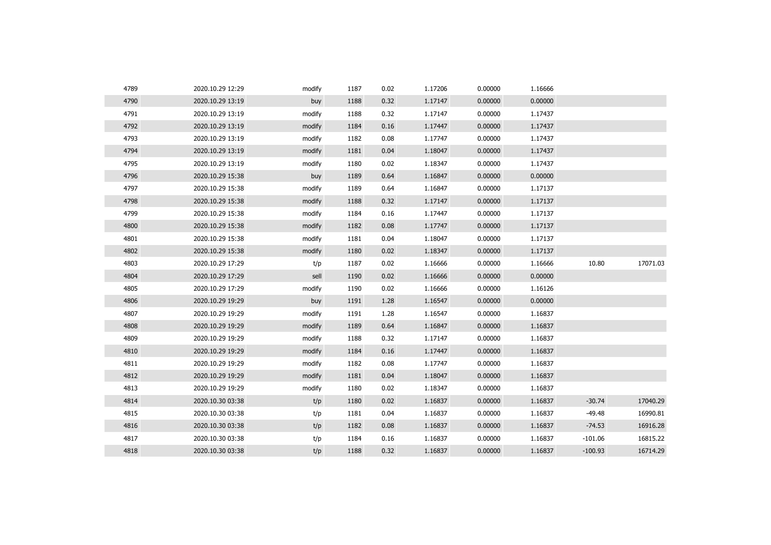| | | | | | | | | | |
|---|---|---|---|---|---|---|---|---|---|
| 4789 | 2020.10.29 12:29 | modify | 1187 | 0.02 | 1.17206 | 0.00000 | 1.16666 | | |
| 4790 | 2020.10.29 13:19 | buy | 1188 | 0.32 | 1.17147 | 0.00000 | 0.00000 | | |
| 4791 | 2020.10.29 13:19 | modify | 1188 | 0.32 | 1.17147 | 0.00000 | 1.17437 | | |
| 4792 | 2020.10.29 13:19 | modify | 1184 | 0.16 | 1.17447 | 0.00000 | 1.17437 | | |
| 4793 | 2020.10.29 13:19 | modify | 1182 | 0.08 | 1.17747 | 0.00000 | 1.17437 | | |
| 4794 | 2020.10.29 13:19 | modify | 1181 | 0.04 | 1.18047 | 0.00000 | 1.17437 | | |
| 4795 | 2020.10.29 13:19 | modify | 1180 | 0.02 | 1.18347 | 0.00000 | 1.17437 | | |
| 4796 | 2020.10.29 15:38 | buy | 1189 | 0.64 | 1.16847 | 0.00000 | 0.00000 | | |
| 4797 | 2020.10.29 15:38 | modify | 1189 | 0.64 | 1.16847 | 0.00000 | 1.17137 | | |
| 4798 | 2020.10.29 15:38 | modify | 1188 | 0.32 | 1.17147 | 0.00000 | 1.17137 | | |
| 4799 | 2020.10.29 15:38 | modify | 1184 | 0.16 | 1.17447 | 0.00000 | 1.17137 | | |
| 4800 | 2020.10.29 15:38 | modify | 1182 | 0.08 | 1.17747 | 0.00000 | 1.17137 | | |
| 4801 | 2020.10.29 15:38 | modify | 1181 | 0.04 | 1.18047 | 0.00000 | 1.17137 | | |
| 4802 | 2020.10.29 15:38 | modify | 1180 | 0.02 | 1.18347 | 0.00000 | 1.17137 | | |
| 4803 | 2020.10.29 17:29 | t/p | 1187 | 0.02 | 1.16666 | 0.00000 | 1.16666 | 10.80 | 17071.03 |
| 4804 | 2020.10.29 17:29 | sell | 1190 | 0.02 | 1.16666 | 0.00000 | 0.00000 | | |
| 4805 | 2020.10.29 17:29 | modify | 1190 | 0.02 | 1.16666 | 0.00000 | 1.16126 | | |
| 4806 | 2020.10.29 19:29 | buy | 1191 | 1.28 | 1.16547 | 0.00000 | 0.00000 | | |
| 4807 | 2020.10.29 19:29 | modify | 1191 | 1.28 | 1.16547 | 0.00000 | 1.16837 | | |
| 4808 | 2020.10.29 19:29 | modify | 1189 | 0.64 | 1.16847 | 0.00000 | 1.16837 | | |
| 4809 | 2020.10.29 19:29 | modify | 1188 | 0.32 | 1.17147 | 0.00000 | 1.16837 | | |
| 4810 | 2020.10.29 19:29 | modify | 1184 | 0.16 | 1.17447 | 0.00000 | 1.16837 | | |
| 4811 | 2020.10.29 19:29 | modify | 1182 | 0.08 | 1.17747 | 0.00000 | 1.16837 | | |
| 4812 | 2020.10.29 19:29 | modify | 1181 | 0.04 | 1.18047 | 0.00000 | 1.16837 | | |
| 4813 | 2020.10.29 19:29 | modify | 1180 | 0.02 | 1.18347 | 0.00000 | 1.16837 | | |
| 4814 | 2020.10.30 03:38 | t/p | 1180 | 0.02 | 1.16837 | 0.00000 | 1.16837 | -30.74 | 17040.29 |
| 4815 | 2020.10.30 03:38 | t/p | 1181 | 0.04 | 1.16837 | 0.00000 | 1.16837 | -49.48 | 16990.81 |
| 4816 | 2020.10.30 03:38 | t/p | 1182 | 0.08 | 1.16837 | 0.00000 | 1.16837 | -74.53 | 16916.28 |
| 4817 | 2020.10.30 03:38 | t/p | 1184 | 0.16 | 1.16837 | 0.00000 | 1.16837 | -101.06 | 16815.22 |
| 4818 | 2020.10.30 03:38 | t/p | 1188 | 0.32 | 1.16837 | 0.00000 | 1.16837 | -100.93 | 16714.29 |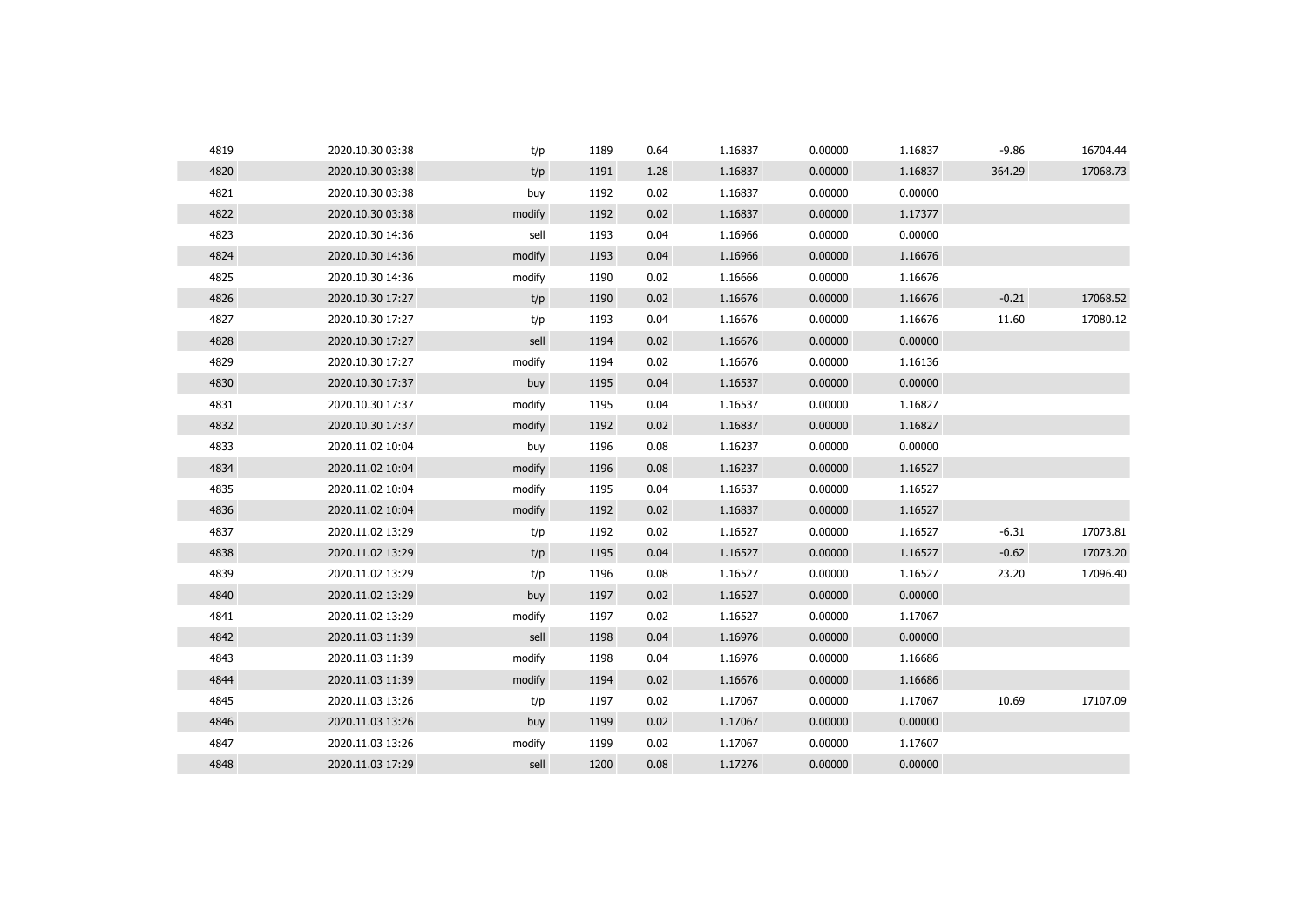| | | | | | | | | | |
|---|---|---|---|---|---|---|---|---|---|
| 4819 | 2020.10.30 03:38 | t/p | 1189 | 0.64 | 1.16837 | 0.00000 | 1.16837 | -9.86 | 16704.44 |
| 4820 | 2020.10.30 03:38 | t/p | 1191 | 1.28 | 1.16837 | 0.00000 | 1.16837 | 364.29 | 17068.73 |
| 4821 | 2020.10.30 03:38 | buy | 1192 | 0.02 | 1.16837 | 0.00000 | 0.00000 | | |
| 4822 | 2020.10.30 03:38 | modify | 1192 | 0.02 | 1.16837 | 0.00000 | 1.17377 | | |
| 4823 | 2020.10.30 14:36 | sell | 1193 | 0.04 | 1.16966 | 0.00000 | 0.00000 | | |
| 4824 | 2020.10.30 14:36 | modify | 1193 | 0.04 | 1.16966 | 0.00000 | 1.16676 | | |
| 4825 | 2020.10.30 14:36 | modify | 1190 | 0.02 | 1.16666 | 0.00000 | 1.16676 | | |
| 4826 | 2020.10.30 17:27 | t/p | 1190 | 0.02 | 1.16676 | 0.00000 | 1.16676 | -0.21 | 17068.52 |
| 4827 | 2020.10.30 17:27 | t/p | 1193 | 0.04 | 1.16676 | 0.00000 | 1.16676 | 11.60 | 17080.12 |
| 4828 | 2020.10.30 17:27 | sell | 1194 | 0.02 | 1.16676 | 0.00000 | 0.00000 | | |
| 4829 | 2020.10.30 17:27 | modify | 1194 | 0.02 | 1.16676 | 0.00000 | 1.16136 | | |
| 4830 | 2020.10.30 17:37 | buy | 1195 | 0.04 | 1.16537 | 0.00000 | 0.00000 | | |
| 4831 | 2020.10.30 17:37 | modify | 1195 | 0.04 | 1.16537 | 0.00000 | 1.16827 | | |
| 4832 | 2020.10.30 17:37 | modify | 1192 | 0.02 | 1.16837 | 0.00000 | 1.16827 | | |
| 4833 | 2020.11.02 10:04 | buy | 1196 | 0.08 | 1.16237 | 0.00000 | 0.00000 | | |
| 4834 | 2020.11.02 10:04 | modify | 1196 | 0.08 | 1.16237 | 0.00000 | 1.16527 | | |
| 4835 | 2020.11.02 10:04 | modify | 1195 | 0.04 | 1.16537 | 0.00000 | 1.16527 | | |
| 4836 | 2020.11.02 10:04 | modify | 1192 | 0.02 | 1.16837 | 0.00000 | 1.16527 | | |
| 4837 | 2020.11.02 13:29 | t/p | 1192 | 0.02 | 1.16527 | 0.00000 | 1.16527 | -6.31 | 17073.81 |
| 4838 | 2020.11.02 13:29 | t/p | 1195 | 0.04 | 1.16527 | 0.00000 | 1.16527 | -0.62 | 17073.20 |
| 4839 | 2020.11.02 13:29 | t/p | 1196 | 0.08 | 1.16527 | 0.00000 | 1.16527 | 23.20 | 17096.40 |
| 4840 | 2020.11.02 13:29 | buy | 1197 | 0.02 | 1.16527 | 0.00000 | 0.00000 | | |
| 4841 | 2020.11.02 13:29 | modify | 1197 | 0.02 | 1.16527 | 0.00000 | 1.17067 | | |
| 4842 | 2020.11.03 11:39 | sell | 1198 | 0.04 | 1.16976 | 0.00000 | 0.00000 | | |
| 4843 | 2020.11.03 11:39 | modify | 1198 | 0.04 | 1.16976 | 0.00000 | 1.16686 | | |
| 4844 | 2020.11.03 11:39 | modify | 1194 | 0.02 | 1.16676 | 0.00000 | 1.16686 | | |
| 4845 | 2020.11.03 13:26 | t/p | 1197 | 0.02 | 1.17067 | 0.00000 | 1.17067 | 10.69 | 17107.09 |
| 4846 | 2020.11.03 13:26 | buy | 1199 | 0.02 | 1.17067 | 0.00000 | 0.00000 | | |
| 4847 | 2020.11.03 13:26 | modify | 1199 | 0.02 | 1.17067 | 0.00000 | 1.17607 | | |
| 4848 | 2020.11.03 17:29 | sell | 1200 | 0.08 | 1.17276 | 0.00000 | 0.00000 | | |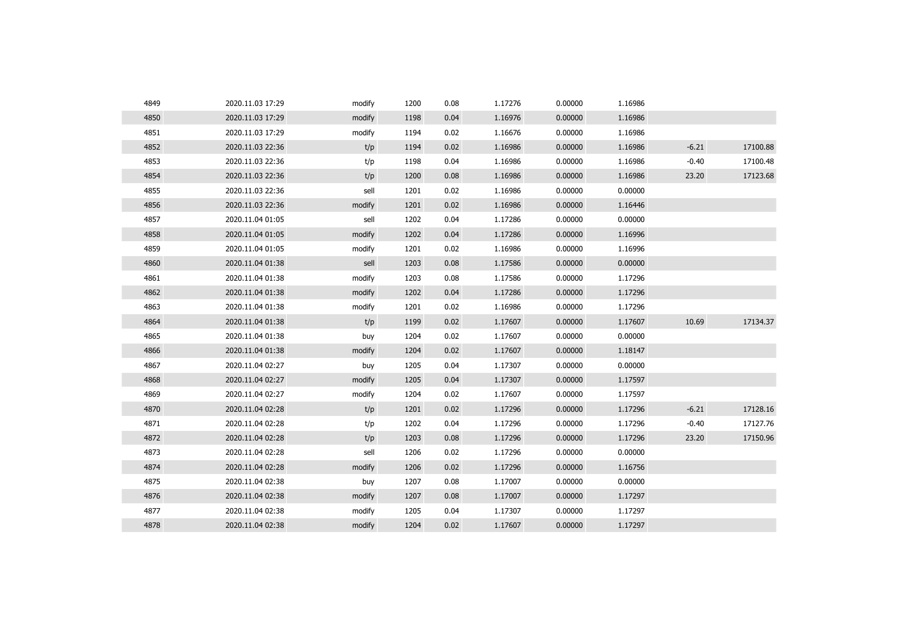| | | | | | | | | | |
|---|---|---|---|---|---|---|---|---|---|
| 4849 | 2020.11.03 17:29 | modify | 1200 | 0.08 | 1.17276 | 0.00000 | 1.16986 | | |
| 4850 | 2020.11.03 17:29 | modify | 1198 | 0.04 | 1.16976 | 0.00000 | 1.16986 | | |
| 4851 | 2020.11.03 17:29 | modify | 1194 | 0.02 | 1.16676 | 0.00000 | 1.16986 | | |
| 4852 | 2020.11.03 22:36 | t/p | 1194 | 0.02 | 1.16986 | 0.00000 | 1.16986 | -6.21 | 17100.88 |
| 4853 | 2020.11.03 22:36 | t/p | 1198 | 0.04 | 1.16986 | 0.00000 | 1.16986 | -0.40 | 17100.48 |
| 4854 | 2020.11.03 22:36 | t/p | 1200 | 0.08 | 1.16986 | 0.00000 | 1.16986 | 23.20 | 17123.68 |
| 4855 | 2020.11.03 22:36 | sell | 1201 | 0.02 | 1.16986 | 0.00000 | 0.00000 | | |
| 4856 | 2020.11.03 22:36 | modify | 1201 | 0.02 | 1.16986 | 0.00000 | 1.16446 | | |
| 4857 | 2020.11.04 01:05 | sell | 1202 | 0.04 | 1.17286 | 0.00000 | 0.00000 | | |
| 4858 | 2020.11.04 01:05 | modify | 1202 | 0.04 | 1.17286 | 0.00000 | 1.16996 | | |
| 4859 | 2020.11.04 01:05 | modify | 1201 | 0.02 | 1.16986 | 0.00000 | 1.16996 | | |
| 4860 | 2020.11.04 01:38 | sell | 1203 | 0.08 | 1.17586 | 0.00000 | 0.00000 | | |
| 4861 | 2020.11.04 01:38 | modify | 1203 | 0.08 | 1.17586 | 0.00000 | 1.17296 | | |
| 4862 | 2020.11.04 01:38 | modify | 1202 | 0.04 | 1.17286 | 0.00000 | 1.17296 | | |
| 4863 | 2020.11.04 01:38 | modify | 1201 | 0.02 | 1.16986 | 0.00000 | 1.17296 | | |
| 4864 | 2020.11.04 01:38 | t/p | 1199 | 0.02 | 1.17607 | 0.00000 | 1.17607 | 10.69 | 17134.37 |
| 4865 | 2020.11.04 01:38 | buy | 1204 | 0.02 | 1.17607 | 0.00000 | 0.00000 | | |
| 4866 | 2020.11.04 01:38 | modify | 1204 | 0.02 | 1.17607 | 0.00000 | 1.18147 | | |
| 4867 | 2020.11.04 02:27 | buy | 1205 | 0.04 | 1.17307 | 0.00000 | 0.00000 | | |
| 4868 | 2020.11.04 02:27 | modify | 1205 | 0.04 | 1.17307 | 0.00000 | 1.17597 | | |
| 4869 | 2020.11.04 02:27 | modify | 1204 | 0.02 | 1.17607 | 0.00000 | 1.17597 | | |
| 4870 | 2020.11.04 02:28 | t/p | 1201 | 0.02 | 1.17296 | 0.00000 | 1.17296 | -6.21 | 17128.16 |
| 4871 | 2020.11.04 02:28 | t/p | 1202 | 0.04 | 1.17296 | 0.00000 | 1.17296 | -0.40 | 17127.76 |
| 4872 | 2020.11.04 02:28 | t/p | 1203 | 0.08 | 1.17296 | 0.00000 | 1.17296 | 23.20 | 17150.96 |
| 4873 | 2020.11.04 02:28 | sell | 1206 | 0.02 | 1.17296 | 0.00000 | 0.00000 | | |
| 4874 | 2020.11.04 02:28 | modify | 1206 | 0.02 | 1.17296 | 0.00000 | 1.16756 | | |
| 4875 | 2020.11.04 02:38 | buy | 1207 | 0.08 | 1.17007 | 0.00000 | 0.00000 | | |
| 4876 | 2020.11.04 02:38 | modify | 1207 | 0.08 | 1.17007 | 0.00000 | 1.17297 | | |
| 4877 | 2020.11.04 02:38 | modify | 1205 | 0.04 | 1.17307 | 0.00000 | 1.17297 | | |
| 4878 | 2020.11.04 02:38 | modify | 1204 | 0.02 | 1.17607 | 0.00000 | 1.17297 | | |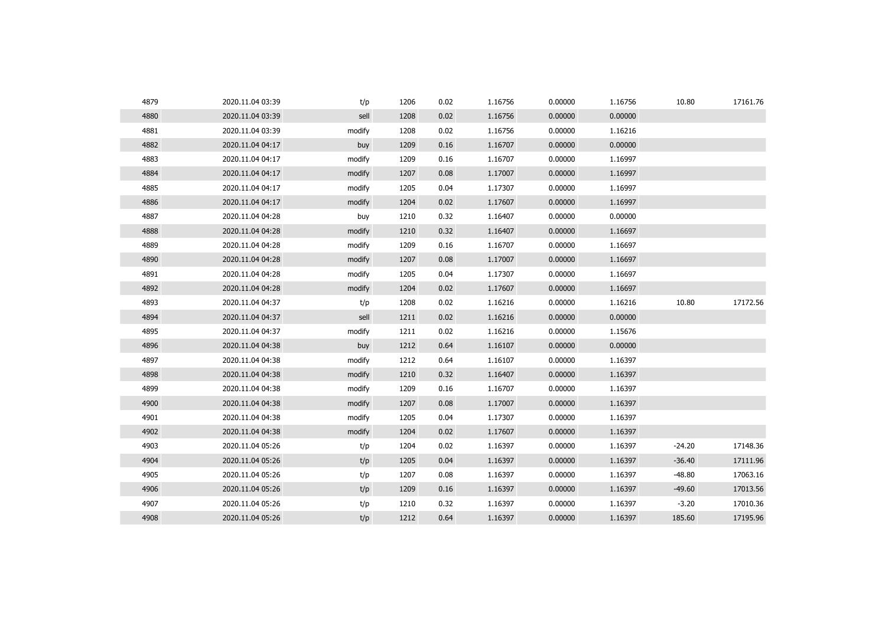| | | | | | | | | | |
|---|---|---|---|---|---|---|---|---|---|
| 4879 | 2020.11.04 03:39 | t/p | 1206 | 0.02 | 1.16756 | 0.00000 | 1.16756 | 10.80 | 17161.76 |
| 4880 | 2020.11.04 03:39 | sell | 1208 | 0.02 | 1.16756 | 0.00000 | 0.00000 | | |
| 4881 | 2020.11.04 03:39 | modify | 1208 | 0.02 | 1.16756 | 0.00000 | 1.16216 | | |
| 4882 | 2020.11.04 04:17 | buy | 1209 | 0.16 | 1.16707 | 0.00000 | 0.00000 | | |
| 4883 | 2020.11.04 04:17 | modify | 1209 | 0.16 | 1.16707 | 0.00000 | 1.16997 | | |
| 4884 | 2020.11.04 04:17 | modify | 1207 | 0.08 | 1.17007 | 0.00000 | 1.16997 | | |
| 4885 | 2020.11.04 04:17 | modify | 1205 | 0.04 | 1.17307 | 0.00000 | 1.16997 | | |
| 4886 | 2020.11.04 04:17 | modify | 1204 | 0.02 | 1.17607 | 0.00000 | 1.16997 | | |
| 4887 | 2020.11.04 04:28 | buy | 1210 | 0.32 | 1.16407 | 0.00000 | 0.00000 | | |
| 4888 | 2020.11.04 04:28 | modify | 1210 | 0.32 | 1.16407 | 0.00000 | 1.16697 | | |
| 4889 | 2020.11.04 04:28 | modify | 1209 | 0.16 | 1.16707 | 0.00000 | 1.16697 | | |
| 4890 | 2020.11.04 04:28 | modify | 1207 | 0.08 | 1.17007 | 0.00000 | 1.16697 | | |
| 4891 | 2020.11.04 04:28 | modify | 1205 | 0.04 | 1.17307 | 0.00000 | 1.16697 | | |
| 4892 | 2020.11.04 04:28 | modify | 1204 | 0.02 | 1.17607 | 0.00000 | 1.16697 | | |
| 4893 | 2020.11.04 04:37 | t/p | 1208 | 0.02 | 1.16216 | 0.00000 | 1.16216 | 10.80 | 17172.56 |
| 4894 | 2020.11.04 04:37 | sell | 1211 | 0.02 | 1.16216 | 0.00000 | 0.00000 | | |
| 4895 | 2020.11.04 04:37 | modify | 1211 | 0.02 | 1.16216 | 0.00000 | 1.15676 | | |
| 4896 | 2020.11.04 04:38 | buy | 1212 | 0.64 | 1.16107 | 0.00000 | 0.00000 | | |
| 4897 | 2020.11.04 04:38 | modify | 1212 | 0.64 | 1.16107 | 0.00000 | 1.16397 | | |
| 4898 | 2020.11.04 04:38 | modify | 1210 | 0.32 | 1.16407 | 0.00000 | 1.16397 | | |
| 4899 | 2020.11.04 04:38 | modify | 1209 | 0.16 | 1.16707 | 0.00000 | 1.16397 | | |
| 4900 | 2020.11.04 04:38 | modify | 1207 | 0.08 | 1.17007 | 0.00000 | 1.16397 | | |
| 4901 | 2020.11.04 04:38 | modify | 1205 | 0.04 | 1.17307 | 0.00000 | 1.16397 | | |
| 4902 | 2020.11.04 04:38 | modify | 1204 | 0.02 | 1.17607 | 0.00000 | 1.16397 | | |
| 4903 | 2020.11.04 05:26 | t/p | 1204 | 0.02 | 1.16397 | 0.00000 | 1.16397 | -24.20 | 17148.36 |
| 4904 | 2020.11.04 05:26 | t/p | 1205 | 0.04 | 1.16397 | 0.00000 | 1.16397 | -36.40 | 17111.96 |
| 4905 | 2020.11.04 05:26 | t/p | 1207 | 0.08 | 1.16397 | 0.00000 | 1.16397 | -48.80 | 17063.16 |
| 4906 | 2020.11.04 05:26 | t/p | 1209 | 0.16 | 1.16397 | 0.00000 | 1.16397 | -49.60 | 17013.56 |
| 4907 | 2020.11.04 05:26 | t/p | 1210 | 0.32 | 1.16397 | 0.00000 | 1.16397 | -3.20 | 17010.36 |
| 4908 | 2020.11.04 05:26 | t/p | 1212 | 0.64 | 1.16397 | 0.00000 | 1.16397 | 185.60 | 17195.96 |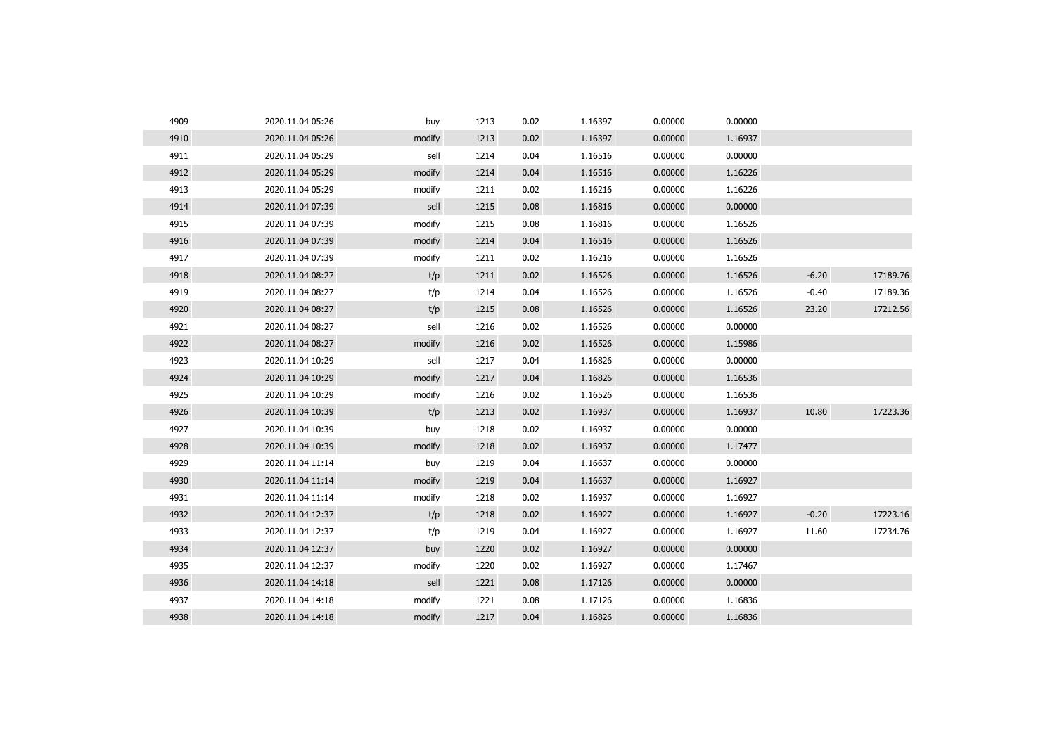| | | | | | | | | | |
|---|---|---|---|---|---|---|---|---|---|
| 4909 | 2020.11.04 05:26 | buy | 1213 | 0.02 | 1.16397 | 0.00000 | 0.00000 | | |
| 4910 | 2020.11.04 05:26 | modify | 1213 | 0.02 | 1.16397 | 0.00000 | 1.16937 | | |
| 4911 | 2020.11.04 05:29 | sell | 1214 | 0.04 | 1.16516 | 0.00000 | 0.00000 | | |
| 4912 | 2020.11.04 05:29 | modify | 1214 | 0.04 | 1.16516 | 0.00000 | 1.16226 | | |
| 4913 | 2020.11.04 05:29 | modify | 1211 | 0.02 | 1.16216 | 0.00000 | 1.16226 | | |
| 4914 | 2020.11.04 07:39 | sell | 1215 | 0.08 | 1.16816 | 0.00000 | 0.00000 | | |
| 4915 | 2020.11.04 07:39 | modify | 1215 | 0.08 | 1.16816 | 0.00000 | 1.16526 | | |
| 4916 | 2020.11.04 07:39 | modify | 1214 | 0.04 | 1.16516 | 0.00000 | 1.16526 | | |
| 4917 | 2020.11.04 07:39 | modify | 1211 | 0.02 | 1.16216 | 0.00000 | 1.16526 | | |
| 4918 | 2020.11.04 08:27 | t/p | 1211 | 0.02 | 1.16526 | 0.00000 | 1.16526 | -6.20 | 17189.76 |
| 4919 | 2020.11.04 08:27 | t/p | 1214 | 0.04 | 1.16526 | 0.00000 | 1.16526 | -0.40 | 17189.36 |
| 4920 | 2020.11.04 08:27 | t/p | 1215 | 0.08 | 1.16526 | 0.00000 | 1.16526 | 23.20 | 17212.56 |
| 4921 | 2020.11.04 08:27 | sell | 1216 | 0.02 | 1.16526 | 0.00000 | 0.00000 | | |
| 4922 | 2020.11.04 08:27 | modify | 1216 | 0.02 | 1.16526 | 0.00000 | 1.15986 | | |
| 4923 | 2020.11.04 10:29 | sell | 1217 | 0.04 | 1.16826 | 0.00000 | 0.00000 | | |
| 4924 | 2020.11.04 10:29 | modify | 1217 | 0.04 | 1.16826 | 0.00000 | 1.16536 | | |
| 4925 | 2020.11.04 10:29 | modify | 1216 | 0.02 | 1.16526 | 0.00000 | 1.16536 | | |
| 4926 | 2020.11.04 10:39 | t/p | 1213 | 0.02 | 1.16937 | 0.00000 | 1.16937 | 10.80 | 17223.36 |
| 4927 | 2020.11.04 10:39 | buy | 1218 | 0.02 | 1.16937 | 0.00000 | 0.00000 | | |
| 4928 | 2020.11.04 10:39 | modify | 1218 | 0.02 | 1.16937 | 0.00000 | 1.17477 | | |
| 4929 | 2020.11.04 11:14 | buy | 1219 | 0.04 | 1.16637 | 0.00000 | 0.00000 | | |
| 4930 | 2020.11.04 11:14 | modify | 1219 | 0.04 | 1.16637 | 0.00000 | 1.16927 | | |
| 4931 | 2020.11.04 11:14 | modify | 1218 | 0.02 | 1.16937 | 0.00000 | 1.16927 | | |
| 4932 | 2020.11.04 12:37 | t/p | 1218 | 0.02 | 1.16927 | 0.00000 | 1.16927 | -0.20 | 17223.16 |
| 4933 | 2020.11.04 12:37 | t/p | 1219 | 0.04 | 1.16927 | 0.00000 | 1.16927 | 11.60 | 17234.76 |
| 4934 | 2020.11.04 12:37 | buy | 1220 | 0.02 | 1.16927 | 0.00000 | 0.00000 | | |
| 4935 | 2020.11.04 12:37 | modify | 1220 | 0.02 | 1.16927 | 0.00000 | 1.17467 | | |
| 4936 | 2020.11.04 14:18 | sell | 1221 | 0.08 | 1.17126 | 0.00000 | 0.00000 | | |
| 4937 | 2020.11.04 14:18 | modify | 1221 | 0.08 | 1.17126 | 0.00000 | 1.16836 | | |
| 4938 | 2020.11.04 14:18 | modify | 1217 | 0.04 | 1.16826 | 0.00000 | 1.16836 | | |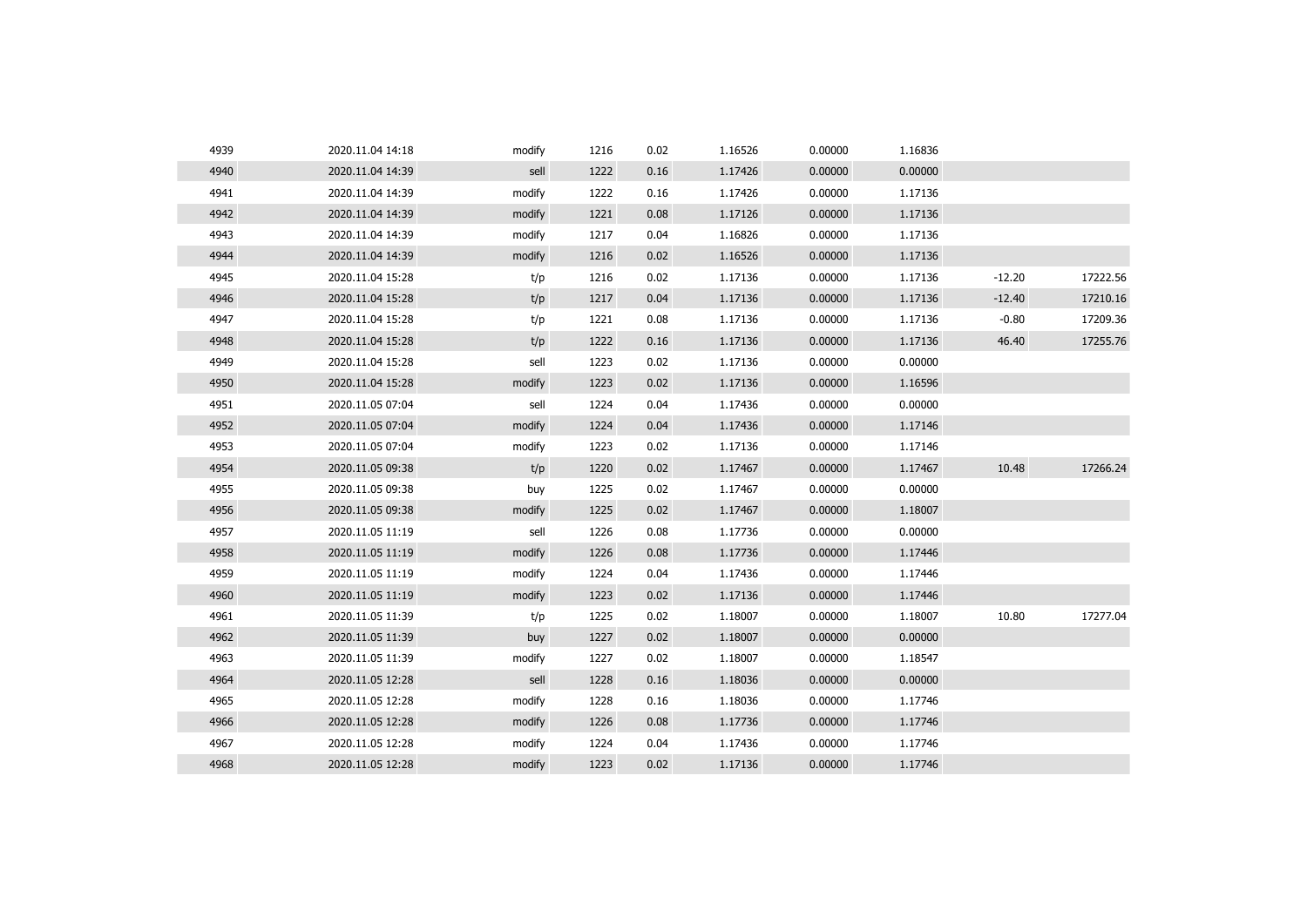| | | | | | | | | | |
|---|---|---|---|---|---|---|---|---|---|
| 4939 | 2020.11.04 14:18 | modify | 1216 | 0.02 | 1.16526 | 0.00000 | 1.16836 | | |
| 4940 | 2020.11.04 14:39 | sell | 1222 | 0.16 | 1.17426 | 0.00000 | 0.00000 | | |
| 4941 | 2020.11.04 14:39 | modify | 1222 | 0.16 | 1.17426 | 0.00000 | 1.17136 | | |
| 4942 | 2020.11.04 14:39 | modify | 1221 | 0.08 | 1.17126 | 0.00000 | 1.17136 | | |
| 4943 | 2020.11.04 14:39 | modify | 1217 | 0.04 | 1.16826 | 0.00000 | 1.17136 | | |
| 4944 | 2020.11.04 14:39 | modify | 1216 | 0.02 | 1.16526 | 0.00000 | 1.17136 | | |
| 4945 | 2020.11.04 15:28 | t/p | 1216 | 0.02 | 1.17136 | 0.00000 | 1.17136 | -12.20 | 17222.56 |
| 4946 | 2020.11.04 15:28 | t/p | 1217 | 0.04 | 1.17136 | 0.00000 | 1.17136 | -12.40 | 17210.16 |
| 4947 | 2020.11.04 15:28 | t/p | 1221 | 0.08 | 1.17136 | 0.00000 | 1.17136 | -0.80 | 17209.36 |
| 4948 | 2020.11.04 15:28 | t/p | 1222 | 0.16 | 1.17136 | 0.00000 | 1.17136 | 46.40 | 17255.76 |
| 4949 | 2020.11.04 15:28 | sell | 1223 | 0.02 | 1.17136 | 0.00000 | 0.00000 | | |
| 4950 | 2020.11.04 15:28 | modify | 1223 | 0.02 | 1.17136 | 0.00000 | 1.16596 | | |
| 4951 | 2020.11.05 07:04 | sell | 1224 | 0.04 | 1.17436 | 0.00000 | 0.00000 | | |
| 4952 | 2020.11.05 07:04 | modify | 1224 | 0.04 | 1.17436 | 0.00000 | 1.17146 | | |
| 4953 | 2020.11.05 07:04 | modify | 1223 | 0.02 | 1.17136 | 0.00000 | 1.17146 | | |
| 4954 | 2020.11.05 09:38 | t/p | 1220 | 0.02 | 1.17467 | 0.00000 | 1.17467 | 10.48 | 17266.24 |
| 4955 | 2020.11.05 09:38 | buy | 1225 | 0.02 | 1.17467 | 0.00000 | 0.00000 | | |
| 4956 | 2020.11.05 09:38 | modify | 1225 | 0.02 | 1.17467 | 0.00000 | 1.18007 | | |
| 4957 | 2020.11.05 11:19 | sell | 1226 | 0.08 | 1.17736 | 0.00000 | 0.00000 | | |
| 4958 | 2020.11.05 11:19 | modify | 1226 | 0.08 | 1.17736 | 0.00000 | 1.17446 | | |
| 4959 | 2020.11.05 11:19 | modify | 1224 | 0.04 | 1.17436 | 0.00000 | 1.17446 | | |
| 4960 | 2020.11.05 11:19 | modify | 1223 | 0.02 | 1.17136 | 0.00000 | 1.17446 | | |
| 4961 | 2020.11.05 11:39 | t/p | 1225 | 0.02 | 1.18007 | 0.00000 | 1.18007 | 10.80 | 17277.04 |
| 4962 | 2020.11.05 11:39 | buy | 1227 | 0.02 | 1.18007 | 0.00000 | 0.00000 | | |
| 4963 | 2020.11.05 11:39 | modify | 1227 | 0.02 | 1.18007 | 0.00000 | 1.18547 | | |
| 4964 | 2020.11.05 12:28 | sell | 1228 | 0.16 | 1.18036 | 0.00000 | 0.00000 | | |
| 4965 | 2020.11.05 12:28 | modify | 1228 | 0.16 | 1.18036 | 0.00000 | 1.17746 | | |
| 4966 | 2020.11.05 12:28 | modify | 1226 | 0.08 | 1.17736 | 0.00000 | 1.17746 | | |
| 4967 | 2020.11.05 12:28 | modify | 1224 | 0.04 | 1.17436 | 0.00000 | 1.17746 | | |
| 4968 | 2020.11.05 12:28 | modify | 1223 | 0.02 | 1.17136 | 0.00000 | 1.17746 | | |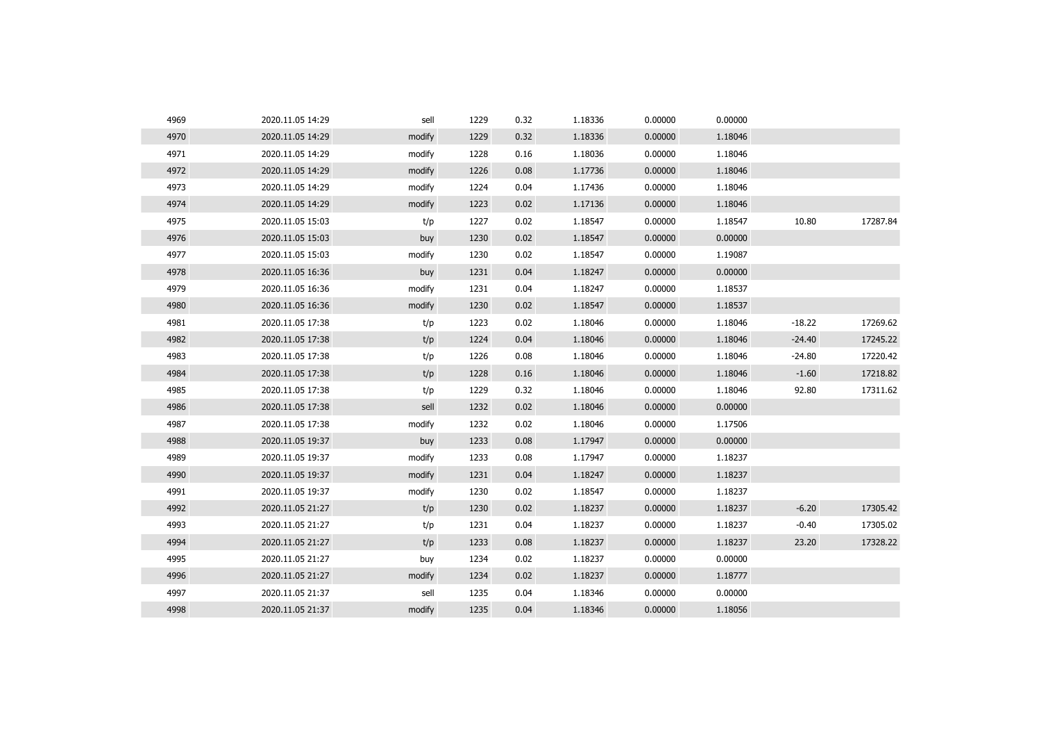| | | | | | | | | | |
|---|---|---|---|---|---|---|---|---|---|
| 4969 | 2020.11.05 14:29 | sell | 1229 | 0.32 | 1.18336 | 0.00000 | 0.00000 | | |
| 4970 | 2020.11.05 14:29 | modify | 1229 | 0.32 | 1.18336 | 0.00000 | 1.18046 | | |
| 4971 | 2020.11.05 14:29 | modify | 1228 | 0.16 | 1.18036 | 0.00000 | 1.18046 | | |
| 4972 | 2020.11.05 14:29 | modify | 1226 | 0.08 | 1.17736 | 0.00000 | 1.18046 | | |
| 4973 | 2020.11.05 14:29 | modify | 1224 | 0.04 | 1.17436 | 0.00000 | 1.18046 | | |
| 4974 | 2020.11.05 14:29 | modify | 1223 | 0.02 | 1.17136 | 0.00000 | 1.18046 | | |
| 4975 | 2020.11.05 15:03 | t/p | 1227 | 0.02 | 1.18547 | 0.00000 | 1.18547 | 10.80 | 17287.84 |
| 4976 | 2020.11.05 15:03 | buy | 1230 | 0.02 | 1.18547 | 0.00000 | 0.00000 | | |
| 4977 | 2020.11.05 15:03 | modify | 1230 | 0.02 | 1.18547 | 0.00000 | 1.19087 | | |
| 4978 | 2020.11.05 16:36 | buy | 1231 | 0.04 | 1.18247 | 0.00000 | 0.00000 | | |
| 4979 | 2020.11.05 16:36 | modify | 1231 | 0.04 | 1.18247 | 0.00000 | 1.18537 | | |
| 4980 | 2020.11.05 16:36 | modify | 1230 | 0.02 | 1.18547 | 0.00000 | 1.18537 | | |
| 4981 | 2020.11.05 17:38 | t/p | 1223 | 0.02 | 1.18046 | 0.00000 | 1.18046 | -18.22 | 17269.62 |
| 4982 | 2020.11.05 17:38 | t/p | 1224 | 0.04 | 1.18046 | 0.00000 | 1.18046 | -24.40 | 17245.22 |
| 4983 | 2020.11.05 17:38 | t/p | 1226 | 0.08 | 1.18046 | 0.00000 | 1.18046 | -24.80 | 17220.42 |
| 4984 | 2020.11.05 17:38 | t/p | 1228 | 0.16 | 1.18046 | 0.00000 | 1.18046 | -1.60 | 17218.82 |
| 4985 | 2020.11.05 17:38 | t/p | 1229 | 0.32 | 1.18046 | 0.00000 | 1.18046 | 92.80 | 17311.62 |
| 4986 | 2020.11.05 17:38 | sell | 1232 | 0.02 | 1.18046 | 0.00000 | 0.00000 | | |
| 4987 | 2020.11.05 17:38 | modify | 1232 | 0.02 | 1.18046 | 0.00000 | 1.17506 | | |
| 4988 | 2020.11.05 19:37 | buy | 1233 | 0.08 | 1.17947 | 0.00000 | 0.00000 | | |
| 4989 | 2020.11.05 19:37 | modify | 1233 | 0.08 | 1.17947 | 0.00000 | 1.18237 | | |
| 4990 | 2020.11.05 19:37 | modify | 1231 | 0.04 | 1.18247 | 0.00000 | 1.18237 | | |
| 4991 | 2020.11.05 19:37 | modify | 1230 | 0.02 | 1.18547 | 0.00000 | 1.18237 | | |
| 4992 | 2020.11.05 21:27 | t/p | 1230 | 0.02 | 1.18237 | 0.00000 | 1.18237 | -6.20 | 17305.42 |
| 4993 | 2020.11.05 21:27 | t/p | 1231 | 0.04 | 1.18237 | 0.00000 | 1.18237 | -0.40 | 17305.02 |
| 4994 | 2020.11.05 21:27 | t/p | 1233 | 0.08 | 1.18237 | 0.00000 | 1.18237 | 23.20 | 17328.22 |
| 4995 | 2020.11.05 21:27 | buy | 1234 | 0.02 | 1.18237 | 0.00000 | 0.00000 | | |
| 4996 | 2020.11.05 21:27 | modify | 1234 | 0.02 | 1.18237 | 0.00000 | 1.18777 | | |
| 4997 | 2020.11.05 21:37 | sell | 1235 | 0.04 | 1.18346 | 0.00000 | 0.00000 | | |
| 4998 | 2020.11.05 21:37 | modify | 1235 | 0.04 | 1.18346 | 0.00000 | 1.18056 | | |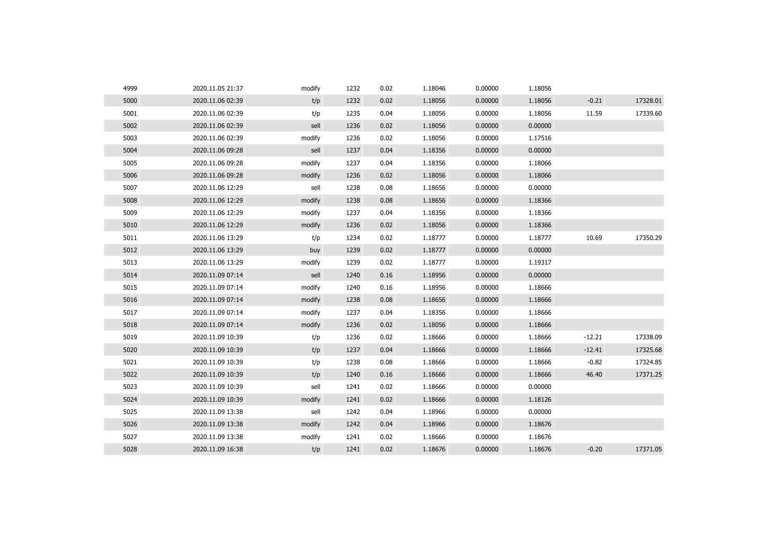| | | | | | | | | | |
|---|---|---|---|---|---|---|---|---|---|
| 4999 | 2020.11.05 21:37 | modify | 1232 | 0.02 | 1.18046 | 0.00000 | 1.18056 | | |
| 5000 | 2020.11.06 02:39 | t/p | 1232 | 0.02 | 1.18056 | 0.00000 | 1.18056 | -0.21 | 17328.01 |
| 5001 | 2020.11.06 02:39 | t/p | 1235 | 0.04 | 1.18056 | 0.00000 | 1.18056 | 11.59 | 17339.60 |
| 5002 | 2020.11.06 02:39 | sell | 1236 | 0.02 | 1.18056 | 0.00000 | 0.00000 | | |
| 5003 | 2020.11.06 02:39 | modify | 1236 | 0.02 | 1.18056 | 0.00000 | 1.17516 | | |
| 5004 | 2020.11.06 09:28 | sell | 1237 | 0.04 | 1.18356 | 0.00000 | 0.00000 | | |
| 5005 | 2020.11.06 09:28 | modify | 1237 | 0.04 | 1.18356 | 0.00000 | 1.18066 | | |
| 5006 | 2020.11.06 09:28 | modify | 1236 | 0.02 | 1.18056 | 0.00000 | 1.18066 | | |
| 5007 | 2020.11.06 12:29 | sell | 1238 | 0.08 | 1.18656 | 0.00000 | 0.00000 | | |
| 5008 | 2020.11.06 12:29 | modify | 1238 | 0.08 | 1.18656 | 0.00000 | 1.18366 | | |
| 5009 | 2020.11.06 12:29 | modify | 1237 | 0.04 | 1.18356 | 0.00000 | 1.18366 | | |
| 5010 | 2020.11.06 12:29 | modify | 1236 | 0.02 | 1.18056 | 0.00000 | 1.18366 | | |
| 5011 | 2020.11.06 13:29 | t/p | 1234 | 0.02 | 1.18777 | 0.00000 | 1.18777 | 10.69 | 17350.29 |
| 5012 | 2020.11.06 13:29 | buy | 1239 | 0.02 | 1.18777 | 0.00000 | 0.00000 | | |
| 5013 | 2020.11.06 13:29 | modify | 1239 | 0.02 | 1.18777 | 0.00000 | 1.19317 | | |
| 5014 | 2020.11.09 07:14 | sell | 1240 | 0.16 | 1.18956 | 0.00000 | 0.00000 | | |
| 5015 | 2020.11.09 07:14 | modify | 1240 | 0.16 | 1.18956 | 0.00000 | 1.18666 | | |
| 5016 | 2020.11.09 07:14 | modify | 1238 | 0.08 | 1.18656 | 0.00000 | 1.18666 | | |
| 5017 | 2020.11.09 07:14 | modify | 1237 | 0.04 | 1.18356 | 0.00000 | 1.18666 | | |
| 5018 | 2020.11.09 07:14 | modify | 1236 | 0.02 | 1.18056 | 0.00000 | 1.18666 | | |
| 5019 | 2020.11.09 10:39 | t/p | 1236 | 0.02 | 1.18666 | 0.00000 | 1.18666 | -12.21 | 17338.09 |
| 5020 | 2020.11.09 10:39 | t/p | 1237 | 0.04 | 1.18666 | 0.00000 | 1.18666 | -12.41 | 17325.68 |
| 5021 | 2020.11.09 10:39 | t/p | 1238 | 0.08 | 1.18666 | 0.00000 | 1.18666 | -0.82 | 17324.85 |
| 5022 | 2020.11.09 10:39 | t/p | 1240 | 0.16 | 1.18666 | 0.00000 | 1.18666 | 46.40 | 17371.25 |
| 5023 | 2020.11.09 10:39 | sell | 1241 | 0.02 | 1.18666 | 0.00000 | 0.00000 | | |
| 5024 | 2020.11.09 10:39 | modify | 1241 | 0.02 | 1.18666 | 0.00000 | 1.18126 | | |
| 5025 | 2020.11.09 13:38 | sell | 1242 | 0.04 | 1.18966 | 0.00000 | 0.00000 | | |
| 5026 | 2020.11.09 13:38 | modify | 1242 | 0.04 | 1.18966 | 0.00000 | 1.18676 | | |
| 5027 | 2020.11.09 13:38 | modify | 1241 | 0.02 | 1.18666 | 0.00000 | 1.18676 | | |
| 5028 | 2020.11.09 16:38 | t/p | 1241 | 0.02 | 1.18676 | 0.00000 | 1.18676 | -0.20 | 17371.05 |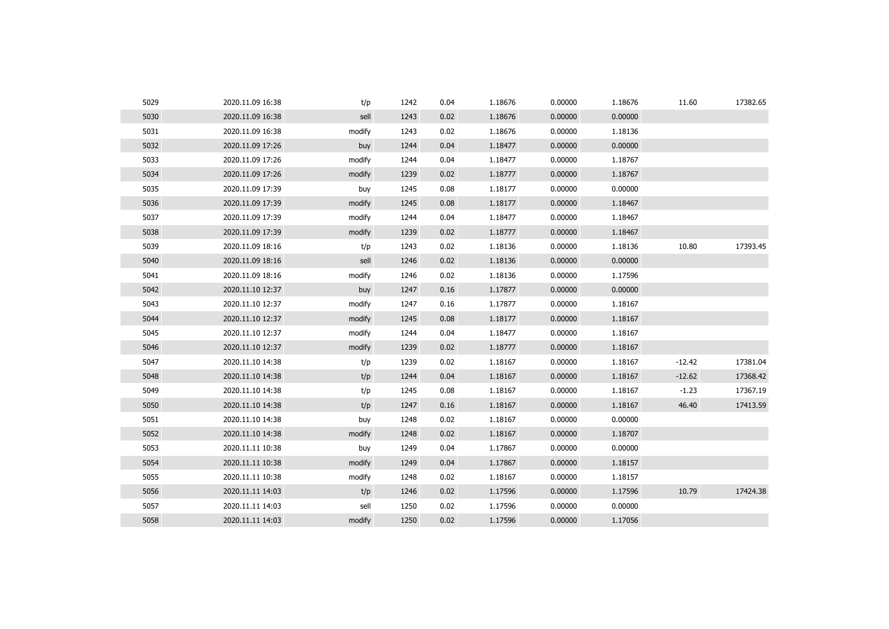| | | | | | | | | | |
|---|---|---|---|---|---|---|---|---|---|
| 5029 | 2020.11.09 16:38 | t/p | 1242 | 0.04 | 1.18676 | 0.00000 | 1.18676 | 11.60 | 17382.65 |
| 5030 | 2020.11.09 16:38 | sell | 1243 | 0.02 | 1.18676 | 0.00000 | 0.00000 | | |
| 5031 | 2020.11.09 16:38 | modify | 1243 | 0.02 | 1.18676 | 0.00000 | 1.18136 | | |
| 5032 | 2020.11.09 17:26 | buy | 1244 | 0.04 | 1.18477 | 0.00000 | 0.00000 | | |
| 5033 | 2020.11.09 17:26 | modify | 1244 | 0.04 | 1.18477 | 0.00000 | 1.18767 | | |
| 5034 | 2020.11.09 17:26 | modify | 1239 | 0.02 | 1.18777 | 0.00000 | 1.18767 | | |
| 5035 | 2020.11.09 17:39 | buy | 1245 | 0.08 | 1.18177 | 0.00000 | 0.00000 | | |
| 5036 | 2020.11.09 17:39 | modify | 1245 | 0.08 | 1.18177 | 0.00000 | 1.18467 | | |
| 5037 | 2020.11.09 17:39 | modify | 1244 | 0.04 | 1.18477 | 0.00000 | 1.18467 | | |
| 5038 | 2020.11.09 17:39 | modify | 1239 | 0.02 | 1.18777 | 0.00000 | 1.18467 | | |
| 5039 | 2020.11.09 18:16 | t/p | 1243 | 0.02 | 1.18136 | 0.00000 | 1.18136 | 10.80 | 17393.45 |
| 5040 | 2020.11.09 18:16 | sell | 1246 | 0.02 | 1.18136 | 0.00000 | 0.00000 | | |
| 5041 | 2020.11.09 18:16 | modify | 1246 | 0.02 | 1.18136 | 0.00000 | 1.17596 | | |
| 5042 | 2020.11.10 12:37 | buy | 1247 | 0.16 | 1.17877 | 0.00000 | 0.00000 | | |
| 5043 | 2020.11.10 12:37 | modify | 1247 | 0.16 | 1.17877 | 0.00000 | 1.18167 | | |
| 5044 | 2020.11.10 12:37 | modify | 1245 | 0.08 | 1.18177 | 0.00000 | 1.18167 | | |
| 5045 | 2020.11.10 12:37 | modify | 1244 | 0.04 | 1.18477 | 0.00000 | 1.18167 | | |
| 5046 | 2020.11.10 12:37 | modify | 1239 | 0.02 | 1.18777 | 0.00000 | 1.18167 | | |
| 5047 | 2020.11.10 14:38 | t/p | 1239 | 0.02 | 1.18167 | 0.00000 | 1.18167 | -12.42 | 17381.04 |
| 5048 | 2020.11.10 14:38 | t/p | 1244 | 0.04 | 1.18167 | 0.00000 | 1.18167 | -12.62 | 17368.42 |
| 5049 | 2020.11.10 14:38 | t/p | 1245 | 0.08 | 1.18167 | 0.00000 | 1.18167 | -1.23 | 17367.19 |
| 5050 | 2020.11.10 14:38 | t/p | 1247 | 0.16 | 1.18167 | 0.00000 | 1.18167 | 46.40 | 17413.59 |
| 5051 | 2020.11.10 14:38 | buy | 1248 | 0.02 | 1.18167 | 0.00000 | 0.00000 | | |
| 5052 | 2020.11.10 14:38 | modify | 1248 | 0.02 | 1.18167 | 0.00000 | 1.18707 | | |
| 5053 | 2020.11.11 10:38 | buy | 1249 | 0.04 | 1.17867 | 0.00000 | 0.00000 | | |
| 5054 | 2020.11.11 10:38 | modify | 1249 | 0.04 | 1.17867 | 0.00000 | 1.18157 | | |
| 5055 | 2020.11.11 10:38 | modify | 1248 | 0.02 | 1.18167 | 0.00000 | 1.18157 | | |
| 5056 | 2020.11.11 14:03 | t/p | 1246 | 0.02 | 1.17596 | 0.00000 | 1.17596 | 10.79 | 17424.38 |
| 5057 | 2020.11.11 14:03 | sell | 1250 | 0.02 | 1.17596 | 0.00000 | 0.00000 | | |
| 5058 | 2020.11.11 14:03 | modify | 1250 | 0.02 | 1.17596 | 0.00000 | 1.17056 | | |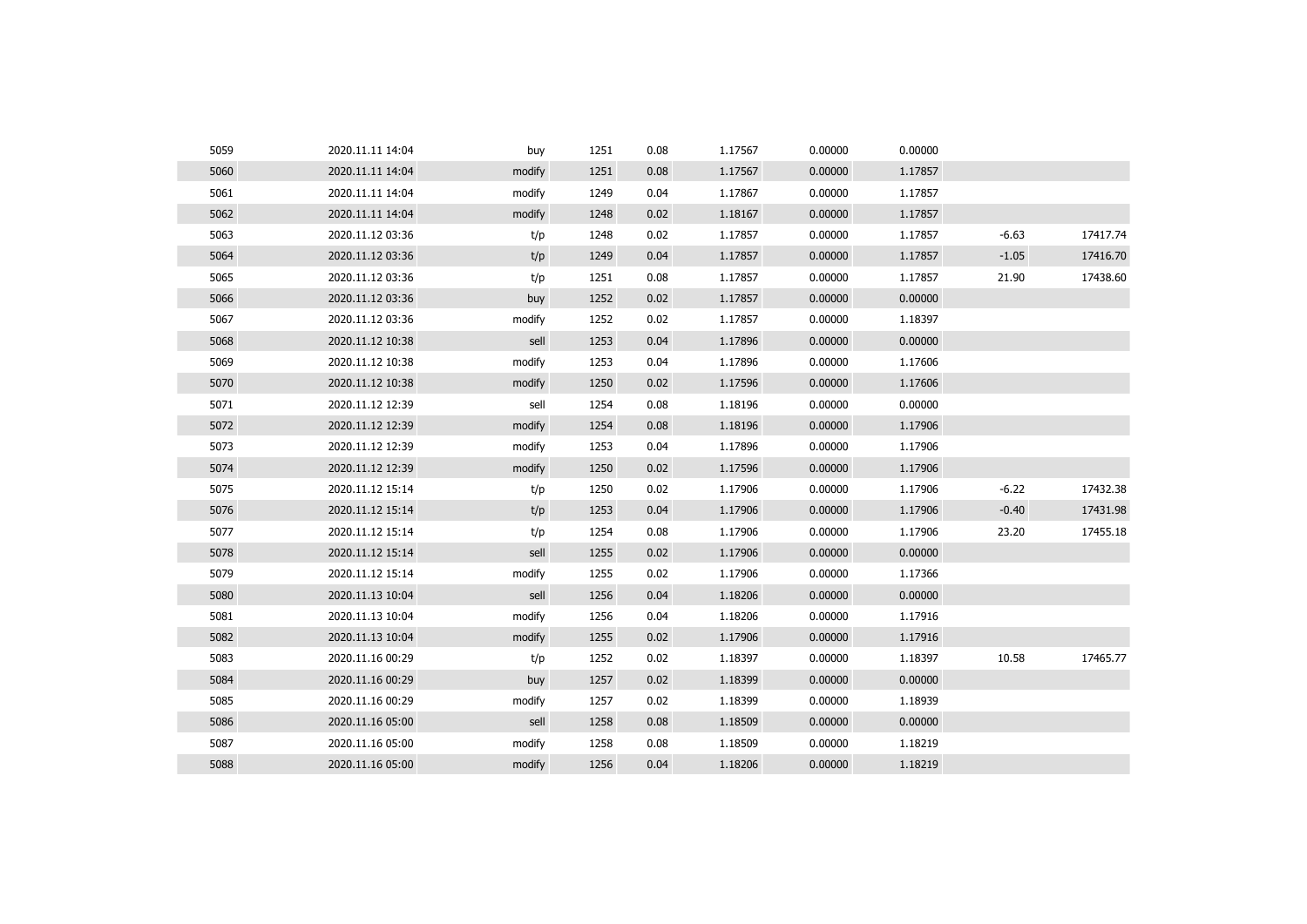| | | | | | | | | | |
|---|---|---|---|---|---|---|---|---|---|
| 5059 | 2020.11.11 14:04 | buy | 1251 | 0.08 | 1.17567 | 0.00000 | 0.00000 | | |
| 5060 | 2020.11.11 14:04 | modify | 1251 | 0.08 | 1.17567 | 0.00000 | 1.17857 | | |
| 5061 | 2020.11.11 14:04 | modify | 1249 | 0.04 | 1.17867 | 0.00000 | 1.17857 | | |
| 5062 | 2020.11.11 14:04 | modify | 1248 | 0.02 | 1.18167 | 0.00000 | 1.17857 | | |
| 5063 | 2020.11.12 03:36 | t/p | 1248 | 0.02 | 1.17857 | 0.00000 | 1.17857 | -6.63 | 17417.74 |
| 5064 | 2020.11.12 03:36 | t/p | 1249 | 0.04 | 1.17857 | 0.00000 | 1.17857 | -1.05 | 17416.70 |
| 5065 | 2020.11.12 03:36 | t/p | 1251 | 0.08 | 1.17857 | 0.00000 | 1.17857 | 21.90 | 17438.60 |
| 5066 | 2020.11.12 03:36 | buy | 1252 | 0.02 | 1.17857 | 0.00000 | 0.00000 | | |
| 5067 | 2020.11.12 03:36 | modify | 1252 | 0.02 | 1.17857 | 0.00000 | 1.18397 | | |
| 5068 | 2020.11.12 10:38 | sell | 1253 | 0.04 | 1.17896 | 0.00000 | 0.00000 | | |
| 5069 | 2020.11.12 10:38 | modify | 1253 | 0.04 | 1.17896 | 0.00000 | 1.17606 | | |
| 5070 | 2020.11.12 10:38 | modify | 1250 | 0.02 | 1.17596 | 0.00000 | 1.17606 | | |
| 5071 | 2020.11.12 12:39 | sell | 1254 | 0.08 | 1.18196 | 0.00000 | 0.00000 | | |
| 5072 | 2020.11.12 12:39 | modify | 1254 | 0.08 | 1.18196 | 0.00000 | 1.17906 | | |
| 5073 | 2020.11.12 12:39 | modify | 1253 | 0.04 | 1.17896 | 0.00000 | 1.17906 | | |
| 5074 | 2020.11.12 12:39 | modify | 1250 | 0.02 | 1.17596 | 0.00000 | 1.17906 | | |
| 5075 | 2020.11.12 15:14 | t/p | 1250 | 0.02 | 1.17906 | 0.00000 | 1.17906 | -6.22 | 17432.38 |
| 5076 | 2020.11.12 15:14 | t/p | 1253 | 0.04 | 1.17906 | 0.00000 | 1.17906 | -0.40 | 17431.98 |
| 5077 | 2020.11.12 15:14 | t/p | 1254 | 0.08 | 1.17906 | 0.00000 | 1.17906 | 23.20 | 17455.18 |
| 5078 | 2020.11.12 15:14 | sell | 1255 | 0.02 | 1.17906 | 0.00000 | 0.00000 | | |
| 5079 | 2020.11.12 15:14 | modify | 1255 | 0.02 | 1.17906 | 0.00000 | 1.17366 | | |
| 5080 | 2020.11.13 10:04 | sell | 1256 | 0.04 | 1.18206 | 0.00000 | 0.00000 | | |
| 5081 | 2020.11.13 10:04 | modify | 1256 | 0.04 | 1.18206 | 0.00000 | 1.17916 | | |
| 5082 | 2020.11.13 10:04 | modify | 1255 | 0.02 | 1.17906 | 0.00000 | 1.17916 | | |
| 5083 | 2020.11.16 00:29 | t/p | 1252 | 0.02 | 1.18397 | 0.00000 | 1.18397 | 10.58 | 17465.77 |
| 5084 | 2020.11.16 00:29 | buy | 1257 | 0.02 | 1.18399 | 0.00000 | 0.00000 | | |
| 5085 | 2020.11.16 00:29 | modify | 1257 | 0.02 | 1.18399 | 0.00000 | 1.18939 | | |
| 5086 | 2020.11.16 05:00 | sell | 1258 | 0.08 | 1.18509 | 0.00000 | 0.00000 | | |
| 5087 | 2020.11.16 05:00 | modify | 1258 | 0.08 | 1.18509 | 0.00000 | 1.18219 | | |
| 5088 | 2020.11.16 05:00 | modify | 1256 | 0.04 | 1.18206 | 0.00000 | 1.18219 | | |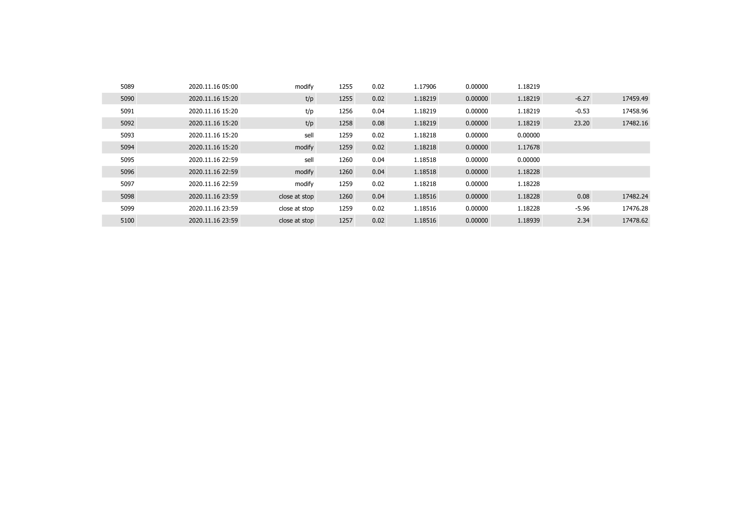| | | | | | | | | | |
|---|---|---|---|---|---|---|---|---|---|
| 5089 | 2020.11.16 05:00 | modify | 1255 | 0.02 | 1.17906 | 0.00000 | 1.18219 | | |
| 5090 | 2020.11.16 15:20 | t/p | 1255 | 0.02 | 1.18219 | 0.00000 | 1.18219 | -6.27 | 17459.49 |
| 5091 | 2020.11.16 15:20 | t/p | 1256 | 0.04 | 1.18219 | 0.00000 | 1.18219 | -0.53 | 17458.96 |
| 5092 | 2020.11.16 15:20 | t/p | 1258 | 0.08 | 1.18219 | 0.00000 | 1.18219 | 23.20 | 17482.16 |
| 5093 | 2020.11.16 15:20 | sell | 1259 | 0.02 | 1.18218 | 0.00000 | 0.00000 | | |
| 5094 | 2020.11.16 15:20 | modify | 1259 | 0.02 | 1.18218 | 0.00000 | 1.17678 | | |
| 5095 | 2020.11.16 22:59 | sell | 1260 | 0.04 | 1.18518 | 0.00000 | 0.00000 | | |
| 5096 | 2020.11.16 22:59 | modify | 1260 | 0.04 | 1.18518 | 0.00000 | 1.18228 | | |
| 5097 | 2020.11.16 22:59 | modify | 1259 | 0.02 | 1.18218 | 0.00000 | 1.18228 | | |
| 5098 | 2020.11.16 23:59 | close at stop | 1260 | 0.04 | 1.18516 | 0.00000 | 1.18228 | 0.08 | 17482.24 |
| 5099 | 2020.11.16 23:59 | close at stop | 1259 | 0.02 | 1.18516 | 0.00000 | 1.18228 | -5.96 | 17476.28 |
| 5100 | 2020.11.16 23:59 | close at stop | 1257 | 0.02 | 1.18516 | 0.00000 | 1.18939 | 2.34 | 17478.62 |